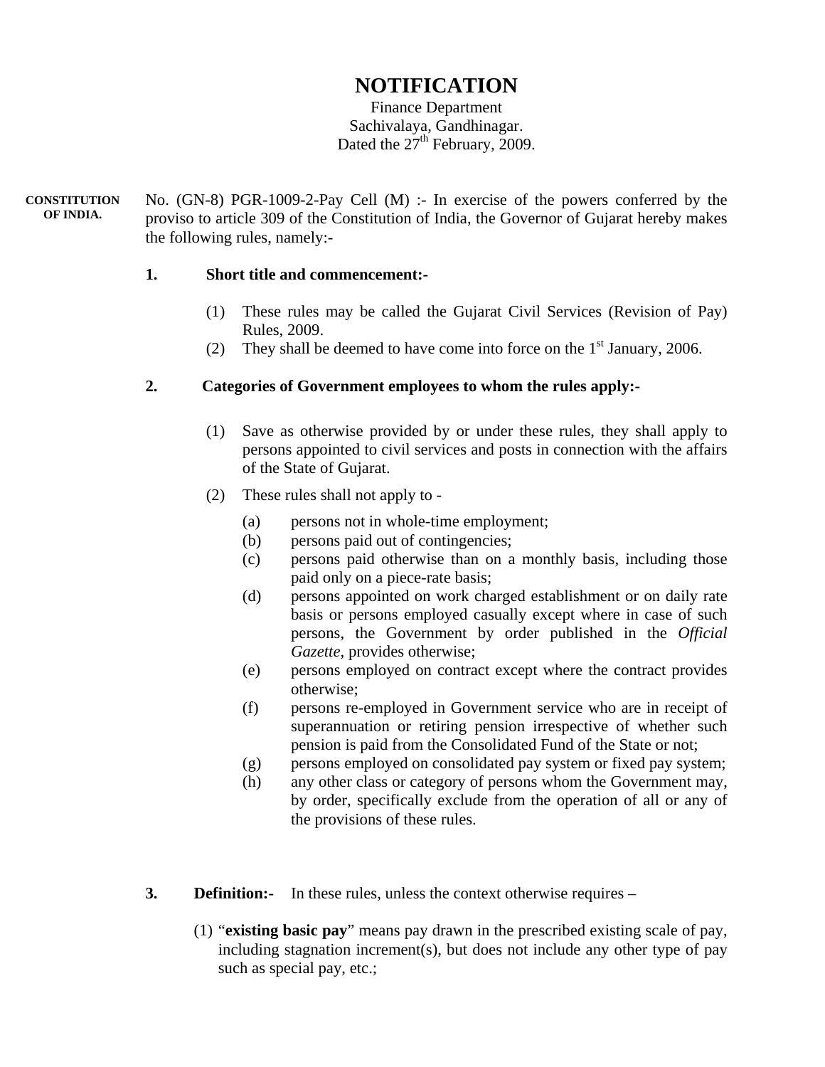# NOTIFICATION

Finance Department
Sachivalaya, Gandhinagar.
Dated the 27th February, 2009.

**CONSTITUTION OF INDIA.**

No. (GN-8) PGR-1009-2-Pay Cell (M) :- In exercise of the powers conferred by the proviso to article 309 of the Constitution of India, the Governor of Gujarat hereby makes the following rules, namely:-

**1. Short title and commencement:-**

(1) These rules may be called the Gujarat Civil Services (Revision of Pay) Rules, 2009.

(2) They shall be deemed to have come into force on the 1st January, 2006.

**2. Categories of Government employees to whom the rules apply:-**

(1) Save as otherwise provided by or under these rules, they shall apply to persons appointed to civil services and posts in connection with the affairs of the State of Gujarat.

(2) These rules shall not apply to -

(a) persons not in whole-time employment;

(b) persons paid out of contingencies;

(c) persons paid otherwise than on a monthly basis, including those paid only on a piece-rate basis;

(d) persons appointed on work charged establishment or on daily rate basis or persons employed casually except where in case of such persons, the Government by order published in the *Official Gazette*, provides otherwise;

(e) persons employed on contract except where the contract provides otherwise;

(f) persons re-employed in Government service who are in receipt of superannuation or retiring pension irrespective of whether such pension is paid from the Consolidated Fund of the State or not;

(g) persons employed on consolidated pay system or fixed pay system;

(h) any other class or category of persons whom the Government may, by order, specifically exclude from the operation of all or any of the provisions of these rules.

**3. Definition:-** In these rules, unless the context otherwise requires –

(1) "**existing basic pay**" means pay drawn in the prescribed existing scale of pay, including stagnation increment(s), but does not include any other type of pay such as special pay, etc.;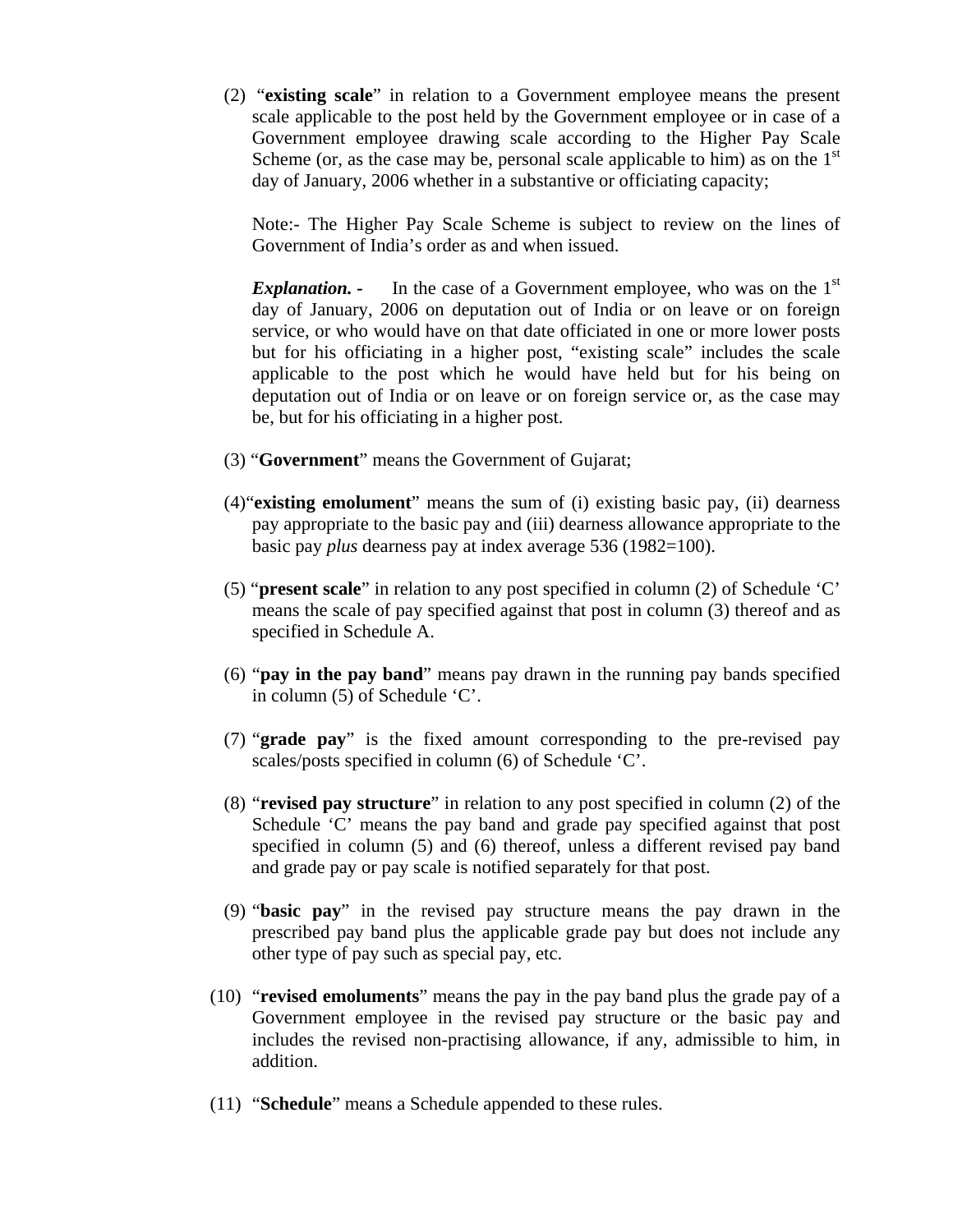(2) "**existing scale**" in relation to a Government employee means the present scale applicable to the post held by the Government employee or in case of a Government employee drawing scale according to the Higher Pay Scale Scheme (or, as the case may be, personal scale applicable to him) as on the 1st day of January, 2006 whether in a substantive or officiating capacity;

Note:- The Higher Pay Scale Scheme is subject to review on the lines of Government of India's order as and when issued.

***Explanation. -*** In the case of a Government employee, who was on the 1st day of January, 2006 on deputation out of India or on leave or on foreign service, or who would have on that date officiated in one or more lower posts but for his officiating in a higher post, "existing scale" includes the scale applicable to the post which he would have held but for his being on deputation out of India or on leave or on foreign service or, as the case may be, but for his officiating in a higher post.

(3) "**Government**" means the Government of Gujarat;

(4) "**existing emolument**" means the sum of (i) existing basic pay, (ii) dearness pay appropriate to the basic pay and (iii) dearness allowance appropriate to the basic pay *plus* dearness pay at index average 536 (1982=100).

(5) "**present scale**" in relation to any post specified in column (2) of Schedule 'C' means the scale of pay specified against that post in column (3) thereof and as specified in Schedule A.

(6) "**pay in the pay band**" means pay drawn in the running pay bands specified in column (5) of Schedule 'C'.

(7) "**grade pay**" is the fixed amount corresponding to the pre-revised pay scales/posts specified in column (6) of Schedule 'C'.

(8) "**revised pay structure**" in relation to any post specified in column (2) of the Schedule 'C' means the pay band and grade pay specified against that post specified in column (5) and (6) thereof, unless a different revised pay band and grade pay or pay scale is notified separately for that post.

(9) "**basic pay**" in the revised pay structure means the pay drawn in the prescribed pay band plus the applicable grade pay but does not include any other type of pay such as special pay, etc.

(10) "**revised emoluments**" means the pay in the pay band plus the grade pay of a Government employee in the revised pay structure or the basic pay and includes the revised non-practising allowance, if any, admissible to him, in addition.

(11) "**Schedule**" means a Schedule appended to these rules.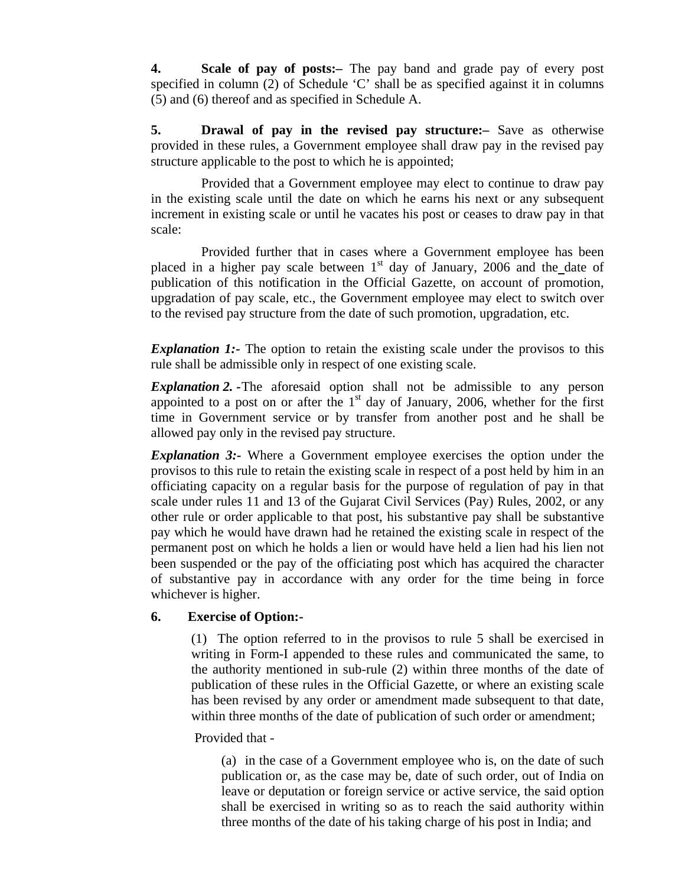**4. Scale of pay of posts:–** The pay band and grade pay of every post specified in column (2) of Schedule 'C' shall be as specified against it in columns (5) and (6) thereof and as specified in Schedule A.

**5. Drawal of pay in the revised pay structure:–** Save as otherwise provided in these rules, a Government employee shall draw pay in the revised pay structure applicable to the post to which he is appointed;

Provided that a Government employee may elect to continue to draw pay in the existing scale until the date on which he earns his next or any subsequent increment in existing scale or until he vacates his post or ceases to draw pay in that scale:

Provided further that in cases where a Government employee has been placed in a higher pay scale between 1st day of January, 2006 and the date of publication of this notification in the Official Gazette, on account of promotion, upgradation of pay scale, etc., the Government employee may elect to switch over to the revised pay structure from the date of such promotion, upgradation, etc.

***Explanation 1:-*** The option to retain the existing scale under the provisos to this rule shall be admissible only in respect of one existing scale.

***Explanation 2.*** -The aforesaid option shall not be admissible to any person appointed to a post on or after the 1st day of January, 2006, whether for the first time in Government service or by transfer from another post and he shall be allowed pay only in the revised pay structure.

***Explanation 3:-*** Where a Government employee exercises the option under the provisos to this rule to retain the existing scale in respect of a post held by him in an officiating capacity on a regular basis for the purpose of regulation of pay in that scale under rules 11 and 13 of the Gujarat Civil Services (Pay) Rules, 2002, or any other rule or order applicable to that post, his substantive pay shall be substantive pay which he would have drawn had he retained the existing scale in respect of the permanent post on which he holds a lien or would have held a lien had his lien not been suspended or the pay of the officiating post which has acquired the character of substantive pay in accordance with any order for the time being in force whichever is higher.

**6. Exercise of Option:-**

(1) The option referred to in the provisos to rule 5 shall be exercised in writing in Form-I appended to these rules and communicated the same, to the authority mentioned in sub-rule (2) within three months of the date of publication of these rules in the Official Gazette, or where an existing scale has been revised by any order or amendment made subsequent to that date, within three months of the date of publication of such order or amendment;

Provided that -

(a) in the case of a Government employee who is, on the date of such publication or, as the case may be, date of such order, out of India on leave or deputation or foreign service or active service, the said option shall be exercised in writing so as to reach the said authority within three months of the date of his taking charge of his post in India; and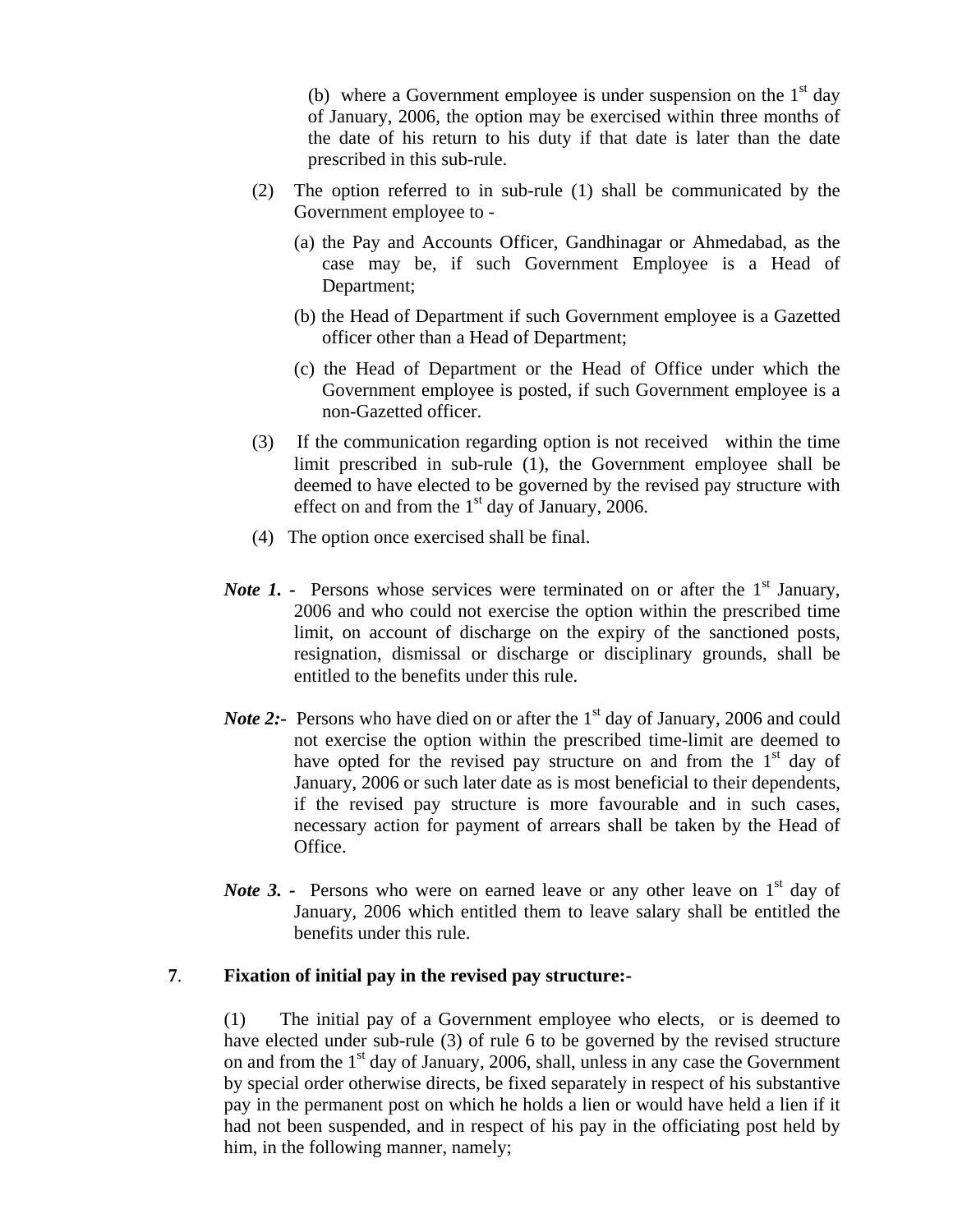(b) where a Government employee is under suspension on the 1st day of January, 2006, the option may be exercised within three months of the date of his return to his duty if that date is later than the date prescribed in this sub-rule.

(2) The option referred to in sub-rule (1) shall be communicated by the Government employee to -

(a) the Pay and Accounts Officer, Gandhinagar or Ahmedabad, as the case may be, if such Government Employee is a Head of Department;

(b) the Head of Department if such Government employee is a Gazetted officer other than a Head of Department;

(c) the Head of Department or the Head of Office under which the Government employee is posted, if such Government employee is a non-Gazetted officer.

(3) If the communication regarding option is not received within the time limit prescribed in sub-rule (1), the Government employee shall be deemed to have elected to be governed by the revised pay structure with effect on and from the 1st day of January, 2006.

(4) The option once exercised shall be final.

***Note 1. -*** Persons whose services were terminated on or after the 1st January, 2006 and who could not exercise the option within the prescribed time limit, on account of discharge on the expiry of the sanctioned posts, resignation, dismissal or discharge or disciplinary grounds, shall be entitled to the benefits under this rule.

***Note 2:-*** Persons who have died on or after the 1st day of January, 2006 and could not exercise the option within the prescribed time-limit are deemed to have opted for the revised pay structure on and from the 1st day of January, 2006 or such later date as is most beneficial to their dependents, if the revised pay structure is more favourable and in such cases, necessary action for payment of arrears shall be taken by the Head of Office.

***Note 3. -*** Persons who were on earned leave or any other leave on 1st day of January, 2006 which entitled them to leave salary shall be entitled the benefits under this rule.

**7. Fixation of initial pay in the revised pay structure:-**

(1) The initial pay of a Government employee who elects, or is deemed to have elected under sub-rule (3) of rule 6 to be governed by the revised structure on and from the 1st day of January, 2006, shall, unless in any case the Government by special order otherwise directs, be fixed separately in respect of his substantive pay in the permanent post on which he holds a lien or would have held a lien if it had not been suspended, and in respect of his pay in the officiating post held by him, in the following manner, namely;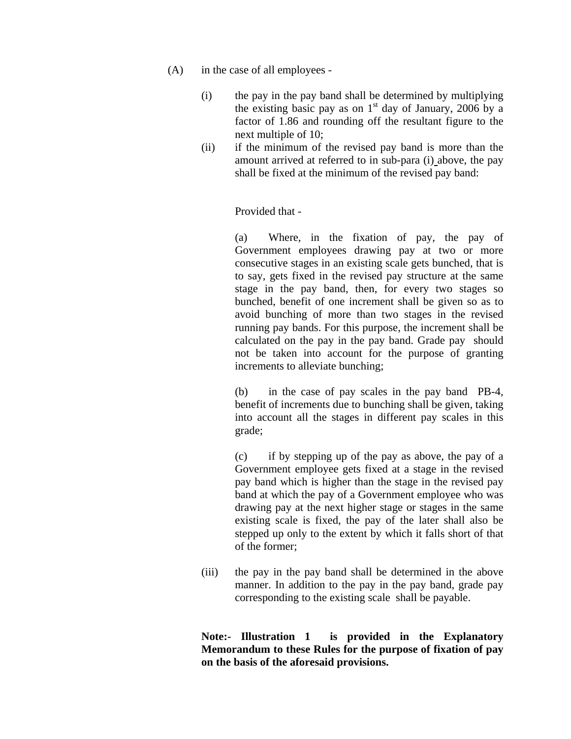(A) in the case of all employees -

(i) the pay in the pay band shall be determined by multiplying the existing basic pay as on 1st day of January, 2006 by a factor of 1.86 and rounding off the resultant figure to the next multiple of 10;

(ii) if the minimum of the revised pay band is more than the amount arrived at referred to in sub-para (i) above, the pay shall be fixed at the minimum of the revised pay band:

Provided that -

(a) Where, in the fixation of pay, the pay of Government employees drawing pay at two or more consecutive stages in an existing scale gets bunched, that is to say, gets fixed in the revised pay structure at the same stage in the pay band, then, for every two stages so bunched, benefit of one increment shall be given so as to avoid bunching of more than two stages in the revised running pay bands. For this purpose, the increment shall be calculated on the pay in the pay band. Grade pay should not be taken into account for the purpose of granting increments to alleviate bunching;

(b) in the case of pay scales in the pay band PB-4, benefit of increments due to bunching shall be given, taking into account all the stages in different pay scales in this grade;

(c) if by stepping up of the pay as above, the pay of a Government employee gets fixed at a stage in the revised pay band which is higher than the stage in the revised pay band at which the pay of a Government employee who was drawing pay at the next higher stage or stages in the same existing scale is fixed, the pay of the later shall also be stepped up only to the extent by which it falls short of that of the former;

(iii) the pay in the pay band shall be determined in the above manner. In addition to the pay in the pay band, grade pay corresponding to the existing scale shall be payable.

**Note:- Illustration 1 is provided in the Explanatory Memorandum to these Rules for the purpose of fixation of pay on the basis of the aforesaid provisions.**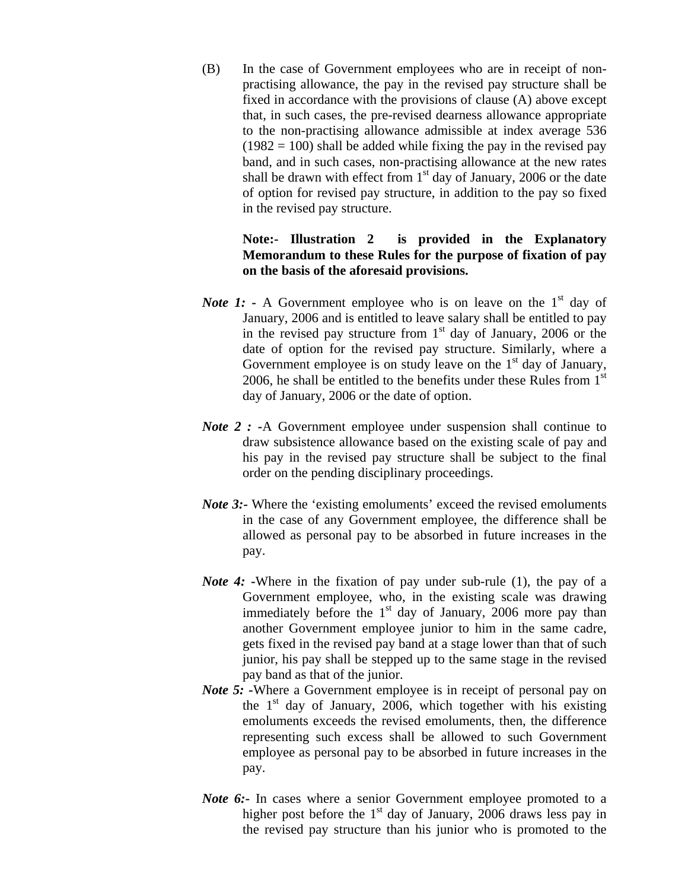(B) In the case of Government employees who are in receipt of non-practising allowance, the pay in the revised pay structure shall be fixed in accordance with the provisions of clause (A) above except that, in such cases, the pre-revised dearness allowance appropriate to the non-practising allowance admissible at index average 536 (1982 = 100) shall be added while fixing the pay in the revised pay band, and in such cases, non-practising allowance at the new rates shall be drawn with effect from 1st day of January, 2006 or the date of option for revised pay structure, in addition to the pay so fixed in the revised pay structure.

**Note:- Illustration 2 is provided in the Explanatory Memorandum to these Rules for the purpose of fixation of pay on the basis of the aforesaid provisions.**

***Note 1: -*** A Government employee who is on leave on the 1st day of January, 2006 and is entitled to leave salary shall be entitled to pay in the revised pay structure from 1st day of January, 2006 or the date of option for the revised pay structure. Similarly, where a Government employee is on study leave on the 1st day of January, 2006, he shall be entitled to the benefits under these Rules from 1st day of January, 2006 or the date of option.

***Note 2 : -***A Government employee under suspension shall continue to draw subsistence allowance based on the existing scale of pay and his pay in the revised pay structure shall be subject to the final order on the pending disciplinary proceedings.

***Note 3:-*** Where the 'existing emoluments' exceed the revised emoluments in the case of any Government employee, the difference shall be allowed as personal pay to be absorbed in future increases in the pay.

***Note 4: -***Where in the fixation of pay under sub-rule (1), the pay of a Government employee, who, in the existing scale was drawing immediately before the 1st day of January, 2006 more pay than another Government employee junior to him in the same cadre, gets fixed in the revised pay band at a stage lower than that of such junior, his pay shall be stepped up to the same stage in the revised pay band as that of the junior.

***Note 5: -***Where a Government employee is in receipt of personal pay on the 1st day of January, 2006, which together with his existing emoluments exceeds the revised emoluments, then, the difference representing such excess shall be allowed to such Government employee as personal pay to be absorbed in future increases in the pay.

***Note 6:-*** In cases where a senior Government employee promoted to a higher post before the 1st day of January, 2006 draws less pay in the revised pay structure than his junior who is promoted to the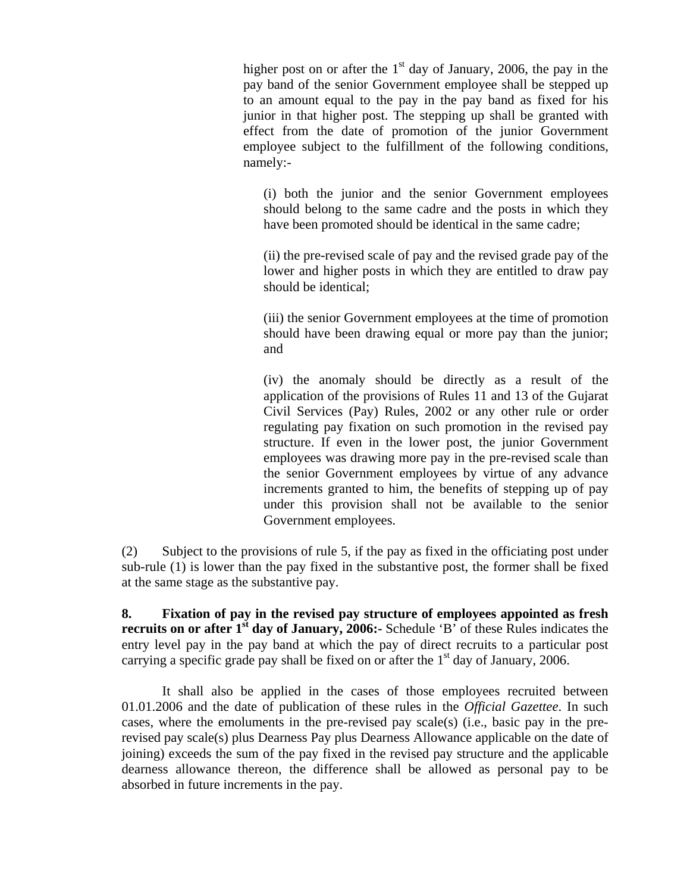higher post on or after the 1st day of January, 2006, the pay in the pay band of the senior Government employee shall be stepped up to an amount equal to the pay in the pay band as fixed for his junior in that higher post. The stepping up shall be granted with effect from the date of promotion of the junior Government employee subject to the fulfillment of the following conditions, namely:-

(i) both the junior and the senior Government employees should belong to the same cadre and the posts in which they have been promoted should be identical in the same cadre;

(ii) the pre-revised scale of pay and the revised grade pay of the lower and higher posts in which they are entitled to draw pay should be identical;

(iii) the senior Government employees at the time of promotion should have been drawing equal or more pay than the junior; and

(iv) the anomaly should be directly as a result of the application of the provisions of Rules 11 and 13 of the Gujarat Civil Services (Pay) Rules, 2002 or any other rule or order regulating pay fixation on such promotion in the revised pay structure. If even in the lower post, the junior Government employees was drawing more pay in the pre-revised scale than the senior Government employees by virtue of any advance increments granted to him, the benefits of stepping up of pay under this provision shall not be available to the senior Government employees.

(2) Subject to the provisions of rule 5, if the pay as fixed in the officiating post under sub-rule (1) is lower than the pay fixed in the substantive post, the former shall be fixed at the same stage as the substantive pay.

**8. Fixation of pay in the revised pay structure of employees appointed as fresh recruits on or after 1st day of January, 2006:-** Schedule 'B' of these Rules indicates the entry level pay in the pay band at which the pay of direct recruits to a particular post carrying a specific grade pay shall be fixed on or after the 1st day of January, 2006.

It shall also be applied in the cases of those employees recruited between 01.01.2006 and the date of publication of these rules in the *Official Gazettee*. In such cases, where the emoluments in the pre-revised pay scale(s) (i.e., basic pay in the pre-revised pay scale(s) plus Dearness Pay plus Dearness Allowance applicable on the date of joining) exceeds the sum of the pay fixed in the revised pay structure and the applicable dearness allowance thereon, the difference shall be allowed as personal pay to be absorbed in future increments in the pay.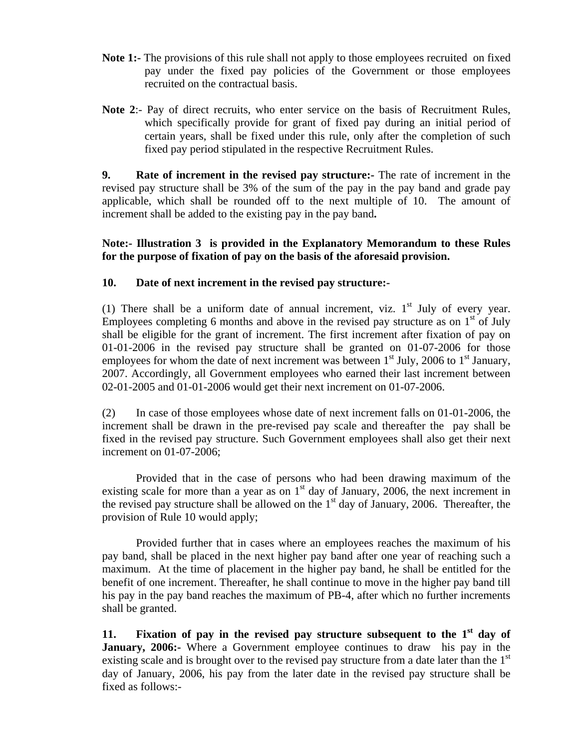**Note 1:-** The provisions of this rule shall not apply to those employees recruited on fixed pay under the fixed pay policies of the Government or those employees recruited on the contractual basis.

**Note 2**:- Pay of direct recruits, who enter service on the basis of Recruitment Rules, which specifically provide for grant of fixed pay during an initial period of certain years, shall be fixed under this rule, only after the completion of such fixed pay period stipulated in the respective Recruitment Rules.

**9. Rate of increment in the revised pay structure:-** The rate of increment in the revised pay structure shall be 3% of the sum of the pay in the pay band and grade pay applicable, which shall be rounded off to the next multiple of 10. The amount of increment shall be added to the existing pay in the pay band**.**

**Note:- Illustration 3 is provided in the Explanatory Memorandum to these Rules for the purpose of fixation of pay on the basis of the aforesaid provision.**

**10. Date of next increment in the revised pay structure:-**

(1) There shall be a uniform date of annual increment, viz. 1st July of every year. Employees completing 6 months and above in the revised pay structure as on 1st of July shall be eligible for the grant of increment. The first increment after fixation of pay on 01-01-2006 in the revised pay structure shall be granted on 01-07-2006 for those employees for whom the date of next increment was between 1st July, 2006 to 1st January, 2007. Accordingly, all Government employees who earned their last increment between 02-01-2005 and 01-01-2006 would get their next increment on 01-07-2006.

(2) In case of those employees whose date of next increment falls on 01-01-2006, the increment shall be drawn in the pre-revised pay scale and thereafter the pay shall be fixed in the revised pay structure. Such Government employees shall also get their next increment on 01-07-2006;

Provided that in the case of persons who had been drawing maximum of the existing scale for more than a year as on 1st day of January, 2006, the next increment in the revised pay structure shall be allowed on the 1st day of January, 2006. Thereafter, the provision of Rule 10 would apply;

Provided further that in cases where an employees reaches the maximum of his pay band, shall be placed in the next higher pay band after one year of reaching such a maximum. At the time of placement in the higher pay band, he shall be entitled for the benefit of one increment. Thereafter, he shall continue to move in the higher pay band till his pay in the pay band reaches the maximum of PB-4, after which no further increments shall be granted.

**11. Fixation of pay in the revised pay structure subsequent to the 1st day of January, 2006:-** Where a Government employee continues to draw his pay in the existing scale and is brought over to the revised pay structure from a date later than the 1st day of January, 2006, his pay from the later date in the revised pay structure shall be fixed as follows:-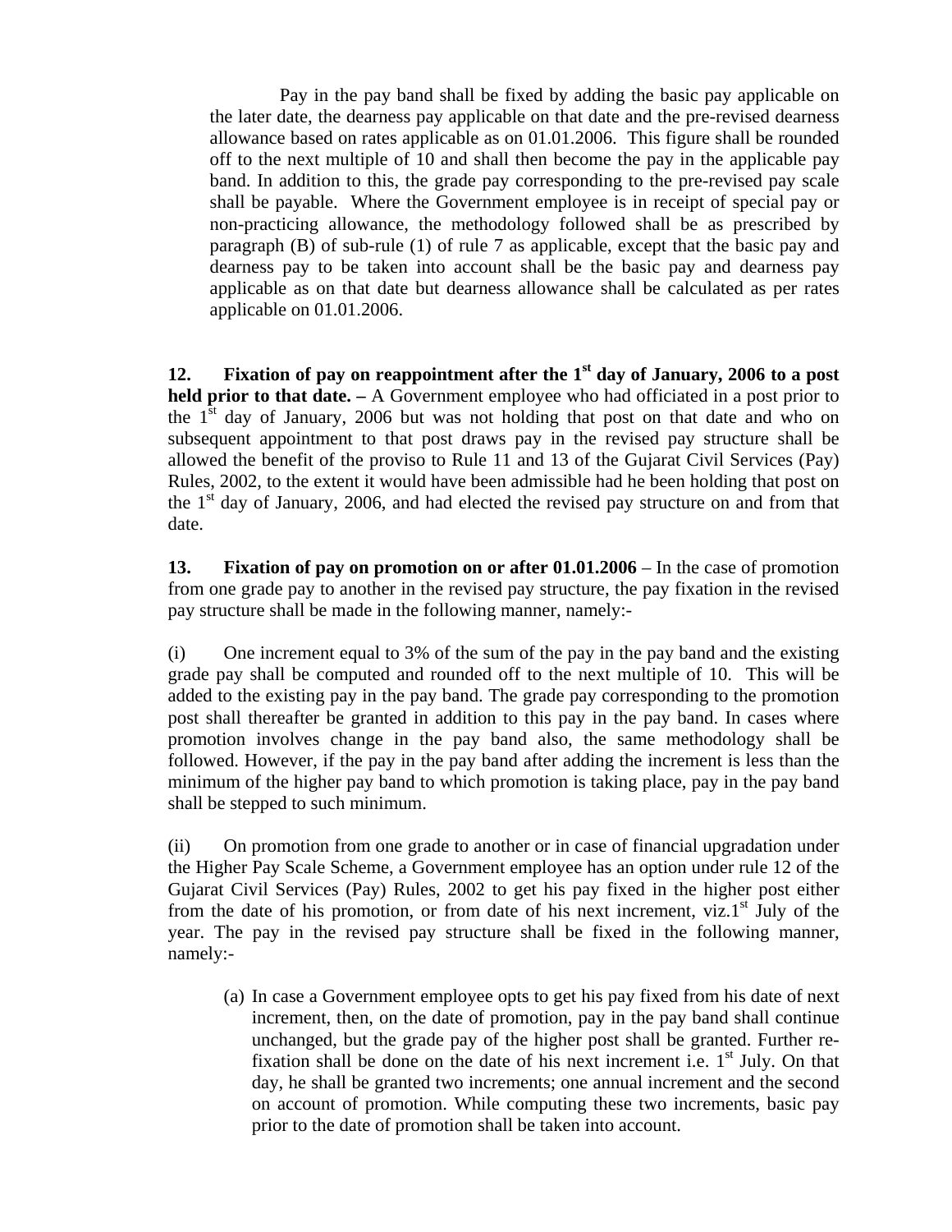Pay in the pay band shall be fixed by adding the basic pay applicable on the later date, the dearness pay applicable on that date and the pre-revised dearness allowance based on rates applicable as on 01.01.2006. This figure shall be rounded off to the next multiple of 10 and shall then become the pay in the applicable pay band. In addition to this, the grade pay corresponding to the pre-revised pay scale shall be payable. Where the Government employee is in receipt of special pay or non-practicing allowance, the methodology followed shall be as prescribed by paragraph (B) of sub-rule (1) of rule 7 as applicable, except that the basic pay and dearness pay to be taken into account shall be the basic pay and dearness pay applicable as on that date but dearness allowance shall be calculated as per rates applicable on 01.01.2006.

**12. Fixation of pay on reappointment after the 1st day of January, 2006 to a post held prior to that date. –** A Government employee who had officiated in a post prior to the 1st day of January, 2006 but was not holding that post on that date and who on subsequent appointment to that post draws pay in the revised pay structure shall be allowed the benefit of the proviso to Rule 11 and 13 of the Gujarat Civil Services (Pay) Rules, 2002, to the extent it would have been admissible had he been holding that post on the 1st day of January, 2006, and had elected the revised pay structure on and from that date.

**13. Fixation of pay on promotion on or after 01.01.2006** – In the case of promotion from one grade pay to another in the revised pay structure, the pay fixation in the revised pay structure shall be made in the following manner, namely:-

(i) One increment equal to 3% of the sum of the pay in the pay band and the existing grade pay shall be computed and rounded off to the next multiple of 10. This will be added to the existing pay in the pay band. The grade pay corresponding to the promotion post shall thereafter be granted in addition to this pay in the pay band. In cases where promotion involves change in the pay band also, the same methodology shall be followed. However, if the pay in the pay band after adding the increment is less than the minimum of the higher pay band to which promotion is taking place, pay in the pay band shall be stepped to such minimum.

(ii) On promotion from one grade to another or in case of financial upgradation under the Higher Pay Scale Scheme, a Government employee has an option under rule 12 of the Gujarat Civil Services (Pay) Rules, 2002 to get his pay fixed in the higher post either from the date of his promotion, or from date of his next increment, viz.1st July of the year. The pay in the revised pay structure shall be fixed in the following manner, namely:-

(a) In case a Government employee opts to get his pay fixed from his date of next increment, then, on the date of promotion, pay in the pay band shall continue unchanged, but the grade pay of the higher post shall be granted. Further re-fixation shall be done on the date of his next increment i.e. 1st July. On that day, he shall be granted two increments; one annual increment and the second on account of promotion. While computing these two increments, basic pay prior to the date of promotion shall be taken into account.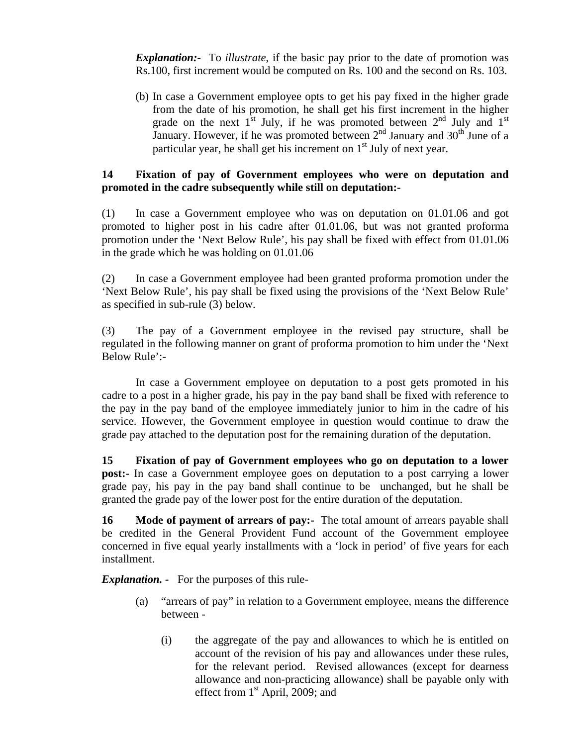*Explanation:-* To *illustrate*, if the basic pay prior to the date of promotion was Rs.100, first increment would be computed on Rs. 100 and the second on Rs. 103.

(b) In case a Government employee opts to get his pay fixed in the higher grade from the date of his promotion, he shall get his first increment in the higher grade on the next 1st July, if he was promoted between 2nd July and 1st January. However, if he was promoted between 2nd January and 30th June of a particular year, he shall get his increment on 1st July of next year.

**14 Fixation of pay of Government employees who were on deputation and promoted in the cadre subsequently while still on deputation:-**

(1) In case a Government employee who was on deputation on 01.01.06 and got promoted to higher post in his cadre after 01.01.06, but was not granted proforma promotion under the 'Next Below Rule', his pay shall be fixed with effect from 01.01.06 in the grade which he was holding on 01.01.06

(2) In case a Government employee had been granted proforma promotion under the 'Next Below Rule', his pay shall be fixed using the provisions of the 'Next Below Rule' as specified in sub-rule (3) below.

(3) The pay of a Government employee in the revised pay structure, shall be regulated in the following manner on grant of proforma promotion to him under the 'Next Below Rule':-

In case a Government employee on deputation to a post gets promoted in his cadre to a post in a higher grade, his pay in the pay band shall be fixed with reference to the pay in the pay band of the employee immediately junior to him in the cadre of his service. However, the Government employee in question would continue to draw the grade pay attached to the deputation post for the remaining duration of the deputation.

**15 Fixation of pay of Government employees who go on deputation to a lower post:-** In case a Government employee goes on deputation to a post carrying a lower grade pay, his pay in the pay band shall continue to be unchanged, but he shall be granted the grade pay of the lower post for the entire duration of the deputation.

**16 Mode of payment of arrears of pay:-** The total amount of arrears payable shall be credited in the General Provident Fund account of the Government employee concerned in five equal yearly installments with a 'lock in period' of five years for each installment.

***Explanation. -*** For the purposes of this rule-

(a) "arrears of pay" in relation to a Government employee, means the difference between -

(i) the aggregate of the pay and allowances to which he is entitled on account of the revision of his pay and allowances under these rules, for the relevant period. Revised allowances (except for dearness allowance and non-practicing allowance) shall be payable only with effect from 1st April, 2009; and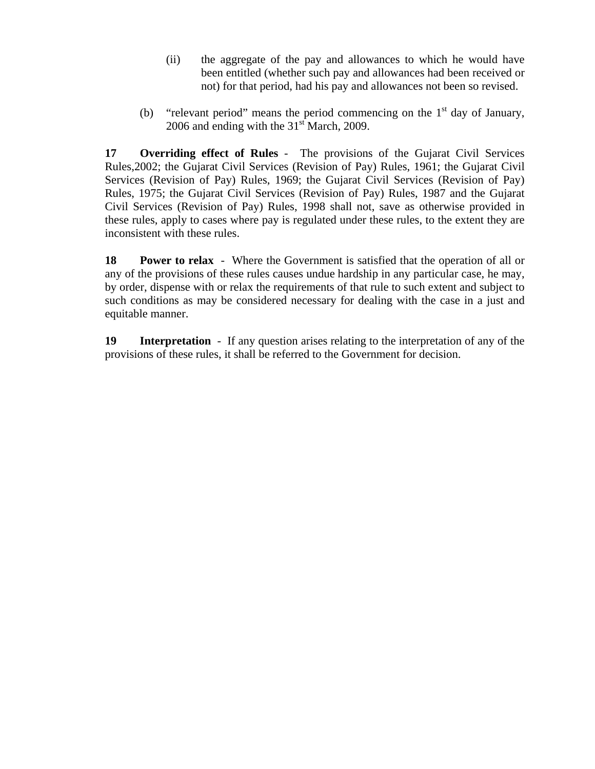(ii) the aggregate of the pay and allowances to which he would have been entitled (whether such pay and allowances had been received or not) for that period, had his pay and allowances not been so revised.

(b) "relevant period" means the period commencing on the 1st day of January, 2006 and ending with the 31st March, 2009.

**17 Overriding effect of Rules** - The provisions of the Gujarat Civil Services Rules,2002; the Gujarat Civil Services (Revision of Pay) Rules, 1961; the Gujarat Civil Services (Revision of Pay) Rules, 1969; the Gujarat Civil Services (Revision of Pay) Rules, 1975; the Gujarat Civil Services (Revision of Pay) Rules, 1987 and the Gujarat Civil Services (Revision of Pay) Rules, 1998 shall not, save as otherwise provided in these rules, apply to cases where pay is regulated under these rules, to the extent they are inconsistent with these rules.

**18 Power to relax** - Where the Government is satisfied that the operation of all or any of the provisions of these rules causes undue hardship in any particular case, he may, by order, dispense with or relax the requirements of that rule to such extent and subject to such conditions as may be considered necessary for dealing with the case in a just and equitable manner.

**19 Interpretation** - If any question arises relating to the interpretation of any of the provisions of these rules, it shall be referred to the Government for decision.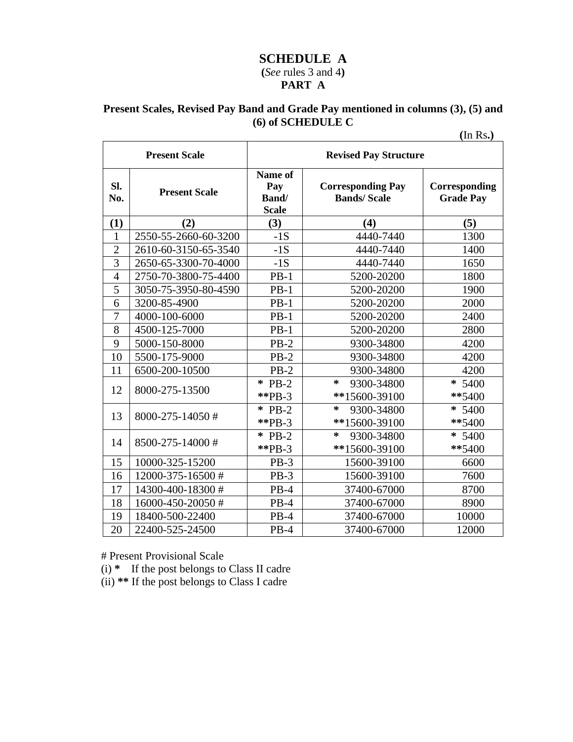# SCHEDULE A

**(***See* rules 3 and 4**)**

**PART A**

**Present Scales, Revised Pay Band and Grade Pay mentioned in columns (3), (5) and (6) of SCHEDULE C**

**(**In Rs**.)**

| **Present Scale** | | **Revised Pay Structure** | | |
|---|---|---|---|---|
| **Sl. No.** | **Present Scale** | **Name of Pay Band/ Scale** | **Corresponding Pay Bands/ Scale** | **Corresponding Grade Pay** |
| **(1)** | **(2)** | **(3)** | **(4)** | **(5)** |
| 1 | 2550-55-2660-60-3200 | -1S | 4440-7440 | 1300 |
| 2 | 2610-60-3150-65-3540 | -1S | 4440-7440 | 1400 |
| 3 | 2650-65-3300-70-4000 | -1S | 4440-7440 | 1650 |
| 4 | 2750-70-3800-75-4400 | PB-1 | 5200-20200 | 1800 |
| 5 | 3050-75-3950-80-4590 | PB-1 | 5200-20200 | 1900 |
| 6 | 3200-85-4900 | PB-1 | 5200-20200 | 2000 |
| 7 | 4000-100-6000 | PB-1 | 5200-20200 | 2400 |
| 8 | 4500-125-7000 | PB-1 | 5200-20200 | 2800 |
| 9 | 5000-150-8000 | PB-2 | 9300-34800 | 4200 |
| 10 | 5500-175-9000 | PB-2 | 9300-34800 | 4200 |
| 11 | 6500-200-10500 | PB-2 | 9300-34800 | 4200 |
| 12 | 8000-275-13500 | **\*** PB-2<br>**\*\***PB-3 | **\*** 9300-34800<br>**\*\***15600-39100 | **\*** 5400<br>**\*\***5400 |
| 13 | 8000-275-14050 # | **\*** PB-2<br>**\*\***PB-3 | **\*** 9300-34800<br>**\*\***15600-39100 | **\*** 5400<br>**\*\***5400 |
| 14 | 8500-275-14000 # | **\*** PB-2<br>**\*\***PB-3 | **\*** 9300-34800<br>**\*\***15600-39100 | **\*** 5400<br>**\*\***5400 |
| 15 | 10000-325-15200 | PB-3 | 15600-39100 | 6600 |
| 16 | 12000-375-16500 # | PB-3 | 15600-39100 | 7600 |
| 17 | 14300-400-18300 # | PB-4 | 37400-67000 | 8700 |
| 18 | 16000-450-20050 # | PB-4 | 37400-67000 | 8900 |
| 19 | 18400-500-22400 | PB-4 | 37400-67000 | 10000 |
| 20 | 22400-525-24500 | PB-4 | 37400-67000 | 12000 |

\# Present Provisional Scale

(i) **\*** If the post belongs to Class II cadre

(ii) **\*\*** If the post belongs to Class I cadre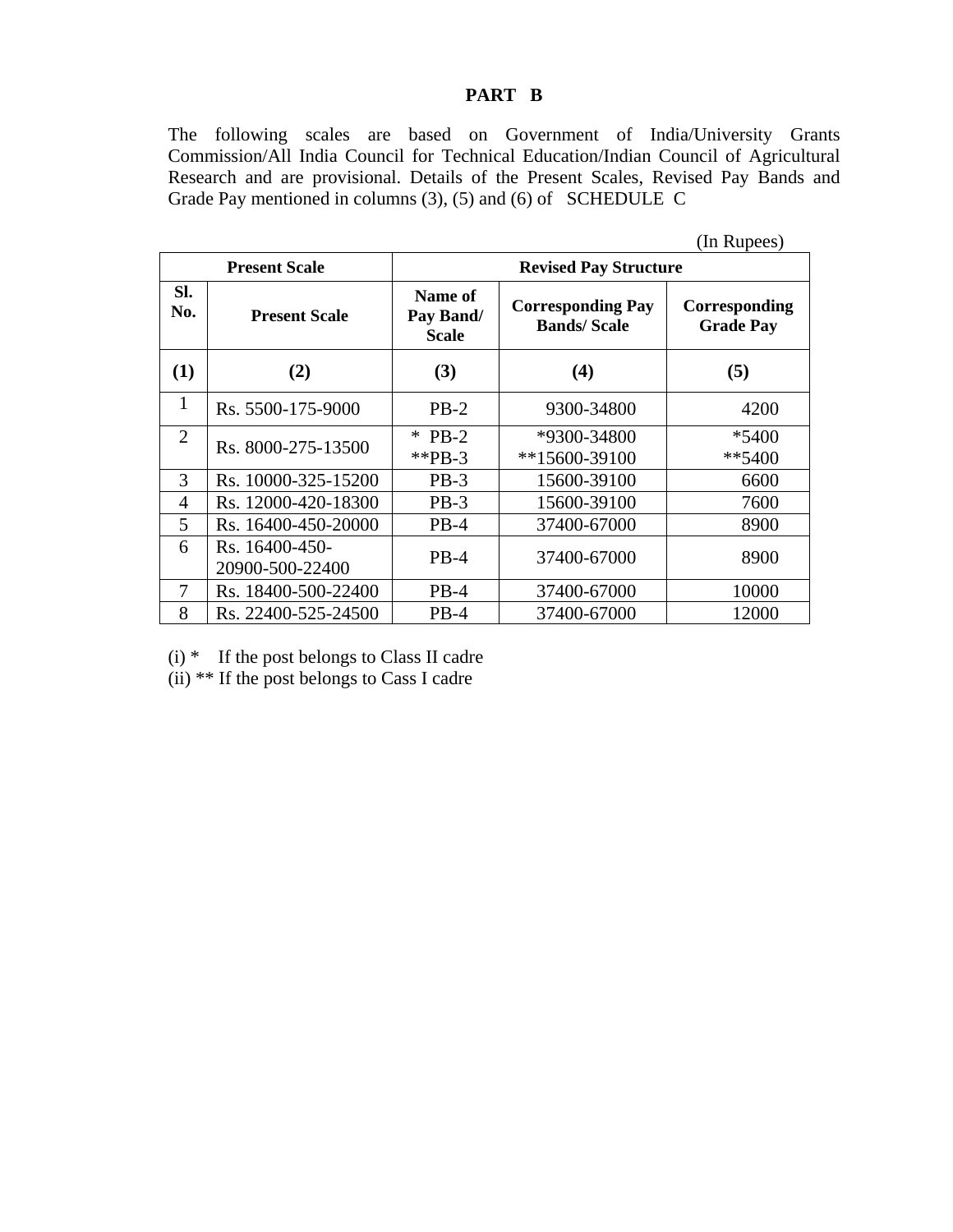## PART B

The following scales are based on Government of India/University Grants Commission/All India Council for Technical Education/Indian Council of Agricultural Research and are provisional. Details of the Present Scales, Revised Pay Bands and Grade Pay mentioned in columns (3), (5) and (6) of SCHEDULE C

(In Rupees)

| Present Scale | | Revised Pay Structure | | |
|---|---|---|---|---|
| Sl. No. | Present Scale | Name of Pay Band/ Scale | Corresponding Pay Bands/ Scale | Corresponding Grade Pay |
| (1) | (2) | (3) | (4) | (5) |
| 1 | Rs. 5500-175-9000 | PB-2 | 9300-34800 | 4200 |
| 2 | Rs. 8000-275-13500 | * PB-2<br>**PB-3 | *9300-34800<br>**15600-39100 | *5400<br>**5400 |
| 3 | Rs. 10000-325-15200 | PB-3 | 15600-39100 | 6600 |
| 4 | Rs. 12000-420-18300 | PB-3 | 15600-39100 | 7600 |
| 5 | Rs. 16400-450-20000 | PB-4 | 37400-67000 | 8900 |
| 6 | Rs. 16400-450-20900-500-22400 | PB-4 | 37400-67000 | 8900 |
| 7 | Rs. 18400-500-22400 | PB-4 | 37400-67000 | 10000 |
| 8 | Rs. 22400-525-24500 | PB-4 | 37400-67000 | 12000 |

(i) * If the post belongs to Class II cadre

(ii) ** If the post belongs to Cass I cadre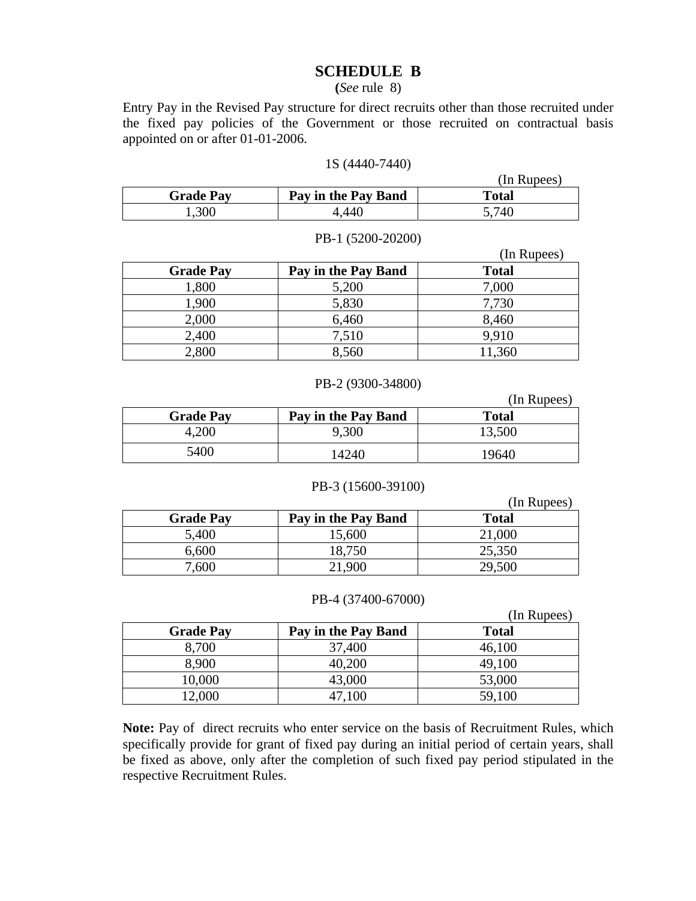## SCHEDULE B

**(***See* rule 8)

Entry Pay in the Revised Pay structure for direct recruits other than those recruited under the fixed pay policies of the Government or those recruited on contractual basis appointed on or after 01-01-2006.

1S (4440-7440)

(In Rupees)

| Grade Pay | Pay in the Pay Band | Total |
|---|---|---|
| 1,300 | 4,440 | 5,740 |

PB-1 (5200-20200)

(In Rupees)

| Grade Pay | Pay in the Pay Band | Total |
|---|---|---|
| 1,800 | 5,200 | 7,000 |
| 1,900 | 5,830 | 7,730 |
| 2,000 | 6,460 | 8,460 |
| 2,400 | 7,510 | 9,910 |
| 2,800 | 8,560 | 11,360 |

PB-2 (9300-34800)

(In Rupees)

| Grade Pay | Pay in the Pay Band | Total |
|---|---|---|
| 4,200 | 9,300 | 13,500 |
| 5400 | 14240 | 19640 |

PB-3 (15600-39100)

(In Rupees)

| Grade Pay | Pay in the Pay Band | Total |
|---|---|---|
| 5,400 | 15,600 | 21,000 |
| 6,600 | 18,750 | 25,350 |
| 7,600 | 21,900 | 29,500 |

PB-4 (37400-67000)

(In Rupees)

| Grade Pay | Pay in the Pay Band | Total |
|---|---|---|
| 8,700 | 37,400 | 46,100 |
| 8,900 | 40,200 | 49,100 |
| 10,000 | 43,000 | 53,000 |
| 12,000 | 47,100 | 59,100 |

**Note:** Pay of direct recruits who enter service on the basis of Recruitment Rules, which specifically provide for grant of fixed pay during an initial period of certain years, shall be fixed as above, only after the completion of such fixed pay period stipulated in the respective Recruitment Rules.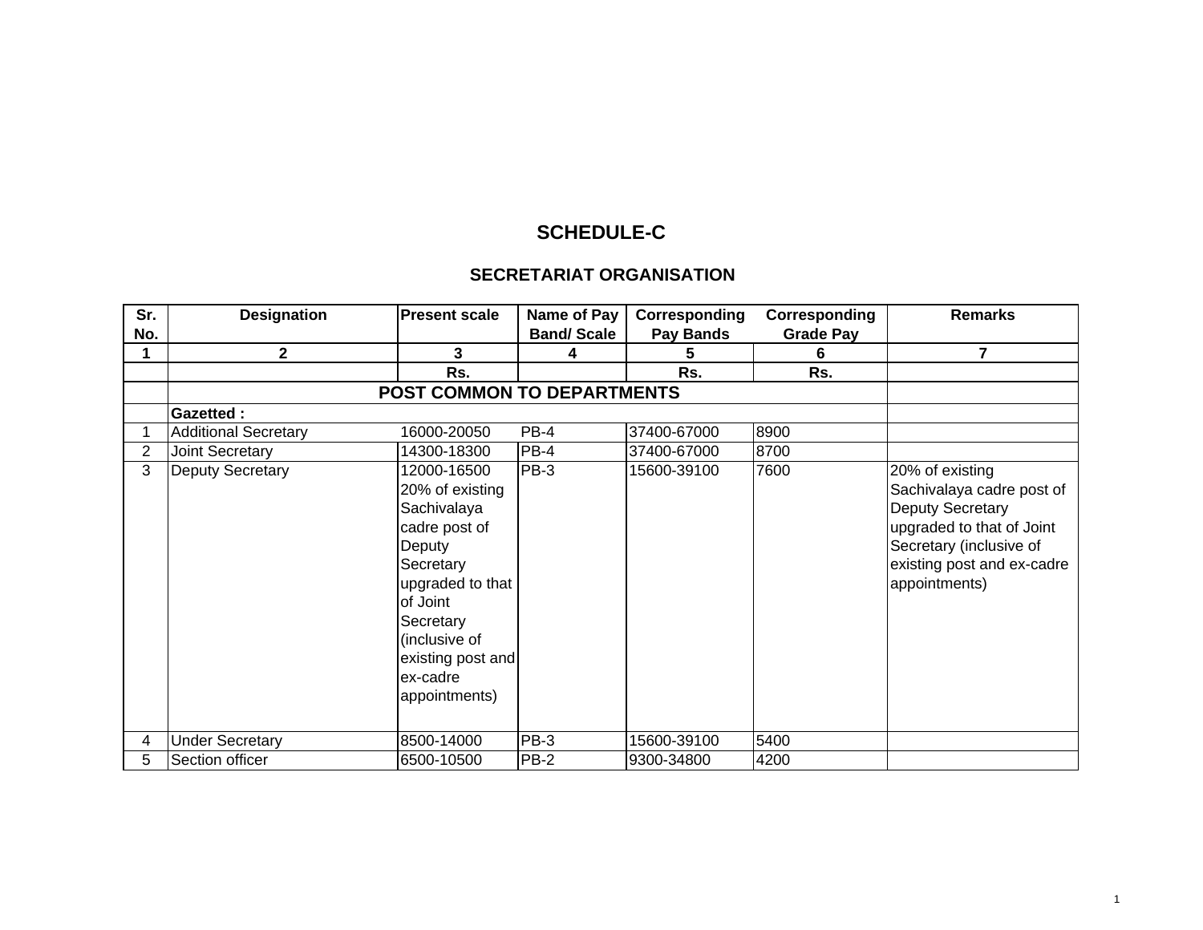# SCHEDULE-C

## SECRETARIAT ORGANISATION

| Sr. No. | Designation | Present scale | Name of Pay Band/ Scale | Corresponding Pay Bands | Corresponding Grade Pay | Remarks |
|---|---|---|---|---|---|---|
| 1 | 2 | 3 | 4 | 5 | 6 | 7 |
| | | Rs. | | Rs. | Rs. | |
| | **POST COMMON TO DEPARTMENTS** | | | | | |
| | **Gazetted :** | | | | | |
| 1 | Additional Secretary | 16000-20050 | PB-4 | 37400-67000 | 8900 | |
| 2 | Joint Secretary | 14300-18300 | PB-4 | 37400-67000 | 8700 | |
| 3 | Deputy Secretary | 12000-16500 20% of existing Sachivalaya cadre post of Deputy Secretary upgraded to that of Joint Secretary (inclusive of existing post and ex-cadre appointments) | PB-3 | 15600-39100 | 7600 | 20% of existing Sachivalaya cadre post of Deputy Secretary upgraded to that of Joint Secretary (inclusive of existing post and ex-cadre appointments) |
| 4 | Under Secretary | 8500-14000 | PB-3 | 15600-39100 | 5400 | |
| 5 | Section officer | 6500-10500 | PB-2 | 9300-34800 | 4200 | |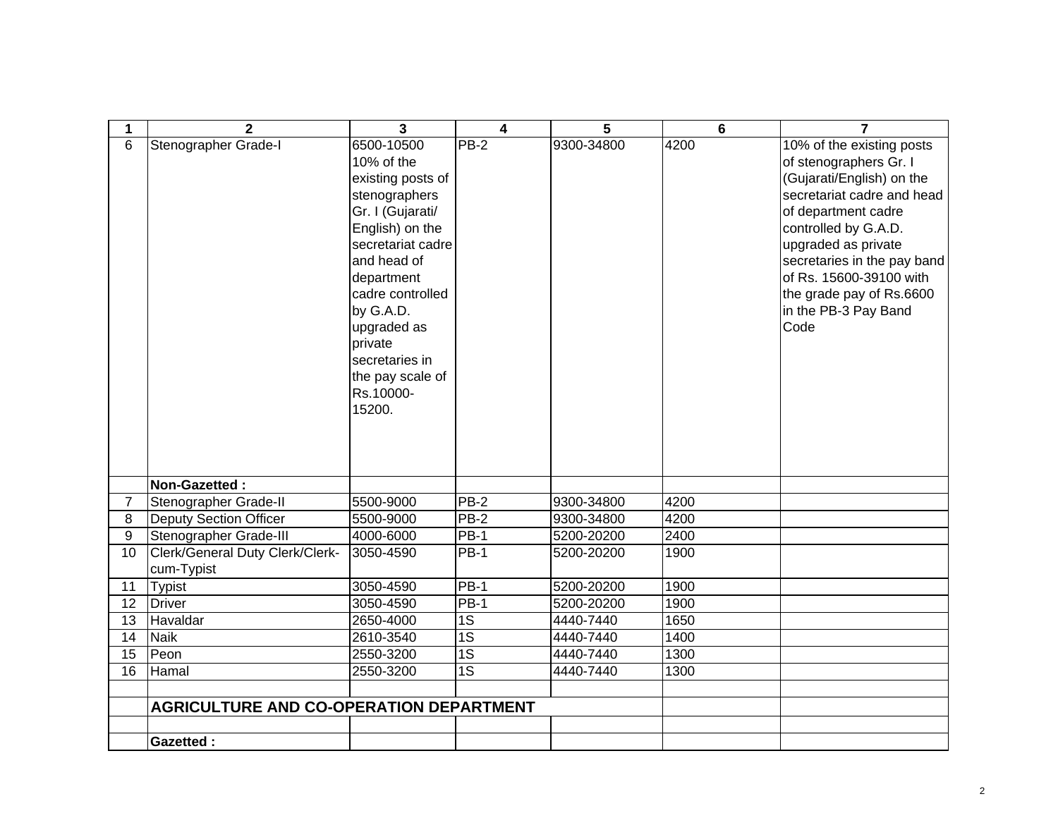| 1 | 2 | 3 | 4 | 5 | 6 | 7 |
|---|---|---|---|---|---|---|
| 6 | Stenographer Grade-I | 6500-10500 10% of the existing posts of stenographers Gr. I (Gujarati/ English) on the secretariat cadre and head of department cadre controlled by G.A.D. upgraded as private secretaries in the pay scale of Rs.10000-15200. | PB-2 | 9300-34800 | 4200 | 10% of the existing posts of stenographers Gr. I (Gujarati/English) on the secretariat cadre and head of department cadre controlled by G.A.D. upgraded as private secretaries in the pay band of Rs. 15600-39100 with the grade pay of Rs.6600 in the PB-3 Pay Band Code |
| | **Non-Gazetted :** | | | | | |
| 7 | Stenographer Grade-II | 5500-9000 | PB-2 | 9300-34800 | 4200 | |
| 8 | Deputy Section Officer | 5500-9000 | PB-2 | 9300-34800 | 4200 | |
| 9 | Stenographer Grade-III | 4000-6000 | PB-1 | 5200-20200 | 2400 | |
| 10 | Clerk/General Duty Clerk/Clerk-cum-Typist | 3050-4590 | PB-1 | 5200-20200 | 1900 | |
| 11 | Typist | 3050-4590 | PB-1 | 5200-20200 | 1900 | |
| 12 | Driver | 3050-4590 | PB-1 | 5200-20200 | 1900 | |
| 13 | Havaldar | 2650-4000 | 1S | 4440-7440 | 1650 | |
| 14 | Naik | 2610-3540 | 1S | 4440-7440 | 1400 | |
| 15 | Peon | 2550-3200 | 1S | 4440-7440 | 1300 | |
| 16 | Hamal | 2550-3200 | 1S | 4440-7440 | 1300 | |
| | | | | | | |
| | **AGRICULTURE AND CO-OPERATION DEPARTMENT** | | | | | |
| | | | | | | |
| | **Gazetted :** | | | | | |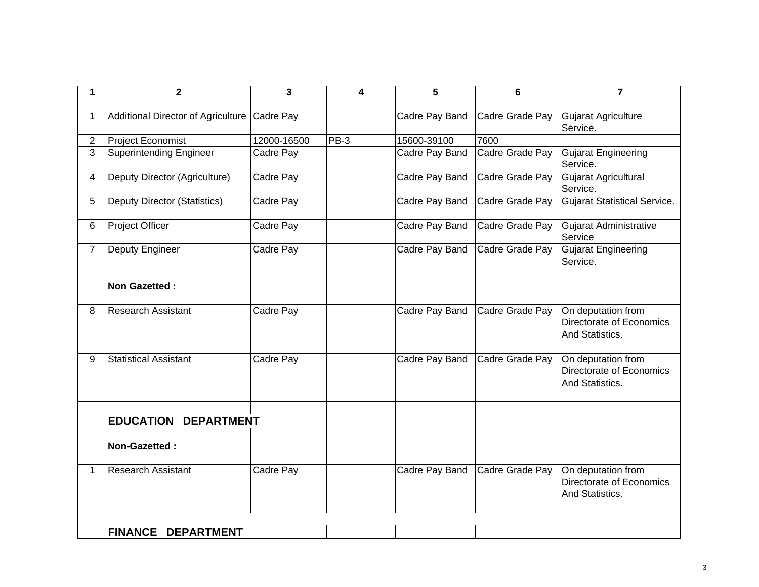| 1 | 2 | 3 | 4 | 5 | 6 | 7 |
|---|---|---|---|---|---|---|
| | | | | | | |
| 1 | Additional Director of Agriculture | Cadre Pay | | Cadre Pay Band | Cadre Grade Pay | Gujarat Agriculture Service. |
| 2 | Project Economist | 12000-16500 | PB-3 | 15600-39100 | 7600 | |
| 3 | Superintending Engineer | Cadre Pay | | Cadre Pay Band | Cadre Grade Pay | Gujarat Engineering Service. |
| 4 | Deputy Director (Agriculture) | Cadre Pay | | Cadre Pay Band | Cadre Grade Pay | Gujarat Agricultural Service. |
| 5 | Deputy Director (Statistics) | Cadre Pay | | Cadre Pay Band | Cadre Grade Pay | Gujarat Statistical Service. |
| 6 | Project Officer | Cadre Pay | | Cadre Pay Band | Cadre Grade Pay | Gujarat Administrative Service |
| 7 | Deputy Engineer | Cadre Pay | | Cadre Pay Band | Cadre Grade Pay | Gujarat Engineering Service. |
| | | | | | | |
| | **Non Gazetted :** | | | | | |
| | | | | | | |
| 8 | Research Assistant | Cadre Pay | | Cadre Pay Band | Cadre Grade Pay | On deputation from Directorate of Economics And Statistics. |
| 9 | Statistical Assistant | Cadre Pay | | Cadre Pay Band | Cadre Grade Pay | On deputation from Directorate of Economics And Statistics. |
| | | | | | | |
| | **EDUCATION DEPARTMENT** | | | | | |
| | | | | | | |
| | **Non-Gazetted :** | | | | | |
| | | | | | | |
| 1 | Research Assistant | Cadre Pay | | Cadre Pay Band | Cadre Grade Pay | On deputation from Directorate of Economics And Statistics. |
| | | | | | | |
| | **FINANCE DEPARTMENT** | | | | | |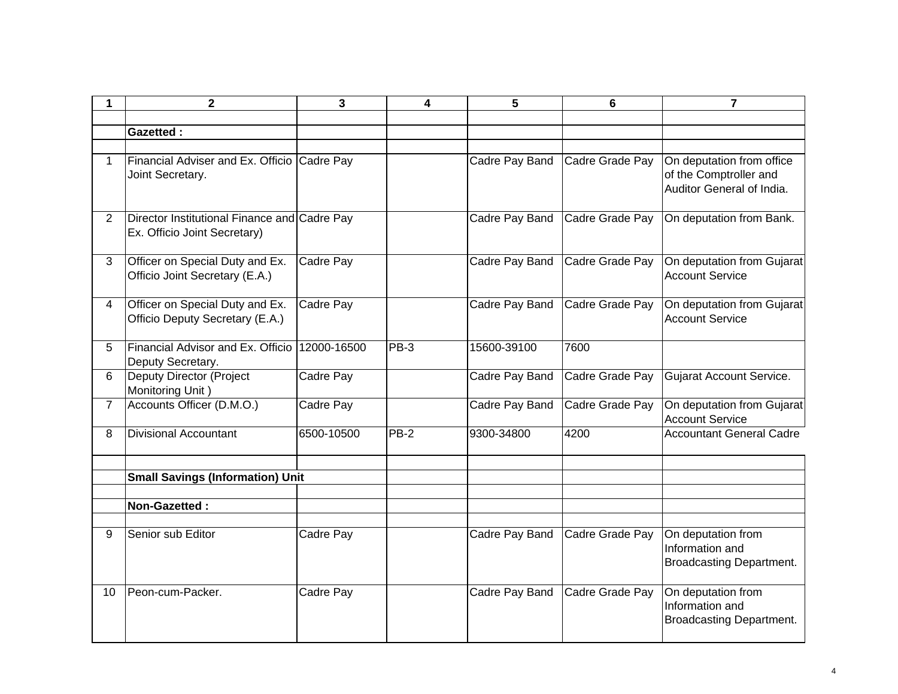| 1 | 2 | 3 | 4 | 5 | 6 | 7 |
|---|---|---|---|---|---|---|
| | | | | | | |
| | **Gazetted :** | | | | | |
| | | | | | | |
| 1 | Financial Adviser and Ex. Officio Joint Secretary. | Cadre Pay | | Cadre Pay Band | Cadre Grade Pay | On deputation from office of the Comptroller and Auditor General of India. |
| 2 | Director Institutional Finance and Ex. Officio Joint Secretary) | Cadre Pay | | Cadre Pay Band | Cadre Grade Pay | On deputation from Bank. |
| 3 | Officer on Special Duty and Ex. Officio Joint Secretary (E.A.) | Cadre Pay | | Cadre Pay Band | Cadre Grade Pay | On deputation from Gujarat Account Service |
| 4 | Officer on Special Duty and Ex. Officio Deputy Secretary (E.A.) | Cadre Pay | | Cadre Pay Band | Cadre Grade Pay | On deputation from Gujarat Account Service |
| 5 | Financial Advisor and Ex. Officio Deputy Secretary. | 12000-16500 | PB-3 | 15600-39100 | 7600 | |
| 6 | Deputy Director (Project Monitoring Unit ) | Cadre Pay | | Cadre Pay Band | Cadre Grade Pay | Gujarat Account Service. |
| 7 | Accounts Officer (D.M.O.) | Cadre Pay | | Cadre Pay Band | Cadre Grade Pay | On deputation from Gujarat Account Service |
| 8 | Divisional Accountant | 6500-10500 | PB-2 | 9300-34800 | 4200 | Accountant General Cadre |
| | | | | | | |
| | **Small Savings (Information) Unit** | | | | | |
| | | | | | | |
| | **Non-Gazetted :** | | | | | |
| | | | | | | |
| 9 | Senior sub Editor | Cadre Pay | | Cadre Pay Band | Cadre Grade Pay | On deputation from Information and Broadcasting Department. |
| 10 | Peon-cum-Packer. | Cadre Pay | | Cadre Pay Band | Cadre Grade Pay | On deputation from Information and Broadcasting Department. |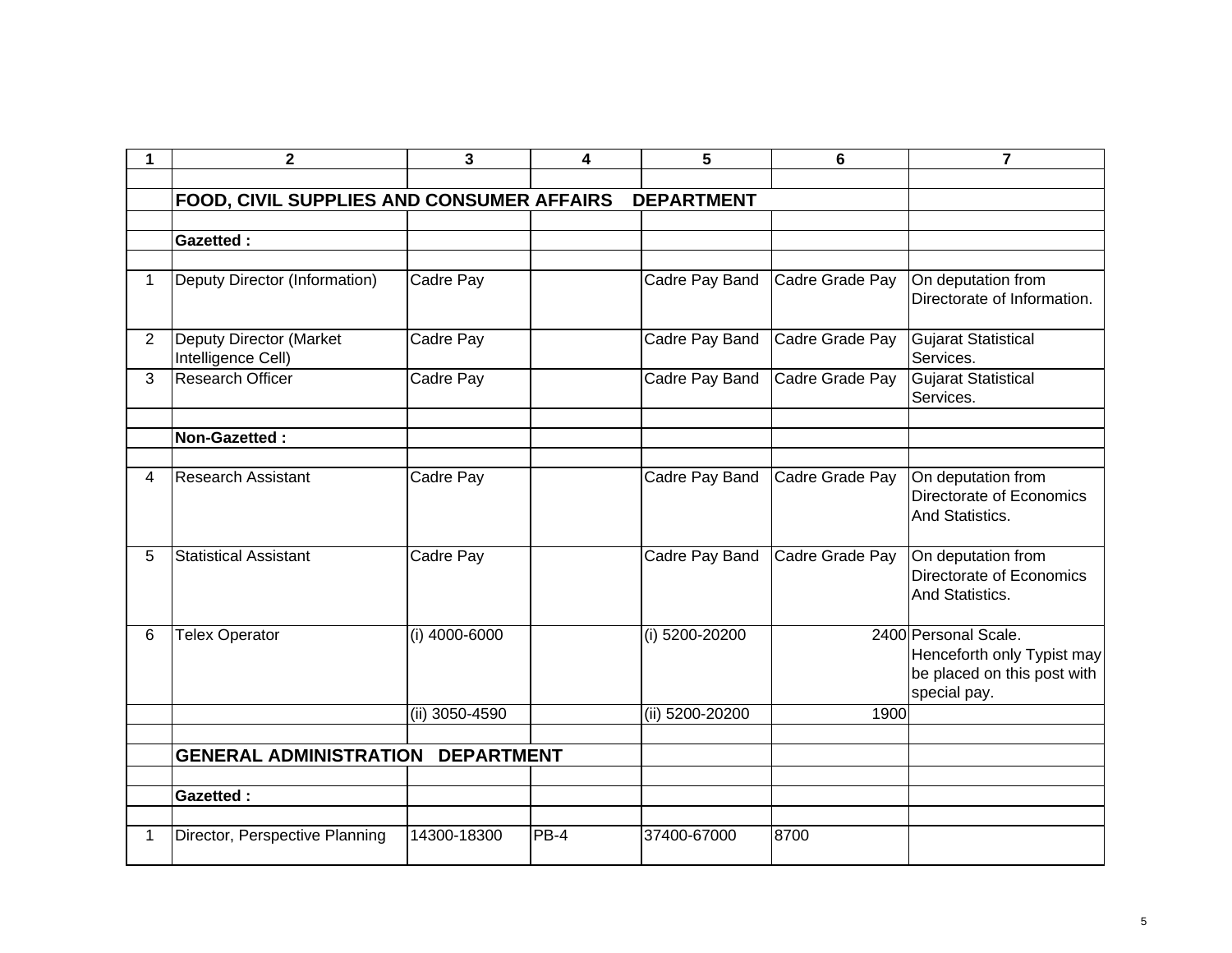| 1 | 2 | 3 | 4 | 5 | 6 | 7 |
|---|---|---|---|---|---|---|
| | | | | | | |
| | **FOOD, CIVIL SUPPLIES AND CONSUMER AFFAIRS DEPARTMENT** | | | | | |
| | | | | | | |
| | **Gazetted :** | | | | | |
| | | | | | | |
| 1 | Deputy Director (Information) | Cadre Pay | | Cadre Pay Band | Cadre Grade Pay | On deputation from Directorate of Information. |
| 2 | Deputy Director (Market Intelligence Cell) | Cadre Pay | | Cadre Pay Band | Cadre Grade Pay | Gujarat Statistical Services. |
| 3 | Research Officer | Cadre Pay | | Cadre Pay Band | Cadre Grade Pay | Gujarat Statistical Services. |
| | | | | | | |
| | **Non-Gazetted :** | | | | | |
| | | | | | | |
| 4 | Research Assistant | Cadre Pay | | Cadre Pay Band | Cadre Grade Pay | On deputation from Directorate of Economics And Statistics. |
| 5 | Statistical Assistant | Cadre Pay | | Cadre Pay Band | Cadre Grade Pay | On deputation from Directorate of Economics And Statistics. |
| 6 | Telex Operator | (i) 4000-6000 | | (i) 5200-20200 | 2400 | Personal Scale. Henceforth only Typist may be placed on this post with special pay. |
| | | (ii) 3050-4590 | | (ii) 5200-20200 | 1900 | |
| | | | | | | |
| | **GENERAL ADMINISTRATION DEPARTMENT** | | | | | |
| | | | | | | |
| | **Gazetted :** | | | | | |
| | | | | | | |
| 1 | Director, Perspective Planning | 14300-18300 | PB-4 | 37400-67000 | 8700 | |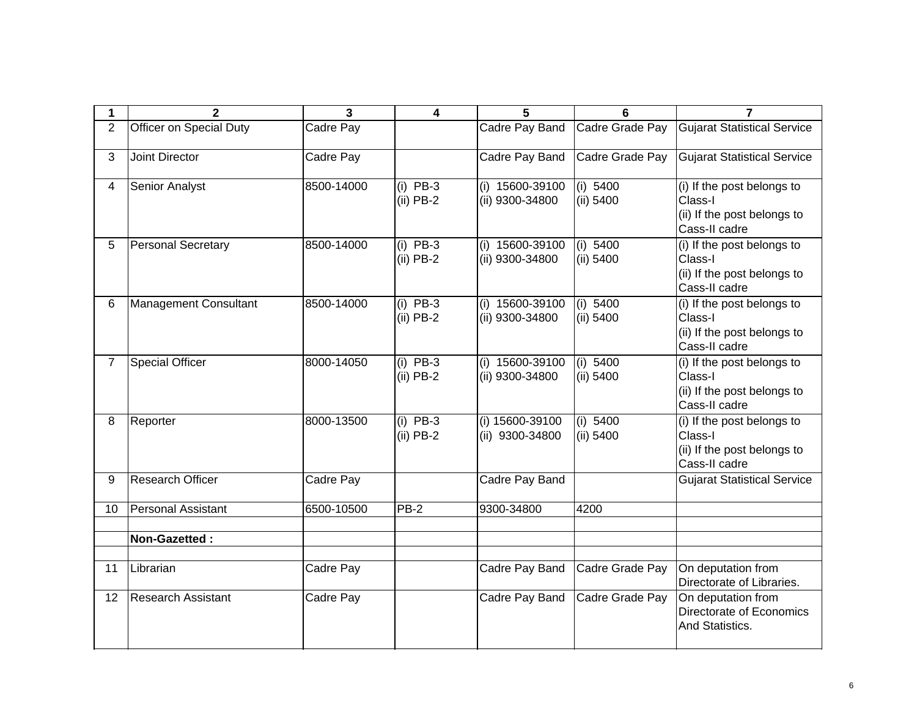| 1 | 2 | 3 | 4 | 5 | 6 | 7 |
|---|---|---|---|---|---|---|
| 2 | Officer on Special Duty | Cadre Pay | | Cadre Pay Band | Cadre Grade Pay | Gujarat Statistical Service |
| 3 | Joint Director | Cadre Pay | | Cadre Pay Band | Cadre Grade Pay | Gujarat Statistical Service |
| 4 | Senior Analyst | 8500-14000 | (i) PB-3<br>(ii) PB-2 | (i) 15600-39100<br>(ii) 9300-34800 | (i) 5400<br>(ii) 5400 | (i) If the post belongs to Class-I<br>(ii) If the post belongs to Cass-II cadre |
| 5 | Personal Secretary | 8500-14000 | (i) PB-3<br>(ii) PB-2 | (i) 15600-39100<br>(ii) 9300-34800 | (i) 5400<br>(ii) 5400 | (i) If the post belongs to Class-I<br>(ii) If the post belongs to Cass-II cadre |
| 6 | Management Consultant | 8500-14000 | (i) PB-3<br>(ii) PB-2 | (i) 15600-39100<br>(ii) 9300-34800 | (i) 5400<br>(ii) 5400 | (i) If the post belongs to Class-I<br>(ii) If the post belongs to Cass-II cadre |
| 7 | Special Officer | 8000-14050 | (i) PB-3<br>(ii) PB-2 | (i) 15600-39100<br>(ii) 9300-34800 | (i) 5400<br>(ii) 5400 | (i) If the post belongs to Class-I<br>(ii) If the post belongs to Cass-II cadre |
| 8 | Reporter | 8000-13500 | (i) PB-3<br>(ii) PB-2 | (i) 15600-39100<br>(ii) 9300-34800 | (i) 5400<br>(ii) 5400 | (i) If the post belongs to Class-I<br>(ii) If the post belongs to Cass-II cadre |
| 9 | Research Officer | Cadre Pay | | Cadre Pay Band | | Gujarat Statistical Service |
| 10 | Personal Assistant | 6500-10500 | PB-2 | 9300-34800 | 4200 | |
| | | | | | | |
| | **Non-Gazetted :** | | | | | |
| | | | | | | |
| 11 | Librarian | Cadre Pay | | Cadre Pay Band | Cadre Grade Pay | On deputation from Directorate of Libraries. |
| 12 | Research Assistant | Cadre Pay | | Cadre Pay Band | Cadre Grade Pay | On deputation from Directorate of Economics And Statistics. |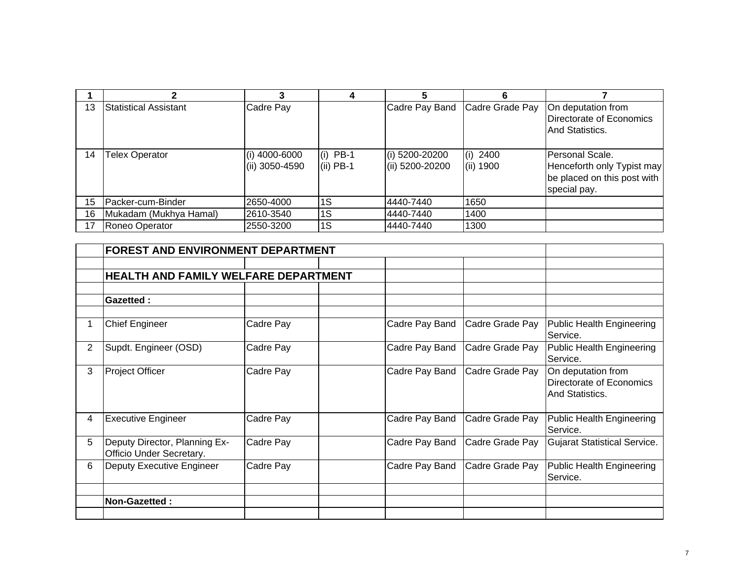| 1 | 2 | 3 | 4 | 5 | 6 | 7 |
|---|---|---|---|---|---|---|
| 13 | Statistical Assistant | Cadre Pay | | Cadre Pay Band | Cadre Grade Pay | On deputation from Directorate of Economics And Statistics. |
| 14 | Telex Operator | (i) 4000-6000<br>(ii) 3050-4590 | (i) PB-1<br>(ii) PB-1 | (i) 5200-20200<br>(ii) 5200-20200 | (i) 2400<br>(ii) 1900 | Personal Scale. Henceforth only Typist may be placed on this post with special pay. |
| 15 | Packer-cum-Binder | 2650-4000 | 1S | 4440-7440 | 1650 | |
| 16 | Mukadam (Mukhya Hamal) | 2610-3540 | 1S | 4440-7440 | 1400 | |
| 17 | Roneo Operator | 2550-3200 | 1S | 4440-7440 | 1300 | |

| | | | | | | |
|---|---|---|---|---|---|---|
| | **FOREST AND ENVIRONMENT DEPARTMENT** | | | | | |
| | | | | | | |
| | **HEALTH AND FAMILY WELFARE DEPARTMENT** | | | | | |
| | | | | | | |
| | **Gazetted :** | | | | | |
| | | | | | | |
| 1 | Chief Engineer | Cadre Pay | | Cadre Pay Band | Cadre Grade Pay | Public Health Engineering Service. |
| 2 | Supdt. Engineer (OSD) | Cadre Pay | | Cadre Pay Band | Cadre Grade Pay | Public Health Engineering Service. |
| 3 | Project Officer | Cadre Pay | | Cadre Pay Band | Cadre Grade Pay | On deputation from Directorate of Economics And Statistics. |
| 4 | Executive Engineer | Cadre Pay | | Cadre Pay Band | Cadre Grade Pay | Public Health Engineering Service. |
| 5 | Deputy Director, Planning Ex-Officio Under Secretary. | Cadre Pay | | Cadre Pay Band | Cadre Grade Pay | Gujarat Statistical Service. |
| 6 | Deputy Executive Engineer | Cadre Pay | | Cadre Pay Band | Cadre Grade Pay | Public Health Engineering Service. |
| | | | | | | |
| | **Non-Gazetted :** | | | | | |
| | | | | | | |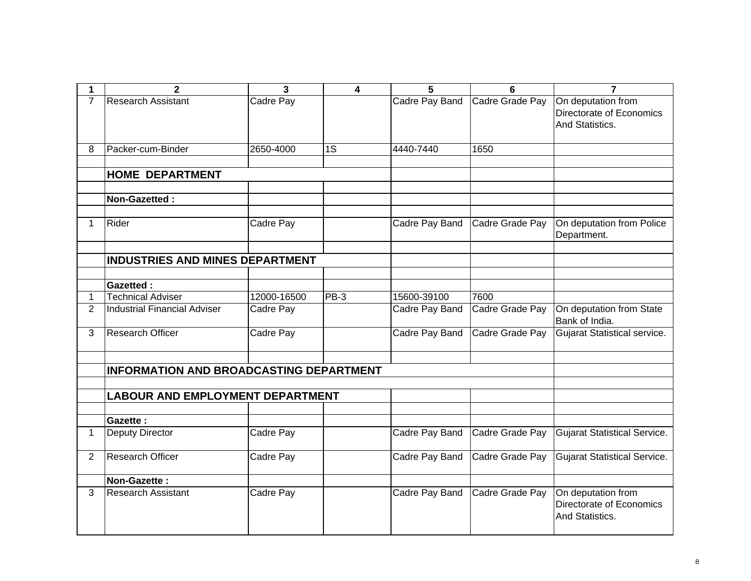| 1 | 2 | 3 | 4 | 5 | 6 | 7 |
|---|---|---|---|---|---|---|
| 7 | Research Assistant | Cadre Pay | | Cadre Pay Band | Cadre Grade Pay | On deputation from Directorate of Economics And Statistics. |
| 8 | Packer-cum-Binder | 2650-4000 | 1S | 4440-7440 | 1650 | |
| | | | | | | |
| | **HOME DEPARTMENT** | | | | | |
| | | | | | | |
| | **Non-Gazetted :** | | | | | |
| | | | | | | |
| 1 | Rider | Cadre Pay | | Cadre Pay Band | Cadre Grade Pay | On deputation from Police Department. |
| | | | | | | |
| | **INDUSTRIES AND MINES DEPARTMENT** | | | | | |
| | | | | | | |
| | **Gazetted :** | | | | | |
| 1 | Technical Adviser | 12000-16500 | PB-3 | 15600-39100 | 7600 | |
| 2 | Industrial Financial Adviser | Cadre Pay | | Cadre Pay Band | Cadre Grade Pay | On deputation from State Bank of India. |
| 3 | Research Officer | Cadre Pay | | Cadre Pay Band | Cadre Grade Pay | Gujarat Statistical service. |
| | | | | | | |
| | **INFORMATION AND BROADCASTING DEPARTMENT** | | | | | |
| | | | | | | |
| | **LABOUR AND EMPLOYMENT DEPARTMENT** | | | | | |
| | | | | | | |
| | **Gazette :** | | | | | |
| 1 | Deputy Director | Cadre Pay | | Cadre Pay Band | Cadre Grade Pay | Gujarat Statistical Service. |
| 2 | Research Officer | Cadre Pay | | Cadre Pay Band | Cadre Grade Pay | Gujarat Statistical Service. |
| | **Non-Gazette :** | | | | | |
| 3 | Research Assistant | Cadre Pay | | Cadre Pay Band | Cadre Grade Pay | On deputation from Directorate of Economics And Statistics. |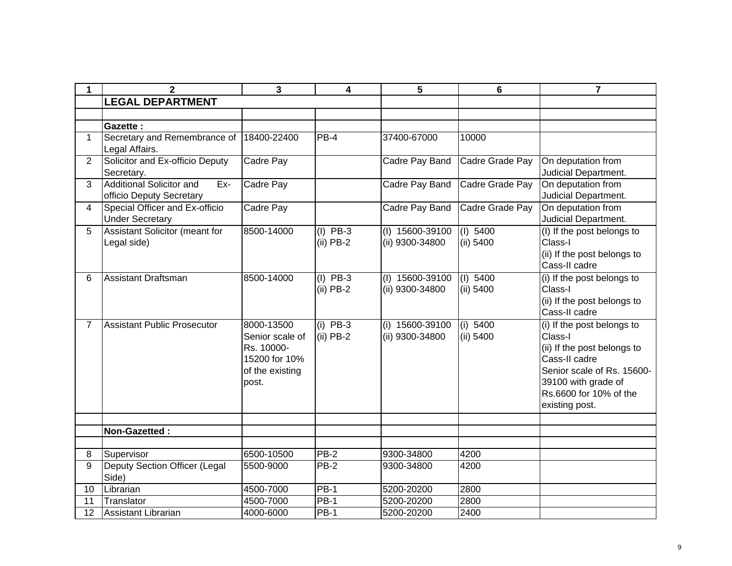| 1 | 2 | 3 | 4 | 5 | 6 | 7 |
|---|---|---|---|---|---|---|
| | **LEGAL DEPARTMENT** | | | | | |
| | | | | | | |
| | **Gazette :** | | | | | |
| 1 | Secretary and Remembrance of Legal Affairs. | 18400-22400 | PB-4 | 37400-67000 | 10000 | |
| 2 | Solicitor and Ex-officio Deputy Secretary. | Cadre Pay | | Cadre Pay Band | Cadre Grade Pay | On deputation from Judicial Department. |
| 3 | Additional Solicitor and Ex-officio Deputy Secretary | Cadre Pay | | Cadre Pay Band | Cadre Grade Pay | On deputation from Judicial Department. |
| 4 | Special Officer and Ex-officio Under Secretary | Cadre Pay | | Cadre Pay Band | Cadre Grade Pay | On deputation from Judicial Department. |
| 5 | Assistant Solicitor (meant for Legal side) | 8500-14000 | (I) PB-3<br>(ii) PB-2 | (I) 15600-39100<br>(ii) 9300-34800 | (I) 5400<br>(ii) 5400 | (I) If the post belongs to Class-I<br>(ii) If the post belongs to Cass-II cadre |
| 6 | Assistant Draftsman | 8500-14000 | (I) PB-3<br>(ii) PB-2 | (I) 15600-39100<br>(ii) 9300-34800 | (I) 5400<br>(ii) 5400 | (i) If the post belongs to Class-I<br>(ii) If the post belongs to Cass-II cadre |
| 7 | Assistant Public Prosecutor | 8000-13500 Senior scale of Rs. 10000-15200 for 10% of the existing post. | (i) PB-3<br>(ii) PB-2 | (i) 15600-39100<br>(ii) 9300-34800 | (i) 5400<br>(ii) 5400 | (i) If the post belongs to Class-I<br>(ii) If the post belongs to Cass-II cadre<br>Senior scale of Rs. 15600-39100 with grade of Rs.6600 for 10% of the existing post. |
| | | | | | | |
| | **Non-Gazetted :** | | | | | |
| | | | | | | |
| 8 | Supervisor | 6500-10500 | PB-2 | 9300-34800 | 4200 | |
| 9 | Deputy Section Officer (Legal Side) | 5500-9000 | PB-2 | 9300-34800 | 4200 | |
| 10 | Librarian | 4500-7000 | PB-1 | 5200-20200 | 2800 | |
| 11 | Translator | 4500-7000 | PB-1 | 5200-20200 | 2800 | |
| 12 | Assistant Librarian | 4000-6000 | PB-1 | 5200-20200 | 2400 | |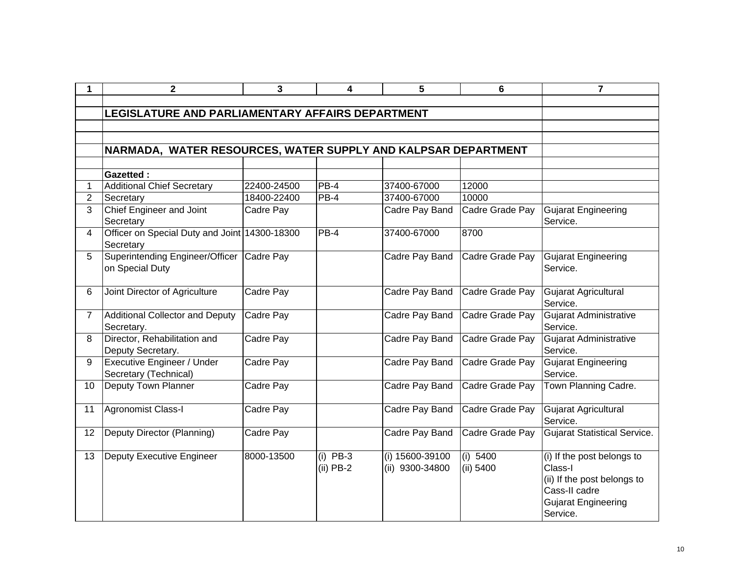| 1 | 2 | 3 | 4 | 5 | 6 | 7 |
|---|---|---|---|---|---|---|
| | | | | | | |
| | **LEGISLATURE AND PARLIAMENTARY AFFAIRS DEPARTMENT** | | | | | |
| | | | | | | |
| | | | | | | |
| | **NARMADA, WATER RESOURCES, WATER SUPPLY AND KALPSAR DEPARTMENT** | | | | | |
| | | | | | | |
| | **Gazetted :** | | | | | |
| 1 | Additional Chief Secretary | 22400-24500 | PB-4 | 37400-67000 | 12000 | |
| 2 | Secretary | 18400-22400 | PB-4 | 37400-67000 | 10000 | |
| 3 | Chief Engineer and Joint Secretary | Cadre Pay | | Cadre Pay Band | Cadre Grade Pay | Gujarat Engineering Service. |
| 4 | Officer on Special Duty and Joint Secretary | 14300-18300 | PB-4 | 37400-67000 | 8700 | |
| 5 | Superintending Engineer/Officer on Special Duty | Cadre Pay | | Cadre Pay Band | Cadre Grade Pay | Gujarat Engineering Service. |
| 6 | Joint Director of Agriculture | Cadre Pay | | Cadre Pay Band | Cadre Grade Pay | Gujarat Agricultural Service. |
| 7 | Additional Collector and Deputy Secretary. | Cadre Pay | | Cadre Pay Band | Cadre Grade Pay | Gujarat Administrative Service. |
| 8 | Director, Rehabilitation and Deputy Secretary. | Cadre Pay | | Cadre Pay Band | Cadre Grade Pay | Gujarat Administrative Service. |
| 9 | Executive Engineer / Under Secretary (Technical) | Cadre Pay | | Cadre Pay Band | Cadre Grade Pay | Gujarat Engineering Service. |
| 10 | Deputy Town Planner | Cadre Pay | | Cadre Pay Band | Cadre Grade Pay | Town Planning Cadre. |
| 11 | Agronomist Class-I | Cadre Pay | | Cadre Pay Band | Cadre Grade Pay | Gujarat Agricultural Service. |
| 12 | Deputy Director (Planning) | Cadre Pay | | Cadre Pay Band | Cadre Grade Pay | Gujarat Statistical Service. |
| 13 | Deputy Executive Engineer | 8000-13500 | (i) PB-3<br>(ii) PB-2 | (i) 15600-39100<br>(ii) 9300-34800 | (i) 5400<br>(ii) 5400 | (i) If the post belongs to Class-I<br>(ii) If the post belongs to Cass-II cadre<br>Gujarat Engineering Service. |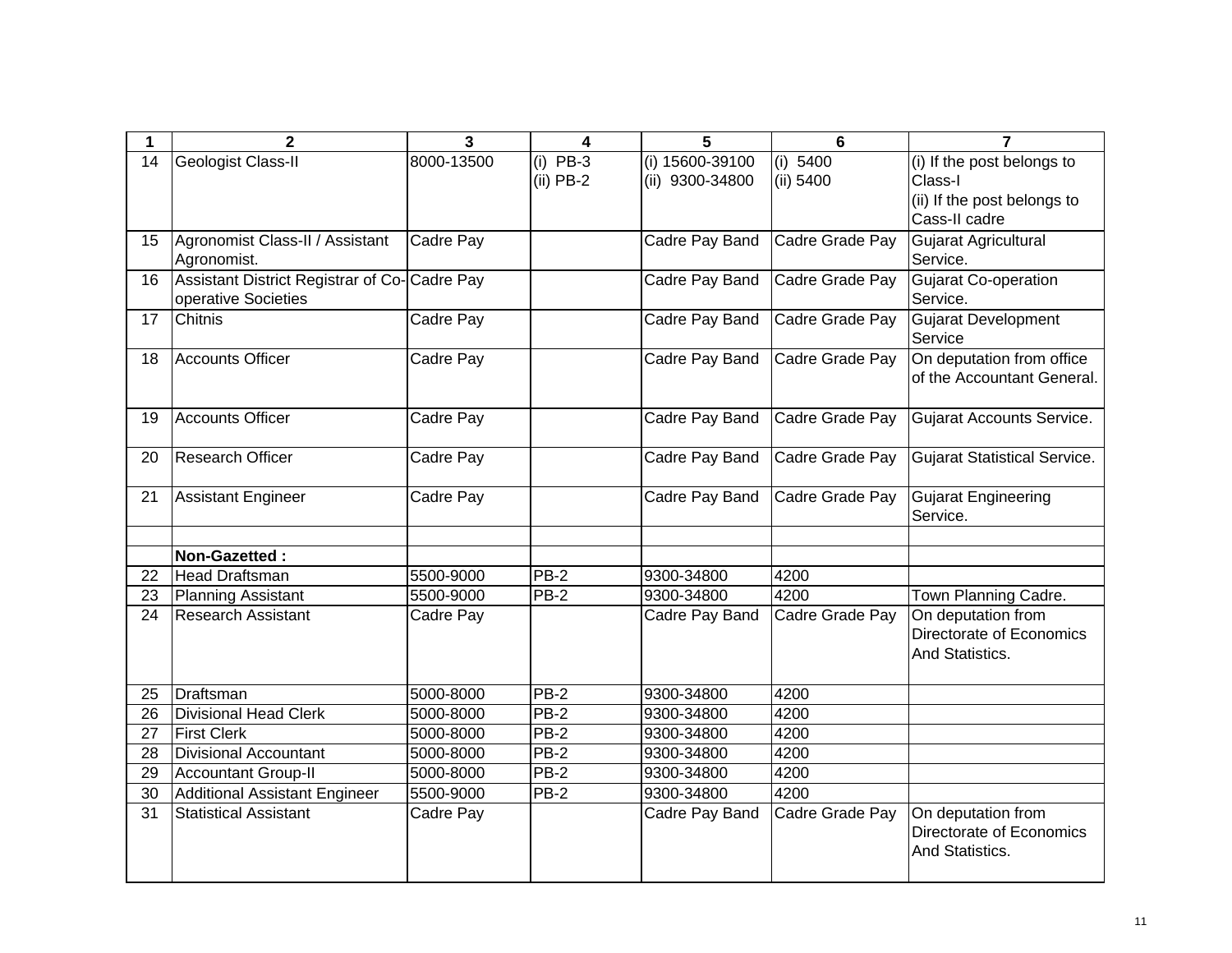| 1 | 2 | 3 | 4 | 5 | 6 | 7 |
|---|---|---|---|---|---|---|
| 14 | Geologist Class-II | 8000-13500 | (i) PB-3<br>(ii) PB-2 | (i) 15600-39100<br>(ii) 9300-34800 | (i) 5400<br>(ii) 5400 | (i) If the post belongs to Class-I<br>(ii) If the post belongs to Cass-II cadre |
| 15 | Agronomist Class-II / Assistant Agronomist. | Cadre Pay | | Cadre Pay Band | Cadre Grade Pay | Gujarat Agricultural Service. |
| 16 | Assistant District Registrar of Co-operative Societies | Cadre Pay | | Cadre Pay Band | Cadre Grade Pay | Gujarat Co-operation Service. |
| 17 | Chitnis | Cadre Pay | | Cadre Pay Band | Cadre Grade Pay | Gujarat Development Service |
| 18 | Accounts Officer | Cadre Pay | | Cadre Pay Band | Cadre Grade Pay | On deputation from office of the Accountant General. |
| 19 | Accounts Officer | Cadre Pay | | Cadre Pay Band | Cadre Grade Pay | Gujarat Accounts Service. |
| 20 | Research Officer | Cadre Pay | | Cadre Pay Band | Cadre Grade Pay | Gujarat Statistical Service. |
| 21 | Assistant Engineer | Cadre Pay | | Cadre Pay Band | Cadre Grade Pay | Gujarat Engineering Service. |
| | | | | | | |
| | **Non-Gazetted :** | | | | | |
| 22 | Head Draftsman | 5500-9000 | PB-2 | 9300-34800 | 4200 | |
| 23 | Planning Assistant | 5500-9000 | PB-2 | 9300-34800 | 4200 | Town Planning Cadre. |
| 24 | Research Assistant | Cadre Pay | | Cadre Pay Band | Cadre Grade Pay | On deputation from Directorate of Economics And Statistics. |
| 25 | Draftsman | 5000-8000 | PB-2 | 9300-34800 | 4200 | |
| 26 | Divisional Head Clerk | 5000-8000 | PB-2 | 9300-34800 | 4200 | |
| 27 | First Clerk | 5000-8000 | PB-2 | 9300-34800 | 4200 | |
| 28 | Divisional Accountant | 5000-8000 | PB-2 | 9300-34800 | 4200 | |
| 29 | Accountant Group-II | 5000-8000 | PB-2 | 9300-34800 | 4200 | |
| 30 | Additional Assistant Engineer | 5500-9000 | PB-2 | 9300-34800 | 4200 | |
| 31 | Statistical Assistant | Cadre Pay | | Cadre Pay Band | Cadre Grade Pay | On deputation from Directorate of Economics And Statistics. |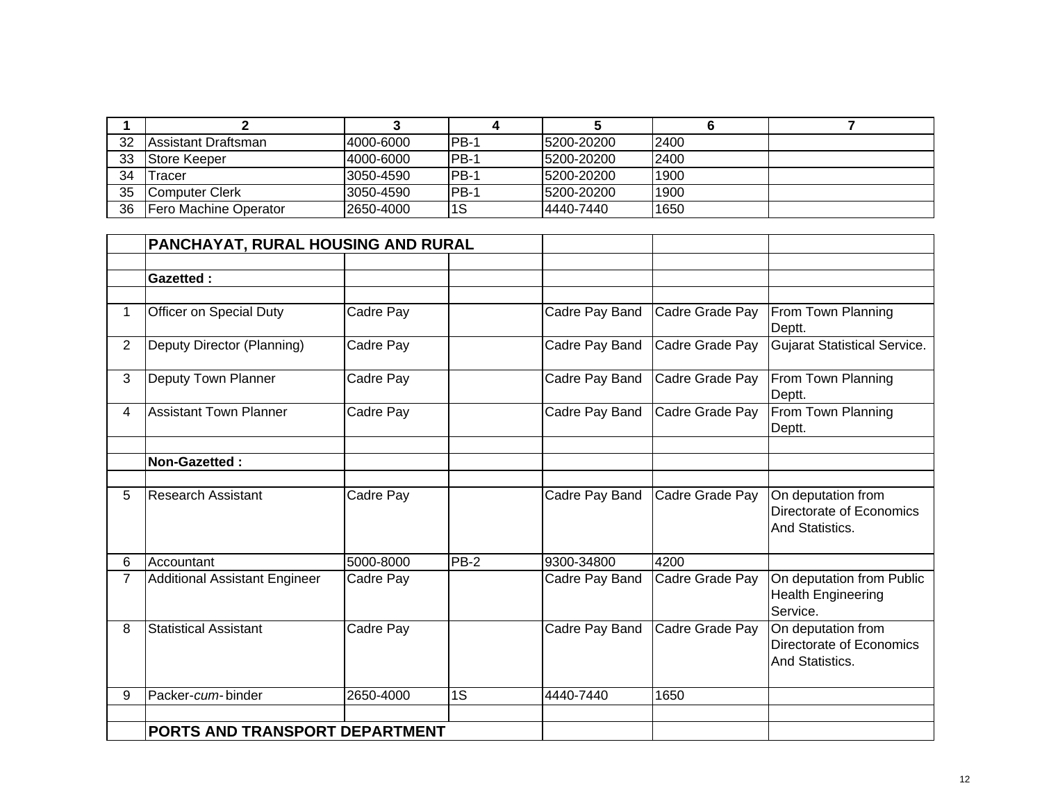| 1 | 2 | 3 | 4 | 5 | 6 | 7 |
|---|---|---|---|---|---|---|
| 32 | Assistant Draftsman | 4000-6000 | PB-1 | 5200-20200 | 2400 | |
| 33 | Store Keeper | 4000-6000 | PB-1 | 5200-20200 | 2400 | |
| 34 | Tracer | 3050-4590 | PB-1 | 5200-20200 | 1900 | |
| 35 | Computer Clerk | 3050-4590 | PB-1 | 5200-20200 | 1900 | |
| 36 | Fero Machine Operator | 2650-4000 | 1S | 4440-7440 | 1650 | |

| | | | | | | |
|---|---|---|---|---|---|---|
| | **PANCHAYAT, RURAL HOUSING AND RURAL** | | | | | |
| | | | | | | |
| | **Gazetted :** | | | | | |
| | | | | | | |
| 1 | Officer on Special Duty | Cadre Pay | | Cadre Pay Band | Cadre Grade Pay | From Town Planning Deptt. |
| 2 | Deputy Director (Planning) | Cadre Pay | | Cadre Pay Band | Cadre Grade Pay | Gujarat Statistical Service. |
| 3 | Deputy Town Planner | Cadre Pay | | Cadre Pay Band | Cadre Grade Pay | From Town Planning Deptt. |
| 4 | Assistant Town Planner | Cadre Pay | | Cadre Pay Band | Cadre Grade Pay | From Town Planning Deptt. |
| | | | | | | |
| | **Non-Gazetted :** | | | | | |
| | | | | | | |
| 5 | Research Assistant | Cadre Pay | | Cadre Pay Band | Cadre Grade Pay | On deputation from Directorate of Economics And Statistics. |
| 6 | Accountant | 5000-8000 | PB-2 | 9300-34800 | 4200 | |
| 7 | Additional Assistant Engineer | Cadre Pay | | Cadre Pay Band | Cadre Grade Pay | On deputation from Public Health Engineering Service. |
| 8 | Statistical Assistant | Cadre Pay | | Cadre Pay Band | Cadre Grade Pay | On deputation from Directorate of Economics And Statistics. |
| 9 | Packer-*cum*- binder | 2650-4000 | 1S | 4440-7440 | 1650 | |
| | | | | | | |
| | **PORTS AND TRANSPORT DEPARTMENT** | | | | | |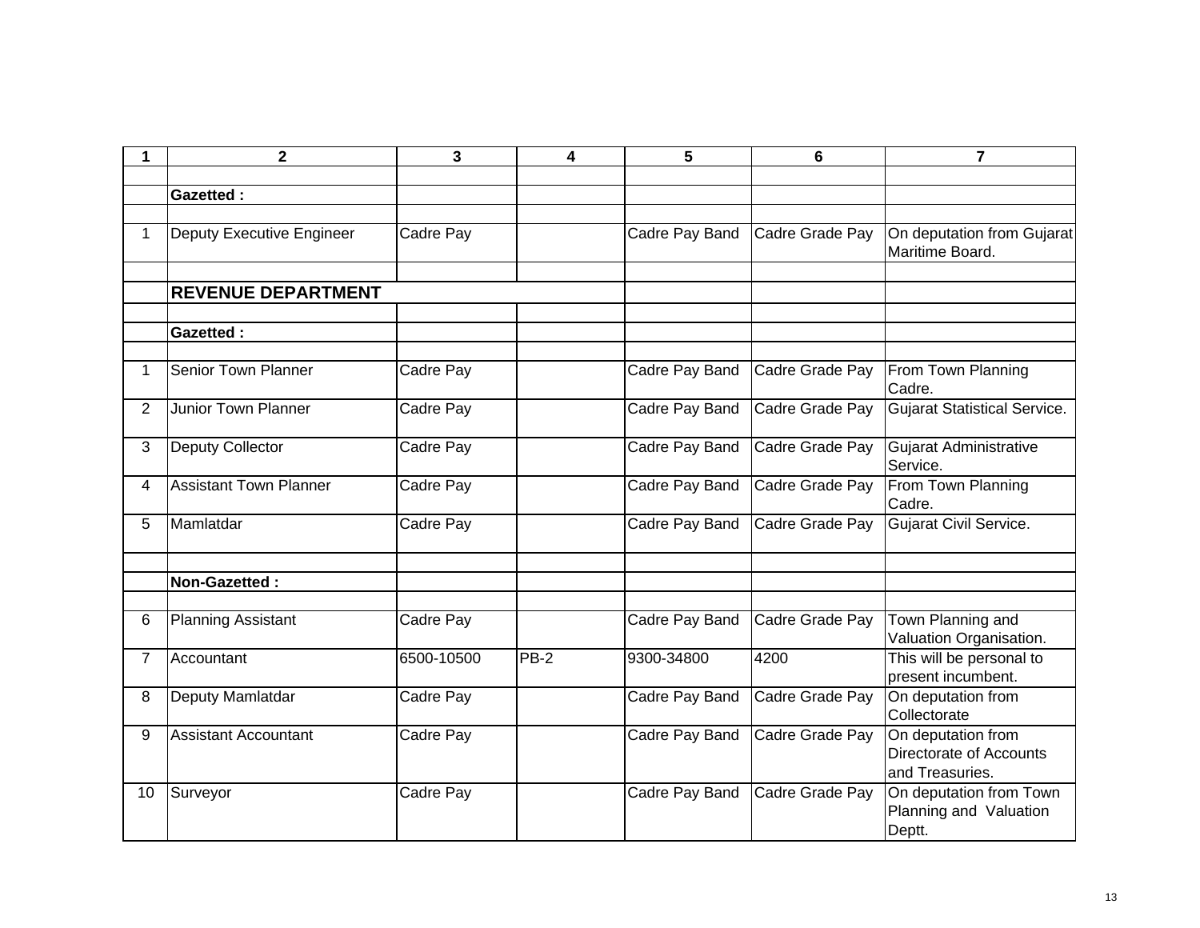| 1 | 2 | 3 | 4 | 5 | 6 | 7 |
|---|---|---|---|---|---|---|
| | | | | | | |
| | **Gazetted :** | | | | | |
| | | | | | | |
| 1 | Deputy Executive Engineer | Cadre Pay | | Cadre Pay Band | Cadre Grade Pay | On deputation from Gujarat Maritime Board. |
| | | | | | | |
| | **REVENUE DEPARTMENT** | | | | | |
| | | | | | | |
| | **Gazetted :** | | | | | |
| | | | | | | |
| 1 | Senior Town Planner | Cadre Pay | | Cadre Pay Band | Cadre Grade Pay | From Town Planning Cadre. |
| 2 | Junior Town Planner | Cadre Pay | | Cadre Pay Band | Cadre Grade Pay | Gujarat Statistical Service. |
| 3 | Deputy Collector | Cadre Pay | | Cadre Pay Band | Cadre Grade Pay | Gujarat Administrative Service. |
| 4 | Assistant Town Planner | Cadre Pay | | Cadre Pay Band | Cadre Grade Pay | From Town Planning Cadre. |
| 5 | Mamlatdar | Cadre Pay | | Cadre Pay Band | Cadre Grade Pay | Gujarat Civil Service. |
| | | | | | | |
| | **Non-Gazetted :** | | | | | |
| | | | | | | |
| 6 | Planning Assistant | Cadre Pay | | Cadre Pay Band | Cadre Grade Pay | Town Planning and Valuation Organisation. |
| 7 | Accountant | 6500-10500 | PB-2 | 9300-34800 | 4200 | This will be personal to present incumbent. |
| 8 | Deputy Mamlatdar | Cadre Pay | | Cadre Pay Band | Cadre Grade Pay | On deputation from Collectorate |
| 9 | Assistant Accountant | Cadre Pay | | Cadre Pay Band | Cadre Grade Pay | On deputation from Directorate of Accounts and Treasuries. |
| 10 | Surveyor | Cadre Pay | | Cadre Pay Band | Cadre Grade Pay | On deputation from Town Planning and Valuation Deptt. |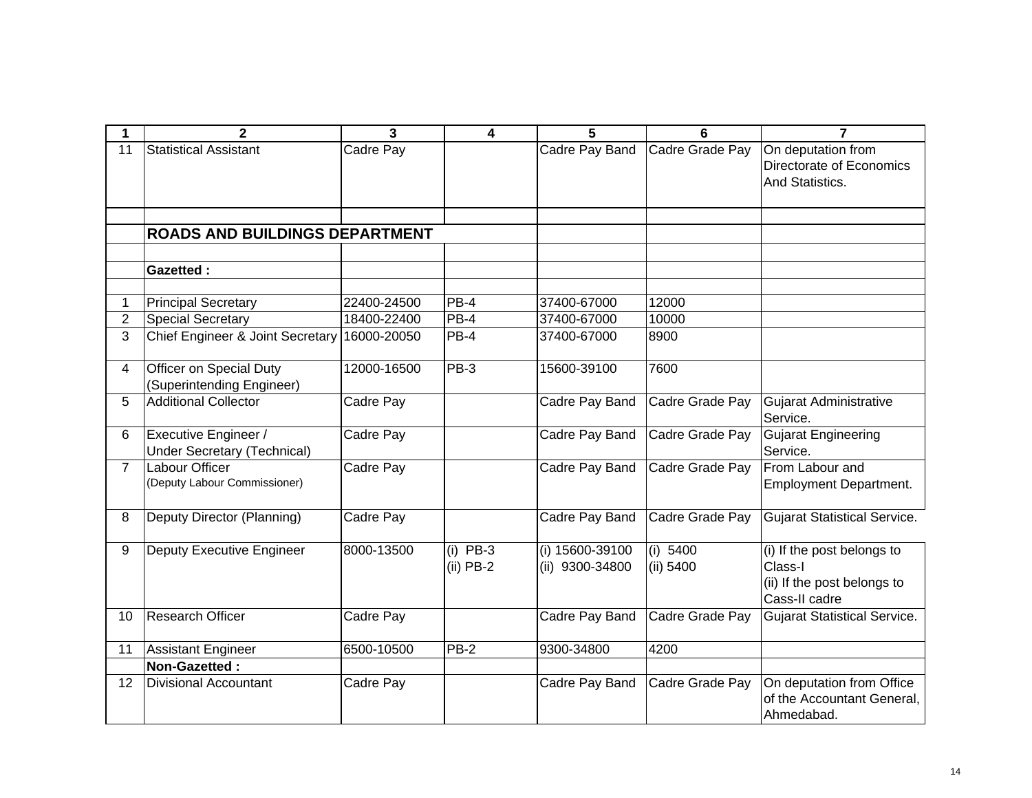| 1 | 2 | 3 | 4 | 5 | 6 | 7 |
|---|---|---|---|---|---|---|
| 11 | Statistical Assistant | Cadre Pay | | Cadre Pay Band | Cadre Grade Pay | On deputation from Directorate of Economics And Statistics. |
| | | | | | | |
| | **ROADS AND BUILDINGS DEPARTMENT** | | | | | |
| | | | | | | |
| | **Gazetted :** | | | | | |
| | | | | | | |
| 1 | Principal Secretary | 22400-24500 | PB-4 | 37400-67000 | 12000 | |
| 2 | Special Secretary | 18400-22400 | PB-4 | 37400-67000 | 10000 | |
| 3 | Chief Engineer & Joint Secretary | 16000-20050 | PB-4 | 37400-67000 | 8900 | |
| 4 | Officer on Special Duty (Superintending Engineer) | 12000-16500 | PB-3 | 15600-39100 | 7600 | |
| 5 | Additional Collector | Cadre Pay | | Cadre Pay Band | Cadre Grade Pay | Gujarat Administrative Service. |
| 6 | Executive Engineer / Under Secretary (Technical) | Cadre Pay | | Cadre Pay Band | Cadre Grade Pay | Gujarat Engineering Service. |
| 7 | Labour Officer (Deputy Labour Commissioner) | Cadre Pay | | Cadre Pay Band | Cadre Grade Pay | From Labour and Employment Department. |
| 8 | Deputy Director (Planning) | Cadre Pay | | Cadre Pay Band | Cadre Grade Pay | Gujarat Statistical Service. |
| 9 | Deputy Executive Engineer | 8000-13500 | (i) PB-3<br>(ii) PB-2 | (i) 15600-39100<br>(ii) 9300-34800 | (i) 5400<br>(ii) 5400 | (i) If the post belongs to Class-I<br>(ii) If the post belongs to Cass-II cadre |
| 10 | Research Officer | Cadre Pay | | Cadre Pay Band | Cadre Grade Pay | Gujarat Statistical Service. |
| 11 | Assistant Engineer | 6500-10500 | PB-2 | 9300-34800 | 4200 | |
| | **Non-Gazetted :** | | | | | |
| 12 | Divisional Accountant | Cadre Pay | | Cadre Pay Band | Cadre Grade Pay | On deputation from Office of the Accountant General, Ahmedabad. |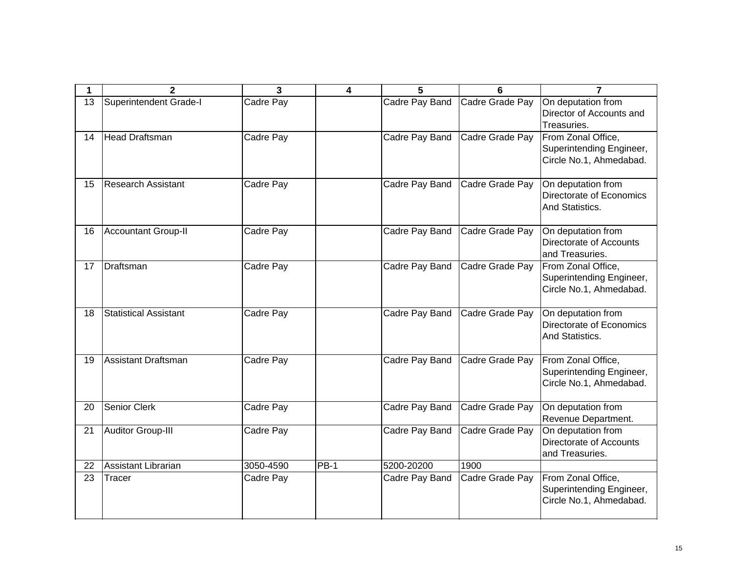| 1 | 2 | 3 | 4 | 5 | 6 | 7 |
|---|---|---|---|---|---|---|
| 13 | Superintendent Grade-I | Cadre Pay | | Cadre Pay Band | Cadre Grade Pay | On deputation from Director of Accounts and Treasuries. |
| 14 | Head Draftsman | Cadre Pay | | Cadre Pay Band | Cadre Grade Pay | From Zonal Office, Superintending Engineer, Circle No.1, Ahmedabad. |
| 15 | Research Assistant | Cadre Pay | | Cadre Pay Band | Cadre Grade Pay | On deputation from Directorate of Economics And Statistics. |
| 16 | Accountant Group-II | Cadre Pay | | Cadre Pay Band | Cadre Grade Pay | On deputation from Directorate of Accounts and Treasuries. |
| 17 | Draftsman | Cadre Pay | | Cadre Pay Band | Cadre Grade Pay | From Zonal Office, Superintending Engineer, Circle No.1, Ahmedabad. |
| 18 | Statistical Assistant | Cadre Pay | | Cadre Pay Band | Cadre Grade Pay | On deputation from Directorate of Economics And Statistics. |
| 19 | Assistant Draftsman | Cadre Pay | | Cadre Pay Band | Cadre Grade Pay | From Zonal Office, Superintending Engineer, Circle No.1, Ahmedabad. |
| 20 | Senior Clerk | Cadre Pay | | Cadre Pay Band | Cadre Grade Pay | On deputation from Revenue Department. |
| 21 | Auditor Group-III | Cadre Pay | | Cadre Pay Band | Cadre Grade Pay | On deputation from Directorate of Accounts and Treasuries. |
| 22 | Assistant Librarian | 3050-4590 | PB-1 | 5200-20200 | 1900 | |
| 23 | Tracer | Cadre Pay | | Cadre Pay Band | Cadre Grade Pay | From Zonal Office, Superintending Engineer, Circle No.1, Ahmedabad. |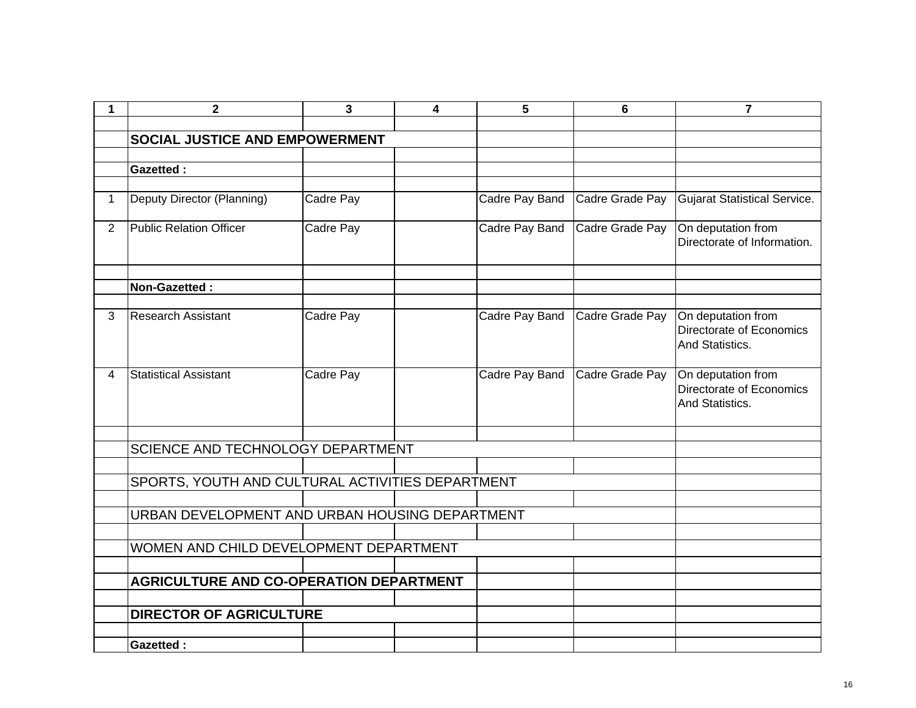| 1 | 2 | 3 | 4 | 5 | 6 | 7 |
|---|---|---|---|---|---|---|
| | | | | | | |
| | **SOCIAL JUSTICE AND EMPOWERMENT** | | | | | |
| | | | | | | |
| | **Gazetted :** | | | | | |
| | | | | | | |
| 1 | Deputy Director (Planning) | Cadre Pay | | Cadre Pay Band | Cadre Grade Pay | Gujarat Statistical Service. |
| 2 | Public Relation Officer | Cadre Pay | | Cadre Pay Band | Cadre Grade Pay | On deputation from Directorate of Information. |
| | | | | | | |
| | **Non-Gazetted :** | | | | | |
| | | | | | | |
| 3 | Research Assistant | Cadre Pay | | Cadre Pay Band | Cadre Grade Pay | On deputation from Directorate of Economics And Statistics. |
| 4 | Statistical Assistant | Cadre Pay | | Cadre Pay Band | Cadre Grade Pay | On deputation from Directorate of Economics And Statistics. |
| | | | | | | |
| | SCIENCE AND TECHNOLOGY DEPARTMENT | | | | | |
| | | | | | | |
| | SPORTS, YOUTH AND CULTURAL ACTIVITIES DEPARTMENT | | | | | |
| | | | | | | |
| | URBAN DEVELOPMENT AND URBAN HOUSING DEPARTMENT | | | | | |
| | | | | | | |
| | WOMEN AND CHILD DEVELOPMENT DEPARTMENT | | | | | |
| | | | | | | |
| | **AGRICULTURE AND CO-OPERATION DEPARTMENT** | | | | | |
| | | | | | | |
| | **DIRECTOR OF AGRICULTURE** | | | | | |
| | | | | | | |
| | **Gazetted :** | | | | | |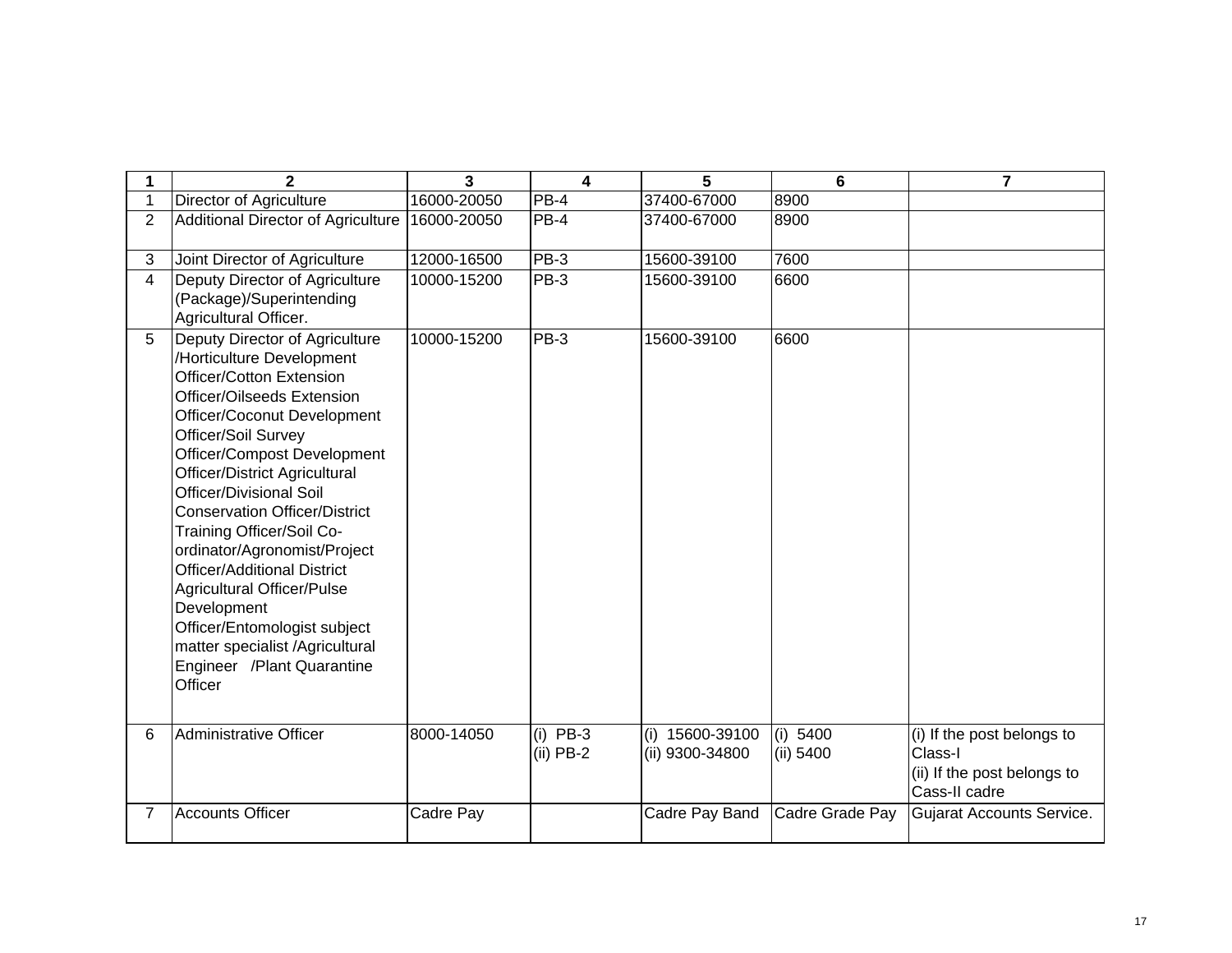| 1 | 2 | 3 | 4 | 5 | 6 | 7 |
|---|---|---|---|---|---|---|
| 1 | Director of Agriculture | 16000-20050 | PB-4 | 37400-67000 | 8900 | |
| 2 | Additional Director of Agriculture | 16000-20050 | PB-4 | 37400-67000 | 8900 | |
| 3 | Joint Director of Agriculture | 12000-16500 | PB-3 | 15600-39100 | 7600 | |
| 4 | Deputy Director of Agriculture (Package)/Superintending Agricultural Officer. | 10000-15200 | PB-3 | 15600-39100 | 6600 | |
| 5 | Deputy Director of Agriculture /Horticulture Development Officer/Cotton Extension Officer/Oilseeds Extension Officer/Coconut Development Officer/Soil Survey Officer/Compost Development Officer/District Agricultural Officer/Divisional Soil Conservation Officer/District Training Officer/Soil Co-ordinator/Agronomist/Project Officer/Additional District Agricultural Officer/Pulse Development Officer/Entomologist subject matter specialist /Agricultural Engineer /Plant Quarantine Officer | 10000-15200 | PB-3 | 15600-39100 | 6600 | |
| 6 | Administrative Officer | 8000-14050 | (i) PB-3<br>(ii) PB-2 | (i) 15600-39100<br>(ii) 9300-34800 | (i) 5400<br>(ii) 5400 | (i) If the post belongs to Class-I<br>(ii) If the post belongs to Cass-II cadre |
| 7 | Accounts Officer | Cadre Pay | | Cadre Pay Band | Cadre Grade Pay | Gujarat Accounts Service. |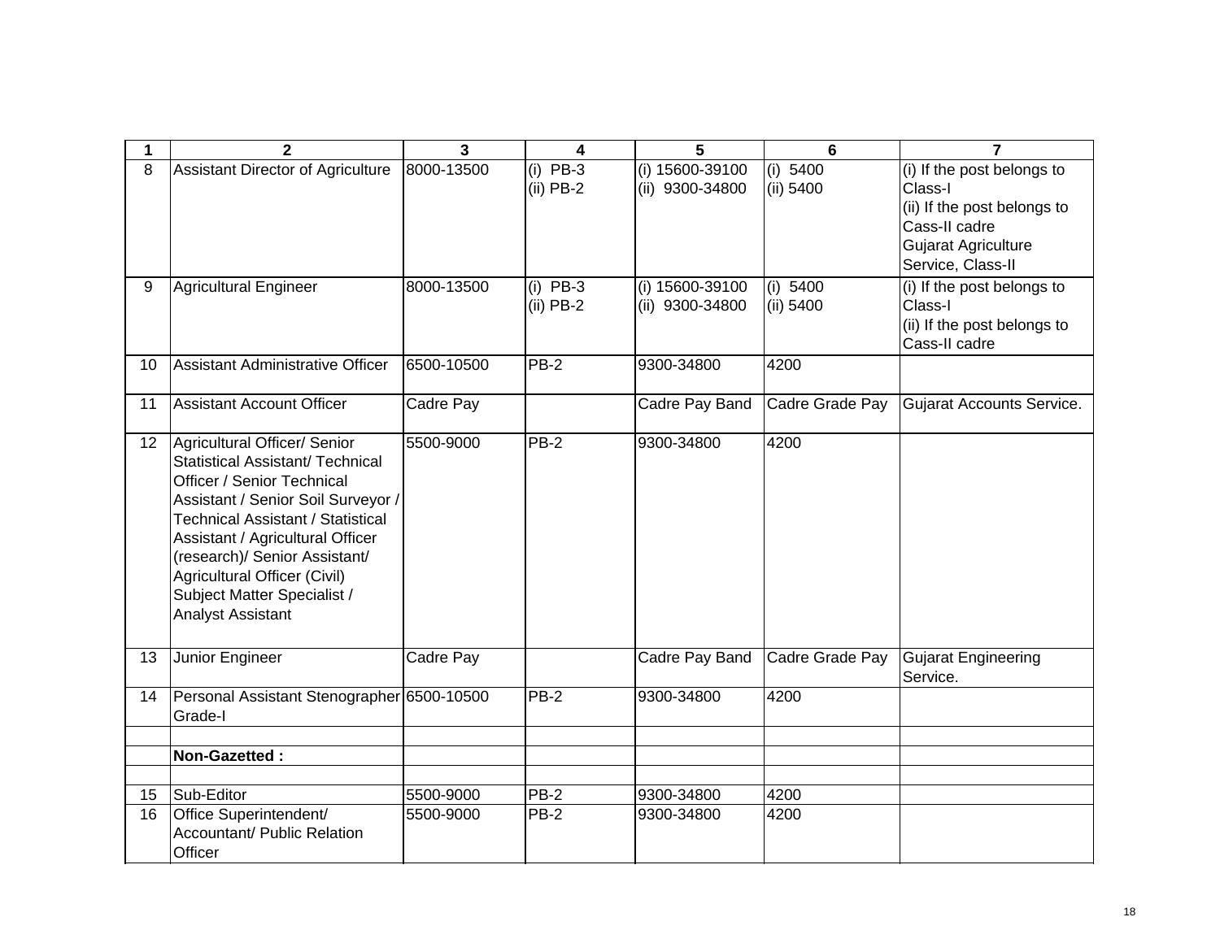| 1 | 2 | 3 | 4 | 5 | 6 | 7 |
|---|---|---|---|---|---|---|
| 8 | Assistant Director of Agriculture | 8000-13500 | (i) PB-3<br>(ii) PB-2 | (i) 15600-39100<br>(ii) 9300-34800 | (i) 5400<br>(ii) 5400 | (i) If the post belongs to Class-I<br>(ii) If the post belongs to Cass-II cadre<br>Gujarat Agriculture Service, Class-II |
| 9 | Agricultural Engineer | 8000-13500 | (i) PB-3<br>(ii) PB-2 | (i) 15600-39100<br>(ii) 9300-34800 | (i) 5400<br>(ii) 5400 | (i) If the post belongs to Class-I<br>(ii) If the post belongs to Cass-II cadre |
| 10 | Assistant Administrative Officer | 6500-10500 | PB-2 | 9300-34800 | 4200 | |
| 11 | Assistant Account Officer | Cadre Pay | | Cadre Pay Band | Cadre Grade Pay | Gujarat Accounts Service. |
| 12 | Agricultural Officer/ Senior Statistical Assistant/ Technical Officer / Senior Technical Assistant / Senior Soil Surveyor / Technical Assistant / Statistical Assistant / Agricultural Officer (research)/ Senior Assistant/ Agricultural Officer (Civil) Subject Matter Specialist / Analyst Assistant | 5500-9000 | PB-2 | 9300-34800 | 4200 | |
| 13 | Junior Engineer | Cadre Pay | | Cadre Pay Band | Cadre Grade Pay | Gujarat Engineering Service. |
| 14 | Personal Assistant Stenographer Grade-I | 6500-10500 | PB-2 | 9300-34800 | 4200 | |
| | | | | | | |
| | **Non-Gazetted :** | | | | | |
| | | | | | | |
| 15 | Sub-Editor | 5500-9000 | PB-2 | 9300-34800 | 4200 | |
| 16 | Office Superintendent/ Accountant/ Public Relation Officer | 5500-9000 | PB-2 | 9300-34800 | 4200 | |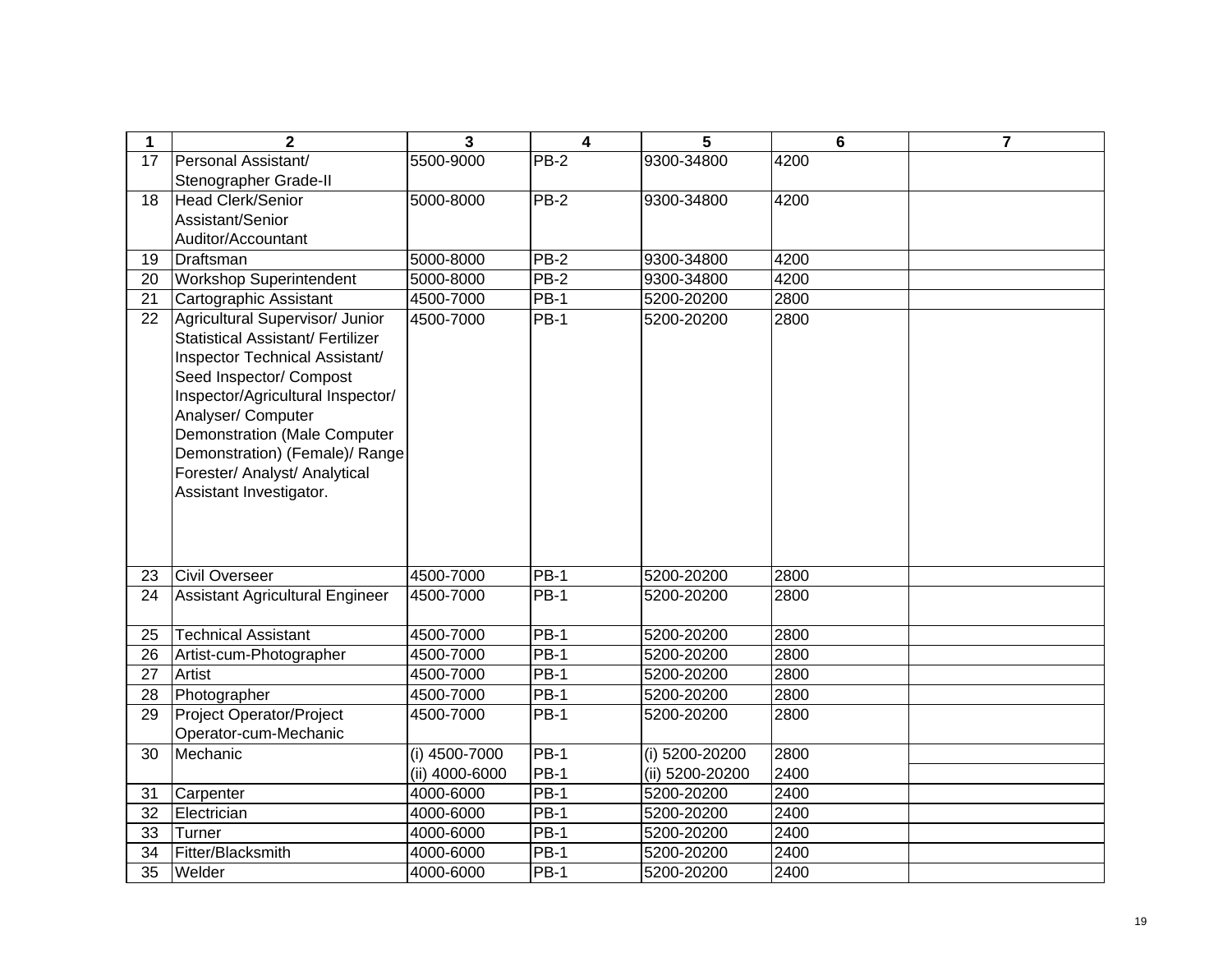| 1 | 2 | 3 | 4 | 5 | 6 | 7 |
|---|---|---|---|---|---|---|
| 17 | Personal Assistant/ Stenographer Grade-II | 5500-9000 | PB-2 | 9300-34800 | 4200 | |
| 18 | Head Clerk/Senior Assistant/Senior Auditor/Accountant | 5000-8000 | PB-2 | 9300-34800 | 4200 | |
| 19 | Draftsman | 5000-8000 | PB-2 | 9300-34800 | 4200 | |
| 20 | Workshop Superintendent | 5000-8000 | PB-2 | 9300-34800 | 4200 | |
| 21 | Cartographic Assistant | 4500-7000 | PB-1 | 5200-20200 | 2800 | |
| 22 | Agricultural Supervisor/ Junior Statistical Assistant/ Fertilizer Inspector Technical Assistant/ Seed Inspector/ Compost Inspector/Agricultural Inspector/ Analyser/ Computer Demonstration (Male Computer Demonstration) (Female)/ Range Forester/ Analyst/ Analytical Assistant Investigator. | 4500-7000 | PB-1 | 5200-20200 | 2800 | |
| 23 | Civil Overseer | 4500-7000 | PB-1 | 5200-20200 | 2800 | |
| 24 | Assistant Agricultural Engineer | 4500-7000 | PB-1 | 5200-20200 | 2800 | |
| 25 | Technical Assistant | 4500-7000 | PB-1 | 5200-20200 | 2800 | |
| 26 | Artist-cum-Photographer | 4500-7000 | PB-1 | 5200-20200 | 2800 | |
| 27 | Artist | 4500-7000 | PB-1 | 5200-20200 | 2800 | |
| 28 | Photographer | 4500-7000 | PB-1 | 5200-20200 | 2800 | |
| 29 | Project Operator/Project Operator-cum-Mechanic | 4500-7000 | PB-1 | 5200-20200 | 2800 | |
| 30 | Mechanic | (i) 4500-7000 | PB-1 | (i) 5200-20200 | 2800 | |
| | | (ii) 4000-6000 | PB-1 | (ii) 5200-20200 | 2400 | |
| 31 | Carpenter | 4000-6000 | PB-1 | 5200-20200 | 2400 | |
| 32 | Electrician | 4000-6000 | PB-1 | 5200-20200 | 2400 | |
| 33 | Turner | 4000-6000 | PB-1 | 5200-20200 | 2400 | |
| 34 | Fitter/Blacksmith | 4000-6000 | PB-1 | 5200-20200 | 2400 | |
| 35 | Welder | 4000-6000 | PB-1 | 5200-20200 | 2400 | |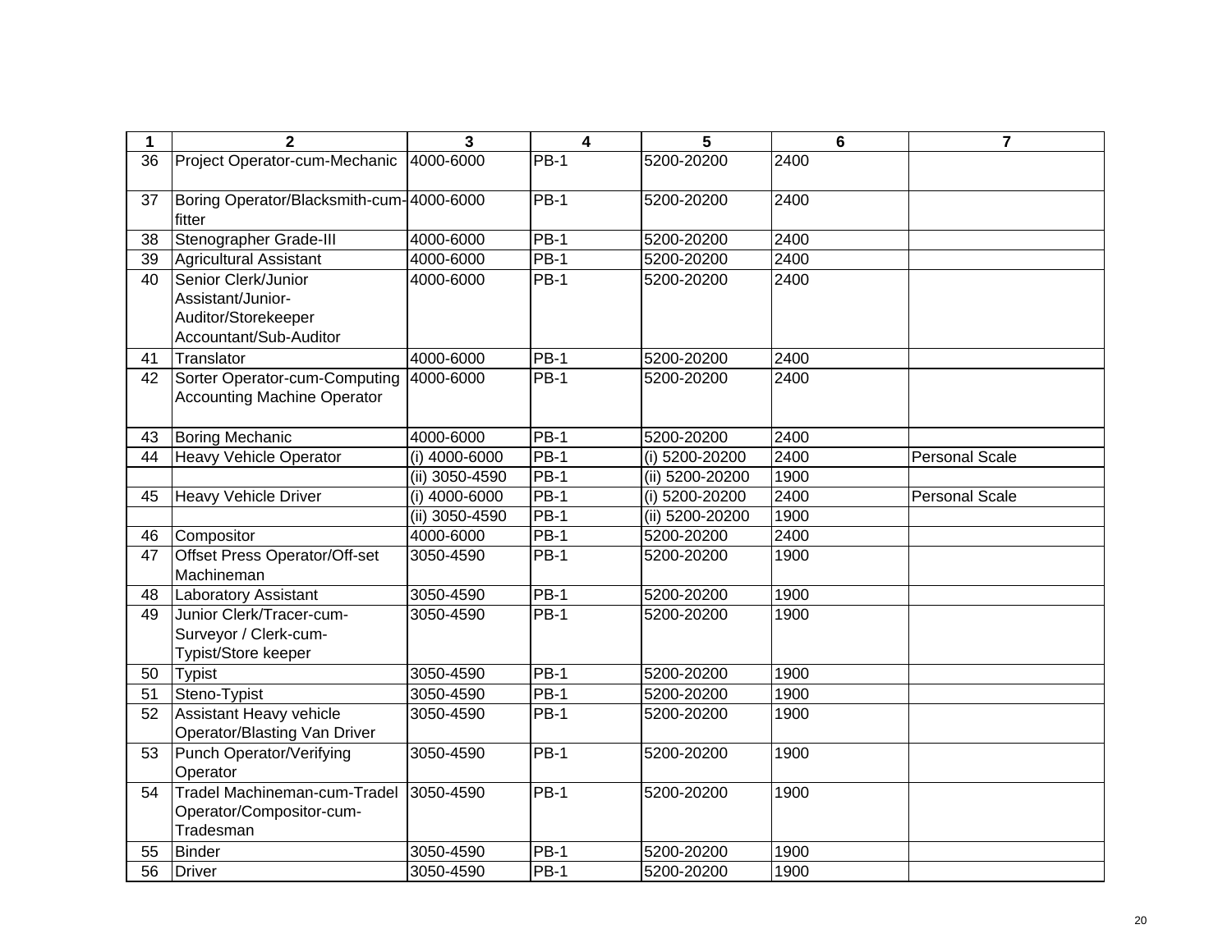| 1 | 2 | 3 | 4 | 5 | 6 | 7 |
|---|---|---|---|---|---|---|
| 36 | Project Operator-cum-Mechanic | 4000-6000 | PB-1 | 5200-20200 | 2400 | |
| 37 | Boring Operator/Blacksmith-cum-fitter | 4000-6000 | PB-1 | 5200-20200 | 2400 | |
| 38 | Stenographer Grade-III | 4000-6000 | PB-1 | 5200-20200 | 2400 | |
| 39 | Agricultural Assistant | 4000-6000 | PB-1 | 5200-20200 | 2400 | |
| 40 | Senior Clerk/Junior Assistant/Junior-Auditor/Storekeeper Accountant/Sub-Auditor | 4000-6000 | PB-1 | 5200-20200 | 2400 | |
| 41 | Translator | 4000-6000 | PB-1 | 5200-20200 | 2400 | |
| 42 | Sorter Operator-cum-Computing Accounting Machine Operator | 4000-6000 | PB-1 | 5200-20200 | 2400 | |
| 43 | Boring Mechanic | 4000-6000 | PB-1 | 5200-20200 | 2400 | |
| 44 | Heavy Vehicle Operator | (i) 4000-6000 | PB-1 | (i) 5200-20200 | 2400 | Personal Scale |
| | | (ii) 3050-4590 | PB-1 | (ii) 5200-20200 | 1900 | |
| 45 | Heavy Vehicle Driver | (i) 4000-6000 | PB-1 | (i) 5200-20200 | 2400 | Personal Scale |
| | | (ii) 3050-4590 | PB-1 | (ii) 5200-20200 | 1900 | |
| 46 | Compositor | 4000-6000 | PB-1 | 5200-20200 | 2400 | |
| 47 | Offset Press Operator/Off-set Machineman | 3050-4590 | PB-1 | 5200-20200 | 1900 | |
| 48 | Laboratory Assistant | 3050-4590 | PB-1 | 5200-20200 | 1900 | |
| 49 | Junior Clerk/Tracer-cum-Surveyor / Clerk-cum-Typist/Store keeper | 3050-4590 | PB-1 | 5200-20200 | 1900 | |
| 50 | Typist | 3050-4590 | PB-1 | 5200-20200 | 1900 | |
| 51 | Steno-Typist | 3050-4590 | PB-1 | 5200-20200 | 1900 | |
| 52 | Assistant Heavy vehicle Operator/Blasting Van Driver | 3050-4590 | PB-1 | 5200-20200 | 1900 | |
| 53 | Punch Operator/Verifying Operator | 3050-4590 | PB-1 | 5200-20200 | 1900 | |
| 54 | Tradel Machineman-cum-Tradel Operator/Compositor-cum-Tradesman | 3050-4590 | PB-1 | 5200-20200 | 1900 | |
| 55 | Binder | 3050-4590 | PB-1 | 5200-20200 | 1900 | |
| 56 | Driver | 3050-4590 | PB-1 | 5200-20200 | 1900 | |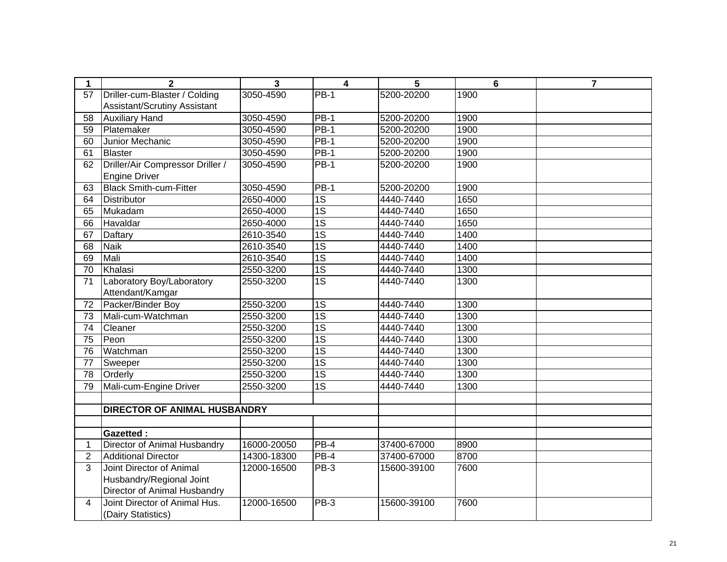| 1 | 2 | 3 | 4 | 5 | 6 | 7 |
|---|---|---|---|---|---|---|
| 57 | Driller-cum-Blaster / Colding Assistant/Scrutiny Assistant | 3050-4590 | PB-1 | 5200-20200 | 1900 | |
| 58 | Auxiliary Hand | 3050-4590 | PB-1 | 5200-20200 | 1900 | |
| 59 | Platemaker | 3050-4590 | PB-1 | 5200-20200 | 1900 | |
| 60 | Junior Mechanic | 3050-4590 | PB-1 | 5200-20200 | 1900 | |
| 61 | Blaster | 3050-4590 | PB-1 | 5200-20200 | 1900 | |
| 62 | Driller/Air Compressor Driller / Engine Driver | 3050-4590 | PB-1 | 5200-20200 | 1900 | |
| 63 | Black Smith-cum-Fitter | 3050-4590 | PB-1 | 5200-20200 | 1900 | |
| 64 | Distributor | 2650-4000 | 1S | 4440-7440 | 1650 | |
| 65 | Mukadam | 2650-4000 | 1S | 4440-7440 | 1650 | |
| 66 | Havaldar | 2650-4000 | 1S | 4440-7440 | 1650 | |
| 67 | Daftary | 2610-3540 | 1S | 4440-7440 | 1400 | |
| 68 | Naik | 2610-3540 | 1S | 4440-7440 | 1400 | |
| 69 | Mali | 2610-3540 | 1S | 4440-7440 | 1400 | |
| 70 | Khalasi | 2550-3200 | 1S | 4440-7440 | 1300 | |
| 71 | Laboratory Boy/Laboratory Attendant/Kamgar | 2550-3200 | 1S | 4440-7440 | 1300 | |
| 72 | Packer/Binder Boy | 2550-3200 | 1S | 4440-7440 | 1300 | |
| 73 | Mali-cum-Watchman | 2550-3200 | 1S | 4440-7440 | 1300 | |
| 74 | Cleaner | 2550-3200 | 1S | 4440-7440 | 1300 | |
| 75 | Peon | 2550-3200 | 1S | 4440-7440 | 1300 | |
| 76 | Watchman | 2550-3200 | 1S | 4440-7440 | 1300 | |
| 77 | Sweeper | 2550-3200 | 1S | 4440-7440 | 1300 | |
| 78 | Orderly | 2550-3200 | 1S | 4440-7440 | 1300 | |
| 79 | Mali-cum-Engine Driver | 2550-3200 | 1S | 4440-7440 | 1300 | |
| | | | | | | |
| | **DIRECTOR OF ANIMAL HUSBANDRY** | | | | | |
| | | | | | | |
| | **Gazetted :** | | | | | |
| 1 | Director of Animal Husbandry | 16000-20050 | PB-4 | 37400-67000 | 8900 | |
| 2 | Additional Director | 14300-18300 | PB-4 | 37400-67000 | 8700 | |
| 3 | Joint Director of Animal Husbandry/Regional Joint Director of Animal Husbandry | 12000-16500 | PB-3 | 15600-39100 | 7600 | |
| 4 | Joint Director of Animal Hus. (Dairy Statistics) | 12000-16500 | PB-3 | 15600-39100 | 7600 | |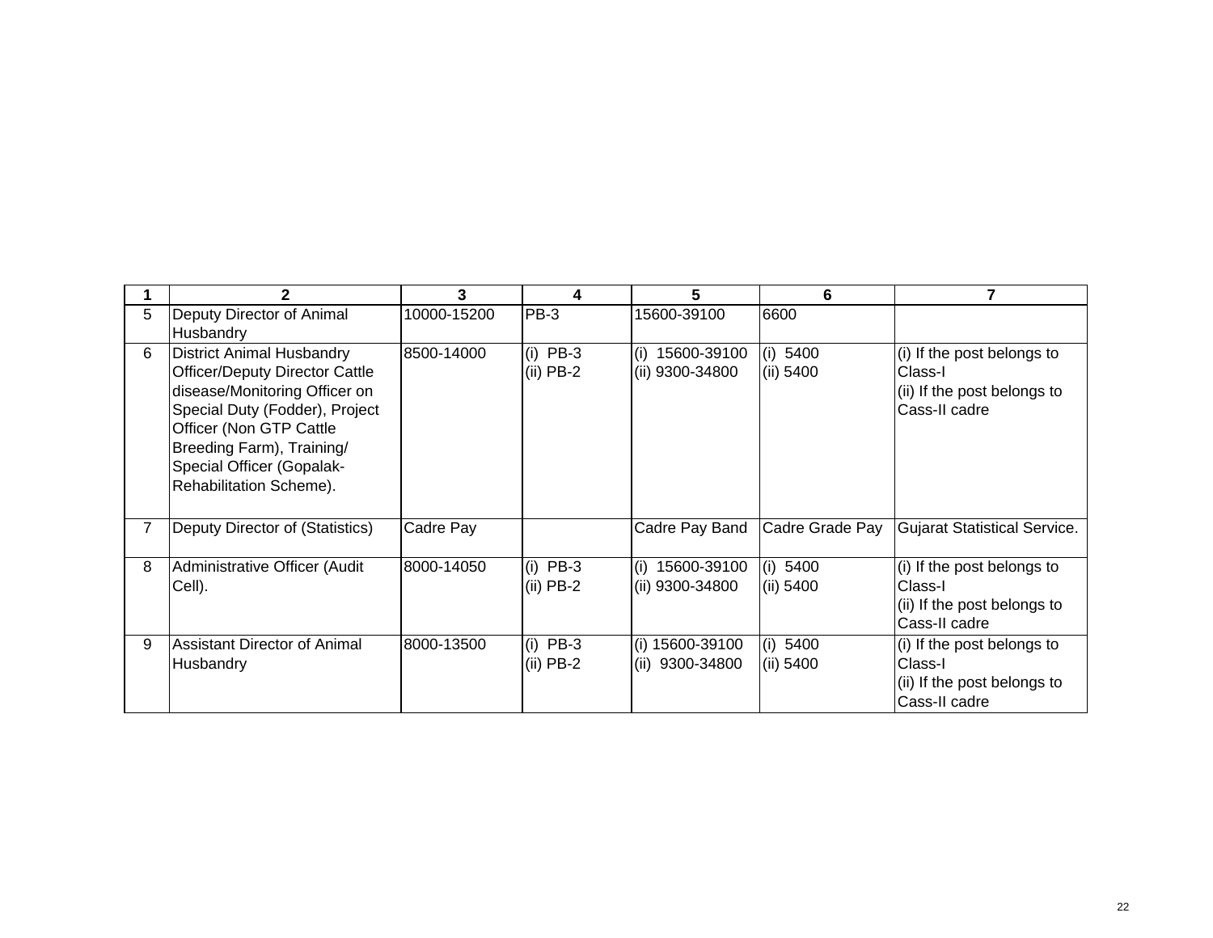| 1 | 2 | 3 | 4 | 5 | 6 | 7 |
|---|---|---|---|---|---|---|
| 5 | Deputy Director of Animal Husbandry | 10000-15200 | PB-3 | 15600-39100 | 6600 | |
| 6 | District Animal Husbandry Officer/Deputy Director Cattle disease/Monitoring Officer on Special Duty (Fodder), Project Officer (Non GTP Cattle Breeding Farm), Training/ Special Officer (Gopalak-Rehabilitation Scheme). | 8500-14000 | (i) PB-3<br>(ii) PB-2 | (i) 15600-39100<br>(ii) 9300-34800 | (i) 5400<br>(ii) 5400 | (i) If the post belongs to Class-I<br>(ii) If the post belongs to Cass-II cadre |
| 7 | Deputy Director of (Statistics) | Cadre Pay | | Cadre Pay Band | Cadre Grade Pay | Gujarat Statistical Service. |
| 8 | Administrative Officer (Audit Cell). | 8000-14050 | (i) PB-3<br>(ii) PB-2 | (i) 15600-39100<br>(ii) 9300-34800 | (i) 5400<br>(ii) 5400 | (i) If the post belongs to Class-I<br>(ii) If the post belongs to Cass-II cadre |
| 9 | Assistant Director of Animal Husbandry | 8000-13500 | (i) PB-3<br>(ii) PB-2 | (i) 15600-39100<br>(ii) 9300-34800 | (i) 5400<br>(ii) 5400 | (i) If the post belongs to Class-I<br>(ii) If the post belongs to Cass-II cadre |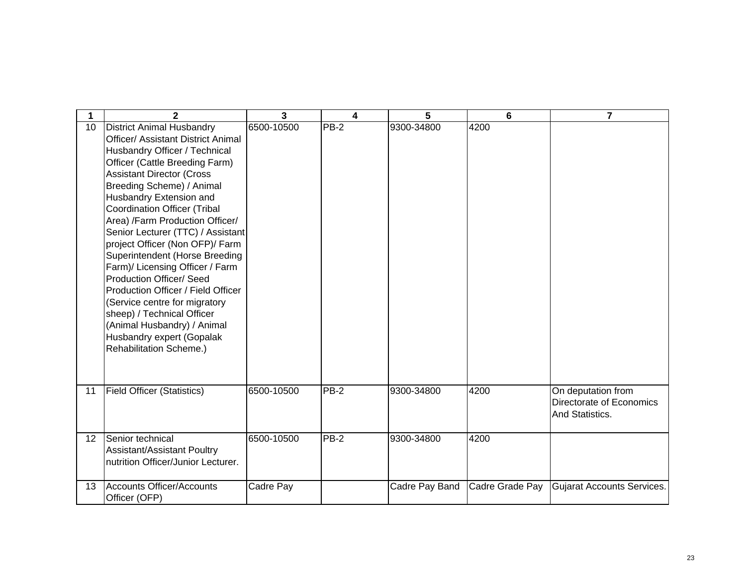| 1 | 2 | 3 | 4 | 5 | 6 | 7 |
|---|---|---|---|---|---|---|
| 10 | District Animal Husbandry Officer/ Assistant District Animal Husbandry Officer / Technical Officer (Cattle Breeding Farm) Assistant Director (Cross Breeding Scheme) / Animal Husbandry Extension and Coordination Officer (Tribal Area) /Farm Production Officer/ Senior Lecturer (TTC) / Assistant project Officer (Non OFP)/ Farm Superintendent (Horse Breeding Farm)/ Licensing Officer / Farm Production Officer/ Seed Production Officer / Field Officer (Service centre for migratory sheep) / Technical Officer (Animal Husbandry) / Animal Husbandry expert (Gopalak Rehabilitation Scheme.) | 6500-10500 | PB-2 | 9300-34800 | 4200 | |
| 11 | Field Officer (Statistics) | 6500-10500 | PB-2 | 9300-34800 | 4200 | On deputation from Directorate of Economics And Statistics. |
| 12 | Senior technical Assistant/Assistant Poultry nutrition Officer/Junior Lecturer. | 6500-10500 | PB-2 | 9300-34800 | 4200 | |
| 13 | Accounts Officer/Accounts Officer (OFP) | Cadre Pay | | Cadre Pay Band | Cadre Grade Pay | Gujarat Accounts Services. |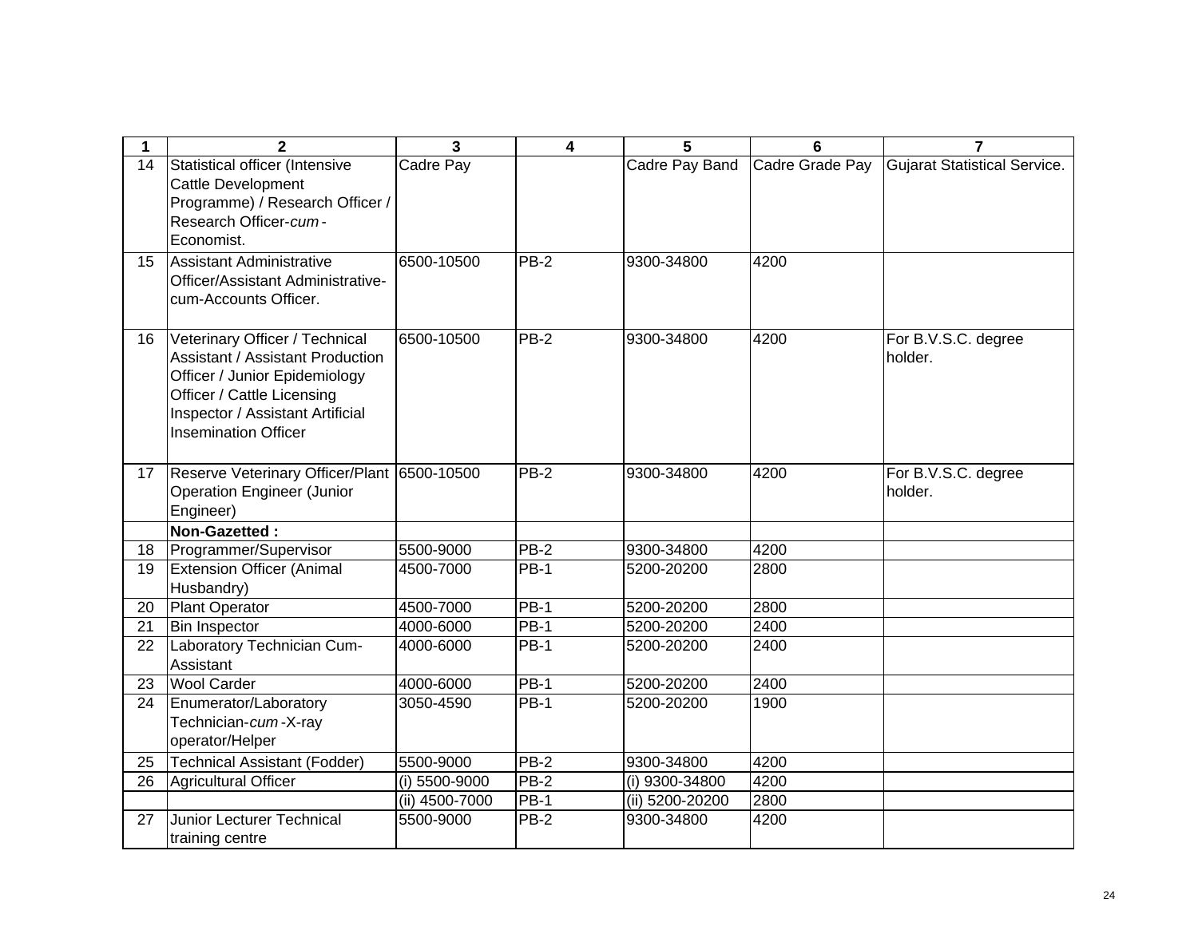| 1 | 2 | 3 | 4 | 5 | 6 | 7 |
|---|---|---|---|---|---|---|
| 14 | Statistical officer (Intensive Cattle Development Programme) / Research Officer / Research Officer-*cum*-Economist. | Cadre Pay | | Cadre Pay Band | Cadre Grade Pay | Gujarat Statistical Service. |
| 15 | Assistant Administrative Officer/Assistant Administrative-cum-Accounts Officer. | 6500-10500 | PB-2 | 9300-34800 | 4200 | |
| 16 | Veterinary Officer / Technical Assistant / Assistant Production Officer / Junior Epidemiology Officer / Cattle Licensing Inspector / Assistant Artificial Insemination Officer | 6500-10500 | PB-2 | 9300-34800 | 4200 | For B.V.S.C. degree holder. |
| 17 | Reserve Veterinary Officer/Plant Operation Engineer (Junior Engineer) | 6500-10500 | PB-2 | 9300-34800 | 4200 | For B.V.S.C. degree holder. |
| | **Non-Gazetted :** | | | | | |
| 18 | Programmer/Supervisor | 5500-9000 | PB-2 | 9300-34800 | 4200 | |
| 19 | Extension Officer (Animal Husbandry) | 4500-7000 | PB-1 | 5200-20200 | 2800 | |
| 20 | Plant Operator | 4500-7000 | PB-1 | 5200-20200 | 2800 | |
| 21 | Bin Inspector | 4000-6000 | PB-1 | 5200-20200 | 2400 | |
| 22 | Laboratory Technician Cum-Assistant | 4000-6000 | PB-1 | 5200-20200 | 2400 | |
| 23 | Wool Carder | 4000-6000 | PB-1 | 5200-20200 | 2400 | |
| 24 | Enumerator/Laboratory Technician-*cum*-X-ray operator/Helper | 3050-4590 | PB-1 | 5200-20200 | 1900 | |
| 25 | Technical Assistant (Fodder) | 5500-9000 | PB-2 | 9300-34800 | 4200 | |
| 26 | Agricultural Officer | (i) 5500-9000 | PB-2 | (i) 9300-34800 | 4200 | |
| | | (ii) 4500-7000 | PB-1 | (ii) 5200-20200 | 2800 | |
| 27 | Junior Lecturer Technical training centre | 5500-9000 | PB-2 | 9300-34800 | 4200 | |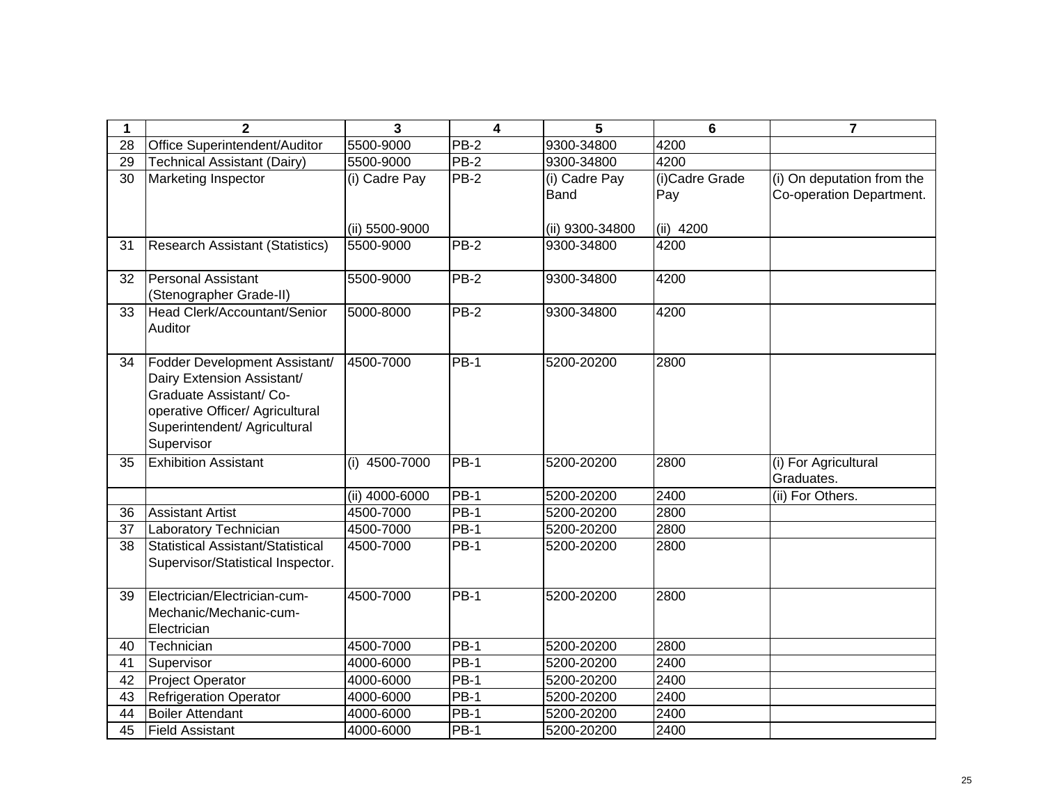| 1 | 2 | 3 | 4 | 5 | 6 | 7 |
|---|---|---|---|---|---|---|
| 28 | Office Superintendent/Auditor | 5500-9000 | PB-2 | 9300-34800 | 4200 | |
| 29 | Technical Assistant (Dairy) | 5500-9000 | PB-2 | 9300-34800 | 4200 | |
| 30 | Marketing Inspector | (i) Cadre Pay<br><br>(ii) 5500-9000 | PB-2 | (i) Cadre Pay Band<br><br>(ii) 9300-34800 | (i)Cadre Grade Pay<br><br>(ii) 4200 | (i) On deputation from the Co-operation Department. |
| 31 | Research Assistant (Statistics) | 5500-9000 | PB-2 | 9300-34800 | 4200 | |
| 32 | Personal Assistant (Stenographer Grade-II) | 5500-9000 | PB-2 | 9300-34800 | 4200 | |
| 33 | Head Clerk/Accountant/Senior Auditor | 5000-8000 | PB-2 | 9300-34800 | 4200 | |
| 34 | Fodder Development Assistant/ Dairy Extension Assistant/ Graduate Assistant/ Co-operative Officer/ Agricultural Superintendent/ Agricultural Supervisor | 4500-7000 | PB-1 | 5200-20200 | 2800 | |
| 35 | Exhibition Assistant | (i) 4500-7000 | PB-1 | 5200-20200 | 2800 | (i) For Agricultural Graduates. |
| | | (ii) 4000-6000 | PB-1 | 5200-20200 | 2400 | (ii) For Others. |
| 36 | Assistant Artist | 4500-7000 | PB-1 | 5200-20200 | 2800 | |
| 37 | Laboratory Technician | 4500-7000 | PB-1 | 5200-20200 | 2800 | |
| 38 | Statistical Assistant/Statistical Supervisor/Statistical Inspector. | 4500-7000 | PB-1 | 5200-20200 | 2800 | |
| 39 | Electrician/Electrician-cum-Mechanic/Mechanic-cum-Electrician | 4500-7000 | PB-1 | 5200-20200 | 2800 | |
| 40 | Technician | 4500-7000 | PB-1 | 5200-20200 | 2800 | |
| 41 | Supervisor | 4000-6000 | PB-1 | 5200-20200 | 2400 | |
| 42 | Project Operator | 4000-6000 | PB-1 | 5200-20200 | 2400 | |
| 43 | Refrigeration Operator | 4000-6000 | PB-1 | 5200-20200 | 2400 | |
| 44 | Boiler Attendant | 4000-6000 | PB-1 | 5200-20200 | 2400 | |
| 45 | Field Assistant | 4000-6000 | PB-1 | 5200-20200 | 2400 | |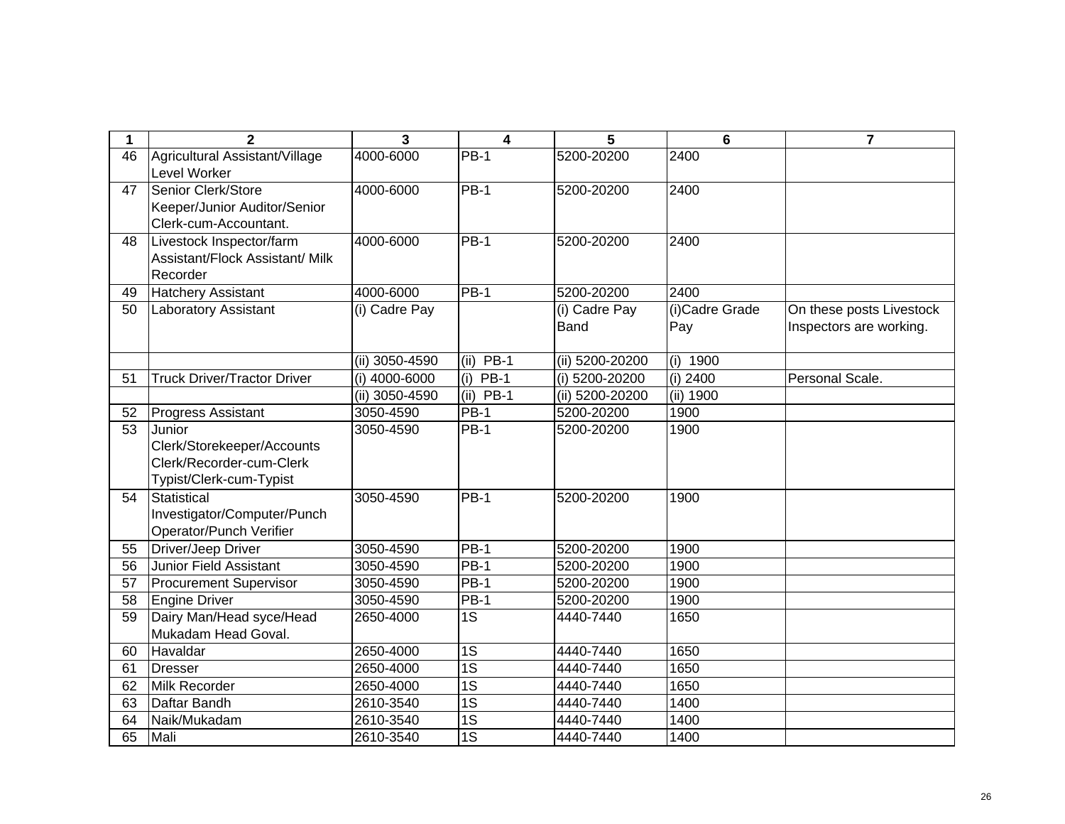| 1 | 2 | 3 | 4 | 5 | 6 | 7 |
|---|---|---|---|---|---|---|
| 46 | Agricultural Assistant/Village Level Worker | 4000-6000 | PB-1 | 5200-20200 | 2400 | |
| 47 | Senior Clerk/Store Keeper/Junior Auditor/Senior Clerk-cum-Accountant. | 4000-6000 | PB-1 | 5200-20200 | 2400 | |
| 48 | Livestock Inspector/farm Assistant/Flock Assistant/ Milk Recorder | 4000-6000 | PB-1 | 5200-20200 | 2400 | |
| 49 | Hatchery Assistant | 4000-6000 | PB-1 | 5200-20200 | 2400 | |
| 50 | Laboratory Assistant | (i) Cadre Pay | | (i) Cadre Pay Band | (i)Cadre Grade Pay | On these posts Livestock Inspectors are working. |
| | | (ii) 3050-4590 | (ii) PB-1 | (ii) 5200-20200 | (i) 1900 | |
| 51 | Truck Driver/Tractor Driver | (i) 4000-6000 | (i) PB-1 | (i) 5200-20200 | (i) 2400 | Personal Scale. |
| | | (ii) 3050-4590 | (ii) PB-1 | (ii) 5200-20200 | (ii) 1900 | |
| 52 | Progress Assistant | 3050-4590 | PB-1 | 5200-20200 | 1900 | |
| 53 | Junior Clerk/Storekeeper/Accounts Clerk/Recorder-cum-Clerk Typist/Clerk-cum-Typist | 3050-4590 | PB-1 | 5200-20200 | 1900 | |
| 54 | Statistical Investigator/Computer/Punch Operator/Punch Verifier | 3050-4590 | PB-1 | 5200-20200 | 1900 | |
| 55 | Driver/Jeep Driver | 3050-4590 | PB-1 | 5200-20200 | 1900 | |
| 56 | Junior Field Assistant | 3050-4590 | PB-1 | 5200-20200 | 1900 | |
| 57 | Procurement Supervisor | 3050-4590 | PB-1 | 5200-20200 | 1900 | |
| 58 | Engine Driver | 3050-4590 | PB-1 | 5200-20200 | 1900 | |
| 59 | Dairy Man/Head syce/Head Mukadam Head Goval. | 2650-4000 | 1S | 4440-7440 | 1650 | |
| 60 | Havaldar | 2650-4000 | 1S | 4440-7440 | 1650 | |
| 61 | Dresser | 2650-4000 | 1S | 4440-7440 | 1650 | |
| 62 | Milk Recorder | 2650-4000 | 1S | 4440-7440 | 1650 | |
| 63 | Daftar Bandh | 2610-3540 | 1S | 4440-7440 | 1400 | |
| 64 | Naik/Mukadam | 2610-3540 | 1S | 4440-7440 | 1400 | |
| 65 | Mali | 2610-3540 | 1S | 4440-7440 | 1400 | |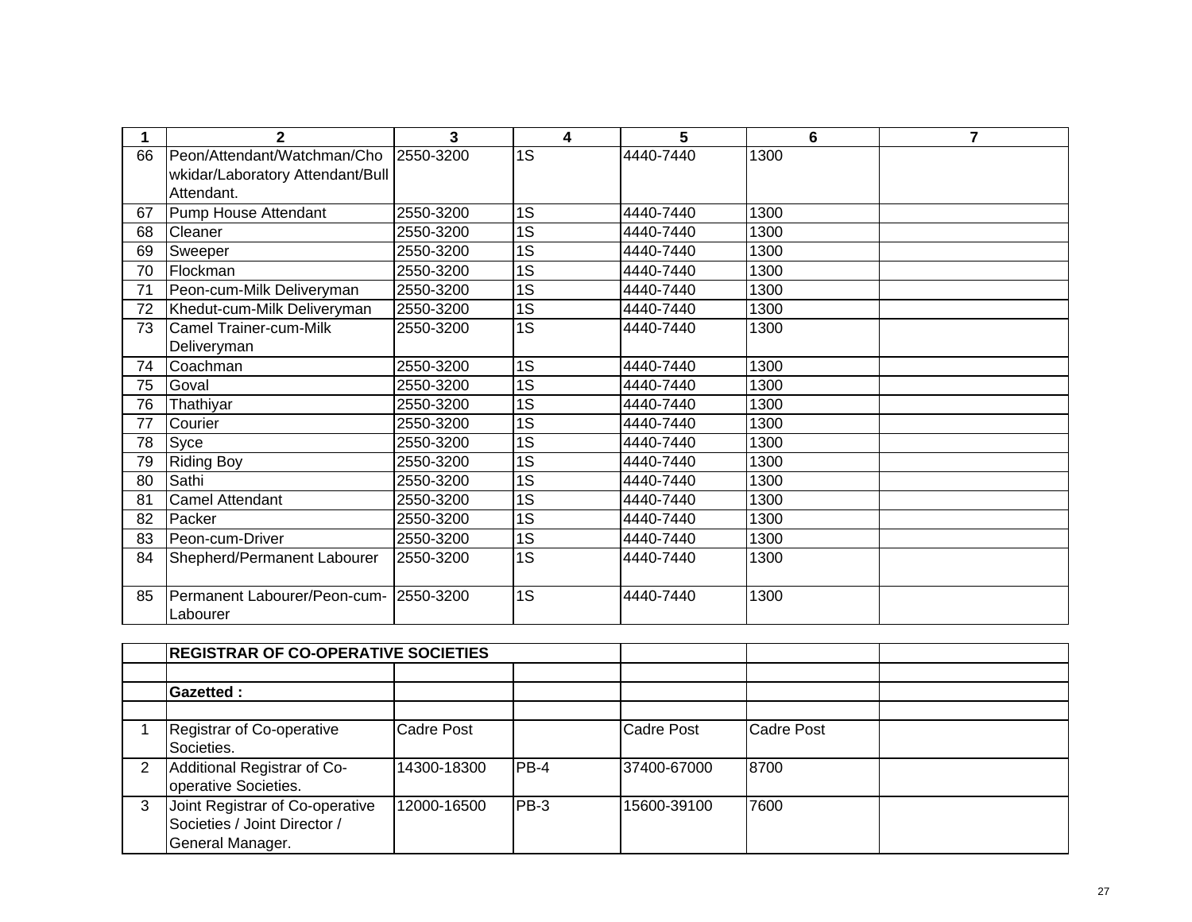| 1 | 2 | 3 | 4 | 5 | 6 | 7 |
|---|---|---|---|---|---|---|
| 66 | Peon/Attendant/Watchman/Chowkidar/Laboratory Attendant/Bull Attendant. | 2550-3200 | 1S | 4440-7440 | 1300 | |
| 67 | Pump House Attendant | 2550-3200 | 1S | 4440-7440 | 1300 | |
| 68 | Cleaner | 2550-3200 | 1S | 4440-7440 | 1300 | |
| 69 | Sweeper | 2550-3200 | 1S | 4440-7440 | 1300 | |
| 70 | Flockman | 2550-3200 | 1S | 4440-7440 | 1300 | |
| 71 | Peon-cum-Milk Deliveryman | 2550-3200 | 1S | 4440-7440 | 1300 | |
| 72 | Khedut-cum-Milk Deliveryman | 2550-3200 | 1S | 4440-7440 | 1300 | |
| 73 | Camel Trainer-cum-Milk Deliveryman | 2550-3200 | 1S | 4440-7440 | 1300 | |
| 74 | Coachman | 2550-3200 | 1S | 4440-7440 | 1300 | |
| 75 | Goval | 2550-3200 | 1S | 4440-7440 | 1300 | |
| 76 | Thathiyar | 2550-3200 | 1S | 4440-7440 | 1300 | |
| 77 | Courier | 2550-3200 | 1S | 4440-7440 | 1300 | |
| 78 | Syce | 2550-3200 | 1S | 4440-7440 | 1300 | |
| 79 | Riding Boy | 2550-3200 | 1S | 4440-7440 | 1300 | |
| 80 | Sathi | 2550-3200 | 1S | 4440-7440 | 1300 | |
| 81 | Camel Attendant | 2550-3200 | 1S | 4440-7440 | 1300 | |
| 82 | Packer | 2550-3200 | 1S | 4440-7440 | 1300 | |
| 83 | Peon-cum-Driver | 2550-3200 | 1S | 4440-7440 | 1300 | |
| 84 | Shepherd/Permanent Labourer | 2550-3200 | 1S | 4440-7440 | 1300 | |
| 85 | Permanent Labourer/Peon-cum-Labourer | 2550-3200 | 1S | 4440-7440 | 1300 | |

| | | | | | | |
|---|---|---|---|---|---|---|
| | **REGISTRAR OF CO-OPERATIVE SOCIETIES** | | | | | |
| | | | | | | |
| | **Gazetted :** | | | | | |
| | | | | | | |
| 1 | Registrar of Co-operative Societies. | Cadre Post | | Cadre Post | Cadre Post | |
| 2 | Additional Registrar of Co-operative Societies. | 14300-18300 | PB-4 | 37400-67000 | 8700 | |
| 3 | Joint Registrar of Co-operative Societies / Joint Director / General Manager. | 12000-16500 | PB-3 | 15600-39100 | 7600 | |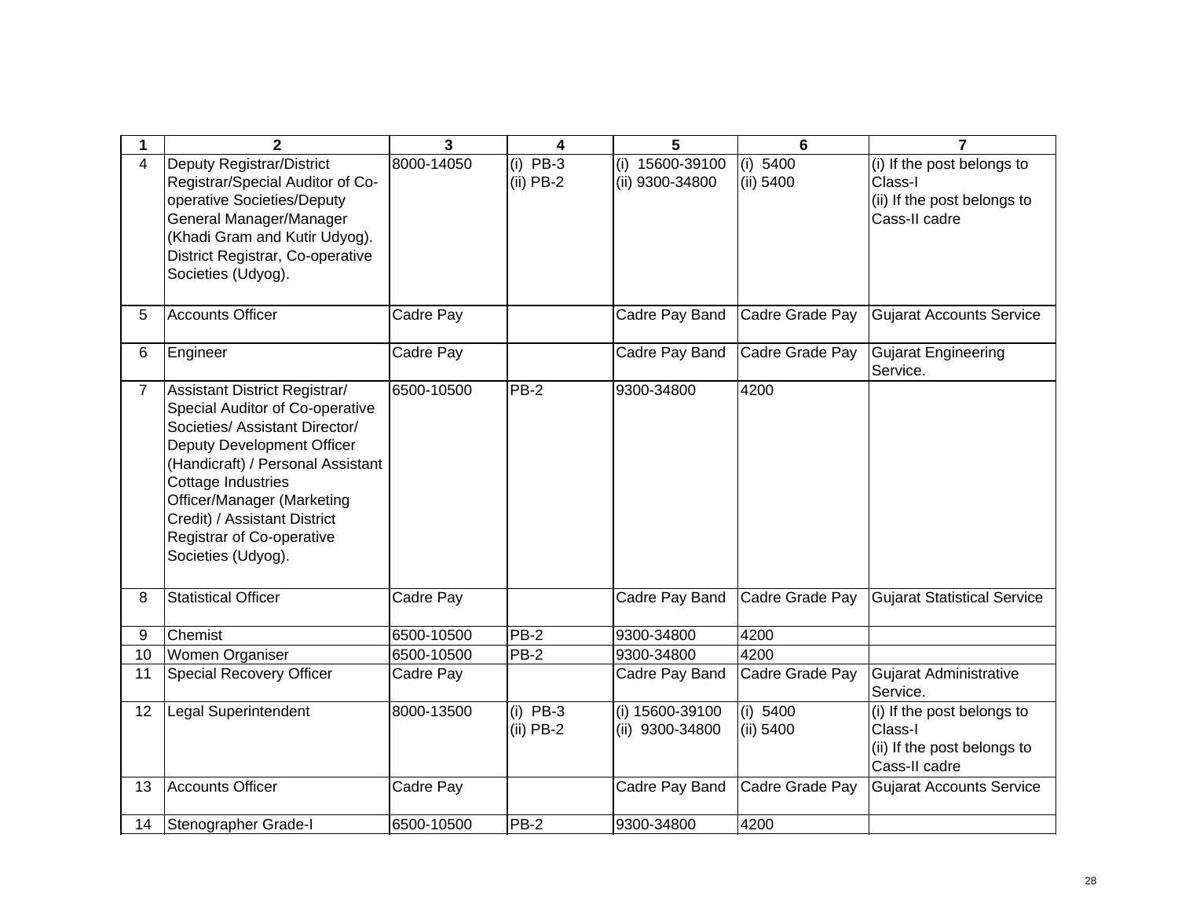| 1 | 2 | 3 | 4 | 5 | 6 | 7 |
|---|---|---|---|---|---|---|
| 4 | Deputy Registrar/District Registrar/Special Auditor of Co-operative Societies/Deputy General Manager/Manager (Khadi Gram and Kutir Udyog). District Registrar, Co-operative Societies (Udyog). | 8000-14050 | (i) PB-3<br>(ii) PB-2 | (i) 15600-39100<br>(ii) 9300-34800 | (i) 5400<br>(ii) 5400 | (i) If the post belongs to Class-I<br>(ii) If the post belongs to Cass-II cadre |
| 5 | Accounts Officer | Cadre Pay | | Cadre Pay Band | Cadre Grade Pay | Gujarat Accounts Service |
| 6 | Engineer | Cadre Pay | | Cadre Pay Band | Cadre Grade Pay | Gujarat Engineering Service. |
| 7 | Assistant District Registrar/ Special Auditor of Co-operative Societies/ Assistant Director/ Deputy Development Officer (Handicraft) / Personal Assistant Cottage Industries Officer/Manager (Marketing Credit) / Assistant District Registrar of Co-operative Societies (Udyog). | 6500-10500 | PB-2 | 9300-34800 | 4200 | |
| 8 | Statistical Officer | Cadre Pay | | Cadre Pay Band | Cadre Grade Pay | Gujarat Statistical Service |
| 9 | Chemist | 6500-10500 | PB-2 | 9300-34800 | 4200 | |
| 10 | Women Organiser | 6500-10500 | PB-2 | 9300-34800 | 4200 | |
| 11 | Special Recovery Officer | Cadre Pay | | Cadre Pay Band | Cadre Grade Pay | Gujarat Administrative Service. |
| 12 | Legal Superintendent | 8000-13500 | (i) PB-3<br>(ii) PB-2 | (i) 15600-39100<br>(ii) 9300-34800 | (i) 5400<br>(ii) 5400 | (i) If the post belongs to Class-I<br>(ii) If the post belongs to Cass-II cadre |
| 13 | Accounts Officer | Cadre Pay | | Cadre Pay Band | Cadre Grade Pay | Gujarat Accounts Service |
| 14 | Stenographer Grade-I | 6500-10500 | PB-2 | 9300-34800 | 4200 | |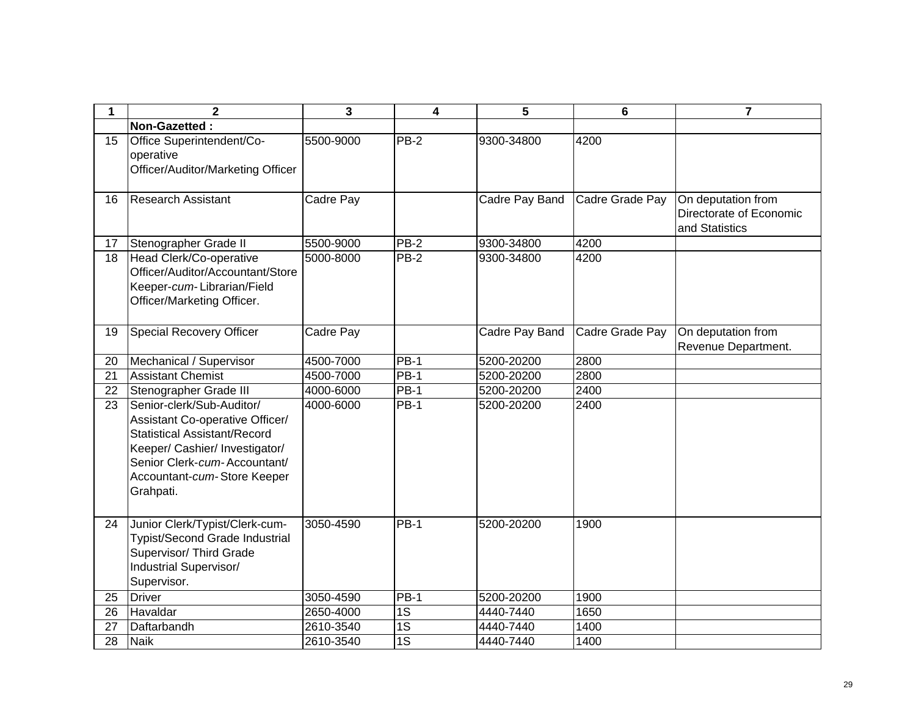| 1 | 2 | 3 | 4 | 5 | 6 | 7 |
|---|---|---|---|---|---|---|
| | **Non-Gazetted :** | | | | | |
| 15 | Office Superintendent/Co-operative Officer/Auditor/Marketing Officer | 5500-9000 | PB-2 | 9300-34800 | 4200 | |
| 16 | Research Assistant | Cadre Pay | | Cadre Pay Band | Cadre Grade Pay | On deputation from Directorate of Economic and Statistics |
| 17 | Stenographer Grade II | 5500-9000 | PB-2 | 9300-34800 | 4200 | |
| 18 | Head Clerk/Co-operative Officer/Auditor/Accountant/Store Keeper-*cum*- Librarian/Field Officer/Marketing Officer. | 5000-8000 | PB-2 | 9300-34800 | 4200 | |
| 19 | Special Recovery Officer | Cadre Pay | | Cadre Pay Band | Cadre Grade Pay | On deputation from Revenue Department. |
| 20 | Mechanical / Supervisor | 4500-7000 | PB-1 | 5200-20200 | 2800 | |
| 21 | Assistant Chemist | 4500-7000 | PB-1 | 5200-20200 | 2800 | |
| 22 | Stenographer Grade III | 4000-6000 | PB-1 | 5200-20200 | 2400 | |
| 23 | Senior-clerk/Sub-Auditor/ Assistant Co-operative Officer/ Statistical Assistant/Record Keeper/ Cashier/ Investigator/ Senior Clerk-*cum*- Accountant/ Accountant-*cum*- Store Keeper Grahpati. | 4000-6000 | PB-1 | 5200-20200 | 2400 | |
| 24 | Junior Clerk/Typist/Clerk-cum-Typist/Second Grade Industrial Supervisor/ Third Grade Industrial Supervisor/ Supervisor. | 3050-4590 | PB-1 | 5200-20200 | 1900 | |
| 25 | Driver | 3050-4590 | PB-1 | 5200-20200 | 1900 | |
| 26 | Havaldar | 2650-4000 | 1S | 4440-7440 | 1650 | |
| 27 | Daftarbandh | 2610-3540 | 1S | 4440-7440 | 1400 | |
| 28 | Naik | 2610-3540 | 1S | 4440-7440 | 1400 | |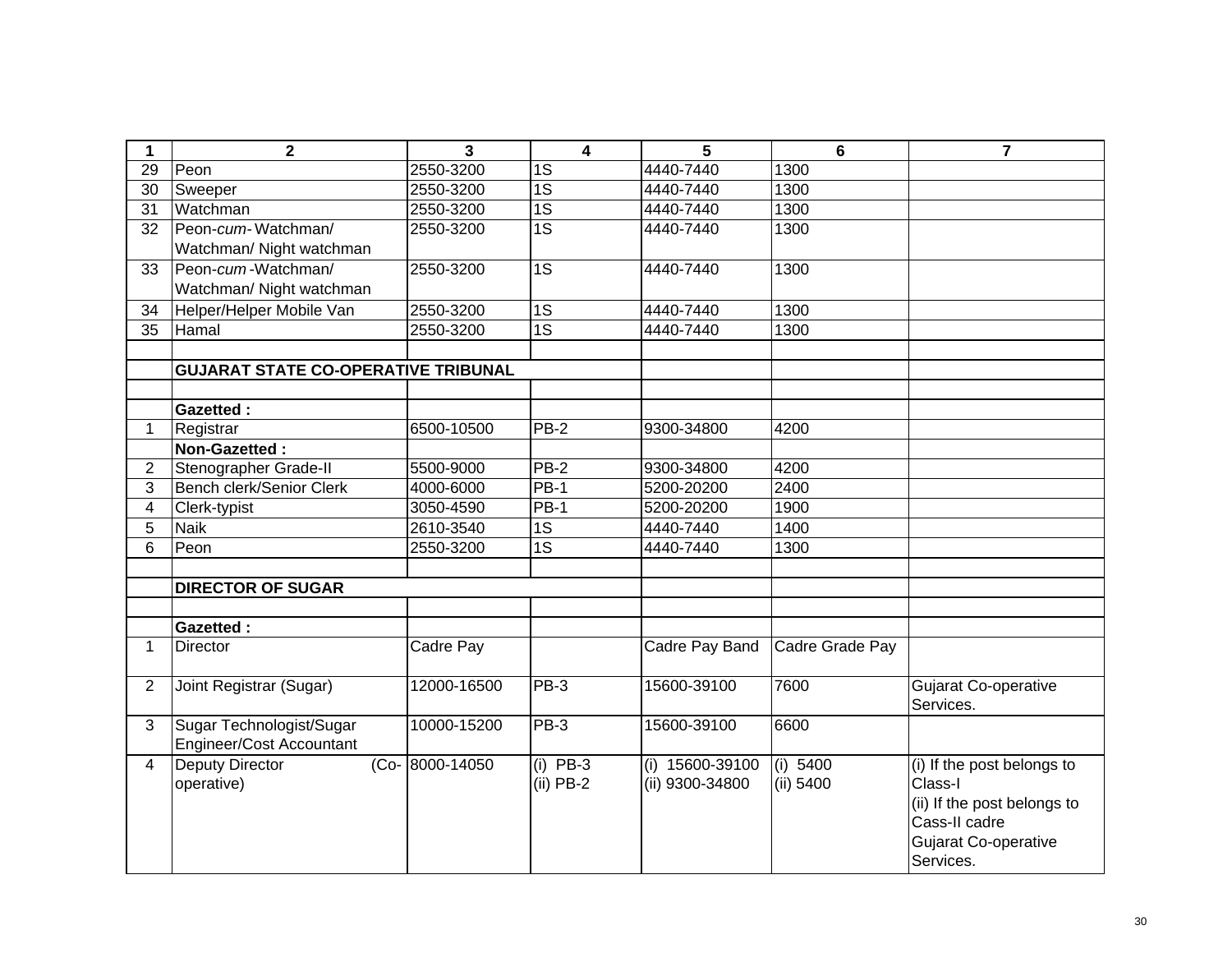| 1 | 2 | 3 | 4 | 5 | 6 | 7 |
|---|---|---|---|---|---|---|
| 29 | Peon | 2550-3200 | 1S | 4440-7440 | 1300 | |
| 30 | Sweeper | 2550-3200 | 1S | 4440-7440 | 1300 | |
| 31 | Watchman | 2550-3200 | 1S | 4440-7440 | 1300 | |
| 32 | Peon-*cum*- Watchman/ Watchman/ Night watchman | 2550-3200 | 1S | 4440-7440 | 1300 | |
| 33 | Peon-*cum* -Watchman/ Watchman/ Night watchman | 2550-3200 | 1S | 4440-7440 | 1300 | |
| 34 | Helper/Helper Mobile Van | 2550-3200 | 1S | 4440-7440 | 1300 | |
| 35 | Hamal | 2550-3200 | 1S | 4440-7440 | 1300 | |
| | | | | | | |
| | **GUJARAT STATE CO-OPERATIVE TRIBUNAL** | | | | | |
| | | | | | | |
| | **Gazetted :** | | | | | |
| 1 | Registrar | 6500-10500 | PB-2 | 9300-34800 | 4200 | |
| | **Non-Gazetted :** | | | | | |
| 2 | Stenographer Grade-II | 5500-9000 | PB-2 | 9300-34800 | 4200 | |
| 3 | Bench clerk/Senior Clerk | 4000-6000 | PB-1 | 5200-20200 | 2400 | |
| 4 | Clerk-typist | 3050-4590 | PB-1 | 5200-20200 | 1900 | |
| 5 | Naik | 2610-3540 | 1S | 4440-7440 | 1400 | |
| 6 | Peon | 2550-3200 | 1S | 4440-7440 | 1300 | |
| | | | | | | |
| | **DIRECTOR OF SUGAR** | | | | | |
| | | | | | | |
| | **Gazetted :** | | | | | |
| 1 | Director | Cadre Pay | | Cadre Pay Band | Cadre Grade Pay | |
| 2 | Joint Registrar (Sugar) | 12000-16500 | PB-3 | 15600-39100 | 7600 | Gujarat Co-operative Services. |
| 3 | Sugar Technologist/Sugar Engineer/Cost Accountant | 10000-15200 | PB-3 | 15600-39100 | 6600 | |
| 4 | Deputy Director (Co-operative) | 8000-14050 | (i) PB-3<br>(ii) PB-2 | (i) 15600-39100<br>(ii) 9300-34800 | (i) 5400<br>(ii) 5400 | (i) If the post belongs to Class-I<br>(ii) If the post belongs to Cass-II cadre<br>Gujarat Co-operative Services. |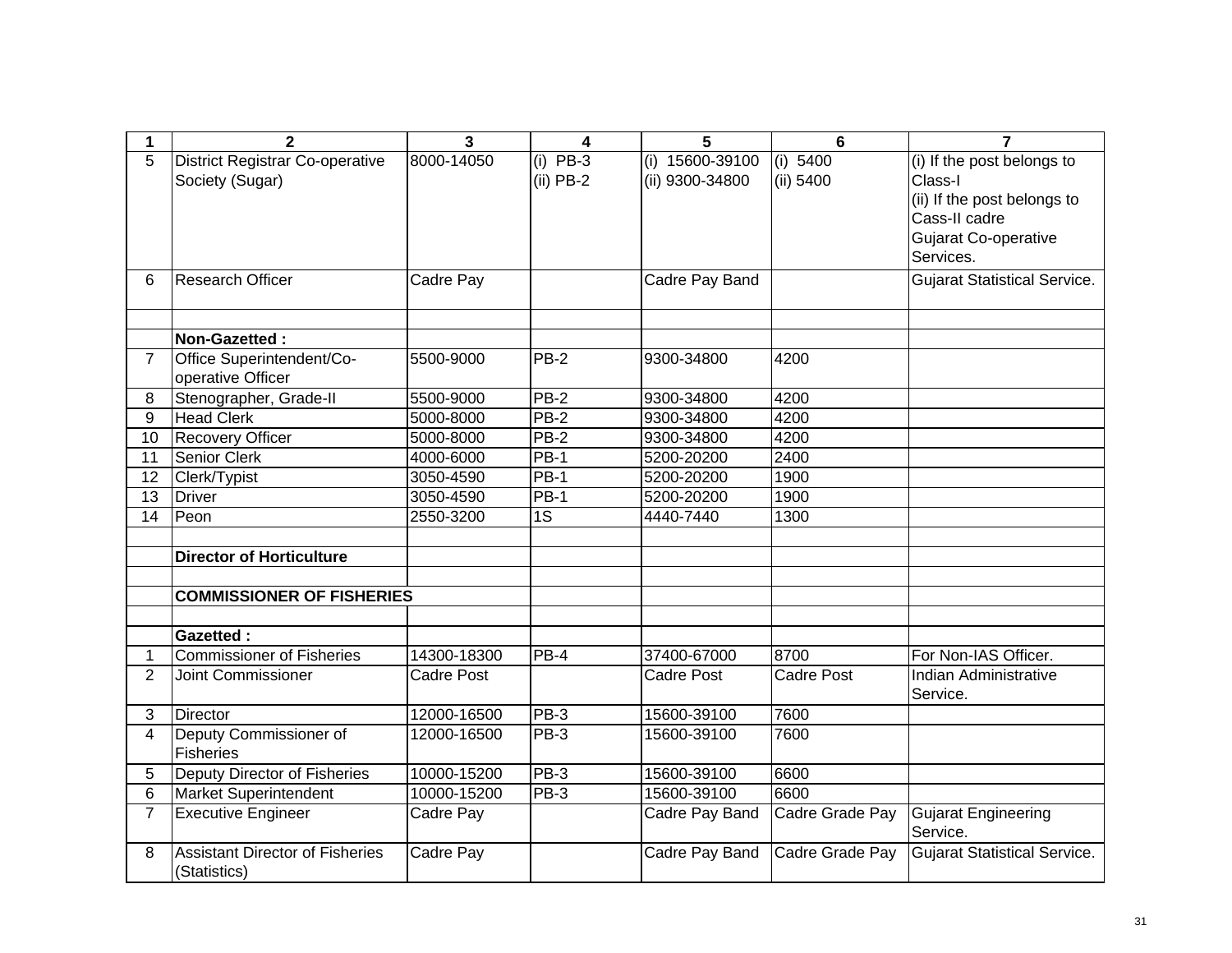| 1 | 2 | 3 | 4 | 5 | 6 | 7 |
|---|---|---|---|---|---|---|
| 5 | District Registrar Co-operative Society (Sugar) | 8000-14050 | (i) PB-3<br>(ii) PB-2 | (i) 15600-39100<br>(ii) 9300-34800 | (i) 5400<br>(ii) 5400 | (i) If the post belongs to Class-I<br>(ii) If the post belongs to Cass-II cadre<br>Gujarat Co-operative Services. |
| 6 | Research Officer | Cadre Pay | | Cadre Pay Band | | Gujarat Statistical Service. |
| | | | | | | |
| | **Non-Gazetted :** | | | | | |
| 7 | Office Superintendent/Co-operative Officer | 5500-9000 | PB-2 | 9300-34800 | 4200 | |
| 8 | Stenographer, Grade-II | 5500-9000 | PB-2 | 9300-34800 | 4200 | |
| 9 | Head Clerk | 5000-8000 | PB-2 | 9300-34800 | 4200 | |
| 10 | Recovery Officer | 5000-8000 | PB-2 | 9300-34800 | 4200 | |
| 11 | Senior Clerk | 4000-6000 | PB-1 | 5200-20200 | 2400 | |
| 12 | Clerk/Typist | 3050-4590 | PB-1 | 5200-20200 | 1900 | |
| 13 | Driver | 3050-4590 | PB-1 | 5200-20200 | 1900 | |
| 14 | Peon | 2550-3200 | 1S | 4440-7440 | 1300 | |
| | | | | | | |
| | **Director of Horticulture** | | | | | |
| | | | | | | |
| | **COMMISSIONER OF FISHERIES** | | | | | |
| | | | | | | |
| | **Gazetted :** | | | | | |
| 1 | Commissioner of Fisheries | 14300-18300 | PB-4 | 37400-67000 | 8700 | For Non-IAS Officer. |
| 2 | Joint Commissioner | Cadre Post | | Cadre Post | Cadre Post | Indian Administrative Service. |
| 3 | Director | 12000-16500 | PB-3 | 15600-39100 | 7600 | |
| 4 | Deputy Commissioner of Fisheries | 12000-16500 | PB-3 | 15600-39100 | 7600 | |
| 5 | Deputy Director of Fisheries | 10000-15200 | PB-3 | 15600-39100 | 6600 | |
| 6 | Market Superintendent | 10000-15200 | PB-3 | 15600-39100 | 6600 | |
| 7 | Executive Engineer | Cadre Pay | | Cadre Pay Band | Cadre Grade Pay | Gujarat Engineering Service. |
| 8 | Assistant Director of Fisheries (Statistics) | Cadre Pay | | Cadre Pay Band | Cadre Grade Pay | Gujarat Statistical Service. |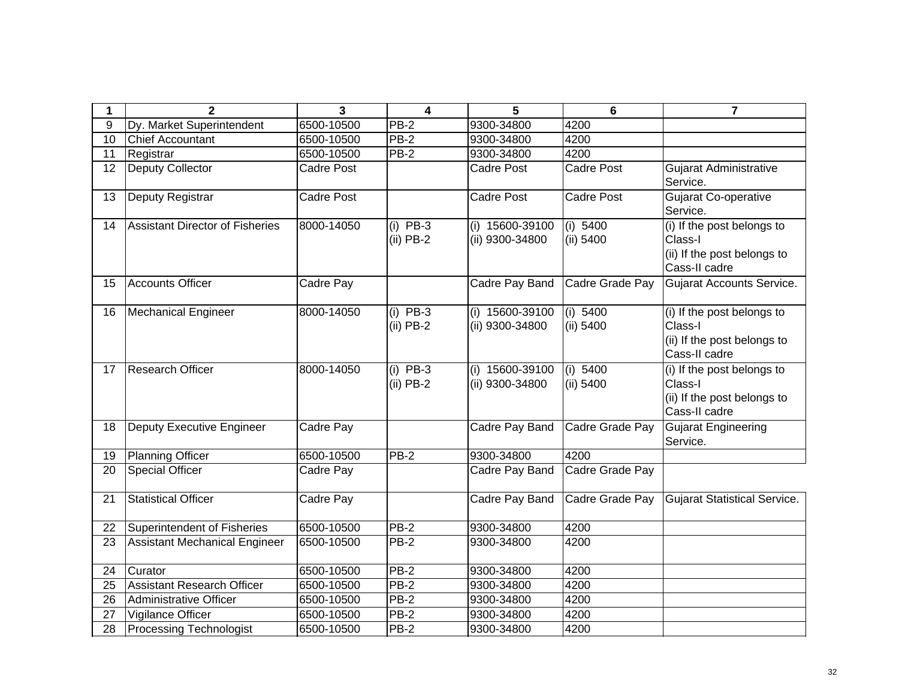| 1 | 2 | 3 | 4 | 5 | 6 | 7 |
|---|---|---|---|---|---|---|
| 9 | Dy. Market Superintendent | 6500-10500 | PB-2 | 9300-34800 | 4200 | |
| 10 | Chief Accountant | 6500-10500 | PB-2 | 9300-34800 | 4200 | |
| 11 | Registrar | 6500-10500 | PB-2 | 9300-34800 | 4200 | |
| 12 | Deputy Collector | Cadre Post | | Cadre Post | Cadre Post | Gujarat Administrative Service. |
| 13 | Deputy Registrar | Cadre Post | | Cadre Post | Cadre Post | Gujarat Co-operative Service. |
| 14 | Assistant Director of Fisheries | 8000-14050 | (i) PB-3<br>(ii) PB-2 | (i) 15600-39100<br>(ii) 9300-34800 | (i) 5400<br>(ii) 5400 | (i) If the post belongs to Class-I<br>(ii) If the post belongs to Cass-II cadre |
| 15 | Accounts Officer | Cadre Pay | | Cadre Pay Band | Cadre Grade Pay | Gujarat Accounts Service. |
| 16 | Mechanical Engineer | 8000-14050 | (i) PB-3<br>(ii) PB-2 | (i) 15600-39100<br>(ii) 9300-34800 | (i) 5400<br>(ii) 5400 | (i) If the post belongs to Class-I<br>(ii) If the post belongs to Cass-II cadre |
| 17 | Research Officer | 8000-14050 | (i) PB-3<br>(ii) PB-2 | (i) 15600-39100<br>(ii) 9300-34800 | (i) 5400<br>(ii) 5400 | (i) If the post belongs to Class-I<br>(ii) If the post belongs to Cass-II cadre |
| 18 | Deputy Executive Engineer | Cadre Pay | | Cadre Pay Band | Cadre Grade Pay | Gujarat Engineering Service. |
| 19 | Planning Officer | 6500-10500 | PB-2 | 9300-34800 | 4200 | |
| 20 | Special Officer | Cadre Pay | | Cadre Pay Band | Cadre Grade Pay | |
| 21 | Statistical Officer | Cadre Pay | | Cadre Pay Band | Cadre Grade Pay | Gujarat Statistical Service. |
| 22 | Superintendent of Fisheries | 6500-10500 | PB-2 | 9300-34800 | 4200 | |
| 23 | Assistant Mechanical Engineer | 6500-10500 | PB-2 | 9300-34800 | 4200 | |
| 24 | Curator | 6500-10500 | PB-2 | 9300-34800 | 4200 | |
| 25 | Assistant Research Officer | 6500-10500 | PB-2 | 9300-34800 | 4200 | |
| 26 | Administrative Officer | 6500-10500 | PB-2 | 9300-34800 | 4200 | |
| 27 | Vigilance Officer | 6500-10500 | PB-2 | 9300-34800 | 4200 | |
| 28 | Processing Technologist | 6500-10500 | PB-2 | 9300-34800 | 4200 | |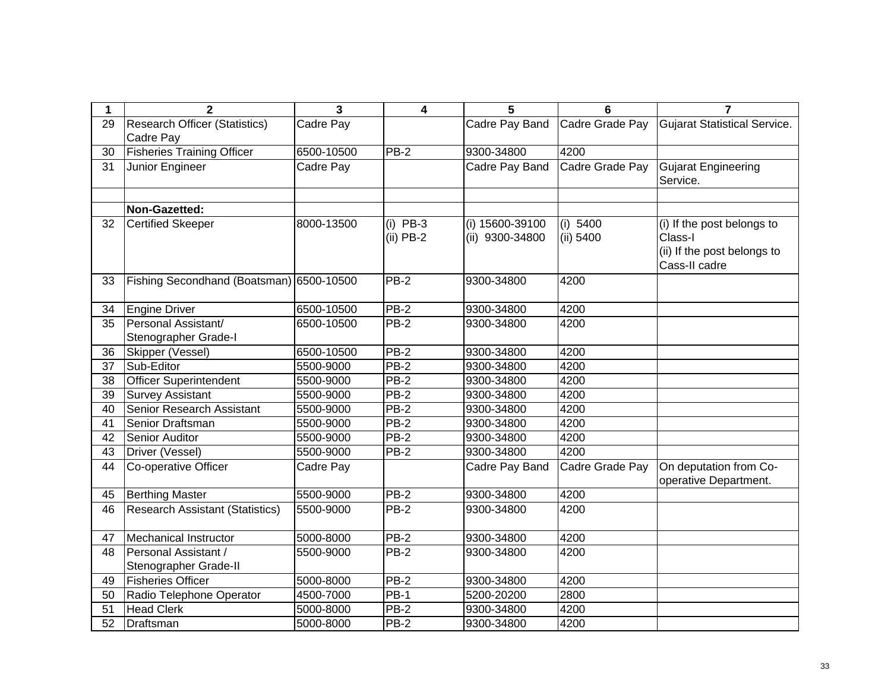| 1 | 2 | 3 | 4 | 5 | 6 | 7 |
|---|---|---|---|---|---|---|
| 29 | Research Officer (Statistics) Cadre Pay | Cadre Pay | | Cadre Pay Band | Cadre Grade Pay | Gujarat Statistical Service. |
| 30 | Fisheries Training Officer | 6500-10500 | PB-2 | 9300-34800 | 4200 | |
| 31 | Junior Engineer | Cadre Pay | | Cadre Pay Band | Cadre Grade Pay | Gujarat Engineering Service. |
| | | | | | | |
| | **Non-Gazetted:** | | | | | |
| 32 | Certified Skeeper | 8000-13500 | (i) PB-3<br>(ii) PB-2 | (i) 15600-39100<br>(ii) 9300-34800 | (i) 5400<br>(ii) 5400 | (i) If the post belongs to Class-I<br>(ii) If the post belongs to Cass-II cadre |
| 33 | Fishing Secondhand (Boatsman) | 6500-10500 | PB-2 | 9300-34800 | 4200 | |
| 34 | Engine Driver | 6500-10500 | PB-2 | 9300-34800 | 4200 | |
| 35 | Personal Assistant/ Stenographer Grade-I | 6500-10500 | PB-2 | 9300-34800 | 4200 | |
| 36 | Skipper (Vessel) | 6500-10500 | PB-2 | 9300-34800 | 4200 | |
| 37 | Sub-Editor | 5500-9000 | PB-2 | 9300-34800 | 4200 | |
| 38 | Officer Superintendent | 5500-9000 | PB-2 | 9300-34800 | 4200 | |
| 39 | Survey Assistant | 5500-9000 | PB-2 | 9300-34800 | 4200 | |
| 40 | Senior Research Assistant | 5500-9000 | PB-2 | 9300-34800 | 4200 | |
| 41 | Senior Draftsman | 5500-9000 | PB-2 | 9300-34800 | 4200 | |
| 42 | Senior Auditor | 5500-9000 | PB-2 | 9300-34800 | 4200 | |
| 43 | Driver (Vessel) | 5500-9000 | PB-2 | 9300-34800 | 4200 | |
| 44 | Co-operative Officer | Cadre Pay | | Cadre Pay Band | Cadre Grade Pay | On deputation from Co-operative Department. |
| 45 | Berthing Master | 5500-9000 | PB-2 | 9300-34800 | 4200 | |
| 46 | Research Assistant (Statistics) | 5500-9000 | PB-2 | 9300-34800 | 4200 | |
| 47 | Mechanical Instructor | 5000-8000 | PB-2 | 9300-34800 | 4200 | |
| 48 | Personal Assistant / Stenographer Grade-II | 5500-9000 | PB-2 | 9300-34800 | 4200 | |
| 49 | Fisheries Officer | 5000-8000 | PB-2 | 9300-34800 | 4200 | |
| 50 | Radio Telephone Operator | 4500-7000 | PB-1 | 5200-20200 | 2800 | |
| 51 | Head Clerk | 5000-8000 | PB-2 | 9300-34800 | 4200 | |
| 52 | Draftsman | 5000-8000 | PB-2 | 9300-34800 | 4200 | |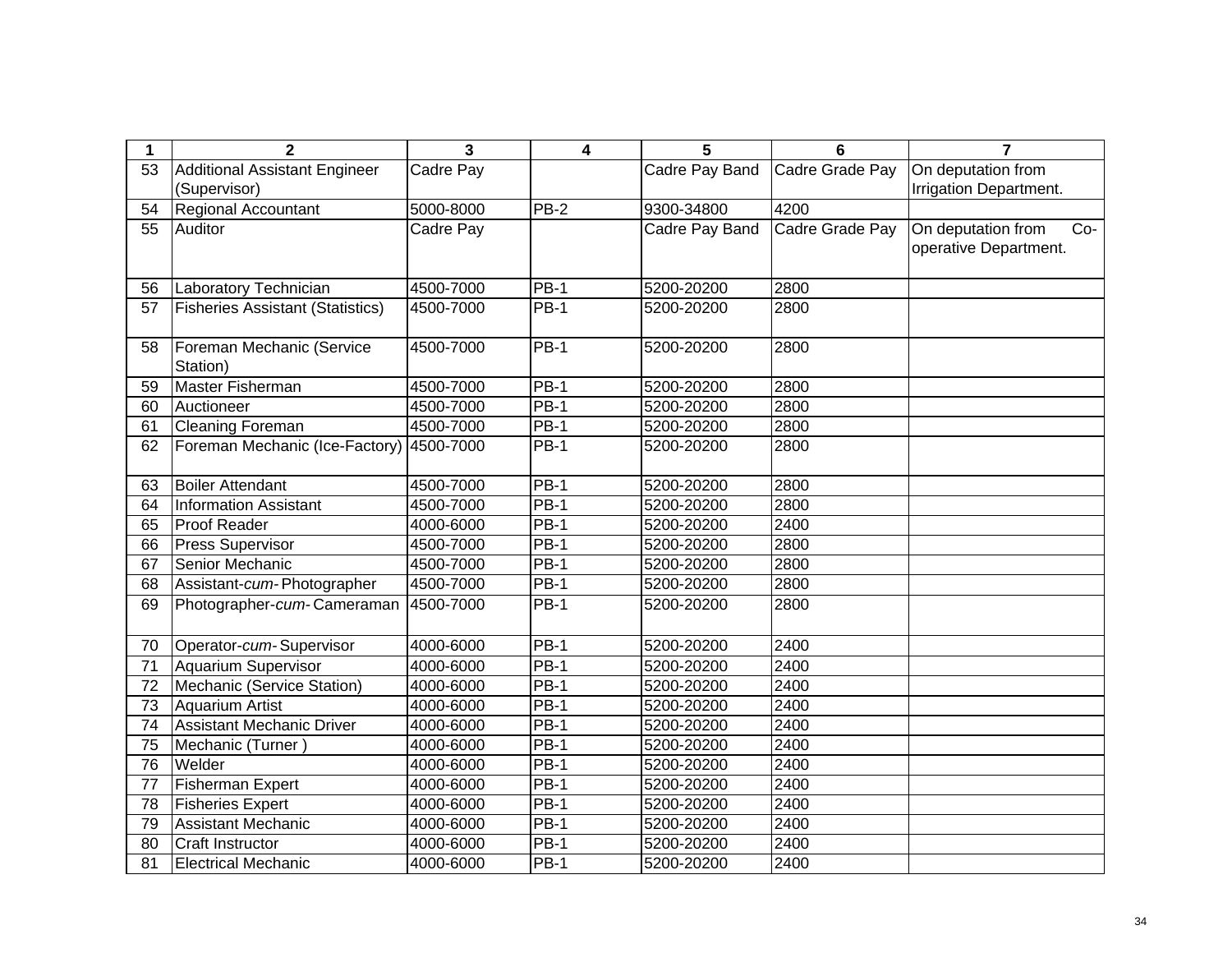| 1 | 2 | 3 | 4 | 5 | 6 | 7 |
|---|---|---|---|---|---|---|
| 53 | Additional Assistant Engineer (Supervisor) | Cadre Pay | | Cadre Pay Band | Cadre Grade Pay | On deputation from Irrigation Department. |
| 54 | Regional Accountant | 5000-8000 | PB-2 | 9300-34800 | 4200 | |
| 55 | Auditor | Cadre Pay | | Cadre Pay Band | Cadre Grade Pay | On deputation from Co-operative Department. |
| 56 | Laboratory Technician | 4500-7000 | PB-1 | 5200-20200 | 2800 | |
| 57 | Fisheries Assistant (Statistics) | 4500-7000 | PB-1 | 5200-20200 | 2800 | |
| 58 | Foreman Mechanic (Service Station) | 4500-7000 | PB-1 | 5200-20200 | 2800 | |
| 59 | Master Fisherman | 4500-7000 | PB-1 | 5200-20200 | 2800 | |
| 60 | Auctioneer | 4500-7000 | PB-1 | 5200-20200 | 2800 | |
| 61 | Cleaning Foreman | 4500-7000 | PB-1 | 5200-20200 | 2800 | |
| 62 | Foreman Mechanic (Ice-Factory) | 4500-7000 | PB-1 | 5200-20200 | 2800 | |
| 63 | Boiler Attendant | 4500-7000 | PB-1 | 5200-20200 | 2800 | |
| 64 | Information Assistant | 4500-7000 | PB-1 | 5200-20200 | 2800 | |
| 65 | Proof Reader | 4000-6000 | PB-1 | 5200-20200 | 2400 | |
| 66 | Press Supervisor | 4500-7000 | PB-1 | 5200-20200 | 2800 | |
| 67 | Senior Mechanic | 4500-7000 | PB-1 | 5200-20200 | 2800 | |
| 68 | Assistant-*cum*-Photographer | 4500-7000 | PB-1 | 5200-20200 | 2800 | |
| 69 | Photographer-*cum*-Cameraman | 4500-7000 | PB-1 | 5200-20200 | 2800 | |
| 70 | Operator-*cum*-Supervisor | 4000-6000 | PB-1 | 5200-20200 | 2400 | |
| 71 | Aquarium Supervisor | 4000-6000 | PB-1 | 5200-20200 | 2400 | |
| 72 | Mechanic (Service Station) | 4000-6000 | PB-1 | 5200-20200 | 2400 | |
| 73 | Aquarium Artist | 4000-6000 | PB-1 | 5200-20200 | 2400 | |
| 74 | Assistant Mechanic Driver | 4000-6000 | PB-1 | 5200-20200 | 2400 | |
| 75 | Mechanic (Turner ) | 4000-6000 | PB-1 | 5200-20200 | 2400 | |
| 76 | Welder | 4000-6000 | PB-1 | 5200-20200 | 2400 | |
| 77 | Fisherman Expert | 4000-6000 | PB-1 | 5200-20200 | 2400 | |
| 78 | Fisheries Expert | 4000-6000 | PB-1 | 5200-20200 | 2400 | |
| 79 | Assistant Mechanic | 4000-6000 | PB-1 | 5200-20200 | 2400 | |
| 80 | Craft Instructor | 4000-6000 | PB-1 | 5200-20200 | 2400 | |
| 81 | Electrical Mechanic | 4000-6000 | PB-1 | 5200-20200 | 2400 | |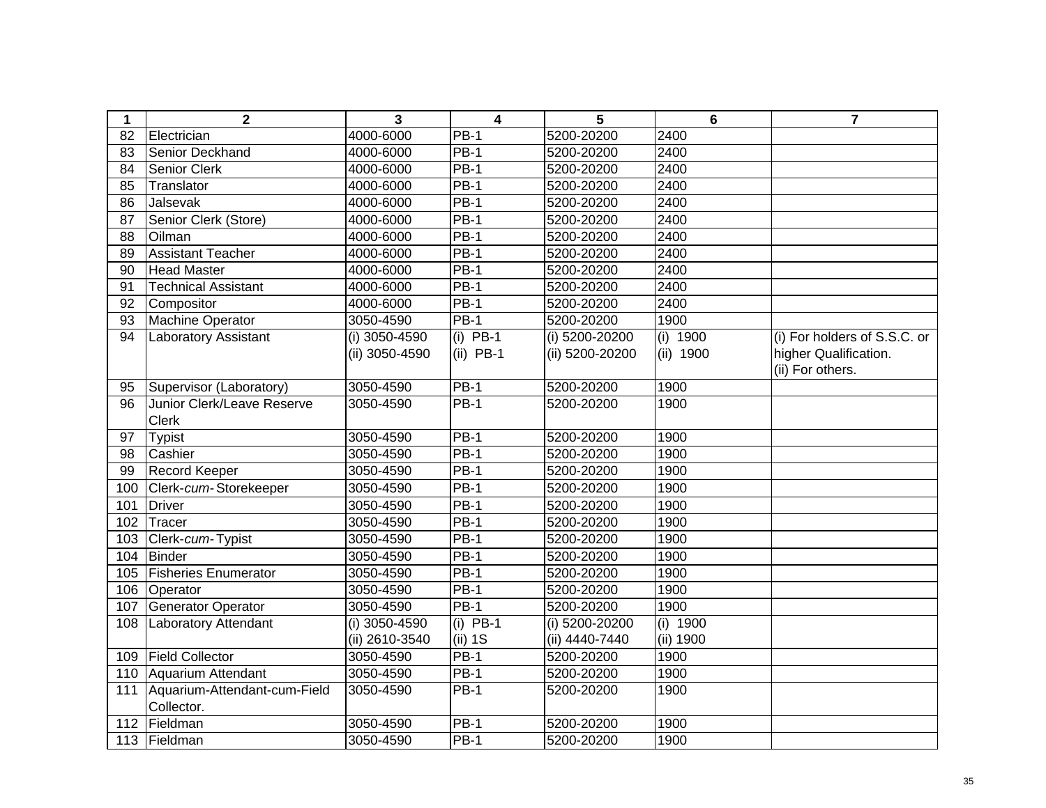| 1 | 2 | 3 | 4 | 5 | 6 | 7 |
|---|---|---|---|---|---|---|
| 82 | Electrician | 4000-6000 | PB-1 | 5200-20200 | 2400 | |
| 83 | Senior Deckhand | 4000-6000 | PB-1 | 5200-20200 | 2400 | |
| 84 | Senior Clerk | 4000-6000 | PB-1 | 5200-20200 | 2400 | |
| 85 | Translator | 4000-6000 | PB-1 | 5200-20200 | 2400 | |
| 86 | Jalsevak | 4000-6000 | PB-1 | 5200-20200 | 2400 | |
| 87 | Senior Clerk (Store) | 4000-6000 | PB-1 | 5200-20200 | 2400 | |
| 88 | Oilman | 4000-6000 | PB-1 | 5200-20200 | 2400 | |
| 89 | Assistant Teacher | 4000-6000 | PB-1 | 5200-20200 | 2400 | |
| 90 | Head Master | 4000-6000 | PB-1 | 5200-20200 | 2400 | |
| 91 | Technical Assistant | 4000-6000 | PB-1 | 5200-20200 | 2400 | |
| 92 | Compositor | 4000-6000 | PB-1 | 5200-20200 | 2400 | |
| 93 | Machine Operator | 3050-4590 | PB-1 | 5200-20200 | 1900 | |
| 94 | Laboratory Assistant | (i) 3050-4590<br>(ii) 3050-4590 | (i) PB-1<br>(ii) PB-1 | (i) 5200-20200<br>(ii) 5200-20200 | (i) 1900<br>(ii) 1900 | (i) For holders of S.S.C. or higher Qualification.<br>(ii) For others. |
| 95 | Supervisor (Laboratory) | 3050-4590 | PB-1 | 5200-20200 | 1900 | |
| 96 | Junior Clerk/Leave Reserve Clerk | 3050-4590 | PB-1 | 5200-20200 | 1900 | |
| 97 | Typist | 3050-4590 | PB-1 | 5200-20200 | 1900 | |
| 98 | Cashier | 3050-4590 | PB-1 | 5200-20200 | 1900 | |
| 99 | Record Keeper | 3050-4590 | PB-1 | 5200-20200 | 1900 | |
| 100 | Clerk-*cum*- Storekeeper | 3050-4590 | PB-1 | 5200-20200 | 1900 | |
| 101 | Driver | 3050-4590 | PB-1 | 5200-20200 | 1900 | |
| 102 | Tracer | 3050-4590 | PB-1 | 5200-20200 | 1900 | |
| 103 | Clerk-*cum*- Typist | 3050-4590 | PB-1 | 5200-20200 | 1900 | |
| 104 | Binder | 3050-4590 | PB-1 | 5200-20200 | 1900 | |
| 105 | Fisheries Enumerator | 3050-4590 | PB-1 | 5200-20200 | 1900 | |
| 106 | Operator | 3050-4590 | PB-1 | 5200-20200 | 1900 | |
| 107 | Generator Operator | 3050-4590 | PB-1 | 5200-20200 | 1900 | |
| 108 | Laboratory Attendant | (i) 3050-4590<br>(ii) 2610-3540 | (i) PB-1<br>(ii) 1S | (i) 5200-20200<br>(ii) 4440-7440 | (i) 1900<br>(ii) 1900 | |
| 109 | Field Collector | 3050-4590 | PB-1 | 5200-20200 | 1900 | |
| 110 | Aquarium Attendant | 3050-4590 | PB-1 | 5200-20200 | 1900 | |
| 111 | Aquarium-Attendant-cum-Field Collector. | 3050-4590 | PB-1 | 5200-20200 | 1900 | |
| 112 | Fieldman | 3050-4590 | PB-1 | 5200-20200 | 1900 | |
| 113 | Fieldman | 3050-4590 | PB-1 | 5200-20200 | 1900 | |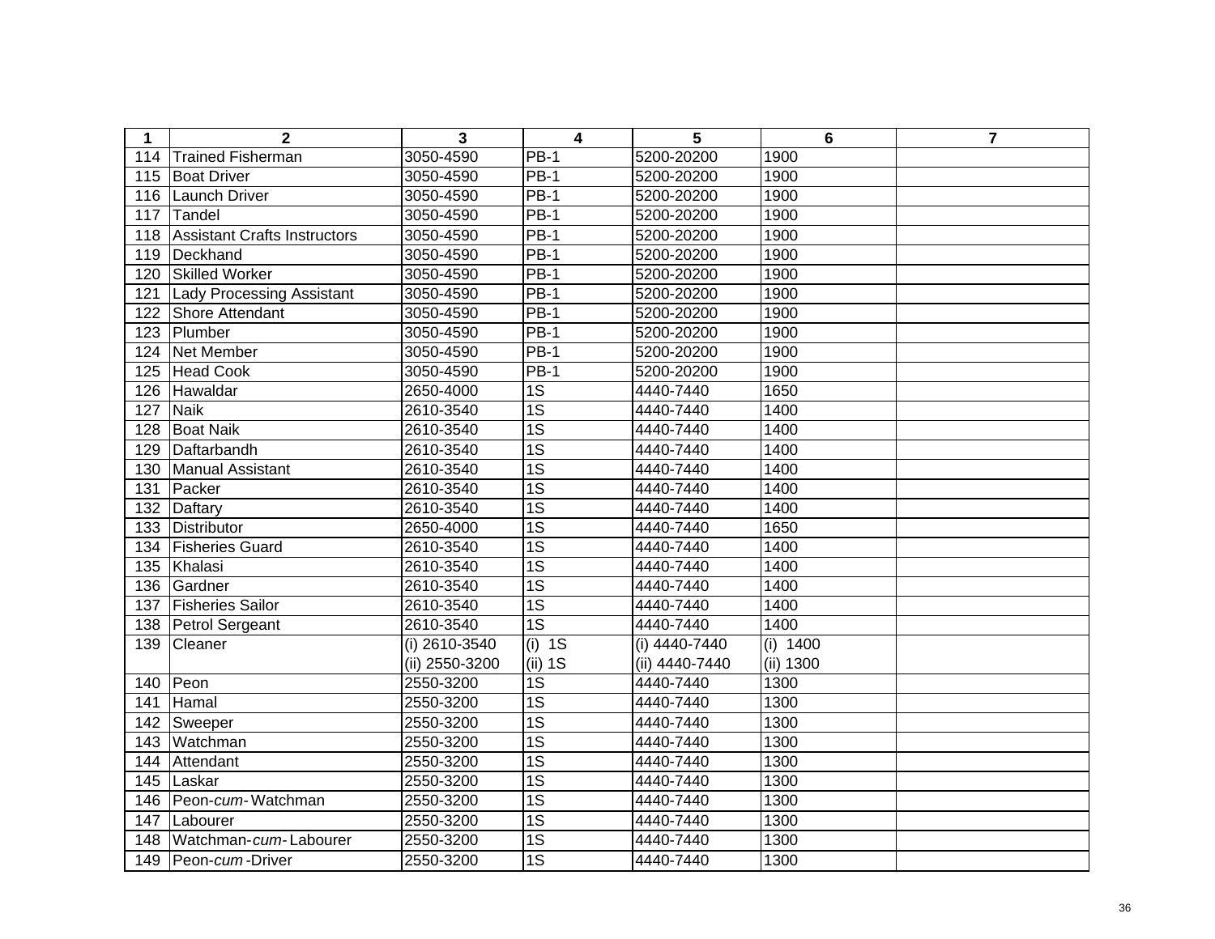| 1 | 2 | 3 | 4 | 5 | 6 | 7 |
|---|---|---|---|---|---|---|
| 114 | Trained Fisherman | 3050-4590 | PB-1 | 5200-20200 | 1900 | |
| 115 | Boat Driver | 3050-4590 | PB-1 | 5200-20200 | 1900 | |
| 116 | Launch Driver | 3050-4590 | PB-1 | 5200-20200 | 1900 | |
| 117 | Tandel | 3050-4590 | PB-1 | 5200-20200 | 1900 | |
| 118 | Assistant Crafts Instructors | 3050-4590 | PB-1 | 5200-20200 | 1900 | |
| 119 | Deckhand | 3050-4590 | PB-1 | 5200-20200 | 1900 | |
| 120 | Skilled Worker | 3050-4590 | PB-1 | 5200-20200 | 1900 | |
| 121 | Lady Processing Assistant | 3050-4590 | PB-1 | 5200-20200 | 1900 | |
| 122 | Shore Attendant | 3050-4590 | PB-1 | 5200-20200 | 1900 | |
| 123 | Plumber | 3050-4590 | PB-1 | 5200-20200 | 1900 | |
| 124 | Net Member | 3050-4590 | PB-1 | 5200-20200 | 1900 | |
| 125 | Head Cook | 3050-4590 | PB-1 | 5200-20200 | 1900 | |
| 126 | Hawaldar | 2650-4000 | 1S | 4440-7440 | 1650 | |
| 127 | Naik | 2610-3540 | 1S | 4440-7440 | 1400 | |
| 128 | Boat Naik | 2610-3540 | 1S | 4440-7440 | 1400 | |
| 129 | Daftarbandh | 2610-3540 | 1S | 4440-7440 | 1400 | |
| 130 | Manual Assistant | 2610-3540 | 1S | 4440-7440 | 1400 | |
| 131 | Packer | 2610-3540 | 1S | 4440-7440 | 1400 | |
| 132 | Daftary | 2610-3540 | 1S | 4440-7440 | 1400 | |
| 133 | Distributor | 2650-4000 | 1S | 4440-7440 | 1650 | |
| 134 | Fisheries Guard | 2610-3540 | 1S | 4440-7440 | 1400 | |
| 135 | Khalasi | 2610-3540 | 1S | 4440-7440 | 1400 | |
| 136 | Gardner | 2610-3540 | 1S | 4440-7440 | 1400 | |
| 137 | Fisheries Sailor | 2610-3540 | 1S | 4440-7440 | 1400 | |
| 138 | Petrol Sergeant | 2610-3540 | 1S | 4440-7440 | 1400 | |
| 139 | Cleaner | (i) 2610-3540<br>(ii) 2550-3200 | (i) 1S<br>(ii) 1S | (i) 4440-7440<br>(ii) 4440-7440 | (i) 1400<br>(ii) 1300 | |
| 140 | Peon | 2550-3200 | 1S | 4440-7440 | 1300 | |
| 141 | Hamal | 2550-3200 | 1S | 4440-7440 | 1300 | |
| 142 | Sweeper | 2550-3200 | 1S | 4440-7440 | 1300 | |
| 143 | Watchman | 2550-3200 | 1S | 4440-7440 | 1300 | |
| 144 | Attendant | 2550-3200 | 1S | 4440-7440 | 1300 | |
| 145 | Laskar | 2550-3200 | 1S | 4440-7440 | 1300 | |
| 146 | Peon-*cum*-Watchman | 2550-3200 | 1S | 4440-7440 | 1300 | |
| 147 | Labourer | 2550-3200 | 1S | 4440-7440 | 1300 | |
| 148 | Watchman-*cum*-Labourer | 2550-3200 | 1S | 4440-7440 | 1300 | |
| 149 | Peon-*cum*-Driver | 2550-3200 | 1S | 4440-7440 | 1300 | |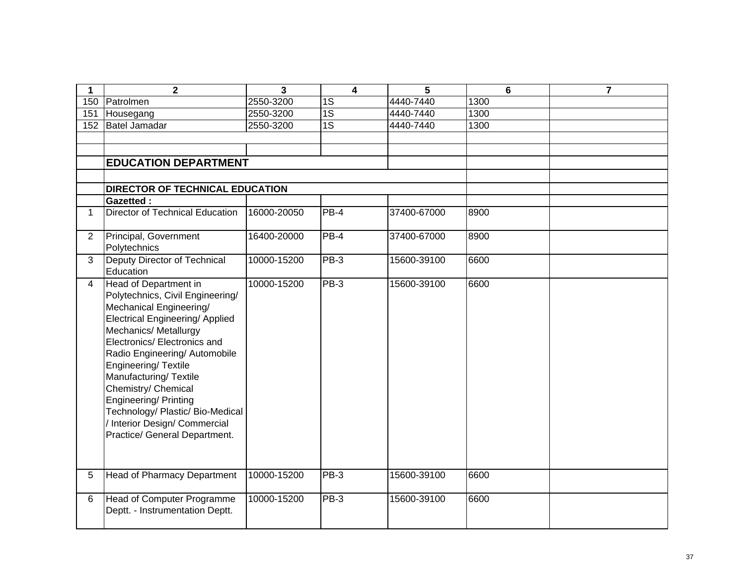| 1 | 2 | 3 | 4 | 5 | 6 | 7 |
|---|---|---|---|---|---|---|
| 150 | Patrolmen | 2550-3200 | 1S | 4440-7440 | 1300 | |
| 151 | Housegang | 2550-3200 | 1S | 4440-7440 | 1300 | |
| 152 | Batel Jamadar | 2550-3200 | 1S | 4440-7440 | 1300 | |
| | | | | | | |
| | | | | | | |
| | **EDUCATION DEPARTMENT** | | | | | |
| | | | | | | |
| | **DIRECTOR OF TECHNICAL EDUCATION** | | | | | |
| | **Gazetted :** | | | | | |
| 1 | Director of Technical Education | 16000-20050 | PB-4 | 37400-67000 | 8900 | |
| 2 | Principal, Government Polytechnics | 16400-20000 | PB-4 | 37400-67000 | 8900 | |
| 3 | Deputy Director of Technical Education | 10000-15200 | PB-3 | 15600-39100 | 6600 | |
| 4 | Head of Department in Polytechnics, Civil Engineering/ Mechanical Engineering/ Electrical Engineering/ Applied Mechanics/ Metallurgy Electronics/ Electronics and Radio Engineering/ Automobile Engineering/ Textile Manufacturing/ Textile Chemistry/ Chemical Engineering/ Printing Technology/ Plastic/ Bio-Medical / Interior Design/ Commercial Practice/ General Department. | 10000-15200 | PB-3 | 15600-39100 | 6600 | |
| 5 | Head of Pharmacy Department | 10000-15200 | PB-3 | 15600-39100 | 6600 | |
| 6 | Head of Computer Programme Deptt. - Instrumentation Deptt. | 10000-15200 | PB-3 | 15600-39100 | 6600 | |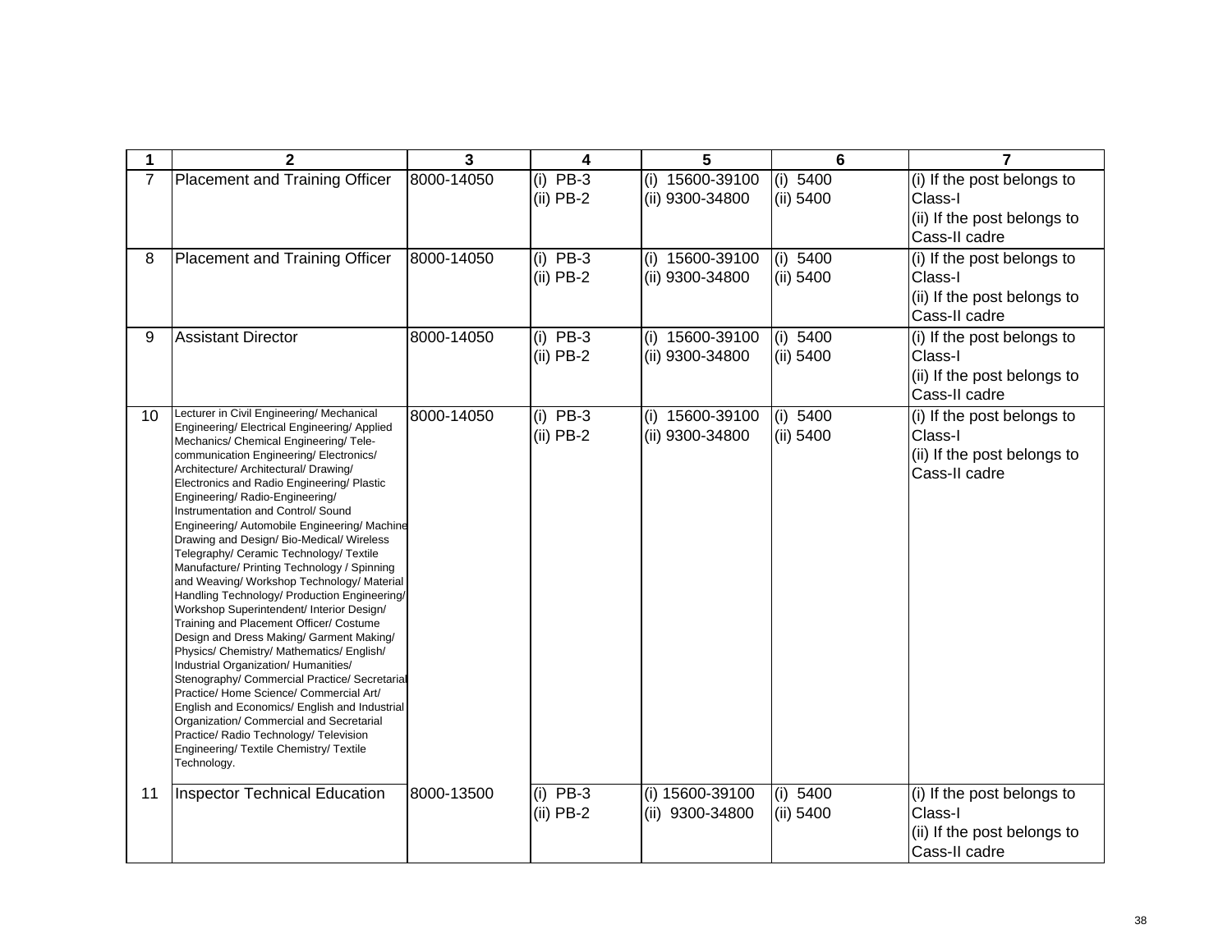| 1 | 2 | 3 | 4 | 5 | 6 | 7 |
|---|---|---|---|---|---|---|
| 7 | Placement and Training Officer | 8000-14050 | (i) PB-3<br>(ii) PB-2 | (i) 15600-39100<br>(ii) 9300-34800 | (i) 5400<br>(ii) 5400 | (i) If the post belongs to Class-I<br>(ii) If the post belongs to Cass-II cadre |
| 8 | Placement and Training Officer | 8000-14050 | (i) PB-3<br>(ii) PB-2 | (i) 15600-39100<br>(ii) 9300-34800 | (i) 5400<br>(ii) 5400 | (i) If the post belongs to Class-I<br>(ii) If the post belongs to Cass-II cadre |
| 9 | Assistant Director | 8000-14050 | (i) PB-3<br>(ii) PB-2 | (i) 15600-39100<br>(ii) 9300-34800 | (i) 5400<br>(ii) 5400 | (i) If the post belongs to Class-I<br>(ii) If the post belongs to Cass-II cadre |
| 10 | Lecturer in Civil Engineering/ Mechanical Engineering/ Electrical Engineering/ Applied Mechanics/ Chemical Engineering/ Tele-communication Engineering/ Electronics/ Architecture/ Architectural/ Drawing/ Electronics and Radio Engineering/ Plastic Engineering/ Radio-Engineering/ Instrumentation and Control/ Sound Engineering/ Automobile Engineering/ Machine Drawing and Design/ Bio-Medical/ Wireless Telegraphy/ Ceramic Technology/ Textile Manufacture/ Printing Technology / Spinning and Weaving/ Workshop Technology/ Material Handling Technology/ Production Engineering/ Workshop Superintendent/ Interior Design/ Training and Placement Officer/ Costume Design and Dress Making/ Garment Making/ Physics/ Chemistry/ Mathematics/ English/ Industrial Organization/ Humanities/ Stenography/ Commercial Practice/ Secretarial Practice/ Home Science/ Commercial Art/ English and Economics/ English and Industrial Organization/ Commercial and Secretarial Practice/ Radio Technology/ Television Engineering/ Textile Chemistry/ Textile Technology. | 8000-14050 | (i) PB-3<br>(ii) PB-2 | (i) 15600-39100<br>(ii) 9300-34800 | (i) 5400<br>(ii) 5400 | (i) If the post belongs to Class-I<br>(ii) If the post belongs to Cass-II cadre |
| 11 | Inspector Technical Education | 8000-13500 | (i) PB-3<br>(ii) PB-2 | (i) 15600-39100<br>(ii) 9300-34800 | (i) 5400<br>(ii) 5400 | (i) If the post belongs to Class-I<br>(ii) If the post belongs to Cass-II cadre |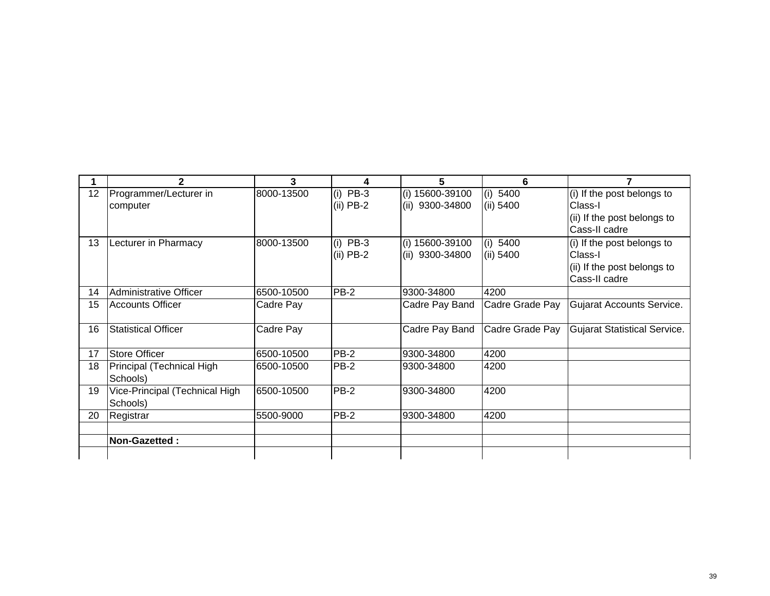| 1 | 2 | 3 | 4 | 5 | 6 | 7 |
|---|---|---|---|---|---|---|
| 12 | Programmer/Lecturer in computer | 8000-13500 | (i) PB-3<br>(ii) PB-2 | (i) 15600-39100<br>(ii) 9300-34800 | (i) 5400<br>(ii) 5400 | (i) If the post belongs to Class-I<br>(ii) If the post belongs to Cass-II cadre |
| 13 | Lecturer in Pharmacy | 8000-13500 | (i) PB-3<br>(ii) PB-2 | (i) 15600-39100<br>(ii) 9300-34800 | (i) 5400<br>(ii) 5400 | (i) If the post belongs to Class-I<br>(ii) If the post belongs to Cass-II cadre |
| 14 | Administrative Officer | 6500-10500 | PB-2 | 9300-34800 | 4200 | |
| 15 | Accounts Officer | Cadre Pay | | Cadre Pay Band | Cadre Grade Pay | Gujarat Accounts Service. |
| 16 | Statistical Officer | Cadre Pay | | Cadre Pay Band | Cadre Grade Pay | Gujarat Statistical Service. |
| 17 | Store Officer | 6500-10500 | PB-2 | 9300-34800 | 4200 | |
| 18 | Principal (Technical High Schools) | 6500-10500 | PB-2 | 9300-34800 | 4200 | |
| 19 | Vice-Principal (Technical High Schools) | 6500-10500 | PB-2 | 9300-34800 | 4200 | |
| 20 | Registrar | 5500-9000 | PB-2 | 9300-34800 | 4200 | |
| | | | | | | |
| | **Non-Gazetted :** | | | | | |
| | | | | | | |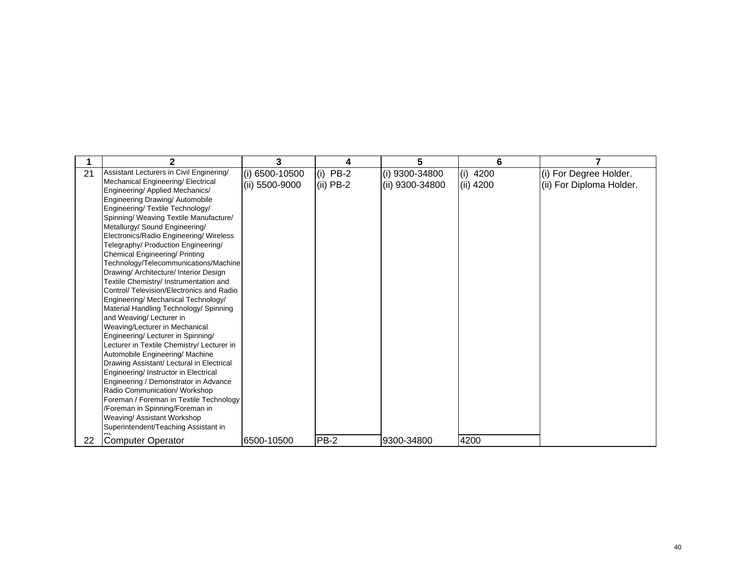| 1 | 2 | 3 | 4 | 5 | 6 | 7 |
|---|---|---|---|---|---|---|
| 21 | Assistant Lecturers in Civil Engineering/ Mechanical Engineering/ Electrical Engineering/ Applied Mechanics/ Engineering Drawing/ Automobile Engineering/ Textile Technology/ Spinning/ Weaving Textile Manufacture/ Metallurgy/ Sound Engineering/ Electronics/Radio Engineering/ Wireless Telegraphy/ Production Engineering/ Chemical Engineering/ Printing Technology/Telecommunications/Machine Drawing/ Architecture/ Interior Design Textile Chemistry/ Instrumentation and Control/ Television/Electronics and Radio Engineering/ Mechanical Technology/ Material Handling Technology/ Spinning and Weaving/ Lecturer in Weaving/Lecturer in Mechanical Engineering/ Lecturer in Spinning/ Lecturer in Textile Chemistry/ Lecturer in Automobile Engineering/ Machine Drawing Assistant/ Lectural in Electrical Engineering/ Instructor in Electrical Engineering / Demonstrator in Advance Radio Communication/ Workshop Foreman / Foreman in Textile Technology /Foreman in Spinning/Foreman in Weaving/ Assistant Workshop Superintendent/Teaching Assistant in Ph | (i) 6500-10500<br>(ii) 5500-9000 | (i) PB-2<br>(ii) PB-2 | (i) 9300-34800<br>(ii) 9300-34800 | (i) 4200<br>(ii) 4200 | (i) For Degree Holder.<br>(ii) For Diploma Holder. |
| 22 | Computer Operator | 6500-10500 | PB-2 | 9300-34800 | 4200 | |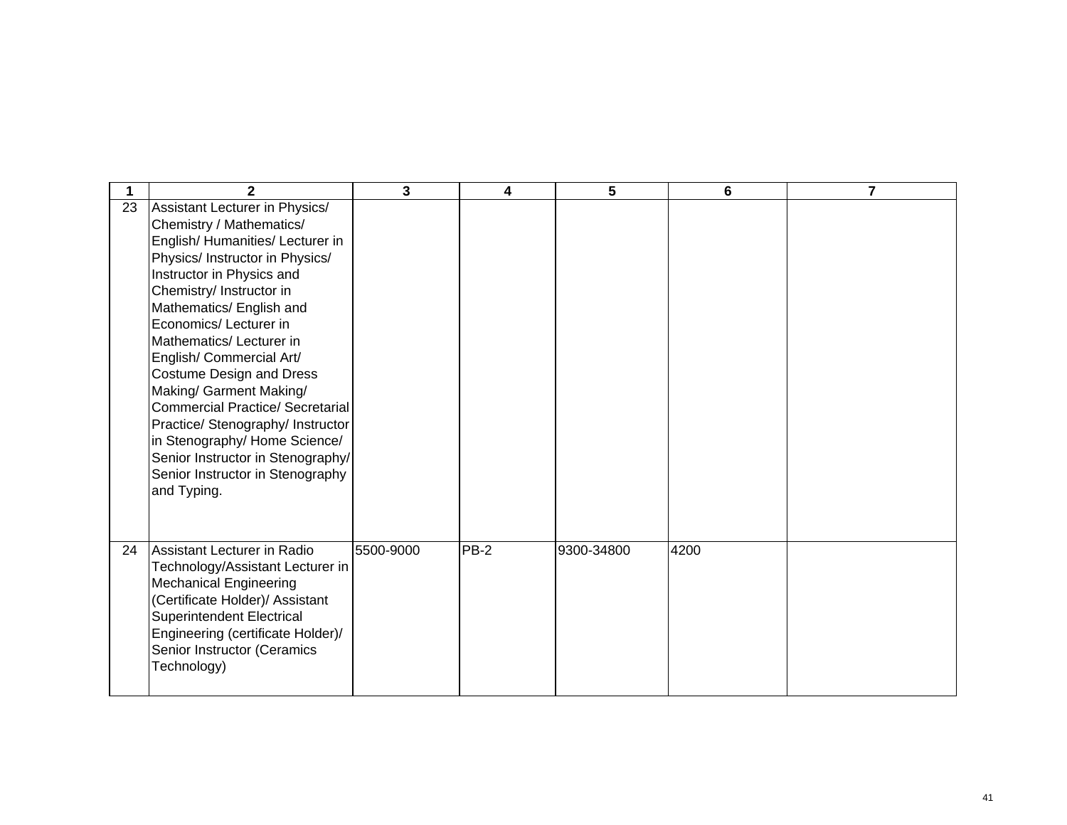| 1 | 2 | 3 | 4 | 5 | 6 | 7 |
|---|---|---|---|---|---|---|
| 23 | Assistant Lecturer in Physics/ Chemistry / Mathematics/ English/ Humanities/ Lecturer in Physics/ Instructor in Physics/ Instructor in Physics and Chemistry/ Instructor in Mathematics/ English and Economics/ Lecturer in Mathematics/ Lecturer in English/ Commercial Art/ Costume Design and Dress Making/ Garment Making/ Commercial Practice/ Secretarial Practice/ Stenography/ Instructor in Stenography/ Home Science/ Senior Instructor in Stenography/ Senior Instructor in Stenography and Typing. | | | | | |
| 24 | Assistant Lecturer in Radio Technology/Assistant Lecturer in Mechanical Engineering (Certificate Holder)/ Assistant Superintendent Electrical Engineering (certificate Holder)/ Senior Instructor (Ceramics Technology) | 5500-9000 | PB-2 | 9300-34800 | 4200 | |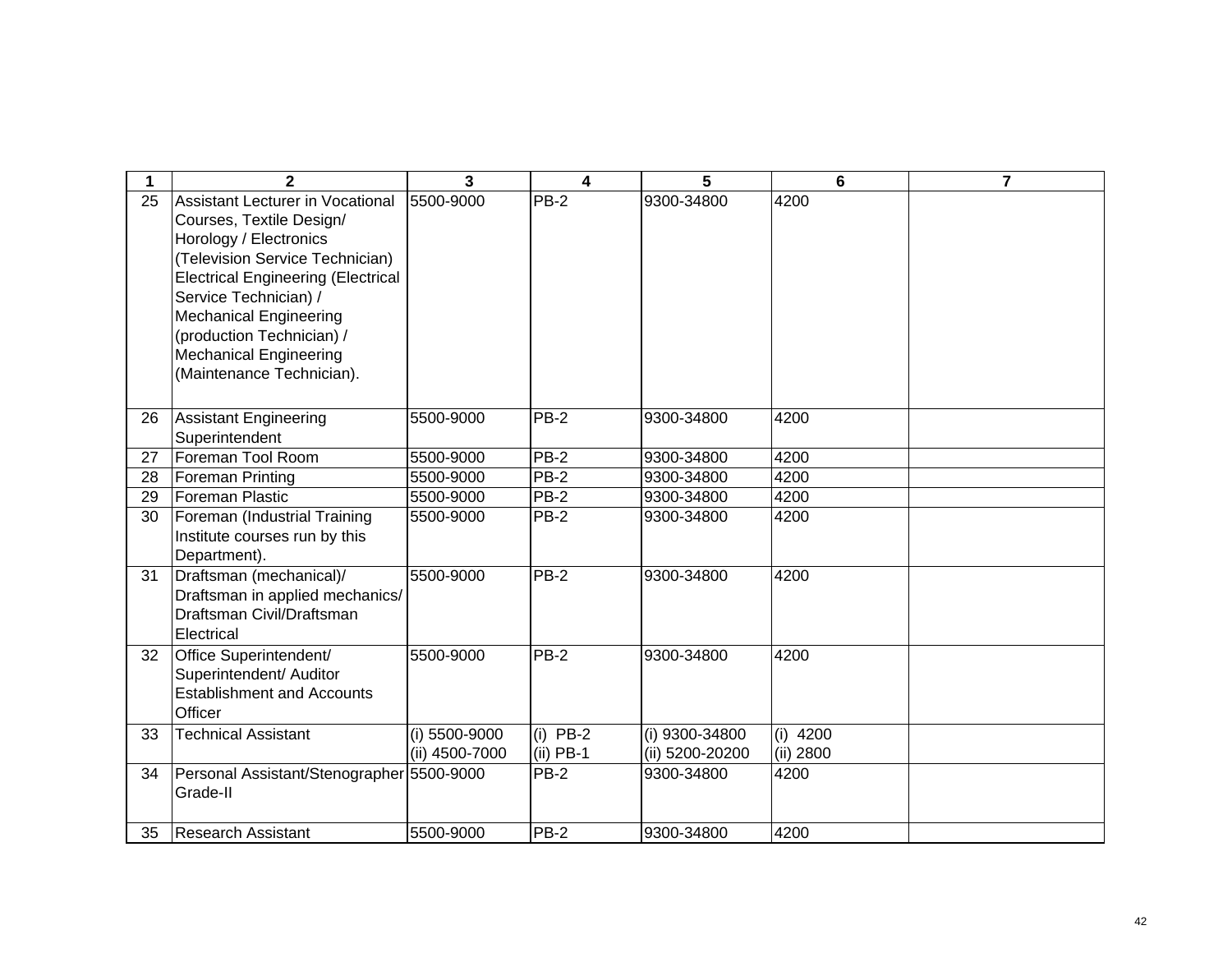| 1 | 2 | 3 | 4 | 5 | 6 | 7 |
|---|---|---|---|---|---|---|
| 25 | Assistant Lecturer in Vocational Courses, Textile Design/ Horology / Electronics (Television Service Technician) Electrical Engineering (Electrical Service Technician) / Mechanical Engineering (production Technician) / Mechanical Engineering (Maintenance Technician). | 5500-9000 | PB-2 | 9300-34800 | 4200 | |
| 26 | Assistant Engineering Superintendent | 5500-9000 | PB-2 | 9300-34800 | 4200 | |
| 27 | Foreman Tool Room | 5500-9000 | PB-2 | 9300-34800 | 4200 | |
| 28 | Foreman Printing | 5500-9000 | PB-2 | 9300-34800 | 4200 | |
| 29 | Foreman Plastic | 5500-9000 | PB-2 | 9300-34800 | 4200 | |
| 30 | Foreman (Industrial Training Institute courses run by this Department). | 5500-9000 | PB-2 | 9300-34800 | 4200 | |
| 31 | Draftsman (mechanical)/ Draftsman in applied mechanics/ Draftsman Civil/Draftsman Electrical | 5500-9000 | PB-2 | 9300-34800 | 4200 | |
| 32 | Office Superintendent/ Superintendent/ Auditor Establishment and Accounts Officer | 5500-9000 | PB-2 | 9300-34800 | 4200 | |
| 33 | Technical Assistant | (i) 5500-9000<br>(ii) 4500-7000 | (i) PB-2<br>(ii) PB-1 | (i) 9300-34800<br>(ii) 5200-20200 | (i) 4200<br>(ii) 2800 | |
| 34 | Personal Assistant/Stenographer Grade-II | 5500-9000 | PB-2 | 9300-34800 | 4200 | |
| 35 | Research Assistant | 5500-9000 | PB-2 | 9300-34800 | 4200 | |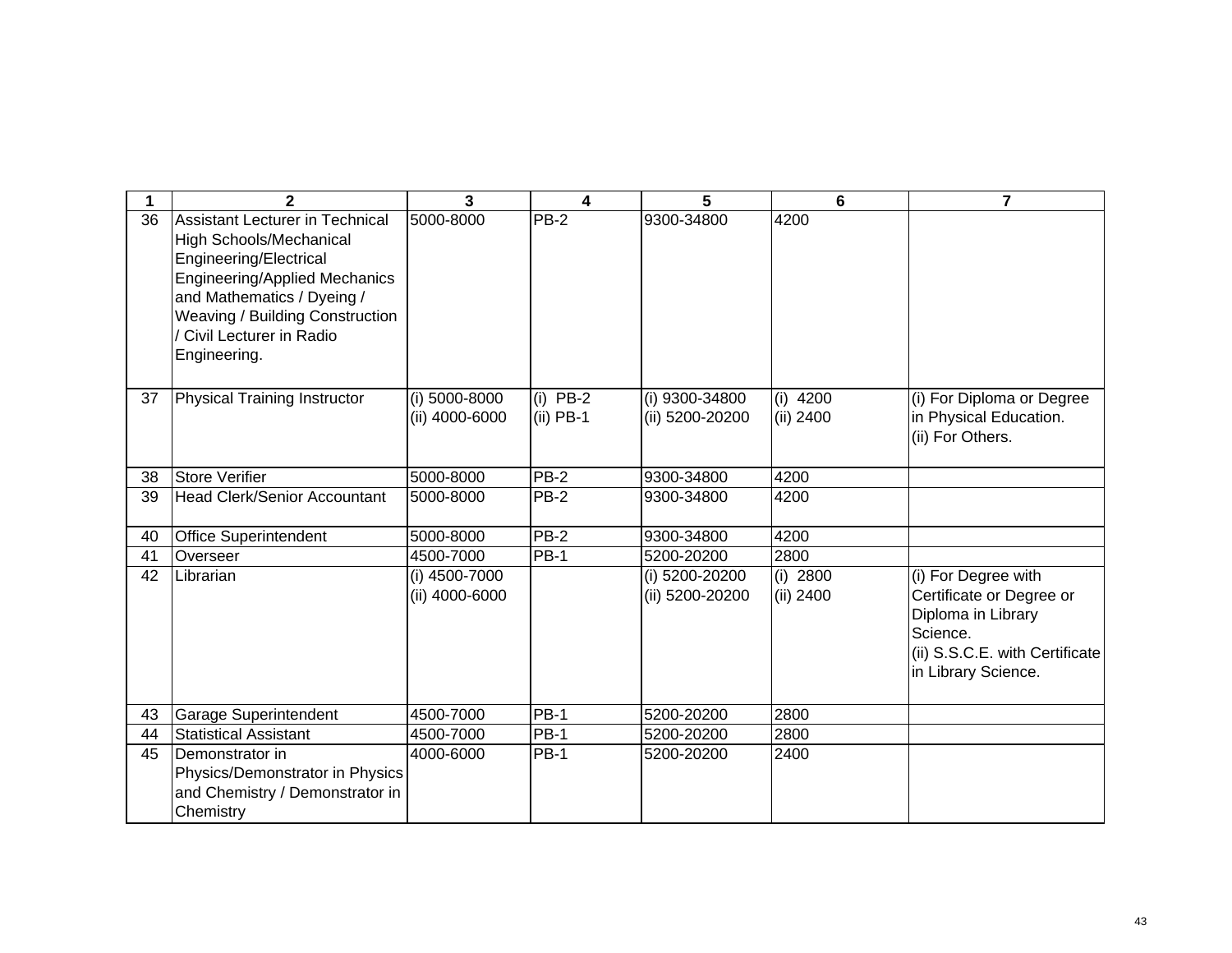| 1 | 2 | 3 | 4 | 5 | 6 | 7 |
|---|---|---|---|---|---|---|
| 36 | Assistant Lecturer in Technical High Schools/Mechanical Engineering/Electrical Engineering/Applied Mechanics and Mathematics / Dyeing / Weaving / Building Construction / Civil Lecturer in Radio Engineering. | 5000-8000 | PB-2 | 9300-34800 | 4200 | |
| 37 | Physical Training Instructor | (i) 5000-8000<br>(ii) 4000-6000 | (i) PB-2<br>(ii) PB-1 | (i) 9300-34800<br>(ii) 5200-20200 | (i) 4200<br>(ii) 2400 | (i) For Diploma or Degree in Physical Education.<br>(ii) For Others. |
| 38 | Store Verifier | 5000-8000 | PB-2 | 9300-34800 | 4200 | |
| 39 | Head Clerk/Senior Accountant | 5000-8000 | PB-2 | 9300-34800 | 4200 | |
| 40 | Office Superintendent | 5000-8000 | PB-2 | 9300-34800 | 4200 | |
| 41 | Overseer | 4500-7000 | PB-1 | 5200-20200 | 2800 | |
| 42 | Librarian | (i) 4500-7000<br>(ii) 4000-6000 | | (i) 5200-20200<br>(ii) 5200-20200 | (i) 2800<br>(ii) 2400 | (i) For Degree with Certificate or Degree or Diploma in Library Science.<br>(ii) S.S.C.E. with Certificate in Library Science. |
| 43 | Garage Superintendent | 4500-7000 | PB-1 | 5200-20200 | 2800 | |
| 44 | Statistical Assistant | 4500-7000 | PB-1 | 5200-20200 | 2800 | |
| 45 | Demonstrator in Physics/Demonstrator in Physics and Chemistry / Demonstrator in Chemistry | 4000-6000 | PB-1 | 5200-20200 | 2400 | |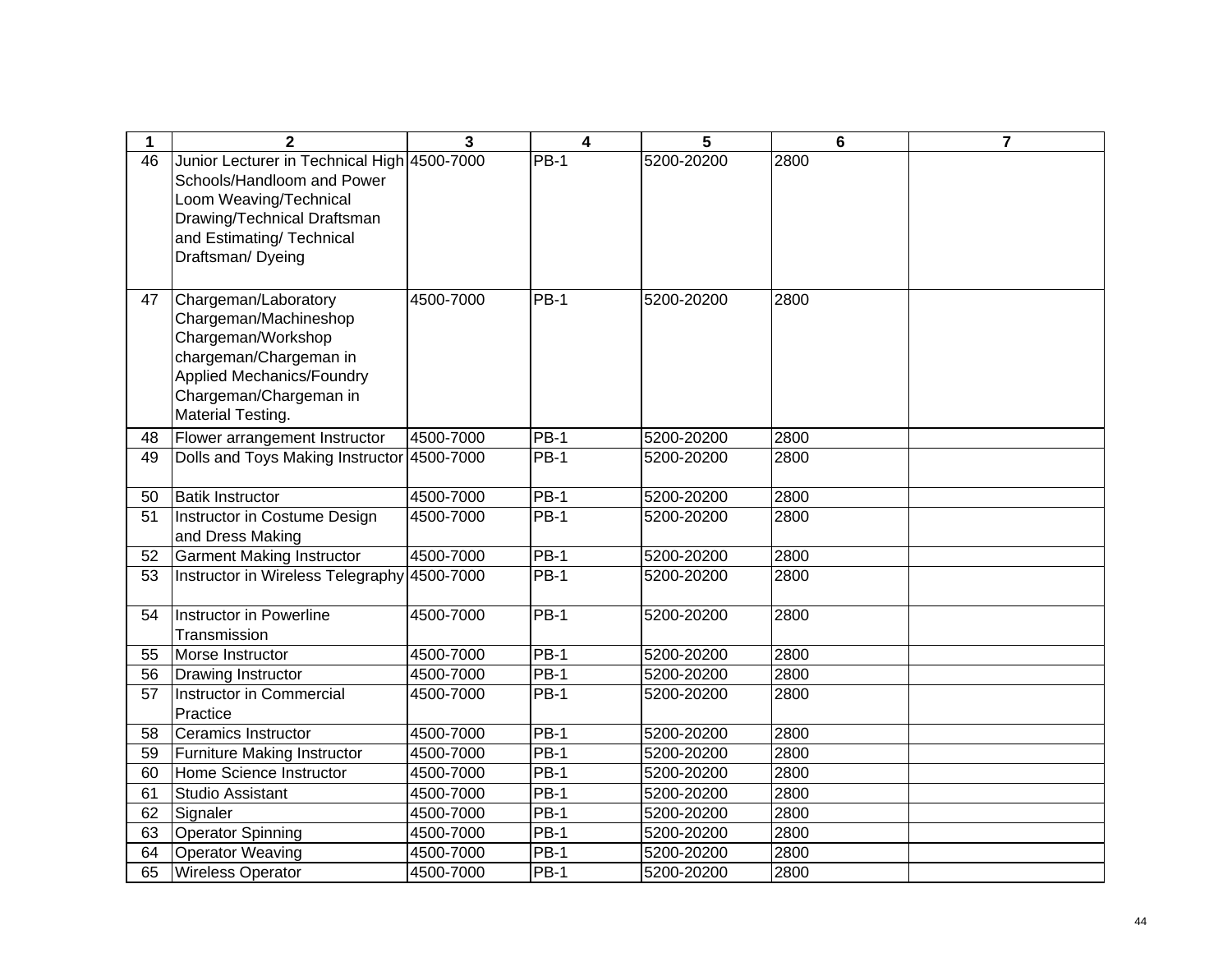| 1 | 2 | 3 | 4 | 5 | 6 | 7 |
|---|---|---|---|---|---|---|
| 46 | Junior Lecturer in Technical High Schools/Handloom and Power Loom Weaving/Technical Drawing/Technical Draftsman and Estimating/ Technical Draftsman/ Dyeing | 4500-7000 | PB-1 | 5200-20200 | 2800 | |
| 47 | Chargeman/Laboratory Chargeman/Machineshop Chargeman/Workshop chargeman/Chargeman in Applied Mechanics/Foundry Chargeman/Chargeman in Material Testing. | 4500-7000 | PB-1 | 5200-20200 | 2800 | |
| 48 | Flower arrangement Instructor | 4500-7000 | PB-1 | 5200-20200 | 2800 | |
| 49 | Dolls and Toys Making Instructor | 4500-7000 | PB-1 | 5200-20200 | 2800 | |
| 50 | Batik Instructor | 4500-7000 | PB-1 | 5200-20200 | 2800 | |
| 51 | Instructor in Costume Design and Dress Making | 4500-7000 | PB-1 | 5200-20200 | 2800 | |
| 52 | Garment Making Instructor | 4500-7000 | PB-1 | 5200-20200 | 2800 | |
| 53 | Instructor in Wireless Telegraphy | 4500-7000 | PB-1 | 5200-20200 | 2800 | |
| 54 | Instructor in Powerline Transmission | 4500-7000 | PB-1 | 5200-20200 | 2800 | |
| 55 | Morse Instructor | 4500-7000 | PB-1 | 5200-20200 | 2800 | |
| 56 | Drawing Instructor | 4500-7000 | PB-1 | 5200-20200 | 2800 | |
| 57 | Instructor in Commercial Practice | 4500-7000 | PB-1 | 5200-20200 | 2800 | |
| 58 | Ceramics Instructor | 4500-7000 | PB-1 | 5200-20200 | 2800 | |
| 59 | Furniture Making Instructor | 4500-7000 | PB-1 | 5200-20200 | 2800 | |
| 60 | Home Science Instructor | 4500-7000 | PB-1 | 5200-20200 | 2800 | |
| 61 | Studio Assistant | 4500-7000 | PB-1 | 5200-20200 | 2800 | |
| 62 | Signaler | 4500-7000 | PB-1 | 5200-20200 | 2800 | |
| 63 | Operator Spinning | 4500-7000 | PB-1 | 5200-20200 | 2800 | |
| 64 | Operator Weaving | 4500-7000 | PB-1 | 5200-20200 | 2800 | |
| 65 | Wireless Operator | 4500-7000 | PB-1 | 5200-20200 | 2800 | |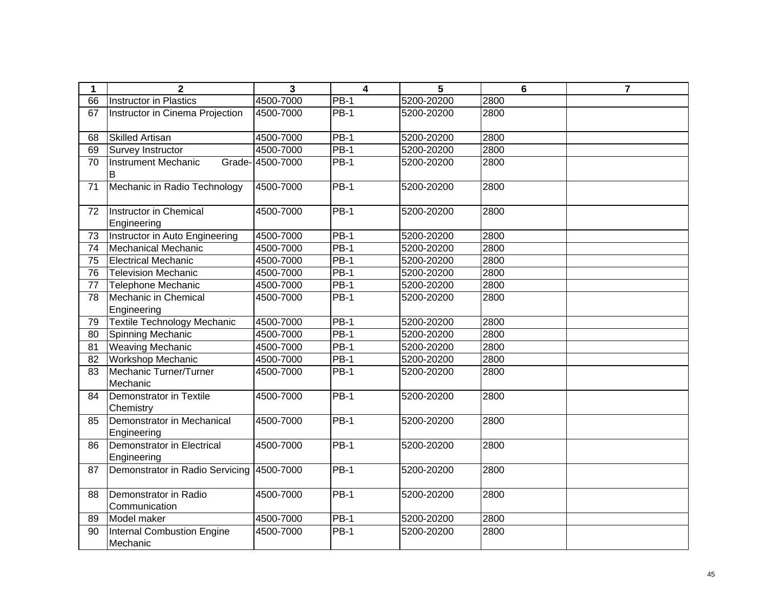| 1 | 2 | 3 | 4 | 5 | 6 | 7 |
|---|---|---|---|---|---|---|
| 66 | Instructor in Plastics | 4500-7000 | PB-1 | 5200-20200 | 2800 | |
| 67 | Instructor in Cinema Projection | 4500-7000 | PB-1 | 5200-20200 | 2800 | |
| 68 | Skilled Artisan | 4500-7000 | PB-1 | 5200-20200 | 2800 | |
| 69 | Survey Instructor | 4500-7000 | PB-1 | 5200-20200 | 2800 | |
| 70 | Instrument Mechanic Grade-B | 4500-7000 | PB-1 | 5200-20200 | 2800 | |
| 71 | Mechanic in Radio Technology | 4500-7000 | PB-1 | 5200-20200 | 2800 | |
| 72 | Instructor in Chemical Engineering | 4500-7000 | PB-1 | 5200-20200 | 2800 | |
| 73 | Instructor in Auto Engineering | 4500-7000 | PB-1 | 5200-20200 | 2800 | |
| 74 | Mechanical Mechanic | 4500-7000 | PB-1 | 5200-20200 | 2800 | |
| 75 | Electrical Mechanic | 4500-7000 | PB-1 | 5200-20200 | 2800 | |
| 76 | Television Mechanic | 4500-7000 | PB-1 | 5200-20200 | 2800 | |
| 77 | Telephone Mechanic | 4500-7000 | PB-1 | 5200-20200 | 2800 | |
| 78 | Mechanic in Chemical Engineering | 4500-7000 | PB-1 | 5200-20200 | 2800 | |
| 79 | Textile Technology Mechanic | 4500-7000 | PB-1 | 5200-20200 | 2800 | |
| 80 | Spinning Mechanic | 4500-7000 | PB-1 | 5200-20200 | 2800 | |
| 81 | Weaving Mechanic | 4500-7000 | PB-1 | 5200-20200 | 2800 | |
| 82 | Workshop Mechanic | 4500-7000 | PB-1 | 5200-20200 | 2800 | |
| 83 | Mechanic Turner/Turner Mechanic | 4500-7000 | PB-1 | 5200-20200 | 2800 | |
| 84 | Demonstrator in Textile Chemistry | 4500-7000 | PB-1 | 5200-20200 | 2800 | |
| 85 | Demonstrator in Mechanical Engineering | 4500-7000 | PB-1 | 5200-20200 | 2800 | |
| 86 | Demonstrator in Electrical Engineering | 4500-7000 | PB-1 | 5200-20200 | 2800 | |
| 87 | Demonstrator in Radio Servicing | 4500-7000 | PB-1 | 5200-20200 | 2800 | |
| 88 | Demonstrator in Radio Communication | 4500-7000 | PB-1 | 5200-20200 | 2800 | |
| 89 | Model maker | 4500-7000 | PB-1 | 5200-20200 | 2800 | |
| 90 | Internal Combustion Engine Mechanic | 4500-7000 | PB-1 | 5200-20200 | 2800 | |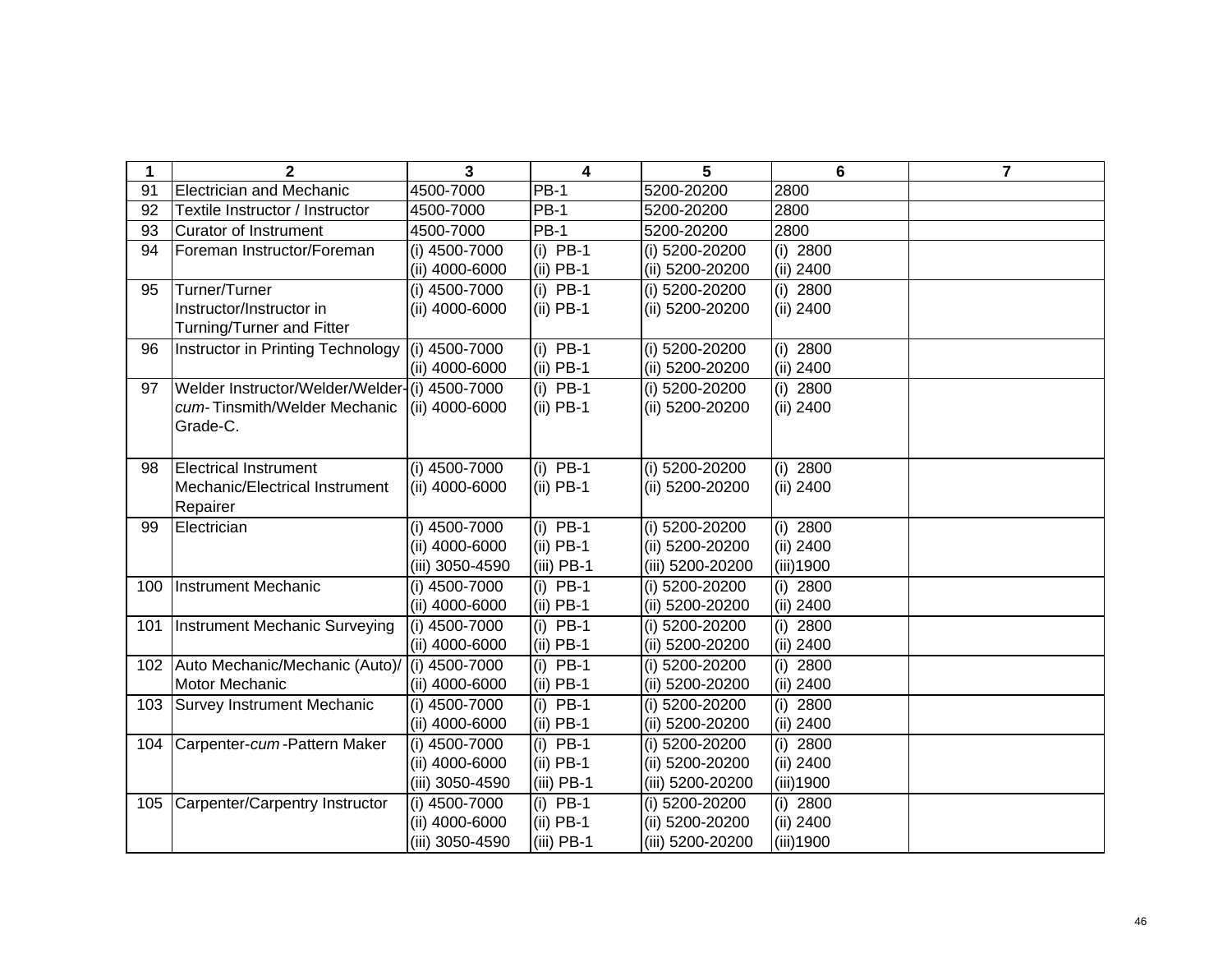| 1 | 2 | 3 | 4 | 5 | 6 | 7 |
|---|---|---|---|---|---|---|
| 91 | Electrician and Mechanic | 4500-7000 | PB-1 | 5200-20200 | 2800 | |
| 92 | Textile Instructor / Instructor | 4500-7000 | PB-1 | 5200-20200 | 2800 | |
| 93 | Curator of Instrument | 4500-7000 | PB-1 | 5200-20200 | 2800 | |
| 94 | Foreman Instructor/Foreman | (i) 4500-7000<br>(ii) 4000-6000 | (i) PB-1<br>(ii) PB-1 | (i) 5200-20200<br>(ii) 5200-20200 | (i) 2800<br>(ii) 2400 | |
| 95 | Turner/Turner Instructor/Instructor in Turning/Turner and Fitter | (i) 4500-7000<br>(ii) 4000-6000 | (i) PB-1<br>(ii) PB-1 | (i) 5200-20200<br>(ii) 5200-20200 | (i) 2800<br>(ii) 2400 | |
| 96 | Instructor in Printing Technology | (i) 4500-7000<br>(ii) 4000-6000 | (i) PB-1<br>(ii) PB-1 | (i) 5200-20200<br>(ii) 5200-20200 | (i) 2800<br>(ii) 2400 | |
| 97 | Welder Instructor/Welder/Welder-*cum*-Tinsmith/Welder Mechanic Grade-C. | (i) 4500-7000<br>(ii) 4000-6000 | (i) PB-1<br>(ii) PB-1 | (i) 5200-20200<br>(ii) 5200-20200 | (i) 2800<br>(ii) 2400 | |
| 98 | Electrical Instrument Mechanic/Electrical Instrument Repairer | (i) 4500-7000<br>(ii) 4000-6000 | (i) PB-1<br>(ii) PB-1 | (i) 5200-20200<br>(ii) 5200-20200 | (i) 2800<br>(ii) 2400 | |
| 99 | Electrician | (i) 4500-7000<br>(ii) 4000-6000<br>(iii) 3050-4590 | (i) PB-1<br>(ii) PB-1<br>(iii) PB-1 | (i) 5200-20200<br>(ii) 5200-20200<br>(iii) 5200-20200 | (i) 2800<br>(ii) 2400<br>(iii)1900 | |
| 100 | Instrument Mechanic | (i) 4500-7000<br>(ii) 4000-6000 | (i) PB-1<br>(ii) PB-1 | (i) 5200-20200<br>(ii) 5200-20200 | (i) 2800<br>(ii) 2400 | |
| 101 | Instrument Mechanic Surveying | (i) 4500-7000<br>(ii) 4000-6000 | (i) PB-1<br>(ii) PB-1 | (i) 5200-20200<br>(ii) 5200-20200 | (i) 2800<br>(ii) 2400 | |
| 102 | Auto Mechanic/Mechanic (Auto)/ Motor Mechanic | (i) 4500-7000<br>(ii) 4000-6000 | (i) PB-1<br>(ii) PB-1 | (i) 5200-20200<br>(ii) 5200-20200 | (i) 2800<br>(ii) 2400 | |
| 103 | Survey Instrument Mechanic | (i) 4500-7000<br>(ii) 4000-6000 | (i) PB-1<br>(ii) PB-1 | (i) 5200-20200<br>(ii) 5200-20200 | (i) 2800<br>(ii) 2400 | |
| 104 | Carpenter-*cum*-Pattern Maker | (i) 4500-7000<br>(ii) 4000-6000<br>(iii) 3050-4590 | (i) PB-1<br>(ii) PB-1<br>(iii) PB-1 | (i) 5200-20200<br>(ii) 5200-20200<br>(iii) 5200-20200 | (i) 2800<br>(ii) 2400<br>(iii)1900 | |
| 105 | Carpenter/Carpentry Instructor | (i) 4500-7000<br>(ii) 4000-6000<br>(iii) 3050-4590 | (i) PB-1<br>(ii) PB-1<br>(iii) PB-1 | (i) 5200-20200<br>(ii) 5200-20200<br>(iii) 5200-20200 | (i) 2800<br>(ii) 2400<br>(iii)1900 | |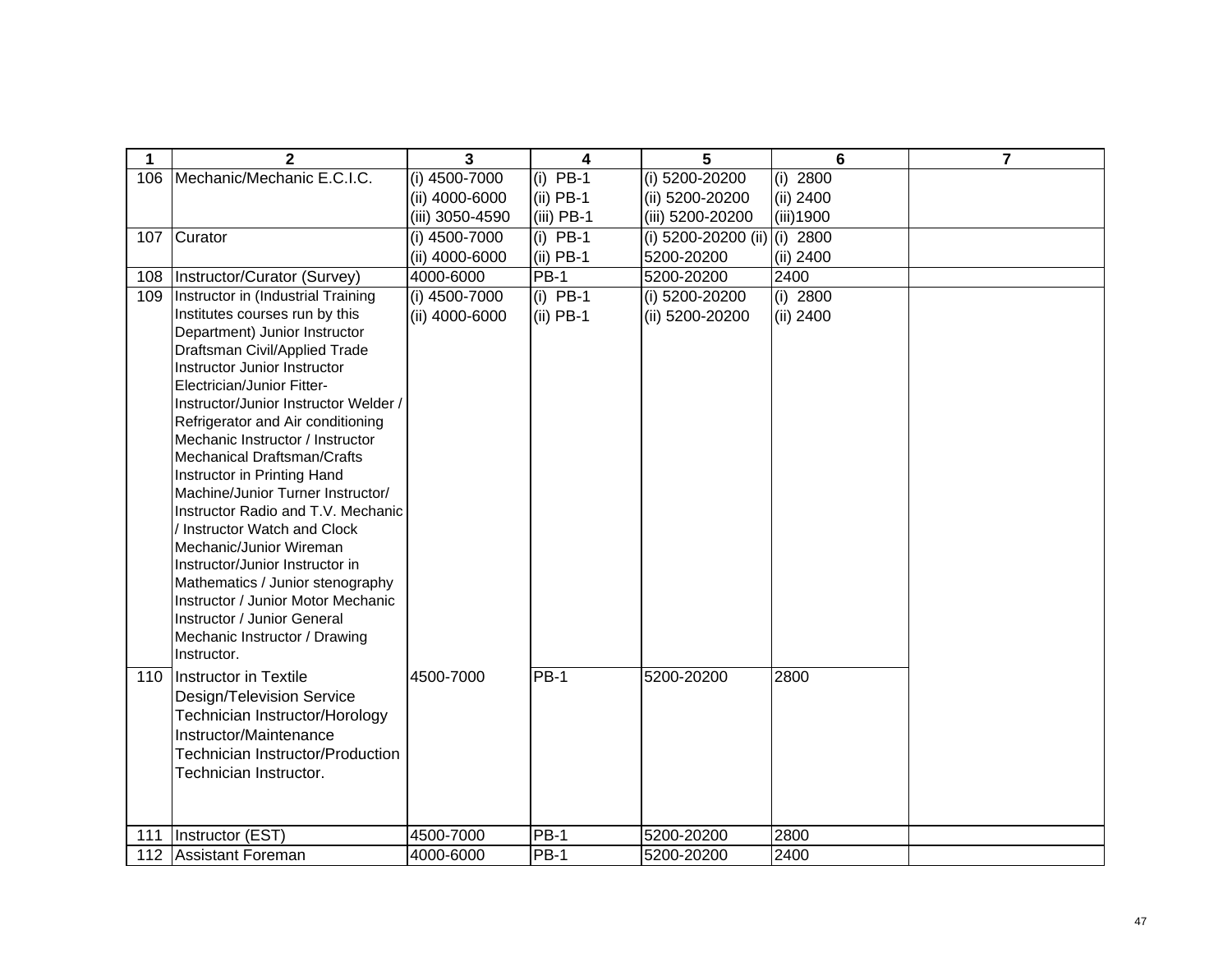| 1 | 2 | 3 | 4 | 5 | 6 | 7 |
|---|---|---|---|---|---|---|
| 106 | Mechanic/Mechanic E.C.I.C. | (i) 4500-7000<br>(ii) 4000-6000<br>(iii) 3050-4590 | (i) PB-1<br>(ii) PB-1<br>(iii) PB-1 | (i) 5200-20200<br>(ii) 5200-20200<br>(iii) 5200-20200 | (i) 2800<br>(ii) 2400<br>(iii)1900 | |
| 107 | Curator | (i) 4500-7000<br>(ii) 4000-6000 | (i) PB-1<br>(ii) PB-1 | (i) 5200-20200 (ii) 5200-20200 | (i) 2800<br>(ii) 2400 | |
| 108 | Instructor/Curator (Survey) | 4000-6000 | PB-1 | 5200-20200 | 2400 | |
| 109 | Instructor in (Industrial Training Institutes courses run by this Department) Junior Instructor Draftsman Civil/Applied Trade Instructor Junior Instructor Electrician/Junior Fitter-Instructor/Junior Instructor Welder / Refrigerator and Air conditioning Mechanic Instructor / Instructor Mechanical Draftsman/Crafts Instructor in Printing Hand Machine/Junior Turner Instructor/ Instructor Radio and T.V. Mechanic / Instructor Watch and Clock Mechanic/Junior Wireman Instructor/Junior Instructor in Mathematics / Junior stenography Instructor / Junior Motor Mechanic Instructor / Junior General Mechanic Instructor / Drawing Instructor. | (i) 4500-7000<br>(ii) 4000-6000 | (i) PB-1<br>(ii) PB-1 | (i) 5200-20200<br>(ii) 5200-20200 | (i) 2800<br>(ii) 2400 | |
| 110 | Instructor in Textile Design/Television Service Technician Instructor/Horology Instructor/Maintenance Technician Instructor/Production Technician Instructor. | 4500-7000 | PB-1 | 5200-20200 | 2800 | |
| 111 | Instructor (EST) | 4500-7000 | PB-1 | 5200-20200 | 2800 | |
| 112 | Assistant Foreman | 4000-6000 | PB-1 | 5200-20200 | 2400 | |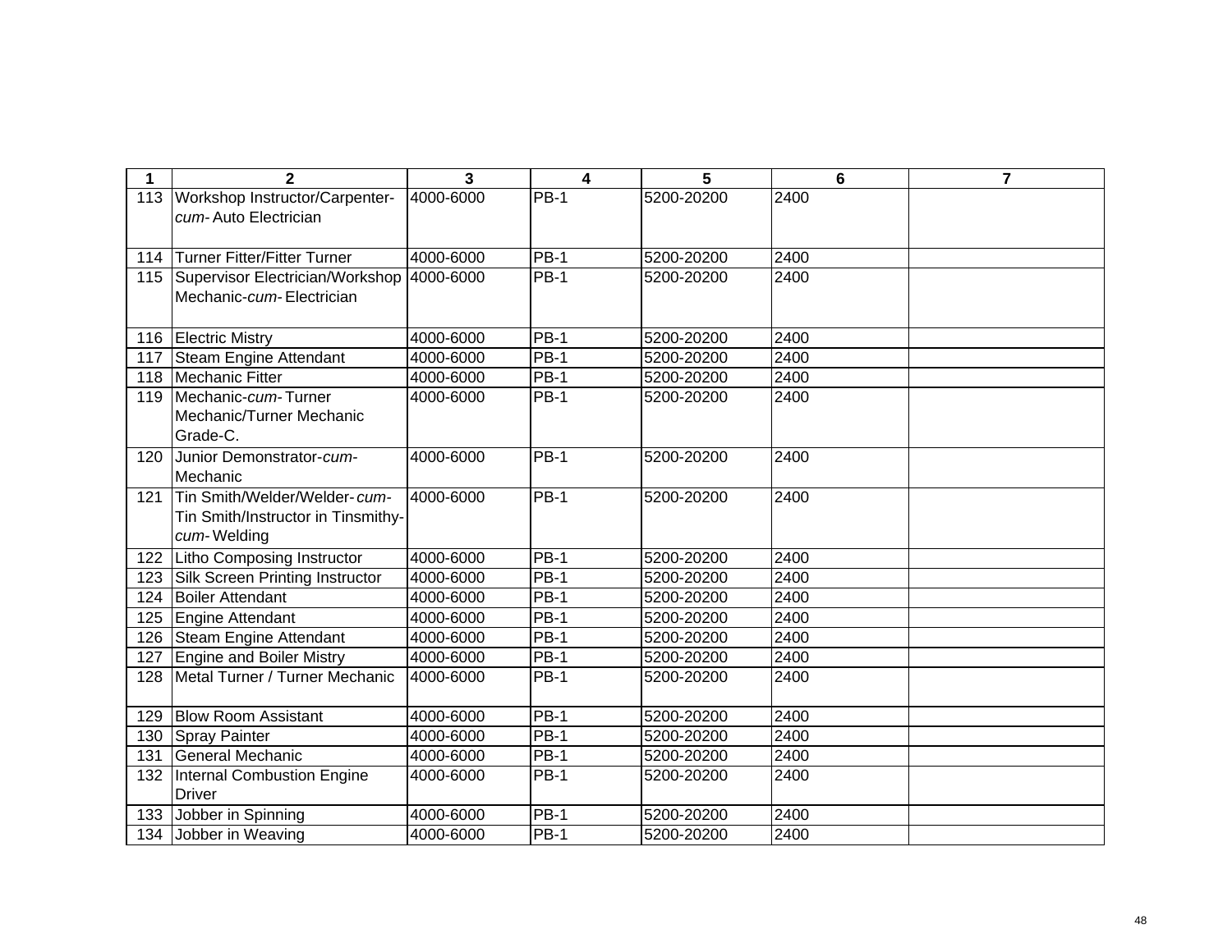| 1 | 2 | 3 | 4 | 5 | 6 | 7 |
|---|---|---|---|---|---|---|
| 113 | Workshop Instructor/Carpenter-*cum*- Auto Electrician | 4000-6000 | PB-1 | 5200-20200 | 2400 | |
| 114 | Turner Fitter/Fitter Turner | 4000-6000 | PB-1 | 5200-20200 | 2400 | |
| 115 | Supervisor Electrician/Workshop Mechanic-*cum*- Electrician | 4000-6000 | PB-1 | 5200-20200 | 2400 | |
| 116 | Electric Mistry | 4000-6000 | PB-1 | 5200-20200 | 2400 | |
| 117 | Steam Engine Attendant | 4000-6000 | PB-1 | 5200-20200 | 2400 | |
| 118 | Mechanic Fitter | 4000-6000 | PB-1 | 5200-20200 | 2400 | |
| 119 | Mechanic-*cum*- Turner Mechanic/Turner Mechanic Grade-C. | 4000-6000 | PB-1 | 5200-20200 | 2400 | |
| 120 | Junior Demonstrator-*cum*-Mechanic | 4000-6000 | PB-1 | 5200-20200 | 2400 | |
| 121 | Tin Smith/Welder/Welder-*cum*-Tin Smith/Instructor in Tinsmithy-*cum*- Welding | 4000-6000 | PB-1 | 5200-20200 | 2400 | |
| 122 | Litho Composing Instructor | 4000-6000 | PB-1 | 5200-20200 | 2400 | |
| 123 | Silk Screen Printing Instructor | 4000-6000 | PB-1 | 5200-20200 | 2400 | |
| 124 | Boiler Attendant | 4000-6000 | PB-1 | 5200-20200 | 2400 | |
| 125 | Engine Attendant | 4000-6000 | PB-1 | 5200-20200 | 2400 | |
| 126 | Steam Engine Attendant | 4000-6000 | PB-1 | 5200-20200 | 2400 | |
| 127 | Engine and Boiler Mistry | 4000-6000 | PB-1 | 5200-20200 | 2400 | |
| 128 | Metal Turner / Turner Mechanic | 4000-6000 | PB-1 | 5200-20200 | 2400 | |
| 129 | Blow Room Assistant | 4000-6000 | PB-1 | 5200-20200 | 2400 | |
| 130 | Spray Painter | 4000-6000 | PB-1 | 5200-20200 | 2400 | |
| 131 | General Mechanic | 4000-6000 | PB-1 | 5200-20200 | 2400 | |
| 132 | Internal Combustion Engine Driver | 4000-6000 | PB-1 | 5200-20200 | 2400 | |
| 133 | Jobber in Spinning | 4000-6000 | PB-1 | 5200-20200 | 2400 | |
| 134 | Jobber in Weaving | 4000-6000 | PB-1 | 5200-20200 | 2400 | |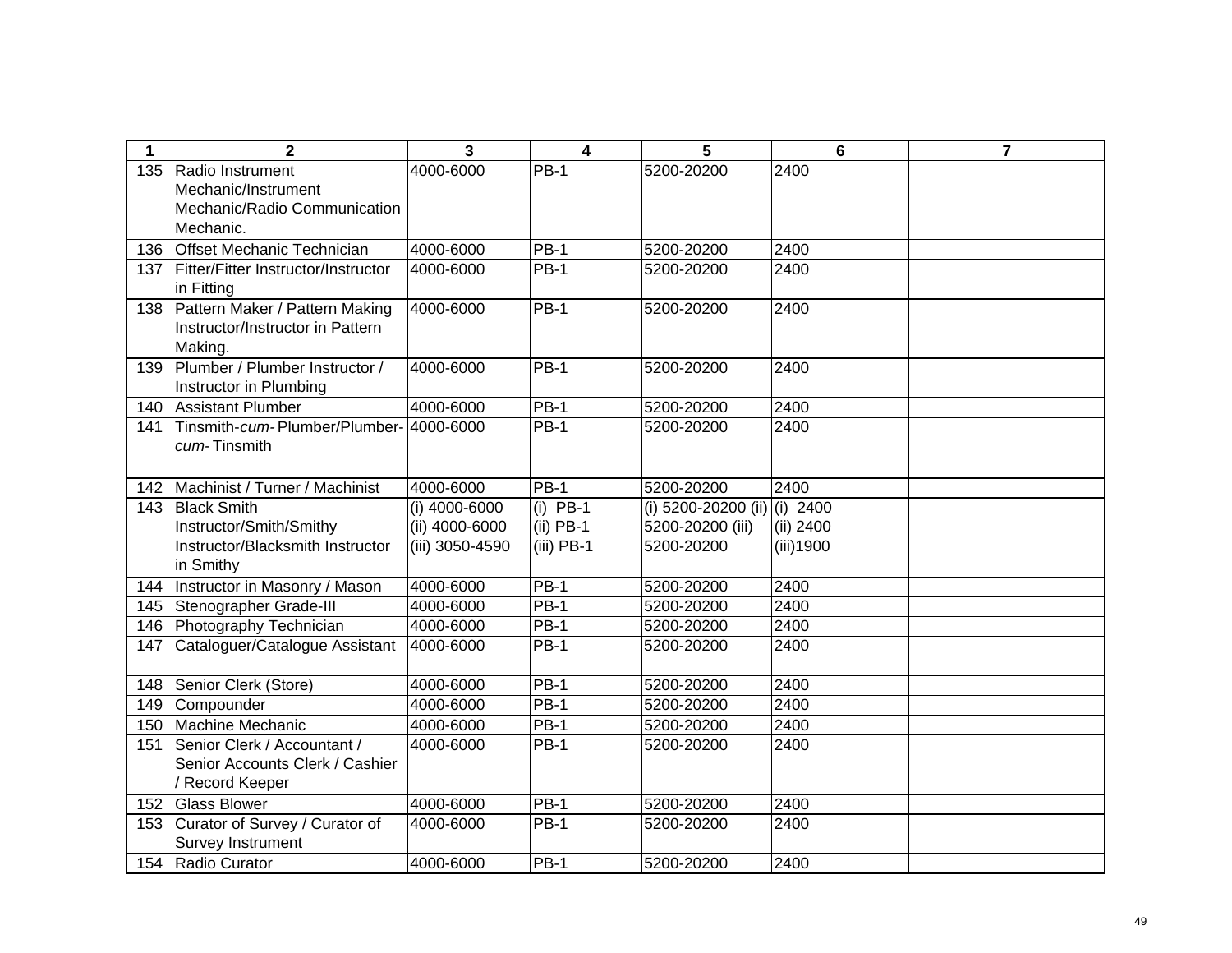| 1 | 2 | 3 | 4 | 5 | 6 | 7 |
|---|---|---|---|---|---|---|
| 135 | Radio Instrument Mechanic/Instrument Mechanic/Radio Communication Mechanic. | 4000-6000 | PB-1 | 5200-20200 | 2400 | |
| 136 | Offset Mechanic Technician | 4000-6000 | PB-1 | 5200-20200 | 2400 | |
| 137 | Fitter/Fitter Instructor/Instructor in Fitting | 4000-6000 | PB-1 | 5200-20200 | 2400 | |
| 138 | Pattern Maker / Pattern Making Instructor/Instructor in Pattern Making. | 4000-6000 | PB-1 | 5200-20200 | 2400 | |
| 139 | Plumber / Plumber Instructor / Instructor in Plumbing | 4000-6000 | PB-1 | 5200-20200 | 2400 | |
| 140 | Assistant Plumber | 4000-6000 | PB-1 | 5200-20200 | 2400 | |
| 141 | Tinsmith-*cum*-Plumber/Plumber-*cum*-Tinsmith | 4000-6000 | PB-1 | 5200-20200 | 2400 | |
| 142 | Machinist / Turner / Machinist | 4000-6000 | PB-1 | 5200-20200 | 2400 | |
| 143 | Black Smith Instructor/Smith/Smithy Instructor/Blacksmith Instructor in Smithy | (i) 4000-6000 (ii) 4000-6000 (iii) 3050-4590 | (i) PB-1 (ii) PB-1 (iii) PB-1 | (i) 5200-20200 (ii) 5200-20200 (iii) 5200-20200 | (i) 2400 (ii) 2400 (iii)1900 | |
| 144 | Instructor in Masonry / Mason | 4000-6000 | PB-1 | 5200-20200 | 2400 | |
| 145 | Stenographer Grade-III | 4000-6000 | PB-1 | 5200-20200 | 2400 | |
| 146 | Photography Technician | 4000-6000 | PB-1 | 5200-20200 | 2400 | |
| 147 | Cataloguer/Catalogue Assistant | 4000-6000 | PB-1 | 5200-20200 | 2400 | |
| 148 | Senior Clerk (Store) | 4000-6000 | PB-1 | 5200-20200 | 2400 | |
| 149 | Compounder | 4000-6000 | PB-1 | 5200-20200 | 2400 | |
| 150 | Machine Mechanic | 4000-6000 | PB-1 | 5200-20200 | 2400 | |
| 151 | Senior Clerk / Accountant / Senior Accounts Clerk / Cashier / Record Keeper | 4000-6000 | PB-1 | 5200-20200 | 2400 | |
| 152 | Glass Blower | 4000-6000 | PB-1 | 5200-20200 | 2400 | |
| 153 | Curator of Survey / Curator of Survey Instrument | 4000-6000 | PB-1 | 5200-20200 | 2400 | |
| 154 | Radio Curator | 4000-6000 | PB-1 | 5200-20200 | 2400 | |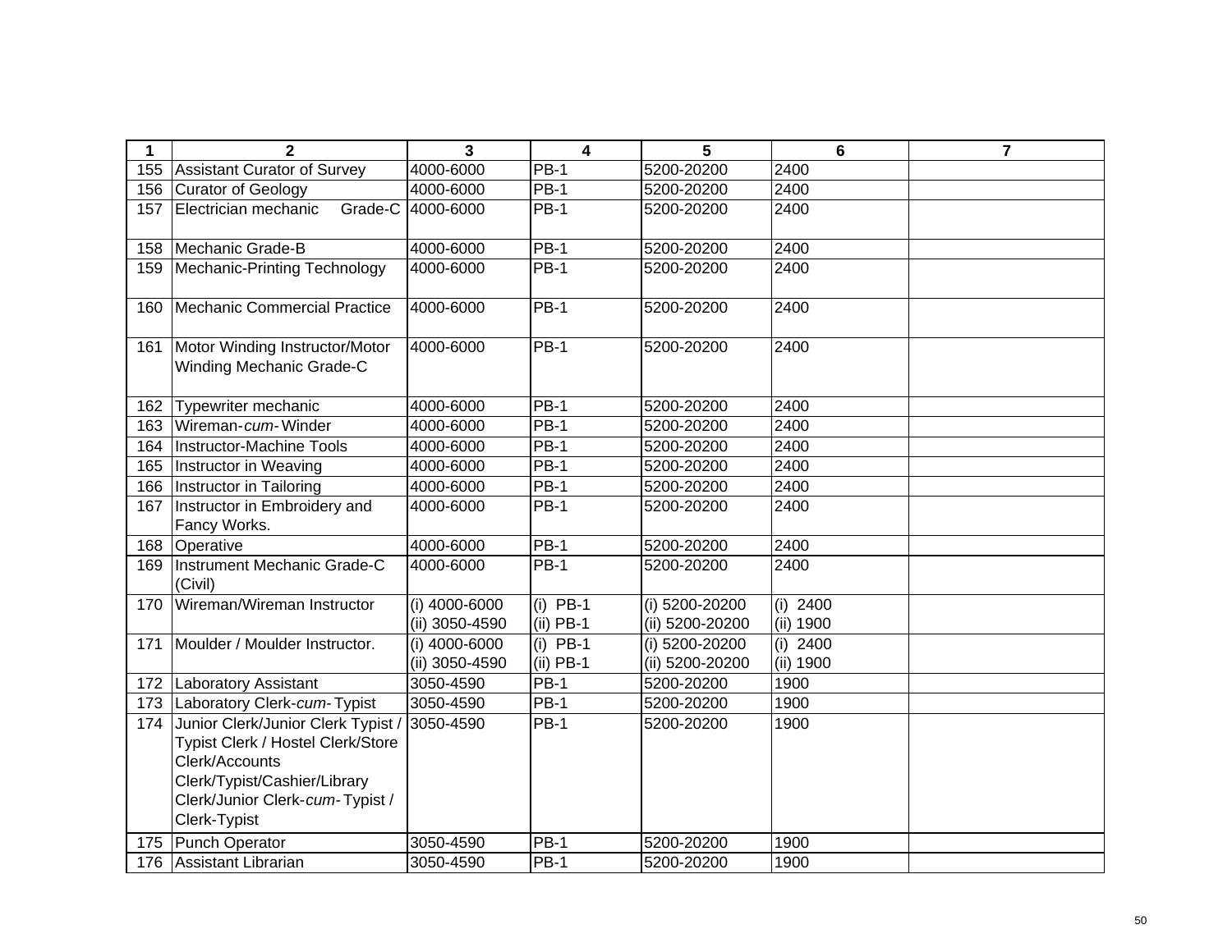| 1 | 2 | 3 | 4 | 5 | 6 | 7 |
|---|---|---|---|---|---|---|
| 155 | Assistant Curator of Survey | 4000-6000 | PB-1 | 5200-20200 | 2400 | |
| 156 | Curator of Geology | 4000-6000 | PB-1 | 5200-20200 | 2400 | |
| 157 | Electrician mechanic Grade-C | 4000-6000 | PB-1 | 5200-20200 | 2400 | |
| 158 | Mechanic Grade-B | 4000-6000 | PB-1 | 5200-20200 | 2400 | |
| 159 | Mechanic-Printing Technology | 4000-6000 | PB-1 | 5200-20200 | 2400 | |
| 160 | Mechanic Commercial Practice | 4000-6000 | PB-1 | 5200-20200 | 2400 | |
| 161 | Motor Winding Instructor/Motor Winding Mechanic Grade-C | 4000-6000 | PB-1 | 5200-20200 | 2400 | |
| 162 | Typewriter mechanic | 4000-6000 | PB-1 | 5200-20200 | 2400 | |
| 163 | Wireman-*cum*-Winder | 4000-6000 | PB-1 | 5200-20200 | 2400 | |
| 164 | Instructor-Machine Tools | 4000-6000 | PB-1 | 5200-20200 | 2400 | |
| 165 | Instructor in Weaving | 4000-6000 | PB-1 | 5200-20200 | 2400 | |
| 166 | Instructor in Tailoring | 4000-6000 | PB-1 | 5200-20200 | 2400 | |
| 167 | Instructor in Embroidery and Fancy Works. | 4000-6000 | PB-1 | 5200-20200 | 2400 | |
| 168 | Operative | 4000-6000 | PB-1 | 5200-20200 | 2400 | |
| 169 | Instrument Mechanic Grade-C (Civil) | 4000-6000 | PB-1 | 5200-20200 | 2400 | |
| 170 | Wireman/Wireman Instructor | (i) 4000-6000<br>(ii) 3050-4590 | (i) PB-1<br>(ii) PB-1 | (i) 5200-20200<br>(ii) 5200-20200 | (i) 2400<br>(ii) 1900 | |
| 171 | Moulder / Moulder Instructor. | (i) 4000-6000<br>(ii) 3050-4590 | (i) PB-1<br>(ii) PB-1 | (i) 5200-20200<br>(ii) 5200-20200 | (i) 2400<br>(ii) 1900 | |
| 172 | Laboratory Assistant | 3050-4590 | PB-1 | 5200-20200 | 1900 | |
| 173 | Laboratory Clerk-*cum*-Typist | 3050-4590 | PB-1 | 5200-20200 | 1900 | |
| 174 | Junior Clerk/Junior Clerk Typist / Typist Clerk / Hostel Clerk/Store Clerk/Accounts Clerk/Typist/Cashier/Library Clerk/Junior Clerk-*cum*-Typist / Clerk-Typist | 3050-4590 | PB-1 | 5200-20200 | 1900 | |
| 175 | Punch Operator | 3050-4590 | PB-1 | 5200-20200 | 1900 | |
| 176 | Assistant Librarian | 3050-4590 | PB-1 | 5200-20200 | 1900 | |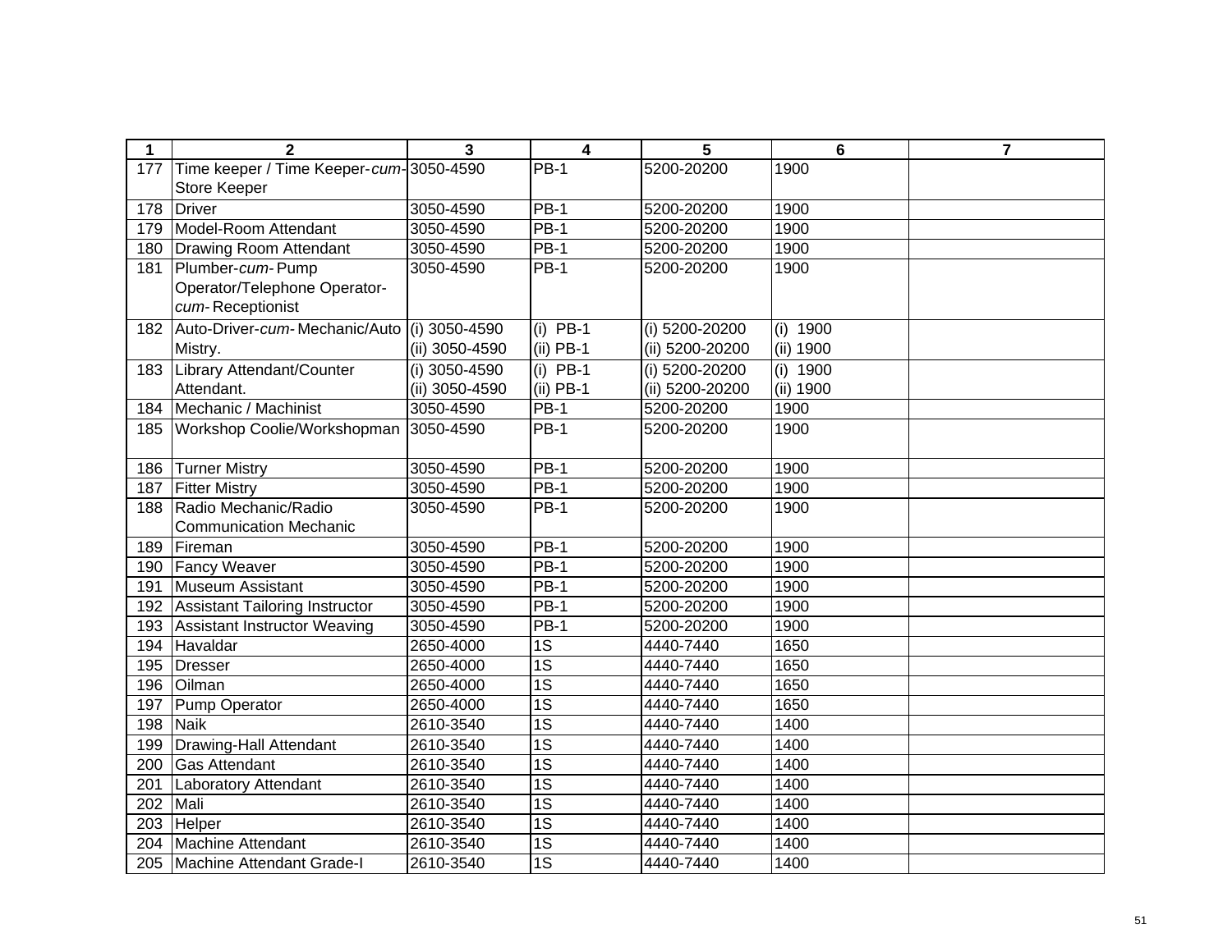| 1 | 2 | 3 | 4 | 5 | 6 | 7 |
|---|---|---|---|---|---|---|
| 177 | Time keeper / Time Keeper-*cum*-Store Keeper | 3050-4590 | PB-1 | 5200-20200 | 1900 | |
| 178 | Driver | 3050-4590 | PB-1 | 5200-20200 | 1900 | |
| 179 | Model-Room Attendant | 3050-4590 | PB-1 | 5200-20200 | 1900 | |
| 180 | Drawing Room Attendant | 3050-4590 | PB-1 | 5200-20200 | 1900 | |
| 181 | Plumber-*cum*- Pump Operator/Telephone Operator-*cum*- Receptionist | 3050-4590 | PB-1 | 5200-20200 | 1900 | |
| 182 | Auto-Driver-*cum*- Mechanic/Auto Mistry. | (i) 3050-4590<br>(ii) 3050-4590 | (i) PB-1<br>(ii) PB-1 | (i) 5200-20200<br>(ii) 5200-20200 | (i) 1900<br>(ii) 1900 | |
| 183 | Library Attendant/Counter Attendant. | (i) 3050-4590<br>(ii) 3050-4590 | (i) PB-1<br>(ii) PB-1 | (i) 5200-20200<br>(ii) 5200-20200 | (i) 1900<br>(ii) 1900 | |
| 184 | Mechanic / Machinist | 3050-4590 | PB-1 | 5200-20200 | 1900 | |
| 185 | Workshop Coolie/Workshopman | 3050-4590 | PB-1 | 5200-20200 | 1900 | |
| 186 | Turner Mistry | 3050-4590 | PB-1 | 5200-20200 | 1900 | |
| 187 | Fitter Mistry | 3050-4590 | PB-1 | 5200-20200 | 1900 | |
| 188 | Radio Mechanic/Radio Communication Mechanic | 3050-4590 | PB-1 | 5200-20200 | 1900 | |
| 189 | Fireman | 3050-4590 | PB-1 | 5200-20200 | 1900 | |
| 190 | Fancy Weaver | 3050-4590 | PB-1 | 5200-20200 | 1900 | |
| 191 | Museum Assistant | 3050-4590 | PB-1 | 5200-20200 | 1900 | |
| 192 | Assistant Tailoring Instructor | 3050-4590 | PB-1 | 5200-20200 | 1900 | |
| 193 | Assistant Instructor Weaving | 3050-4590 | PB-1 | 5200-20200 | 1900 | |
| 194 | Havaldar | 2650-4000 | 1S | 4440-7440 | 1650 | |
| 195 | Dresser | 2650-4000 | 1S | 4440-7440 | 1650 | |
| 196 | Oilman | 2650-4000 | 1S | 4440-7440 | 1650 | |
| 197 | Pump Operator | 2650-4000 | 1S | 4440-7440 | 1650 | |
| 198 | Naik | 2610-3540 | 1S | 4440-7440 | 1400 | |
| 199 | Drawing-Hall Attendant | 2610-3540 | 1S | 4440-7440 | 1400 | |
| 200 | Gas Attendant | 2610-3540 | 1S | 4440-7440 | 1400 | |
| 201 | Laboratory Attendant | 2610-3540 | 1S | 4440-7440 | 1400 | |
| 202 | Mali | 2610-3540 | 1S | 4440-7440 | 1400 | |
| 203 | Helper | 2610-3540 | 1S | 4440-7440 | 1400 | |
| 204 | Machine Attendant | 2610-3540 | 1S | 4440-7440 | 1400 | |
| 205 | Machine Attendant Grade-I | 2610-3540 | 1S | 4440-7440 | 1400 | |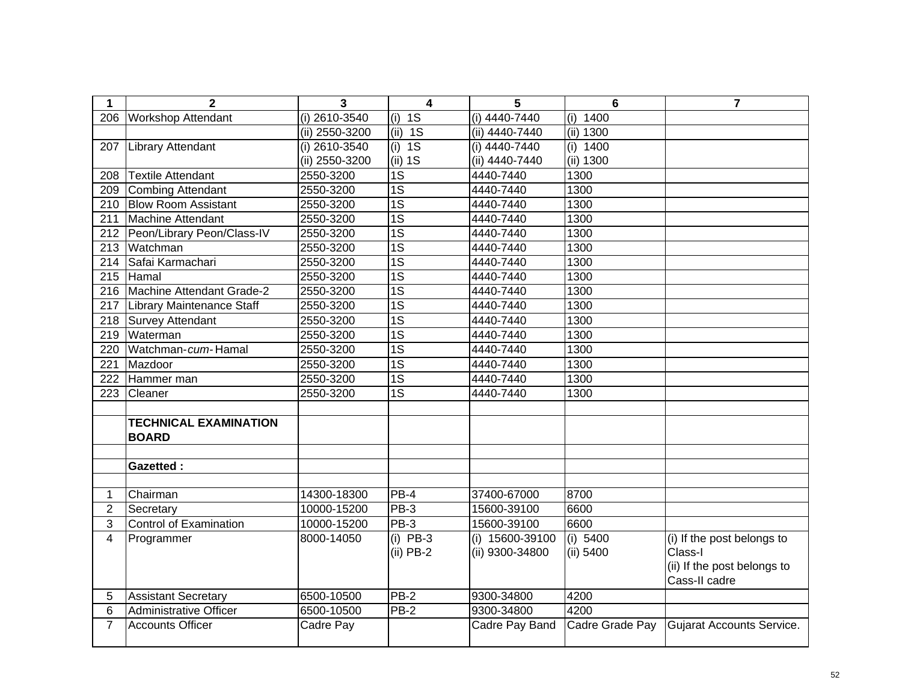| 1 | 2 | 3 | 4 | 5 | 6 | 7 |
|---|---|---|---|---|---|---|
| 206 | Workshop Attendant | (i) 2610-3540 | (i) 1S | (i) 4440-7440 | (i) 1400 | |
| | | (ii) 2550-3200 | (ii) 1S | (ii) 4440-7440 | (ii) 1300 | |
| 207 | Library Attendant | (i) 2610-3540<br>(ii) 2550-3200 | (i) 1S<br>(ii) 1S | (i) 4440-7440<br>(ii) 4440-7440 | (i) 1400<br>(ii) 1300 | |
| 208 | Textile Attendant | 2550-3200 | 1S | 4440-7440 | 1300 | |
| 209 | Combing Attendant | 2550-3200 | 1S | 4440-7440 | 1300 | |
| 210 | Blow Room Assistant | 2550-3200 | 1S | 4440-7440 | 1300 | |
| 211 | Machine Attendant | 2550-3200 | 1S | 4440-7440 | 1300 | |
| 212 | Peon/Library Peon/Class-IV | 2550-3200 | 1S | 4440-7440 | 1300 | |
| 213 | Watchman | 2550-3200 | 1S | 4440-7440 | 1300 | |
| 214 | Safai Karmachari | 2550-3200 | 1S | 4440-7440 | 1300 | |
| 215 | Hamal | 2550-3200 | 1S | 4440-7440 | 1300 | |
| 216 | Machine Attendant Grade-2 | 2550-3200 | 1S | 4440-7440 | 1300 | |
| 217 | Library Maintenance Staff | 2550-3200 | 1S | 4440-7440 | 1300 | |
| 218 | Survey Attendant | 2550-3200 | 1S | 4440-7440 | 1300 | |
| 219 | Waterman | 2550-3200 | 1S | 4440-7440 | 1300 | |
| 220 | Watchman-*cum*- Hamal | 2550-3200 | 1S | 4440-7440 | 1300 | |
| 221 | Mazdoor | 2550-3200 | 1S | 4440-7440 | 1300 | |
| 222 | Hammer man | 2550-3200 | 1S | 4440-7440 | 1300 | |
| 223 | Cleaner | 2550-3200 | 1S | 4440-7440 | 1300 | |
| | | | | | | |
| | **TECHNICAL EXAMINATION BOARD** | | | | | |
| | | | | | | |
| | **Gazetted :** | | | | | |
| | | | | | | |
| 1 | Chairman | 14300-18300 | PB-4 | 37400-67000 | 8700 | |
| 2 | Secretary | 10000-15200 | PB-3 | 15600-39100 | 6600 | |
| 3 | Control of Examination | 10000-15200 | PB-3 | 15600-39100 | 6600 | |
| 4 | Programmer | 8000-14050 | (i) PB-3<br>(ii) PB-2 | (i) 15600-39100<br>(ii) 9300-34800 | (i) 5400<br>(ii) 5400 | (i) If the post belongs to Class-I<br>(ii) If the post belongs to Cass-II cadre |
| 5 | Assistant Secretary | 6500-10500 | PB-2 | 9300-34800 | 4200 | |
| 6 | Administrative Officer | 6500-10500 | PB-2 | 9300-34800 | 4200 | |
| 7 | Accounts Officer | Cadre Pay | | Cadre Pay Band | Cadre Grade Pay | Gujarat Accounts Service. |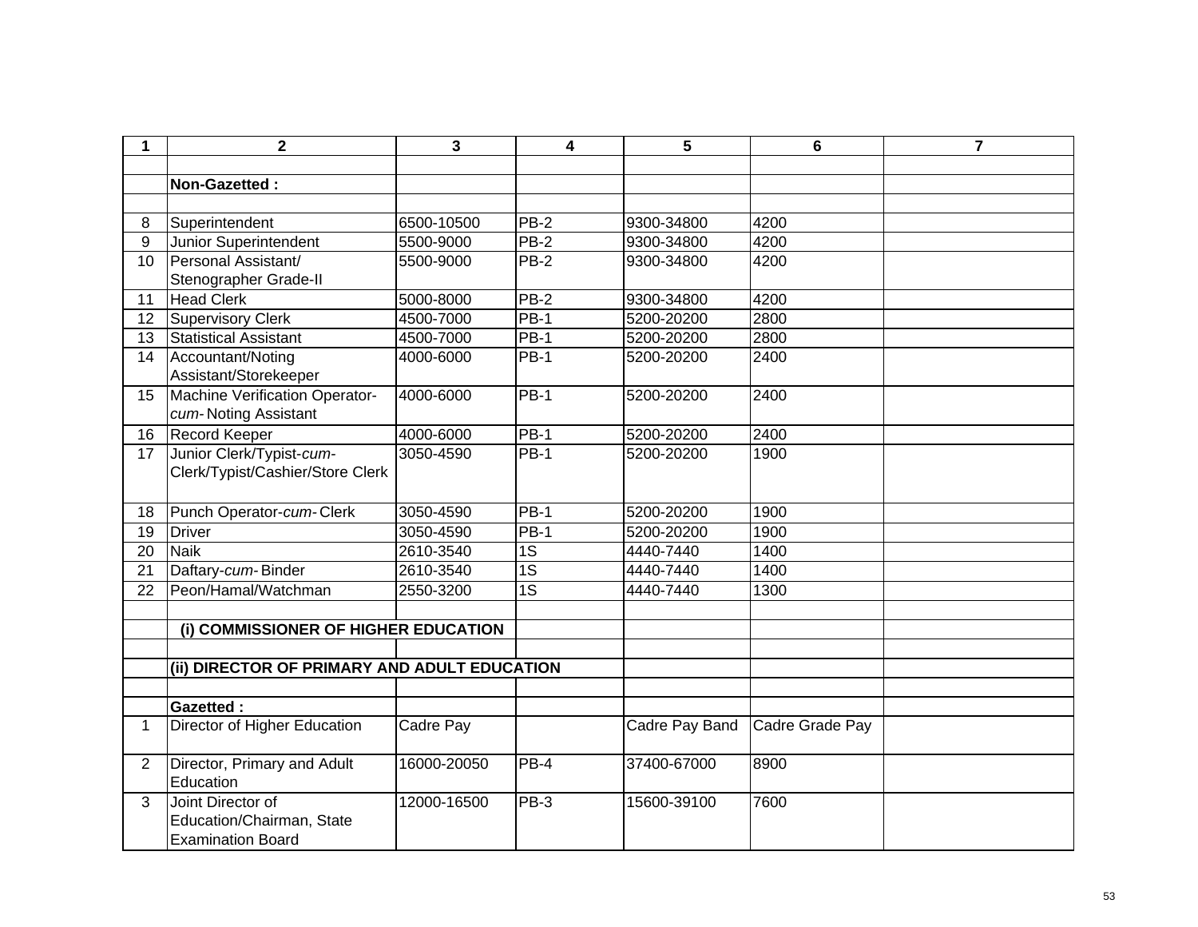| 1 | 2 | 3 | 4 | 5 | 6 | 7 |
|---|---|---|---|---|---|---|
| | | | | | | |
| | **Non-Gazetted :** | | | | | |
| | | | | | | |
| 8 | Superintendent | 6500-10500 | PB-2 | 9300-34800 | 4200 | |
| 9 | Junior Superintendent | 5500-9000 | PB-2 | 9300-34800 | 4200 | |
| 10 | Personal Assistant/ Stenographer Grade-II | 5500-9000 | PB-2 | 9300-34800 | 4200 | |
| 11 | Head Clerk | 5000-8000 | PB-2 | 9300-34800 | 4200 | |
| 12 | Supervisory Clerk | 4500-7000 | PB-1 | 5200-20200 | 2800 | |
| 13 | Statistical Assistant | 4500-7000 | PB-1 | 5200-20200 | 2800 | |
| 14 | Accountant/Noting Assistant/Storekeeper | 4000-6000 | PB-1 | 5200-20200 | 2400 | |
| 15 | Machine Verification Operator-*cum*- Noting Assistant | 4000-6000 | PB-1 | 5200-20200 | 2400 | |
| 16 | Record Keeper | 4000-6000 | PB-1 | 5200-20200 | 2400 | |
| 17 | Junior Clerk/Typist-*cum*-Clerk/Typist/Cashier/Store Clerk | 3050-4590 | PB-1 | 5200-20200 | 1900 | |
| 18 | Punch Operator-*cum*- Clerk | 3050-4590 | PB-1 | 5200-20200 | 1900 | |
| 19 | Driver | 3050-4590 | PB-1 | 5200-20200 | 1900 | |
| 20 | Naik | 2610-3540 | 1S | 4440-7440 | 1400 | |
| 21 | Daftary-*cum*- Binder | 2610-3540 | 1S | 4440-7440 | 1400 | |
| 22 | Peon/Hamal/Watchman | 2550-3200 | 1S | 4440-7440 | 1300 | |
| | | | | | | |
| | **(i) COMMISSIONER OF HIGHER EDUCATION** | | | | | |
| | | | | | | |
| | **(ii) DIRECTOR OF PRIMARY AND ADULT EDUCATION** | | | | | |
| | | | | | | |
| | **Gazetted :** | | | | | |
| 1 | Director of Higher Education | Cadre Pay | | Cadre Pay Band | Cadre Grade Pay | |
| 2 | Director, Primary and Adult Education | 16000-20050 | PB-4 | 37400-67000 | 8900 | |
| 3 | Joint Director of Education/Chairman, State Examination Board | 12000-16500 | PB-3 | 15600-39100 | 7600 | |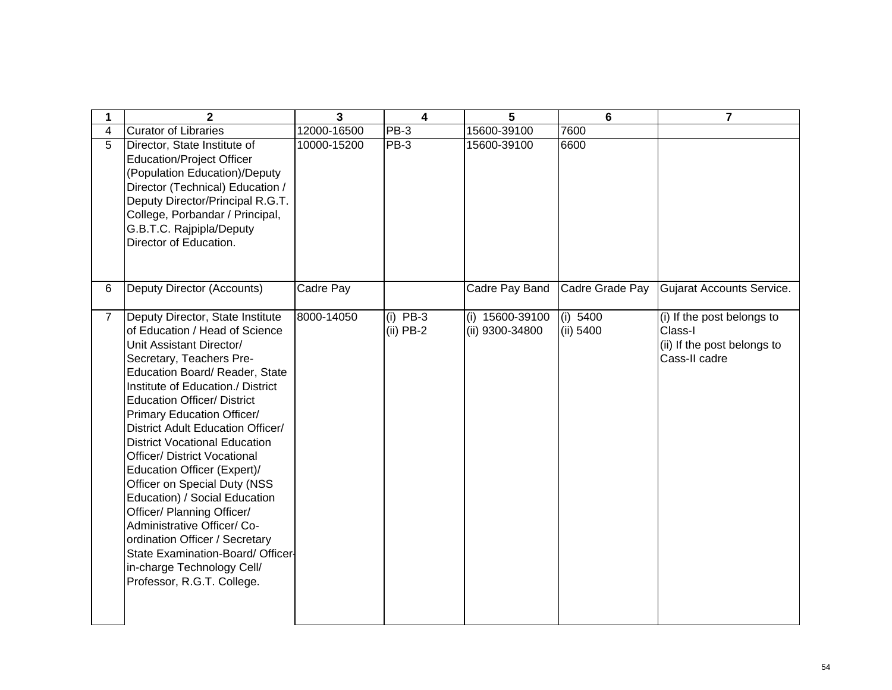| 1 | 2 | 3 | 4 | 5 | 6 | 7 |
|---|---|---|---|---|---|---|
| 4 | Curator of Libraries | 12000-16500 | PB-3 | 15600-39100 | 7600 | |
| 5 | Director, State Institute of Education/Project Officer (Population Education)/Deputy Director (Technical) Education / Deputy Director/Principal R.G.T. College, Porbandar / Principal, G.B.T.C. Rajpipla/Deputy Director of Education. | 10000-15200 | PB-3 | 15600-39100 | 6600 | |
| 6 | Deputy Director (Accounts) | Cadre Pay | | Cadre Pay Band | Cadre Grade Pay | Gujarat Accounts Service. |
| 7 | Deputy Director, State Institute of Education / Head of Science Unit Assistant Director/ Secretary, Teachers Pre-Education Board/ Reader, State Institute of Education./ District Education Officer/ District Primary Education Officer/ District Adult Education Officer/ District Vocational Education Officer/ District Vocational Education Officer (Expert)/ Officer on Special Duty (NSS Education) / Social Education Officer/ Planning Officer/ Administrative Officer/ Co-ordination Officer / Secretary State Examination-Board/ Officer-in-charge Technology Cell/ Professor, R.G.T. College. | 8000-14050 | (i) PB-3<br>(ii) PB-2 | (i) 15600-39100<br>(ii) 9300-34800 | (i) 5400<br>(ii) 5400 | (i) If the post belongs to Class-I<br>(ii) If the post belongs to Cass-II cadre |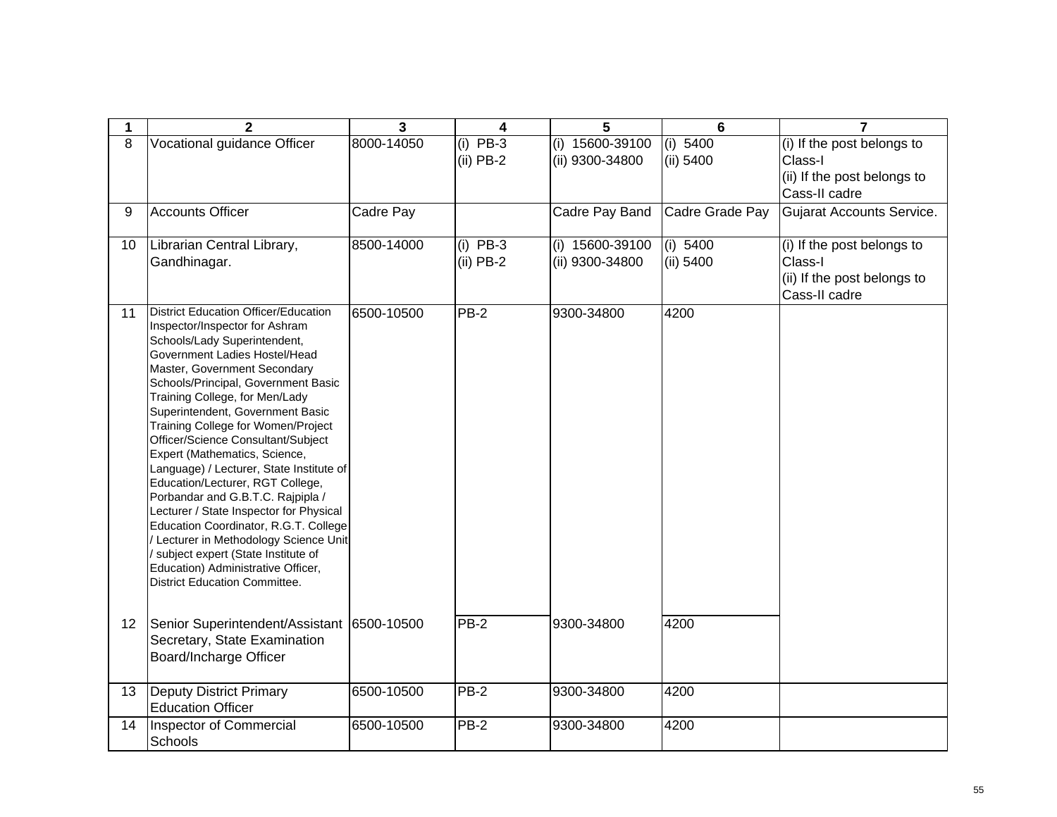| 1 | 2 | 3 | 4 | 5 | 6 | 7 |
|---|---|---|---|---|---|---|
| 8 | Vocational guidance Officer | 8000-14050 | (i) PB-3<br>(ii) PB-2 | (i) 15600-39100<br>(ii) 9300-34800 | (i) 5400<br>(ii) 5400 | (i) If the post belongs to Class-I<br>(ii) If the post belongs to Cass-II cadre |
| 9 | Accounts Officer | Cadre Pay | | Cadre Pay Band | Cadre Grade Pay | Gujarat Accounts Service. |
| 10 | Librarian Central Library, Gandhinagar. | 8500-14000 | (i) PB-3<br>(ii) PB-2 | (i) 15600-39100<br>(ii) 9300-34800 | (i) 5400<br>(ii) 5400 | (i) If the post belongs to Class-I<br>(ii) If the post belongs to Cass-II cadre |
| 11 | District Education Officer/Education Inspector/Inspector for Ashram Schools/Lady Superintendent, Government Ladies Hostel/Head Master, Government Secondary Schools/Principal, Government Basic Training College, for Men/Lady Superintendent, Government Basic Training College for Women/Project Officer/Science Consultant/Subject Expert (Mathematics, Science, Language) / Lecturer, State Institute of Education/Lecturer, RGT College, Porbandar and G.B.T.C. Rajpipla / Lecturer / State Inspector for Physical Education Coordinator, R.G.T. College / Lecturer in Methodology Science Unit / subject expert (State Institute of Education) Administrative Officer, District Education Committee. | 6500-10500 | PB-2 | 9300-34800 | 4200 | |
| 12 | Senior Superintendent/Assistant Secretary, State Examination Board/Incharge Officer | 6500-10500 | PB-2 | 9300-34800 | 4200 | |
| 13 | Deputy District Primary Education Officer | 6500-10500 | PB-2 | 9300-34800 | 4200 | |
| 14 | Inspector of Commercial Schools | 6500-10500 | PB-2 | 9300-34800 | 4200 | |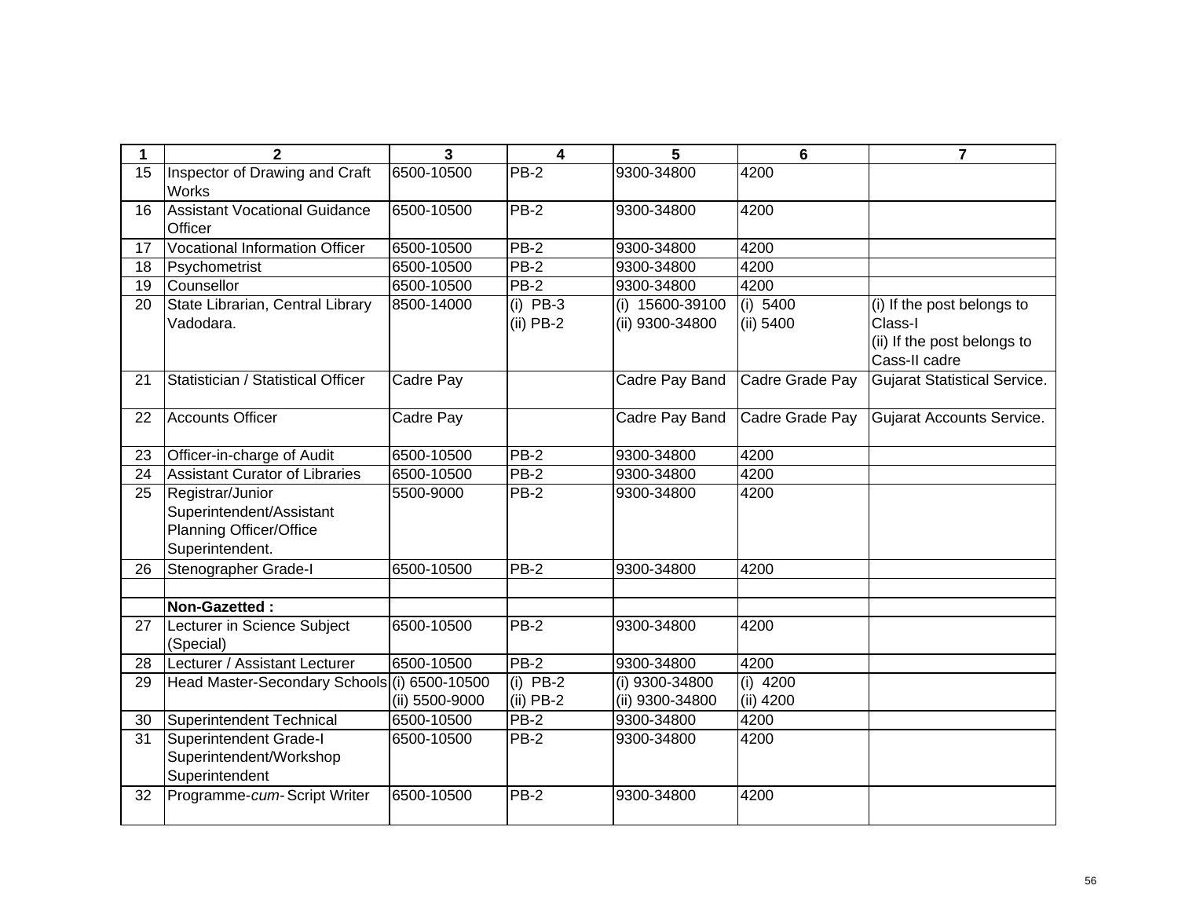| 1 | 2 | 3 | 4 | 5 | 6 | 7 |
|---|---|---|---|---|---|---|
| 15 | Inspector of Drawing and Craft Works | 6500-10500 | PB-2 | 9300-34800 | 4200 | |
| 16 | Assistant Vocational Guidance Officer | 6500-10500 | PB-2 | 9300-34800 | 4200 | |
| 17 | Vocational Information Officer | 6500-10500 | PB-2 | 9300-34800 | 4200 | |
| 18 | Psychometrist | 6500-10500 | PB-2 | 9300-34800 | 4200 | |
| 19 | Counsellor | 6500-10500 | PB-2 | 9300-34800 | 4200 | |
| 20 | State Librarian, Central Library Vadodara. | 8500-14000 | (i) PB-3<br>(ii) PB-2 | (i) 15600-39100<br>(ii) 9300-34800 | (i) 5400<br>(ii) 5400 | (i) If the post belongs to Class-I<br>(ii) If the post belongs to Cass-II cadre |
| 21 | Statistician / Statistical Officer | Cadre Pay | | Cadre Pay Band | Cadre Grade Pay | Gujarat Statistical Service. |
| 22 | Accounts Officer | Cadre Pay | | Cadre Pay Band | Cadre Grade Pay | Gujarat Accounts Service. |
| 23 | Officer-in-charge of Audit | 6500-10500 | PB-2 | 9300-34800 | 4200 | |
| 24 | Assistant Curator of Libraries | 6500-10500 | PB-2 | 9300-34800 | 4200 | |
| 25 | Registrar/Junior Superintendent/Assistant Planning Officer/Office Superintendent. | 5500-9000 | PB-2 | 9300-34800 | 4200 | |
| 26 | Stenographer Grade-I | 6500-10500 | PB-2 | 9300-34800 | 4200 | |
| | | | | | | |
| | **Non-Gazetted :** | | | | | |
| 27 | Lecturer in Science Subject (Special) | 6500-10500 | PB-2 | 9300-34800 | 4200 | |
| 28 | Lecturer / Assistant Lecturer | 6500-10500 | PB-2 | 9300-34800 | 4200 | |
| 29 | Head Master-Secondary Schools | (i) 6500-10500<br>(ii) 5500-9000 | (i) PB-2<br>(ii) PB-2 | (i) 9300-34800<br>(ii) 9300-34800 | (i) 4200<br>(ii) 4200 | |
| 30 | Superintendent Technical | 6500-10500 | PB-2 | 9300-34800 | 4200 | |
| 31 | Superintendent Grade-I Superintendent/Workshop Superintendent | 6500-10500 | PB-2 | 9300-34800 | 4200 | |
| 32 | Programme-*cum*- Script Writer | 6500-10500 | PB-2 | 9300-34800 | 4200 | |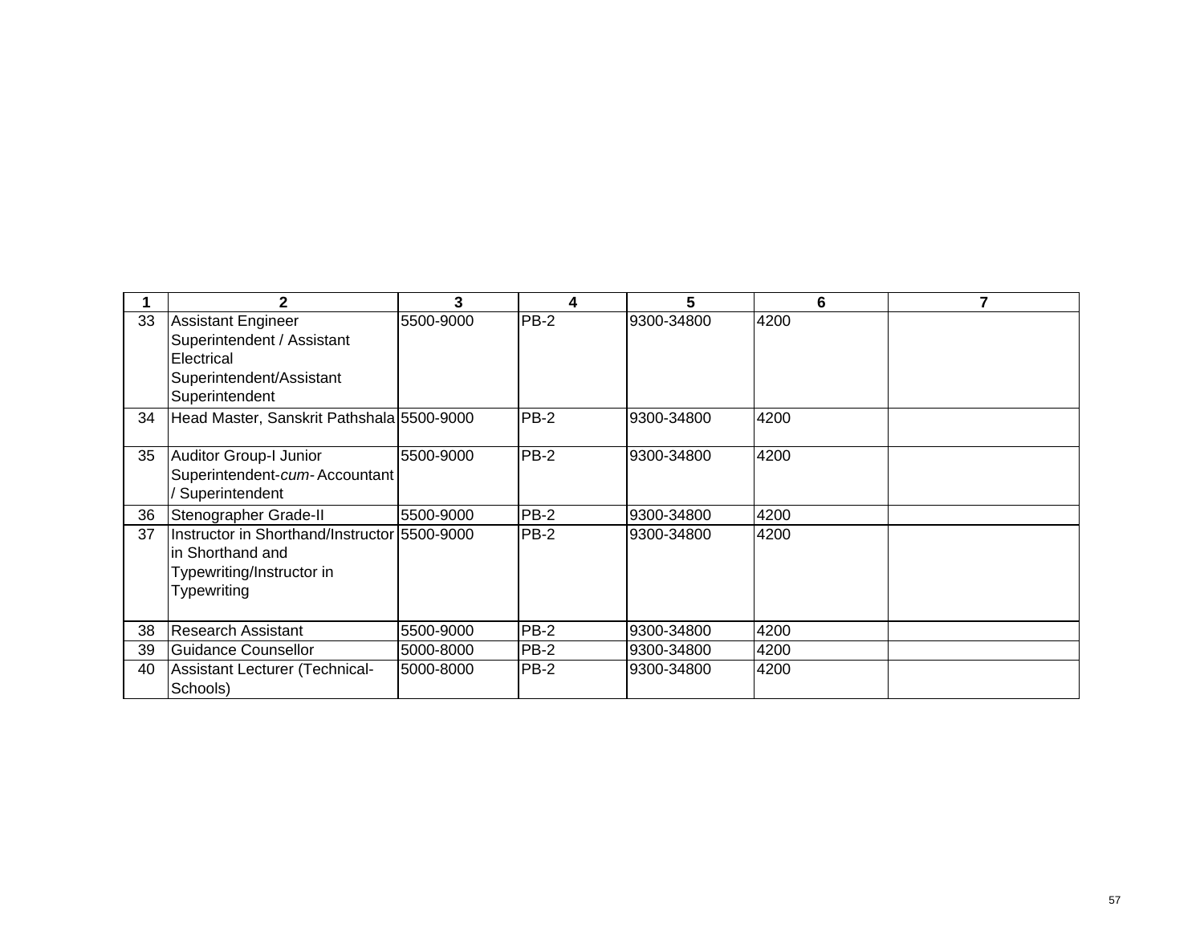| 1 | 2 | 3 | 4 | 5 | 6 | 7 |
|---|---|---|---|---|---|---|
| 33 | Assistant Engineer Superintendent / Assistant Electrical Superintendent/Assistant Superintendent | 5500-9000 | PB-2 | 9300-34800 | 4200 | |
| 34 | Head Master, Sanskrit Pathshala | 5500-9000 | PB-2 | 9300-34800 | 4200 | |
| 35 | Auditor Group-I Junior Superintendent-*cum*- Accountant / Superintendent | 5500-9000 | PB-2 | 9300-34800 | 4200 | |
| 36 | Stenographer Grade-II | 5500-9000 | PB-2 | 9300-34800 | 4200 | |
| 37 | Instructor in Shorthand/Instructor in Shorthand and Typewriting/Instructor in Typewriting | 5500-9000 | PB-2 | 9300-34800 | 4200 | |
| 38 | Research Assistant | 5500-9000 | PB-2 | 9300-34800 | 4200 | |
| 39 | Guidance Counsellor | 5000-8000 | PB-2 | 9300-34800 | 4200 | |
| 40 | Assistant Lecturer (Technical-Schools) | 5000-8000 | PB-2 | 9300-34800 | 4200 | |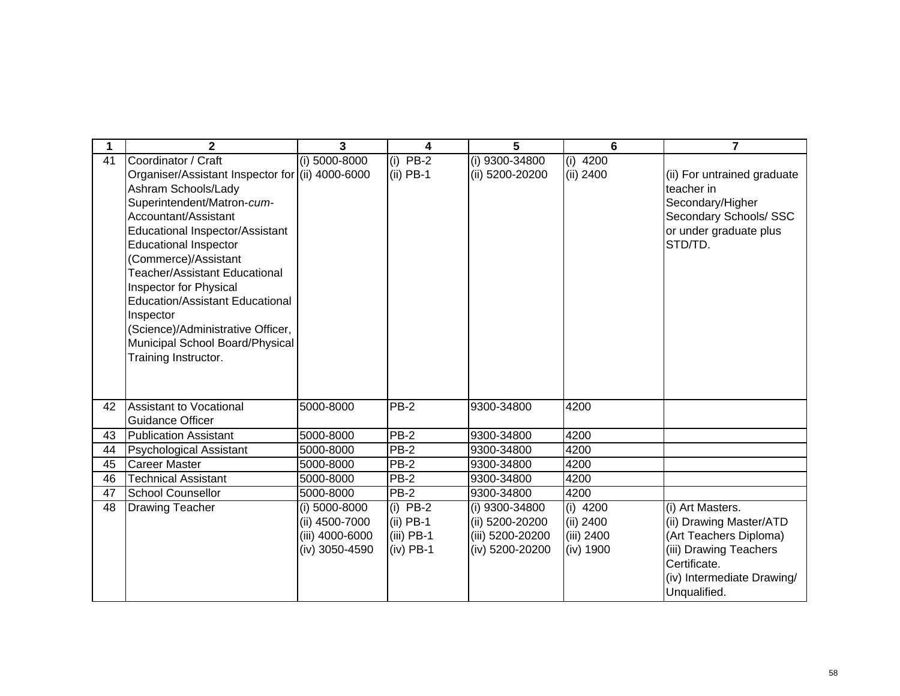| 1 | 2 | 3 | 4 | 5 | 6 | 7 |
|---|---|---|---|---|---|---|
| 41 | Coordinator / Craft Organiser/Assistant Inspector for Ashram Schools/Lady Superintendent/Matron-*cum*-Accountant/Assistant Educational Inspector/Assistant Educational Inspector (Commerce)/Assistant Teacher/Assistant Educational Inspector for Physical Education/Assistant Educational Inspector (Science)/Administrative Officer, Municipal School Board/Physical Training Instructor. | (i) 5000-8000<br>(ii) 4000-6000 | (i) PB-2<br>(ii) PB-1 | (i) 9300-34800<br>(ii) 5200-20200 | (i) 4200<br>(ii) 2400 | (ii) For untrained graduate teacher in Secondary/Higher Secondary Schools/ SSC or under graduate plus STD/TD. |
| 42 | Assistant to Vocational Guidance Officer | 5000-8000 | PB-2 | 9300-34800 | 4200 | |
| 43 | Publication Assistant | 5000-8000 | PB-2 | 9300-34800 | 4200 | |
| 44 | Psychological Assistant | 5000-8000 | PB-2 | 9300-34800 | 4200 | |
| 45 | Career Master | 5000-8000 | PB-2 | 9300-34800 | 4200 | |
| 46 | Technical Assistant | 5000-8000 | PB-2 | 9300-34800 | 4200 | |
| 47 | School Counsellor | 5000-8000 | PB-2 | 9300-34800 | 4200 | |
| 48 | Drawing Teacher | (i) 5000-8000<br>(ii) 4500-7000<br>(iii) 4000-6000<br>(iv) 3050-4590 | (i) PB-2<br>(ii) PB-1<br>(iii) PB-1<br>(iv) PB-1 | (i) 9300-34800<br>(ii) 5200-20200<br>(iii) 5200-20200<br>(iv) 5200-20200 | (i) 4200<br>(ii) 2400<br>(iii) 2400<br>(iv) 1900 | (i) Art Masters.<br>(ii) Drawing Master/ATD (Art Teachers Diploma)<br>(iii) Drawing Teachers Certificate.<br>(iv) Intermediate Drawing/ Unqualified. |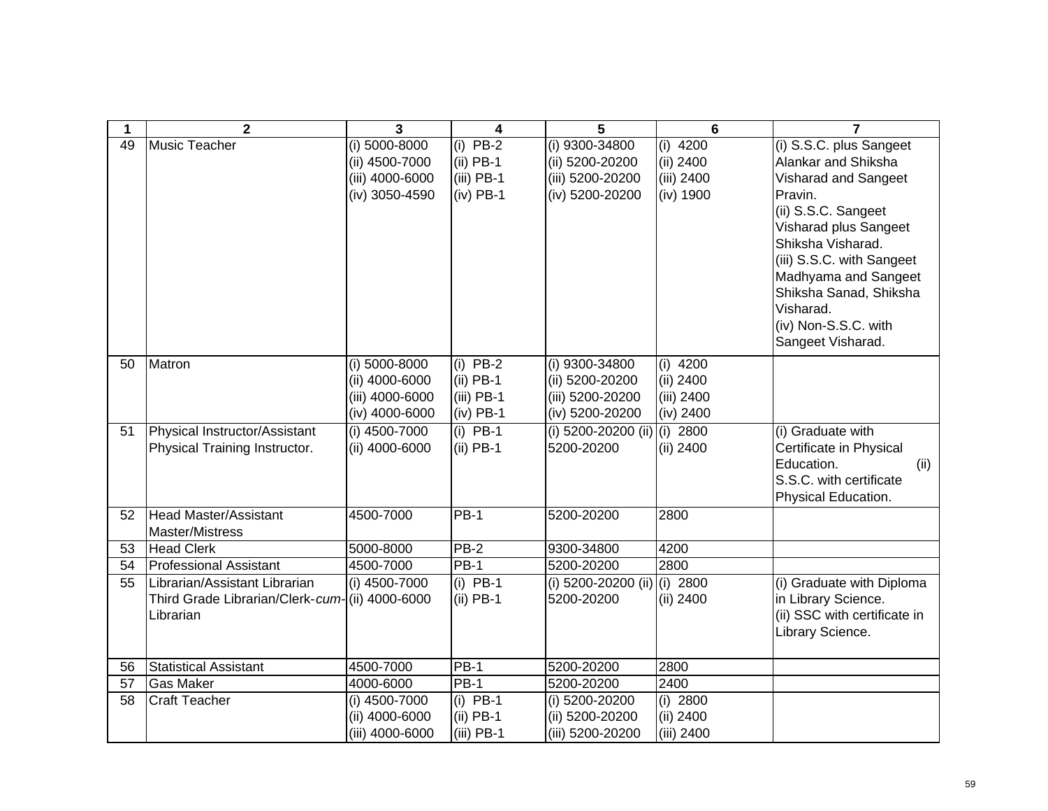| 1 | 2 | 3 | 4 | 5 | 6 | 7 |
|---|---|---|---|---|---|---|
| 49 | Music Teacher | (i) 5000-8000<br>(ii) 4500-7000<br>(iii) 4000-6000<br>(iv) 3050-4590 | (i) PB-2<br>(ii) PB-1<br>(iii) PB-1<br>(iv) PB-1 | (i) 9300-34800<br>(ii) 5200-20200<br>(iii) 5200-20200<br>(iv) 5200-20200 | (i) 4200<br>(ii) 2400<br>(iii) 2400<br>(iv) 1900 | (i) S.S.C. plus Sangeet Alankar and Shiksha Visharad and Sangeet Pravin.<br>(ii) S.S.C. Sangeet Visharad plus Sangeet Shiksha Visharad.<br>(iii) S.S.C. with Sangeet Madhyama and Sangeet Shiksha Sanad, Shiksha Visharad.<br>(iv) Non-S.S.C. with Sangeet Visharad. |
| 50 | Matron | (i) 5000-8000<br>(ii) 4000-6000<br>(iii) 4000-6000<br>(iv) 4000-6000 | (i) PB-2<br>(ii) PB-1<br>(iii) PB-1<br>(iv) PB-1 | (i) 9300-34800<br>(ii) 5200-20200<br>(iii) 5200-20200<br>(iv) 5200-20200 | (i) 4200<br>(ii) 2400<br>(iii) 2400<br>(iv) 2400 | |
| 51 | Physical Instructor/Assistant Physical Training Instructor. | (i) 4500-7000<br>(ii) 4000-6000 | (i) PB-1<br>(ii) PB-1 | (i) 5200-20200 (ii) 5200-20200 | (i) 2800<br>(ii) 2400 | (i) Graduate with Certificate in Physical Education. (ii) S.S.C. with certificate Physical Education. |
| 52 | Head Master/Assistant Master/Mistress | 4500-7000 | PB-1 | 5200-20200 | 2800 | |
| 53 | Head Clerk | 5000-8000 | PB-2 | 9300-34800 | 4200 | |
| 54 | Professional Assistant | 4500-7000 | PB-1 | 5200-20200 | 2800 | |
| 55 | Librarian/Assistant Librarian Third Grade Librarian/Clerk-*cum*-Librarian | (i) 4500-7000<br>(ii) 4000-6000 | (i) PB-1<br>(ii) PB-1 | (i) 5200-20200 (ii) 5200-20200 | (i) 2800<br>(ii) 2400 | (i) Graduate with Diploma in Library Science.<br>(ii) SSC with certificate in Library Science. |
| 56 | Statistical Assistant | 4500-7000 | PB-1 | 5200-20200 | 2800 | |
| 57 | Gas Maker | 4000-6000 | PB-1 | 5200-20200 | 2400 | |
| 58 | Craft Teacher | (i) 4500-7000<br>(ii) 4000-6000<br>(iii) 4000-6000 | (i) PB-1<br>(ii) PB-1<br>(iii) PB-1 | (i) 5200-20200<br>(ii) 5200-20200<br>(iii) 5200-20200 | (i) 2800<br>(ii) 2400<br>(iii) 2400 | |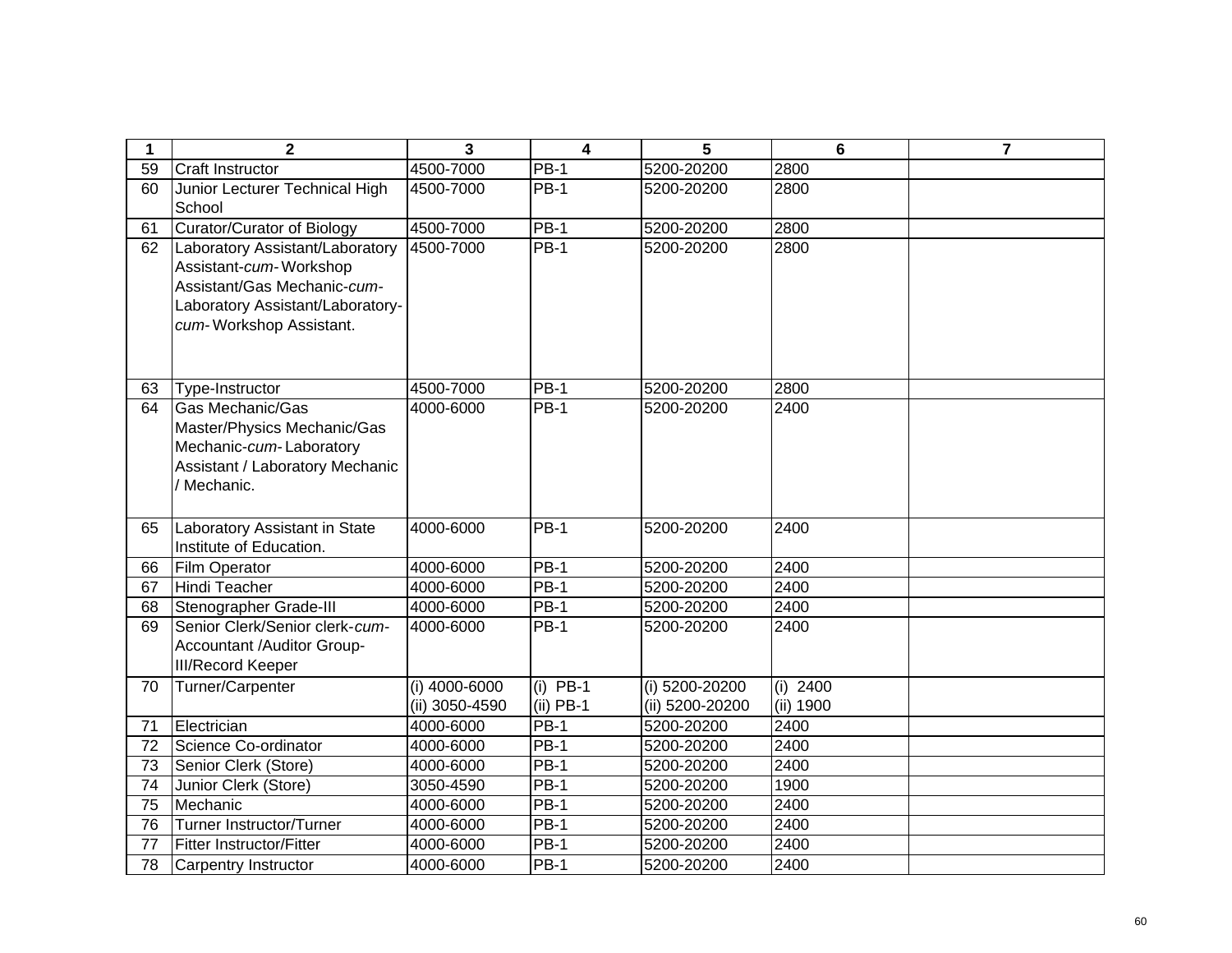| 1 | 2 | 3 | 4 | 5 | 6 | 7 |
|---|---|---|---|---|---|---|
| 59 | Craft Instructor | 4500-7000 | PB-1 | 5200-20200 | 2800 | |
| 60 | Junior Lecturer Technical High School | 4500-7000 | PB-1 | 5200-20200 | 2800 | |
| 61 | Curator/Curator of Biology | 4500-7000 | PB-1 | 5200-20200 | 2800 | |
| 62 | Laboratory Assistant/Laboratory Assistant-*cum*-Workshop Assistant/Gas Mechanic-*cum*-Laboratory Assistant/Laboratory-*cum*-Workshop Assistant. | 4500-7000 | PB-1 | 5200-20200 | 2800 | |
| 63 | Type-Instructor | 4500-7000 | PB-1 | 5200-20200 | 2800 | |
| 64 | Gas Mechanic/Gas Master/Physics Mechanic/Gas Mechanic-*cum*-Laboratory Assistant / Laboratory Mechanic / Mechanic. | 4000-6000 | PB-1 | 5200-20200 | 2400 | |
| 65 | Laboratory Assistant in State Institute of Education. | 4000-6000 | PB-1 | 5200-20200 | 2400 | |
| 66 | Film Operator | 4000-6000 | PB-1 | 5200-20200 | 2400 | |
| 67 | Hindi Teacher | 4000-6000 | PB-1 | 5200-20200 | 2400 | |
| 68 | Stenographer Grade-III | 4000-6000 | PB-1 | 5200-20200 | 2400 | |
| 69 | Senior Clerk/Senior clerk-*cum*-Accountant /Auditor Group-III/Record Keeper | 4000-6000 | PB-1 | 5200-20200 | 2400 | |
| 70 | Turner/Carpenter | (i) 4000-6000<br>(ii) 3050-4590 | (i) PB-1<br>(ii) PB-1 | (i) 5200-20200<br>(ii) 5200-20200 | (i) 2400<br>(ii) 1900 | |
| 71 | Electrician | 4000-6000 | PB-1 | 5200-20200 | 2400 | |
| 72 | Science Co-ordinator | 4000-6000 | PB-1 | 5200-20200 | 2400 | |
| 73 | Senior Clerk (Store) | 4000-6000 | PB-1 | 5200-20200 | 2400 | |
| 74 | Junior Clerk (Store) | 3050-4590 | PB-1 | 5200-20200 | 1900 | |
| 75 | Mechanic | 4000-6000 | PB-1 | 5200-20200 | 2400 | |
| 76 | Turner Instructor/Turner | 4000-6000 | PB-1 | 5200-20200 | 2400 | |
| 77 | Fitter Instructor/Fitter | 4000-6000 | PB-1 | 5200-20200 | 2400 | |
| 78 | Carpentry Instructor | 4000-6000 | PB-1 | 5200-20200 | 2400 | |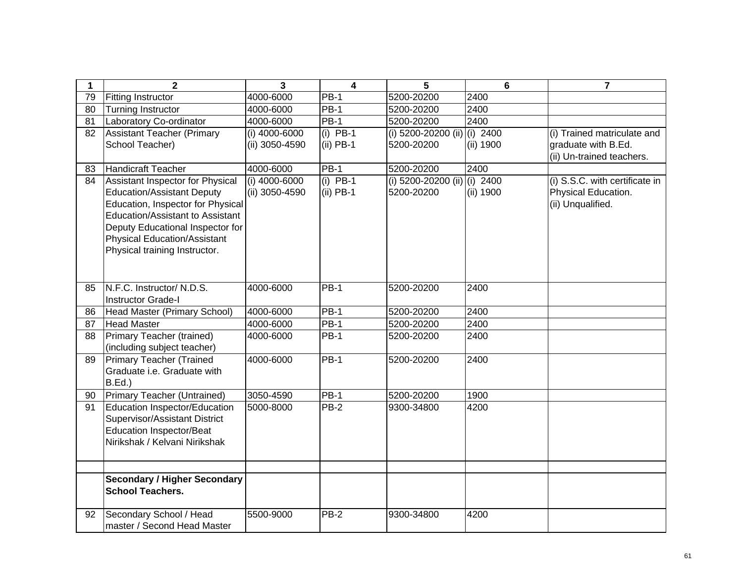| 1 | 2 | 3 | 4 | 5 | 6 | 7 |
|---|---|---|---|---|---|---|
| 79 | Fitting Instructor | 4000-6000 | PB-1 | 5200-20200 | 2400 | |
| 80 | Turning Instructor | 4000-6000 | PB-1 | 5200-20200 | 2400 | |
| 81 | Laboratory Co-ordinator | 4000-6000 | PB-1 | 5200-20200 | 2400 | |
| 82 | Assistant Teacher (Primary School Teacher) | (i) 4000-6000 (ii) 3050-4590 | (i) PB-1 (ii) PB-1 | (i) 5200-20200 (ii) 5200-20200 | (i) 2400 (ii) 1900 | (i) Trained matriculate and graduate with B.Ed. (ii) Un-trained teachers. |
| 83 | Handicraft Teacher | 4000-6000 | PB-1 | 5200-20200 | 2400 | |
| 84 | Assistant Inspector for Physical Education/Assistant Deputy Education, Inspector for Physical Education/Assistant to Assistant Deputy Educational Inspector for Physical Education/Assistant Physical training Instructor. | (i) 4000-6000 (ii) 3050-4590 | (i) PB-1 (ii) PB-1 | (i) 5200-20200 (ii) 5200-20200 | (i) 2400 (ii) 1900 | (i) S.S.C. with certificate in Physical Education. (ii) Unqualified. |
| 85 | N.F.C. Instructor/ N.D.S. Instructor Grade-I | 4000-6000 | PB-1 | 5200-20200 | 2400 | |
| 86 | Head Master (Primary School) | 4000-6000 | PB-1 | 5200-20200 | 2400 | |
| 87 | Head Master | 4000-6000 | PB-1 | 5200-20200 | 2400 | |
| 88 | Primary Teacher (trained) (including subject teacher) | 4000-6000 | PB-1 | 5200-20200 | 2400 | |
| 89 | Primary Teacher (Trained Graduate i.e. Graduate with B.Ed.) | 4000-6000 | PB-1 | 5200-20200 | 2400 | |
| 90 | Primary Teacher (Untrained) | 3050-4590 | PB-1 | 5200-20200 | 1900 | |
| 91 | Education Inspector/Education Supervisor/Assistant District Education Inspector/Beat Nirikshak / Kelvani Nirikshak | 5000-8000 | PB-2 | 9300-34800 | 4200 | |
| | | | | | | |
| | **Secondary / Higher Secondary School Teachers.** | | | | | |
| 92 | Secondary School / Head master / Second Head Master | 5500-9000 | PB-2 | 9300-34800 | 4200 | |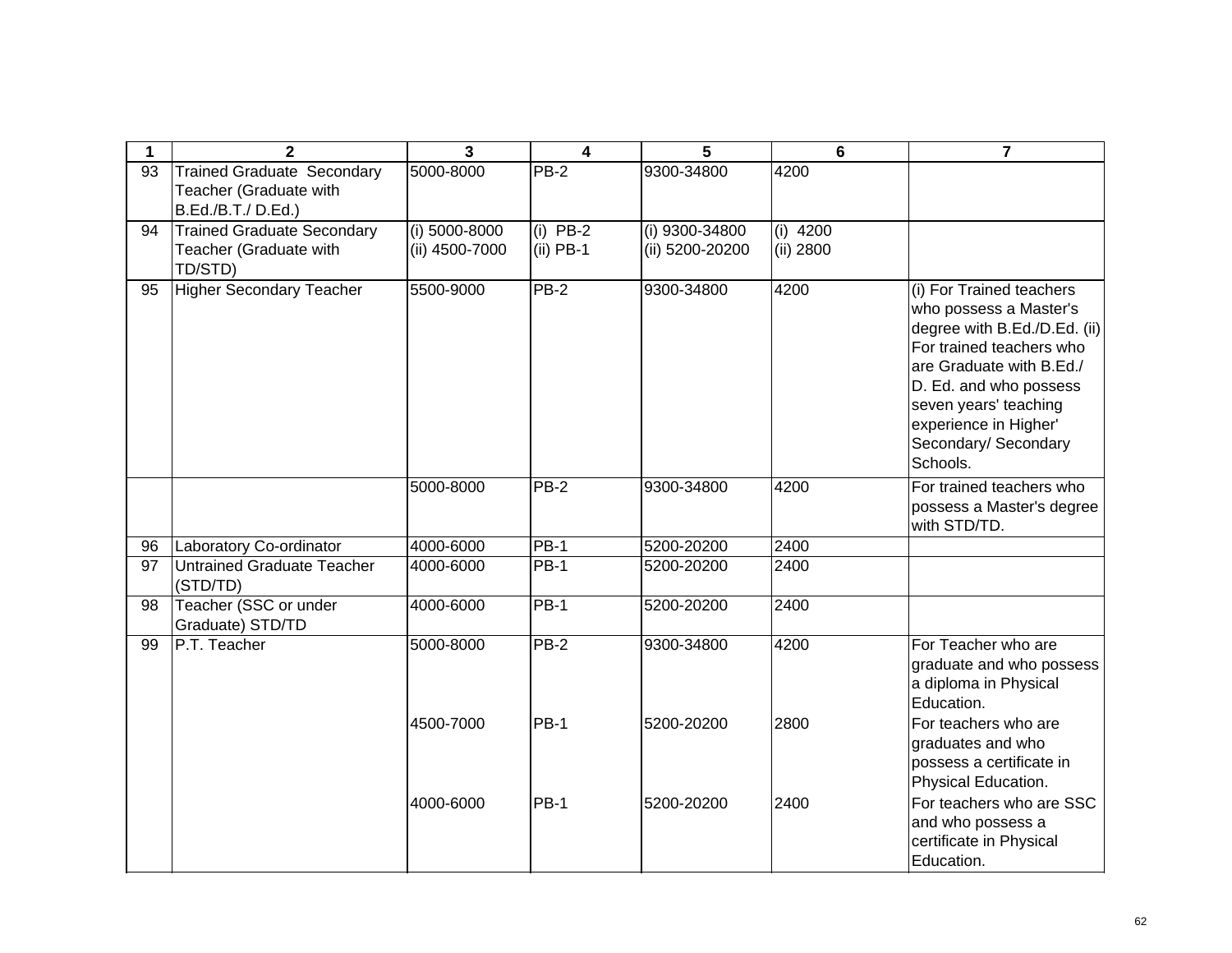| 1 | 2 | 3 | 4 | 5 | 6 | 7 |
|---|---|---|---|---|---|---|
| 93 | Trained Graduate Secondary Teacher (Graduate with B.Ed./B.T./ D.Ed.) | 5000-8000 | PB-2 | 9300-34800 | 4200 | |
| 94 | Trained Graduate Secondary Teacher (Graduate with TD/STD) | (i) 5000-8000<br>(ii) 4500-7000 | (i) PB-2<br>(ii) PB-1 | (i) 9300-34800<br>(ii) 5200-20200 | (i) 4200<br>(ii) 2800 | |
| 95 | Higher Secondary Teacher | 5500-9000 | PB-2 | 9300-34800 | 4200 | (i) For Trained teachers who possess a Master's degree with B.Ed./D.Ed. (ii) For trained teachers who are Graduate with B.Ed./ D. Ed. and who possess seven years' teaching experience in Higher' Secondary/ Secondary Schools. |
| | | 5000-8000 | PB-2 | 9300-34800 | 4200 | For trained teachers who possess a Master's degree with STD/TD. |
| 96 | Laboratory Co-ordinator | 4000-6000 | PB-1 | 5200-20200 | 2400 | |
| 97 | Untrained Graduate Teacher (STD/TD) | 4000-6000 | PB-1 | 5200-20200 | 2400 | |
| 98 | Teacher (SSC or under Graduate) STD/TD | 4000-6000 | PB-1 | 5200-20200 | 2400 | |
| 99 | P.T. Teacher | 5000-8000 | PB-2 | 9300-34800 | 4200 | For Teacher who are graduate and who possess a diploma in Physical Education. |
| | | 4500-7000 | PB-1 | 5200-20200 | 2800 | For teachers who are graduates and who possess a certificate in Physical Education. |
| | | 4000-6000 | PB-1 | 5200-20200 | 2400 | For teachers who are SSC and who possess a certificate in Physical Education. |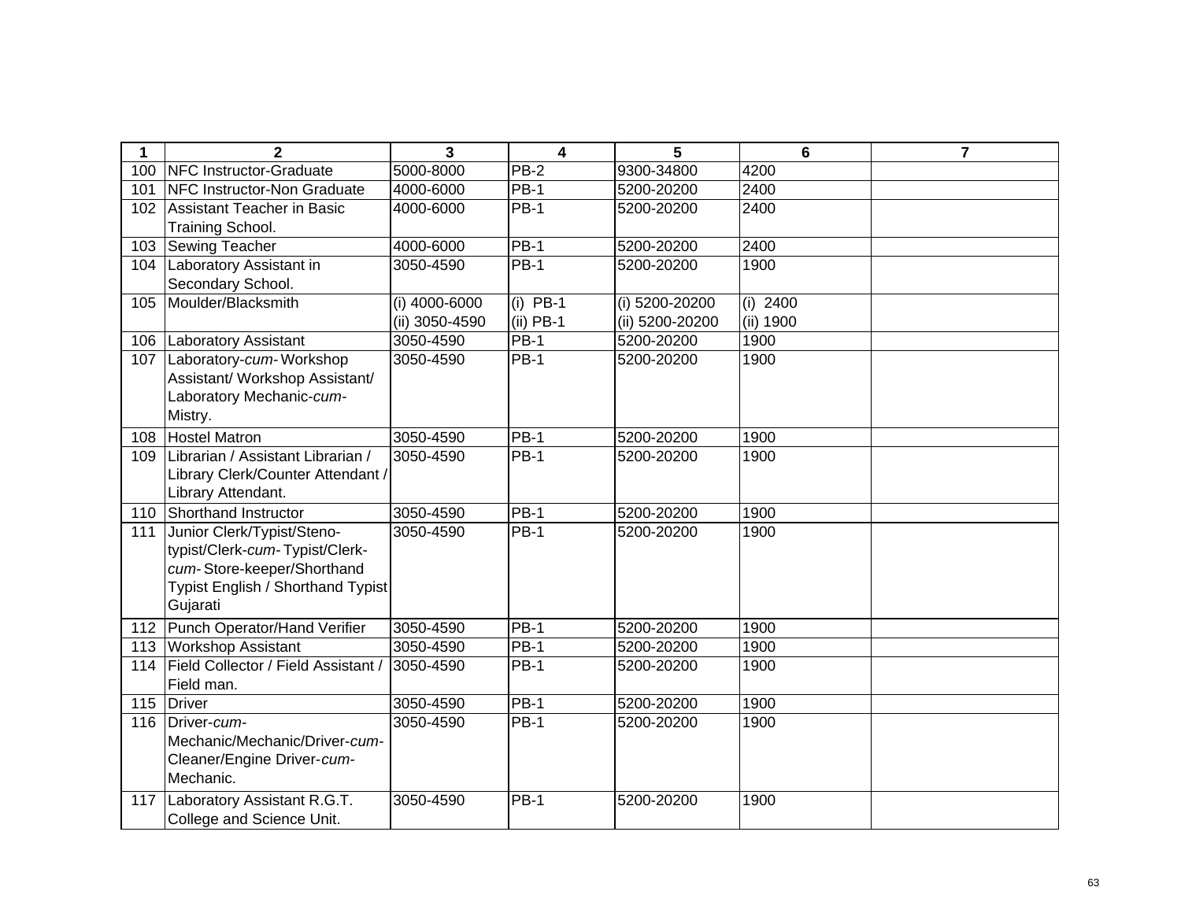| 1 | 2 | 3 | 4 | 5 | 6 | 7 |
|---|---|---|---|---|---|---|
| 100 | NFC Instructor-Graduate | 5000-8000 | PB-2 | 9300-34800 | 4200 | |
| 101 | NFC Instructor-Non Graduate | 4000-6000 | PB-1 | 5200-20200 | 2400 | |
| 102 | Assistant Teacher in Basic Training School. | 4000-6000 | PB-1 | 5200-20200 | 2400 | |
| 103 | Sewing Teacher | 4000-6000 | PB-1 | 5200-20200 | 2400 | |
| 104 | Laboratory Assistant in Secondary School. | 3050-4590 | PB-1 | 5200-20200 | 1900 | |
| 105 | Moulder/Blacksmith | (i) 4000-6000<br>(ii) 3050-4590 | (i) PB-1<br>(ii) PB-1 | (i) 5200-20200<br>(ii) 5200-20200 | (i) 2400<br>(ii) 1900 | |
| 106 | Laboratory Assistant | 3050-4590 | PB-1 | 5200-20200 | 1900 | |
| 107 | Laboratory-*cum*- Workshop Assistant/ Workshop Assistant/ Laboratory Mechanic-*cum*-Mistry. | 3050-4590 | PB-1 | 5200-20200 | 1900 | |
| 108 | Hostel Matron | 3050-4590 | PB-1 | 5200-20200 | 1900 | |
| 109 | Librarian / Assistant Librarian / Library Clerk/Counter Attendant / Library Attendant. | 3050-4590 | PB-1 | 5200-20200 | 1900 | |
| 110 | Shorthand Instructor | 3050-4590 | PB-1 | 5200-20200 | 1900 | |
| 111 | Junior Clerk/Typist/Steno-typist/Clerk-*cum*- Typist/Clerk-*cum*- Store-keeper/Shorthand Typist English / Shorthand Typist Gujarati | 3050-4590 | PB-1 | 5200-20200 | 1900 | |
| 112 | Punch Operator/Hand Verifier | 3050-4590 | PB-1 | 5200-20200 | 1900 | |
| 113 | Workshop Assistant | 3050-4590 | PB-1 | 5200-20200 | 1900 | |
| 114 | Field Collector / Field Assistant / Field man. | 3050-4590 | PB-1 | 5200-20200 | 1900 | |
| 115 | Driver | 3050-4590 | PB-1 | 5200-20200 | 1900 | |
| 116 | Driver-*cum*-Mechanic/Mechanic/Driver-*cum*-Cleaner/Engine Driver-*cum*-Mechanic. | 3050-4590 | PB-1 | 5200-20200 | 1900 | |
| 117 | Laboratory Assistant R.G.T. College and Science Unit. | 3050-4590 | PB-1 | 5200-20200 | 1900 | |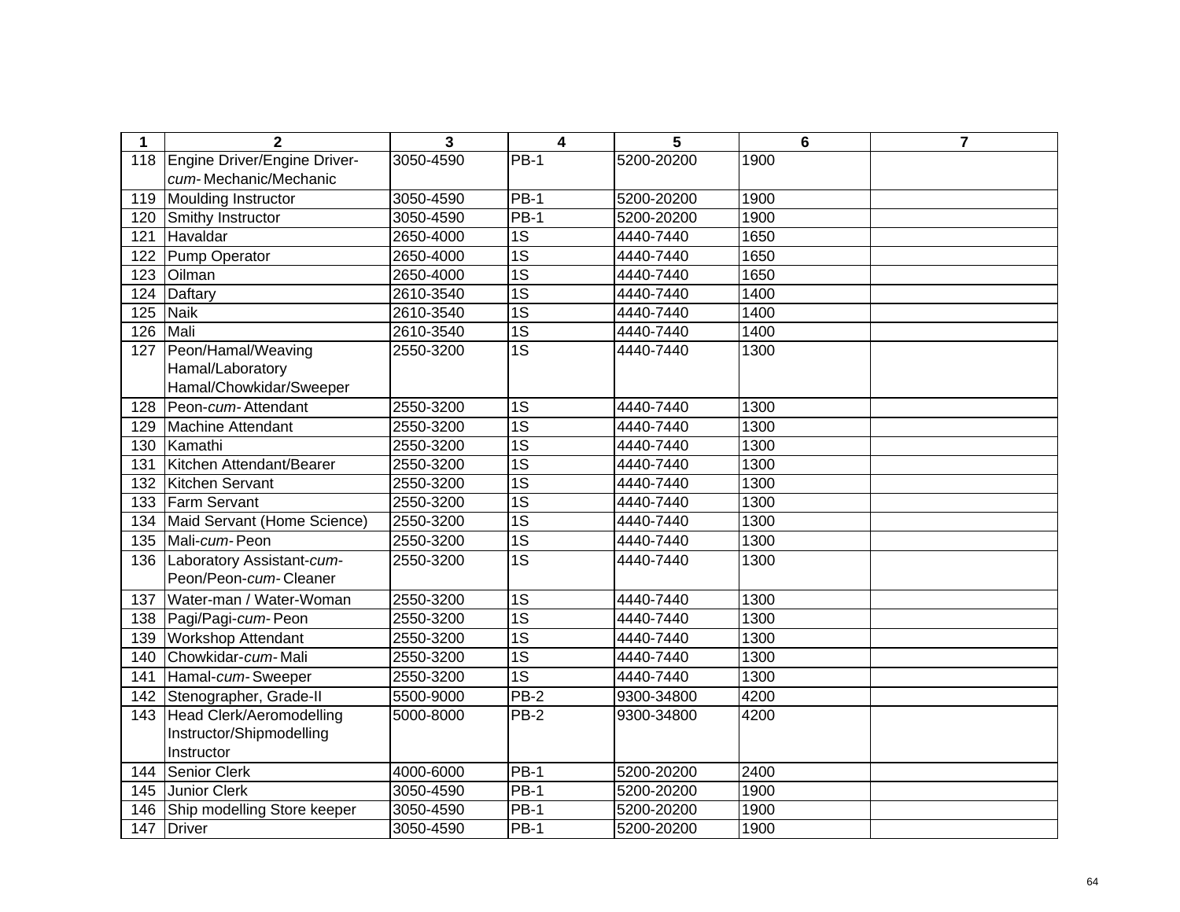| 1 | 2 | 3 | 4 | 5 | 6 | 7 |
|---|---|---|---|---|---|---|
| 118 | Engine Driver/Engine Driver-*cum*-Mechanic/Mechanic | 3050-4590 | PB-1 | 5200-20200 | 1900 | |
| 119 | Moulding Instructor | 3050-4590 | PB-1 | 5200-20200 | 1900 | |
| 120 | Smithy Instructor | 3050-4590 | PB-1 | 5200-20200 | 1900 | |
| 121 | Havaldar | 2650-4000 | 1S | 4440-7440 | 1650 | |
| 122 | Pump Operator | 2650-4000 | 1S | 4440-7440 | 1650 | |
| 123 | Oilman | 2650-4000 | 1S | 4440-7440 | 1650 | |
| 124 | Daftary | 2610-3540 | 1S | 4440-7440 | 1400 | |
| 125 | Naik | 2610-3540 | 1S | 4440-7440 | 1400 | |
| 126 | Mali | 2610-3540 | 1S | 4440-7440 | 1400 | |
| 127 | Peon/Hamal/Weaving Hamal/Laboratory Hamal/Chowkidar/Sweeper | 2550-3200 | 1S | 4440-7440 | 1300 | |
| 128 | Peon-*cum*-Attendant | 2550-3200 | 1S | 4440-7440 | 1300 | |
| 129 | Machine Attendant | 2550-3200 | 1S | 4440-7440 | 1300 | |
| 130 | Kamathi | 2550-3200 | 1S | 4440-7440 | 1300 | |
| 131 | Kitchen Attendant/Bearer | 2550-3200 | 1S | 4440-7440 | 1300 | |
| 132 | Kitchen Servant | 2550-3200 | 1S | 4440-7440 | 1300 | |
| 133 | Farm Servant | 2550-3200 | 1S | 4440-7440 | 1300 | |
| 134 | Maid Servant (Home Science) | 2550-3200 | 1S | 4440-7440 | 1300 | |
| 135 | Mali-*cum*-Peon | 2550-3200 | 1S | 4440-7440 | 1300 | |
| 136 | Laboratory Assistant-*cum*-Peon/Peon-*cum*-Cleaner | 2550-3200 | 1S | 4440-7440 | 1300 | |
| 137 | Water-man / Water-Woman | 2550-3200 | 1S | 4440-7440 | 1300 | |
| 138 | Pagi/Pagi-*cum*-Peon | 2550-3200 | 1S | 4440-7440 | 1300 | |
| 139 | Workshop Attendant | 2550-3200 | 1S | 4440-7440 | 1300 | |
| 140 | Chowkidar-*cum*-Mali | 2550-3200 | 1S | 4440-7440 | 1300 | |
| 141 | Hamal-*cum*-Sweeper | 2550-3200 | 1S | 4440-7440 | 1300 | |
| 142 | Stenographer, Grade-II | 5500-9000 | PB-2 | 9300-34800 | 4200 | |
| 143 | Head Clerk/Aeromodelling Instructor/Shipmodelling Instructor | 5000-8000 | PB-2 | 9300-34800 | 4200 | |
| 144 | Senior Clerk | 4000-6000 | PB-1 | 5200-20200 | 2400 | |
| 145 | Junior Clerk | 3050-4590 | PB-1 | 5200-20200 | 1900 | |
| 146 | Ship modelling Store keeper | 3050-4590 | PB-1 | 5200-20200 | 1900 | |
| 147 | Driver | 3050-4590 | PB-1 | 5200-20200 | 1900 | |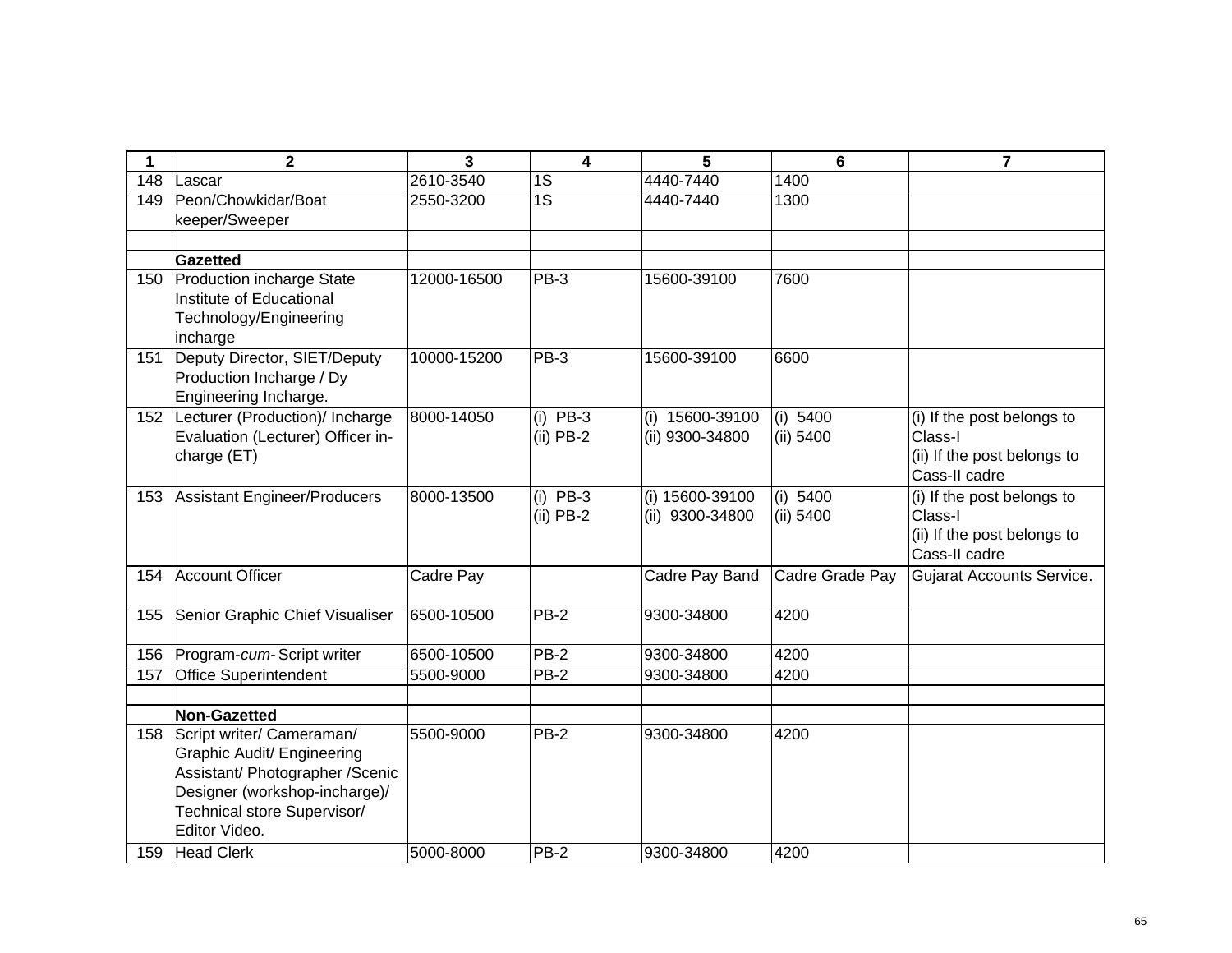| 1 | 2 | 3 | 4 | 5 | 6 | 7 |
|---|---|---|---|---|---|---|
| 148 | Lascar | 2610-3540 | 1S | 4440-7440 | 1400 | |
| 149 | Peon/Chowkidar/Boat keeper/Sweeper | 2550-3200 | 1S | 4440-7440 | 1300 | |
| | | | | | | |
| | **Gazetted** | | | | | |
| 150 | Production incharge State Institute of Educational Technology/Engineering incharge | 12000-16500 | PB-3 | 15600-39100 | 7600 | |
| 151 | Deputy Director, SIET/Deputy Production Incharge / Dy Engineering Incharge. | 10000-15200 | PB-3 | 15600-39100 | 6600 | |
| 152 | Lecturer (Production)/ Incharge Evaluation (Lecturer) Officer in-charge (ET) | 8000-14050 | (i) PB-3<br>(ii) PB-2 | (i) 15600-39100<br>(ii) 9300-34800 | (i) 5400<br>(ii) 5400 | (i) If the post belongs to Class-I<br>(ii) If the post belongs to Cass-II cadre |
| 153 | Assistant Engineer/Producers | 8000-13500 | (i) PB-3<br>(ii) PB-2 | (i) 15600-39100<br>(ii) 9300-34800 | (i) 5400<br>(ii) 5400 | (i) If the post belongs to Class-I<br>(ii) If the post belongs to Cass-II cadre |
| 154 | Account Officer | Cadre Pay | | Cadre Pay Band | Cadre Grade Pay | Gujarat Accounts Service. |
| 155 | Senior Graphic Chief Visualiser | 6500-10500 | PB-2 | 9300-34800 | 4200 | |
| 156 | Program-*cum*- Script writer | 6500-10500 | PB-2 | 9300-34800 | 4200 | |
| 157 | Office Superintendent | 5500-9000 | PB-2 | 9300-34800 | 4200 | |
| | | | | | | |
| | **Non-Gazetted** | | | | | |
| 158 | Script writer/ Cameraman/ Graphic Audit/ Engineering Assistant/ Photographer /Scenic Designer (workshop-incharge)/ Technical store Supervisor/ Editor Video. | 5500-9000 | PB-2 | 9300-34800 | 4200 | |
| 159 | Head Clerk | 5000-8000 | PB-2 | 9300-34800 | 4200 | |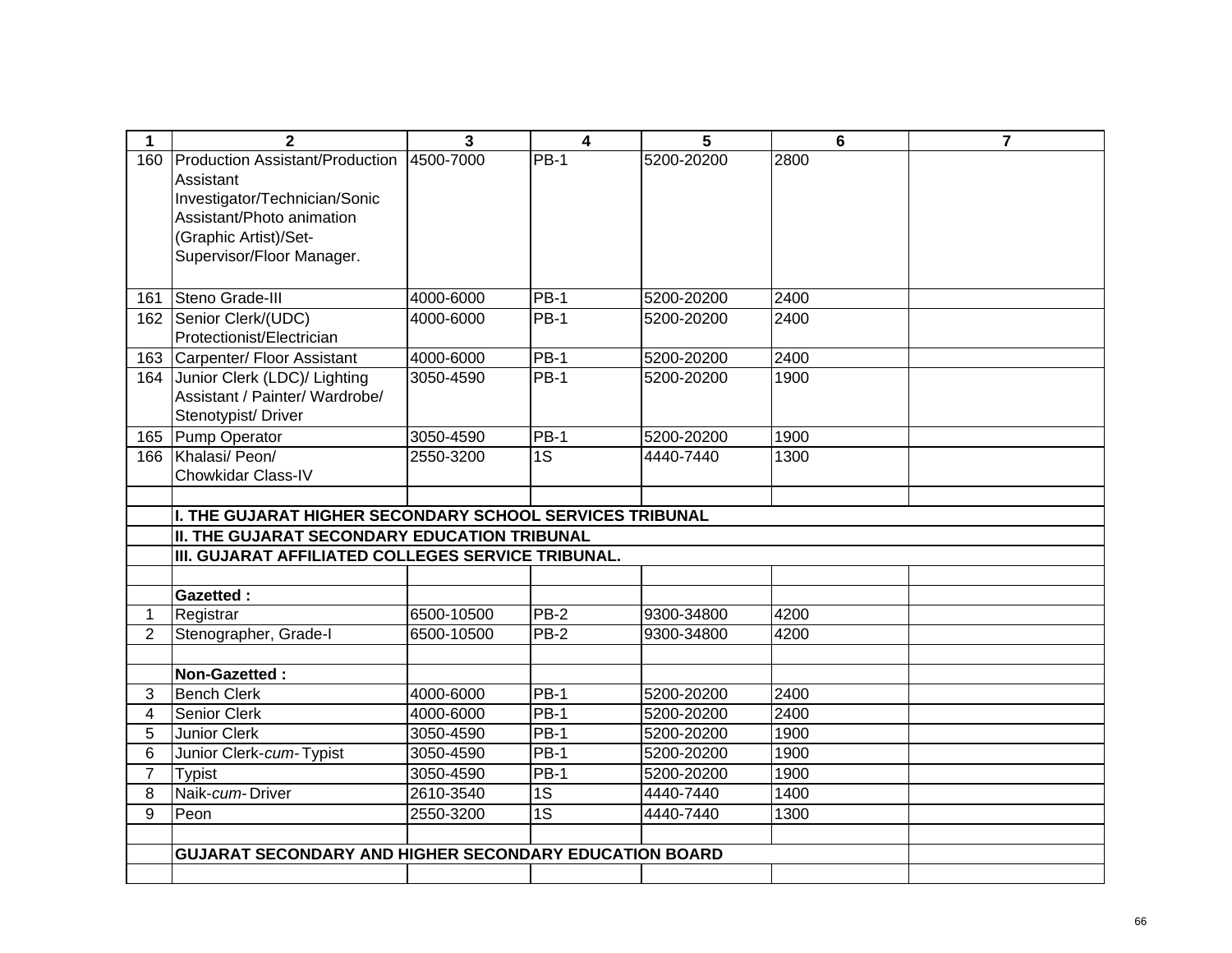| 1 | 2 | 3 | 4 | 5 | 6 | 7 |
|---|---|---|---|---|---|---|
| 160 | Production Assistant/Production Assistant Investigator/Technician/Sonic Assistant/Photo animation (Graphic Artist)/Set-Supervisor/Floor Manager. | 4500-7000 | PB-1 | 5200-20200 | 2800 | |
| 161 | Steno Grade-III | 4000-6000 | PB-1 | 5200-20200 | 2400 | |
| 162 | Senior Clerk/(UDC) Protectionist/Electrician | 4000-6000 | PB-1 | 5200-20200 | 2400 | |
| 163 | Carpenter/ Floor Assistant | 4000-6000 | PB-1 | 5200-20200 | 2400 | |
| 164 | Junior Clerk (LDC)/ Lighting Assistant / Painter/ Wardrobe/ Stenotypist/ Driver | 3050-4590 | PB-1 | 5200-20200 | 1900 | |
| 165 | Pump Operator | 3050-4590 | PB-1 | 5200-20200 | 1900 | |
| 166 | Khalasi/ Peon/ Chowkidar Class-IV | 2550-3200 | 1S | 4440-7440 | 1300 | |
| | | | | | | |
| | **I. THE GUJARAT HIGHER SECONDARY SCHOOL SERVICES TRIBUNAL** | | | | | |
| | **II. THE GUJARAT SECONDARY EDUCATION TRIBUNAL** | | | | | |
| | **III. GUJARAT AFFILIATED COLLEGES SERVICE TRIBUNAL.** | | | | | |
| | | | | | | |
| | **Gazetted :** | | | | | |
| 1 | Registrar | 6500-10500 | PB-2 | 9300-34800 | 4200 | |
| 2 | Stenographer, Grade-I | 6500-10500 | PB-2 | 9300-34800 | 4200 | |
| | | | | | | |
| | **Non-Gazetted :** | | | | | |
| 3 | Bench Clerk | 4000-6000 | PB-1 | 5200-20200 | 2400 | |
| 4 | Senior Clerk | 4000-6000 | PB-1 | 5200-20200 | 2400 | |
| 5 | Junior Clerk | 3050-4590 | PB-1 | 5200-20200 | 1900 | |
| 6 | Junior Clerk-*cum*-Typist | 3050-4590 | PB-1 | 5200-20200 | 1900 | |
| 7 | Typist | 3050-4590 | PB-1 | 5200-20200 | 1900 | |
| 8 | Naik-*cum*-Driver | 2610-3540 | 1S | 4440-7440 | 1400 | |
| 9 | Peon | 2550-3200 | 1S | 4440-7440 | 1300 | |
| | | | | | | |
| | **GUJARAT SECONDARY AND HIGHER SECONDARY EDUCATION BOARD** | | | | | |
| | | | | | | |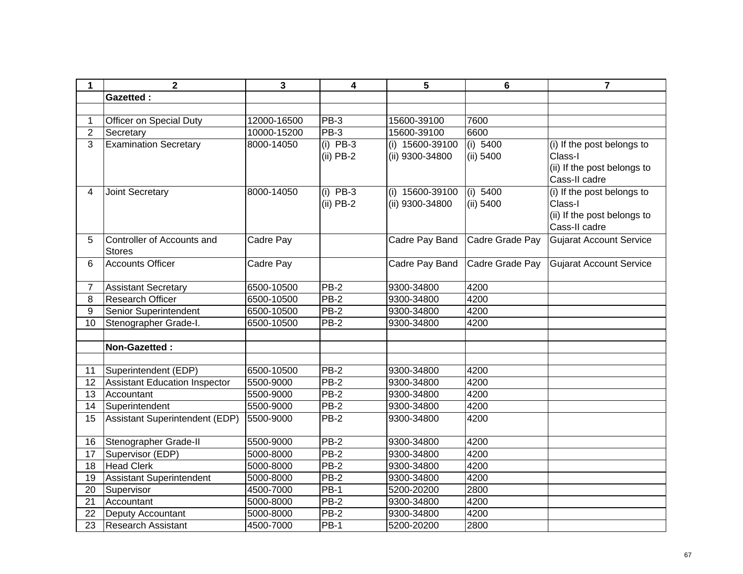| 1 | 2 | 3 | 4 | 5 | 6 | 7 |
|---|---|---|---|---|---|---|
| | **Gazetted :** | | | | | |
| | | | | | | |
| 1 | Officer on Special Duty | 12000-16500 | PB-3 | 15600-39100 | 7600 | |
| 2 | Secretary | 10000-15200 | PB-3 | 15600-39100 | 6600 | |
| 3 | Examination Secretary | 8000-14050 | (i) PB-3<br>(ii) PB-2 | (i) 15600-39100<br>(ii) 9300-34800 | (i) 5400<br>(ii) 5400 | (i) If the post belongs to Class-I<br>(ii) If the post belongs to Cass-II cadre |
| 4 | Joint Secretary | 8000-14050 | (i) PB-3<br>(ii) PB-2 | (i) 15600-39100<br>(ii) 9300-34800 | (i) 5400<br>(ii) 5400 | (i) If the post belongs to Class-I<br>(ii) If the post belongs to Cass-II cadre |
| 5 | Controller of Accounts and Stores | Cadre Pay | | Cadre Pay Band | Cadre Grade Pay | Gujarat Account Service |
| 6 | Accounts Officer | Cadre Pay | | Cadre Pay Band | Cadre Grade Pay | Gujarat Account Service |
| 7 | Assistant Secretary | 6500-10500 | PB-2 | 9300-34800 | 4200 | |
| 8 | Research Officer | 6500-10500 | PB-2 | 9300-34800 | 4200 | |
| 9 | Senior Superintendent | 6500-10500 | PB-2 | 9300-34800 | 4200 | |
| 10 | Stenographer Grade-I. | 6500-10500 | PB-2 | 9300-34800 | 4200 | |
| | | | | | | |
| | **Non-Gazetted :** | | | | | |
| | | | | | | |
| 11 | Superintendent (EDP) | 6500-10500 | PB-2 | 9300-34800 | 4200 | |
| 12 | Assistant Education Inspector | 5500-9000 | PB-2 | 9300-34800 | 4200 | |
| 13 | Accountant | 5500-9000 | PB-2 | 9300-34800 | 4200 | |
| 14 | Superintendent | 5500-9000 | PB-2 | 9300-34800 | 4200 | |
| 15 | Assistant Superintendent (EDP) | 5500-9000 | PB-2 | 9300-34800 | 4200 | |
| 16 | Stenographer Grade-II | 5500-9000 | PB-2 | 9300-34800 | 4200 | |
| 17 | Supervisor (EDP) | 5000-8000 | PB-2 | 9300-34800 | 4200 | |
| 18 | Head Clerk | 5000-8000 | PB-2 | 9300-34800 | 4200 | |
| 19 | Assistant Superintendent | 5000-8000 | PB-2 | 9300-34800 | 4200 | |
| 20 | Supervisor | 4500-7000 | PB-1 | 5200-20200 | 2800 | |
| 21 | Accountant | 5000-8000 | PB-2 | 9300-34800 | 4200 | |
| 22 | Deputy Accountant | 5000-8000 | PB-2 | 9300-34800 | 4200 | |
| 23 | Research Assistant | 4500-7000 | PB-1 | 5200-20200 | 2800 | |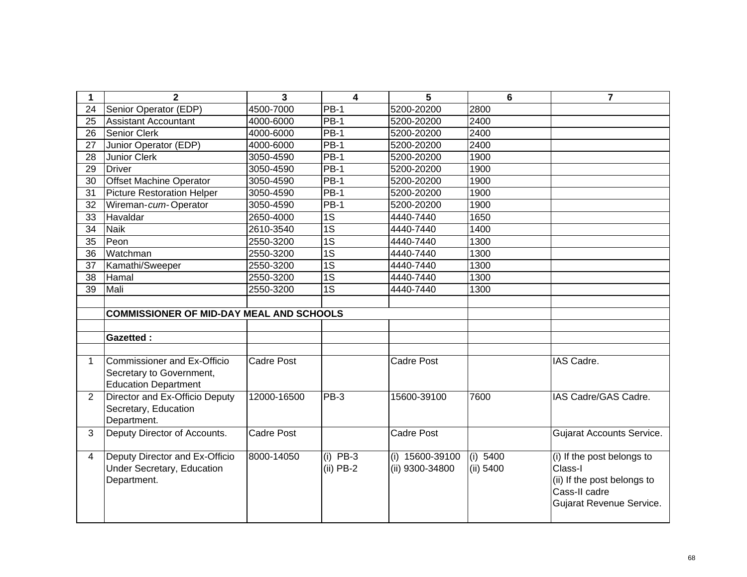| 1 | 2 | 3 | 4 | 5 | 6 | 7 |
|---|---|---|---|---|---|---|
| 24 | Senior Operator (EDP) | 4500-7000 | PB-1 | 5200-20200 | 2800 | |
| 25 | Assistant Accountant | 4000-6000 | PB-1 | 5200-20200 | 2400 | |
| 26 | Senior Clerk | 4000-6000 | PB-1 | 5200-20200 | 2400 | |
| 27 | Junior Operator (EDP) | 4000-6000 | PB-1 | 5200-20200 | 2400 | |
| 28 | Junior Clerk | 3050-4590 | PB-1 | 5200-20200 | 1900 | |
| 29 | Driver | 3050-4590 | PB-1 | 5200-20200 | 1900 | |
| 30 | Offset Machine Operator | 3050-4590 | PB-1 | 5200-20200 | 1900 | |
| 31 | Picture Restoration Helper | 3050-4590 | PB-1 | 5200-20200 | 1900 | |
| 32 | Wireman-*cum*- Operator | 3050-4590 | PB-1 | 5200-20200 | 1900 | |
| 33 | Havaldar | 2650-4000 | 1S | 4440-7440 | 1650 | |
| 34 | Naik | 2610-3540 | 1S | 4440-7440 | 1400 | |
| 35 | Peon | 2550-3200 | 1S | 4440-7440 | 1300 | |
| 36 | Watchman | 2550-3200 | 1S | 4440-7440 | 1300 | |
| 37 | Kamathi/Sweeper | 2550-3200 | 1S | 4440-7440 | 1300 | |
| 38 | Hamal | 2550-3200 | 1S | 4440-7440 | 1300 | |
| 39 | Mali | 2550-3200 | 1S | 4440-7440 | 1300 | |
| | | | | | | |
| | **COMMISSIONER OF MID-DAY MEAL AND SCHOOLS** | | | | | |
| | | | | | | |
| | **Gazetted :** | | | | | |
| | | | | | | |
| 1 | Commissioner and Ex-Officio Secretary to Government, Education Department | Cadre Post | | Cadre Post | | IAS Cadre. |
| 2 | Director and Ex-Officio Deputy Secretary, Education Department. | 12000-16500 | PB-3 | 15600-39100 | 7600 | IAS Cadre/GAS Cadre. |
| 3 | Deputy Director of Accounts. | Cadre Post | | Cadre Post | | Gujarat Accounts Service. |
| 4 | Deputy Director and Ex-Officio Under Secretary, Education Department. | 8000-14050 | (i) PB-3<br>(ii) PB-2 | (i) 15600-39100<br>(ii) 9300-34800 | (i) 5400<br>(ii) 5400 | (i) If the post belongs to Class-I<br>(ii) If the post belongs to Cass-II cadre<br>Gujarat Revenue Service. |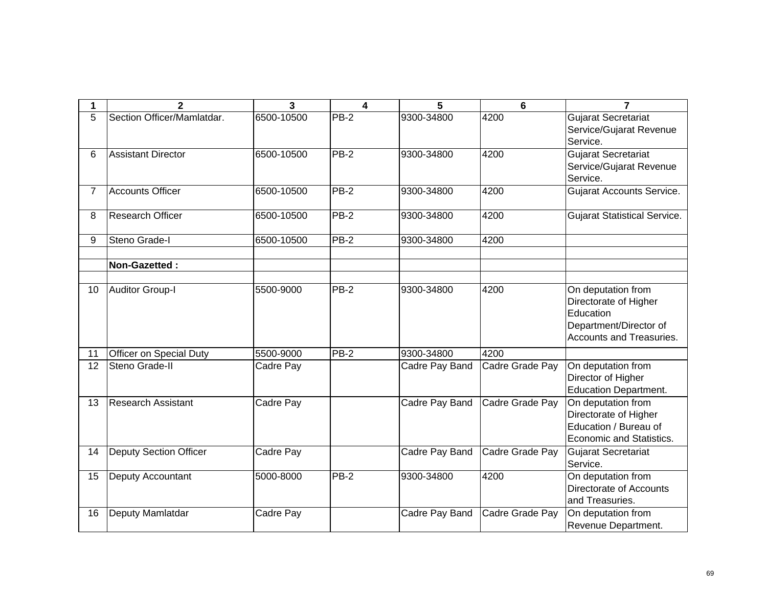| 1 | 2 | 3 | 4 | 5 | 6 | 7 |
|---|---|---|---|---|---|---|
| 5 | Section Officer/Mamlatdar. | 6500-10500 | PB-2 | 9300-34800 | 4200 | Gujarat Secretariat Service/Gujarat Revenue Service. |
| 6 | Assistant Director | 6500-10500 | PB-2 | 9300-34800 | 4200 | Gujarat Secretariat Service/Gujarat Revenue Service. |
| 7 | Accounts Officer | 6500-10500 | PB-2 | 9300-34800 | 4200 | Gujarat Accounts Service. |
| 8 | Research Officer | 6500-10500 | PB-2 | 9300-34800 | 4200 | Gujarat Statistical Service. |
| 9 | Steno Grade-I | 6500-10500 | PB-2 | 9300-34800 | 4200 | |
| | | | | | | |
| | **Non-Gazetted :** | | | | | |
| | | | | | | |
| 10 | Auditor Group-I | 5500-9000 | PB-2 | 9300-34800 | 4200 | On deputation from Directorate of Higher Education Department/Director of Accounts and Treasuries. |
| 11 | Officer on Special Duty | 5500-9000 | PB-2 | 9300-34800 | 4200 | |
| 12 | Steno Grade-II | Cadre Pay | | Cadre Pay Band | Cadre Grade Pay | On deputation from Director of Higher Education Department. |
| 13 | Research Assistant | Cadre Pay | | Cadre Pay Band | Cadre Grade Pay | On deputation from Directorate of Higher Education / Bureau of Economic and Statistics. |
| 14 | Deputy Section Officer | Cadre Pay | | Cadre Pay Band | Cadre Grade Pay | Gujarat Secretariat Service. |
| 15 | Deputy Accountant | 5000-8000 | PB-2 | 9300-34800 | 4200 | On deputation from Directorate of Accounts and Treasuries. |
| 16 | Deputy Mamlatdar | Cadre Pay | | Cadre Pay Band | Cadre Grade Pay | On deputation from Revenue Department. |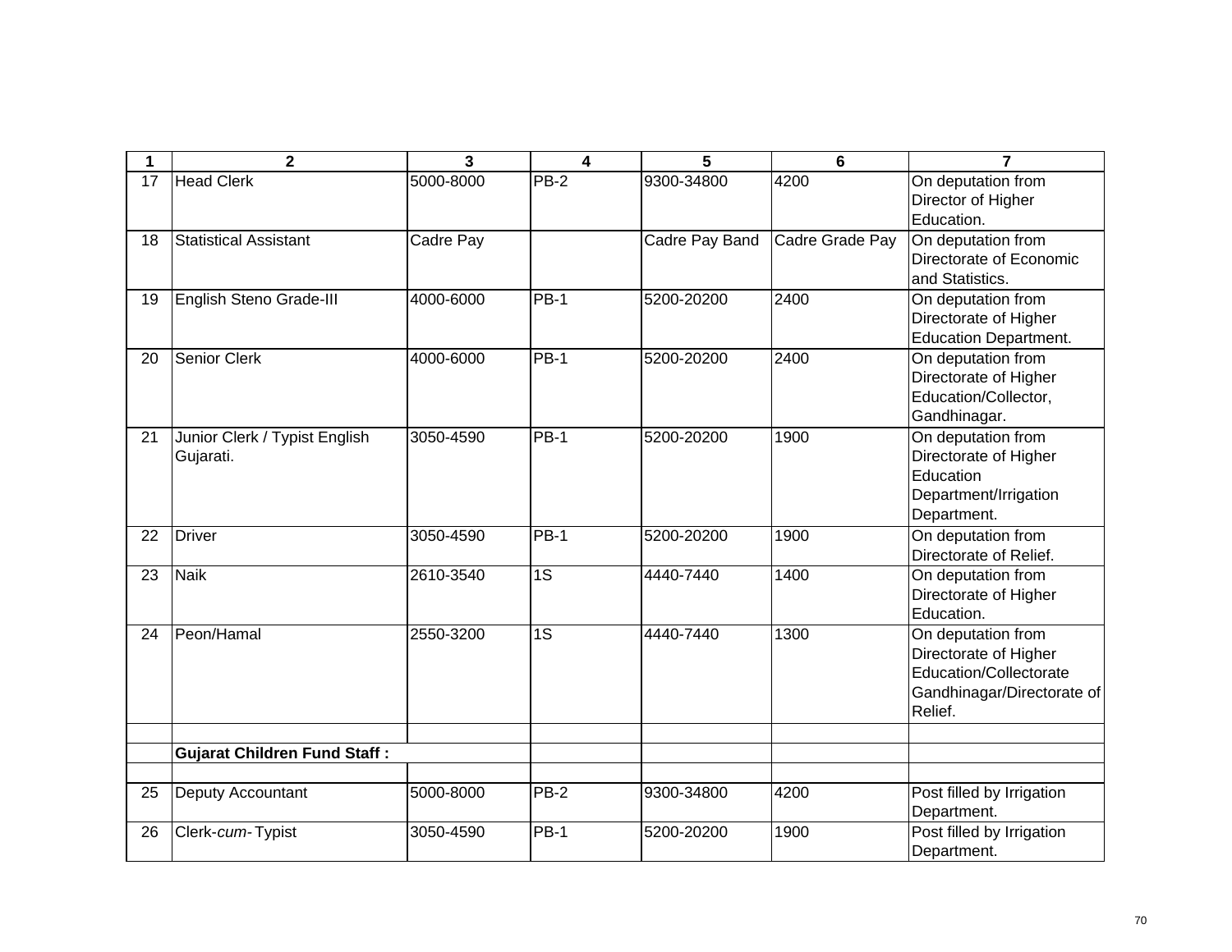| 1 | 2 | 3 | 4 | 5 | 6 | 7 |
|---|---|---|---|---|---|---|
| 17 | Head Clerk | 5000-8000 | PB-2 | 9300-34800 | 4200 | On deputation from Director of Higher Education. |
| 18 | Statistical Assistant | Cadre Pay | | Cadre Pay Band | Cadre Grade Pay | On deputation from Directorate of Economic and Statistics. |
| 19 | English Steno Grade-III | 4000-6000 | PB-1 | 5200-20200 | 2400 | On deputation from Directorate of Higher Education Department. |
| 20 | Senior Clerk | 4000-6000 | PB-1 | 5200-20200 | 2400 | On deputation from Directorate of Higher Education/Collector, Gandhinagar. |
| 21 | Junior Clerk / Typist English Gujarati. | 3050-4590 | PB-1 | 5200-20200 | 1900 | On deputation from Directorate of Higher Education Department/Irrigation Department. |
| 22 | Driver | 3050-4590 | PB-1 | 5200-20200 | 1900 | On deputation from Directorate of Relief. |
| 23 | Naik | 2610-3540 | 1S | 4440-7440 | 1400 | On deputation from Directorate of Higher Education. |
| 24 | Peon/Hamal | 2550-3200 | 1S | 4440-7440 | 1300 | On deputation from Directorate of Higher Education/Collectorate Gandhinagar/Directorate of Relief. |
| | | | | | | |
| | **Gujarat Children Fund Staff :** | | | | | |
| | | | | | | |
| 25 | Deputy Accountant | 5000-8000 | PB-2 | 9300-34800 | 4200 | Post filled by Irrigation Department. |
| 26 | Clerk-*cum*-Typist | 3050-4590 | PB-1 | 5200-20200 | 1900 | Post filled by Irrigation Department. |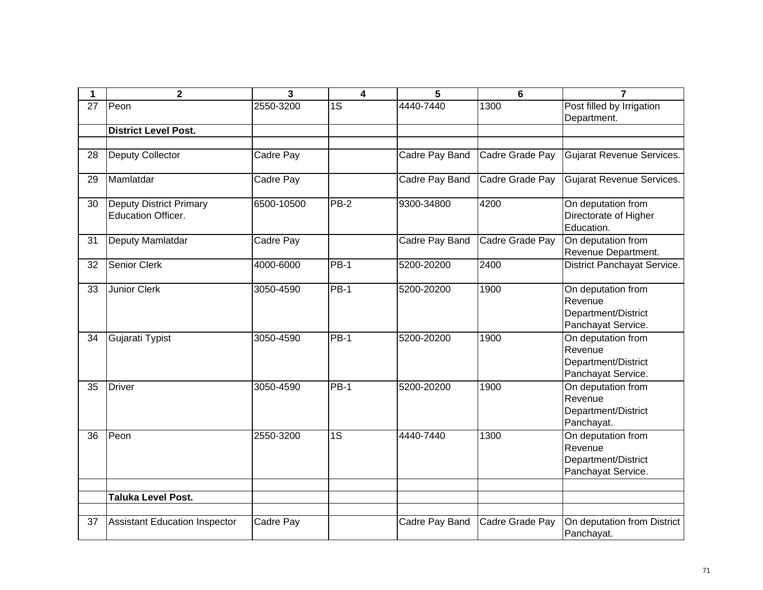| 1 | 2 | 3 | 4 | 5 | 6 | 7 |
|---|---|---|---|---|---|---|
| 27 | Peon | 2550-3200 | 1S | 4440-7440 | 1300 | Post filled by Irrigation Department. |
| | **District Level Post.** | | | | | |
| | | | | | | |
| 28 | Deputy Collector | Cadre Pay | | Cadre Pay Band | Cadre Grade Pay | Gujarat Revenue Services. |
| 29 | Mamlatdar | Cadre Pay | | Cadre Pay Band | Cadre Grade Pay | Gujarat Revenue Services. |
| 30 | Deputy District Primary Education Officer. | 6500-10500 | PB-2 | 9300-34800 | 4200 | On deputation from Directorate of Higher Education. |
| 31 | Deputy Mamlatdar | Cadre Pay | | Cadre Pay Band | Cadre Grade Pay | On deputation from Revenue Department. |
| 32 | Senior Clerk | 4000-6000 | PB-1 | 5200-20200 | 2400 | District Panchayat Service. |
| 33 | Junior Clerk | 3050-4590 | PB-1 | 5200-20200 | 1900 | On deputation from Revenue Department/District Panchayat Service. |
| 34 | Gujarati Typist | 3050-4590 | PB-1 | 5200-20200 | 1900 | On deputation from Revenue Department/District Panchayat Service. |
| 35 | Driver | 3050-4590 | PB-1 | 5200-20200 | 1900 | On deputation from Revenue Department/District Panchayat. |
| 36 | Peon | 2550-3200 | 1S | 4440-7440 | 1300 | On deputation from Revenue Department/District Panchayat Service. |
| | | | | | | |
| | **Taluka Level Post.** | | | | | |
| | | | | | | |
| 37 | Assistant Education Inspector | Cadre Pay | | Cadre Pay Band | Cadre Grade Pay | On deputation from District Panchayat. |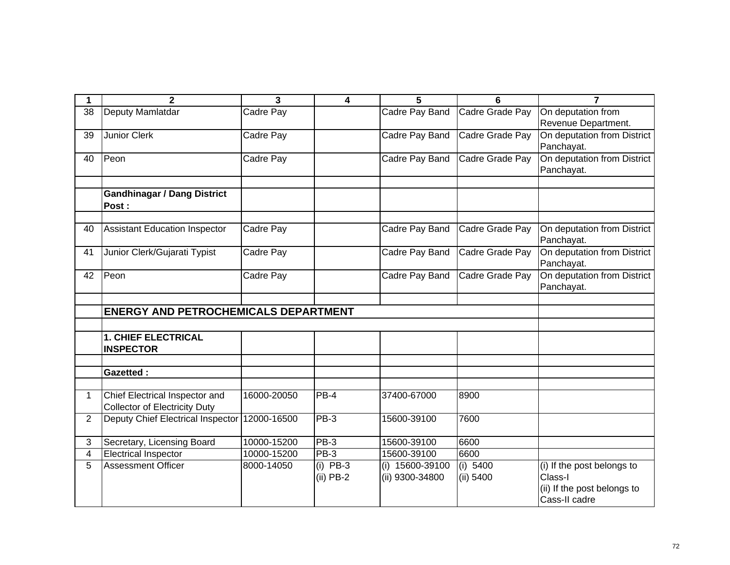| 1 | 2 | 3 | 4 | 5 | 6 | 7 |
|---|---|---|---|---|---|---|
| 38 | Deputy Mamlatdar | Cadre Pay | | Cadre Pay Band | Cadre Grade Pay | On deputation from Revenue Department. |
| 39 | Junior Clerk | Cadre Pay | | Cadre Pay Band | Cadre Grade Pay | On deputation from District Panchayat. |
| 40 | Peon | Cadre Pay | | Cadre Pay Band | Cadre Grade Pay | On deputation from District Panchayat. |
| | | | | | | |
| | **Gandhinagar / Dang District Post :** | | | | | |
| | | | | | | |
| 40 | Assistant Education Inspector | Cadre Pay | | Cadre Pay Band | Cadre Grade Pay | On deputation from District Panchayat. |
| 41 | Junior Clerk/Gujarati Typist | Cadre Pay | | Cadre Pay Band | Cadre Grade Pay | On deputation from District Panchayat. |
| 42 | Peon | Cadre Pay | | Cadre Pay Band | Cadre Grade Pay | On deputation from District Panchayat. |
| | | | | | | |
| | **ENERGY AND PETROCHEMICALS DEPARTMENT** | | | | | |
| | | | | | | |
| | **1. CHIEF ELECTRICAL INSPECTOR** | | | | | |
| | | | | | | |
| | **Gazetted :** | | | | | |
| | | | | | | |
| 1 | Chief Electrical Inspector and Collector of Electricity Duty | 16000-20050 | PB-4 | 37400-67000 | 8900 | |
| 2 | Deputy Chief Electrical Inspector | 12000-16500 | PB-3 | 15600-39100 | 7600 | |
| 3 | Secretary, Licensing Board | 10000-15200 | PB-3 | 15600-39100 | 6600 | |
| 4 | Electrical Inspector | 10000-15200 | PB-3 | 15600-39100 | 6600 | |
| 5 | Assessment Officer | 8000-14050 | (i) PB-3<br>(ii) PB-2 | (i) 15600-39100<br>(ii) 9300-34800 | (i) 5400<br>(ii) 5400 | (i) If the post belongs to Class-I<br>(ii) If the post belongs to Cass-II cadre |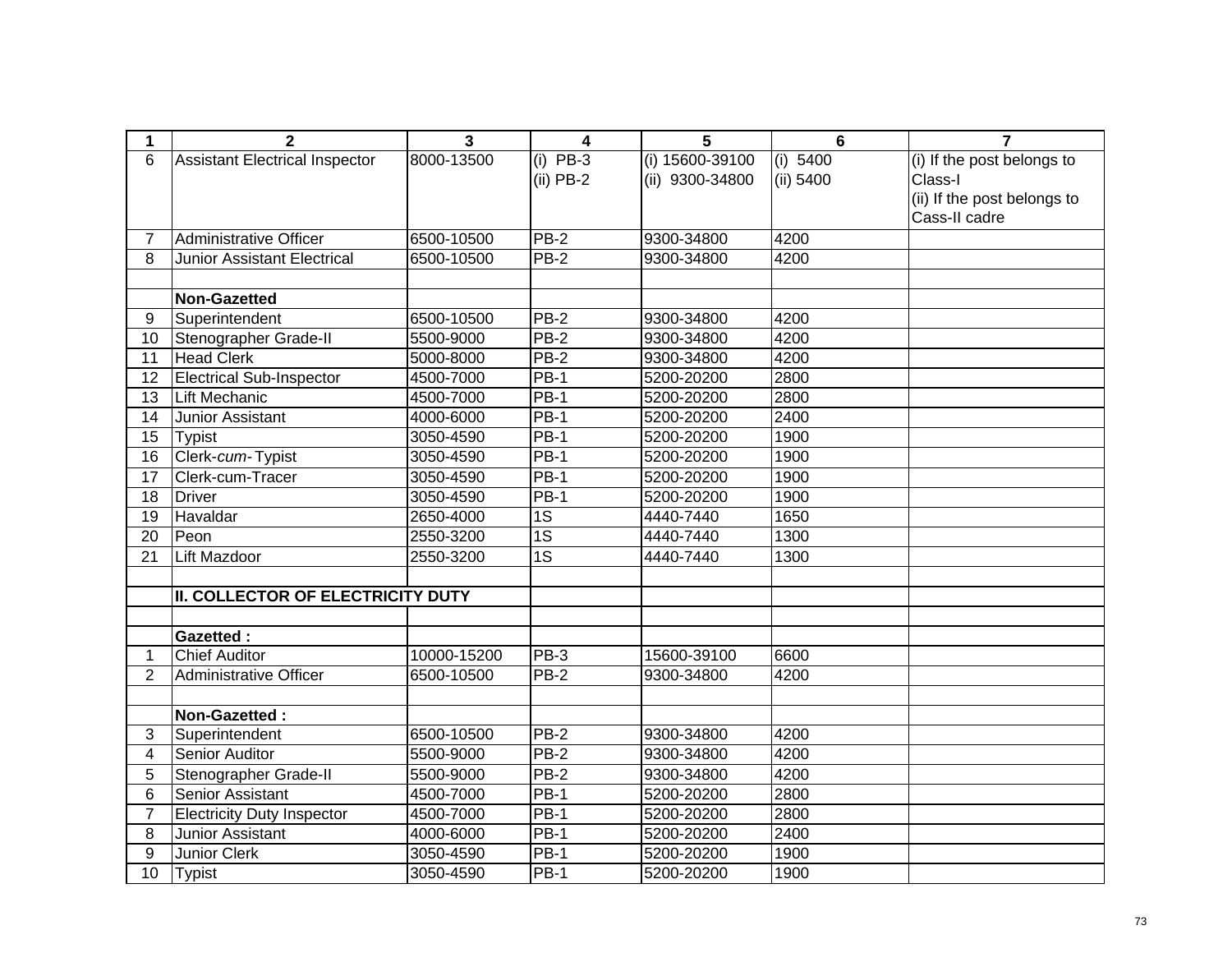| 1 | 2 | 3 | 4 | 5 | 6 | 7 |
|---|---|---|---|---|---|---|
| 6 | Assistant Electrical Inspector | 8000-13500 | (i) PB-3<br>(ii) PB-2 | (i) 15600-39100<br>(ii) 9300-34800 | (i) 5400<br>(ii) 5400 | (i) If the post belongs to Class-I<br>(ii) If the post belongs to Cass-II cadre |
| 7 | Administrative Officer | 6500-10500 | PB-2 | 9300-34800 | 4200 | |
| 8 | Junior Assistant Electrical | 6500-10500 | PB-2 | 9300-34800 | 4200 | |
| | | | | | | |
| | **Non-Gazetted** | | | | | |
| 9 | Superintendent | 6500-10500 | PB-2 | 9300-34800 | 4200 | |
| 10 | Stenographer Grade-II | 5500-9000 | PB-2 | 9300-34800 | 4200 | |
| 11 | Head Clerk | 5000-8000 | PB-2 | 9300-34800 | 4200 | |
| 12 | Electrical Sub-Inspector | 4500-7000 | PB-1 | 5200-20200 | 2800 | |
| 13 | Lift Mechanic | 4500-7000 | PB-1 | 5200-20200 | 2800 | |
| 14 | Junior Assistant | 4000-6000 | PB-1 | 5200-20200 | 2400 | |
| 15 | Typist | 3050-4590 | PB-1 | 5200-20200 | 1900 | |
| 16 | Clerk-*cum*-Typist | 3050-4590 | PB-1 | 5200-20200 | 1900 | |
| 17 | Clerk-cum-Tracer | 3050-4590 | PB-1 | 5200-20200 | 1900 | |
| 18 | Driver | 3050-4590 | PB-1 | 5200-20200 | 1900 | |
| 19 | Havaldar | 2650-4000 | 1S | 4440-7440 | 1650 | |
| 20 | Peon | 2550-3200 | 1S | 4440-7440 | 1300 | |
| 21 | Lift Mazdoor | 2550-3200 | 1S | 4440-7440 | 1300 | |
| | | | | | | |
| | **II. COLLECTOR OF ELECTRICITY DUTY** | | | | | |
| | | | | | | |
| | **Gazetted :** | | | | | |
| 1 | Chief Auditor | 10000-15200 | PB-3 | 15600-39100 | 6600 | |
| 2 | Administrative Officer | 6500-10500 | PB-2 | 9300-34800 | 4200 | |
| | | | | | | |
| | **Non-Gazetted :** | | | | | |
| 3 | Superintendent | 6500-10500 | PB-2 | 9300-34800 | 4200 | |
| 4 | Senior Auditor | 5500-9000 | PB-2 | 9300-34800 | 4200 | |
| 5 | Stenographer Grade-II | 5500-9000 | PB-2 | 9300-34800 | 4200 | |
| 6 | Senior Assistant | 4500-7000 | PB-1 | 5200-20200 | 2800 | |
| 7 | Electricity Duty Inspector | 4500-7000 | PB-1 | 5200-20200 | 2800 | |
| 8 | Junior Assistant | 4000-6000 | PB-1 | 5200-20200 | 2400 | |
| 9 | Junior Clerk | 3050-4590 | PB-1 | 5200-20200 | 1900 | |
| 10 | Typist | 3050-4590 | PB-1 | 5200-20200 | 1900 | |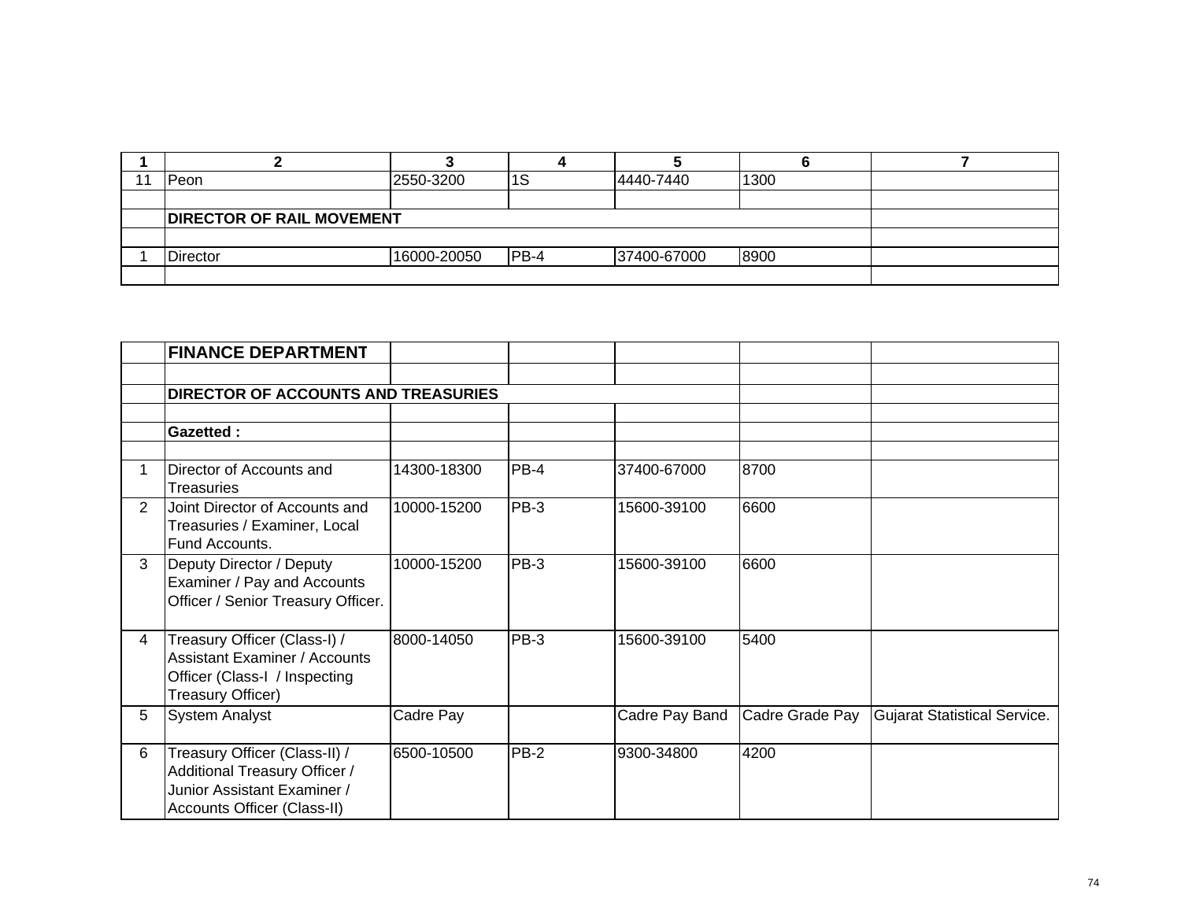| 1 | 2 | 3 | 4 | 5 | 6 | 7 |
|---|---|---|---|---|---|---|
| 11 | Peon | 2550-3200 | 1S | 4440-7440 | 1300 | |
| | | | | | | |
| | **DIRECTOR OF RAIL MOVEMENT** | | | | | |
| | | | | | | |
| 1 | Director | 16000-20050 | PB-4 | 37400-67000 | 8900 | |
| | | | | | | |

| | | | | | | |
|---|---|---|---|---|---|---|
| | **FINANCE DEPARTMENT** | | | | | |
| | | | | | | |
| | **DIRECTOR OF ACCOUNTS AND TREASURIES** | | | | | |
| | | | | | | |
| | **Gazetted :** | | | | | |
| | | | | | | |
| 1 | Director of Accounts and Treasuries | 14300-18300 | PB-4 | 37400-67000 | 8700 | |
| 2 | Joint Director of Accounts and Treasuries / Examiner, Local Fund Accounts. | 10000-15200 | PB-3 | 15600-39100 | 6600 | |
| 3 | Deputy Director / Deputy Examiner / Pay and Accounts Officer / Senior Treasury Officer. | 10000-15200 | PB-3 | 15600-39100 | 6600 | |
| 4 | Treasury Officer (Class-I) / Assistant Examiner / Accounts Officer (Class-I / Inspecting Treasury Officer) | 8000-14050 | PB-3 | 15600-39100 | 5400 | |
| 5 | System Analyst | Cadre Pay | | Cadre Pay Band | Cadre Grade Pay | Gujarat Statistical Service. |
| 6 | Treasury Officer (Class-II) / Additional Treasury Officer / Junior Assistant Examiner / Accounts Officer (Class-II) | 6500-10500 | PB-2 | 9300-34800 | 4200 | |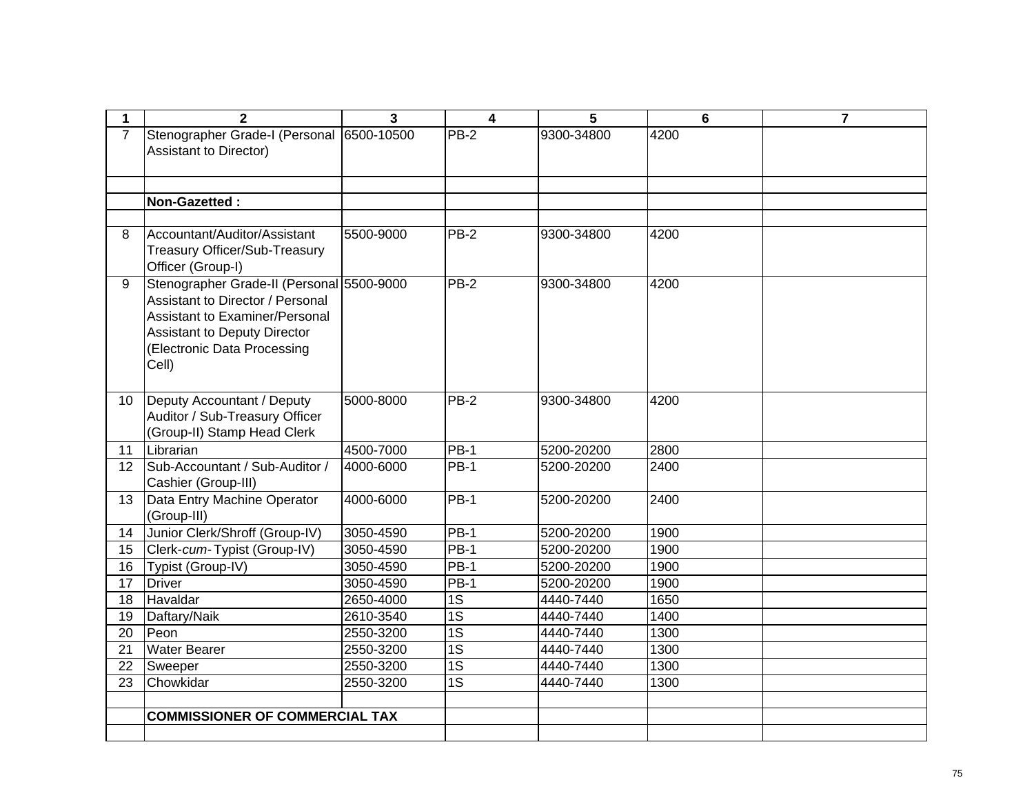| 1 | 2 | 3 | 4 | 5 | 6 | 7 |
|---|---|---|---|---|---|---|
| 7 | Stenographer Grade-I (Personal Assistant to Director) | 6500-10500 | PB-2 | 9300-34800 | 4200 | |
| | | | | | | |
| | **Non-Gazetted :** | | | | | |
| | | | | | | |
| 8 | Accountant/Auditor/Assistant Treasury Officer/Sub-Treasury Officer (Group-I) | 5500-9000 | PB-2 | 9300-34800 | 4200 | |
| 9 | Stenographer Grade-II (Personal Assistant to Director / Personal Assistant to Examiner/Personal Assistant to Deputy Director (Electronic Data Processing Cell) | 5500-9000 | PB-2 | 9300-34800 | 4200 | |
| 10 | Deputy Accountant / Deputy Auditor / Sub-Treasury Officer (Group-II) Stamp Head Clerk | 5000-8000 | PB-2 | 9300-34800 | 4200 | |
| 11 | Librarian | 4500-7000 | PB-1 | 5200-20200 | 2800 | |
| 12 | Sub-Accountant / Sub-Auditor / Cashier (Group-III) | 4000-6000 | PB-1 | 5200-20200 | 2400 | |
| 13 | Data Entry Machine Operator (Group-III) | 4000-6000 | PB-1 | 5200-20200 | 2400 | |
| 14 | Junior Clerk/Shroff (Group-IV) | 3050-4590 | PB-1 | 5200-20200 | 1900 | |
| 15 | Clerk-*cum*- Typist (Group-IV) | 3050-4590 | PB-1 | 5200-20200 | 1900 | |
| 16 | Typist (Group-IV) | 3050-4590 | PB-1 | 5200-20200 | 1900 | |
| 17 | Driver | 3050-4590 | PB-1 | 5200-20200 | 1900 | |
| 18 | Havaldar | 2650-4000 | 1S | 4440-7440 | 1650 | |
| 19 | Daftary/Naik | 2610-3540 | 1S | 4440-7440 | 1400 | |
| 20 | Peon | 2550-3200 | 1S | 4440-7440 | 1300 | |
| 21 | Water Bearer | 2550-3200 | 1S | 4440-7440 | 1300 | |
| 22 | Sweeper | 2550-3200 | 1S | 4440-7440 | 1300 | |
| 23 | Chowkidar | 2550-3200 | 1S | 4440-7440 | 1300 | |
| | | | | | | |
| | **COMMISSIONER OF COMMERCIAL TAX** | | | | | |
| | | | | | | |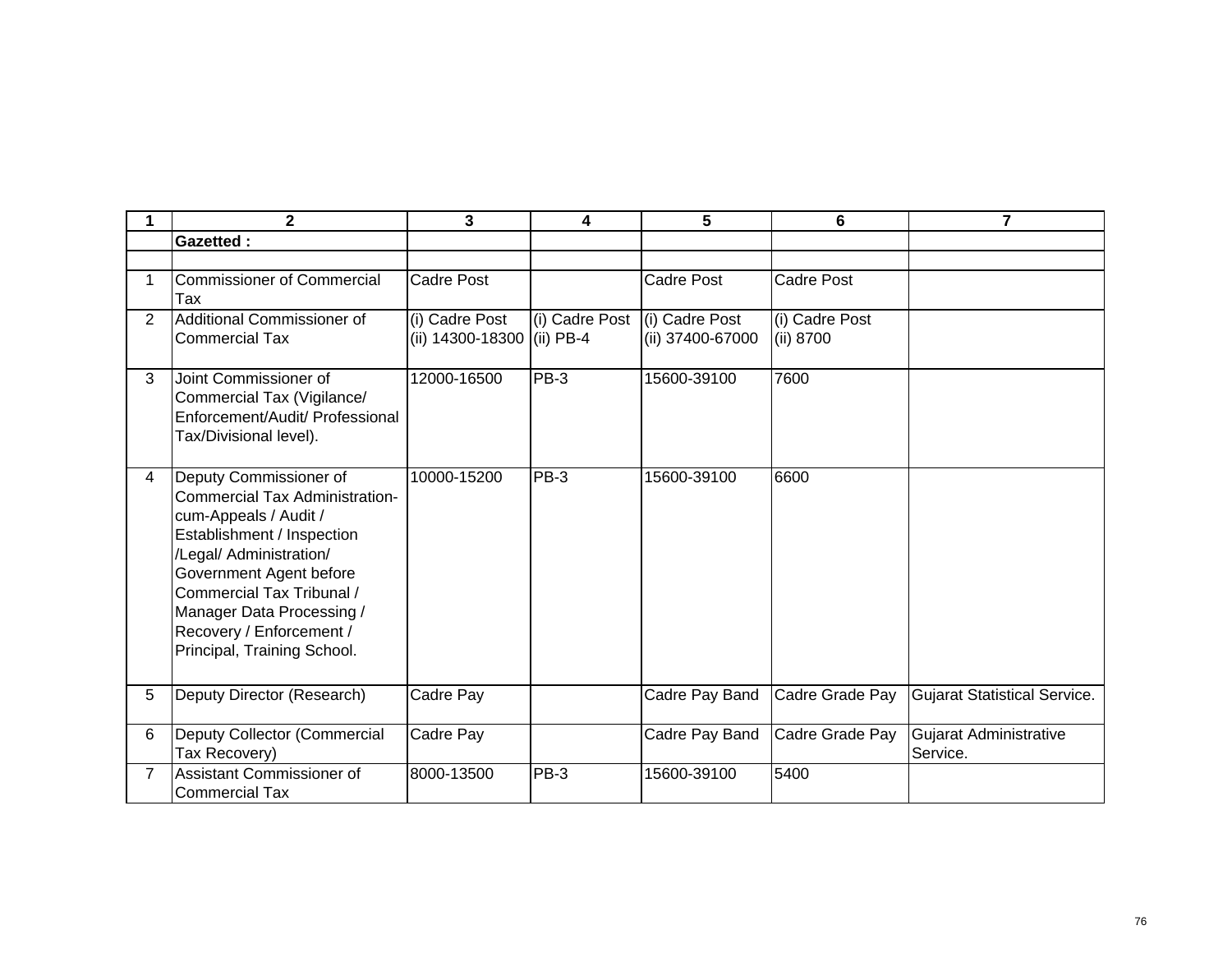| 1 | 2 | 3 | 4 | 5 | 6 | 7 |
|---|---|---|---|---|---|---|
| | **Gazetted :** | | | | | |
| | | | | | | |
| 1 | Commissioner of Commercial Tax | Cadre Post | | Cadre Post | Cadre Post | |
| 2 | Additional Commissioner of Commercial Tax | (i) Cadre Post (ii) 14300-18300 | (i) Cadre Post (ii) PB-4 | (i) Cadre Post (ii) 37400-67000 | (i) Cadre Post (ii) 8700 | |
| 3 | Joint Commissioner of Commercial Tax (Vigilance/ Enforcement/Audit/ Professional Tax/Divisional level). | 12000-16500 | PB-3 | 15600-39100 | 7600 | |
| 4 | Deputy Commissioner of Commercial Tax Administration-cum-Appeals / Audit / Establishment / Inspection /Legal/ Administration/ Government Agent before Commercial Tax Tribunal / Manager Data Processing / Recovery / Enforcement / Principal, Training School. | 10000-15200 | PB-3 | 15600-39100 | 6600 | |
| 5 | Deputy Director (Research) | Cadre Pay | | Cadre Pay Band | Cadre Grade Pay | Gujarat Statistical Service. |
| 6 | Deputy Collector (Commercial Tax Recovery) | Cadre Pay | | Cadre Pay Band | Cadre Grade Pay | Gujarat Administrative Service. |
| 7 | Assistant Commissioner of Commercial Tax | 8000-13500 | PB-3 | 15600-39100 | 5400 | |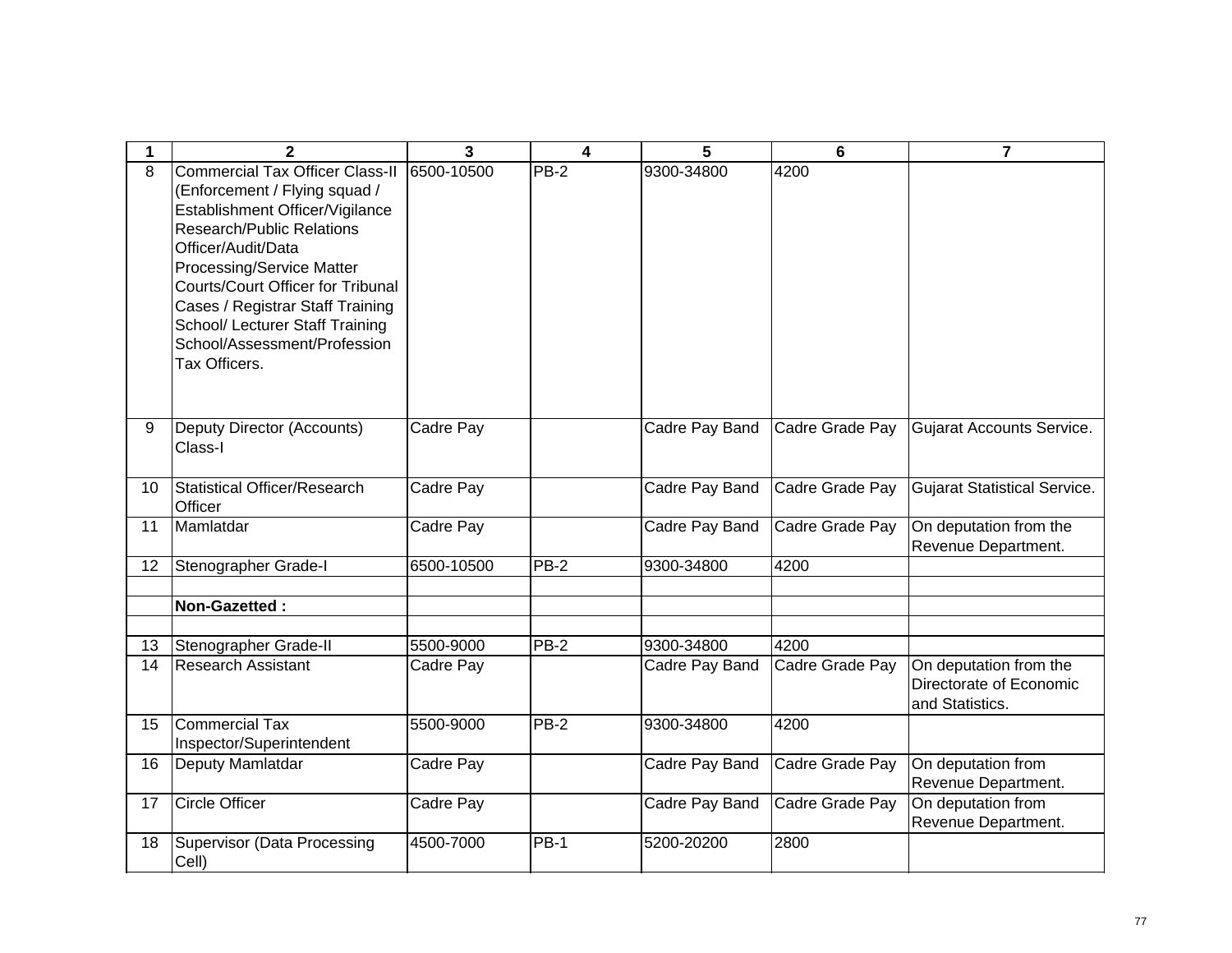| 1 | 2 | 3 | 4 | 5 | 6 | 7 |
|---|---|---|---|---|---|---|
| 8 | Commercial Tax Officer Class-II (Enforcement / Flying squad / Establishment Officer/Vigilance Research/Public Relations Officer/Audit/Data Processing/Service Matter Courts/Court Officer for Tribunal Cases / Registrar Staff Training School/ Lecturer Staff Training School/Assessment/Profession Tax Officers. | 6500-10500 | PB-2 | 9300-34800 | 4200 | |
| 9 | Deputy Director (Accounts) Class-I | Cadre Pay | | Cadre Pay Band | Cadre Grade Pay | Gujarat Accounts Service. |
| 10 | Statistical Officer/Research Officer | Cadre Pay | | Cadre Pay Band | Cadre Grade Pay | Gujarat Statistical Service. |
| 11 | Mamlatdar | Cadre Pay | | Cadre Pay Band | Cadre Grade Pay | On deputation from the Revenue Department. |
| 12 | Stenographer Grade-I | 6500-10500 | PB-2 | 9300-34800 | 4200 | |
| | | | | | | |
| | **Non-Gazetted :** | | | | | |
| | | | | | | |
| 13 | Stenographer Grade-II | 5500-9000 | PB-2 | 9300-34800 | 4200 | |
| 14 | Research Assistant | Cadre Pay | | Cadre Pay Band | Cadre Grade Pay | On deputation from the Directorate of Economic and Statistics. |
| 15 | Commercial Tax Inspector/Superintendent | 5500-9000 | PB-2 | 9300-34800 | 4200 | |
| 16 | Deputy Mamlatdar | Cadre Pay | | Cadre Pay Band | Cadre Grade Pay | On deputation from Revenue Department. |
| 17 | Circle Officer | Cadre Pay | | Cadre Pay Band | Cadre Grade Pay | On deputation from Revenue Department. |
| 18 | Supervisor (Data Processing Cell) | 4500-7000 | PB-1 | 5200-20200 | 2800 | |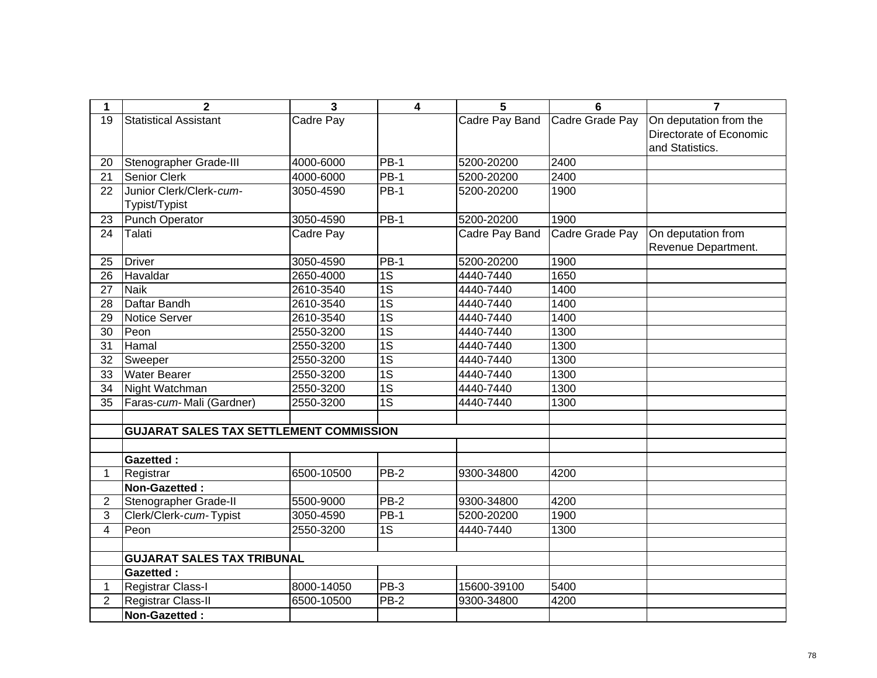| 1 | 2 | 3 | 4 | 5 | 6 | 7 |
|---|---|---|---|---|---|---|
| 19 | Statistical Assistant | Cadre Pay | | Cadre Pay Band | Cadre Grade Pay | On deputation from the Directorate of Economic and Statistics. |
| 20 | Stenographer Grade-III | 4000-6000 | PB-1 | 5200-20200 | 2400 | |
| 21 | Senior Clerk | 4000-6000 | PB-1 | 5200-20200 | 2400 | |
| 22 | Junior Clerk/Clerk-*cum*-Typist/Typist | 3050-4590 | PB-1 | 5200-20200 | 1900 | |
| 23 | Punch Operator | 3050-4590 | PB-1 | 5200-20200 | 1900 | |
| 24 | Talati | Cadre Pay | | Cadre Pay Band | Cadre Grade Pay | On deputation from Revenue Department. |
| 25 | Driver | 3050-4590 | PB-1 | 5200-20200 | 1900 | |
| 26 | Havaldar | 2650-4000 | 1S | 4440-7440 | 1650 | |
| 27 | Naik | 2610-3540 | 1S | 4440-7440 | 1400 | |
| 28 | Daftar Bandh | 2610-3540 | 1S | 4440-7440 | 1400 | |
| 29 | Notice Server | 2610-3540 | 1S | 4440-7440 | 1400 | |
| 30 | Peon | 2550-3200 | 1S | 4440-7440 | 1300 | |
| 31 | Hamal | 2550-3200 | 1S | 4440-7440 | 1300 | |
| 32 | Sweeper | 2550-3200 | 1S | 4440-7440 | 1300 | |
| 33 | Water Bearer | 2550-3200 | 1S | 4440-7440 | 1300 | |
| 34 | Night Watchman | 2550-3200 | 1S | 4440-7440 | 1300 | |
| 35 | Faras-*cum*- Mali (Gardner) | 2550-3200 | 1S | 4440-7440 | 1300 | |
| | | | | | | |
| | **GUJARAT SALES TAX SETTLEMENT COMMISSION** | | | | | |
| | | | | | | |
| | **Gazetted :** | | | | | |
| 1 | Registrar | 6500-10500 | PB-2 | 9300-34800 | 4200 | |
| | **Non-Gazetted :** | | | | | |
| 2 | Stenographer Grade-II | 5500-9000 | PB-2 | 9300-34800 | 4200 | |
| 3 | Clerk/Clerk-*cum*- Typist | 3050-4590 | PB-1 | 5200-20200 | 1900 | |
| 4 | Peon | 2550-3200 | 1S | 4440-7440 | 1300 | |
| | | | | | | |
| | **GUJARAT SALES TAX TRIBUNAL** | | | | | |
| | **Gazetted :** | | | | | |
| 1 | Registrar Class-I | 8000-14050 | PB-3 | 15600-39100 | 5400 | |
| 2 | Registrar Class-II | 6500-10500 | PB-2 | 9300-34800 | 4200 | |
| | **Non-Gazetted :** | | | | | |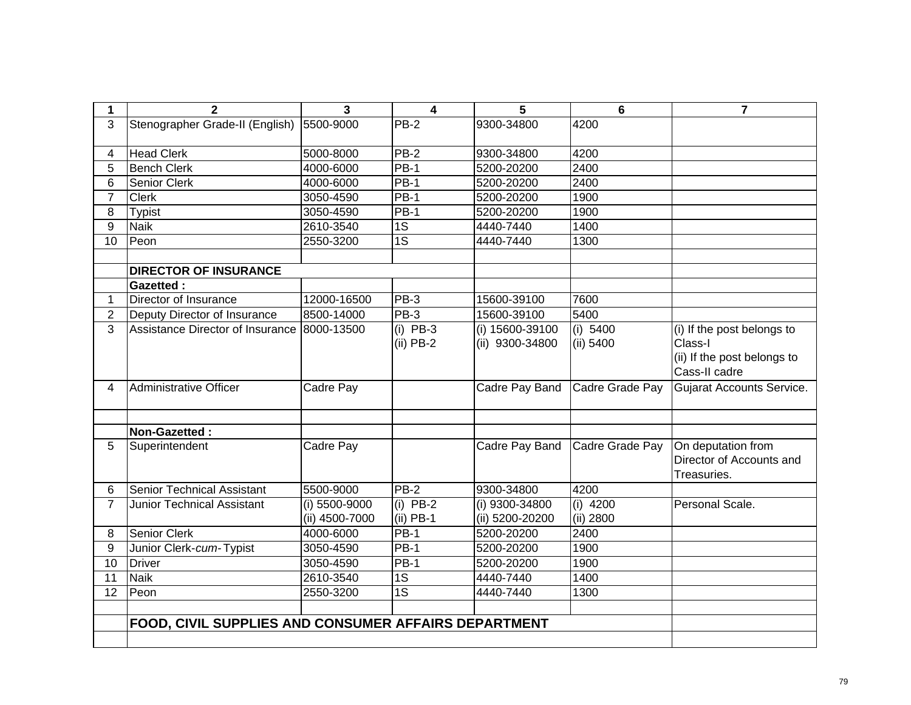| 1 | 2 | 3 | 4 | 5 | 6 | 7 |
|---|---|---|---|---|---|---|
| 3 | Stenographer Grade-II (English) | 5500-9000 | PB-2 | 9300-34800 | 4200 | |
| 4 | Head Clerk | 5000-8000 | PB-2 | 9300-34800 | 4200 | |
| 5 | Bench Clerk | 4000-6000 | PB-1 | 5200-20200 | 2400 | |
| 6 | Senior Clerk | 4000-6000 | PB-1 | 5200-20200 | 2400 | |
| 7 | Clerk | 3050-4590 | PB-1 | 5200-20200 | 1900 | |
| 8 | Typist | 3050-4590 | PB-1 | 5200-20200 | 1900 | |
| 9 | Naik | 2610-3540 | 1S | 4440-7440 | 1400 | |
| 10 | Peon | 2550-3200 | 1S | 4440-7440 | 1300 | |
| | | | | | | |
| | **DIRECTOR OF INSURANCE** | | | | | |
| | **Gazetted :** | | | | | |
| 1 | Director of Insurance | 12000-16500 | PB-3 | 15600-39100 | 7600 | |
| 2 | Deputy Director of Insurance | 8500-14000 | PB-3 | 15600-39100 | 5400 | |
| 3 | Assistance Director of Insurance | 8000-13500 | (i) PB-3<br>(ii) PB-2 | (i) 15600-39100<br>(ii) 9300-34800 | (i) 5400<br>(ii) 5400 | (i) If the post belongs to Class-I<br>(ii) If the post belongs to Cass-II cadre |
| 4 | Administrative Officer | Cadre Pay | | Cadre Pay Band | Cadre Grade Pay | Gujarat Accounts Service. |
| | | | | | | |
| | **Non-Gazetted :** | | | | | |
| 5 | Superintendent | Cadre Pay | | Cadre Pay Band | Cadre Grade Pay | On deputation from Director of Accounts and Treasuries. |
| 6 | Senior Technical Assistant | 5500-9000 | PB-2 | 9300-34800 | 4200 | |
| 7 | Junior Technical Assistant | (i) 5500-9000<br>(ii) 4500-7000 | (i) PB-2<br>(ii) PB-1 | (i) 9300-34800<br>(ii) 5200-20200 | (i) 4200<br>(ii) 2800 | Personal Scale. |
| 8 | Senior Clerk | 4000-6000 | PB-1 | 5200-20200 | 2400 | |
| 9 | Junior Clerk-*cum*-Typist | 3050-4590 | PB-1 | 5200-20200 | 1900 | |
| 10 | Driver | 3050-4590 | PB-1 | 5200-20200 | 1900 | |
| 11 | Naik | 2610-3540 | 1S | 4440-7440 | 1400 | |
| 12 | Peon | 2550-3200 | 1S | 4440-7440 | 1300 | |
| | | | | | | |
| | **FOOD, CIVIL SUPPLIES AND CONSUMER AFFAIRS DEPARTMENT** | | | | | |
| | | | | | | |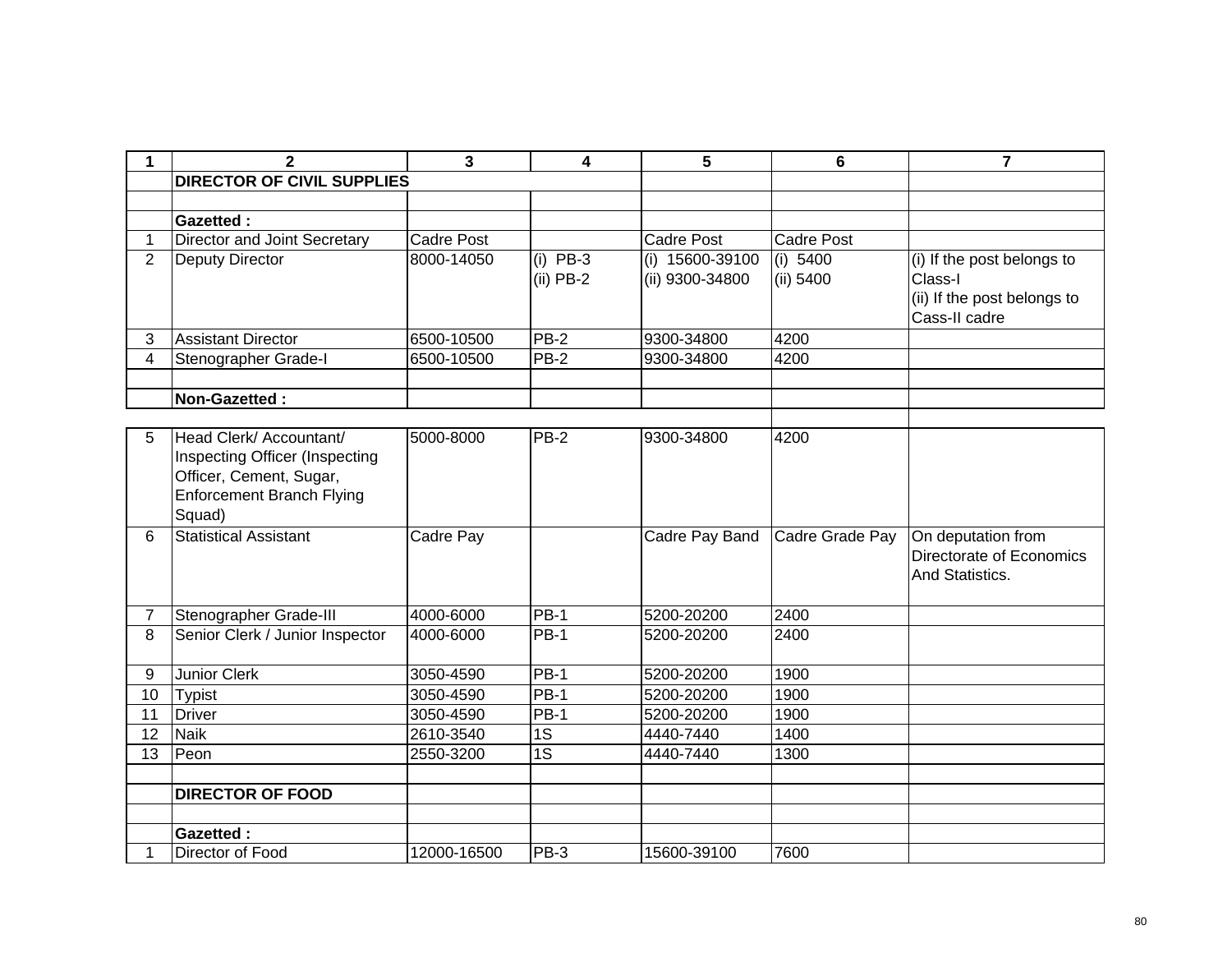| 1 | 2 | 3 | 4 | 5 | 6 | 7 |
|---|---|---|---|---|---|---|
| | **DIRECTOR OF CIVIL SUPPLIES** | | | | | |
| | | | | | | |
| | **Gazetted :** | | | | | |
| 1 | Director and Joint Secretary | Cadre Post | | Cadre Post | Cadre Post | |
| 2 | Deputy Director | 8000-14050 | (i) PB-3<br>(ii) PB-2 | (i) 15600-39100<br>(ii) 9300-34800 | (i) 5400<br>(ii) 5400 | (i) If the post belongs to Class-I<br>(ii) If the post belongs to Cass-II cadre |
| 3 | Assistant Director | 6500-10500 | PB-2 | 9300-34800 | 4200 | |
| 4 | Stenographer Grade-I | 6500-10500 | PB-2 | 9300-34800 | 4200 | |
| | | | | | | |
| | **Non-Gazetted :** | | | | | |
| 5 | Head Clerk/ Accountant/ Inspecting Officer (Inspecting Officer, Cement, Sugar, Enforcement Branch Flying Squad) | 5000-8000 | PB-2 | 9300-34800 | 4200 | |
| 6 | Statistical Assistant | Cadre Pay | | Cadre Pay Band | Cadre Grade Pay | On deputation from Directorate of Economics And Statistics. |
| 7 | Stenographer Grade-III | 4000-6000 | PB-1 | 5200-20200 | 2400 | |
| 8 | Senior Clerk / Junior Inspector | 4000-6000 | PB-1 | 5200-20200 | 2400 | |
| 9 | Junior Clerk | 3050-4590 | PB-1 | 5200-20200 | 1900 | |
| 10 | Typist | 3050-4590 | PB-1 | 5200-20200 | 1900 | |
| 11 | Driver | 3050-4590 | PB-1 | 5200-20200 | 1900 | |
| 12 | Naik | 2610-3540 | 1S | 4440-7440 | 1400 | |
| 13 | Peon | 2550-3200 | 1S | 4440-7440 | 1300 | |
| | | | | | | |
| | **DIRECTOR OF FOOD** | | | | | |
| | | | | | | |
| | **Gazetted :** | | | | | |
| 1 | Director of Food | 12000-16500 | PB-3 | 15600-39100 | 7600 | |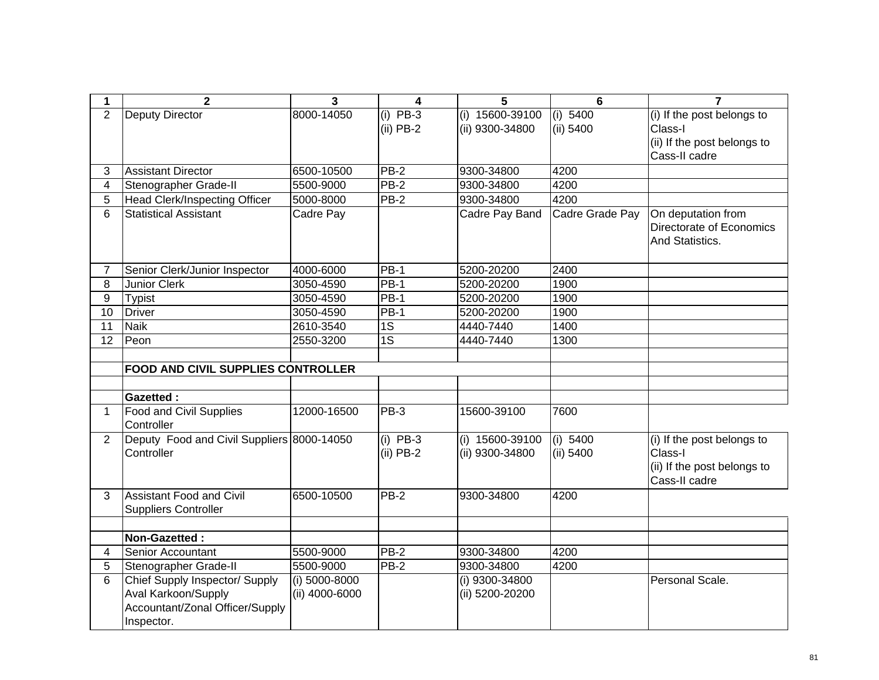| 1 | 2 | 3 | 4 | 5 | 6 | 7 |
|---|---|---|---|---|---|---|
| 2 | Deputy Director | 8000-14050 | (i) PB-3<br>(ii) PB-2 | (i) 15600-39100<br>(ii) 9300-34800 | (i) 5400<br>(ii) 5400 | (i) If the post belongs to Class-I<br>(ii) If the post belongs to Cass-II cadre |
| 3 | Assistant Director | 6500-10500 | PB-2 | 9300-34800 | 4200 | |
| 4 | Stenographer Grade-II | 5500-9000 | PB-2 | 9300-34800 | 4200 | |
| 5 | Head Clerk/Inspecting Officer | 5000-8000 | PB-2 | 9300-34800 | 4200 | |
| 6 | Statistical Assistant | Cadre Pay | | Cadre Pay Band | Cadre Grade Pay | On deputation from Directorate of Economics And Statistics. |
| 7 | Senior Clerk/Junior Inspector | 4000-6000 | PB-1 | 5200-20200 | 2400 | |
| 8 | Junior Clerk | 3050-4590 | PB-1 | 5200-20200 | 1900 | |
| 9 | Typist | 3050-4590 | PB-1 | 5200-20200 | 1900 | |
| 10 | Driver | 3050-4590 | PB-1 | 5200-20200 | 1900 | |
| 11 | Naik | 2610-3540 | 1S | 4440-7440 | 1400 | |
| 12 | Peon | 2550-3200 | 1S | 4440-7440 | 1300 | |
| | | | | | | |
| | **FOOD AND CIVIL SUPPLIES CONTROLLER** | | | | | |
| | | | | | | |
| | **Gazetted :** | | | | | |
| 1 | Food and Civil Supplies Controller | 12000-16500 | PB-3 | 15600-39100 | 7600 | |
| 2 | Deputy Food and Civil Suppliers Controller | 8000-14050 | (i) PB-3<br>(ii) PB-2 | (i) 15600-39100<br>(ii) 9300-34800 | (i) 5400<br>(ii) 5400 | (i) If the post belongs to Class-I<br>(ii) If the post belongs to Cass-II cadre |
| 3 | Assistant Food and Civil Suppliers Controller | 6500-10500 | PB-2 | 9300-34800 | 4200 | |
| | | | | | | |
| | **Non-Gazetted :** | | | | | |
| 4 | Senior Accountant | 5500-9000 | PB-2 | 9300-34800 | 4200 | |
| 5 | Stenographer Grade-II | 5500-9000 | PB-2 | 9300-34800 | 4200 | |
| 6 | Chief Supply Inspector/ Supply Aval Karkoon/Supply Accountant/Zonal Officer/Supply Inspector. | (i) 5000-8000<br>(ii) 4000-6000 | | (i) 9300-34800<br>(ii) 5200-20200 | | Personal Scale. |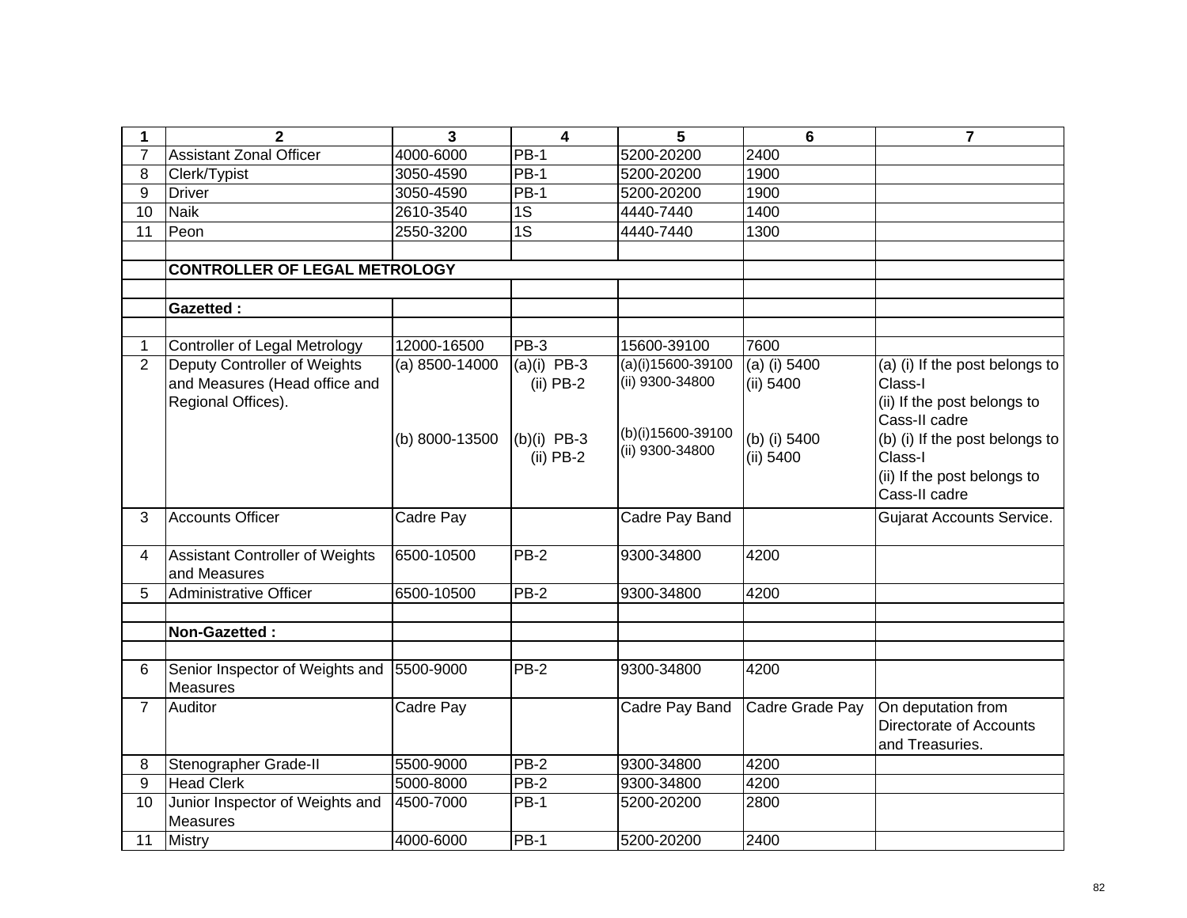| 1 | 2 | 3 | 4 | 5 | 6 | 7 |
|---|---|---|---|---|---|---|
| 7 | Assistant Zonal Officer | 4000-6000 | PB-1 | 5200-20200 | 2400 | |
| 8 | Clerk/Typist | 3050-4590 | PB-1 | 5200-20200 | 1900 | |
| 9 | Driver | 3050-4590 | PB-1 | 5200-20200 | 1900 | |
| 10 | Naik | 2610-3540 | 1S | 4440-7440 | 1400 | |
| 11 | Peon | 2550-3200 | 1S | 4440-7440 | 1300 | |
| | | | | | | |
| | **CONTROLLER OF LEGAL METROLOGY** | | | | | |
| | | | | | | |
| | **Gazetted :** | | | | | |
| | | | | | | |
| 1 | Controller of Legal Metrology | 12000-16500 | PB-3 | 15600-39100 | 7600 | |
| 2 | Deputy Controller of Weights and Measures (Head office and Regional Offices). | (a) 8500-14000<br><br>(b) 8000-13500 | (a)(i) PB-3<br>(ii) PB-2<br><br>(b)(i) PB-3<br>(ii) PB-2 | (a)(i)15600-39100<br>(ii) 9300-34800<br><br>(b)(i)15600-39100<br>(ii) 9300-34800 | (a) (i) 5400<br>(ii) 5400<br><br>(b) (i) 5400<br>(ii) 5400 | (a) (i) If the post belongs to Class-I<br>(ii) If the post belongs to Cass-II cadre<br>(b) (i) If the post belongs to Class-I<br>(ii) If the post belongs to Cass-II cadre |
| 3 | Accounts Officer | Cadre Pay | | Cadre Pay Band | | Gujarat Accounts Service. |
| 4 | Assistant Controller of Weights and Measures | 6500-10500 | PB-2 | 9300-34800 | 4200 | |
| 5 | Administrative Officer | 6500-10500 | PB-2 | 9300-34800 | 4200 | |
| | | | | | | |
| | **Non-Gazetted :** | | | | | |
| | | | | | | |
| 6 | Senior Inspector of Weights and Measures | 5500-9000 | PB-2 | 9300-34800 | 4200 | |
| 7 | Auditor | Cadre Pay | | Cadre Pay Band | Cadre Grade Pay | On deputation from Directorate of Accounts and Treasuries. |
| 8 | Stenographer Grade-II | 5500-9000 | PB-2 | 9300-34800 | 4200 | |
| 9 | Head Clerk | 5000-8000 | PB-2 | 9300-34800 | 4200 | |
| 10 | Junior Inspector of Weights and Measures | 4500-7000 | PB-1 | 5200-20200 | 2800 | |
| 11 | Mistry | 4000-6000 | PB-1 | 5200-20200 | 2400 | |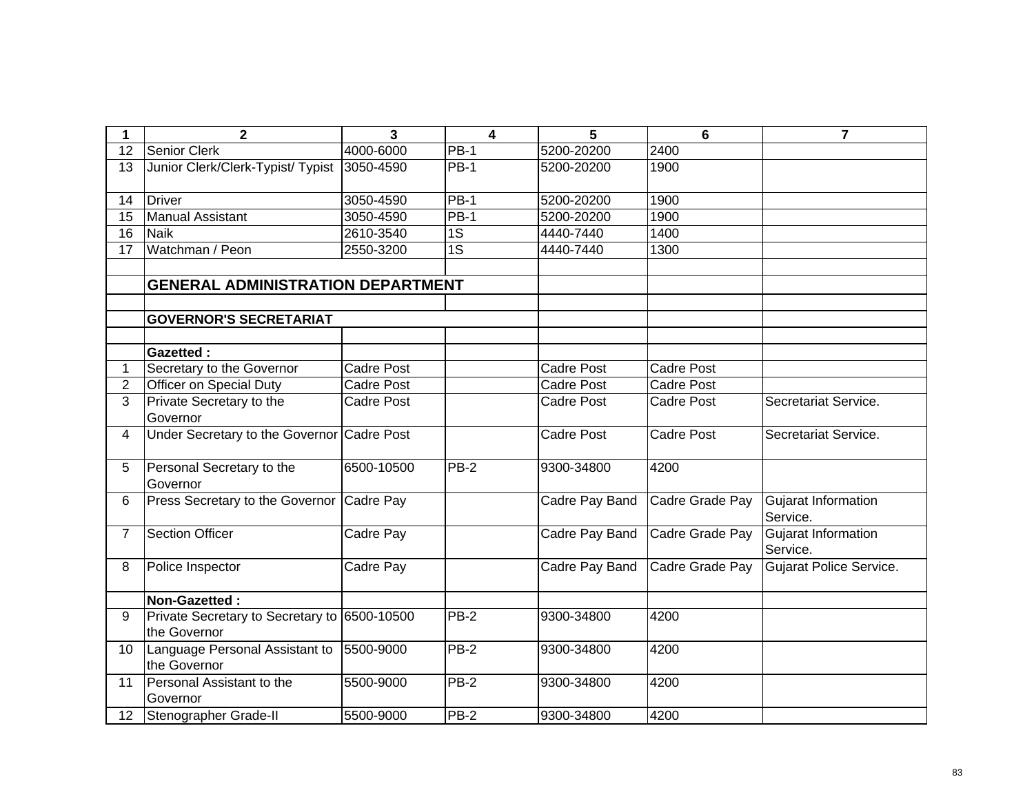| 1 | 2 | 3 | 4 | 5 | 6 | 7 |
|---|---|---|---|---|---|---|
| 12 | Senior Clerk | 4000-6000 | PB-1 | 5200-20200 | 2400 | |
| 13 | Junior Clerk/Clerk-Typist/ Typist | 3050-4590 | PB-1 | 5200-20200 | 1900 | |
| 14 | Driver | 3050-4590 | PB-1 | 5200-20200 | 1900 | |
| 15 | Manual Assistant | 3050-4590 | PB-1 | 5200-20200 | 1900 | |
| 16 | Naik | 2610-3540 | 1S | 4440-7440 | 1400 | |
| 17 | Watchman / Peon | 2550-3200 | 1S | 4440-7440 | 1300 | |
| | | | | | | |
| | **GENERAL ADMINISTRATION DEPARTMENT** | | | | | |
| | | | | | | |
| | **GOVERNOR'S SECRETARIAT** | | | | | |
| | | | | | | |
| | **Gazetted :** | | | | | |
| 1 | Secretary to the Governor | Cadre Post | | Cadre Post | Cadre Post | |
| 2 | Officer on Special Duty | Cadre Post | | Cadre Post | Cadre Post | |
| 3 | Private Secretary to the Governor | Cadre Post | | Cadre Post | Cadre Post | Secretariat Service. |
| 4 | Under Secretary to the Governor | Cadre Post | | Cadre Post | Cadre Post | Secretariat Service. |
| 5 | Personal Secretary to the Governor | 6500-10500 | PB-2 | 9300-34800 | 4200 | |
| 6 | Press Secretary to the Governor | Cadre Pay | | Cadre Pay Band | Cadre Grade Pay | Gujarat Information Service. |
| 7 | Section Officer | Cadre Pay | | Cadre Pay Band | Cadre Grade Pay | Gujarat Information Service. |
| 8 | Police Inspector | Cadre Pay | | Cadre Pay Band | Cadre Grade Pay | Gujarat Police Service. |
| | **Non-Gazetted :** | | | | | |
| 9 | Private Secretary to Secretary to the Governor | 6500-10500 | PB-2 | 9300-34800 | 4200 | |
| 10 | Language Personal Assistant to the Governor | 5500-9000 | PB-2 | 9300-34800 | 4200 | |
| 11 | Personal Assistant to the Governor | 5500-9000 | PB-2 | 9300-34800 | 4200 | |
| 12 | Stenographer Grade-II | 5500-9000 | PB-2 | 9300-34800 | 4200 | |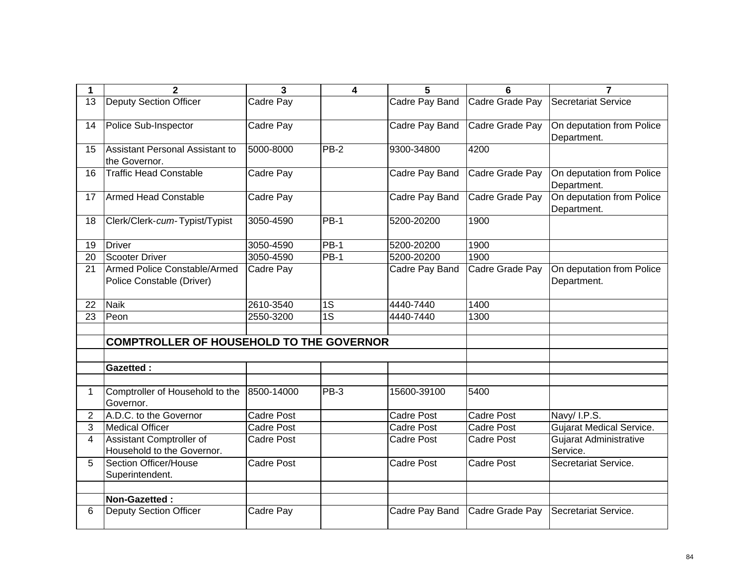| 1 | 2 | 3 | 4 | 5 | 6 | 7 |
|---|---|---|---|---|---|---|
| 13 | Deputy Section Officer | Cadre Pay | | Cadre Pay Band | Cadre Grade Pay | Secretariat Service |
| 14 | Police Sub-Inspector | Cadre Pay | | Cadre Pay Band | Cadre Grade Pay | On deputation from Police Department. |
| 15 | Assistant Personal Assistant to the Governor. | 5000-8000 | PB-2 | 9300-34800 | 4200 | |
| 16 | Traffic Head Constable | Cadre Pay | | Cadre Pay Band | Cadre Grade Pay | On deputation from Police Department. |
| 17 | Armed Head Constable | Cadre Pay | | Cadre Pay Band | Cadre Grade Pay | On deputation from Police Department. |
| 18 | Clerk/Clerk-*cum*- Typist/Typist | 3050-4590 | PB-1 | 5200-20200 | 1900 | |
| 19 | Driver | 3050-4590 | PB-1 | 5200-20200 | 1900 | |
| 20 | Scooter Driver | 3050-4590 | PB-1 | 5200-20200 | 1900 | |
| 21 | Armed Police Constable/Armed Police Constable (Driver) | Cadre Pay | | Cadre Pay Band | Cadre Grade Pay | On deputation from Police Department. |
| 22 | Naik | 2610-3540 | 1S | 4440-7440 | 1400 | |
| 23 | Peon | 2550-3200 | 1S | 4440-7440 | 1300 | |
| | | | | | | |
| | **COMPTROLLER OF HOUSEHOLD TO THE GOVERNOR** | | | | | |
| | | | | | | |
| | **Gazetted :** | | | | | |
| | | | | | | |
| 1 | Comptroller of Household to the Governor. | 8500-14000 | PB-3 | 15600-39100 | 5400 | |
| 2 | A.D.C. to the Governor | Cadre Post | | Cadre Post | Cadre Post | Navy/ I.P.S. |
| 3 | Medical Officer | Cadre Post | | Cadre Post | Cadre Post | Gujarat Medical Service. |
| 4 | Assistant Comptroller of Household to the Governor. | Cadre Post | | Cadre Post | Cadre Post | Gujarat Administrative Service. |
| 5 | Section Officer/House Superintendent. | Cadre Post | | Cadre Post | Cadre Post | Secretariat Service. |
| | | | | | | |
| | **Non-Gazetted :** | | | | | |
| 6 | Deputy Section Officer | Cadre Pay | | Cadre Pay Band | Cadre Grade Pay | Secretariat Service. |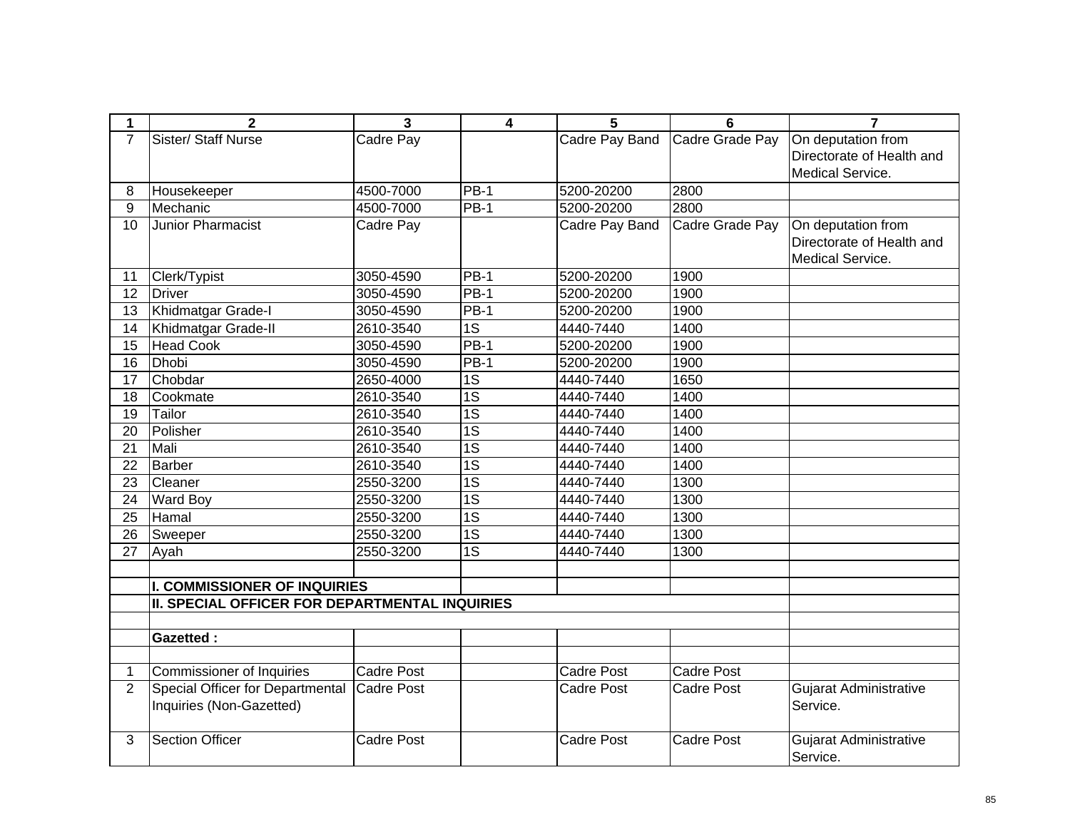| 1 | 2 | 3 | 4 | 5 | 6 | 7 |
|---|---|---|---|---|---|---|
| 7 | Sister/ Staff Nurse | Cadre Pay | | Cadre Pay Band | Cadre Grade Pay | On deputation from Directorate of Health and Medical Service. |
| 8 | Housekeeper | 4500-7000 | PB-1 | 5200-20200 | 2800 | |
| 9 | Mechanic | 4500-7000 | PB-1 | 5200-20200 | 2800 | |
| 10 | Junior Pharmacist | Cadre Pay | | Cadre Pay Band | Cadre Grade Pay | On deputation from Directorate of Health and Medical Service. |
| 11 | Clerk/Typist | 3050-4590 | PB-1 | 5200-20200 | 1900 | |
| 12 | Driver | 3050-4590 | PB-1 | 5200-20200 | 1900 | |
| 13 | Khidmatgar Grade-I | 3050-4590 | PB-1 | 5200-20200 | 1900 | |
| 14 | Khidmatgar Grade-II | 2610-3540 | 1S | 4440-7440 | 1400 | |
| 15 | Head Cook | 3050-4590 | PB-1 | 5200-20200 | 1900 | |
| 16 | Dhobi | 3050-4590 | PB-1 | 5200-20200 | 1900 | |
| 17 | Chobdar | 2650-4000 | 1S | 4440-7440 | 1650 | |
| 18 | Cookmate | 2610-3540 | 1S | 4440-7440 | 1400 | |
| 19 | Tailor | 2610-3540 | 1S | 4440-7440 | 1400 | |
| 20 | Polisher | 2610-3540 | 1S | 4440-7440 | 1400 | |
| 21 | Mali | 2610-3540 | 1S | 4440-7440 | 1400 | |
| 22 | Barber | 2610-3540 | 1S | 4440-7440 | 1400 | |
| 23 | Cleaner | 2550-3200 | 1S | 4440-7440 | 1300 | |
| 24 | Ward Boy | 2550-3200 | 1S | 4440-7440 | 1300 | |
| 25 | Hamal | 2550-3200 | 1S | 4440-7440 | 1300 | |
| 26 | Sweeper | 2550-3200 | 1S | 4440-7440 | 1300 | |
| 27 | Ayah | 2550-3200 | 1S | 4440-7440 | 1300 | |
| | | | | | | |
| | **I. COMMISSIONER OF INQUIRIES** | | | | | |
| | **II. SPECIAL OFFICER FOR DEPARTMENTAL INQUIRIES** | | | | | |
| | | | | | | |
| | **Gazetted :** | | | | | |
| | | | | | | |
| 1 | Commissioner of Inquiries | Cadre Post | | Cadre Post | Cadre Post | |
| 2 | Special Officer for Departmental Inquiries (Non-Gazetted) | Cadre Post | | Cadre Post | Cadre Post | Gujarat Administrative Service. |
| 3 | Section Officer | Cadre Post | | Cadre Post | Cadre Post | Gujarat Administrative Service. |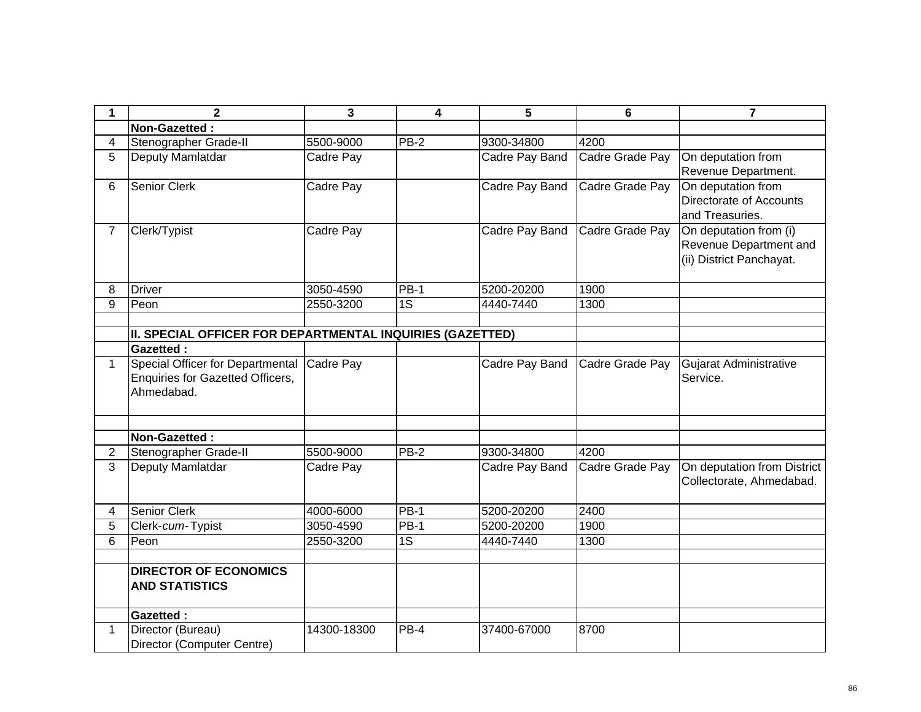| 1 | 2 | 3 | 4 | 5 | 6 | 7 |
|---|---|---|---|---|---|---|
| | **Non-Gazetted :** | | | | | |
| 4 | Stenographer Grade-II | 5500-9000 | PB-2 | 9300-34800 | 4200 | |
| 5 | Deputy Mamlatdar | Cadre Pay | | Cadre Pay Band | Cadre Grade Pay | On deputation from Revenue Department. |
| 6 | Senior Clerk | Cadre Pay | | Cadre Pay Band | Cadre Grade Pay | On deputation from Directorate of Accounts and Treasuries. |
| 7 | Clerk/Typist | Cadre Pay | | Cadre Pay Band | Cadre Grade Pay | On deputation from (i) Revenue Department and (ii) District Panchayat. |
| 8 | Driver | 3050-4590 | PB-1 | 5200-20200 | 1900 | |
| 9 | Peon | 2550-3200 | 1S | 4440-7440 | 1300 | |
| | | | | | | |
| | **II. SPECIAL OFFICER FOR DEPARTMENTAL INQUIRIES (GAZETTED)** | | | | | |
| | **Gazetted :** | | | | | |
| 1 | Special Officer for Departmental Enquiries for Gazetted Officers, Ahmedabad. | Cadre Pay | | Cadre Pay Band | Cadre Grade Pay | Gujarat Administrative Service. |
| | | | | | | |
| | **Non-Gazetted :** | | | | | |
| 2 | Stenographer Grade-II | 5500-9000 | PB-2 | 9300-34800 | 4200 | |
| 3 | Deputy Mamlatdar | Cadre Pay | | Cadre Pay Band | Cadre Grade Pay | On deputation from District Collectorate, Ahmedabad. |
| 4 | Senior Clerk | 4000-6000 | PB-1 | 5200-20200 | 2400 | |
| 5 | Clerk-*cum*-Typist | 3050-4590 | PB-1 | 5200-20200 | 1900 | |
| 6 | Peon | 2550-3200 | 1S | 4440-7440 | 1300 | |
| | | | | | | |
| | **DIRECTOR OF ECONOMICS AND STATISTICS** | | | | | |
| | **Gazetted :** | | | | | |
| 1 | Director (Bureau) Director (Computer Centre) | 14300-18300 | PB-4 | 37400-67000 | 8700 | |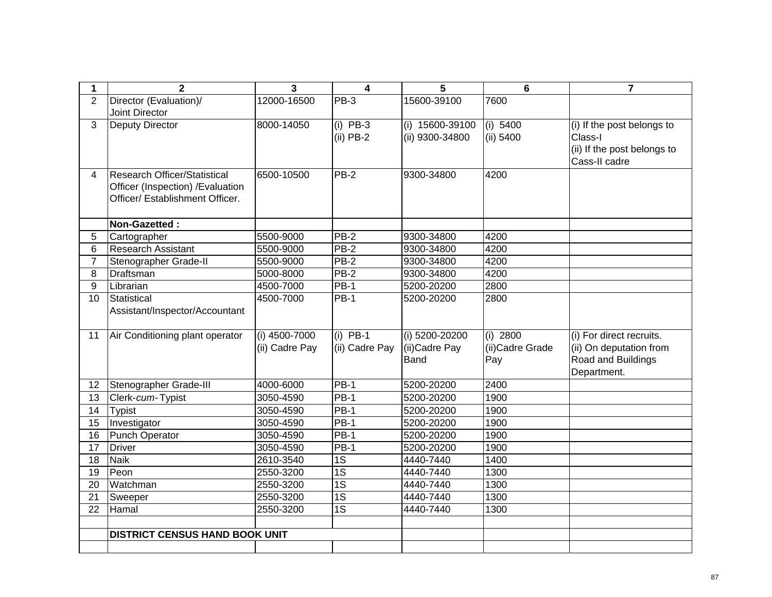| 1 | 2 | 3 | 4 | 5 | 6 | 7 |
|---|---|---|---|---|---|---|
| 2 | Director (Evaluation)/ Joint Director | 12000-16500 | PB-3 | 15600-39100 | 7600 | |
| 3 | Deputy Director | 8000-14050 | (i) PB-3<br>(ii) PB-2 | (i) 15600-39100<br>(ii) 9300-34800 | (i) 5400<br>(ii) 5400 | (i) If the post belongs to Class-I<br>(ii) If the post belongs to Cass-II cadre |
| 4 | Research Officer/Statistical Officer (Inspection) /Evaluation Officer/ Establishment Officer. | 6500-10500 | PB-2 | 9300-34800 | 4200 | |
| | **Non-Gazetted :** | | | | | |
| 5 | Cartographer | 5500-9000 | PB-2 | 9300-34800 | 4200 | |
| 6 | Research Assistant | 5500-9000 | PB-2 | 9300-34800 | 4200 | |
| 7 | Stenographer Grade-II | 5500-9000 | PB-2 | 9300-34800 | 4200 | |
| 8 | Draftsman | 5000-8000 | PB-2 | 9300-34800 | 4200 | |
| 9 | Librarian | 4500-7000 | PB-1 | 5200-20200 | 2800 | |
| 10 | Statistical Assistant/Inspector/Accountant | 4500-7000 | PB-1 | 5200-20200 | 2800 | |
| 11 | Air Conditioning plant operator | (i) 4500-7000<br>(ii) Cadre Pay | (i) PB-1<br>(ii) Cadre Pay | (i) 5200-20200<br>(ii)Cadre Pay Band | (i) 2800<br>(ii)Cadre Grade Pay | (i) For direct recruits.<br>(ii) On deputation from Road and Buildings Department. |
| 12 | Stenographer Grade-III | 4000-6000 | PB-1 | 5200-20200 | 2400 | |
| 13 | Clerk-*cum*- Typist | 3050-4590 | PB-1 | 5200-20200 | 1900 | |
| 14 | Typist | 3050-4590 | PB-1 | 5200-20200 | 1900 | |
| 15 | Investigator | 3050-4590 | PB-1 | 5200-20200 | 1900 | |
| 16 | Punch Operator | 3050-4590 | PB-1 | 5200-20200 | 1900 | |
| 17 | Driver | 3050-4590 | PB-1 | 5200-20200 | 1900 | |
| 18 | Naik | 2610-3540 | 1S | 4440-7440 | 1400 | |
| 19 | Peon | 2550-3200 | 1S | 4440-7440 | 1300 | |
| 20 | Watchman | 2550-3200 | 1S | 4440-7440 | 1300 | |
| 21 | Sweeper | 2550-3200 | 1S | 4440-7440 | 1300 | |
| 22 | Hamal | 2550-3200 | 1S | 4440-7440 | 1300 | |
| | | | | | | |
| | **DISTRICT CENSUS HAND BOOK UNIT** | | | | | |
| | | | | | | |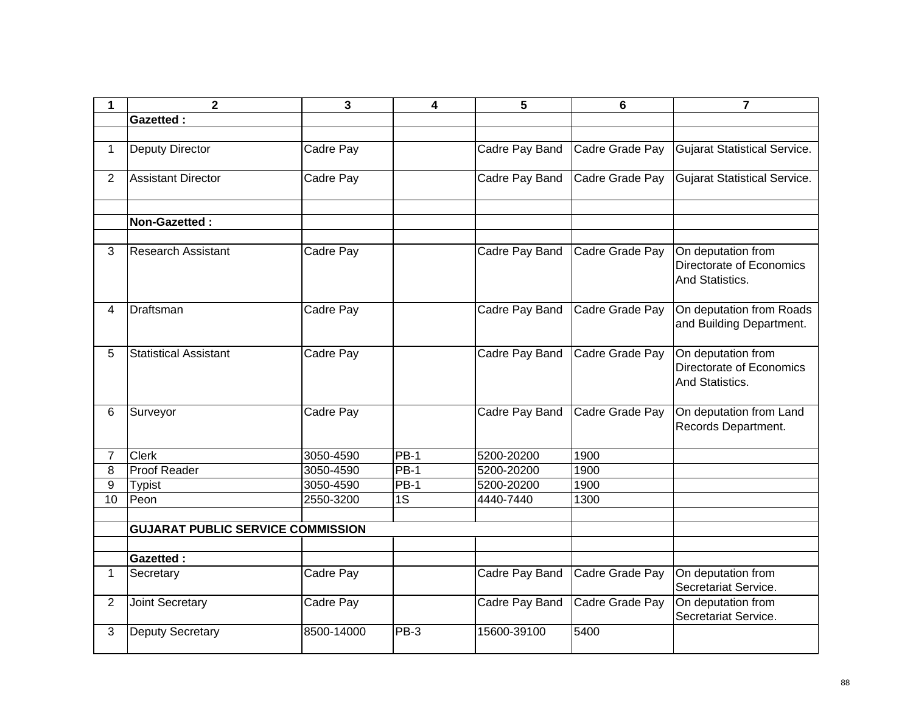| 1 | 2 | 3 | 4 | 5 | 6 | 7 |
|---|---|---|---|---|---|---|
| | **Gazetted :** | | | | | |
| | | | | | | |
| 1 | Deputy Director | Cadre Pay | | Cadre Pay Band | Cadre Grade Pay | Gujarat Statistical Service. |
| 2 | Assistant Director | Cadre Pay | | Cadre Pay Band | Cadre Grade Pay | Gujarat Statistical Service. |
| | | | | | | |
| | **Non-Gazetted :** | | | | | |
| | | | | | | |
| 3 | Research Assistant | Cadre Pay | | Cadre Pay Band | Cadre Grade Pay | On deputation from Directorate of Economics And Statistics. |
| 4 | Draftsman | Cadre Pay | | Cadre Pay Band | Cadre Grade Pay | On deputation from Roads and Building Department. |
| 5 | Statistical Assistant | Cadre Pay | | Cadre Pay Band | Cadre Grade Pay | On deputation from Directorate of Economics And Statistics. |
| 6 | Surveyor | Cadre Pay | | Cadre Pay Band | Cadre Grade Pay | On deputation from Land Records Department. |
| 7 | Clerk | 3050-4590 | PB-1 | 5200-20200 | 1900 | |
| 8 | Proof Reader | 3050-4590 | PB-1 | 5200-20200 | 1900 | |
| 9 | Typist | 3050-4590 | PB-1 | 5200-20200 | 1900 | |
| 10 | Peon | 2550-3200 | 1S | 4440-7440 | 1300 | |
| | | | | | | |
| | **GUJARAT PUBLIC SERVICE COMMISSION** | | | | | |
| | | | | | | |
| | **Gazetted :** | | | | | |
| 1 | Secretary | Cadre Pay | | Cadre Pay Band | Cadre Grade Pay | On deputation from Secretariat Service. |
| 2 | Joint Secretary | Cadre Pay | | Cadre Pay Band | Cadre Grade Pay | On deputation from Secretariat Service. |
| 3 | Deputy Secretary | 8500-14000 | PB-3 | 15600-39100 | 5400 | |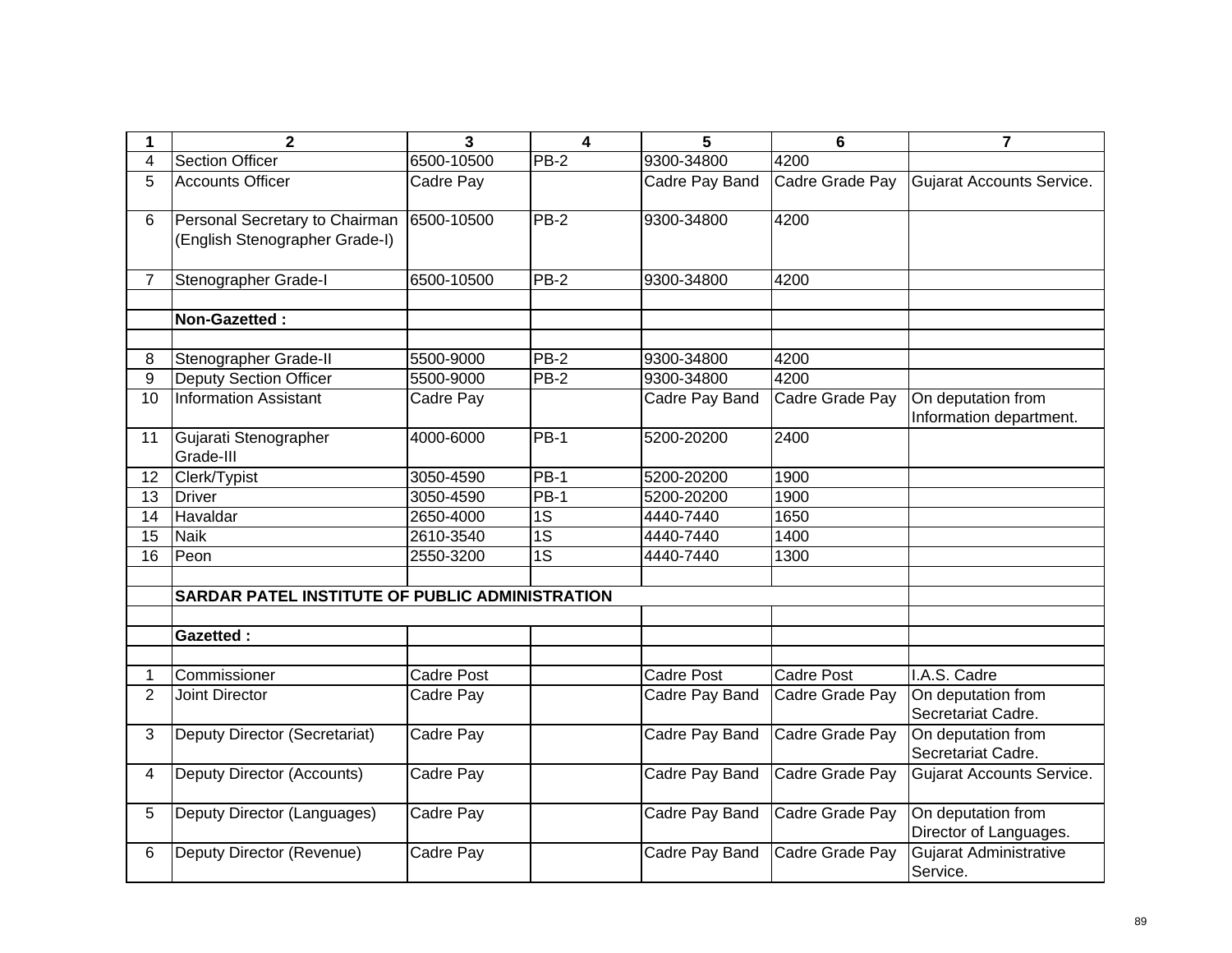| 1 | 2 | 3 | 4 | 5 | 6 | 7 |
|---|---|---|---|---|---|---|
| 4 | Section Officer | 6500-10500 | PB-2 | 9300-34800 | 4200 | |
| 5 | Accounts Officer | Cadre Pay | | Cadre Pay Band | Cadre Grade Pay | Gujarat Accounts Service. |
| 6 | Personal Secretary to Chairman (English Stenographer Grade-I) | 6500-10500 | PB-2 | 9300-34800 | 4200 | |
| 7 | Stenographer Grade-I | 6500-10500 | PB-2 | 9300-34800 | 4200 | |
| | | | | | | |
| | **Non-Gazetted :** | | | | | |
| | | | | | | |
| 8 | Stenographer Grade-II | 5500-9000 | PB-2 | 9300-34800 | 4200 | |
| 9 | Deputy Section Officer | 5500-9000 | PB-2 | 9300-34800 | 4200 | |
| 10 | Information Assistant | Cadre Pay | | Cadre Pay Band | Cadre Grade Pay | On deputation from Information department. |
| 11 | Gujarati Stenographer Grade-III | 4000-6000 | PB-1 | 5200-20200 | 2400 | |
| 12 | Clerk/Typist | 3050-4590 | PB-1 | 5200-20200 | 1900 | |
| 13 | Driver | 3050-4590 | PB-1 | 5200-20200 | 1900 | |
| 14 | Havaldar | 2650-4000 | 1S | 4440-7440 | 1650 | |
| 15 | Naik | 2610-3540 | 1S | 4440-7440 | 1400 | |
| 16 | Peon | 2550-3200 | 1S | 4440-7440 | 1300 | |
| | | | | | | |
| | **SARDAR PATEL INSTITUTE OF PUBLIC ADMINISTRATION** | | | | | |
| | | | | | | |
| | **Gazetted :** | | | | | |
| | | | | | | |
| 1 | Commissioner | Cadre Post | | Cadre Post | Cadre Post | I.A.S. Cadre |
| 2 | Joint Director | Cadre Pay | | Cadre Pay Band | Cadre Grade Pay | On deputation from Secretariat Cadre. |
| 3 | Deputy Director (Secretariat) | Cadre Pay | | Cadre Pay Band | Cadre Grade Pay | On deputation from Secretariat Cadre. |
| 4 | Deputy Director (Accounts) | Cadre Pay | | Cadre Pay Band | Cadre Grade Pay | Gujarat Accounts Service. |
| 5 | Deputy Director (Languages) | Cadre Pay | | Cadre Pay Band | Cadre Grade Pay | On deputation from Director of Languages. |
| 6 | Deputy Director (Revenue) | Cadre Pay | | Cadre Pay Band | Cadre Grade Pay | Gujarat Administrative Service. |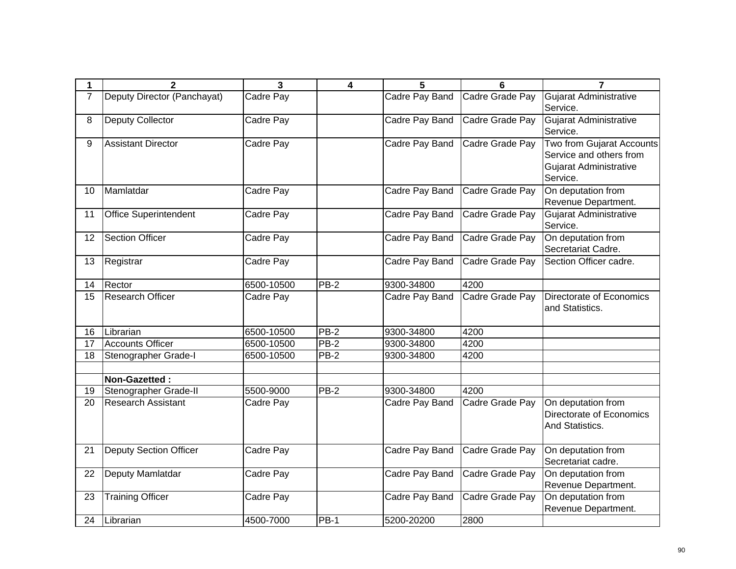| 1 | 2 | 3 | 4 | 5 | 6 | 7 |
|---|---|---|---|---|---|---|
| 7 | Deputy Director (Panchayat) | Cadre Pay | | Cadre Pay Band | Cadre Grade Pay | Gujarat Administrative Service. |
| 8 | Deputy Collector | Cadre Pay | | Cadre Pay Band | Cadre Grade Pay | Gujarat Administrative Service. |
| 9 | Assistant Director | Cadre Pay | | Cadre Pay Band | Cadre Grade Pay | Two from Gujarat Accounts Service and others from Gujarat Administrative Service. |
| 10 | Mamlatdar | Cadre Pay | | Cadre Pay Band | Cadre Grade Pay | On deputation from Revenue Department. |
| 11 | Office Superintendent | Cadre Pay | | Cadre Pay Band | Cadre Grade Pay | Gujarat Administrative Service. |
| 12 | Section Officer | Cadre Pay | | Cadre Pay Band | Cadre Grade Pay | On deputation from Secretariat Cadre. |
| 13 | Registrar | Cadre Pay | | Cadre Pay Band | Cadre Grade Pay | Section Officer cadre. |
| 14 | Rector | 6500-10500 | PB-2 | 9300-34800 | 4200 | |
| 15 | Research Officer | Cadre Pay | | Cadre Pay Band | Cadre Grade Pay | Directorate of Economics and Statistics. |
| 16 | Librarian | 6500-10500 | PB-2 | 9300-34800 | 4200 | |
| 17 | Accounts Officer | 6500-10500 | PB-2 | 9300-34800 | 4200 | |
| 18 | Stenographer Grade-I | 6500-10500 | PB-2 | 9300-34800 | 4200 | |
| | | | | | | |
| | **Non-Gazetted :** | | | | | |
| 19 | Stenographer Grade-II | 5500-9000 | PB-2 | 9300-34800 | 4200 | |
| 20 | Research Assistant | Cadre Pay | | Cadre Pay Band | Cadre Grade Pay | On deputation from Directorate of Economics And Statistics. |
| 21 | Deputy Section Officer | Cadre Pay | | Cadre Pay Band | Cadre Grade Pay | On deputation from Secretariat cadre. |
| 22 | Deputy Mamlatdar | Cadre Pay | | Cadre Pay Band | Cadre Grade Pay | On deputation from Revenue Department. |
| 23 | Training Officer | Cadre Pay | | Cadre Pay Band | Cadre Grade Pay | On deputation from Revenue Department. |
| 24 | Librarian | 4500-7000 | PB-1 | 5200-20200 | 2800 | |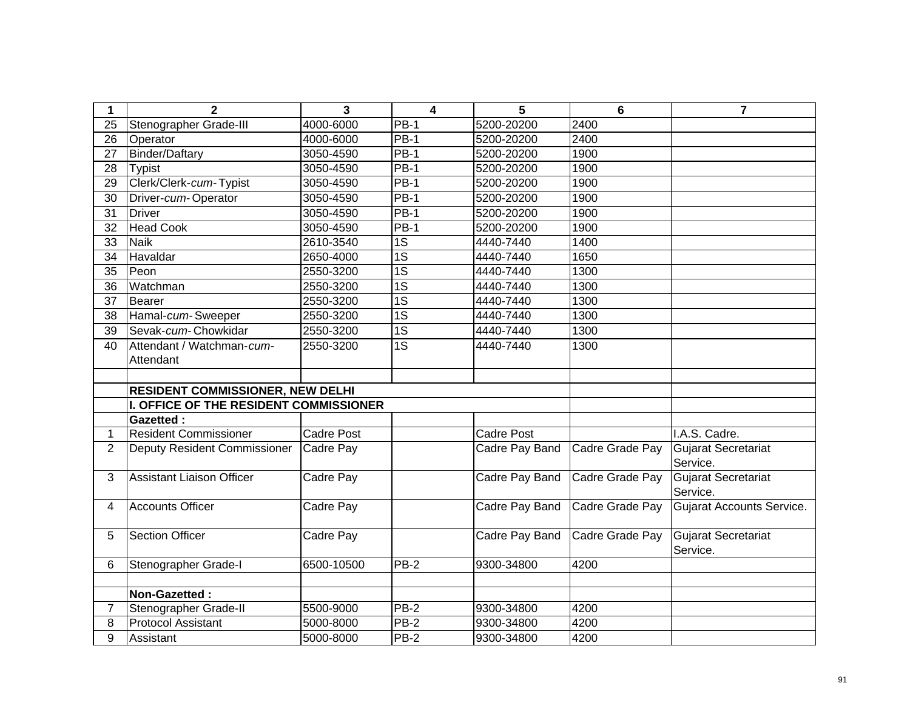| 1 | 2 | 3 | 4 | 5 | 6 | 7 |
|---|---|---|---|---|---|---|
| 25 | Stenographer Grade-III | 4000-6000 | PB-1 | 5200-20200 | 2400 | |
| 26 | Operator | 4000-6000 | PB-1 | 5200-20200 | 2400 | |
| 27 | Binder/Daftary | 3050-4590 | PB-1 | 5200-20200 | 1900 | |
| 28 | Typist | 3050-4590 | PB-1 | 5200-20200 | 1900 | |
| 29 | Clerk/Clerk-*cum*-Typist | 3050-4590 | PB-1 | 5200-20200 | 1900 | |
| 30 | Driver-*cum*-Operator | 3050-4590 | PB-1 | 5200-20200 | 1900 | |
| 31 | Driver | 3050-4590 | PB-1 | 5200-20200 | 1900 | |
| 32 | Head Cook | 3050-4590 | PB-1 | 5200-20200 | 1900 | |
| 33 | Naik | 2610-3540 | 1S | 4440-7440 | 1400 | |
| 34 | Havaldar | 2650-4000 | 1S | 4440-7440 | 1650 | |
| 35 | Peon | 2550-3200 | 1S | 4440-7440 | 1300 | |
| 36 | Watchman | 2550-3200 | 1S | 4440-7440 | 1300 | |
| 37 | Bearer | 2550-3200 | 1S | 4440-7440 | 1300 | |
| 38 | Hamal-*cum*-Sweeper | 2550-3200 | 1S | 4440-7440 | 1300 | |
| 39 | Sevak-*cum*-Chowkidar | 2550-3200 | 1S | 4440-7440 | 1300 | |
| 40 | Attendant / Watchman-*cum*-Attendant | 2550-3200 | 1S | 4440-7440 | 1300 | |
| | | | | | | |
| | **RESIDENT COMMISSIONER, NEW DELHI** | | | | | |
| | **I. OFFICE OF THE RESIDENT COMMISSIONER** | | | | | |
| | **Gazetted :** | | | | | |
| 1 | Resident Commissioner | Cadre Post | | Cadre Post | | I.A.S. Cadre. |
| 2 | Deputy Resident Commissioner | Cadre Pay | | Cadre Pay Band | Cadre Grade Pay | Gujarat Secretariat Service. |
| 3 | Assistant Liaison Officer | Cadre Pay | | Cadre Pay Band | Cadre Grade Pay | Gujarat Secretariat Service. |
| 4 | Accounts Officer | Cadre Pay | | Cadre Pay Band | Cadre Grade Pay | Gujarat Accounts Service. |
| 5 | Section Officer | Cadre Pay | | Cadre Pay Band | Cadre Grade Pay | Gujarat Secretariat Service. |
| 6 | Stenographer Grade-I | 6500-10500 | PB-2 | 9300-34800 | 4200 | |
| | | | | | | |
| | **Non-Gazetted :** | | | | | |
| 7 | Stenographer Grade-II | 5500-9000 | PB-2 | 9300-34800 | 4200 | |
| 8 | Protocol Assistant | 5000-8000 | PB-2 | 9300-34800 | 4200 | |
| 9 | Assistant | 5000-8000 | PB-2 | 9300-34800 | 4200 | |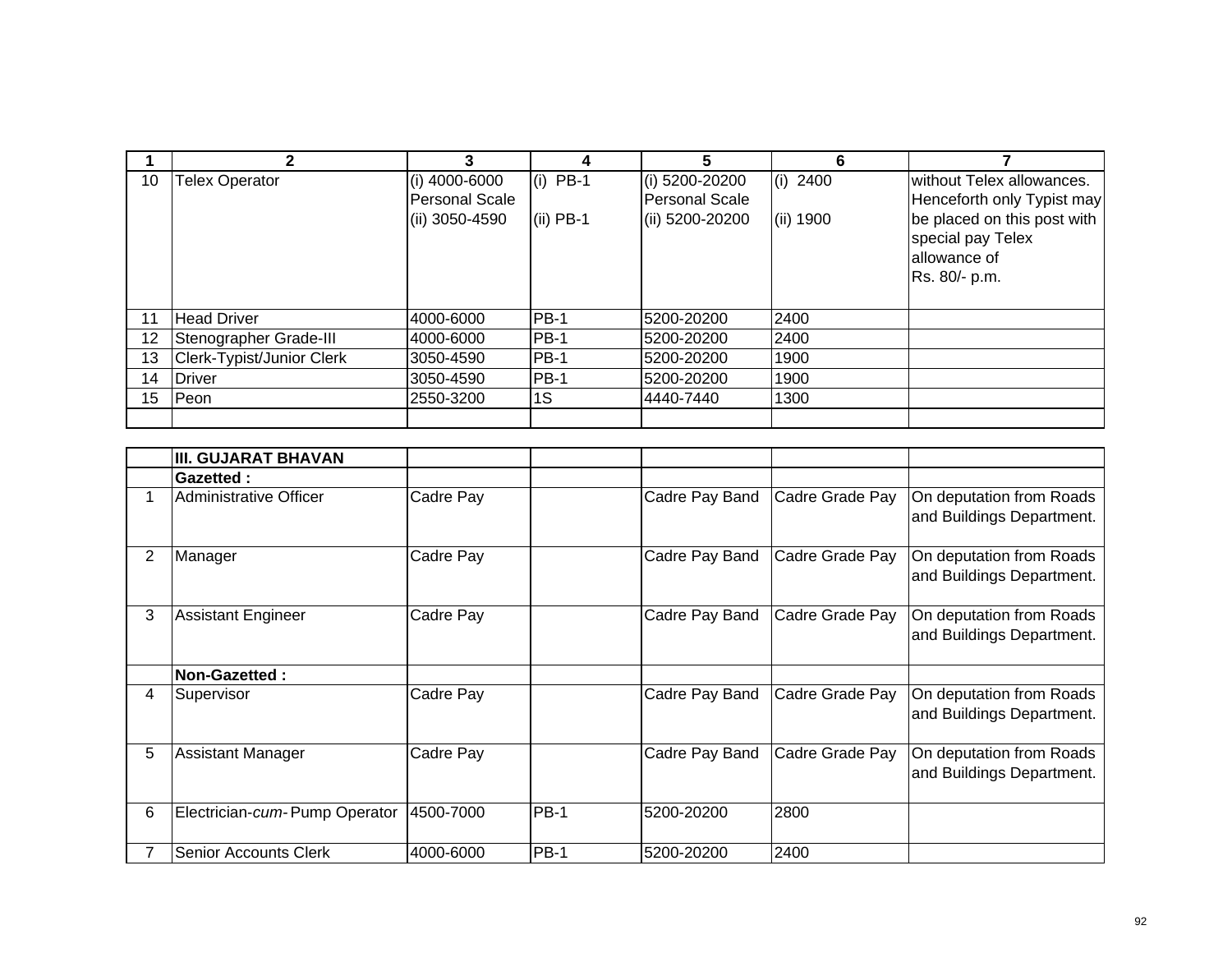| 1 | 2 | 3 | 4 | 5 | 6 | 7 |
|---|---|---|---|---|---|---|
| 10 | Telex Operator | (i) 4000-6000 Personal Scale (ii) 3050-4590 | (i) PB-1 (ii) PB-1 | (i) 5200-20200 Personal Scale (ii) 5200-20200 | (i) 2400 (ii) 1900 | without Telex allowances. Henceforth only Typist may be placed on this post with special pay Telex allowance of Rs. 80/- p.m. |
| 11 | Head Driver | 4000-6000 | PB-1 | 5200-20200 | 2400 | |
| 12 | Stenographer Grade-III | 4000-6000 | PB-1 | 5200-20200 | 2400 | |
| 13 | Clerk-Typist/Junior Clerk | 3050-4590 | PB-1 | 5200-20200 | 1900 | |
| 14 | Driver | 3050-4590 | PB-1 | 5200-20200 | 1900 | |
| 15 | Peon | 2550-3200 | 1S | 4440-7440 | 1300 | |
| | | | | | | |

| | | | | | | |
|---|---|---|---|---|---|---|
| | **III. GUJARAT BHAVAN** | | | | | |
| | **Gazetted :** | | | | | |
| 1 | Administrative Officer | Cadre Pay | | Cadre Pay Band | Cadre Grade Pay | On deputation from Roads and Buildings Department. |
| 2 | Manager | Cadre Pay | | Cadre Pay Band | Cadre Grade Pay | On deputation from Roads and Buildings Department. |
| 3 | Assistant Engineer | Cadre Pay | | Cadre Pay Band | Cadre Grade Pay | On deputation from Roads and Buildings Department. |
| | **Non-Gazetted :** | | | | | |
| 4 | Supervisor | Cadre Pay | | Cadre Pay Band | Cadre Grade Pay | On deputation from Roads and Buildings Department. |
| 5 | Assistant Manager | Cadre Pay | | Cadre Pay Band | Cadre Grade Pay | On deputation from Roads and Buildings Department. |
| 6 | Electrician-*cum*-Pump Operator | 4500-7000 | PB-1 | 5200-20200 | 2800 | |
| 7 | Senior Accounts Clerk | 4000-6000 | PB-1 | 5200-20200 | 2400 | |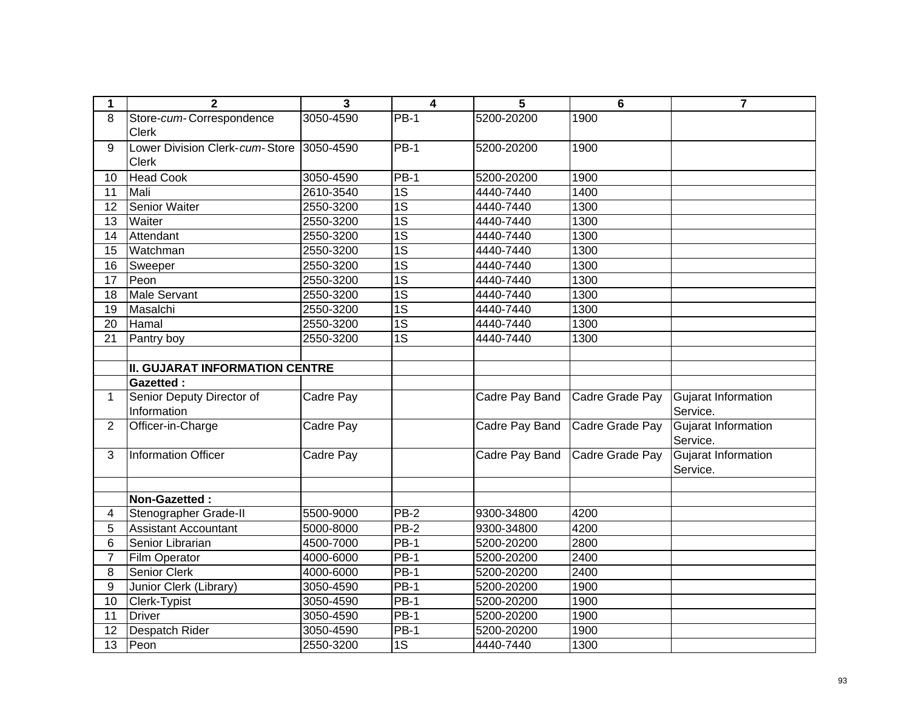| 1 | 2 | 3 | 4 | 5 | 6 | 7 |
|---|---|---|---|---|---|---|
| 8 | Store-*cum*- Correspondence Clerk | 3050-4590 | PB-1 | 5200-20200 | 1900 | |
| 9 | Lower Division Clerk-*cum*- Store Clerk | 3050-4590 | PB-1 | 5200-20200 | 1900 | |
| 10 | Head Cook | 3050-4590 | PB-1 | 5200-20200 | 1900 | |
| 11 | Mali | 2610-3540 | 1S | 4440-7440 | 1400 | |
| 12 | Senior Waiter | 2550-3200 | 1S | 4440-7440 | 1300 | |
| 13 | Waiter | 2550-3200 | 1S | 4440-7440 | 1300 | |
| 14 | Attendant | 2550-3200 | 1S | 4440-7440 | 1300 | |
| 15 | Watchman | 2550-3200 | 1S | 4440-7440 | 1300 | |
| 16 | Sweeper | 2550-3200 | 1S | 4440-7440 | 1300 | |
| 17 | Peon | 2550-3200 | 1S | 4440-7440 | 1300 | |
| 18 | Male Servant | 2550-3200 | 1S | 4440-7440 | 1300 | |
| 19 | Masalchi | 2550-3200 | 1S | 4440-7440 | 1300 | |
| 20 | Hamal | 2550-3200 | 1S | 4440-7440 | 1300 | |
| 21 | Pantry boy | 2550-3200 | 1S | 4440-7440 | 1300 | |
| | | | | | | |
| | **II. GUJARAT INFORMATION CENTRE** | | | | | |
| | **Gazetted :** | | | | | |
| 1 | Senior Deputy Director of Information | Cadre Pay | | Cadre Pay Band | Cadre Grade Pay | Gujarat Information Service. |
| 2 | Officer-in-Charge | Cadre Pay | | Cadre Pay Band | Cadre Grade Pay | Gujarat Information Service. |
| 3 | Information Officer | Cadre Pay | | Cadre Pay Band | Cadre Grade Pay | Gujarat Information Service. |
| | | | | | | |
| | **Non-Gazetted :** | | | | | |
| 4 | Stenographer Grade-II | 5500-9000 | PB-2 | 9300-34800 | 4200 | |
| 5 | Assistant Accountant | 5000-8000 | PB-2 | 9300-34800 | 4200 | |
| 6 | Senior Librarian | 4500-7000 | PB-1 | 5200-20200 | 2800 | |
| 7 | Film Operator | 4000-6000 | PB-1 | 5200-20200 | 2400 | |
| 8 | Senior Clerk | 4000-6000 | PB-1 | 5200-20200 | 2400 | |
| 9 | Junior Clerk (Library) | 3050-4590 | PB-1 | 5200-20200 | 1900 | |
| 10 | Clerk-Typist | 3050-4590 | PB-1 | 5200-20200 | 1900 | |
| 11 | Driver | 3050-4590 | PB-1 | 5200-20200 | 1900 | |
| 12 | Despatch Rider | 3050-4590 | PB-1 | 5200-20200 | 1900 | |
| 13 | Peon | 2550-3200 | 1S | 4440-7440 | 1300 | |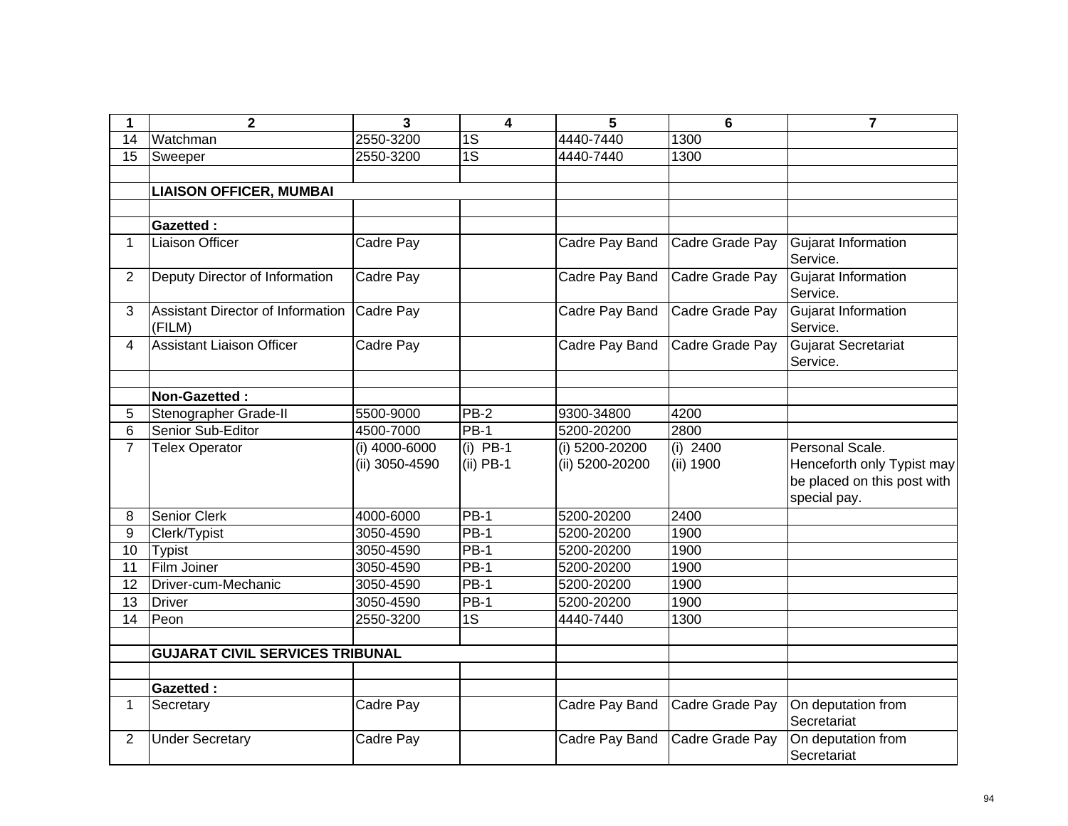| 1 | 2 | 3 | 4 | 5 | 6 | 7 |
|---|---|---|---|---|---|---|
| 14 | Watchman | 2550-3200 | 1S | 4440-7440 | 1300 | |
| 15 | Sweeper | 2550-3200 | 1S | 4440-7440 | 1300 | |
| | | | | | | |
| | **LIAISON OFFICER, MUMBAI** | | | | | |
| | | | | | | |
| | **Gazetted :** | | | | | |
| 1 | Liaison Officer | Cadre Pay | | Cadre Pay Band | Cadre Grade Pay | Gujarat Information Service. |
| 2 | Deputy Director of Information | Cadre Pay | | Cadre Pay Band | Cadre Grade Pay | Gujarat Information Service. |
| 3 | Assistant Director of Information (FILM) | Cadre Pay | | Cadre Pay Band | Cadre Grade Pay | Gujarat Information Service. |
| 4 | Assistant Liaison Officer | Cadre Pay | | Cadre Pay Band | Cadre Grade Pay | Gujarat Secretariat Service. |
| | | | | | | |
| | **Non-Gazetted :** | | | | | |
| 5 | Stenographer Grade-II | 5500-9000 | PB-2 | 9300-34800 | 4200 | |
| 6 | Senior Sub-Editor | 4500-7000 | PB-1 | 5200-20200 | 2800 | |
| 7 | Telex Operator | (i) 4000-6000<br>(ii) 3050-4590 | (i) PB-1<br>(ii) PB-1 | (i) 5200-20200<br>(ii) 5200-20200 | (i) 2400<br>(ii) 1900 | Personal Scale. Henceforth only Typist may be placed on this post with special pay. |
| 8 | Senior Clerk | 4000-6000 | PB-1 | 5200-20200 | 2400 | |
| 9 | Clerk/Typist | 3050-4590 | PB-1 | 5200-20200 | 1900 | |
| 10 | Typist | 3050-4590 | PB-1 | 5200-20200 | 1900 | |
| 11 | Film Joiner | 3050-4590 | PB-1 | 5200-20200 | 1900 | |
| 12 | Driver-cum-Mechanic | 3050-4590 | PB-1 | 5200-20200 | 1900 | |
| 13 | Driver | 3050-4590 | PB-1 | 5200-20200 | 1900 | |
| 14 | Peon | 2550-3200 | 1S | 4440-7440 | 1300 | |
| | | | | | | |
| | **GUJARAT CIVIL SERVICES TRIBUNAL** | | | | | |
| | | | | | | |
| | **Gazetted :** | | | | | |
| 1 | Secretary | Cadre Pay | | Cadre Pay Band | Cadre Grade Pay | On deputation from Secretariat |
| 2 | Under Secretary | Cadre Pay | | Cadre Pay Band | Cadre Grade Pay | On deputation from Secretariat |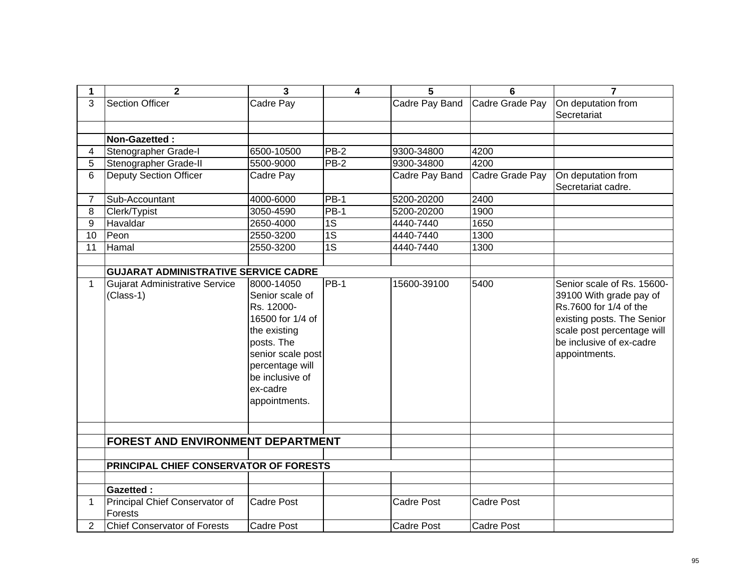| 1 | 2 | 3 | 4 | 5 | 6 | 7 |
|---|---|---|---|---|---|---|
| 3 | Section Officer | Cadre Pay | | Cadre Pay Band | Cadre Grade Pay | On deputation from Secretariat |
| | | | | | | |
| | **Non-Gazetted :** | | | | | |
| 4 | Stenographer Grade-I | 6500-10500 | PB-2 | 9300-34800 | 4200 | |
| 5 | Stenographer Grade-II | 5500-9000 | PB-2 | 9300-34800 | 4200 | |
| 6 | Deputy Section Officer | Cadre Pay | | Cadre Pay Band | Cadre Grade Pay | On deputation from Secretariat cadre. |
| 7 | Sub-Accountant | 4000-6000 | PB-1 | 5200-20200 | 2400 | |
| 8 | Clerk/Typist | 3050-4590 | PB-1 | 5200-20200 | 1900 | |
| 9 | Havaldar | 2650-4000 | 1S | 4440-7440 | 1650 | |
| 10 | Peon | 2550-3200 | 1S | 4440-7440 | 1300 | |
| 11 | Hamal | 2550-3200 | 1S | 4440-7440 | 1300 | |
| | | | | | | |
| | **GUJARAT ADMINISTRATIVE SERVICE CADRE** | | | | | |
| 1 | Gujarat Administrative Service (Class-1) | 8000-14050 Senior scale of Rs. 12000-16500 for 1/4 of the existing posts. The senior scale post percentage will be inclusive of ex-cadre appointments. | PB-1 | 15600-39100 | 5400 | Senior scale of Rs. 15600-39100 With grade pay of Rs.7600 for 1/4 of the existing posts. The Senior scale post percentage will be inclusive of ex-cadre appointments. |
| | | | | | | |
| | **FOREST AND ENVIRONMENT DEPARTMENT** | | | | | |
| | | | | | | |
| | **PRINCIPAL CHIEF CONSERVATOR OF FORESTS** | | | | | |
| | | | | | | |
| | **Gazetted :** | | | | | |
| 1 | Principal Chief Conservator of Forests | Cadre Post | | Cadre Post | Cadre Post | |
| 2 | Chief Conservator of Forests | Cadre Post | | Cadre Post | Cadre Post | |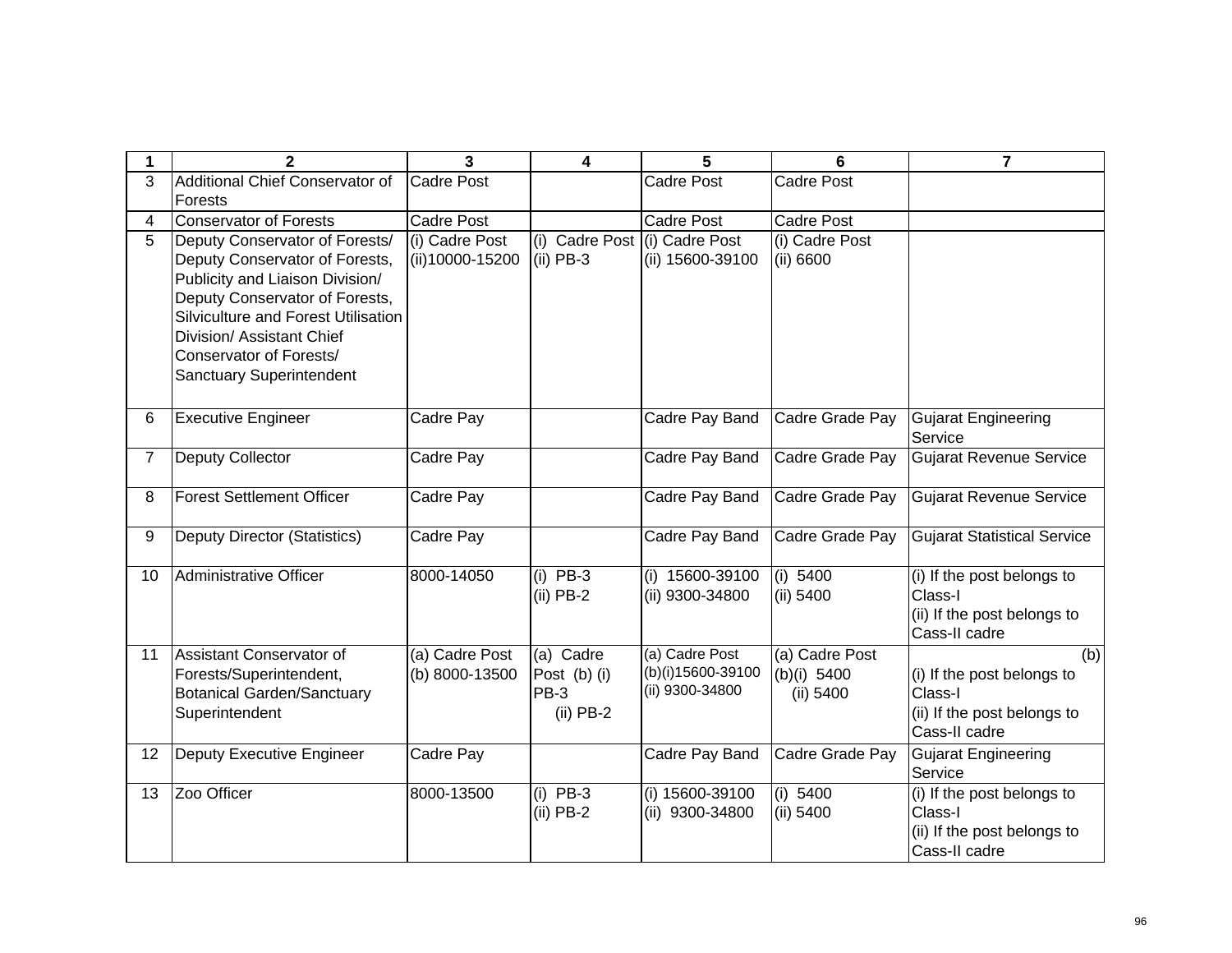| 1 | 2 | 3 | 4 | 5 | 6 | 7 |
|---|---|---|---|---|---|---|
| 3 | Additional Chief Conservator of Forests | Cadre Post | | Cadre Post | Cadre Post | |
| 4 | Conservator of Forests | Cadre Post | | Cadre Post | Cadre Post | |
| 5 | Deputy Conservator of Forests/ Deputy Conservator of Forests, Publicity and Liaison Division/ Deputy Conservator of Forests, Silviculture and Forest Utilisation Division/ Assistant Chief Conservator of Forests/ Sanctuary Superintendent | (i) Cadre Post (ii)10000-15200 | (i) Cadre Post (ii) PB-3 | (i) Cadre Post (ii) 15600-39100 | (i) Cadre Post (ii) 6600 | |
| 6 | Executive Engineer | Cadre Pay | | Cadre Pay Band | Cadre Grade Pay | Gujarat Engineering Service |
| 7 | Deputy Collector | Cadre Pay | | Cadre Pay Band | Cadre Grade Pay | Gujarat Revenue Service |
| 8 | Forest Settlement Officer | Cadre Pay | | Cadre Pay Band | Cadre Grade Pay | Gujarat Revenue Service |
| 9 | Deputy Director (Statistics) | Cadre Pay | | Cadre Pay Band | Cadre Grade Pay | Gujarat Statistical Service |
| 10 | Administrative Officer | 8000-14050 | (i) PB-3 (ii) PB-2 | (i) 15600-39100 (ii) 9300-34800 | (i) 5400 (ii) 5400 | (i) If the post belongs to Class-I (ii) If the post belongs to Cass-II cadre |
| 11 | Assistant Conservator of Forests/Superintendent, Botanical Garden/Sanctuary Superintendent | (a) Cadre Post (b) 8000-13500 | (a) Cadre Post (b) (i) PB-3 (ii) PB-2 | (a) Cadre Post (b)(i)15600-39100 (ii) 9300-34800 | (a) Cadre Post (b)(i) 5400 (ii) 5400 | (b) (i) If the post belongs to Class-I (ii) If the post belongs to Cass-II cadre |
| 12 | Deputy Executive Engineer | Cadre Pay | | Cadre Pay Band | Cadre Grade Pay | Gujarat Engineering Service |
| 13 | Zoo Officer | 8000-13500 | (i) PB-3 (ii) PB-2 | (i) 15600-39100 (ii) 9300-34800 | (i) 5400 (ii) 5400 | (i) If the post belongs to Class-I (ii) If the post belongs to Cass-II cadre |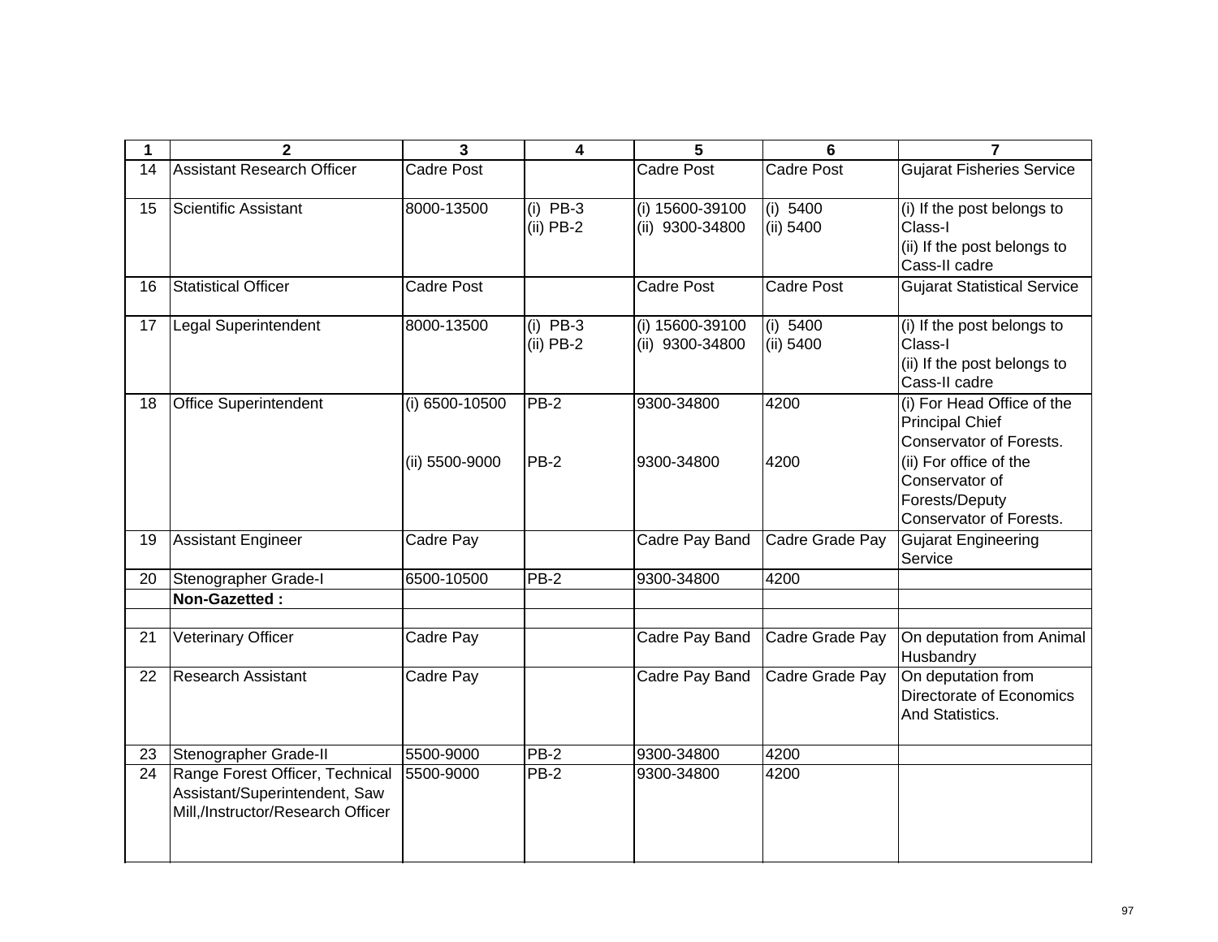| 1 | 2 | 3 | 4 | 5 | 6 | 7 |
|---|---|---|---|---|---|---|
| 14 | Assistant Research Officer | Cadre Post | | Cadre Post | Cadre Post | Gujarat Fisheries Service |
| 15 | Scientific Assistant | 8000-13500 | (i) PB-3<br>(ii) PB-2 | (i) 15600-39100<br>(ii) 9300-34800 | (i) 5400<br>(ii) 5400 | (i) If the post belongs to Class-I<br>(ii) If the post belongs to Cass-II cadre |
| 16 | Statistical Officer | Cadre Post | | Cadre Post | Cadre Post | Gujarat Statistical Service |
| 17 | Legal Superintendent | 8000-13500 | (i) PB-3<br>(ii) PB-2 | (i) 15600-39100<br>(ii) 9300-34800 | (i) 5400<br>(ii) 5400 | (i) If the post belongs to Class-I<br>(ii) If the post belongs to Cass-II cadre |
| 18 | Office Superintendent | (i) 6500-10500<br>(ii) 5500-9000 | PB-2<br>PB-2 | 9300-34800<br>9300-34800 | 4200<br>4200 | (i) For Head Office of the Principal Chief Conservator of Forests.<br>(ii) For office of the Conservator of Forests/Deputy Conservator of Forests. |
| 19 | Assistant Engineer | Cadre Pay | | Cadre Pay Band | Cadre Grade Pay | Gujarat Engineering Service |
| 20 | Stenographer Grade-I | 6500-10500 | PB-2 | 9300-34800 | 4200 | |
| | **Non-Gazetted :** | | | | | |
| | | | | | | |
| 21 | Veterinary Officer | Cadre Pay | | Cadre Pay Band | Cadre Grade Pay | On deputation from Animal Husbandry |
| 22 | Research Assistant | Cadre Pay | | Cadre Pay Band | Cadre Grade Pay | On deputation from Directorate of Economics And Statistics. |
| 23 | Stenographer Grade-II | 5500-9000 | PB-2 | 9300-34800 | 4200 | |
| 24 | Range Forest Officer, Technical Assistant/Superintendent, Saw Mill,/Instructor/Research Officer | 5500-9000 | PB-2 | 9300-34800 | 4200 | |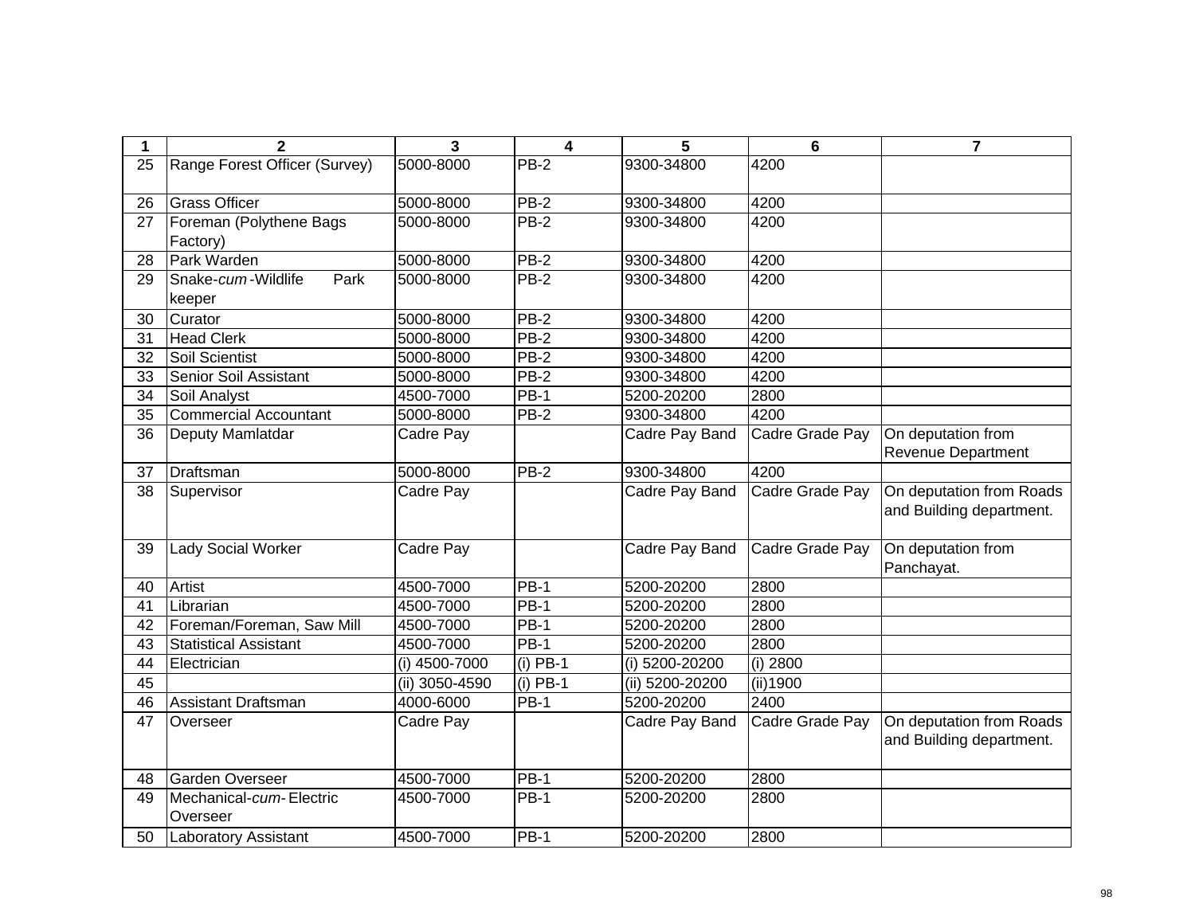| 1 | 2 | 3 | 4 | 5 | 6 | 7 |
|---|---|---|---|---|---|---|
| 25 | Range Forest Officer (Survey) | 5000-8000 | PB-2 | 9300-34800 | 4200 | |
| 26 | Grass Officer | 5000-8000 | PB-2 | 9300-34800 | 4200 | |
| 27 | Foreman (Polythene Bags Factory) | 5000-8000 | PB-2 | 9300-34800 | 4200 | |
| 28 | Park Warden | 5000-8000 | PB-2 | 9300-34800 | 4200 | |
| 29 | Snake-*cum*-Wildlife Park keeper | 5000-8000 | PB-2 | 9300-34800 | 4200 | |
| 30 | Curator | 5000-8000 | PB-2 | 9300-34800 | 4200 | |
| 31 | Head Clerk | 5000-8000 | PB-2 | 9300-34800 | 4200 | |
| 32 | Soil Scientist | 5000-8000 | PB-2 | 9300-34800 | 4200 | |
| 33 | Senior Soil Assistant | 5000-8000 | PB-2 | 9300-34800 | 4200 | |
| 34 | Soil Analyst | 4500-7000 | PB-1 | 5200-20200 | 2800 | |
| 35 | Commercial Accountant | 5000-8000 | PB-2 | 9300-34800 | 4200 | |
| 36 | Deputy Mamlatdar | Cadre Pay | | Cadre Pay Band | Cadre Grade Pay | On deputation from Revenue Department |
| 37 | Draftsman | 5000-8000 | PB-2 | 9300-34800 | 4200 | |
| 38 | Supervisor | Cadre Pay | | Cadre Pay Band | Cadre Grade Pay | On deputation from Roads and Building department. |
| 39 | Lady Social Worker | Cadre Pay | | Cadre Pay Band | Cadre Grade Pay | On deputation from Panchayat. |
| 40 | Artist | 4500-7000 | PB-1 | 5200-20200 | 2800 | |
| 41 | Librarian | 4500-7000 | PB-1 | 5200-20200 | 2800 | |
| 42 | Foreman/Foreman, Saw Mill | 4500-7000 | PB-1 | 5200-20200 | 2800 | |
| 43 | Statistical Assistant | 4500-7000 | PB-1 | 5200-20200 | 2800 | |
| 44 | Electrician | (i) 4500-7000 | (i) PB-1 | (i) 5200-20200 | (i) 2800 | |
| 45 | | (ii) 3050-4590 | (i) PB-1 | (ii) 5200-20200 | (ii)1900 | |
| 46 | Assistant Draftsman | 4000-6000 | PB-1 | 5200-20200 | 2400 | |
| 47 | Overseer | Cadre Pay | | Cadre Pay Band | Cadre Grade Pay | On deputation from Roads and Building department. |
| 48 | Garden Overseer | 4500-7000 | PB-1 | 5200-20200 | 2800 | |
| 49 | Mechanical-*cum*-Electric Overseer | 4500-7000 | PB-1 | 5200-20200 | 2800 | |
| 50 | Laboratory Assistant | 4500-7000 | PB-1 | 5200-20200 | 2800 | |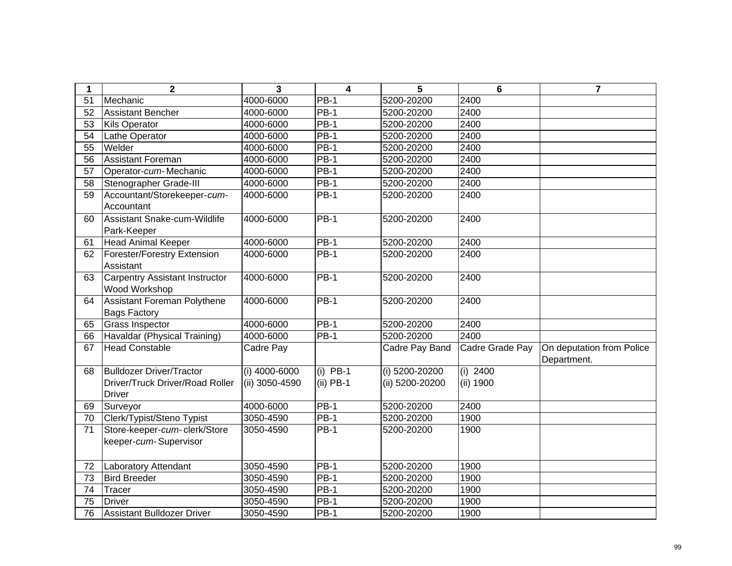| 1 | 2 | 3 | 4 | 5 | 6 | 7 |
|---|---|---|---|---|---|---|
| 51 | Mechanic | 4000-6000 | PB-1 | 5200-20200 | 2400 | |
| 52 | Assistant Bencher | 4000-6000 | PB-1 | 5200-20200 | 2400 | |
| 53 | Kils Operator | 4000-6000 | PB-1 | 5200-20200 | 2400 | |
| 54 | Lathe Operator | 4000-6000 | PB-1 | 5200-20200 | 2400 | |
| 55 | Welder | 4000-6000 | PB-1 | 5200-20200 | 2400 | |
| 56 | Assistant Foreman | 4000-6000 | PB-1 | 5200-20200 | 2400 | |
| 57 | Operator-*cum*- Mechanic | 4000-6000 | PB-1 | 5200-20200 | 2400 | |
| 58 | Stenographer Grade-III | 4000-6000 | PB-1 | 5200-20200 | 2400 | |
| 59 | Accountant/Storekeeper-*cum*-Accountant | 4000-6000 | PB-1 | 5200-20200 | 2400 | |
| 60 | Assistant Snake-cum-Wildlife Park-Keeper | 4000-6000 | PB-1 | 5200-20200 | 2400 | |
| 61 | Head Animal Keeper | 4000-6000 | PB-1 | 5200-20200 | 2400 | |
| 62 | Forester/Forestry Extension Assistant | 4000-6000 | PB-1 | 5200-20200 | 2400 | |
| 63 | Carpentry Assistant Instructor Wood Workshop | 4000-6000 | PB-1 | 5200-20200 | 2400 | |
| 64 | Assistant Foreman Polythene Bags Factory | 4000-6000 | PB-1 | 5200-20200 | 2400 | |
| 65 | Grass Inspector | 4000-6000 | PB-1 | 5200-20200 | 2400 | |
| 66 | Havaldar (Physical Training) | 4000-6000 | PB-1 | 5200-20200 | 2400 | |
| 67 | Head Constable | Cadre Pay | | Cadre Pay Band | Cadre Grade Pay | On deputation from Police Department. |
| 68 | Bulldozer Driver/Tractor Driver/Truck Driver/Road Roller Driver | (i) 4000-6000<br>(ii) 3050-4590 | (i) PB-1<br>(ii) PB-1 | (i) 5200-20200<br>(ii) 5200-20200 | (i) 2400<br>(ii) 1900 | |
| 69 | Surveyor | 4000-6000 | PB-1 | 5200-20200 | 2400 | |
| 70 | Clerk/Typist/Steno Typist | 3050-4590 | PB-1 | 5200-20200 | 1900 | |
| 71 | Store-keeper-*cum*- clerk/Store keeper-*cum*- Supervisor | 3050-4590 | PB-1 | 5200-20200 | 1900 | |
| 72 | Laboratory Attendant | 3050-4590 | PB-1 | 5200-20200 | 1900 | |
| 73 | Bird Breeder | 3050-4590 | PB-1 | 5200-20200 | 1900 | |
| 74 | Tracer | 3050-4590 | PB-1 | 5200-20200 | 1900 | |
| 75 | Driver | 3050-4590 | PB-1 | 5200-20200 | 1900 | |
| 76 | Assistant Bulldozer Driver | 3050-4590 | PB-1 | 5200-20200 | 1900 | |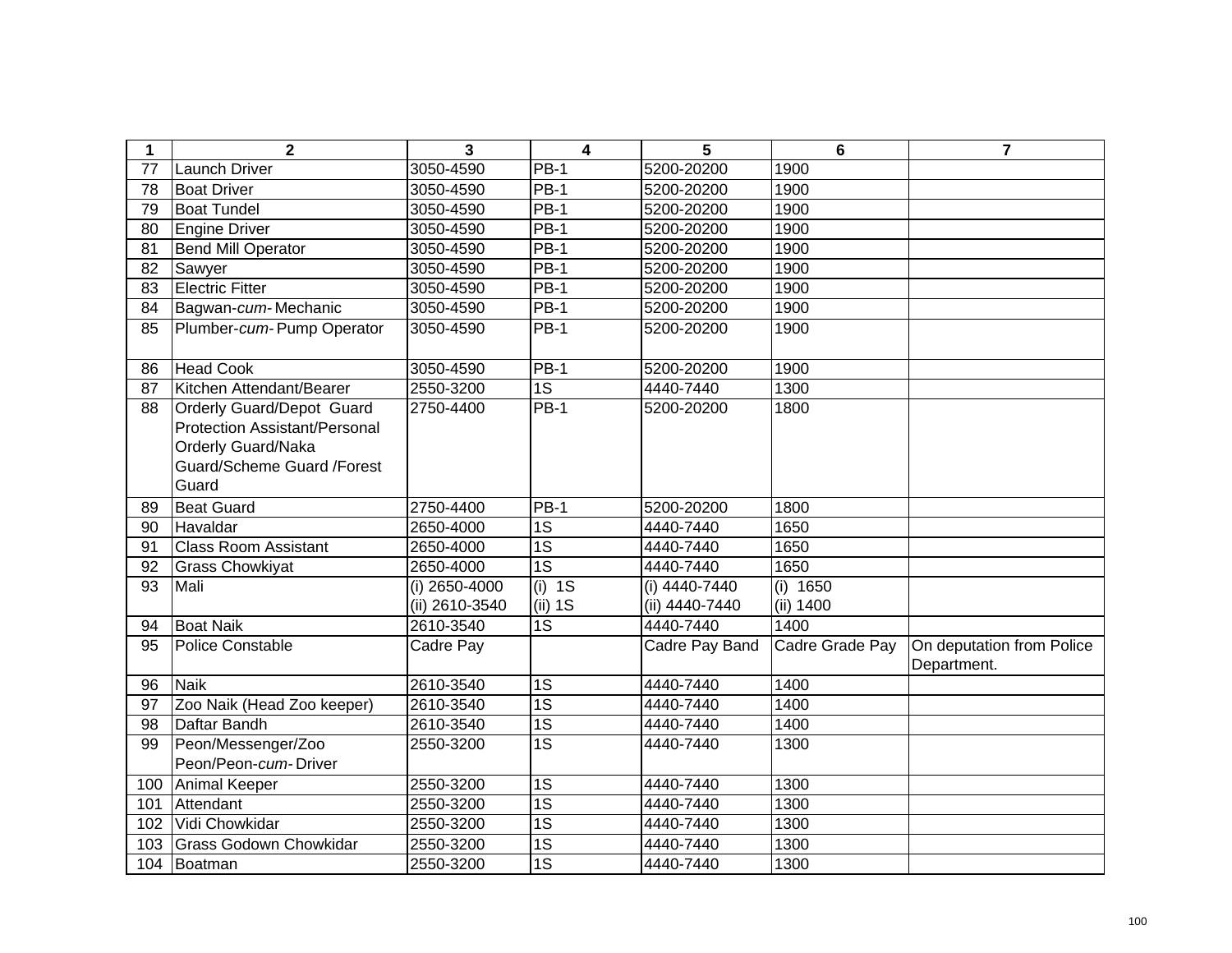| 1 | 2 | 3 | 4 | 5 | 6 | 7 |
|---|---|---|---|---|---|---|
| 77 | Launch Driver | 3050-4590 | PB-1 | 5200-20200 | 1900 | |
| 78 | Boat Driver | 3050-4590 | PB-1 | 5200-20200 | 1900 | |
| 79 | Boat Tundel | 3050-4590 | PB-1 | 5200-20200 | 1900 | |
| 80 | Engine Driver | 3050-4590 | PB-1 | 5200-20200 | 1900 | |
| 81 | Bend Mill Operator | 3050-4590 | PB-1 | 5200-20200 | 1900 | |
| 82 | Sawyer | 3050-4590 | PB-1 | 5200-20200 | 1900 | |
| 83 | Electric Fitter | 3050-4590 | PB-1 | 5200-20200 | 1900 | |
| 84 | Bagwan-*cum*- Mechanic | 3050-4590 | PB-1 | 5200-20200 | 1900 | |
| 85 | Plumber-*cum*- Pump Operator | 3050-4590 | PB-1 | 5200-20200 | 1900 | |
| 86 | Head Cook | 3050-4590 | PB-1 | 5200-20200 | 1900 | |
| 87 | Kitchen Attendant/Bearer | 2550-3200 | 1S | 4440-7440 | 1300 | |
| 88 | Orderly Guard/Depot Guard Protection Assistant/Personal Orderly Guard/Naka Guard/Scheme Guard /Forest Guard | 2750-4400 | PB-1 | 5200-20200 | 1800 | |
| 89 | Beat Guard | 2750-4400 | PB-1 | 5200-20200 | 1800 | |
| 90 | Havaldar | 2650-4000 | 1S | 4440-7440 | 1650 | |
| 91 | Class Room Assistant | 2650-4000 | 1S | 4440-7440 | 1650 | |
| 92 | Grass Chowkiyat | 2650-4000 | 1S | 4440-7440 | 1650 | |
| 93 | Mali | (i) 2650-4000<br>(ii) 2610-3540 | (i) 1S<br>(ii) 1S | (i) 4440-7440<br>(ii) 4440-7440 | (i) 1650<br>(ii) 1400 | |
| 94 | Boat Naik | 2610-3540 | 1S | 4440-7440 | 1400 | |
| 95 | Police Constable | Cadre Pay | | Cadre Pay Band | Cadre Grade Pay | On deputation from Police Department. |
| 96 | Naik | 2610-3540 | 1S | 4440-7440 | 1400 | |
| 97 | Zoo Naik (Head Zoo keeper) | 2610-3540 | 1S | 4440-7440 | 1400 | |
| 98 | Daftar Bandh | 2610-3540 | 1S | 4440-7440 | 1400 | |
| 99 | Peon/Messenger/Zoo Peon/Peon-*cum*- Driver | 2550-3200 | 1S | 4440-7440 | 1300 | |
| 100 | Animal Keeper | 2550-3200 | 1S | 4440-7440 | 1300 | |
| 101 | Attendant | 2550-3200 | 1S | 4440-7440 | 1300 | |
| 102 | Vidi Chowkidar | 2550-3200 | 1S | 4440-7440 | 1300 | |
| 103 | Grass Godown Chowkidar | 2550-3200 | 1S | 4440-7440 | 1300 | |
| 104 | Boatman | 2550-3200 | 1S | 4440-7440 | 1300 | |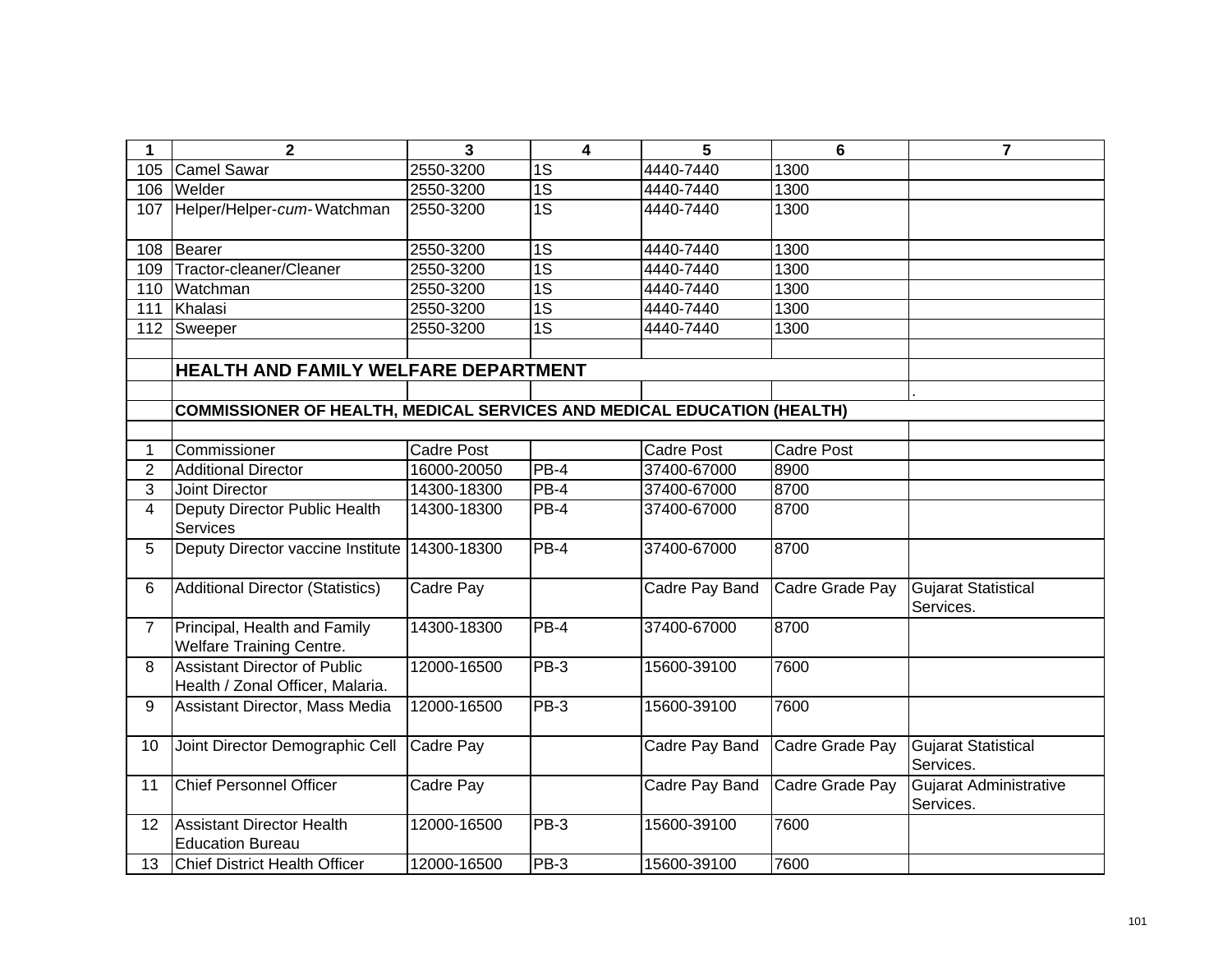| 1 | 2 | 3 | 4 | 5 | 6 | 7 |
|---|---|---|---|---|---|---|
| 105 | Camel Sawar | 2550-3200 | 1S | 4440-7440 | 1300 | |
| 106 | Welder | 2550-3200 | 1S | 4440-7440 | 1300 | |
| 107 | Helper/Helper-*cum*- Watchman | 2550-3200 | 1S | 4440-7440 | 1300 | |
| 108 | Bearer | 2550-3200 | 1S | 4440-7440 | 1300 | |
| 109 | Tractor-cleaner/Cleaner | 2550-3200 | 1S | 4440-7440 | 1300 | |
| 110 | Watchman | 2550-3200 | 1S | 4440-7440 | 1300 | |
| 111 | Khalasi | 2550-3200 | 1S | 4440-7440 | 1300 | |
| 112 | Sweeper | 2550-3200 | 1S | 4440-7440 | 1300 | |
| | | | | | | |
| | **HEALTH AND FAMILY WELFARE DEPARTMENT** | | | | | |
| | | | | | | . |
| | **COMMISSIONER OF HEALTH, MEDICAL SERVICES AND MEDICAL EDUCATION (HEALTH)** | | | | | |
| | | | | | | |
| 1 | Commissioner | Cadre Post | | Cadre Post | Cadre Post | |
| 2 | Additional Director | 16000-20050 | PB-4 | 37400-67000 | 8900 | |
| 3 | Joint Director | 14300-18300 | PB-4 | 37400-67000 | 8700 | |
| 4 | Deputy Director Public Health Services | 14300-18300 | PB-4 | 37400-67000 | 8700 | |
| 5 | Deputy Director vaccine Institute | 14300-18300 | PB-4 | 37400-67000 | 8700 | |
| 6 | Additional Director (Statistics) | Cadre Pay | | Cadre Pay Band | Cadre Grade Pay | Gujarat Statistical Services. |
| 7 | Principal, Health and Family Welfare Training Centre. | 14300-18300 | PB-4 | 37400-67000 | 8700 | |
| 8 | Assistant Director of Public Health / Zonal Officer, Malaria. | 12000-16500 | PB-3 | 15600-39100 | 7600 | |
| 9 | Assistant Director, Mass Media | 12000-16500 | PB-3 | 15600-39100 | 7600 | |
| 10 | Joint Director Demographic Cell | Cadre Pay | | Cadre Pay Band | Cadre Grade Pay | Gujarat Statistical Services. |
| 11 | Chief Personnel Officer | Cadre Pay | | Cadre Pay Band | Cadre Grade Pay | Gujarat Administrative Services. |
| 12 | Assistant Director Health Education Bureau | 12000-16500 | PB-3 | 15600-39100 | 7600 | |
| 13 | Chief District Health Officer | 12000-16500 | PB-3 | 15600-39100 | 7600 | |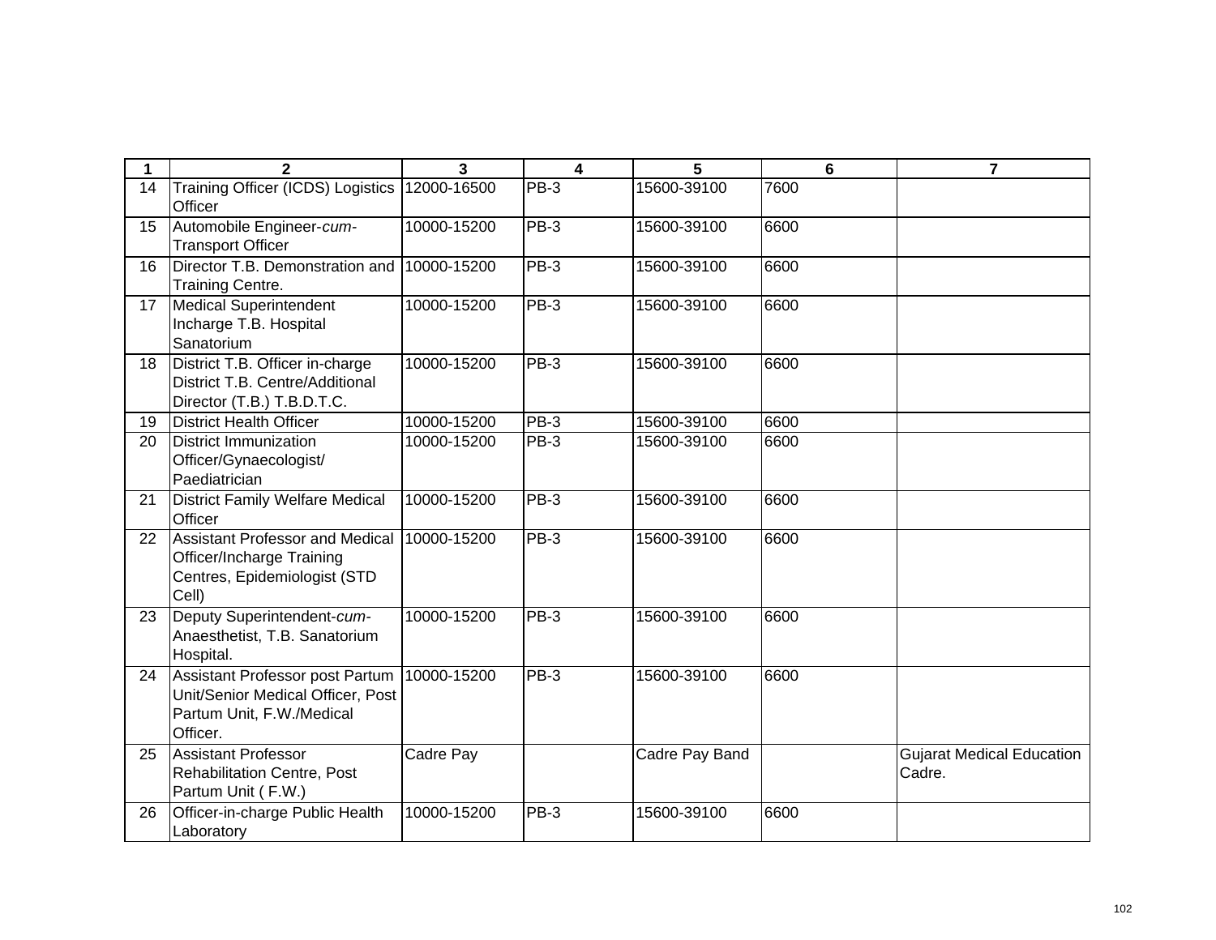| 1 | 2 | 3 | 4 | 5 | 6 | 7 |
|---|---|---|---|---|---|---|
| 14 | Training Officer (ICDS) Logistics Officer | 12000-16500 | PB-3 | 15600-39100 | 7600 | |
| 15 | Automobile Engineer-*cum*-Transport Officer | 10000-15200 | PB-3 | 15600-39100 | 6600 | |
| 16 | Director T.B. Demonstration and Training Centre. | 10000-15200 | PB-3 | 15600-39100 | 6600 | |
| 17 | Medical Superintendent Incharge T.B. Hospital Sanatorium | 10000-15200 | PB-3 | 15600-39100 | 6600 | |
| 18 | District T.B. Officer in-charge District T.B. Centre/Additional Director (T.B.) T.B.D.T.C. | 10000-15200 | PB-3 | 15600-39100 | 6600 | |
| 19 | District Health Officer | 10000-15200 | PB-3 | 15600-39100 | 6600 | |
| 20 | District Immunization Officer/Gynaecologist/ Paediatrician | 10000-15200 | PB-3 | 15600-39100 | 6600 | |
| 21 | District Family Welfare Medical Officer | 10000-15200 | PB-3 | 15600-39100 | 6600 | |
| 22 | Assistant Professor and Medical Officer/Incharge Training Centres, Epidemiologist (STD Cell) | 10000-15200 | PB-3 | 15600-39100 | 6600 | |
| 23 | Deputy Superintendent-*cum*-Anaesthetist, T.B. Sanatorium Hospital. | 10000-15200 | PB-3 | 15600-39100 | 6600 | |
| 24 | Assistant Professor post Partum Unit/Senior Medical Officer, Post Partum Unit, F.W./Medical Officer. | 10000-15200 | PB-3 | 15600-39100 | 6600 | |
| 25 | Assistant Professor Rehabilitation Centre, Post Partum Unit ( F.W.) | Cadre Pay | | Cadre Pay Band | | Gujarat Medical Education Cadre. |
| 26 | Officer-in-charge Public Health Laboratory | 10000-15200 | PB-3 | 15600-39100 | 6600 | |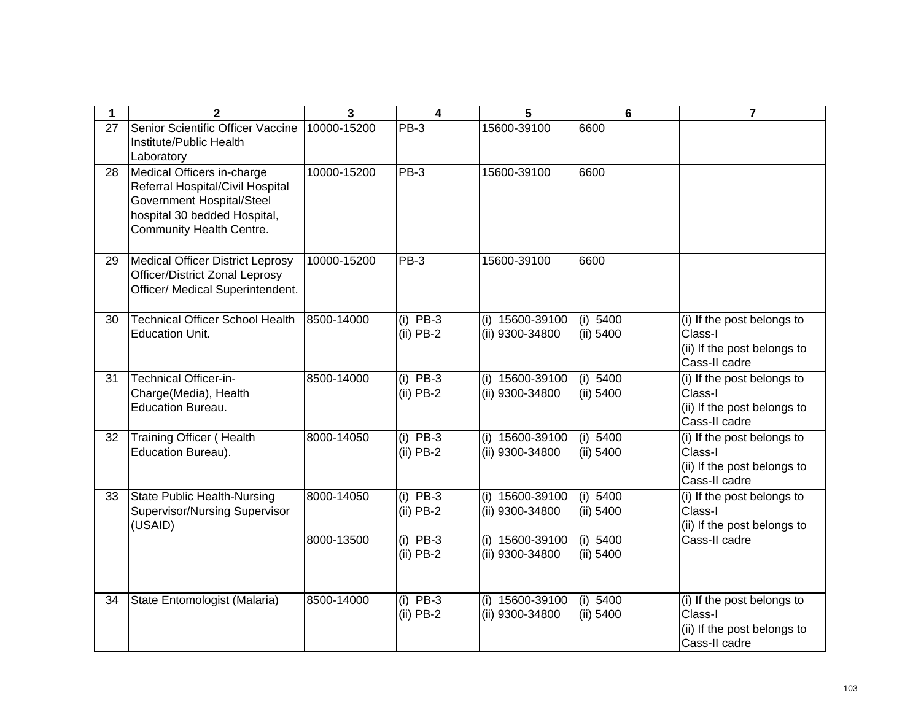| 1 | 2 | 3 | 4 | 5 | 6 | 7 |
|---|---|---|---|---|---|---|
| 27 | Senior Scientific Officer Vaccine Institute/Public Health Laboratory | 10000-15200 | PB-3 | 15600-39100 | 6600 | |
| 28 | Medical Officers in-charge Referral Hospital/Civil Hospital Government Hospital/Steel hospital 30 bedded Hospital, Community Health Centre. | 10000-15200 | PB-3 | 15600-39100 | 6600 | |
| 29 | Medical Officer District Leprosy Officer/District Zonal Leprosy Officer/ Medical Superintendent. | 10000-15200 | PB-3 | 15600-39100 | 6600 | |
| 30 | Technical Officer School Health Education Unit. | 8500-14000 | (i) PB-3<br>(ii) PB-2 | (i) 15600-39100<br>(ii) 9300-34800 | (i) 5400<br>(ii) 5400 | (i) If the post belongs to Class-I<br>(ii) If the post belongs to Cass-II cadre |
| 31 | Technical Officer-in-Charge(Media), Health Education Bureau. | 8500-14000 | (i) PB-3<br>(ii) PB-2 | (i) 15600-39100<br>(ii) 9300-34800 | (i) 5400<br>(ii) 5400 | (i) If the post belongs to Class-I<br>(ii) If the post belongs to Cass-II cadre |
| 32 | Training Officer ( Health Education Bureau). | 8000-14050 | (i) PB-3<br>(ii) PB-2 | (i) 15600-39100<br>(ii) 9300-34800 | (i) 5400<br>(ii) 5400 | (i) If the post belongs to Class-I<br>(ii) If the post belongs to Cass-II cadre |
| 33 | State Public Health-Nursing Supervisor/Nursing Supervisor (USAID) | 8000-14050<br><br>8000-13500 | (i) PB-3<br>(ii) PB-2<br>(i) PB-3<br>(ii) PB-2 | (i) 15600-39100<br>(ii) 9300-34800<br>(i) 15600-39100<br>(ii) 9300-34800 | (i) 5400<br>(ii) 5400<br>(i) 5400<br>(ii) 5400 | (i) If the post belongs to Class-I<br>(ii) If the post belongs to Cass-II cadre |
| 34 | State Entomologist (Malaria) | 8500-14000 | (i) PB-3<br>(ii) PB-2 | (i) 15600-39100<br>(ii) 9300-34800 | (i) 5400<br>(ii) 5400 | (i) If the post belongs to Class-I<br>(ii) If the post belongs to Cass-II cadre |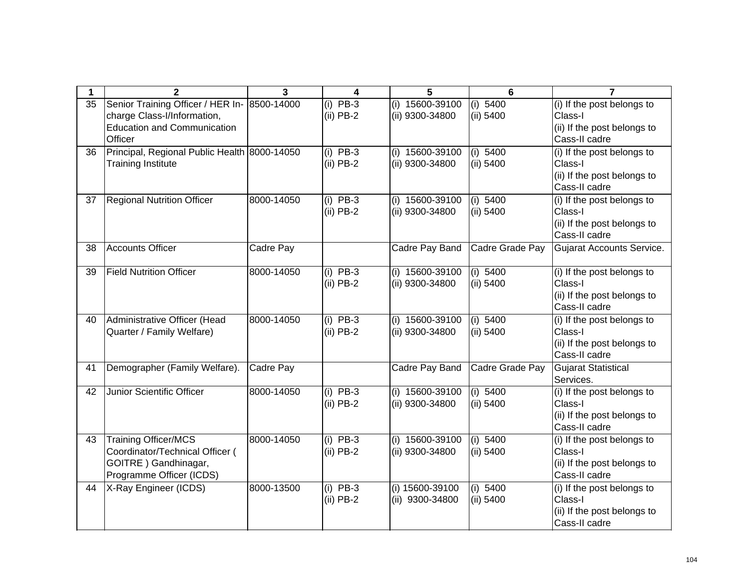| 1 | 2 | 3 | 4 | 5 | 6 | 7 |
|---|---|---|---|---|---|---|
| 35 | Senior Training Officer / HER In-charge Class-I/Information, Education and Communication Officer | 8500-14000 | (i) PB-3<br>(ii) PB-2 | (i) 15600-39100<br>(ii) 9300-34800 | (i) 5400<br>(ii) 5400 | (i) If the post belongs to Class-I<br>(ii) If the post belongs to Cass-II cadre |
| 36 | Principal, Regional Public Health Training Institute | 8000-14050 | (i) PB-3<br>(ii) PB-2 | (i) 15600-39100<br>(ii) 9300-34800 | (i) 5400<br>(ii) 5400 | (i) If the post belongs to Class-I<br>(ii) If the post belongs to Cass-II cadre |
| 37 | Regional Nutrition Officer | 8000-14050 | (i) PB-3<br>(ii) PB-2 | (i) 15600-39100<br>(ii) 9300-34800 | (i) 5400<br>(ii) 5400 | (i) If the post belongs to Class-I<br>(ii) If the post belongs to Cass-II cadre |
| 38 | Accounts Officer | Cadre Pay | | Cadre Pay Band | Cadre Grade Pay | Gujarat Accounts Service. |
| 39 | Field Nutrition Officer | 8000-14050 | (i) PB-3<br>(ii) PB-2 | (i) 15600-39100<br>(ii) 9300-34800 | (i) 5400<br>(ii) 5400 | (i) If the post belongs to Class-I<br>(ii) If the post belongs to Cass-II cadre |
| 40 | Administrative Officer (Head Quarter / Family Welfare) | 8000-14050 | (i) PB-3<br>(ii) PB-2 | (i) 15600-39100<br>(ii) 9300-34800 | (i) 5400<br>(ii) 5400 | (i) If the post belongs to Class-I<br>(ii) If the post belongs to Cass-II cadre |
| 41 | Demographer (Family Welfare). | Cadre Pay | | Cadre Pay Band | Cadre Grade Pay | Gujarat Statistical Services. |
| 42 | Junior Scientific Officer | 8000-14050 | (i) PB-3<br>(ii) PB-2 | (i) 15600-39100<br>(ii) 9300-34800 | (i) 5400<br>(ii) 5400 | (i) If the post belongs to Class-I<br>(ii) If the post belongs to Cass-II cadre |
| 43 | Training Officer/MCS Coordinator/Technical Officer ( GOITRE ) Gandhinagar, Programme Officer (ICDS) | 8000-14050 | (i) PB-3<br>(ii) PB-2 | (i) 15600-39100<br>(ii) 9300-34800 | (i) 5400<br>(ii) 5400 | (i) If the post belongs to Class-I<br>(ii) If the post belongs to Cass-II cadre |
| 44 | X-Ray Engineer (ICDS) | 8000-13500 | (i) PB-3<br>(ii) PB-2 | (i) 15600-39100<br>(ii) 9300-34800 | (i) 5400<br>(ii) 5400 | (i) If the post belongs to Class-I<br>(ii) If the post belongs to Cass-II cadre |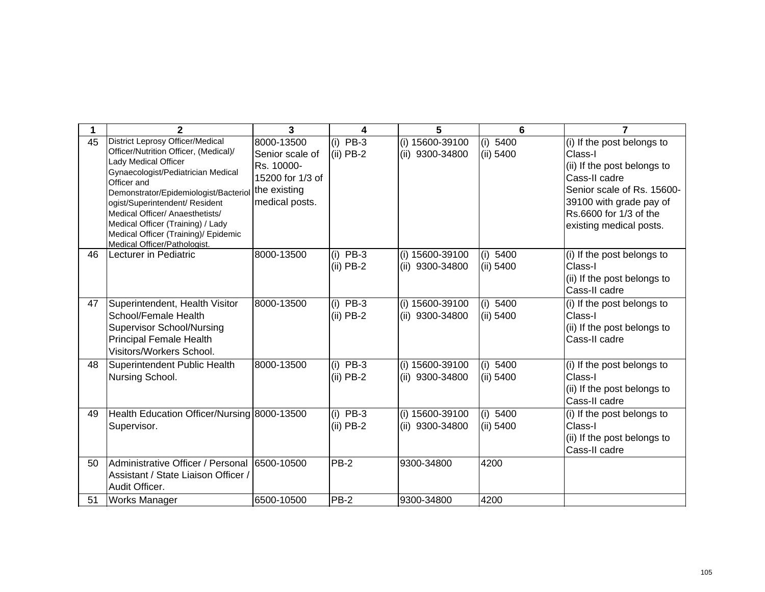| 1 | 2 | 3 | 4 | 5 | 6 | 7 |
|---|---|---|---|---|---|---|
| 45 | District Leprosy Officer/Medical Officer/Nutrition Officer, (Medical)/ Lady Medical Officer Gynaecologist/Pediatrician Medical Officer and Demonstrator/Epidemiologist/Bacteriologist/Superintendent/ Resident Medical Officer/ Anaesthetists/ Medical Officer (Training) / Lady Medical Officer (Training)/ Epidemic Medical Officer/Pathologist. | 8000-13500 Senior scale of Rs. 10000-15200 for 1/3 of the existing medical posts. | (i) PB-3<br>(ii) PB-2 | (i) 15600-39100<br>(ii) 9300-34800 | (i) 5400<br>(ii) 5400 | (i) If the post belongs to Class-I<br>(ii) If the post belongs to Cass-II cadre<br>Senior scale of Rs. 15600-39100 with grade pay of Rs.6600 for 1/3 of the existing medical posts. |
| 46 | Lecturer in Pediatric | 8000-13500 | (i) PB-3<br>(ii) PB-2 | (i) 15600-39100<br>(ii) 9300-34800 | (i) 5400<br>(ii) 5400 | (i) If the post belongs to Class-I<br>(ii) If the post belongs to Cass-II cadre |
| 47 | Superintendent, Health Visitor School/Female Health Supervisor School/Nursing Principal Female Health Visitors/Workers School. | 8000-13500 | (i) PB-3<br>(ii) PB-2 | (i) 15600-39100<br>(ii) 9300-34800 | (i) 5400<br>(ii) 5400 | (i) If the post belongs to Class-I<br>(ii) If the post belongs to Cass-II cadre |
| 48 | Superintendent Public Health Nursing School. | 8000-13500 | (i) PB-3<br>(ii) PB-2 | (i) 15600-39100<br>(ii) 9300-34800 | (i) 5400<br>(ii) 5400 | (i) If the post belongs to Class-I<br>(ii) If the post belongs to Cass-II cadre |
| 49 | Health Education Officer/Nursing Supervisor. | 8000-13500 | (i) PB-3<br>(ii) PB-2 | (i) 15600-39100<br>(ii) 9300-34800 | (i) 5400<br>(ii) 5400 | (i) If the post belongs to Class-I<br>(ii) If the post belongs to Cass-II cadre |
| 50 | Administrative Officer / Personal Assistant / State Liaison Officer / Audit Officer. | 6500-10500 | PB-2 | 9300-34800 | 4200 | |
| 51 | Works Manager | 6500-10500 | PB-2 | 9300-34800 | 4200 | |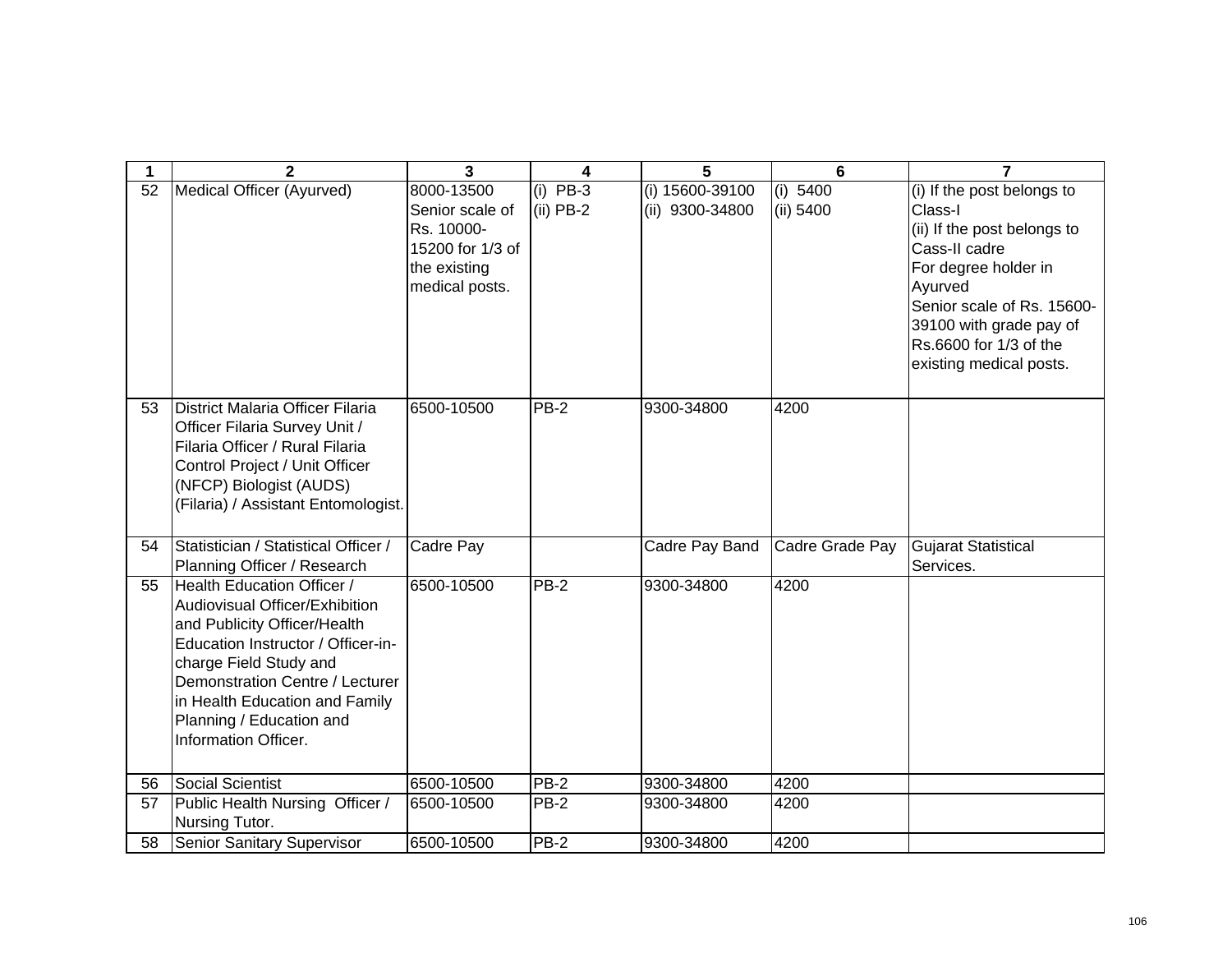| 1 | 2 | 3 | 4 | 5 | 6 | 7 |
|---|---|---|---|---|---|---|
| 52 | Medical Officer (Ayurved) | 8000-13500 Senior scale of Rs. 10000-15200 for 1/3 of the existing medical posts. | (i) PB-3 (ii) PB-2 | (i) 15600-39100 (ii) 9300-34800 | (i) 5400 (ii) 5400 | (i) If the post belongs to Class-I (ii) If the post belongs to Cass-II cadre For degree holder in Ayurved Senior scale of Rs. 15600-39100 with grade pay of Rs.6600 for 1/3 of the existing medical posts. |
| 53 | District Malaria Officer Filaria Officer Filaria Survey Unit / Filaria Officer / Rural Filaria Control Project / Unit Officer (NFCP) Biologist (AUDS) (Filaria) / Assistant Entomologist. | 6500-10500 | PB-2 | 9300-34800 | 4200 | |
| 54 | Statistician / Statistical Officer / Planning Officer / Research | Cadre Pay | | Cadre Pay Band | Cadre Grade Pay | Gujarat Statistical Services. |
| 55 | Health Education Officer / Audiovisual Officer/Exhibition and Publicity Officer/Health Education Instructor / Officer-in-charge Field Study and Demonstration Centre / Lecturer in Health Education and Family Planning / Education and Information Officer. | 6500-10500 | PB-2 | 9300-34800 | 4200 | |
| 56 | Social Scientist | 6500-10500 | PB-2 | 9300-34800 | 4200 | |
| 57 | Public Health Nursing Officer / Nursing Tutor. | 6500-10500 | PB-2 | 9300-34800 | 4200 | |
| 58 | Senior Sanitary Supervisor | 6500-10500 | PB-2 | 9300-34800 | 4200 | |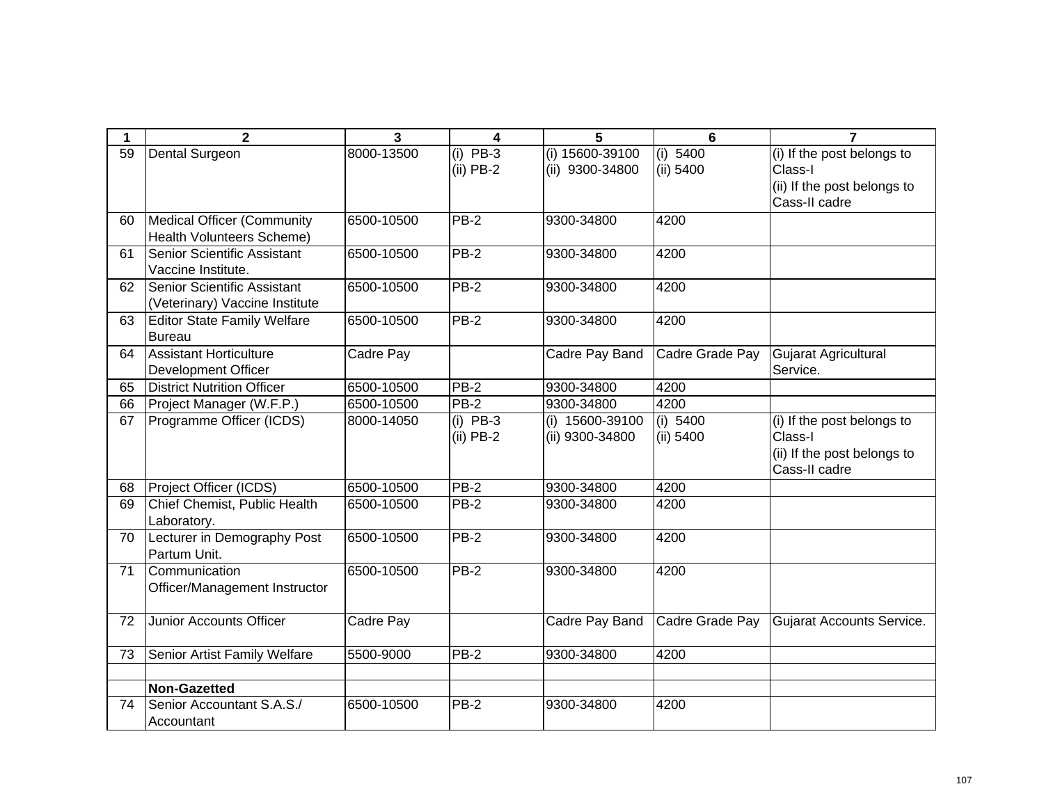| 1 | 2 | 3 | 4 | 5 | 6 | 7 |
|---|---|---|---|---|---|---|
| 59 | Dental Surgeon | 8000-13500 | (i) PB-3<br>(ii) PB-2 | (i) 15600-39100<br>(ii) 9300-34800 | (i) 5400<br>(ii) 5400 | (i) If the post belongs to Class-I<br>(ii) If the post belongs to Cass-II cadre |
| 60 | Medical Officer (Community Health Volunteers Scheme) | 6500-10500 | PB-2 | 9300-34800 | 4200 | |
| 61 | Senior Scientific Assistant Vaccine Institute. | 6500-10500 | PB-2 | 9300-34800 | 4200 | |
| 62 | Senior Scientific Assistant (Veterinary) Vaccine Institute | 6500-10500 | PB-2 | 9300-34800 | 4200 | |
| 63 | Editor State Family Welfare Bureau | 6500-10500 | PB-2 | 9300-34800 | 4200 | |
| 64 | Assistant Horticulture Development Officer | Cadre Pay | | Cadre Pay Band | Cadre Grade Pay | Gujarat Agricultural Service. |
| 65 | District Nutrition Officer | 6500-10500 | PB-2 | 9300-34800 | 4200 | |
| 66 | Project Manager (W.F.P.) | 6500-10500 | PB-2 | 9300-34800 | 4200 | |
| 67 | Programme Officer (ICDS) | 8000-14050 | (i) PB-3<br>(ii) PB-2 | (i) 15600-39100<br>(ii) 9300-34800 | (i) 5400<br>(ii) 5400 | (i) If the post belongs to Class-I<br>(ii) If the post belongs to Cass-II cadre |
| 68 | Project Officer (ICDS) | 6500-10500 | PB-2 | 9300-34800 | 4200 | |
| 69 | Chief Chemist, Public Health Laboratory. | 6500-10500 | PB-2 | 9300-34800 | 4200 | |
| 70 | Lecturer in Demography Post Partum Unit. | 6500-10500 | PB-2 | 9300-34800 | 4200 | |
| 71 | Communication Officer/Management Instructor | 6500-10500 | PB-2 | 9300-34800 | 4200 | |
| 72 | Junior Accounts Officer | Cadre Pay | | Cadre Pay Band | Cadre Grade Pay | Gujarat Accounts Service. |
| 73 | Senior Artist Family Welfare | 5500-9000 | PB-2 | 9300-34800 | 4200 | |
| | | | | | | |
| | **Non-Gazetted** | | | | | |
| 74 | Senior Accountant S.A.S./ Accountant | 6500-10500 | PB-2 | 9300-34800 | 4200 | |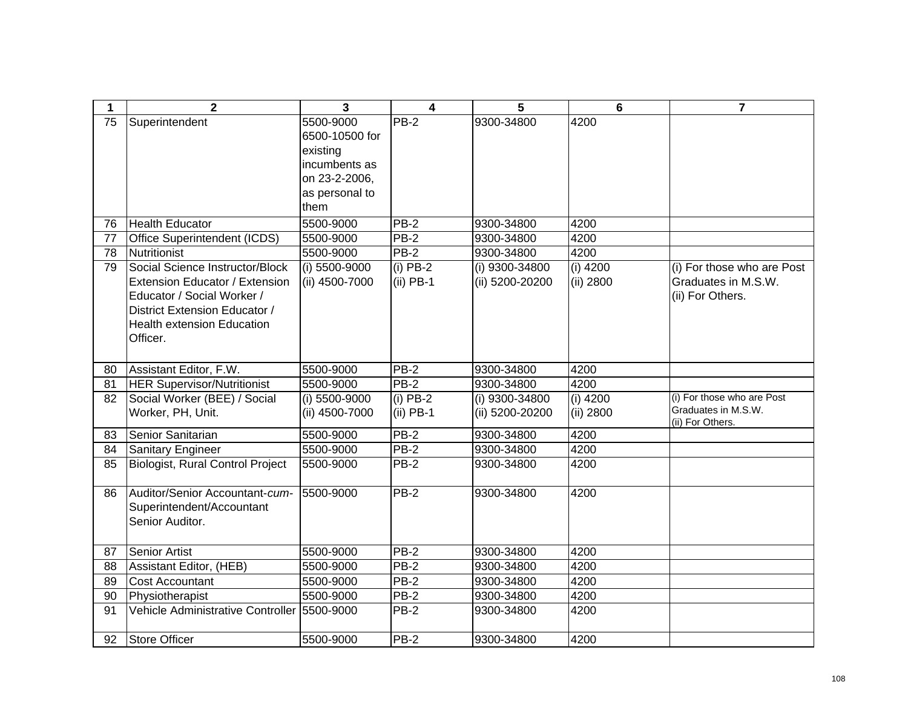| 1 | 2 | 3 | 4 | 5 | 6 | 7 |
|---|---|---|---|---|---|---|
| 75 | Superintendent | 5500-9000 6500-10500 for existing incumbents as on 23-2-2006, as personal to them | PB-2 | 9300-34800 | 4200 | |
| 76 | Health Educator | 5500-9000 | PB-2 | 9300-34800 | 4200 | |
| 77 | Office Superintendent (ICDS) | 5500-9000 | PB-2 | 9300-34800 | 4200 | |
| 78 | Nutritionist | 5500-9000 | PB-2 | 9300-34800 | 4200 | |
| 79 | Social Science Instructor/Block Extension Educator / Extension Educator / Social Worker / District Extension Educator / Health extension Education Officer. | (i) 5500-9000 (ii) 4500-7000 | (i) PB-2 (ii) PB-1 | (i) 9300-34800 (ii) 5200-20200 | (i) 4200 (ii) 2800 | (i) For those who are Post Graduates in M.S.W. (ii) For Others. |
| 80 | Assistant Editor, F.W. | 5500-9000 | PB-2 | 9300-34800 | 4200 | |
| 81 | HER Supervisor/Nutritionist | 5500-9000 | PB-2 | 9300-34800 | 4200 | |
| 82 | Social Worker (BEE) / Social Worker, PH, Unit. | (i) 5500-9000 (ii) 4500-7000 | (i) PB-2 (ii) PB-1 | (i) 9300-34800 (ii) 5200-20200 | (i) 4200 (ii) 2800 | (i) For those who are Post Graduates in M.S.W. (ii) For Others. |
| 83 | Senior Sanitarian | 5500-9000 | PB-2 | 9300-34800 | 4200 | |
| 84 | Sanitary Engineer | 5500-9000 | PB-2 | 9300-34800 | 4200 | |
| 85 | Biologist, Rural Control Project | 5500-9000 | PB-2 | 9300-34800 | 4200 | |
| 86 | Auditor/Senior Accountant-*cum*-Superintendent/Accountant Senior Auditor. | 5500-9000 | PB-2 | 9300-34800 | 4200 | |
| 87 | Senior Artist | 5500-9000 | PB-2 | 9300-34800 | 4200 | |
| 88 | Assistant Editor, (HEB) | 5500-9000 | PB-2 | 9300-34800 | 4200 | |
| 89 | Cost Accountant | 5500-9000 | PB-2 | 9300-34800 | 4200 | |
| 90 | Physiotherapist | 5500-9000 | PB-2 | 9300-34800 | 4200 | |
| 91 | Vehicle Administrative Controller | 5500-9000 | PB-2 | 9300-34800 | 4200 | |
| 92 | Store Officer | 5500-9000 | PB-2 | 9300-34800 | 4200 | |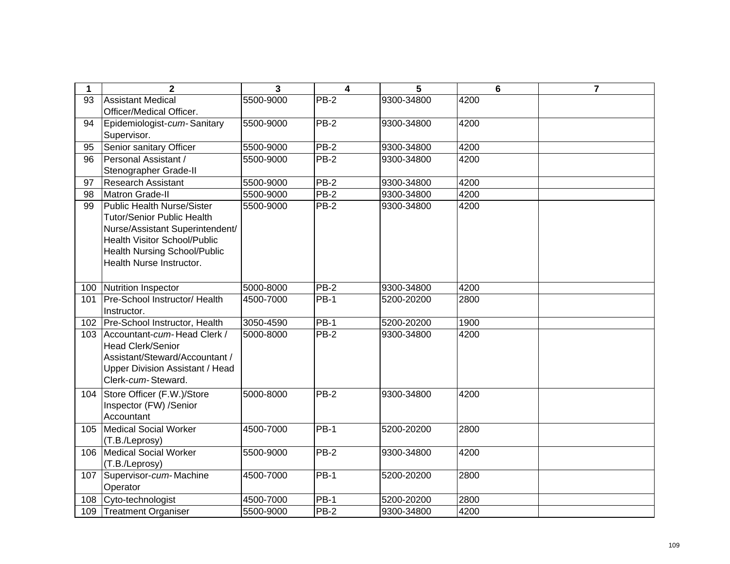| 1 | 2 | 3 | 4 | 5 | 6 | 7 |
|---|---|---|---|---|---|---|
| 93 | Assistant Medical Officer/Medical Officer. | 5500-9000 | PB-2 | 9300-34800 | 4200 | |
| 94 | Epidemiologist-*cum*- Sanitary Supervisor. | 5500-9000 | PB-2 | 9300-34800 | 4200 | |
| 95 | Senior sanitary Officer | 5500-9000 | PB-2 | 9300-34800 | 4200 | |
| 96 | Personal Assistant / Stenographer Grade-II | 5500-9000 | PB-2 | 9300-34800 | 4200 | |
| 97 | Research Assistant | 5500-9000 | PB-2 | 9300-34800 | 4200 | |
| 98 | Matron Grade-II | 5500-9000 | PB-2 | 9300-34800 | 4200 | |
| 99 | Public Health Nurse/Sister Tutor/Senior Public Health Nurse/Assistant Superintendent/ Health Visitor School/Public Health Nursing School/Public Health Nurse Instructor. | 5500-9000 | PB-2 | 9300-34800 | 4200 | |
| 100 | Nutrition Inspector | 5000-8000 | PB-2 | 9300-34800 | 4200 | |
| 101 | Pre-School Instructor/ Health Instructor. | 4500-7000 | PB-1 | 5200-20200 | 2800 | |
| 102 | Pre-School Instructor, Health | 3050-4590 | PB-1 | 5200-20200 | 1900 | |
| 103 | Accountant-*cum*- Head Clerk / Head Clerk/Senior Assistant/Steward/Accountant / Upper Division Assistant / Head Clerk-*cum*- Steward. | 5000-8000 | PB-2 | 9300-34800 | 4200 | |
| 104 | Store Officer (F.W.)/Store Inspector (FW) /Senior Accountant | 5000-8000 | PB-2 | 9300-34800 | 4200 | |
| 105 | Medical Social Worker (T.B./Leprosy) | 4500-7000 | PB-1 | 5200-20200 | 2800 | |
| 106 | Medical Social Worker (T.B./Leprosy) | 5500-9000 | PB-2 | 9300-34800 | 4200 | |
| 107 | Supervisor-*cum*- Machine Operator | 4500-7000 | PB-1 | 5200-20200 | 2800 | |
| 108 | Cyto-technologist | 4500-7000 | PB-1 | 5200-20200 | 2800 | |
| 109 | Treatment Organiser | 5500-9000 | PB-2 | 9300-34800 | 4200 | |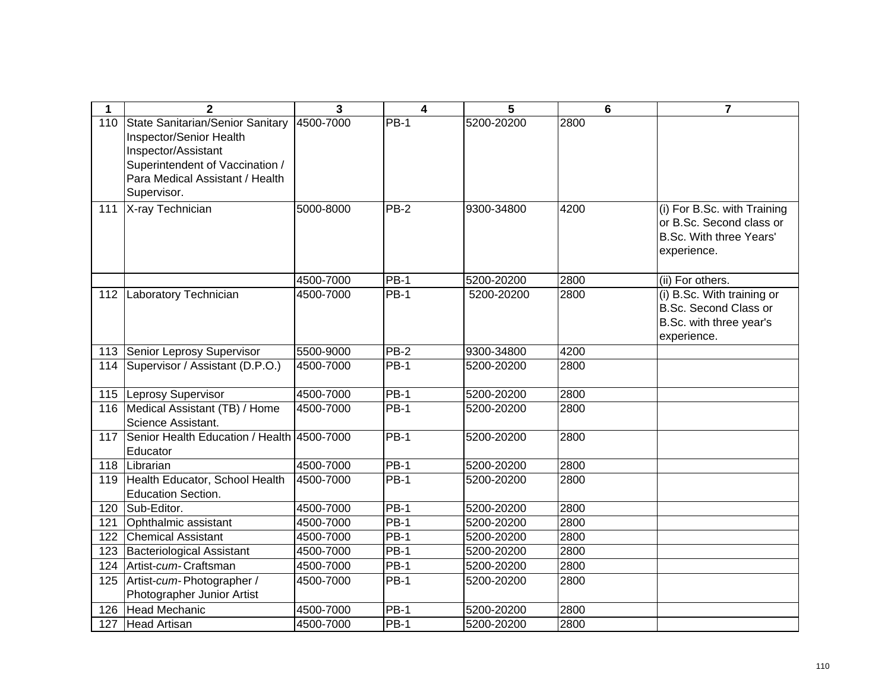| 1 | 2 | 3 | 4 | 5 | 6 | 7 |
|---|---|---|---|---|---|---|
| 110 | State Sanitarian/Senior Sanitary Inspector/Senior Health Inspector/Assistant Superintendent of Vaccination / Para Medical Assistant / Health Supervisor. | 4500-7000 | PB-1 | 5200-20200 | 2800 | |
| 111 | X-ray Technician | 5000-8000 | PB-2 | 9300-34800 | 4200 | (i) For B.Sc. with Training or B.Sc. Second class or B.Sc. With three Years' experience. |
| | | 4500-7000 | PB-1 | 5200-20200 | 2800 | (ii) For others. |
| 112 | Laboratory Technician | 4500-7000 | PB-1 | 5200-20200 | 2800 | (i) B.Sc. With training or B.Sc. Second Class or B.Sc. with three year's experience. |
| 113 | Senior Leprosy Supervisor | 5500-9000 | PB-2 | 9300-34800 | 4200 | |
| 114 | Supervisor / Assistant (D.P.O.) | 4500-7000 | PB-1 | 5200-20200 | 2800 | |
| 115 | Leprosy Supervisor | 4500-7000 | PB-1 | 5200-20200 | 2800 | |
| 116 | Medical Assistant (TB) / Home Science Assistant. | 4500-7000 | PB-1 | 5200-20200 | 2800 | |
| 117 | Senior Health Education / Health Educator | 4500-7000 | PB-1 | 5200-20200 | 2800 | |
| 118 | Librarian | 4500-7000 | PB-1 | 5200-20200 | 2800 | |
| 119 | Health Educator, School Health Education Section. | 4500-7000 | PB-1 | 5200-20200 | 2800 | |
| 120 | Sub-Editor. | 4500-7000 | PB-1 | 5200-20200 | 2800 | |
| 121 | Ophthalmic assistant | 4500-7000 | PB-1 | 5200-20200 | 2800 | |
| 122 | Chemical Assistant | 4500-7000 | PB-1 | 5200-20200 | 2800 | |
| 123 | Bacteriological Assistant | 4500-7000 | PB-1 | 5200-20200 | 2800 | |
| 124 | Artist-*cum*-Craftsman | 4500-7000 | PB-1 | 5200-20200 | 2800 | |
| 125 | Artist-*cum*-Photographer / Photographer Junior Artist | 4500-7000 | PB-1 | 5200-20200 | 2800 | |
| 126 | Head Mechanic | 4500-7000 | PB-1 | 5200-20200 | 2800 | |
| 127 | Head Artisan | 4500-7000 | PB-1 | 5200-20200 | 2800 | |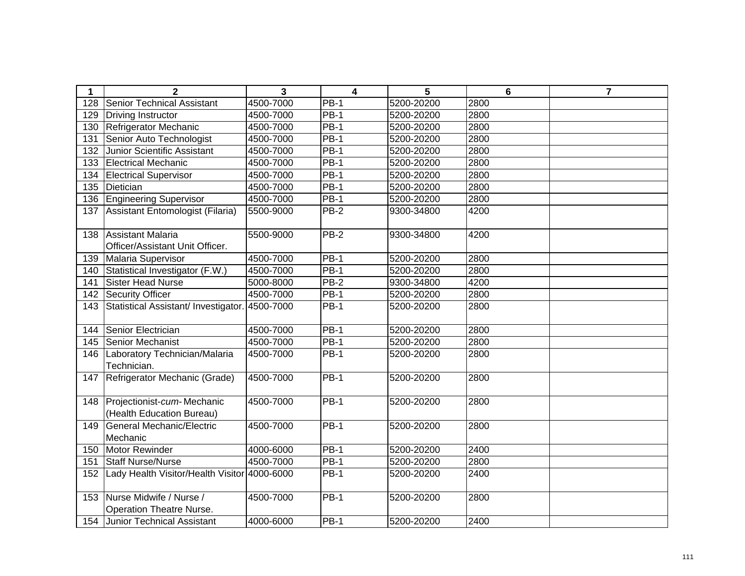| 1 | 2 | 3 | 4 | 5 | 6 | 7 |
|---|---|---|---|---|---|---|
| 128 | Senior Technical Assistant | 4500-7000 | PB-1 | 5200-20200 | 2800 | |
| 129 | Driving Instructor | 4500-7000 | PB-1 | 5200-20200 | 2800 | |
| 130 | Refrigerator Mechanic | 4500-7000 | PB-1 | 5200-20200 | 2800 | |
| 131 | Senior Auto Technologist | 4500-7000 | PB-1 | 5200-20200 | 2800 | |
| 132 | Junior Scientific Assistant | 4500-7000 | PB-1 | 5200-20200 | 2800 | |
| 133 | Electrical Mechanic | 4500-7000 | PB-1 | 5200-20200 | 2800 | |
| 134 | Electrical Supervisor | 4500-7000 | PB-1 | 5200-20200 | 2800 | |
| 135 | Dietician | 4500-7000 | PB-1 | 5200-20200 | 2800 | |
| 136 | Engineering Supervisor | 4500-7000 | PB-1 | 5200-20200 | 2800 | |
| 137 | Assistant Entomologist (Filaria) | 5500-9000 | PB-2 | 9300-34800 | 4200 | |
| 138 | Assistant Malaria Officer/Assistant Unit Officer. | 5500-9000 | PB-2 | 9300-34800 | 4200 | |
| 139 | Malaria Supervisor | 4500-7000 | PB-1 | 5200-20200 | 2800 | |
| 140 | Statistical Investigator (F.W.) | 4500-7000 | PB-1 | 5200-20200 | 2800 | |
| 141 | Sister Head Nurse | 5000-8000 | PB-2 | 9300-34800 | 4200 | |
| 142 | Security Officer | 4500-7000 | PB-1 | 5200-20200 | 2800 | |
| 143 | Statistical Assistant/ Investigator. | 4500-7000 | PB-1 | 5200-20200 | 2800 | |
| 144 | Senior Electrician | 4500-7000 | PB-1 | 5200-20200 | 2800 | |
| 145 | Senior Mechanist | 4500-7000 | PB-1 | 5200-20200 | 2800 | |
| 146 | Laboratory Technician/Malaria Technician. | 4500-7000 | PB-1 | 5200-20200 | 2800 | |
| 147 | Refrigerator Mechanic (Grade) | 4500-7000 | PB-1 | 5200-20200 | 2800 | |
| 148 | Projectionist-*cum*- Mechanic (Health Education Bureau) | 4500-7000 | PB-1 | 5200-20200 | 2800 | |
| 149 | General Mechanic/Electric Mechanic | 4500-7000 | PB-1 | 5200-20200 | 2800 | |
| 150 | Motor Rewinder | 4000-6000 | PB-1 | 5200-20200 | 2400 | |
| 151 | Staff Nurse/Nurse | 4500-7000 | PB-1 | 5200-20200 | 2800 | |
| 152 | Lady Health Visitor/Health Visitor | 4000-6000 | PB-1 | 5200-20200 | 2400 | |
| 153 | Nurse Midwife / Nurse / Operation Theatre Nurse. | 4500-7000 | PB-1 | 5200-20200 | 2800 | |
| 154 | Junior Technical Assistant | 4000-6000 | PB-1 | 5200-20200 | 2400 | |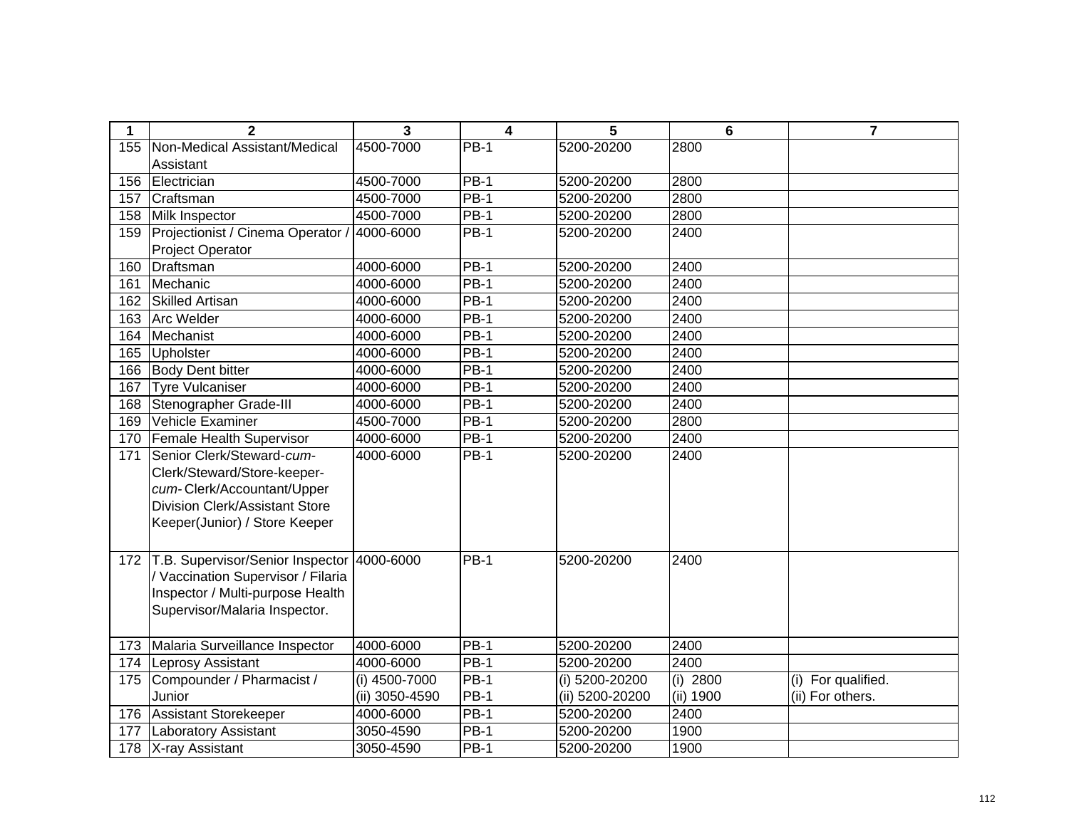| 1 | 2 | 3 | 4 | 5 | 6 | 7 |
|---|---|---|---|---|---|---|
| 155 | Non-Medical Assistant/Medical Assistant | 4500-7000 | PB-1 | 5200-20200 | 2800 | |
| 156 | Electrician | 4500-7000 | PB-1 | 5200-20200 | 2800 | |
| 157 | Craftsman | 4500-7000 | PB-1 | 5200-20200 | 2800 | |
| 158 | Milk Inspector | 4500-7000 | PB-1 | 5200-20200 | 2800 | |
| 159 | Projectionist / Cinema Operator / Project Operator | 4000-6000 | PB-1 | 5200-20200 | 2400 | |
| 160 | Draftsman | 4000-6000 | PB-1 | 5200-20200 | 2400 | |
| 161 | Mechanic | 4000-6000 | PB-1 | 5200-20200 | 2400 | |
| 162 | Skilled Artisan | 4000-6000 | PB-1 | 5200-20200 | 2400 | |
| 163 | Arc Welder | 4000-6000 | PB-1 | 5200-20200 | 2400 | |
| 164 | Mechanist | 4000-6000 | PB-1 | 5200-20200 | 2400 | |
| 165 | Upholster | 4000-6000 | PB-1 | 5200-20200 | 2400 | |
| 166 | Body Dent bitter | 4000-6000 | PB-1 | 5200-20200 | 2400 | |
| 167 | Tyre Vulcaniser | 4000-6000 | PB-1 | 5200-20200 | 2400 | |
| 168 | Stenographer Grade-III | 4000-6000 | PB-1 | 5200-20200 | 2400 | |
| 169 | Vehicle Examiner | 4500-7000 | PB-1 | 5200-20200 | 2800 | |
| 170 | Female Health Supervisor | 4000-6000 | PB-1 | 5200-20200 | 2400 | |
| 171 | Senior Clerk/Steward-*cum*-Clerk/Steward/Store-keeper-*cum*-Clerk/Accountant/Upper Division Clerk/Assistant Store Keeper(Junior) / Store Keeper | 4000-6000 | PB-1 | 5200-20200 | 2400 | |
| 172 | T.B. Supervisor/Senior Inspector / Vaccination Supervisor / Filaria Inspector / Multi-purpose Health Supervisor/Malaria Inspector. | 4000-6000 | PB-1 | 5200-20200 | 2400 | |
| 173 | Malaria Surveillance Inspector | 4000-6000 | PB-1 | 5200-20200 | 2400 | |
| 174 | Leprosy Assistant | 4000-6000 | PB-1 | 5200-20200 | 2400 | |
| 175 | Compounder / Pharmacist / Junior | (i) 4500-7000<br>(ii) 3050-4590 | PB-1<br>PB-1 | (i) 5200-20200<br>(ii) 5200-20200 | (i) 2800<br>(ii) 1900 | (i) For qualified.<br>(ii) For others. |
| 176 | Assistant Storekeeper | 4000-6000 | PB-1 | 5200-20200 | 2400 | |
| 177 | Laboratory Assistant | 3050-4590 | PB-1 | 5200-20200 | 1900 | |
| 178 | X-ray Assistant | 3050-4590 | PB-1 | 5200-20200 | 1900 | |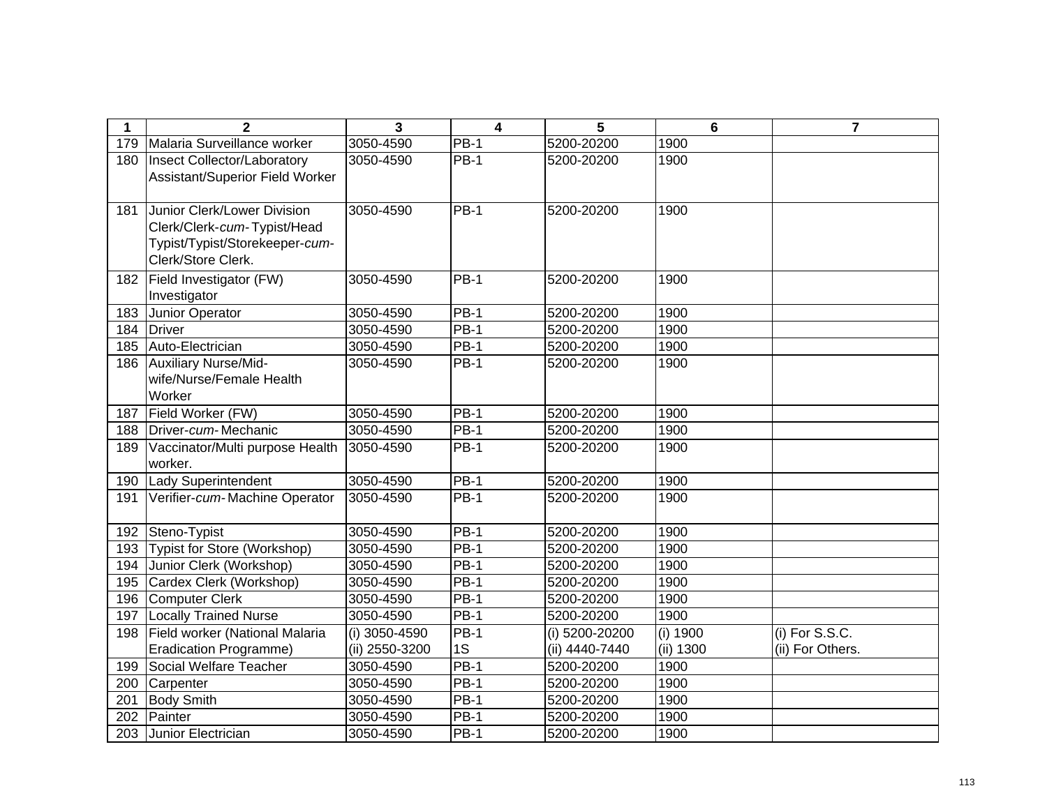| 1 | 2 | 3 | 4 | 5 | 6 | 7 |
|---|---|---|---|---|---|---|
| 179 | Malaria Surveillance worker | 3050-4590 | PB-1 | 5200-20200 | 1900 | |
| 180 | Insect Collector/Laboratory Assistant/Superior Field Worker | 3050-4590 | PB-1 | 5200-20200 | 1900 | |
| 181 | Junior Clerk/Lower Division Clerk/Clerk-*cum*-Typist/Head Typist/Typist/Storekeeper-*cum*-Clerk/Store Clerk. | 3050-4590 | PB-1 | 5200-20200 | 1900 | |
| 182 | Field Investigator (FW) Investigator | 3050-4590 | PB-1 | 5200-20200 | 1900 | |
| 183 | Junior Operator | 3050-4590 | PB-1 | 5200-20200 | 1900 | |
| 184 | Driver | 3050-4590 | PB-1 | 5200-20200 | 1900 | |
| 185 | Auto-Electrician | 3050-4590 | PB-1 | 5200-20200 | 1900 | |
| 186 | Auxiliary Nurse/Mid-wife/Nurse/Female Health Worker | 3050-4590 | PB-1 | 5200-20200 | 1900 | |
| 187 | Field Worker (FW) | 3050-4590 | PB-1 | 5200-20200 | 1900 | |
| 188 | Driver-*cum*-Mechanic | 3050-4590 | PB-1 | 5200-20200 | 1900 | |
| 189 | Vaccinator/Multi purpose Health worker. | 3050-4590 | PB-1 | 5200-20200 | 1900 | |
| 190 | Lady Superintendent | 3050-4590 | PB-1 | 5200-20200 | 1900 | |
| 191 | Verifier-*cum*-Machine Operator | 3050-4590 | PB-1 | 5200-20200 | 1900 | |
| 192 | Steno-Typist | 3050-4590 | PB-1 | 5200-20200 | 1900 | |
| 193 | Typist for Store (Workshop) | 3050-4590 | PB-1 | 5200-20200 | 1900 | |
| 194 | Junior Clerk (Workshop) | 3050-4590 | PB-1 | 5200-20200 | 1900 | |
| 195 | Cardex Clerk (Workshop) | 3050-4590 | PB-1 | 5200-20200 | 1900 | |
| 196 | Computer Clerk | 3050-4590 | PB-1 | 5200-20200 | 1900 | |
| 197 | Locally Trained Nurse | 3050-4590 | PB-1 | 5200-20200 | 1900 | |
| 198 | Field worker (National Malaria Eradication Programme) | (i) 3050-4590<br>(ii) 2550-3200 | PB-1<br>1S | (i) 5200-20200<br>(ii) 4440-7440 | (i) 1900<br>(ii) 1300 | (i) For S.S.C.<br>(ii) For Others. |
| 199 | Social Welfare Teacher | 3050-4590 | PB-1 | 5200-20200 | 1900 | |
| 200 | Carpenter | 3050-4590 | PB-1 | 5200-20200 | 1900 | |
| 201 | Body Smith | 3050-4590 | PB-1 | 5200-20200 | 1900 | |
| 202 | Painter | 3050-4590 | PB-1 | 5200-20200 | 1900 | |
| 203 | Junior Electrician | 3050-4590 | PB-1 | 5200-20200 | 1900 | |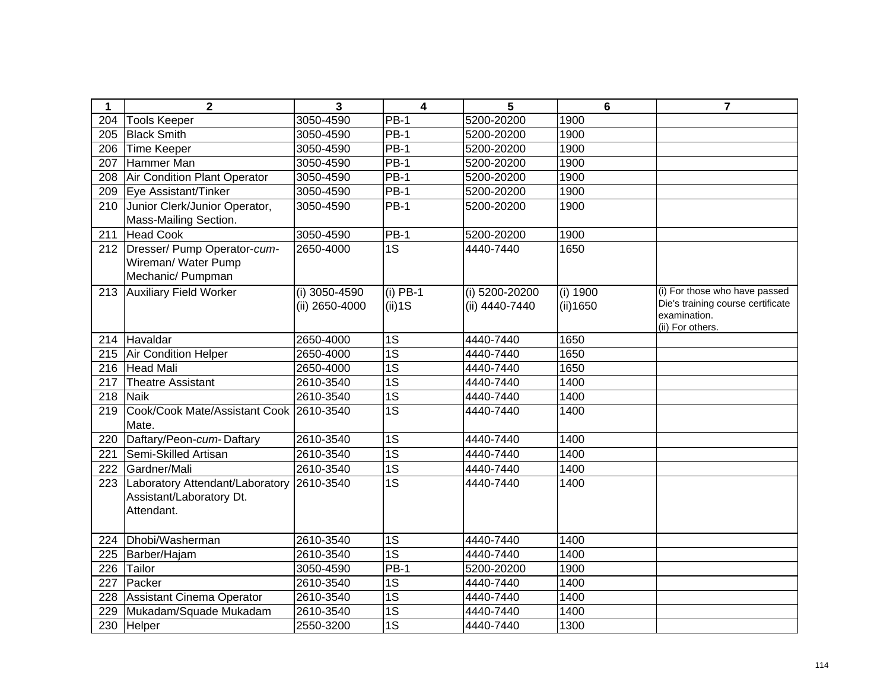| 1 | 2 | 3 | 4 | 5 | 6 | 7 |
|---|---|---|---|---|---|---|
| 204 | Tools Keeper | 3050-4590 | PB-1 | 5200-20200 | 1900 | |
| 205 | Black Smith | 3050-4590 | PB-1 | 5200-20200 | 1900 | |
| 206 | Time Keeper | 3050-4590 | PB-1 | 5200-20200 | 1900 | |
| 207 | Hammer Man | 3050-4590 | PB-1 | 5200-20200 | 1900 | |
| 208 | Air Condition Plant Operator | 3050-4590 | PB-1 | 5200-20200 | 1900 | |
| 209 | Eye Assistant/Tinker | 3050-4590 | PB-1 | 5200-20200 | 1900 | |
| 210 | Junior Clerk/Junior Operator, Mass-Mailing Section. | 3050-4590 | PB-1 | 5200-20200 | 1900 | |
| 211 | Head Cook | 3050-4590 | PB-1 | 5200-20200 | 1900 | |
| 212 | Dresser/ Pump Operator-*cum*-Wireman/ Water Pump Mechanic/ Pumpman | 2650-4000 | 1S | 4440-7440 | 1650 | |
| 213 | Auxiliary Field Worker | (i) 3050-4590 (ii) 2650-4000 | (i) PB-1 (ii)1S | (i) 5200-20200 (ii) 4440-7440 | (i) 1900 (ii)1650 | (i) For those who have passed Die's training course certificate examination. (ii) For others. |
| 214 | Havaldar | 2650-4000 | 1S | 4440-7440 | 1650 | |
| 215 | Air Condition Helper | 2650-4000 | 1S | 4440-7440 | 1650 | |
| 216 | Head Mali | 2650-4000 | 1S | 4440-7440 | 1650 | |
| 217 | Theatre Assistant | 2610-3540 | 1S | 4440-7440 | 1400 | |
| 218 | Naik | 2610-3540 | 1S | 4440-7440 | 1400 | |
| 219 | Cook/Cook Mate/Assistant Cook Mate. | 2610-3540 | 1S | 4440-7440 | 1400 | |
| 220 | Daftary/Peon-*cum*- Daftary | 2610-3540 | 1S | 4440-7440 | 1400 | |
| 221 | Semi-Skilled Artisan | 2610-3540 | 1S | 4440-7440 | 1400 | |
| 222 | Gardner/Mali | 2610-3540 | 1S | 4440-7440 | 1400 | |
| 223 | Laboratory Attendant/Laboratory Assistant/Laboratory Dt. Attendant. | 2610-3540 | 1S | 4440-7440 | 1400 | |
| 224 | Dhobi/Washerman | 2610-3540 | 1S | 4440-7440 | 1400 | |
| 225 | Barber/Hajam | 2610-3540 | 1S | 4440-7440 | 1400 | |
| 226 | Tailor | 3050-4590 | PB-1 | 5200-20200 | 1900 | |
| 227 | Packer | 2610-3540 | 1S | 4440-7440 | 1400 | |
| 228 | Assistant Cinema Operator | 2610-3540 | 1S | 4440-7440 | 1400 | |
| 229 | Mukadam/Squade Mukadam | 2610-3540 | 1S | 4440-7440 | 1400 | |
| 230 | Helper | 2550-3200 | 1S | 4440-7440 | 1300 | |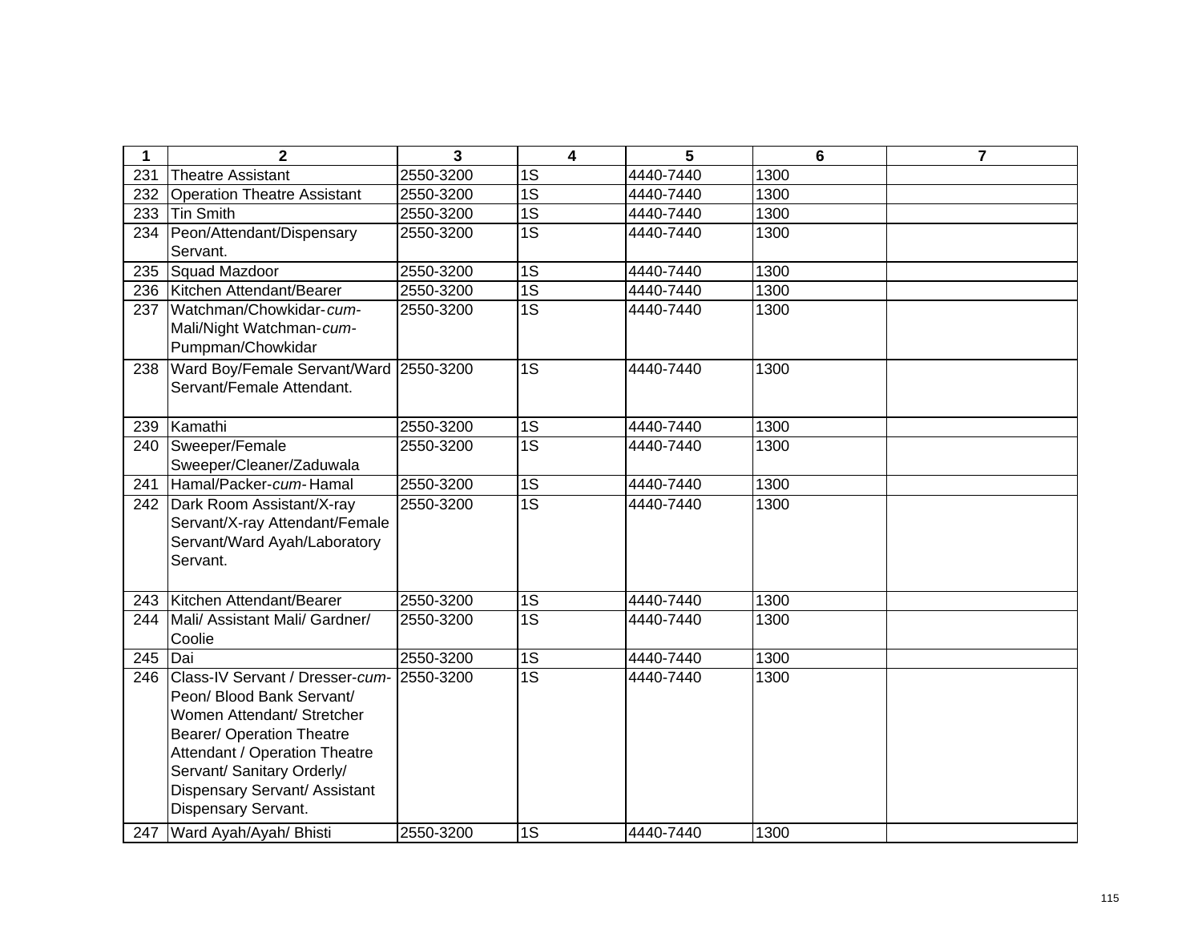| 1 | 2 | 3 | 4 | 5 | 6 | 7 |
|---|---|---|---|---|---|---|
| 231 | Theatre Assistant | 2550-3200 | 1S | 4440-7440 | 1300 | |
| 232 | Operation Theatre Assistant | 2550-3200 | 1S | 4440-7440 | 1300 | |
| 233 | Tin Smith | 2550-3200 | 1S | 4440-7440 | 1300 | |
| 234 | Peon/Attendant/Dispensary Servant. | 2550-3200 | 1S | 4440-7440 | 1300 | |
| 235 | Squad Mazdoor | 2550-3200 | 1S | 4440-7440 | 1300 | |
| 236 | Kitchen Attendant/Bearer | 2550-3200 | 1S | 4440-7440 | 1300 | |
| 237 | Watchman/Chowkidar-*cum*-Mali/Night Watchman-*cum*-Pumpman/Chowkidar | 2550-3200 | 1S | 4440-7440 | 1300 | |
| 238 | Ward Boy/Female Servant/Ward Servant/Female Attendant. | 2550-3200 | 1S | 4440-7440 | 1300 | |
| 239 | Kamathi | 2550-3200 | 1S | 4440-7440 | 1300 | |
| 240 | Sweeper/Female Sweeper/Cleaner/Zaduwala | 2550-3200 | 1S | 4440-7440 | 1300 | |
| 241 | Hamal/Packer-*cum*-Hamal | 2550-3200 | 1S | 4440-7440 | 1300 | |
| 242 | Dark Room Assistant/X-ray Servant/X-ray Attendant/Female Servant/Ward Ayah/Laboratory Servant. | 2550-3200 | 1S | 4440-7440 | 1300 | |
| 243 | Kitchen Attendant/Bearer | 2550-3200 | 1S | 4440-7440 | 1300 | |
| 244 | Mali/ Assistant Mali/ Gardner/ Coolie | 2550-3200 | 1S | 4440-7440 | 1300 | |
| 245 | Dai | 2550-3200 | 1S | 4440-7440 | 1300 | |
| 246 | Class-IV Servant / Dresser-*cum*-Peon/ Blood Bank Servant/ Women Attendant/ Stretcher Bearer/ Operation Theatre Attendant / Operation Theatre Servant/ Sanitary Orderly/ Dispensary Servant/ Assistant Dispensary Servant. | 2550-3200 | 1S | 4440-7440 | 1300 | |
| 247 | Ward Ayah/Ayah/ Bhisti | 2550-3200 | 1S | 4440-7440 | 1300 | |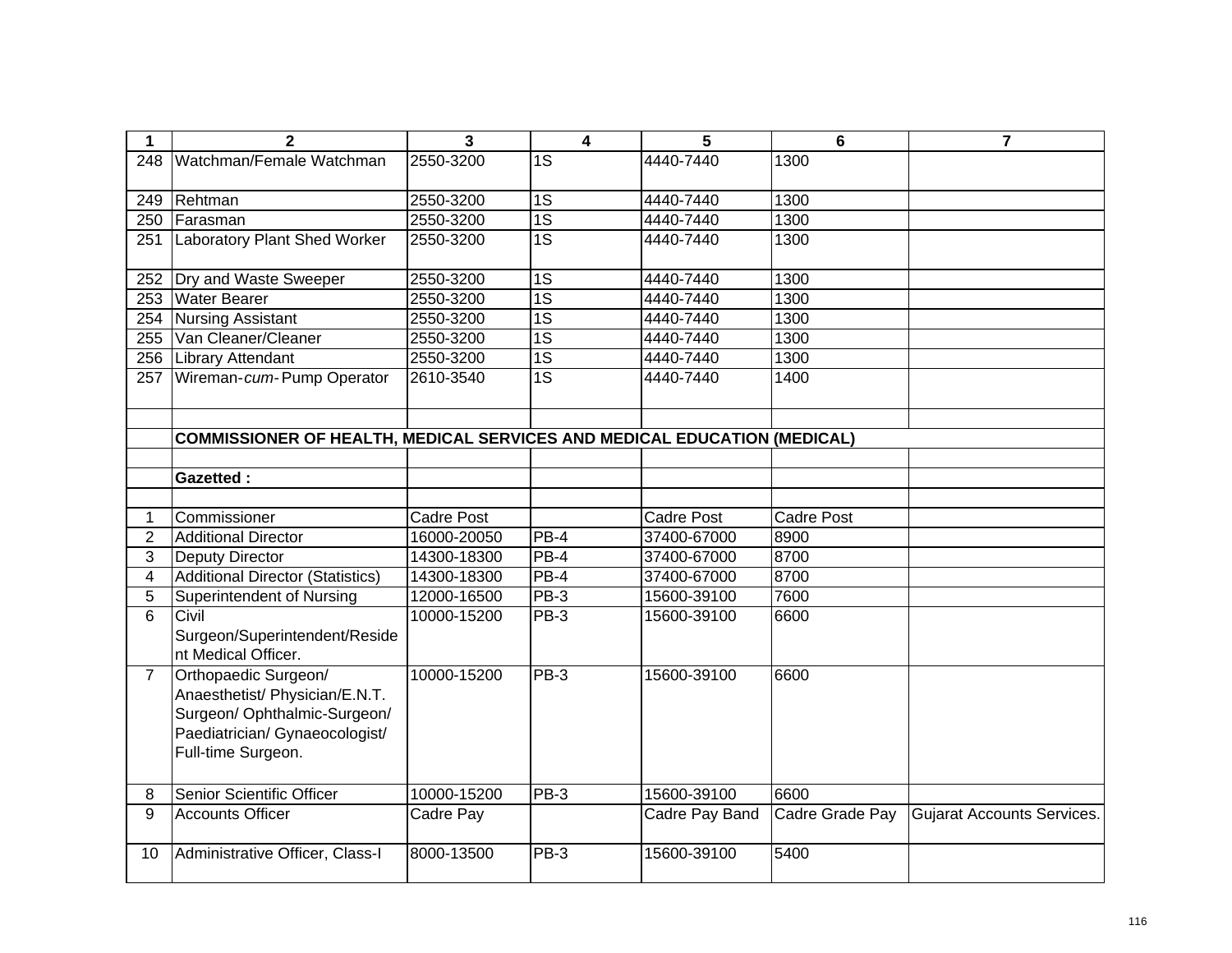| 1 | 2 | 3 | 4 | 5 | 6 | 7 |
|---|---|---|---|---|---|---|
| 248 | Watchman/Female Watchman | 2550-3200 | 1S | 4440-7440 | 1300 | |
| 249 | Rehtman | 2550-3200 | 1S | 4440-7440 | 1300 | |
| 250 | Farasman | 2550-3200 | 1S | 4440-7440 | 1300 | |
| 251 | Laboratory Plant Shed Worker | 2550-3200 | 1S | 4440-7440 | 1300 | |
| 252 | Dry and Waste Sweeper | 2550-3200 | 1S | 4440-7440 | 1300 | |
| 253 | Water Bearer | 2550-3200 | 1S | 4440-7440 | 1300 | |
| 254 | Nursing Assistant | 2550-3200 | 1S | 4440-7440 | 1300 | |
| 255 | Van Cleaner/Cleaner | 2550-3200 | 1S | 4440-7440 | 1300 | |
| 256 | Library Attendant | 2550-3200 | 1S | 4440-7440 | 1300 | |
| 257 | Wireman-*cum*-Pump Operator | 2610-3540 | 1S | 4440-7440 | 1400 | |
| | | | | | | |
| | **COMMISSIONER OF HEALTH, MEDICAL SERVICES AND MEDICAL EDUCATION (MEDICAL)** | | | | | |
| | | | | | | |
| | **Gazetted :** | | | | | |
| | | | | | | |
| 1 | Commissioner | Cadre Post | | Cadre Post | Cadre Post | |
| 2 | Additional Director | 16000-20050 | PB-4 | 37400-67000 | 8900 | |
| 3 | Deputy Director | 14300-18300 | PB-4 | 37400-67000 | 8700 | |
| 4 | Additional Director (Statistics) | 14300-18300 | PB-4 | 37400-67000 | 8700 | |
| 5 | Superintendent of Nursing | 12000-16500 | PB-3 | 15600-39100 | 7600 | |
| 6 | Civil Surgeon/Superintendent/Resident Medical Officer. | 10000-15200 | PB-3 | 15600-39100 | 6600 | |
| 7 | Orthopaedic Surgeon/ Anaesthetist/ Physician/E.N.T. Surgeon/ Ophthalmic-Surgeon/ Paediatrician/ Gynaeocologist/ Full-time Surgeon. | 10000-15200 | PB-3 | 15600-39100 | 6600 | |
| 8 | Senior Scientific Officer | 10000-15200 | PB-3 | 15600-39100 | 6600 | |
| 9 | Accounts Officer | Cadre Pay | | Cadre Pay Band | Cadre Grade Pay | Gujarat Accounts Services. |
| 10 | Administrative Officer, Class-I | 8000-13500 | PB-3 | 15600-39100 | 5400 | |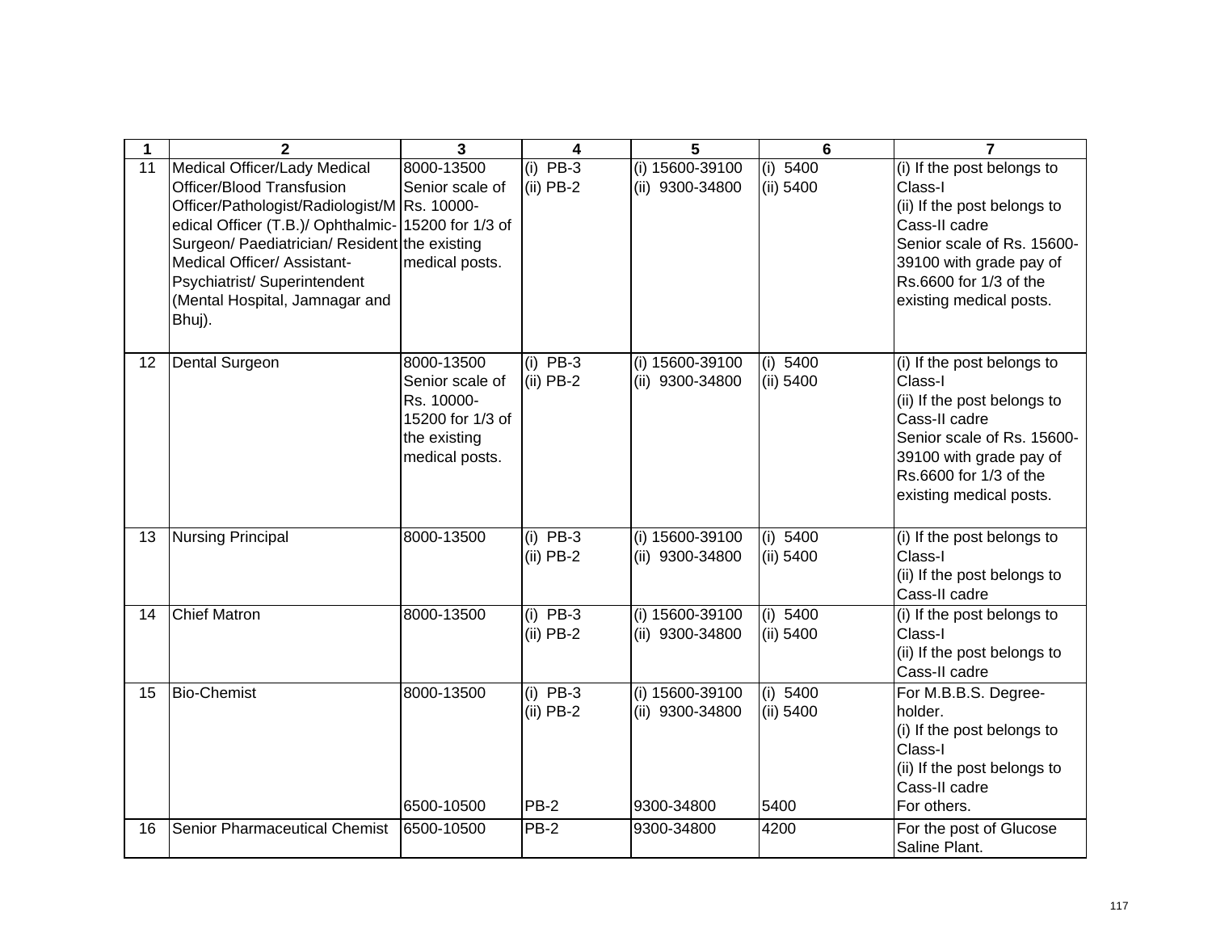| 1 | 2 | 3 | 4 | 5 | 6 | 7 |
|---|---|---|---|---|---|---|
| 11 | Medical Officer/Lady Medical Officer/Blood Transfusion Officer/Pathologist/Radiologist/Medical Officer (T.B.)/ Ophthalmic-Surgeon/ Paediatrician/ Resident Medical Officer/ Assistant-Psychiatrist/ Superintendent (Mental Hospital, Jamnagar and Bhuj). | 8000-13500 Senior scale of Rs. 10000-15200 for 1/3 of the existing medical posts. | (i) PB-3<br>(ii) PB-2 | (i) 15600-39100<br>(ii) 9300-34800 | (i) 5400<br>(ii) 5400 | (i) If the post belongs to Class-I<br>(ii) If the post belongs to Cass-II cadre<br>Senior scale of Rs. 15600-39100 with grade pay of Rs.6600 for 1/3 of the existing medical posts. |
| 12 | Dental Surgeon | 8000-13500 Senior scale of Rs. 10000-15200 for 1/3 of the existing medical posts. | (i) PB-3<br>(ii) PB-2 | (i) 15600-39100<br>(ii) 9300-34800 | (i) 5400<br>(ii) 5400 | (i) If the post belongs to Class-I<br>(ii) If the post belongs to Cass-II cadre<br>Senior scale of Rs. 15600-39100 with grade pay of Rs.6600 for 1/3 of the existing medical posts. |
| 13 | Nursing Principal | 8000-13500 | (i) PB-3<br>(ii) PB-2 | (i) 15600-39100<br>(ii) 9300-34800 | (i) 5400<br>(ii) 5400 | (i) If the post belongs to Class-I<br>(ii) If the post belongs to Cass-II cadre |
| 14 | Chief Matron | 8000-13500 | (i) PB-3<br>(ii) PB-2 | (i) 15600-39100<br>(ii) 9300-34800 | (i) 5400<br>(ii) 5400 | (i) If the post belongs to Class-I<br>(ii) If the post belongs to Cass-II cadre |
| 15 | Bio-Chemist | 8000-13500<br><br>6500-10500 | (i) PB-3<br>(ii) PB-2<br><br>PB-2 | (i) 15600-39100<br>(ii) 9300-34800<br><br>9300-34800 | (i) 5400<br>(ii) 5400<br><br>5400 | For M.B.B.S. Degree-holder.<br>(i) If the post belongs to Class-I<br>(ii) If the post belongs to Cass-II cadre<br>For others. |
| 16 | Senior Pharmaceutical Chemist | 6500-10500 | PB-2 | 9300-34800 | 4200 | For the post of Glucose Saline Plant. |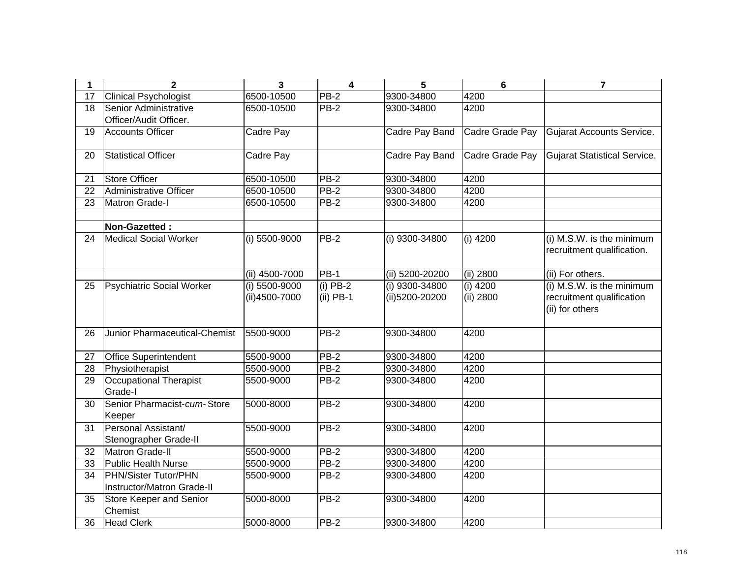| 1 | 2 | 3 | 4 | 5 | 6 | 7 |
|---|---|---|---|---|---|---|
| 17 | Clinical Psychologist | 6500-10500 | PB-2 | 9300-34800 | 4200 | |
| 18 | Senior Administrative Officer/Audit Officer. | 6500-10500 | PB-2 | 9300-34800 | 4200 | |
| 19 | Accounts Officer | Cadre Pay | | Cadre Pay Band | Cadre Grade Pay | Gujarat Accounts Service. |
| 20 | Statistical Officer | Cadre Pay | | Cadre Pay Band | Cadre Grade Pay | Gujarat Statistical Service. |
| 21 | Store Officer | 6500-10500 | PB-2 | 9300-34800 | 4200 | |
| 22 | Administrative Officer | 6500-10500 | PB-2 | 9300-34800 | 4200 | |
| 23 | Matron Grade-I | 6500-10500 | PB-2 | 9300-34800 | 4200 | |
| | | | | | | |
| | **Non-Gazetted :** | | | | | |
| 24 | Medical Social Worker | (i) 5500-9000 | PB-2 | (i) 9300-34800 | (i) 4200 | (i) M.S.W. is the minimum recruitment qualification. |
| | | (ii) 4500-7000 | PB-1 | (ii) 5200-20200 | (ii) 2800 | (ii) For others. |
| 25 | Psychiatric Social Worker | (i) 5500-9000 (ii)4500-7000 | (i) PB-2 (ii) PB-1 | (i) 9300-34800 (ii)5200-20200 | (i) 4200 (ii) 2800 | (i) M.S.W. is the minimum recruitment qualification (ii) for others |
| 26 | Junior Pharmaceutical-Chemist | 5500-9000 | PB-2 | 9300-34800 | 4200 | |
| 27 | Office Superintendent | 5500-9000 | PB-2 | 9300-34800 | 4200 | |
| 28 | Physiotherapist | 5500-9000 | PB-2 | 9300-34800 | 4200 | |
| 29 | Occupational Therapist Grade-I | 5500-9000 | PB-2 | 9300-34800 | 4200 | |
| 30 | Senior Pharmacist-*cum*- Store Keeper | 5000-8000 | PB-2 | 9300-34800 | 4200 | |
| 31 | Personal Assistant/ Stenographer Grade-II | 5500-9000 | PB-2 | 9300-34800 | 4200 | |
| 32 | Matron Grade-II | 5500-9000 | PB-2 | 9300-34800 | 4200 | |
| 33 | Public Health Nurse | 5500-9000 | PB-2 | 9300-34800 | 4200 | |
| 34 | PHN/Sister Tutor/PHN Instructor/Matron Grade-II | 5500-9000 | PB-2 | 9300-34800 | 4200 | |
| 35 | Store Keeper and Senior Chemist | 5000-8000 | PB-2 | 9300-34800 | 4200 | |
| 36 | Head Clerk | 5000-8000 | PB-2 | 9300-34800 | 4200 | |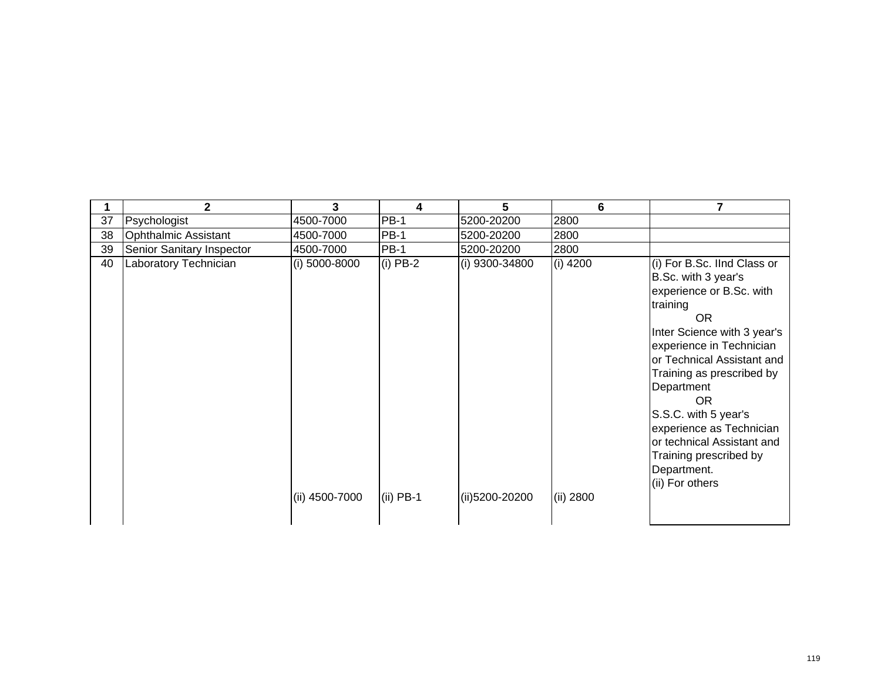| 1 | 2 | 3 | 4 | 5 | 6 | 7 |
|---|---|---|---|---|---|---|
| 37 | Psychologist | 4500-7000 | PB-1 | 5200-20200 | 2800 | |
| 38 | Ophthalmic Assistant | 4500-7000 | PB-1 | 5200-20200 | 2800 | |
| 39 | Senior Sanitary Inspector | 4500-7000 | PB-1 | 5200-20200 | 2800 | |
| 40 | Laboratory Technician | (i) 5000-8000 | (i) PB-2 | (i) 9300-34800 | (i) 4200 | (i) For B.Sc. IInd Class or B.Sc. with 3 year's experience or B.Sc. with training OR Inter Science with 3 year's experience in Technician or Technical Assistant and Training as prescribed by Department OR S.S.C. with 5 year's experience as Technician or technical Assistant and Training prescribed by Department. |
| | | (ii) 4500-7000 | (ii) PB-1 | (ii)5200-20200 | (ii) 2800 | (ii) For others |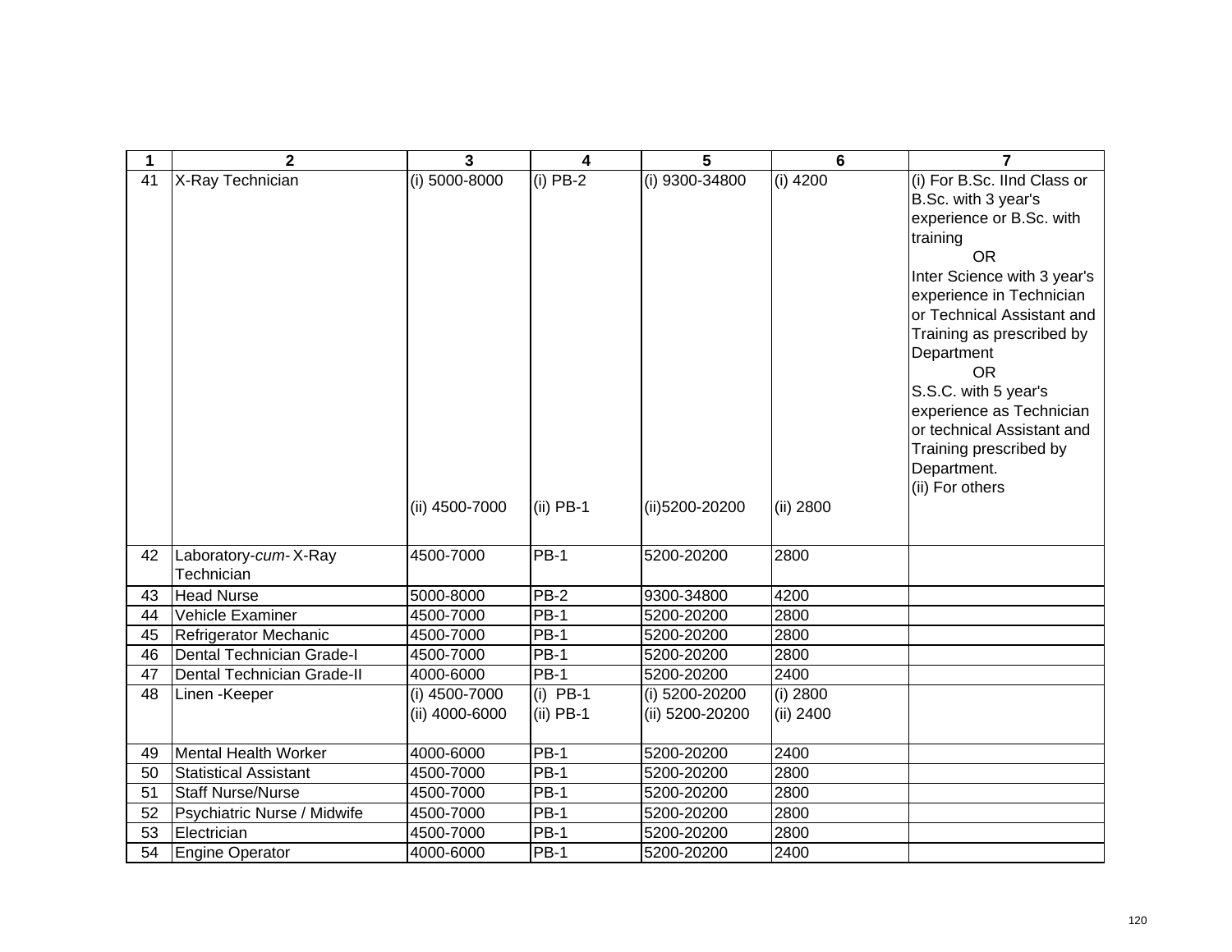| 1 | 2 | 3 | 4 | 5 | 6 | 7 |
|---|---|---|---|---|---|---|
| 41 | X-Ray Technician | (i) 5000-8000<br><br>(ii) 4500-7000 | (i) PB-2<br><br>(ii) PB-1 | (i) 9300-34800<br><br>(ii)5200-20200 | (i) 4200<br><br>(ii) 2800 | (i) For B.Sc. IInd Class or B.Sc. with 3 year's experience or B.Sc. with training<br>OR<br>Inter Science with 3 year's experience in Technician or Technical Assistant and Training as prescribed by Department<br>OR<br>S.S.C. with 5 year's experience as Technician or technical Assistant and Training prescribed by Department.<br>(ii) For others |
| 42 | Laboratory-*cum*- X-Ray Technician | 4500-7000 | PB-1 | 5200-20200 | 2800 | |
| 43 | Head Nurse | 5000-8000 | PB-2 | 9300-34800 | 4200 | |
| 44 | Vehicle Examiner | 4500-7000 | PB-1 | 5200-20200 | 2800 | |
| 45 | Refrigerator Mechanic | 4500-7000 | PB-1 | 5200-20200 | 2800 | |
| 46 | Dental Technician Grade-I | 4500-7000 | PB-1 | 5200-20200 | 2800 | |
| 47 | Dental Technician Grade-II | 4000-6000 | PB-1 | 5200-20200 | 2400 | |
| 48 | Linen -Keeper | (i) 4500-7000<br>(ii) 4000-6000 | (i) PB-1<br>(ii) PB-1 | (i) 5200-20200<br>(ii) 5200-20200 | (i) 2800<br>(ii) 2400 | |
| 49 | Mental Health Worker | 4000-6000 | PB-1 | 5200-20200 | 2400 | |
| 50 | Statistical Assistant | 4500-7000 | PB-1 | 5200-20200 | 2800 | |
| 51 | Staff Nurse/Nurse | 4500-7000 | PB-1 | 5200-20200 | 2800 | |
| 52 | Psychiatric Nurse / Midwife | 4500-7000 | PB-1 | 5200-20200 | 2800 | |
| 53 | Electrician | 4500-7000 | PB-1 | 5200-20200 | 2800 | |
| 54 | Engine Operator | 4000-6000 | PB-1 | 5200-20200 | 2400 | |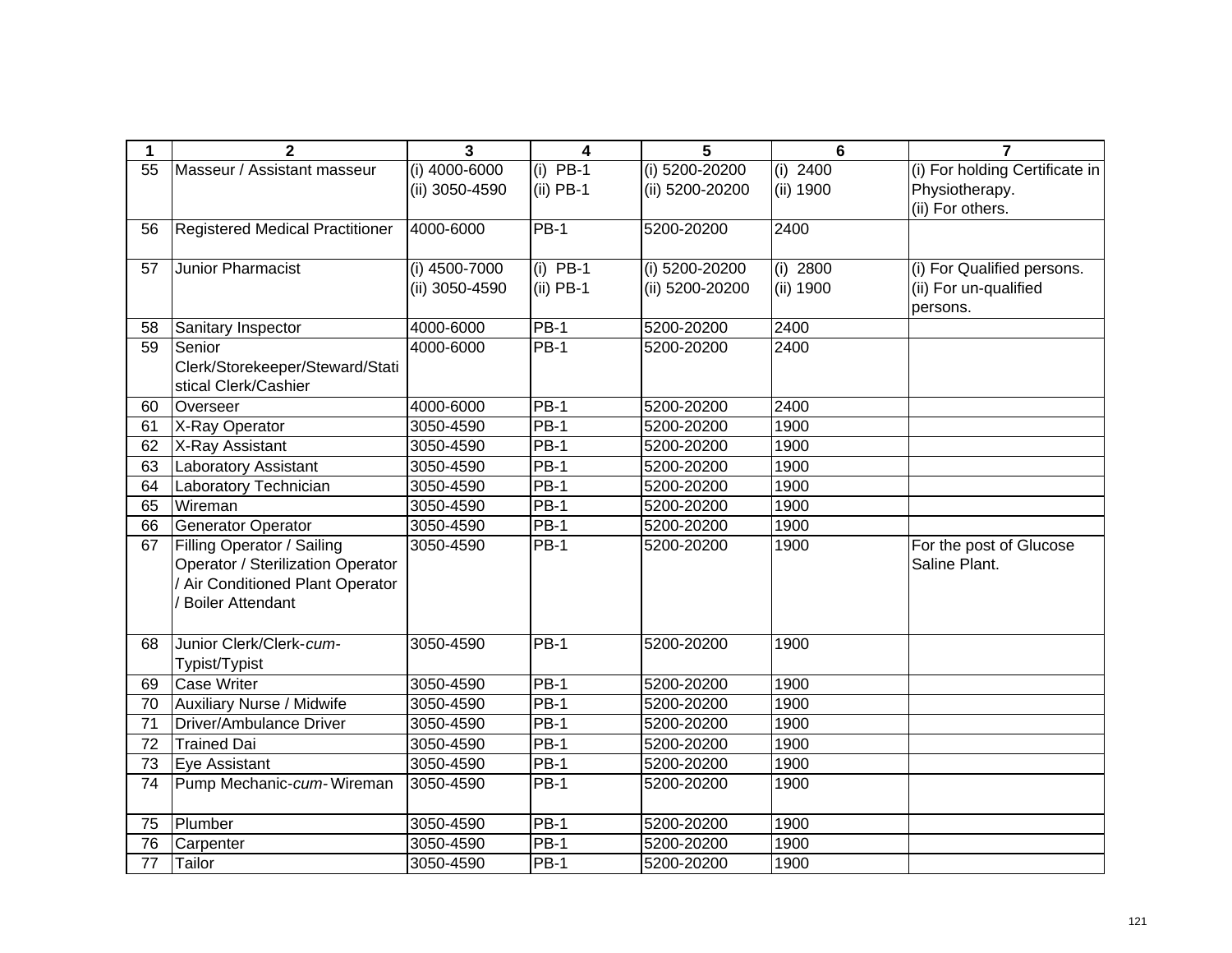| 1 | 2 | 3 | 4 | 5 | 6 | 7 |
|---|---|---|---|---|---|---|
| 55 | Masseur / Assistant masseur | (i) 4000-6000<br>(ii) 3050-4590 | (i) PB-1<br>(ii) PB-1 | (i) 5200-20200<br>(ii) 5200-20200 | (i) 2400<br>(ii) 1900 | (i) For holding Certificate in Physiotherapy.<br>(ii) For others. |
| 56 | Registered Medical Practitioner | 4000-6000 | PB-1 | 5200-20200 | 2400 | |
| 57 | Junior Pharmacist | (i) 4500-7000<br>(ii) 3050-4590 | (i) PB-1<br>(ii) PB-1 | (i) 5200-20200<br>(ii) 5200-20200 | (i) 2800<br>(ii) 1900 | (i) For Qualified persons.<br>(ii) For un-qualified persons. |
| 58 | Sanitary Inspector | 4000-6000 | PB-1 | 5200-20200 | 2400 | |
| 59 | Senior Clerk/Storekeeper/Steward/Statistical Clerk/Cashier | 4000-6000 | PB-1 | 5200-20200 | 2400 | |
| 60 | Overseer | 4000-6000 | PB-1 | 5200-20200 | 2400 | |
| 61 | X-Ray Operator | 3050-4590 | PB-1 | 5200-20200 | 1900 | |
| 62 | X-Ray Assistant | 3050-4590 | PB-1 | 5200-20200 | 1900 | |
| 63 | Laboratory Assistant | 3050-4590 | PB-1 | 5200-20200 | 1900 | |
| 64 | Laboratory Technician | 3050-4590 | PB-1 | 5200-20200 | 1900 | |
| 65 | Wireman | 3050-4590 | PB-1 | 5200-20200 | 1900 | |
| 66 | Generator Operator | 3050-4590 | PB-1 | 5200-20200 | 1900 | |
| 67 | Filling Operator / Sailing Operator / Sterilization Operator / Air Conditioned Plant Operator / Boiler Attendant | 3050-4590 | PB-1 | 5200-20200 | 1900 | For the post of Glucose Saline Plant. |
| 68 | Junior Clerk/Clerk-*cum*-Typist/Typist | 3050-4590 | PB-1 | 5200-20200 | 1900 | |
| 69 | Case Writer | 3050-4590 | PB-1 | 5200-20200 | 1900 | |
| 70 | Auxiliary Nurse / Midwife | 3050-4590 | PB-1 | 5200-20200 | 1900 | |
| 71 | Driver/Ambulance Driver | 3050-4590 | PB-1 | 5200-20200 | 1900 | |
| 72 | Trained Dai | 3050-4590 | PB-1 | 5200-20200 | 1900 | |
| 73 | Eye Assistant | 3050-4590 | PB-1 | 5200-20200 | 1900 | |
| 74 | Pump Mechanic-*cum*- Wireman | 3050-4590 | PB-1 | 5200-20200 | 1900 | |
| 75 | Plumber | 3050-4590 | PB-1 | 5200-20200 | 1900 | |
| 76 | Carpenter | 3050-4590 | PB-1 | 5200-20200 | 1900 | |
| 77 | Tailor | 3050-4590 | PB-1 | 5200-20200 | 1900 | |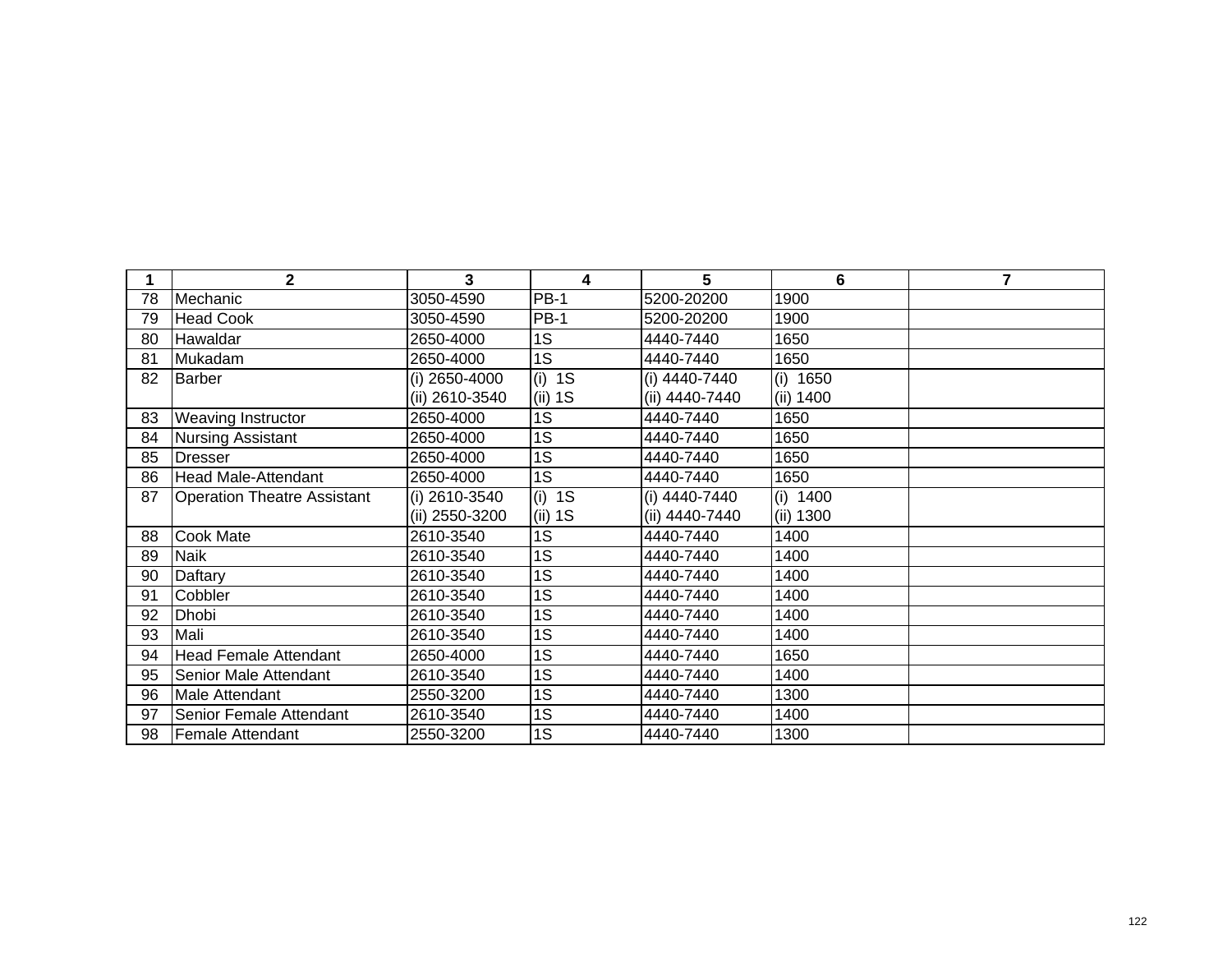| 1 | 2 | 3 | 4 | 5 | 6 | 7 |
|---|---|---|---|---|---|---|
| 78 | Mechanic | 3050-4590 | PB-1 | 5200-20200 | 1900 | |
| 79 | Head Cook | 3050-4590 | PB-1 | 5200-20200 | 1900 | |
| 80 | Hawaldar | 2650-4000 | 1S | 4440-7440 | 1650 | |
| 81 | Mukadam | 2650-4000 | 1S | 4440-7440 | 1650 | |
| 82 | Barber | (i) 2650-4000<br>(ii) 2610-3540 | (i) 1S<br>(ii) 1S | (i) 4440-7440<br>(ii) 4440-7440 | (i) 1650<br>(ii) 1400 | |
| 83 | Weaving Instructor | 2650-4000 | 1S | 4440-7440 | 1650 | |
| 84 | Nursing Assistant | 2650-4000 | 1S | 4440-7440 | 1650 | |
| 85 | Dresser | 2650-4000 | 1S | 4440-7440 | 1650 | |
| 86 | Head Male-Attendant | 2650-4000 | 1S | 4440-7440 | 1650 | |
| 87 | Operation Theatre Assistant | (i) 2610-3540<br>(ii) 2550-3200 | (i) 1S<br>(ii) 1S | (i) 4440-7440<br>(ii) 4440-7440 | (i) 1400<br>(ii) 1300 | |
| 88 | Cook Mate | 2610-3540 | 1S | 4440-7440 | 1400 | |
| 89 | Naik | 2610-3540 | 1S | 4440-7440 | 1400 | |
| 90 | Daftary | 2610-3540 | 1S | 4440-7440 | 1400 | |
| 91 | Cobbler | 2610-3540 | 1S | 4440-7440 | 1400 | |
| 92 | Dhobi | 2610-3540 | 1S | 4440-7440 | 1400 | |
| 93 | Mali | 2610-3540 | 1S | 4440-7440 | 1400 | |
| 94 | Head Female Attendant | 2650-4000 | 1S | 4440-7440 | 1650 | |
| 95 | Senior Male Attendant | 2610-3540 | 1S | 4440-7440 | 1400 | |
| 96 | Male Attendant | 2550-3200 | 1S | 4440-7440 | 1300 | |
| 97 | Senior Female Attendant | 2610-3540 | 1S | 4440-7440 | 1400 | |
| 98 | Female Attendant | 2550-3200 | 1S | 4440-7440 | 1300 | |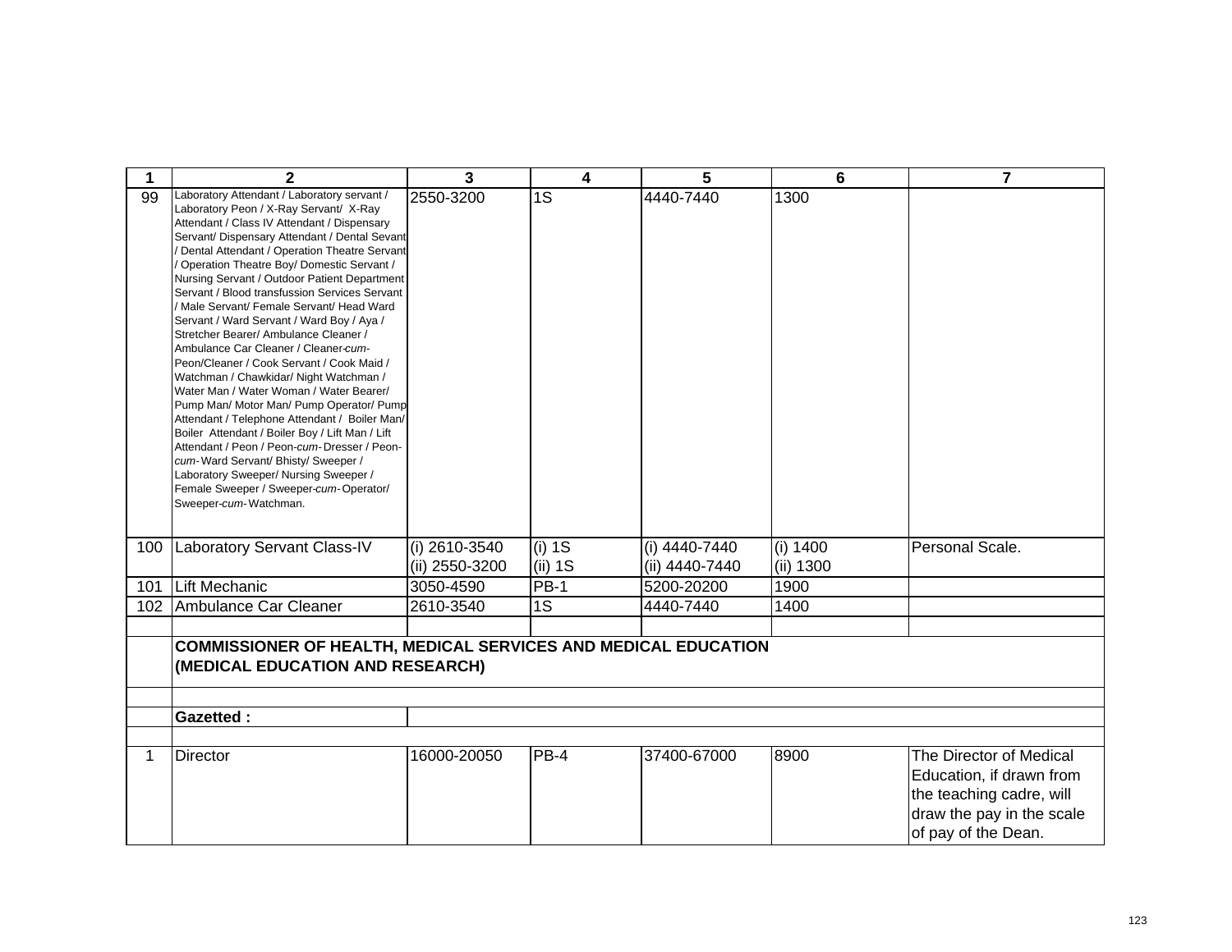| 1 | 2 | 3 | 4 | 5 | 6 | 7 |
|---|---|---|---|---|---|---|
| 99 | Laboratory Attendant / Laboratory servant / Laboratory Peon / X-Ray Servant/ X-Ray Attendant / Class IV Attendant / Dispensary Servant/ Dispensary Attendant / Dental Sevant / Dental Attendant / Operation Theatre Servant / Operation Theatre Boy/ Domestic Servant / Nursing Servant / Outdoor Patient Department Servant / Blood transfussion Services Servant / Male Servant/ Female Servant/ Head Ward Servant / Ward Servant / Ward Boy / Aya / Stretcher Bearer/ Ambulance Cleaner / Ambulance Car Cleaner / Cleaner-*cum*-Peon/Cleaner / Cook Servant / Cook Maid / Watchman / Chawkidar/ Night Watchman / Water Man / Water Woman / Water Bearer/ Pump Man/ Motor Man/ Pump Operator/ Pump Attendant / Telephone Attendant / Boiler Man/ Boiler Attendant / Boiler Boy / Lift Man / Lift Attendant / Peon / Peon-*cum*-Dresser / Peon-*cum*-Ward Servant/ Bhisty/ Sweeper / Laboratory Sweeper/ Nursing Sweeper / Female Sweeper / Sweeper-*cum*-Operator/ Sweeper-*cum*-Watchman. | 2550-3200 | 1S | 4440-7440 | 1300 | |
| 100 | Laboratory Servant Class-IV | (i) 2610-3540<br>(ii) 2550-3200 | (i) 1S<br>(ii) 1S | (i) 4440-7440<br>(ii) 4440-7440 | (i) 1400<br>(ii) 1300 | Personal Scale. |
| 101 | Lift Mechanic | 3050-4590 | PB-1 | 5200-20200 | 1900 | |
| 102 | Ambulance Car Cleaner | 2610-3540 | 1S | 4440-7440 | 1400 | |
| | | | | | | |
| | **COMMISSIONER OF HEALTH, MEDICAL SERVICES AND MEDICAL EDUCATION (MEDICAL EDUCATION AND RESEARCH)** | | | | | |
| | | | | | | |
| | **Gazetted :** | | | | | |
| | | | | | | |
| 1 | Director | 16000-20050 | PB-4 | 37400-67000 | 8900 | The Director of Medical Education, if drawn from the teaching cadre, will draw the pay in the scale of pay of the Dean. |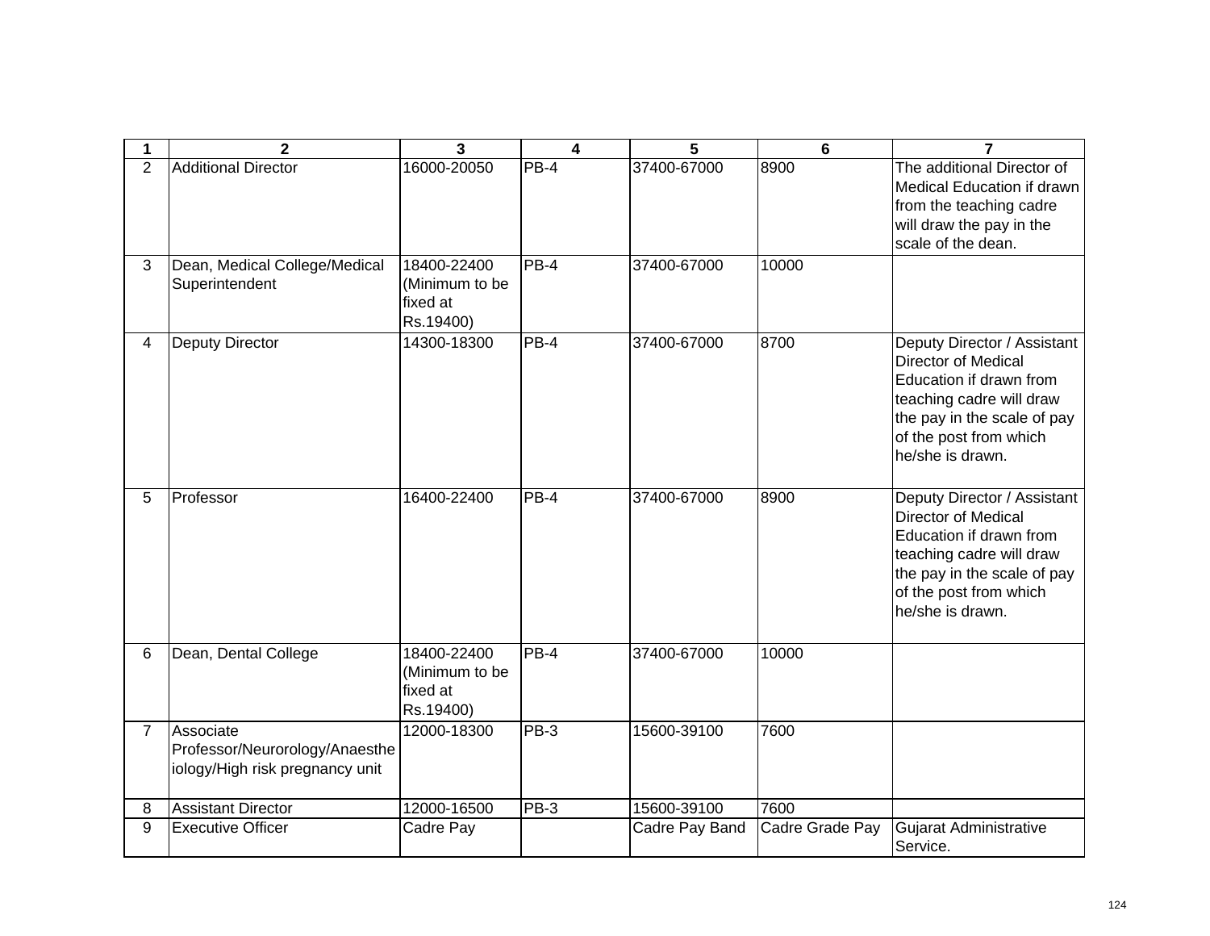| 1 | 2 | 3 | 4 | 5 | 6 | 7 |
|---|---|---|---|---|---|---|
| 2 | Additional Director | 16000-20050 | PB-4 | 37400-67000 | 8900 | The additional Director of Medical Education if drawn from the teaching cadre will draw the pay in the scale of the dean. |
| 3 | Dean, Medical College/Medical Superintendent | 18400-22400 (Minimum to be fixed at Rs.19400) | PB-4 | 37400-67000 | 10000 | |
| 4 | Deputy Director | 14300-18300 | PB-4 | 37400-67000 | 8700 | Deputy Director / Assistant Director of Medical Education if drawn from teaching cadre will draw the pay in the scale of pay of the post from which he/she is drawn. |
| 5 | Professor | 16400-22400 | PB-4 | 37400-67000 | 8900 | Deputy Director / Assistant Director of Medical Education if drawn from teaching cadre will draw the pay in the scale of pay of the post from which he/she is drawn. |
| 6 | Dean, Dental College | 18400-22400 (Minimum to be fixed at Rs.19400) | PB-4 | 37400-67000 | 10000 | |
| 7 | Associate Professor/Neurorology/Anaesthe iology/High risk pregnancy unit | 12000-18300 | PB-3 | 15600-39100 | 7600 | |
| 8 | Assistant Director | 12000-16500 | PB-3 | 15600-39100 | 7600 | |
| 9 | Executive Officer | Cadre Pay | | Cadre Pay Band | Cadre Grade Pay | Gujarat Administrative Service. |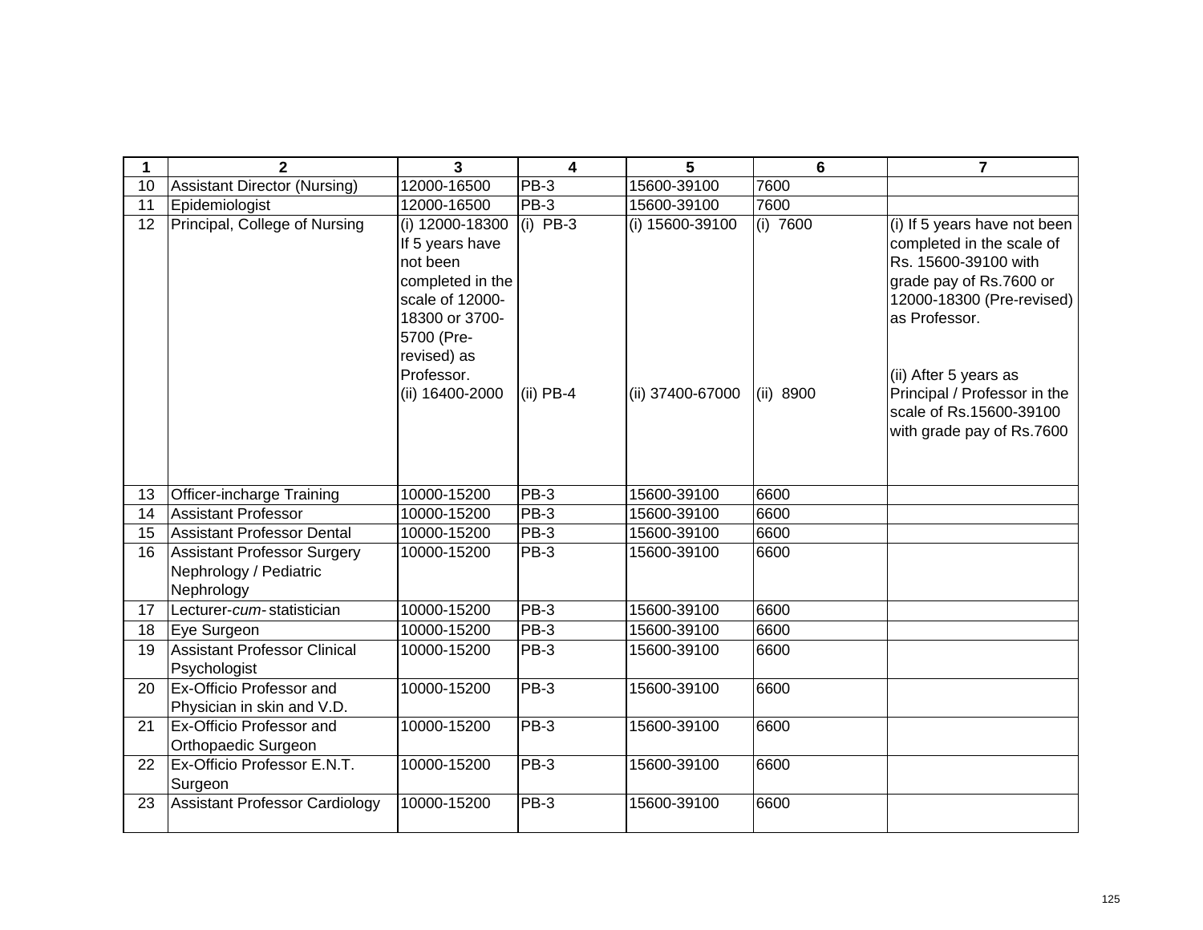| 1 | 2 | 3 | 4 | 5 | 6 | 7 |
|---|---|---|---|---|---|---|
| 10 | Assistant Director (Nursing) | 12000-16500 | PB-3 | 15600-39100 | 7600 | |
| 11 | Epidemiologist | 12000-16500 | PB-3 | 15600-39100 | 7600 | |
| 12 | Principal, College of Nursing | (i) 12000-18300 If 5 years have not been completed in the scale of 12000-18300 or 3700-5700 (Pre-revised) as Professor.<br>(ii) 16400-2000 | (i) PB-3<br>(ii) PB-4 | (i) 15600-39100<br>(ii) 37400-67000 | (i) 7600<br>(ii) 8900 | (i) If 5 years have not been completed in the scale of Rs. 15600-39100 with grade pay of Rs.7600 or 12000-18300 (Pre-revised) as Professor.<br>(ii) After 5 years as Principal / Professor in the scale of Rs.15600-39100 with grade pay of Rs.7600 |
| 13 | Officer-incharge Training | 10000-15200 | PB-3 | 15600-39100 | 6600 | |
| 14 | Assistant Professor | 10000-15200 | PB-3 | 15600-39100 | 6600 | |
| 15 | Assistant Professor Dental | 10000-15200 | PB-3 | 15600-39100 | 6600 | |
| 16 | Assistant Professor Surgery Nephrology / Pediatric Nephrology | 10000-15200 | PB-3 | 15600-39100 | 6600 | |
| 17 | Lecturer-*cum*- statistician | 10000-15200 | PB-3 | 15600-39100 | 6600 | |
| 18 | Eye Surgeon | 10000-15200 | PB-3 | 15600-39100 | 6600 | |
| 19 | Assistant Professor Clinical Psychologist | 10000-15200 | PB-3 | 15600-39100 | 6600 | |
| 20 | Ex-Officio Professor and Physician in skin and V.D. | 10000-15200 | PB-3 | 15600-39100 | 6600 | |
| 21 | Ex-Officio Professor and Orthopaedic Surgeon | 10000-15200 | PB-3 | 15600-39100 | 6600 | |
| 22 | Ex-Officio Professor E.N.T. Surgeon | 10000-15200 | PB-3 | 15600-39100 | 6600 | |
| 23 | Assistant Professor Cardiology | 10000-15200 | PB-3 | 15600-39100 | 6600 | |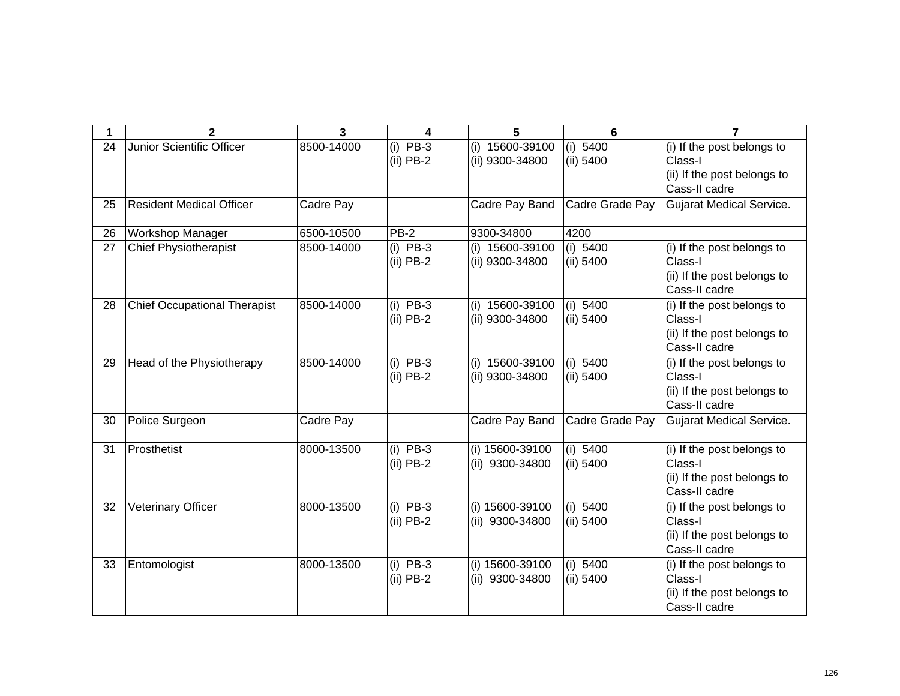| 1 | 2 | 3 | 4 | 5 | 6 | 7 |
|---|---|---|---|---|---|---|
| 24 | Junior Scientific Officer | 8500-14000 | (i) PB-3<br>(ii) PB-2 | (i) 15600-39100<br>(ii) 9300-34800 | (i) 5400<br>(ii) 5400 | (i) If the post belongs to Class-I<br>(ii) If the post belongs to Cass-II cadre |
| 25 | Resident Medical Officer | Cadre Pay | | Cadre Pay Band | Cadre Grade Pay | Gujarat Medical Service. |
| 26 | Workshop Manager | 6500-10500 | PB-2 | 9300-34800 | 4200 | |
| 27 | Chief Physiotherapist | 8500-14000 | (i) PB-3<br>(ii) PB-2 | (i) 15600-39100<br>(ii) 9300-34800 | (i) 5400<br>(ii) 5400 | (i) If the post belongs to Class-I<br>(ii) If the post belongs to Cass-II cadre |
| 28 | Chief Occupational Therapist | 8500-14000 | (i) PB-3<br>(ii) PB-2 | (i) 15600-39100<br>(ii) 9300-34800 | (i) 5400<br>(ii) 5400 | (i) If the post belongs to Class-I<br>(ii) If the post belongs to Cass-II cadre |
| 29 | Head of the Physiotherapy | 8500-14000 | (i) PB-3<br>(ii) PB-2 | (i) 15600-39100<br>(ii) 9300-34800 | (i) 5400<br>(ii) 5400 | (i) If the post belongs to Class-I<br>(ii) If the post belongs to Cass-II cadre |
| 30 | Police Surgeon | Cadre Pay | | Cadre Pay Band | Cadre Grade Pay | Gujarat Medical Service. |
| 31 | Prosthetist | 8000-13500 | (i) PB-3<br>(ii) PB-2 | (i) 15600-39100<br>(ii) 9300-34800 | (i) 5400<br>(ii) 5400 | (i) If the post belongs to Class-I<br>(ii) If the post belongs to Cass-II cadre |
| 32 | Veterinary Officer | 8000-13500 | (i) PB-3<br>(ii) PB-2 | (i) 15600-39100<br>(ii) 9300-34800 | (i) 5400<br>(ii) 5400 | (i) If the post belongs to Class-I<br>(ii) If the post belongs to Cass-II cadre |
| 33 | Entomologist | 8000-13500 | (i) PB-3<br>(ii) PB-2 | (i) 15600-39100<br>(ii) 9300-34800 | (i) 5400<br>(ii) 5400 | (i) If the post belongs to Class-I<br>(ii) If the post belongs to Cass-II cadre |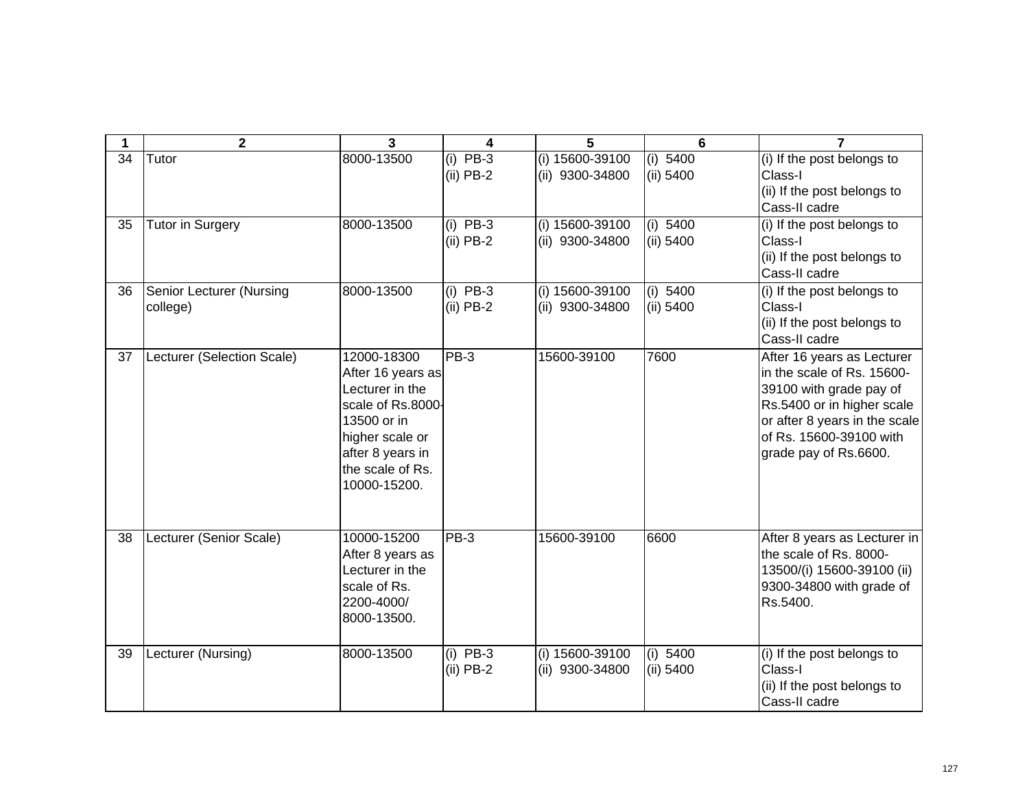| 1 | 2 | 3 | 4 | 5 | 6 | 7 |
|---|---|---|---|---|---|---|
| 34 | Tutor | 8000-13500 | (i) PB-3<br>(ii) PB-2 | (i) 15600-39100<br>(ii) 9300-34800 | (i) 5400<br>(ii) 5400 | (i) If the post belongs to Class-I<br>(ii) If the post belongs to Cass-II cadre |
| 35 | Tutor in Surgery | 8000-13500 | (i) PB-3<br>(ii) PB-2 | (i) 15600-39100<br>(ii) 9300-34800 | (i) 5400<br>(ii) 5400 | (i) If the post belongs to Class-I<br>(ii) If the post belongs to Cass-II cadre |
| 36 | Senior Lecturer (Nursing college) | 8000-13500 | (i) PB-3<br>(ii) PB-2 | (i) 15600-39100<br>(ii) 9300-34800 | (i) 5400<br>(ii) 5400 | (i) If the post belongs to Class-I<br>(ii) If the post belongs to Cass-II cadre |
| 37 | Lecturer (Selection Scale) | 12000-18300 After 16 years as Lecturer in the scale of Rs.8000-13500 or in higher scale or after 8 years in the scale of Rs. 10000-15200. | PB-3 | 15600-39100 | 7600 | After 16 years as Lecturer in the scale of Rs. 15600-39100 with grade pay of Rs.5400 or in higher scale or after 8 years in the scale of Rs. 15600-39100 with grade pay of Rs.6600. |
| 38 | Lecturer (Senior Scale) | 10000-15200 After 8 years as Lecturer in the scale of Rs. 2200-4000/ 8000-13500. | PB-3 | 15600-39100 | 6600 | After 8 years as Lecturer in the scale of Rs. 8000-13500/(i) 15600-39100 (ii) 9300-34800 with grade of Rs.5400. |
| 39 | Lecturer (Nursing) | 8000-13500 | (i) PB-3<br>(ii) PB-2 | (i) 15600-39100<br>(ii) 9300-34800 | (i) 5400<br>(ii) 5400 | (i) If the post belongs to Class-I<br>(ii) If the post belongs to Cass-II cadre |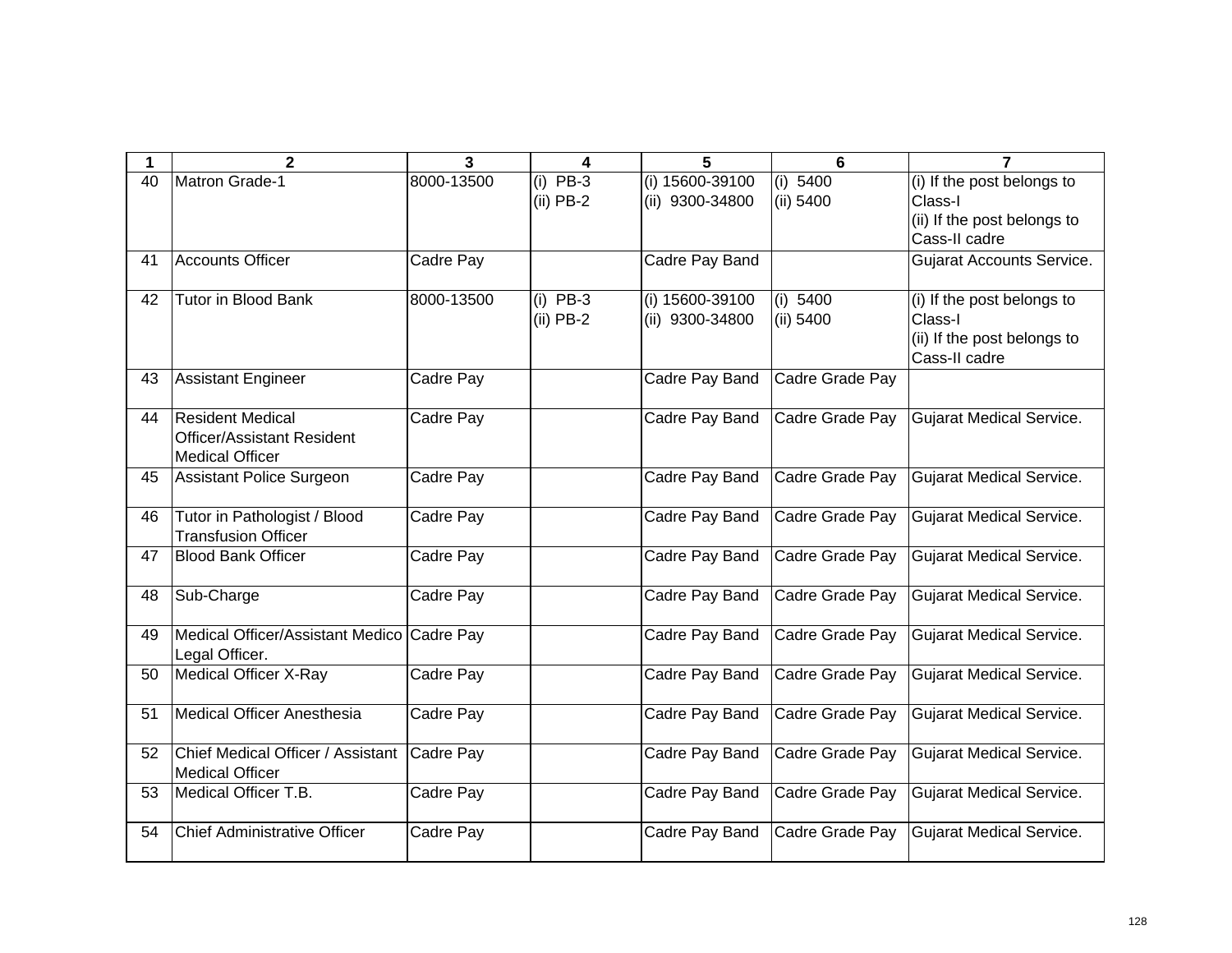| 1 | 2 | 3 | 4 | 5 | 6 | 7 |
|---|---|---|---|---|---|---|
| 40 | Matron Grade-1 | 8000-13500 | (i) PB-3<br>(ii) PB-2 | (i) 15600-39100<br>(ii) 9300-34800 | (i) 5400<br>(ii) 5400 | (i) If the post belongs to Class-I<br>(ii) If the post belongs to Cass-II cadre |
| 41 | Accounts Officer | Cadre Pay | | Cadre Pay Band | | Gujarat Accounts Service. |
| 42 | Tutor in Blood Bank | 8000-13500 | (i) PB-3<br>(ii) PB-2 | (i) 15600-39100<br>(ii) 9300-34800 | (i) 5400<br>(ii) 5400 | (i) If the post belongs to Class-I<br>(ii) If the post belongs to Cass-II cadre |
| 43 | Assistant Engineer | Cadre Pay | | Cadre Pay Band | Cadre Grade Pay | |
| 44 | Resident Medical Officer/Assistant Resident Medical Officer | Cadre Pay | | Cadre Pay Band | Cadre Grade Pay | Gujarat Medical Service. |
| 45 | Assistant Police Surgeon | Cadre Pay | | Cadre Pay Band | Cadre Grade Pay | Gujarat Medical Service. |
| 46 | Tutor in Pathologist / Blood Transfusion Officer | Cadre Pay | | Cadre Pay Band | Cadre Grade Pay | Gujarat Medical Service. |
| 47 | Blood Bank Officer | Cadre Pay | | Cadre Pay Band | Cadre Grade Pay | Gujarat Medical Service. |
| 48 | Sub-Charge | Cadre Pay | | Cadre Pay Band | Cadre Grade Pay | Gujarat Medical Service. |
| 49 | Medical Officer/Assistant Medico Legal Officer. | Cadre Pay | | Cadre Pay Band | Cadre Grade Pay | Gujarat Medical Service. |
| 50 | Medical Officer X-Ray | Cadre Pay | | Cadre Pay Band | Cadre Grade Pay | Gujarat Medical Service. |
| 51 | Medical Officer Anesthesia | Cadre Pay | | Cadre Pay Band | Cadre Grade Pay | Gujarat Medical Service. |
| 52 | Chief Medical Officer / Assistant Medical Officer | Cadre Pay | | Cadre Pay Band | Cadre Grade Pay | Gujarat Medical Service. |
| 53 | Medical Officer T.B. | Cadre Pay | | Cadre Pay Band | Cadre Grade Pay | Gujarat Medical Service. |
| 54 | Chief Administrative Officer | Cadre Pay | | Cadre Pay Band | Cadre Grade Pay | Gujarat Medical Service. |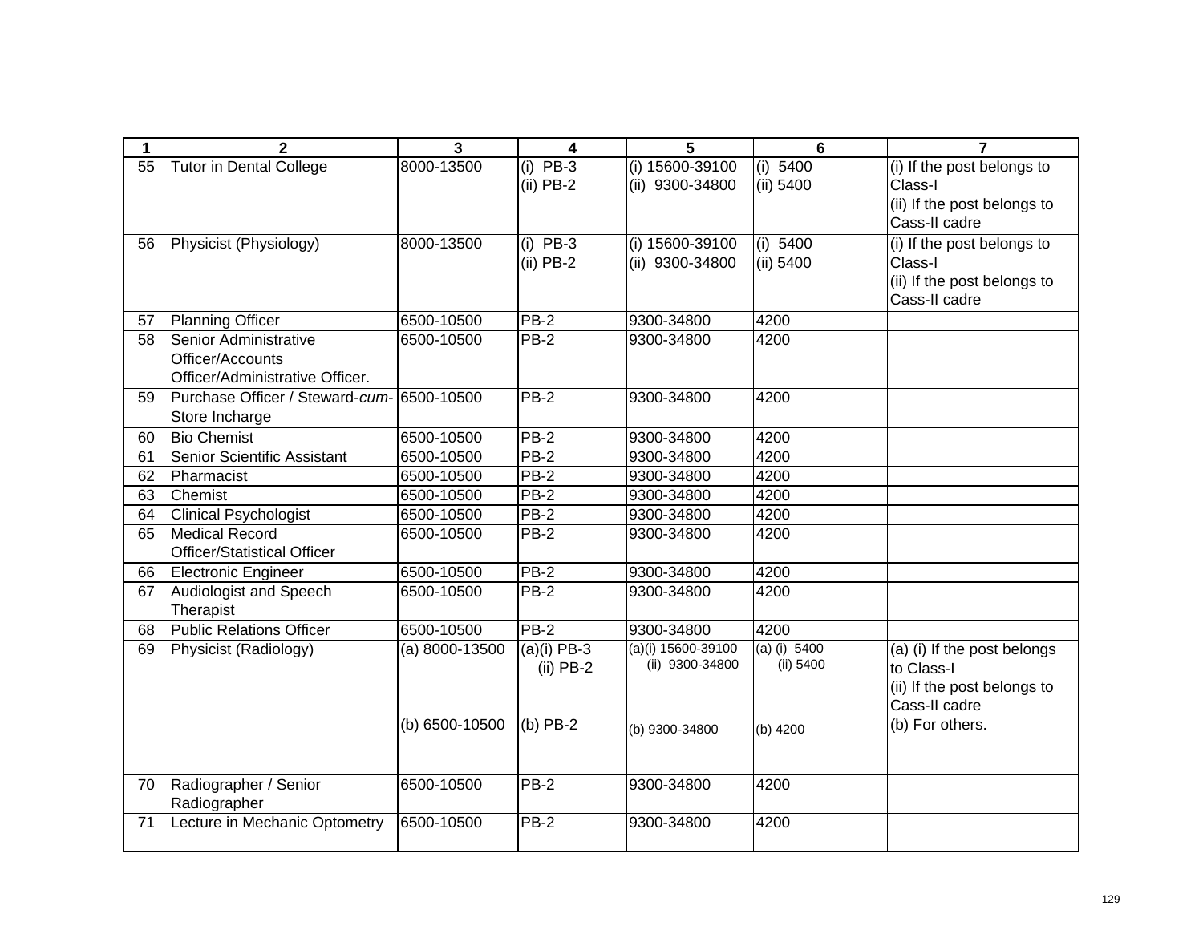| 1 | 2 | 3 | 4 | 5 | 6 | 7 |
|---|---|---|---|---|---|---|
| 55 | Tutor in Dental College | 8000-13500 | (i) PB-3<br>(ii) PB-2 | (i) 15600-39100<br>(ii) 9300-34800 | (i) 5400<br>(ii) 5400 | (i) If the post belongs to Class-I<br>(ii) If the post belongs to Cass-II cadre |
| 56 | Physicist (Physiology) | 8000-13500 | (i) PB-3<br>(ii) PB-2 | (i) 15600-39100<br>(ii) 9300-34800 | (i) 5400<br>(ii) 5400 | (i) If the post belongs to Class-I<br>(ii) If the post belongs to Cass-II cadre |
| 57 | Planning Officer | 6500-10500 | PB-2 | 9300-34800 | 4200 | |
| 58 | Senior Administrative Officer/Accounts Officer/Administrative Officer. | 6500-10500 | PB-2 | 9300-34800 | 4200 | |
| 59 | Purchase Officer / Steward-*cum*-Store Incharge | 6500-10500 | PB-2 | 9300-34800 | 4200 | |
| 60 | Bio Chemist | 6500-10500 | PB-2 | 9300-34800 | 4200 | |
| 61 | Senior Scientific Assistant | 6500-10500 | PB-2 | 9300-34800 | 4200 | |
| 62 | Pharmacist | 6500-10500 | PB-2 | 9300-34800 | 4200 | |
| 63 | Chemist | 6500-10500 | PB-2 | 9300-34800 | 4200 | |
| 64 | Clinical Psychologist | 6500-10500 | PB-2 | 9300-34800 | 4200 | |
| 65 | Medical Record Officer/Statistical Officer | 6500-10500 | PB-2 | 9300-34800 | 4200 | |
| 66 | Electronic Engineer | 6500-10500 | PB-2 | 9300-34800 | 4200 | |
| 67 | Audiologist and Speech Therapist | 6500-10500 | PB-2 | 9300-34800 | 4200 | |
| 68 | Public Relations Officer | 6500-10500 | PB-2 | 9300-34800 | 4200 | |
| 69 | Physicist (Radiology) | (a) 8000-13500<br><br>(b) 6500-10500 | (a)(i) PB-3<br>(ii) PB-2<br><br>(b) PB-2 | (a)(i) 15600-39100<br>(ii) 9300-34800<br><br>(b) 9300-34800 | (a) (i) 5400<br>(ii) 5400<br><br>(b) 4200 | (a) (i) If the post belongs to Class-I<br>(ii) If the post belongs to Cass-II cadre<br>(b) For others. |
| 70 | Radiographer / Senior Radiographer | 6500-10500 | PB-2 | 9300-34800 | 4200 | |
| 71 | Lecture in Mechanic Optometry | 6500-10500 | PB-2 | 9300-34800 | 4200 | |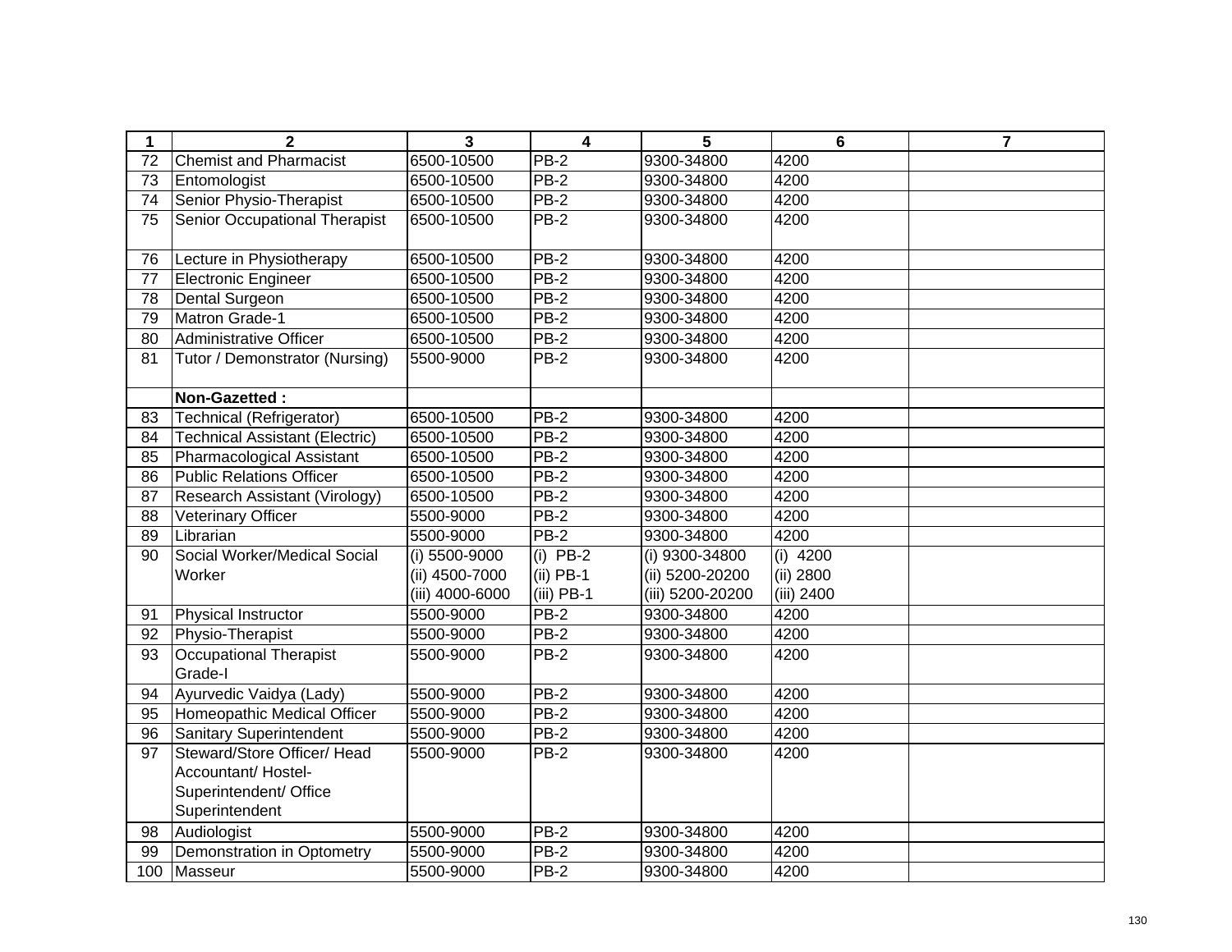| 1 | 2 | 3 | 4 | 5 | 6 | 7 |
|---|---|---|---|---|---|---|
| 72 | Chemist and Pharmacist | 6500-10500 | PB-2 | 9300-34800 | 4200 | |
| 73 | Entomologist | 6500-10500 | PB-2 | 9300-34800 | 4200 | |
| 74 | Senior Physio-Therapist | 6500-10500 | PB-2 | 9300-34800 | 4200 | |
| 75 | Senior Occupational Therapist | 6500-10500 | PB-2 | 9300-34800 | 4200 | |
| 76 | Lecture in Physiotherapy | 6500-10500 | PB-2 | 9300-34800 | 4200 | |
| 77 | Electronic Engineer | 6500-10500 | PB-2 | 9300-34800 | 4200 | |
| 78 | Dental Surgeon | 6500-10500 | PB-2 | 9300-34800 | 4200 | |
| 79 | Matron Grade-1 | 6500-10500 | PB-2 | 9300-34800 | 4200 | |
| 80 | Administrative Officer | 6500-10500 | PB-2 | 9300-34800 | 4200 | |
| 81 | Tutor / Demonstrator (Nursing) | 5500-9000 | PB-2 | 9300-34800 | 4200 | |
| | **Non-Gazetted :** | | | | | |
| 83 | Technical (Refrigerator) | 6500-10500 | PB-2 | 9300-34800 | 4200 | |
| 84 | Technical Assistant (Electric) | 6500-10500 | PB-2 | 9300-34800 | 4200 | |
| 85 | Pharmacological Assistant | 6500-10500 | PB-2 | 9300-34800 | 4200 | |
| 86 | Public Relations Officer | 6500-10500 | PB-2 | 9300-34800 | 4200 | |
| 87 | Research Assistant (Virology) | 6500-10500 | PB-2 | 9300-34800 | 4200 | |
| 88 | Veterinary Officer | 5500-9000 | PB-2 | 9300-34800 | 4200 | |
| 89 | Librarian | 5500-9000 | PB-2 | 9300-34800 | 4200 | |
| 90 | Social Worker/Medical Social Worker | (i) 5500-9000<br>(ii) 4500-7000<br>(iii) 4000-6000 | (i) PB-2<br>(ii) PB-1<br>(iii) PB-1 | (i) 9300-34800<br>(ii) 5200-20200<br>(iii) 5200-20200 | (i) 4200<br>(ii) 2800<br>(iii) 2400 | |
| 91 | Physical Instructor | 5500-9000 | PB-2 | 9300-34800 | 4200 | |
| 92 | Physio-Therapist | 5500-9000 | PB-2 | 9300-34800 | 4200 | |
| 93 | Occupational Therapist Grade-I | 5500-9000 | PB-2 | 9300-34800 | 4200 | |
| 94 | Ayurvedic Vaidya (Lady) | 5500-9000 | PB-2 | 9300-34800 | 4200 | |
| 95 | Homeopathic Medical Officer | 5500-9000 | PB-2 | 9300-34800 | 4200 | |
| 96 | Sanitary Superintendent | 5500-9000 | PB-2 | 9300-34800 | 4200 | |
| 97 | Steward/Store Officer/ Head Accountant/ Hostel-Superintendent/ Office Superintendent | 5500-9000 | PB-2 | 9300-34800 | 4200 | |
| 98 | Audiologist | 5500-9000 | PB-2 | 9300-34800 | 4200 | |
| 99 | Demonstration in Optometry | 5500-9000 | PB-2 | 9300-34800 | 4200 | |
| 100 | Masseur | 5500-9000 | PB-2 | 9300-34800 | 4200 | |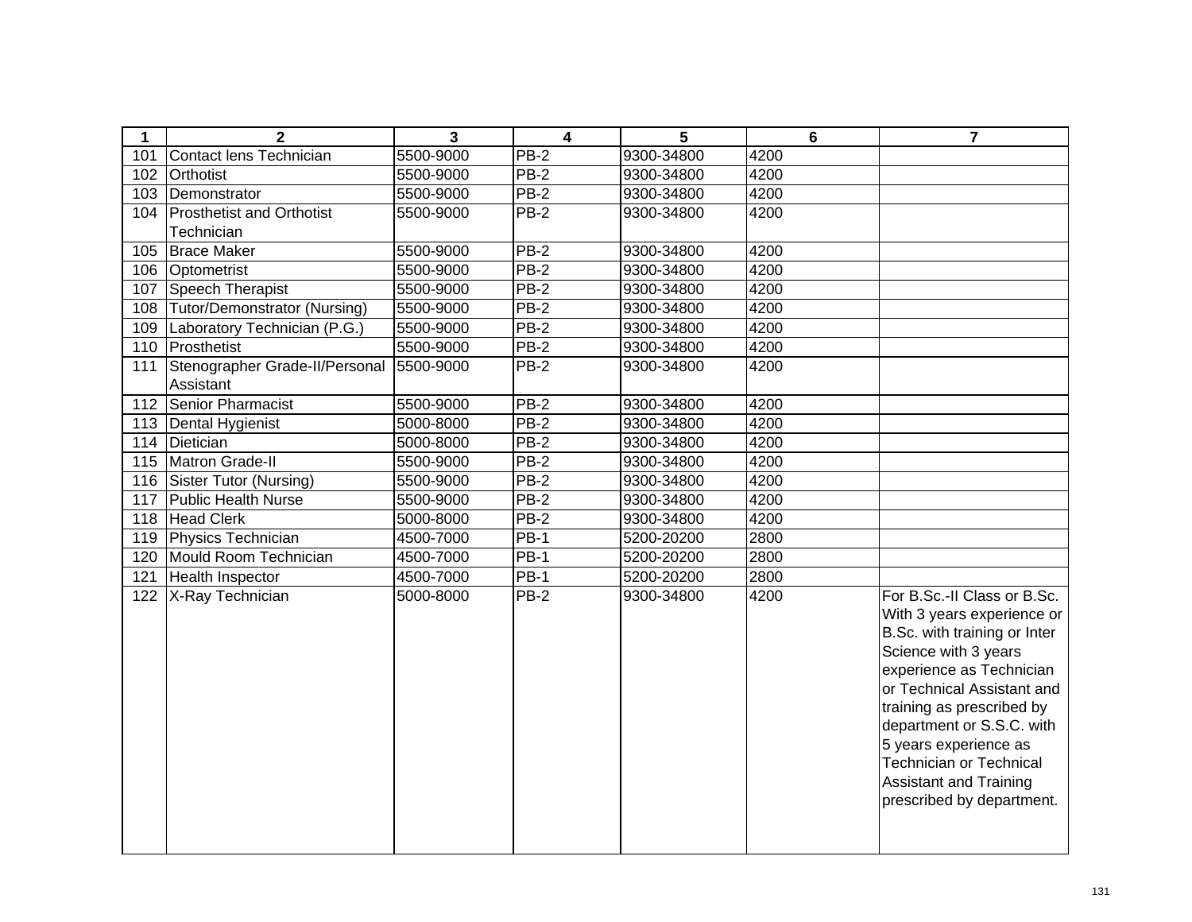| 1 | 2 | 3 | 4 | 5 | 6 | 7 |
|---|---|---|---|---|---|---|
| 101 | Contact lens Technician | 5500-9000 | PB-2 | 9300-34800 | 4200 | |
| 102 | Orthotist | 5500-9000 | PB-2 | 9300-34800 | 4200 | |
| 103 | Demonstrator | 5500-9000 | PB-2 | 9300-34800 | 4200 | |
| 104 | Prosthetist and Orthotist Technician | 5500-9000 | PB-2 | 9300-34800 | 4200 | |
| 105 | Brace Maker | 5500-9000 | PB-2 | 9300-34800 | 4200 | |
| 106 | Optometrist | 5500-9000 | PB-2 | 9300-34800 | 4200 | |
| 107 | Speech Therapist | 5500-9000 | PB-2 | 9300-34800 | 4200 | |
| 108 | Tutor/Demonstrator (Nursing) | 5500-9000 | PB-2 | 9300-34800 | 4200 | |
| 109 | Laboratory Technician (P.G.) | 5500-9000 | PB-2 | 9300-34800 | 4200 | |
| 110 | Prosthetist | 5500-9000 | PB-2 | 9300-34800 | 4200 | |
| 111 | Stenographer Grade-II/Personal Assistant | 5500-9000 | PB-2 | 9300-34800 | 4200 | |
| 112 | Senior Pharmacist | 5500-9000 | PB-2 | 9300-34800 | 4200 | |
| 113 | Dental Hygienist | 5000-8000 | PB-2 | 9300-34800 | 4200 | |
| 114 | Dietician | 5000-8000 | PB-2 | 9300-34800 | 4200 | |
| 115 | Matron Grade-II | 5500-9000 | PB-2 | 9300-34800 | 4200 | |
| 116 | Sister Tutor (Nursing) | 5500-9000 | PB-2 | 9300-34800 | 4200 | |
| 117 | Public Health Nurse | 5500-9000 | PB-2 | 9300-34800 | 4200 | |
| 118 | Head Clerk | 5000-8000 | PB-2 | 9300-34800 | 4200 | |
| 119 | Physics Technician | 4500-7000 | PB-1 | 5200-20200 | 2800 | |
| 120 | Mould Room Technician | 4500-7000 | PB-1 | 5200-20200 | 2800 | |
| 121 | Health Inspector | 4500-7000 | PB-1 | 5200-20200 | 2800 | |
| 122 | X-Ray Technician | 5000-8000 | PB-2 | 9300-34800 | 4200 | For B.Sc.-II Class or B.Sc. With 3 years experience or B.Sc. with training or Inter Science with 3 years experience as Technician or Technical Assistant and training as prescribed by department or S.S.C. with 5 years experience as Technician or Technical Assistant and Training prescribed by department. |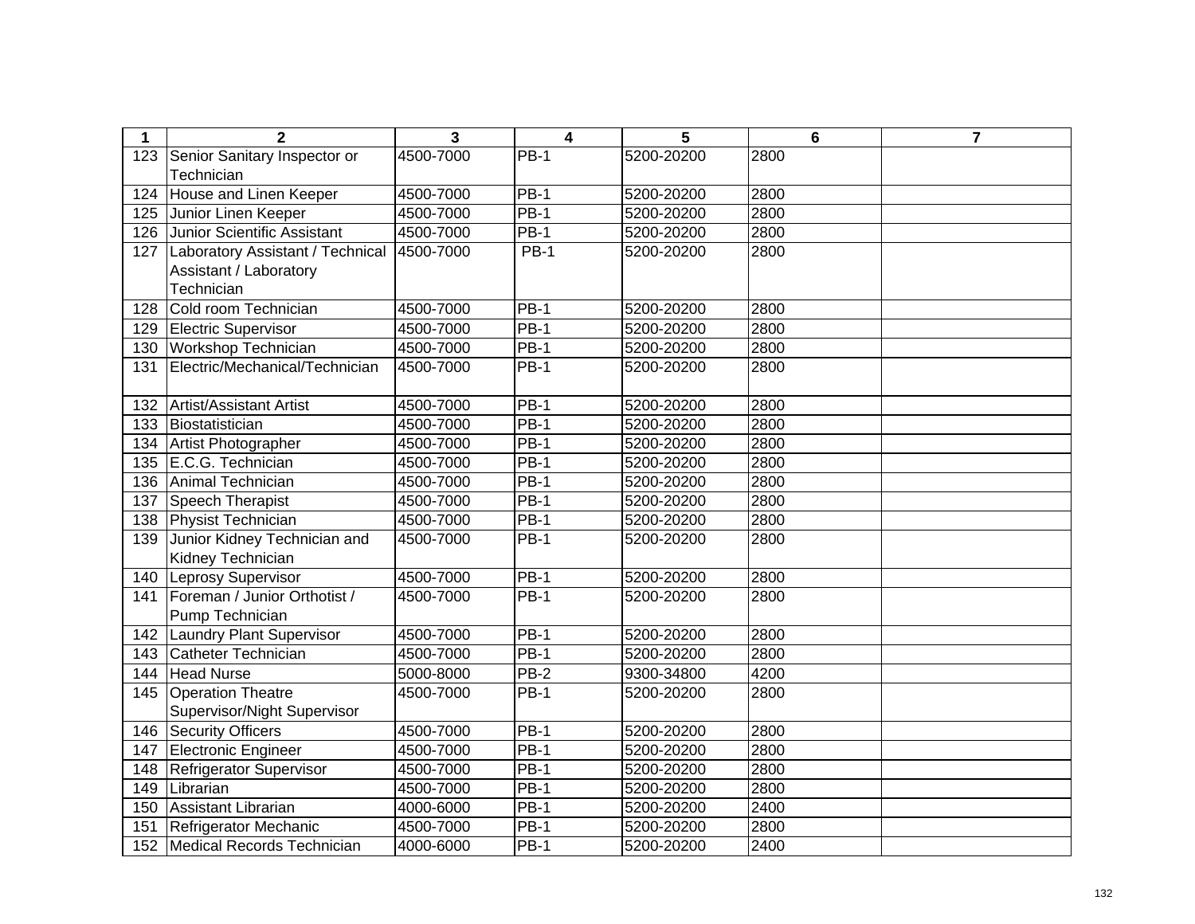| 1 | 2 | 3 | 4 | 5 | 6 | 7 |
|---|---|---|---|---|---|---|
| 123 | Senior Sanitary Inspector or Technician | 4500-7000 | PB-1 | 5200-20200 | 2800 | |
| 124 | House and Linen Keeper | 4500-7000 | PB-1 | 5200-20200 | 2800 | |
| 125 | Junior Linen Keeper | 4500-7000 | PB-1 | 5200-20200 | 2800 | |
| 126 | Junior Scientific Assistant | 4500-7000 | PB-1 | 5200-20200 | 2800 | |
| 127 | Laboratory Assistant / Technical Assistant / Laboratory Technician | 4500-7000 | PB-1 | 5200-20200 | 2800 | |
| 128 | Cold room Technician | 4500-7000 | PB-1 | 5200-20200 | 2800 | |
| 129 | Electric Supervisor | 4500-7000 | PB-1 | 5200-20200 | 2800 | |
| 130 | Workshop Technician | 4500-7000 | PB-1 | 5200-20200 | 2800 | |
| 131 | Electric/Mechanical/Technician | 4500-7000 | PB-1 | 5200-20200 | 2800 | |
| 132 | Artist/Assistant Artist | 4500-7000 | PB-1 | 5200-20200 | 2800 | |
| 133 | Biostatistician | 4500-7000 | PB-1 | 5200-20200 | 2800 | |
| 134 | Artist Photographer | 4500-7000 | PB-1 | 5200-20200 | 2800 | |
| 135 | E.C.G. Technician | 4500-7000 | PB-1 | 5200-20200 | 2800 | |
| 136 | Animal Technician | 4500-7000 | PB-1 | 5200-20200 | 2800 | |
| 137 | Speech Therapist | 4500-7000 | PB-1 | 5200-20200 | 2800 | |
| 138 | Physist Technician | 4500-7000 | PB-1 | 5200-20200 | 2800 | |
| 139 | Junior Kidney Technician and Kidney Technician | 4500-7000 | PB-1 | 5200-20200 | 2800 | |
| 140 | Leprosy Supervisor | 4500-7000 | PB-1 | 5200-20200 | 2800 | |
| 141 | Foreman / Junior Orthotist / Pump Technician | 4500-7000 | PB-1 | 5200-20200 | 2800 | |
| 142 | Laundry Plant Supervisor | 4500-7000 | PB-1 | 5200-20200 | 2800 | |
| 143 | Catheter Technician | 4500-7000 | PB-1 | 5200-20200 | 2800 | |
| 144 | Head Nurse | 5000-8000 | PB-2 | 9300-34800 | 4200 | |
| 145 | Operation Theatre Supervisor/Night Supervisor | 4500-7000 | PB-1 | 5200-20200 | 2800 | |
| 146 | Security Officers | 4500-7000 | PB-1 | 5200-20200 | 2800 | |
| 147 | Electronic Engineer | 4500-7000 | PB-1 | 5200-20200 | 2800 | |
| 148 | Refrigerator Supervisor | 4500-7000 | PB-1 | 5200-20200 | 2800 | |
| 149 | Librarian | 4500-7000 | PB-1 | 5200-20200 | 2800 | |
| 150 | Assistant Librarian | 4000-6000 | PB-1 | 5200-20200 | 2400 | |
| 151 | Refrigerator Mechanic | 4500-7000 | PB-1 | 5200-20200 | 2800 | |
| 152 | Medical Records Technician | 4000-6000 | PB-1 | 5200-20200 | 2400 | |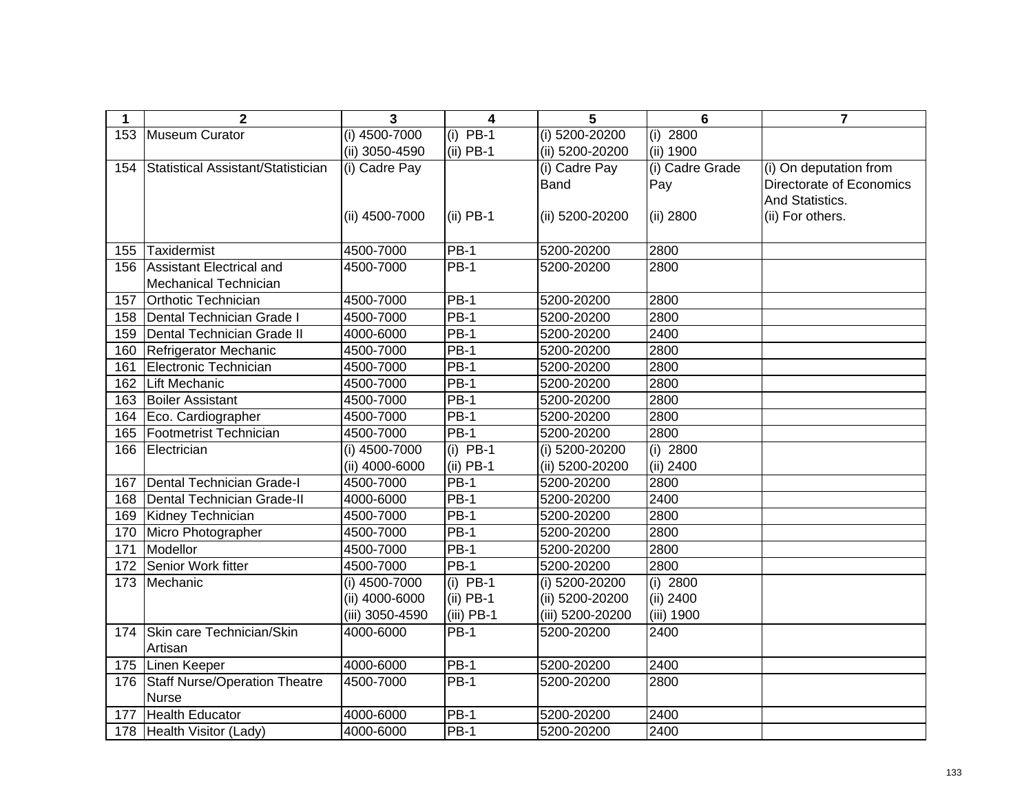| 1 | 2 | 3 | 4 | 5 | 6 | 7 |
|---|---|---|---|---|---|---|
| 153 | Museum Curator | (i) 4500-7000<br>(ii) 3050-4590 | (i) PB-1<br>(ii) PB-1 | (i) 5200-20200<br>(ii) 5200-20200 | (i) 2800<br>(ii) 1900 | |
| 154 | Statistical Assistant/Statistician | (i) Cadre Pay<br><br>(ii) 4500-7000 | <br><br>(ii) PB-1 | (i) Cadre Pay Band<br><br>(ii) 5200-20200 | (i) Cadre Grade Pay<br><br>(ii) 2800 | (i) On deputation from Directorate of Economics And Statistics.<br>(ii) For others. |
| 155 | Taxidermist | 4500-7000 | PB-1 | 5200-20200 | 2800 | |
| 156 | Assistant Electrical and Mechanical Technician | 4500-7000 | PB-1 | 5200-20200 | 2800 | |
| 157 | Orthotic Technician | 4500-7000 | PB-1 | 5200-20200 | 2800 | |
| 158 | Dental Technician Grade I | 4500-7000 | PB-1 | 5200-20200 | 2800 | |
| 159 | Dental Technician Grade II | 4000-6000 | PB-1 | 5200-20200 | 2400 | |
| 160 | Refrigerator Mechanic | 4500-7000 | PB-1 | 5200-20200 | 2800 | |
| 161 | Electronic Technician | 4500-7000 | PB-1 | 5200-20200 | 2800 | |
| 162 | Lift Mechanic | 4500-7000 | PB-1 | 5200-20200 | 2800 | |
| 163 | Boiler Assistant | 4500-7000 | PB-1 | 5200-20200 | 2800 | |
| 164 | Eco. Cardiographer | 4500-7000 | PB-1 | 5200-20200 | 2800 | |
| 165 | Footmetrist Technician | 4500-7000 | PB-1 | 5200-20200 | 2800 | |
| 166 | Electrician | (i) 4500-7000<br>(ii) 4000-6000 | (i) PB-1<br>(ii) PB-1 | (i) 5200-20200<br>(ii) 5200-20200 | (i) 2800<br>(ii) 2400 | |
| 167 | Dental Technician Grade-I | 4500-7000 | PB-1 | 5200-20200 | 2800 | |
| 168 | Dental Technician Grade-II | 4000-6000 | PB-1 | 5200-20200 | 2400 | |
| 169 | Kidney Technician | 4500-7000 | PB-1 | 5200-20200 | 2800 | |
| 170 | Micro Photographer | 4500-7000 | PB-1 | 5200-20200 | 2800 | |
| 171 | Modellor | 4500-7000 | PB-1 | 5200-20200 | 2800 | |
| 172 | Senior Work fitter | 4500-7000 | PB-1 | 5200-20200 | 2800 | |
| 173 | Mechanic | (i) 4500-7000<br>(ii) 4000-6000<br>(iii) 3050-4590 | (i) PB-1<br>(ii) PB-1<br>(iii) PB-1 | (i) 5200-20200<br>(ii) 5200-20200<br>(iii) 5200-20200 | (i) 2800<br>(ii) 2400<br>(iii) 1900 | |
| 174 | Skin care Technician/Skin Artisan | 4000-6000 | PB-1 | 5200-20200 | 2400 | |
| 175 | Linen Keeper | 4000-6000 | PB-1 | 5200-20200 | 2400 | |
| 176 | Staff Nurse/Operation Theatre Nurse | 4500-7000 | PB-1 | 5200-20200 | 2800 | |
| 177 | Health Educator | 4000-6000 | PB-1 | 5200-20200 | 2400 | |
| 178 | Health Visitor (Lady) | 4000-6000 | PB-1 | 5200-20200 | 2400 | |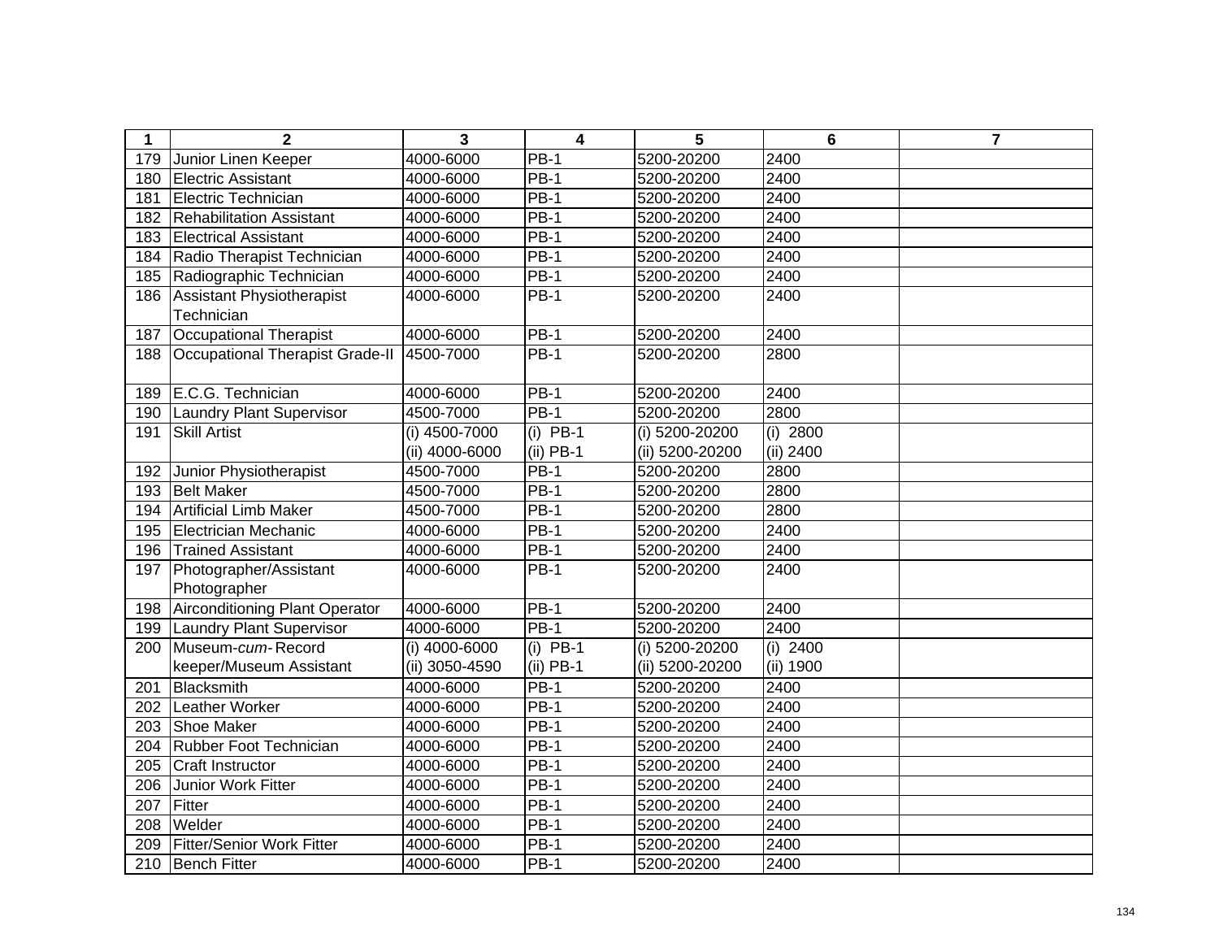| 1 | 2 | 3 | 4 | 5 | 6 | 7 |
|---|---|---|---|---|---|---|
| 179 | Junior Linen Keeper | 4000-6000 | PB-1 | 5200-20200 | 2400 | |
| 180 | Electric Assistant | 4000-6000 | PB-1 | 5200-20200 | 2400 | |
| 181 | Electric Technician | 4000-6000 | PB-1 | 5200-20200 | 2400 | |
| 182 | Rehabilitation Assistant | 4000-6000 | PB-1 | 5200-20200 | 2400 | |
| 183 | Electrical Assistant | 4000-6000 | PB-1 | 5200-20200 | 2400 | |
| 184 | Radio Therapist Technician | 4000-6000 | PB-1 | 5200-20200 | 2400 | |
| 185 | Radiographic Technician | 4000-6000 | PB-1 | 5200-20200 | 2400 | |
| 186 | Assistant Physiotherapist Technician | 4000-6000 | PB-1 | 5200-20200 | 2400 | |
| 187 | Occupational Therapist | 4000-6000 | PB-1 | 5200-20200 | 2400 | |
| 188 | Occupational Therapist Grade-II | 4500-7000 | PB-1 | 5200-20200 | 2800 | |
| 189 | E.C.G. Technician | 4000-6000 | PB-1 | 5200-20200 | 2400 | |
| 190 | Laundry Plant Supervisor | 4500-7000 | PB-1 | 5200-20200 | 2800 | |
| 191 | Skill Artist | (i) 4500-7000<br>(ii) 4000-6000 | (i) PB-1<br>(ii) PB-1 | (i) 5200-20200<br>(ii) 5200-20200 | (i) 2800<br>(ii) 2400 | |
| 192 | Junior Physiotherapist | 4500-7000 | PB-1 | 5200-20200 | 2800 | |
| 193 | Belt Maker | 4500-7000 | PB-1 | 5200-20200 | 2800 | |
| 194 | Artificial Limb Maker | 4500-7000 | PB-1 | 5200-20200 | 2800 | |
| 195 | Electrician Mechanic | 4000-6000 | PB-1 | 5200-20200 | 2400 | |
| 196 | Trained Assistant | 4000-6000 | PB-1 | 5200-20200 | 2400 | |
| 197 | Photographer/Assistant Photographer | 4000-6000 | PB-1 | 5200-20200 | 2400 | |
| 198 | Airconditioning Plant Operator | 4000-6000 | PB-1 | 5200-20200 | 2400 | |
| 199 | Laundry Plant Supervisor | 4000-6000 | PB-1 | 5200-20200 | 2400 | |
| 200 | Museum-*cum*-Record keeper/Museum Assistant | (i) 4000-6000<br>(ii) 3050-4590 | (i) PB-1<br>(ii) PB-1 | (i) 5200-20200<br>(ii) 5200-20200 | (i) 2400<br>(ii) 1900 | |
| 201 | Blacksmith | 4000-6000 | PB-1 | 5200-20200 | 2400 | |
| 202 | Leather Worker | 4000-6000 | PB-1 | 5200-20200 | 2400 | |
| 203 | Shoe Maker | 4000-6000 | PB-1 | 5200-20200 | 2400 | |
| 204 | Rubber Foot Technician | 4000-6000 | PB-1 | 5200-20200 | 2400 | |
| 205 | Craft Instructor | 4000-6000 | PB-1 | 5200-20200 | 2400 | |
| 206 | Junior Work Fitter | 4000-6000 | PB-1 | 5200-20200 | 2400 | |
| 207 | Fitter | 4000-6000 | PB-1 | 5200-20200 | 2400 | |
| 208 | Welder | 4000-6000 | PB-1 | 5200-20200 | 2400 | |
| 209 | Fitter/Senior Work Fitter | 4000-6000 | PB-1 | 5200-20200 | 2400 | |
| 210 | Bench Fitter | 4000-6000 | PB-1 | 5200-20200 | 2400 | |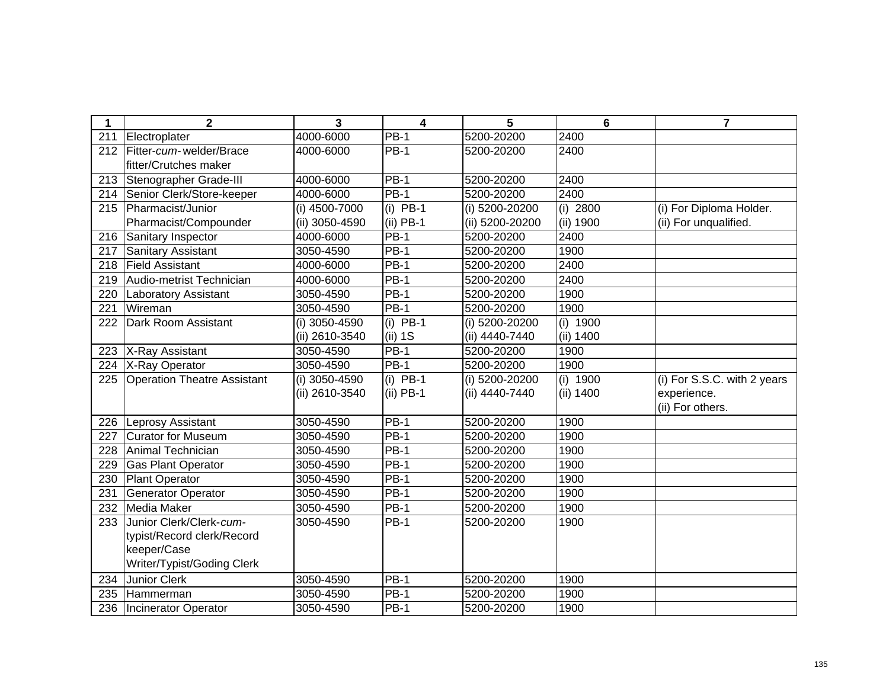| 1 | 2 | 3 | 4 | 5 | 6 | 7 |
|---|---|---|---|---|---|---|
| 211 | Electroplater | 4000-6000 | PB-1 | 5200-20200 | 2400 | |
| 212 | Fitter-*cum*- welder/Brace fitter/Crutches maker | 4000-6000 | PB-1 | 5200-20200 | 2400 | |
| 213 | Stenographer Grade-III | 4000-6000 | PB-1 | 5200-20200 | 2400 | |
| 214 | Senior Clerk/Store-keeper | 4000-6000 | PB-1 | 5200-20200 | 2400 | |
| 215 | Pharmacist/Junior Pharmacist/Compounder | (i) 4500-7000<br>(ii) 3050-4590 | (i) PB-1<br>(ii) PB-1 | (i) 5200-20200<br>(ii) 5200-20200 | (i) 2800<br>(ii) 1900 | (i) For Diploma Holder.<br>(ii) For unqualified. |
| 216 | Sanitary Inspector | 4000-6000 | PB-1 | 5200-20200 | 2400 | |
| 217 | Sanitary Assistant | 3050-4590 | PB-1 | 5200-20200 | 1900 | |
| 218 | Field Assistant | 4000-6000 | PB-1 | 5200-20200 | 2400 | |
| 219 | Audio-metrist Technician | 4000-6000 | PB-1 | 5200-20200 | 2400 | |
| 220 | Laboratory Assistant | 3050-4590 | PB-1 | 5200-20200 | 1900 | |
| 221 | Wireman | 3050-4590 | PB-1 | 5200-20200 | 1900 | |
| 222 | Dark Room Assistant | (i) 3050-4590<br>(ii) 2610-3540 | (i) PB-1<br>(ii) 1S | (i) 5200-20200<br>(ii) 4440-7440 | (i) 1900<br>(ii) 1400 | |
| 223 | X-Ray Assistant | 3050-4590 | PB-1 | 5200-20200 | 1900 | |
| 224 | X-Ray Operator | 3050-4590 | PB-1 | 5200-20200 | 1900 | |
| 225 | Operation Theatre Assistant | (i) 3050-4590<br>(ii) 2610-3540 | (i) PB-1<br>(ii) PB-1 | (i) 5200-20200<br>(ii) 4440-7440 | (i) 1900<br>(ii) 1400 | (i) For S.S.C. with 2 years experience.<br>(ii) For others. |
| 226 | Leprosy Assistant | 3050-4590 | PB-1 | 5200-20200 | 1900 | |
| 227 | Curator for Museum | 3050-4590 | PB-1 | 5200-20200 | 1900 | |
| 228 | Animal Technician | 3050-4590 | PB-1 | 5200-20200 | 1900 | |
| 229 | Gas Plant Operator | 3050-4590 | PB-1 | 5200-20200 | 1900 | |
| 230 | Plant Operator | 3050-4590 | PB-1 | 5200-20200 | 1900 | |
| 231 | Generator Operator | 3050-4590 | PB-1 | 5200-20200 | 1900 | |
| 232 | Media Maker | 3050-4590 | PB-1 | 5200-20200 | 1900 | |
| 233 | Junior Clerk/Clerk-*cum*-typist/Record clerk/Record keeper/Case Writer/Typist/Goding Clerk | 3050-4590 | PB-1 | 5200-20200 | 1900 | |
| 234 | Junior Clerk | 3050-4590 | PB-1 | 5200-20200 | 1900 | |
| 235 | Hammerman | 3050-4590 | PB-1 | 5200-20200 | 1900 | |
| 236 | Incinerator Operator | 3050-4590 | PB-1 | 5200-20200 | 1900 | |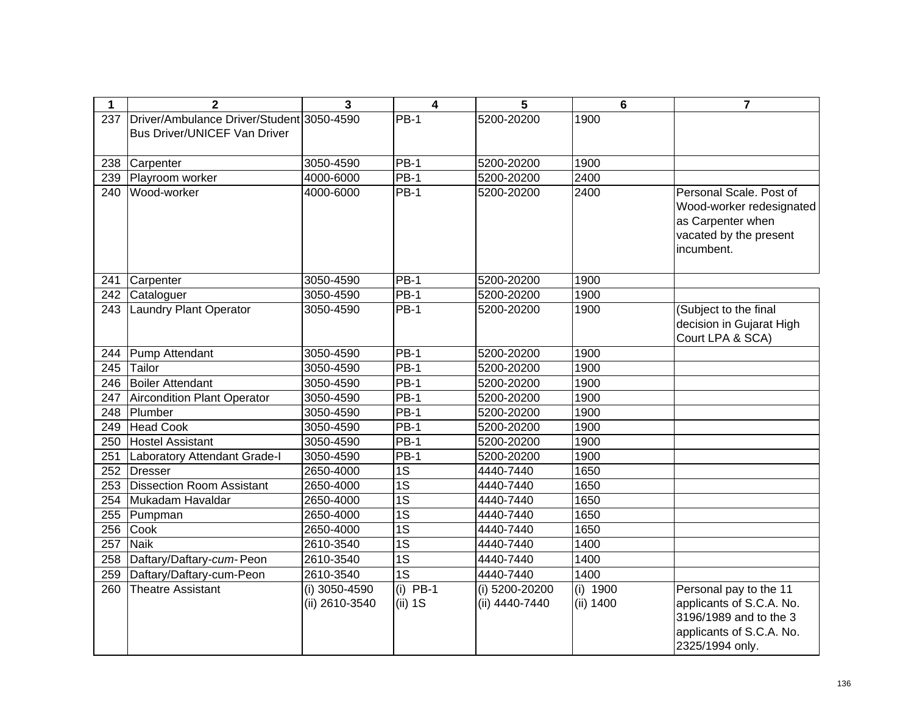| 1 | 2 | 3 | 4 | 5 | 6 | 7 |
|---|---|---|---|---|---|---|
| 237 | Driver/Ambulance Driver/Student Bus Driver/UNICEF Van Driver | 3050-4590 | PB-1 | 5200-20200 | 1900 | |
| 238 | Carpenter | 3050-4590 | PB-1 | 5200-20200 | 1900 | |
| 239 | Playroom worker | 4000-6000 | PB-1 | 5200-20200 | 2400 | |
| 240 | Wood-worker | 4000-6000 | PB-1 | 5200-20200 | 2400 | Personal Scale. Post of Wood-worker redesignated as Carpenter when vacated by the present incumbent. |
| 241 | Carpenter | 3050-4590 | PB-1 | 5200-20200 | 1900 | |
| 242 | Cataloguer | 3050-4590 | PB-1 | 5200-20200 | 1900 | |
| 243 | Laundry Plant Operator | 3050-4590 | PB-1 | 5200-20200 | 1900 | (Subject to the final decision in Gujarat High Court LPA & SCA) |
| 244 | Pump Attendant | 3050-4590 | PB-1 | 5200-20200 | 1900 | |
| 245 | Tailor | 3050-4590 | PB-1 | 5200-20200 | 1900 | |
| 246 | Boiler Attendant | 3050-4590 | PB-1 | 5200-20200 | 1900 | |
| 247 | Aircondition Plant Operator | 3050-4590 | PB-1 | 5200-20200 | 1900 | |
| 248 | Plumber | 3050-4590 | PB-1 | 5200-20200 | 1900 | |
| 249 | Head Cook | 3050-4590 | PB-1 | 5200-20200 | 1900 | |
| 250 | Hostel Assistant | 3050-4590 | PB-1 | 5200-20200 | 1900 | |
| 251 | Laboratory Attendant Grade-I | 3050-4590 | PB-1 | 5200-20200 | 1900 | |
| 252 | Dresser | 2650-4000 | 1S | 4440-7440 | 1650 | |
| 253 | Dissection Room Assistant | 2650-4000 | 1S | 4440-7440 | 1650 | |
| 254 | Mukadam Havaldar | 2650-4000 | 1S | 4440-7440 | 1650 | |
| 255 | Pumpman | 2650-4000 | 1S | 4440-7440 | 1650 | |
| 256 | Cook | 2650-4000 | 1S | 4440-7440 | 1650 | |
| 257 | Naik | 2610-3540 | 1S | 4440-7440 | 1400 | |
| 258 | Daftary/Daftary-*cum*-Peon | 2610-3540 | 1S | 4440-7440 | 1400 | |
| 259 | Daftary/Daftary-cum-Peon | 2610-3540 | 1S | 4440-7440 | 1400 | |
| 260 | Theatre Assistant | (i) 3050-4590<br>(ii) 2610-3540 | (i) PB-1<br>(ii) 1S | (i) 5200-20200<br>(ii) 4440-7440 | (i) 1900<br>(ii) 1400 | Personal pay to the 11 applicants of S.C.A. No. 3196/1989 and to the 3 applicants of S.C.A. No. 2325/1994 only. |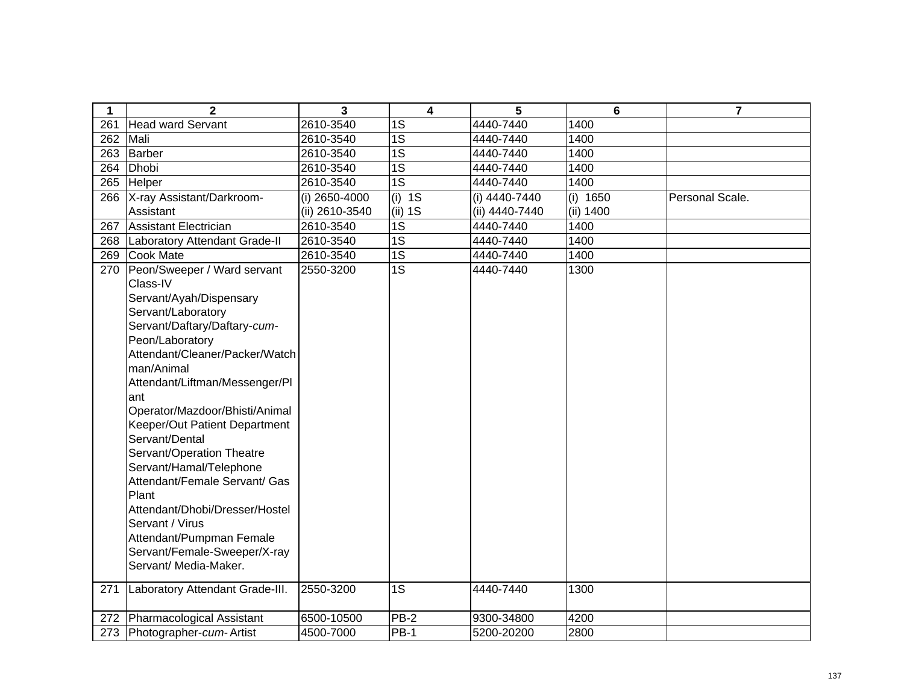| 1 | 2 | 3 | 4 | 5 | 6 | 7 |
|---|---|---|---|---|---|---|
| 261 | Head ward Servant | 2610-3540 | 1S | 4440-7440 | 1400 | |
| 262 | Mali | 2610-3540 | 1S | 4440-7440 | 1400 | |
| 263 | Barber | 2610-3540 | 1S | 4440-7440 | 1400 | |
| 264 | Dhobi | 2610-3540 | 1S | 4440-7440 | 1400 | |
| 265 | Helper | 2610-3540 | 1S | 4440-7440 | 1400 | |
| 266 | X-ray Assistant/Darkroom-Assistant | (i) 2650-4000<br>(ii) 2610-3540 | (i) 1S<br>(ii) 1S | (i) 4440-7440<br>(ii) 4440-7440 | (i) 1650<br>(ii) 1400 | Personal Scale. |
| 267 | Assistant Electrician | 2610-3540 | 1S | 4440-7440 | 1400 | |
| 268 | Laboratory Attendant Grade-II | 2610-3540 | 1S | 4440-7440 | 1400 | |
| 269 | Cook Mate | 2610-3540 | 1S | 4440-7440 | 1400 | |
| 270 | Peon/Sweeper / Ward servant Class-IV Servant/Ayah/Dispensary Servant/Laboratory Servant/Daftary/Daftary-*cum*-Peon/Laboratory Attendant/Cleaner/Packer/Watchman/Animal Attendant/Liftman/Messenger/Plant Operator/Mazdoor/Bhisti/Animal Keeper/Out Patient Department Servant/Dental Servant/Operation Theatre Servant/Hamal/Telephone Attendant/Female Servant/ Gas Plant Attendant/Dhobi/Dresser/Hostel Servant / Virus Attendant/Pumpman Female Servant/Female-Sweeper/X-ray Servant/ Media-Maker. | 2550-3200 | 1S | 4440-7440 | 1300 | |
| 271 | Laboratory Attendant Grade-III. | 2550-3200 | 1S | 4440-7440 | 1300 | |
| 272 | Pharmacological Assistant | 6500-10500 | PB-2 | 9300-34800 | 4200 | |
| 273 | Photographer-*cum*- Artist | 4500-7000 | PB-1 | 5200-20200 | 2800 | |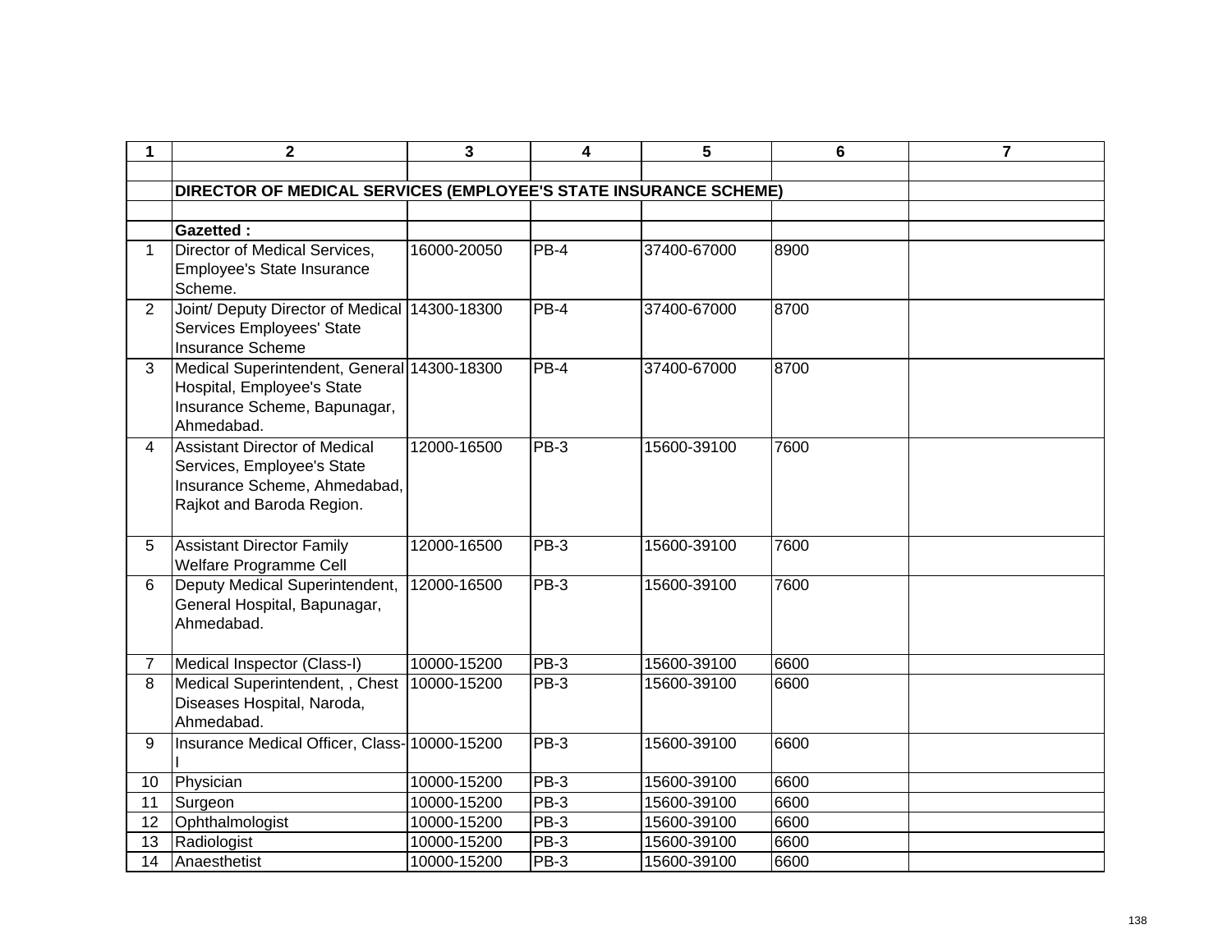| 1 | 2 | 3 | 4 | 5 | 6 | 7 |
|---|---|---|---|---|---|---|
| | | | | | | |
| | **DIRECTOR OF MEDICAL SERVICES (EMPLOYEE'S STATE INSURANCE SCHEME)** | | | | | |
| | | | | | | |
| | **Gazetted :** | | | | | |
| 1 | Director of Medical Services, Employee's State Insurance Scheme. | 16000-20050 | PB-4 | 37400-67000 | 8900 | |
| 2 | Joint/ Deputy Director of Medical Services Employees' State Insurance Scheme | 14300-18300 | PB-4 | 37400-67000 | 8700 | |
| 3 | Medical Superintendent, General Hospital, Employee's State Insurance Scheme, Bapunagar, Ahmedabad. | 14300-18300 | PB-4 | 37400-67000 | 8700 | |
| 4 | Assistant Director of Medical Services, Employee's State Insurance Scheme, Ahmedabad, Rajkot and Baroda Region. | 12000-16500 | PB-3 | 15600-39100 | 7600 | |
| 5 | Assistant Director Family Welfare Programme Cell | 12000-16500 | PB-3 | 15600-39100 | 7600 | |
| 6 | Deputy Medical Superintendent, General Hospital, Bapunagar, Ahmedabad. | 12000-16500 | PB-3 | 15600-39100 | 7600 | |
| 7 | Medical Inspector (Class-I) | 10000-15200 | PB-3 | 15600-39100 | 6600 | |
| 8 | Medical Superintendent, , Chest Diseases Hospital, Naroda, Ahmedabad. | 10000-15200 | PB-3 | 15600-39100 | 6600 | |
| 9 | Insurance Medical Officer, Class-I | 10000-15200 | PB-3 | 15600-39100 | 6600 | |
| 10 | Physician | 10000-15200 | PB-3 | 15600-39100 | 6600 | |
| 11 | Surgeon | 10000-15200 | PB-3 | 15600-39100 | 6600 | |
| 12 | Ophthalmologist | 10000-15200 | PB-3 | 15600-39100 | 6600 | |
| 13 | Radiologist | 10000-15200 | PB-3 | 15600-39100 | 6600 | |
| 14 | Anaesthetist | 10000-15200 | PB-3 | 15600-39100 | 6600 | |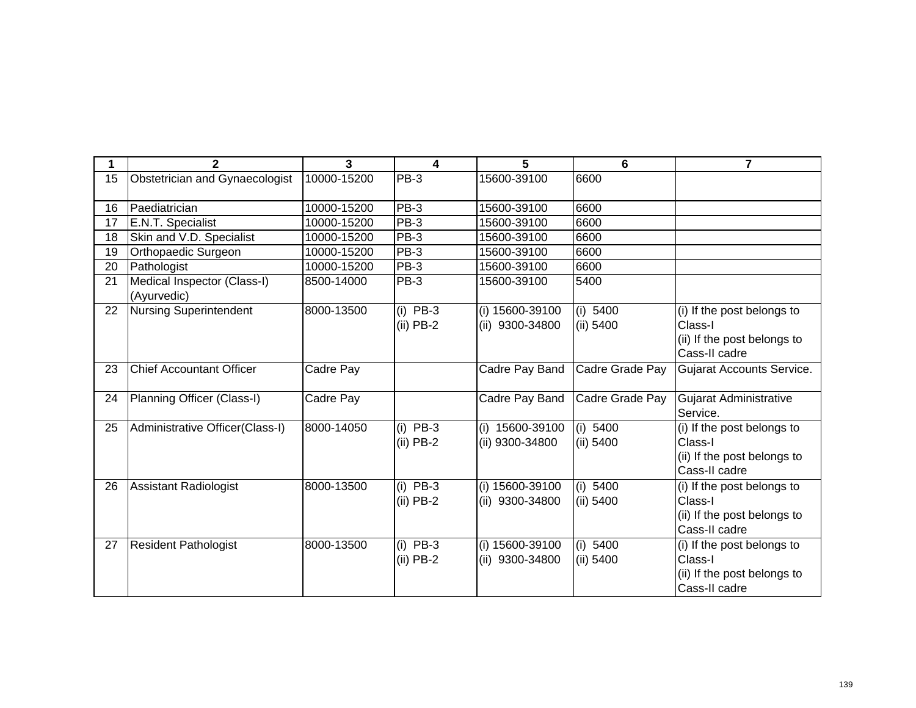| 1 | 2 | 3 | 4 | 5 | 6 | 7 |
|---|---|---|---|---|---|---|
| 15 | Obstetrician and Gynaecologist | 10000-15200 | PB-3 | 15600-39100 | 6600 | |
| 16 | Paediatrician | 10000-15200 | PB-3 | 15600-39100 | 6600 | |
| 17 | E.N.T. Specialist | 10000-15200 | PB-3 | 15600-39100 | 6600 | |
| 18 | Skin and V.D. Specialist | 10000-15200 | PB-3 | 15600-39100 | 6600 | |
| 19 | Orthopaedic Surgeon | 10000-15200 | PB-3 | 15600-39100 | 6600 | |
| 20 | Pathologist | 10000-15200 | PB-3 | 15600-39100 | 6600 | |
| 21 | Medical Inspector (Class-I) (Ayurvedic) | 8500-14000 | PB-3 | 15600-39100 | 5400 | |
| 22 | Nursing Superintendent | 8000-13500 | (i) PB-3<br>(ii) PB-2 | (i) 15600-39100<br>(ii) 9300-34800 | (i) 5400<br>(ii) 5400 | (i) If the post belongs to Class-I<br>(ii) If the post belongs to Cass-II cadre |
| 23 | Chief Accountant Officer | Cadre Pay | | Cadre Pay Band | Cadre Grade Pay | Gujarat Accounts Service. |
| 24 | Planning Officer (Class-I) | Cadre Pay | | Cadre Pay Band | Cadre Grade Pay | Gujarat Administrative Service. |
| 25 | Administrative Officer(Class-I) | 8000-14050 | (i) PB-3<br>(ii) PB-2 | (i) 15600-39100<br>(ii) 9300-34800 | (i) 5400<br>(ii) 5400 | (i) If the post belongs to Class-I<br>(ii) If the post belongs to Cass-II cadre |
| 26 | Assistant Radiologist | 8000-13500 | (i) PB-3<br>(ii) PB-2 | (i) 15600-39100<br>(ii) 9300-34800 | (i) 5400<br>(ii) 5400 | (i) If the post belongs to Class-I<br>(ii) If the post belongs to Cass-II cadre |
| 27 | Resident Pathologist | 8000-13500 | (i) PB-3<br>(ii) PB-2 | (i) 15600-39100<br>(ii) 9300-34800 | (i) 5400<br>(ii) 5400 | (i) If the post belongs to Class-I<br>(ii) If the post belongs to Cass-II cadre |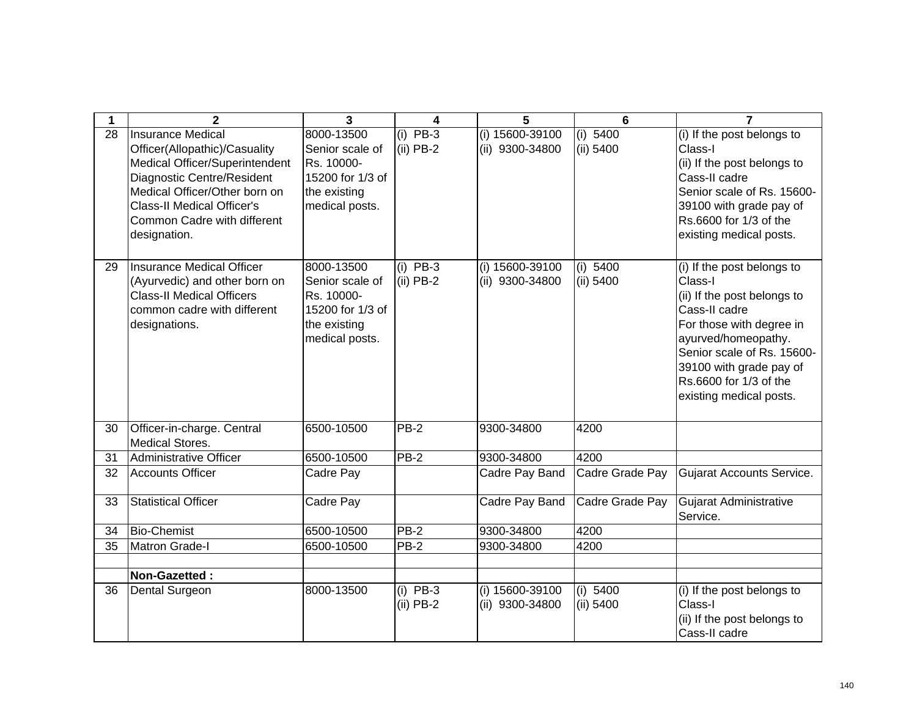| 1 | 2 | 3 | 4 | 5 | 6 | 7 |
|---|---|---|---|---|---|---|
| 28 | Insurance Medical Officer(Allopathic)/Casuality Medical Officer/Superintendent Diagnostic Centre/Resident Medical Officer/Other born on Class-II Medical Officer's Common Cadre with different designation. | 8000-13500 Senior scale of Rs. 10000-15200 for 1/3 of the existing medical posts. | (i) PB-3<br>(ii) PB-2 | (i) 15600-39100<br>(ii) 9300-34800 | (i) 5400<br>(ii) 5400 | (i) If the post belongs to Class-I<br>(ii) If the post belongs to Cass-II cadre<br>Senior scale of Rs. 15600-39100 with grade pay of Rs.6600 for 1/3 of the existing medical posts. |
| 29 | Insurance Medical Officer (Ayurvedic) and other born on Class-II Medical Officers common cadre with different designations. | 8000-13500 Senior scale of Rs. 10000-15200 for 1/3 of the existing medical posts. | (i) PB-3<br>(ii) PB-2 | (i) 15600-39100<br>(ii) 9300-34800 | (i) 5400<br>(ii) 5400 | (i) If the post belongs to Class-I<br>(ii) If the post belongs to Cass-II cadre<br>For those with degree in ayurved/homeopathy.<br>Senior scale of Rs. 15600-39100 with grade pay of Rs.6600 for 1/3 of the existing medical posts. |
| 30 | Officer-in-charge. Central Medical Stores. | 6500-10500 | PB-2 | 9300-34800 | 4200 | |
| 31 | Administrative Officer | 6500-10500 | PB-2 | 9300-34800 | 4200 | |
| 32 | Accounts Officer | Cadre Pay | | Cadre Pay Band | Cadre Grade Pay | Gujarat Accounts Service. |
| 33 | Statistical Officer | Cadre Pay | | Cadre Pay Band | Cadre Grade Pay | Gujarat Administrative Service. |
| 34 | Bio-Chemist | 6500-10500 | PB-2 | 9300-34800 | 4200 | |
| 35 | Matron Grade-I | 6500-10500 | PB-2 | 9300-34800 | 4200 | |
| | | | | | | |
| | **Non-Gazetted :** | | | | | |
| 36 | Dental Surgeon | 8000-13500 | (i) PB-3<br>(ii) PB-2 | (i) 15600-39100<br>(ii) 9300-34800 | (i) 5400<br>(ii) 5400 | (i) If the post belongs to Class-I<br>(ii) If the post belongs to Cass-II cadre |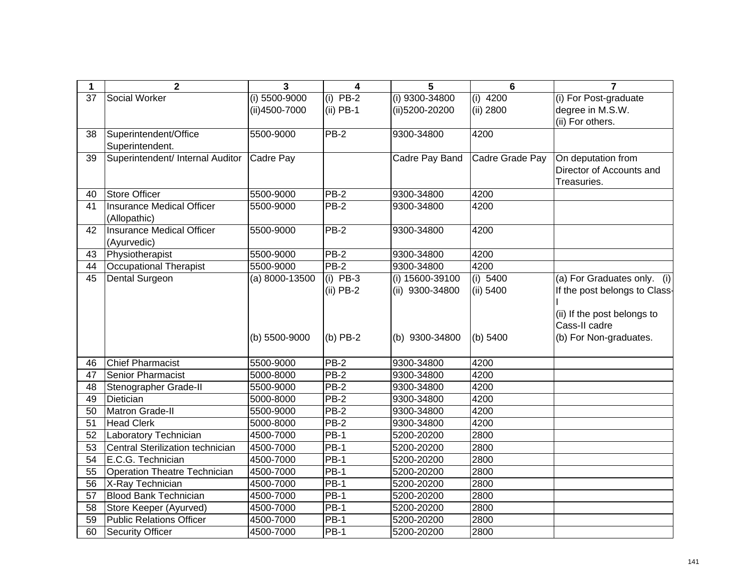| 1 | 2 | 3 | 4 | 5 | 6 | 7 |
|---|---|---|---|---|---|---|
| 37 | Social Worker | (i) 5500-9000<br>(ii)4500-7000 | (i) PB-2<br>(ii) PB-1 | (i) 9300-34800<br>(ii)5200-20200 | (i) 4200<br>(ii) 2800 | (i) For Post-graduate degree in M.S.W.<br>(ii) For others. |
| 38 | Superintendent/Office Superintendent. | 5500-9000 | PB-2 | 9300-34800 | 4200 | |
| 39 | Superintendent/ Internal Auditor | Cadre Pay | | Cadre Pay Band | Cadre Grade Pay | On deputation from Director of Accounts and Treasuries. |
| 40 | Store Officer | 5500-9000 | PB-2 | 9300-34800 | 4200 | |
| 41 | Insurance Medical Officer (Allopathic) | 5500-9000 | PB-2 | 9300-34800 | 4200 | |
| 42 | Insurance Medical Officer (Ayurvedic) | 5500-9000 | PB-2 | 9300-34800 | 4200 | |
| 43 | Physiotherapist | 5500-9000 | PB-2 | 9300-34800 | 4200 | |
| 44 | Occupational Therapist | 5500-9000 | PB-2 | 9300-34800 | 4200 | |
| 45 | Dental Surgeon | (a) 8000-13500<br><br><br><br>(b) 5500-9000 | (i) PB-3<br>(ii) PB-2<br><br><br>(b) PB-2 | (i) 15600-39100<br>(ii) 9300-34800<br><br><br>(b) 9300-34800 | (i) 5400<br>(ii) 5400<br><br><br>(b) 5400 | (a) For Graduates only. (i) If the post belongs to Class-I<br>(ii) If the post belongs to Cass-II cadre<br>(b) For Non-graduates. |
| 46 | Chief Pharmacist | 5500-9000 | PB-2 | 9300-34800 | 4200 | |
| 47 | Senior Pharmacist | 5000-8000 | PB-2 | 9300-34800 | 4200 | |
| 48 | Stenographer Grade-II | 5500-9000 | PB-2 | 9300-34800 | 4200 | |
| 49 | Dietician | 5000-8000 | PB-2 | 9300-34800 | 4200 | |
| 50 | Matron Grade-II | 5500-9000 | PB-2 | 9300-34800 | 4200 | |
| 51 | Head Clerk | 5000-8000 | PB-2 | 9300-34800 | 4200 | |
| 52 | Laboratory Technician | 4500-7000 | PB-1 | 5200-20200 | 2800 | |
| 53 | Central Sterilization technician | 4500-7000 | PB-1 | 5200-20200 | 2800 | |
| 54 | E.C.G. Technician | 4500-7000 | PB-1 | 5200-20200 | 2800 | |
| 55 | Operation Theatre Technician | 4500-7000 | PB-1 | 5200-20200 | 2800 | |
| 56 | X-Ray Technician | 4500-7000 | PB-1 | 5200-20200 | 2800 | |
| 57 | Blood Bank Technician | 4500-7000 | PB-1 | 5200-20200 | 2800 | |
| 58 | Store Keeper (Ayurved) | 4500-7000 | PB-1 | 5200-20200 | 2800 | |
| 59 | Public Relations Officer | 4500-7000 | PB-1 | 5200-20200 | 2800 | |
| 60 | Security Officer | 4500-7000 | PB-1 | 5200-20200 | 2800 | |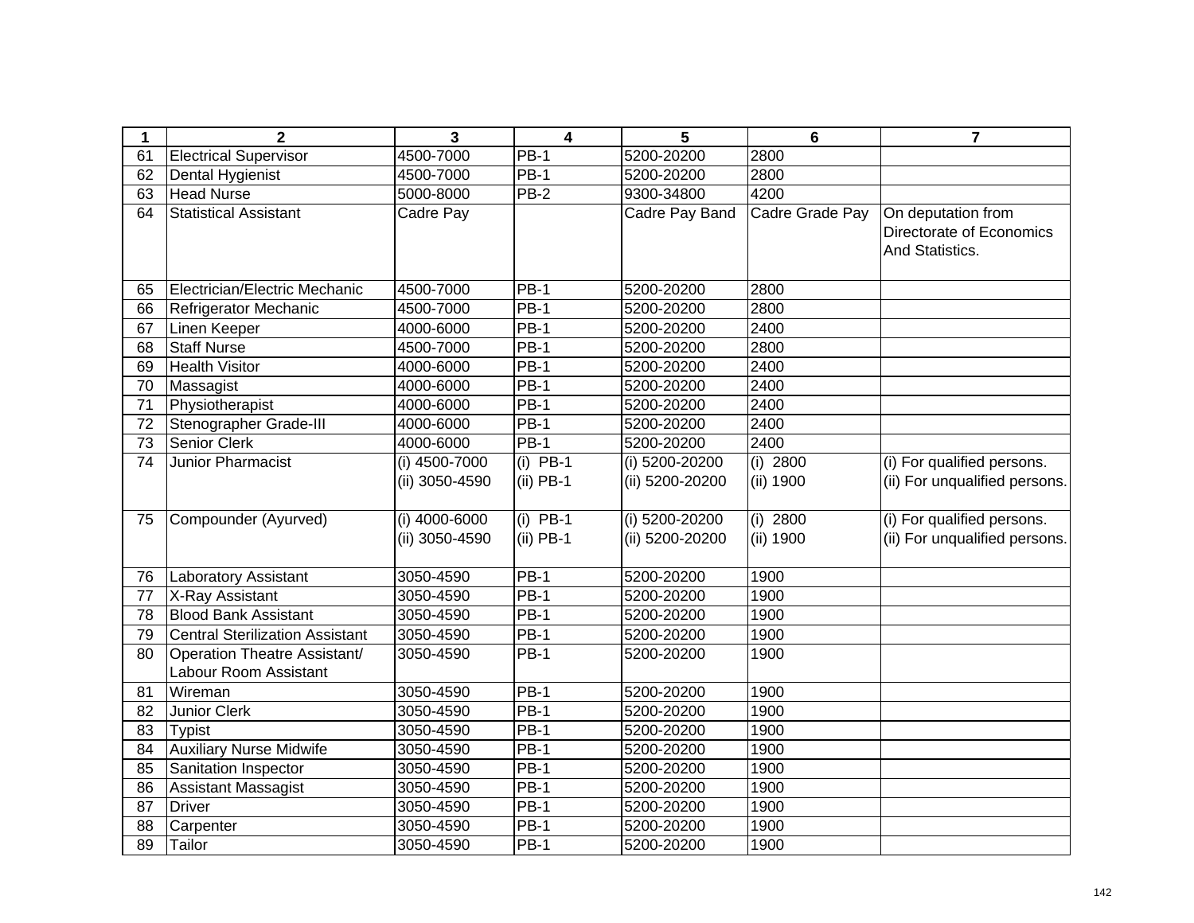| 1 | 2 | 3 | 4 | 5 | 6 | 7 |
|---|---|---|---|---|---|---|
| 61 | Electrical Supervisor | 4500-7000 | PB-1 | 5200-20200 | 2800 | |
| 62 | Dental Hygienist | 4500-7000 | PB-1 | 5200-20200 | 2800 | |
| 63 | Head Nurse | 5000-8000 | PB-2 | 9300-34800 | 4200 | |
| 64 | Statistical Assistant | Cadre Pay | | Cadre Pay Band | Cadre Grade Pay | On deputation from Directorate of Economics And Statistics. |
| 65 | Electrician/Electric Mechanic | 4500-7000 | PB-1 | 5200-20200 | 2800 | |
| 66 | Refrigerator Mechanic | 4500-7000 | PB-1 | 5200-20200 | 2800 | |
| 67 | Linen Keeper | 4000-6000 | PB-1 | 5200-20200 | 2400 | |
| 68 | Staff Nurse | 4500-7000 | PB-1 | 5200-20200 | 2800 | |
| 69 | Health Visitor | 4000-6000 | PB-1 | 5200-20200 | 2400 | |
| 70 | Massagist | 4000-6000 | PB-1 | 5200-20200 | 2400 | |
| 71 | Physiotherapist | 4000-6000 | PB-1 | 5200-20200 | 2400 | |
| 72 | Stenographer Grade-III | 4000-6000 | PB-1 | 5200-20200 | 2400 | |
| 73 | Senior Clerk | 4000-6000 | PB-1 | 5200-20200 | 2400 | |
| 74 | Junior Pharmacist | (i) 4500-7000<br>(ii) 3050-4590 | (i) PB-1<br>(ii) PB-1 | (i) 5200-20200<br>(ii) 5200-20200 | (i) 2800<br>(ii) 1900 | (i) For qualified persons.<br>(ii) For unqualified persons. |
| 75 | Compounder (Ayurved) | (i) 4000-6000<br>(ii) 3050-4590 | (i) PB-1<br>(ii) PB-1 | (i) 5200-20200<br>(ii) 5200-20200 | (i) 2800<br>(ii) 1900 | (i) For qualified persons.<br>(ii) For unqualified persons. |
| 76 | Laboratory Assistant | 3050-4590 | PB-1 | 5200-20200 | 1900 | |
| 77 | X-Ray Assistant | 3050-4590 | PB-1 | 5200-20200 | 1900 | |
| 78 | Blood Bank Assistant | 3050-4590 | PB-1 | 5200-20200 | 1900 | |
| 79 | Central Sterilization Assistant | 3050-4590 | PB-1 | 5200-20200 | 1900 | |
| 80 | Operation Theatre Assistant/ Labour Room Assistant | 3050-4590 | PB-1 | 5200-20200 | 1900 | |
| 81 | Wireman | 3050-4590 | PB-1 | 5200-20200 | 1900 | |
| 82 | Junior Clerk | 3050-4590 | PB-1 | 5200-20200 | 1900 | |
| 83 | Typist | 3050-4590 | PB-1 | 5200-20200 | 1900 | |
| 84 | Auxiliary Nurse Midwife | 3050-4590 | PB-1 | 5200-20200 | 1900 | |
| 85 | Sanitation Inspector | 3050-4590 | PB-1 | 5200-20200 | 1900 | |
| 86 | Assistant Massagist | 3050-4590 | PB-1 | 5200-20200 | 1900 | |
| 87 | Driver | 3050-4590 | PB-1 | 5200-20200 | 1900 | |
| 88 | Carpenter | 3050-4590 | PB-1 | 5200-20200 | 1900 | |
| 89 | Tailor | 3050-4590 | PB-1 | 5200-20200 | 1900 | |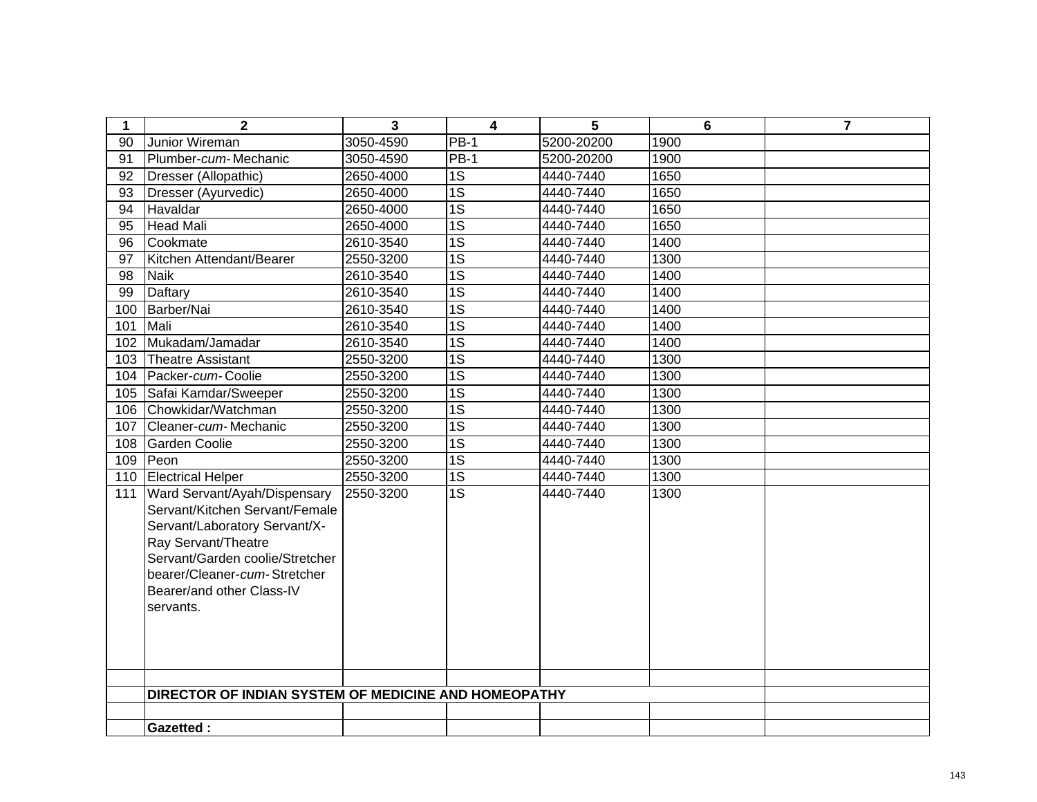| 1 | 2 | 3 | 4 | 5 | 6 | 7 |
|---|---|---|---|---|---|---|
| 90 | Junior Wireman | 3050-4590 | PB-1 | 5200-20200 | 1900 | |
| 91 | Plumber-*cum*- Mechanic | 3050-4590 | PB-1 | 5200-20200 | 1900 | |
| 92 | Dresser (Allopathic) | 2650-4000 | 1S | 4440-7440 | 1650 | |
| 93 | Dresser (Ayurvedic) | 2650-4000 | 1S | 4440-7440 | 1650 | |
| 94 | Havaldar | 2650-4000 | 1S | 4440-7440 | 1650 | |
| 95 | Head Mali | 2650-4000 | 1S | 4440-7440 | 1650 | |
| 96 | Cookmate | 2610-3540 | 1S | 4440-7440 | 1400 | |
| 97 | Kitchen Attendant/Bearer | 2550-3200 | 1S | 4440-7440 | 1300 | |
| 98 | Naik | 2610-3540 | 1S | 4440-7440 | 1400 | |
| 99 | Daftary | 2610-3540 | 1S | 4440-7440 | 1400 | |
| 100 | Barber/Nai | 2610-3540 | 1S | 4440-7440 | 1400 | |
| 101 | Mali | 2610-3540 | 1S | 4440-7440 | 1400 | |
| 102 | Mukadam/Jamadar | 2610-3540 | 1S | 4440-7440 | 1400 | |
| 103 | Theatre Assistant | 2550-3200 | 1S | 4440-7440 | 1300 | |
| 104 | Packer-*cum*- Coolie | 2550-3200 | 1S | 4440-7440 | 1300 | |
| 105 | Safai Kamdar/Sweeper | 2550-3200 | 1S | 4440-7440 | 1300 | |
| 106 | Chowkidar/Watchman | 2550-3200 | 1S | 4440-7440 | 1300 | |
| 107 | Cleaner-*cum*- Mechanic | 2550-3200 | 1S | 4440-7440 | 1300 | |
| 108 | Garden Coolie | 2550-3200 | 1S | 4440-7440 | 1300 | |
| 109 | Peon | 2550-3200 | 1S | 4440-7440 | 1300 | |
| 110 | Electrical Helper | 2550-3200 | 1S | 4440-7440 | 1300 | |
| 111 | Ward Servant/Ayah/Dispensary Servant/Kitchen Servant/Female Servant/Laboratory Servant/X-Ray Servant/Theatre Servant/Garden coolie/Stretcher bearer/Cleaner-*cum*- Stretcher Bearer/and other Class-IV servants. | 2550-3200 | 1S | 4440-7440 | 1300 | |
| | | | | | | |
| | **DIRECTOR OF INDIAN SYSTEM OF MEDICINE AND HOMEOPATHY** | | | | | |
| | | | | | | |
| | **Gazetted :** | | | | | |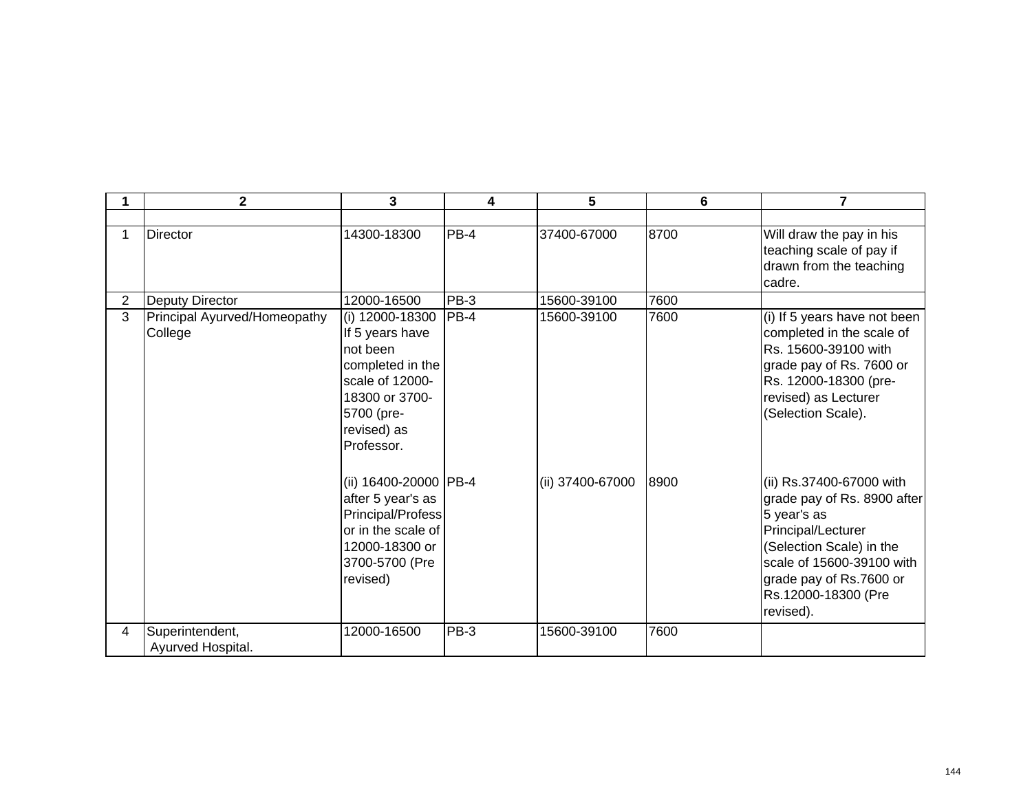| 1 | 2 | 3 | 4 | 5 | 6 | 7 |
|---|---|---|---|---|---|---|
| | | | | | | |
| 1 | Director | 14300-18300 | PB-4 | 37400-67000 | 8700 | Will draw the pay in his teaching scale of pay if drawn from the teaching cadre. |
| 2 | Deputy Director | 12000-16500 | PB-3 | 15600-39100 | 7600 | |
| 3 | Principal Ayurved/Homeopathy College | (i) 12000-18300 If 5 years have not been completed in the scale of 12000-18300 or 3700-5700 (pre-revised) as Professor. | PB-4 | 15600-39100 | 7600 | (i) If 5 years have not been completed in the scale of Rs. 15600-39100 with grade pay of Rs. 7600 or Rs. 12000-18300 (pre-revised) as Lecturer (Selection Scale). |
| | | (ii) 16400-20000 after 5 year's as Principal/Professor in the scale of 12000-18300 or 3700-5700 (Pre revised) | PB-4 | (ii) 37400-67000 | 8900 | (ii) Rs.37400-67000 with grade pay of Rs. 8900 after 5 year's as Principal/Lecturer (Selection Scale) in the scale of 15600-39100 with grade pay of Rs.7600 or Rs.12000-18300 (Pre revised). |
| 4 | Superintendent, Ayurved Hospital. | 12000-16500 | PB-3 | 15600-39100 | 7600 | |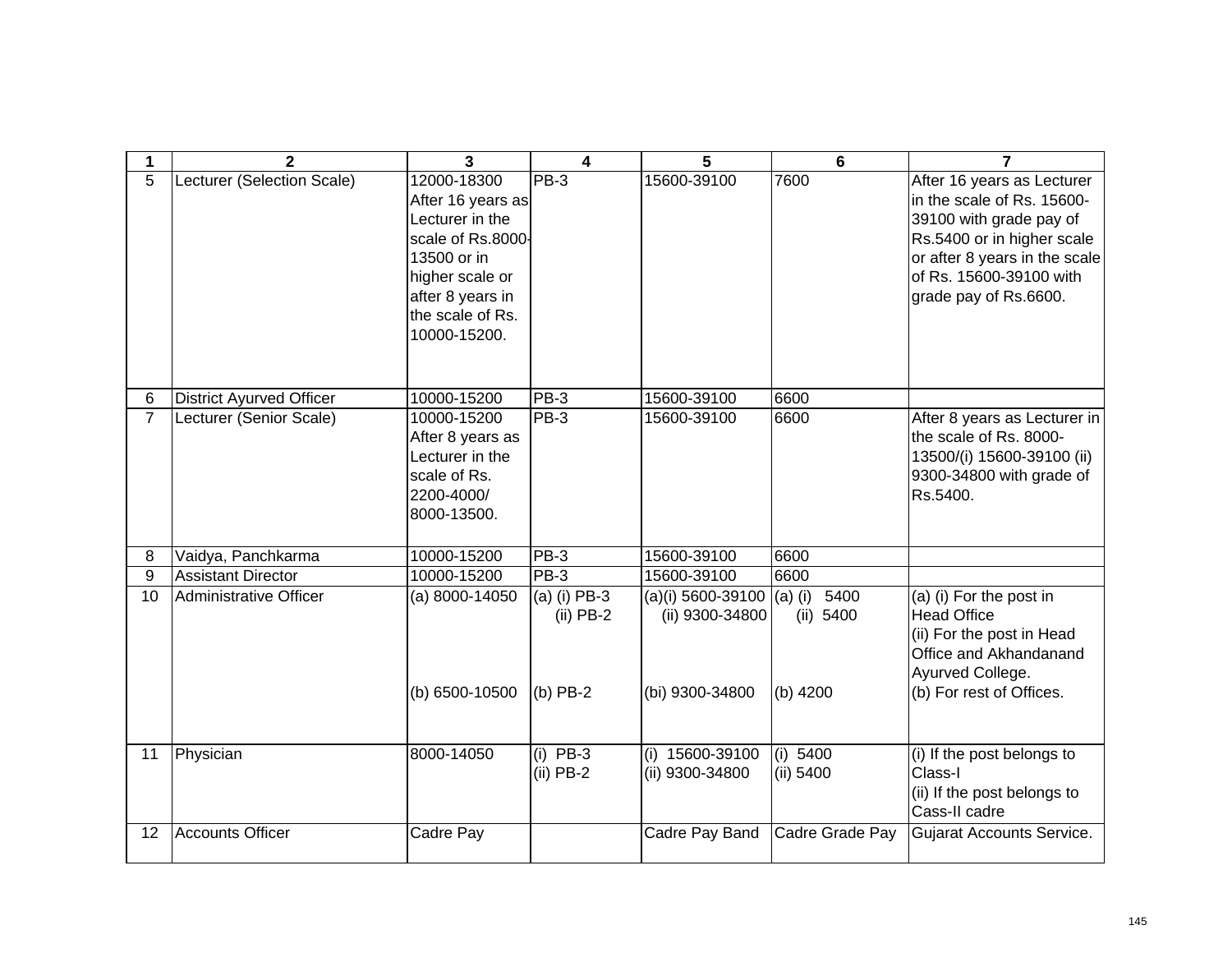| 1 | 2 | 3 | 4 | 5 | 6 | 7 |
|---|---|---|---|---|---|---|
| 5 | Lecturer (Selection Scale) | 12000-18300 After 16 years as Lecturer in the scale of Rs.8000-13500 or in higher scale or after 8 years in the scale of Rs. 10000-15200. | PB-3 | 15600-39100 | 7600 | After 16 years as Lecturer in the scale of Rs. 15600-39100 with grade pay of Rs.5400 or in higher scale or after 8 years in the scale of Rs. 15600-39100 with grade pay of Rs.6600. |
| 6 | District Ayurved Officer | 10000-15200 | PB-3 | 15600-39100 | 6600 | |
| 7 | Lecturer (Senior Scale) | 10000-15200 After 8 years as Lecturer in the scale of Rs. 2200-4000/ 8000-13500. | PB-3 | 15600-39100 | 6600 | After 8 years as Lecturer in the scale of Rs. 8000-13500/(i) 15600-39100 (ii) 9300-34800 with grade of Rs.5400. |
| 8 | Vaidya, Panchkarma | 10000-15200 | PB-3 | 15600-39100 | 6600 | |
| 9 | Assistant Director | 10000-15200 | PB-3 | 15600-39100 | 6600 | |
| 10 | Administrative Officer | (a) 8000-14050<br><br>(b) 6500-10500 | (a) (i) PB-3<br>(ii) PB-2<br><br>(b) PB-2 | (a)(i) 5600-39100<br>(ii) 9300-34800<br><br>(bi) 9300-34800 | (a) (i) 5400<br>(ii) 5400<br><br>(b) 4200 | (a) (i) For the post in Head Office<br>(ii) For the post in Head Office and Akhandanand Ayurved College.<br>(b) For rest of Offices. |
| 11 | Physician | 8000-14050 | (i) PB-3<br>(ii) PB-2 | (i) 15600-39100<br>(ii) 9300-34800 | (i) 5400<br>(ii) 5400 | (i) If the post belongs to Class-I<br>(ii) If the post belongs to Cass-II cadre |
| 12 | Accounts Officer | Cadre Pay | | Cadre Pay Band | Cadre Grade Pay | Gujarat Accounts Service. |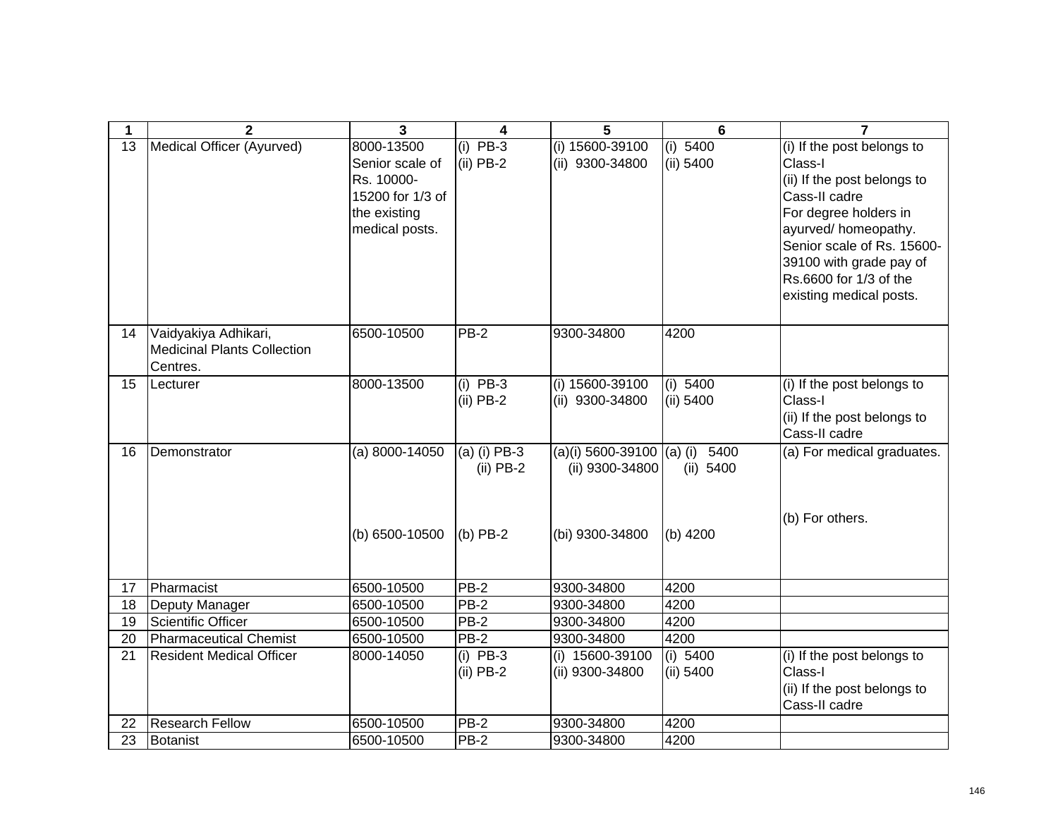| 1 | 2 | 3 | 4 | 5 | 6 | 7 |
|---|---|---|---|---|---|---|
| 13 | Medical Officer (Ayurved) | 8000-13500 Senior scale of Rs. 10000-15200 for 1/3 of the existing medical posts. | (i) PB-3<br>(ii) PB-2 | (i) 15600-39100<br>(ii) 9300-34800 | (i) 5400<br>(ii) 5400 | (i) If the post belongs to Class-I<br>(ii) If the post belongs to Cass-II cadre<br>For degree holders in ayurved/ homeopathy. Senior scale of Rs. 15600-39100 with grade pay of Rs.6600 for 1/3 of the existing medical posts. |
| 14 | Vaidyakiya Adhikari, Medicinal Plants Collection Centres. | 6500-10500 | PB-2 | 9300-34800 | 4200 | |
| 15 | Lecturer | 8000-13500 | (i) PB-3<br>(ii) PB-2 | (i) 15600-39100<br>(ii) 9300-34800 | (i) 5400<br>(ii) 5400 | (i) If the post belongs to Class-I<br>(ii) If the post belongs to Cass-II cadre |
| 16 | Demonstrator | (a) 8000-14050<br><br>(b) 6500-10500 | (a) (i) PB-3<br>(ii) PB-2<br>(b) PB-2 | (a)(i) 5600-39100<br>(ii) 9300-34800<br>(bi) 9300-34800 | (a) (i) 5400<br>(ii) 5400<br>(b) 4200 | (a) For medical graduates.<br><br>(b) For others. |
| 17 | Pharmacist | 6500-10500 | PB-2 | 9300-34800 | 4200 | |
| 18 | Deputy Manager | 6500-10500 | PB-2 | 9300-34800 | 4200 | |
| 19 | Scientific Officer | 6500-10500 | PB-2 | 9300-34800 | 4200 | |
| 20 | Pharmaceutical Chemist | 6500-10500 | PB-2 | 9300-34800 | 4200 | |
| 21 | Resident Medical Officer | 8000-14050 | (i) PB-3<br>(ii) PB-2 | (i) 15600-39100<br>(ii) 9300-34800 | (i) 5400<br>(ii) 5400 | (i) If the post belongs to Class-I<br>(ii) If the post belongs to Cass-II cadre |
| 22 | Research Fellow | 6500-10500 | PB-2 | 9300-34800 | 4200 | |
| 23 | Botanist | 6500-10500 | PB-2 | 9300-34800 | 4200 | |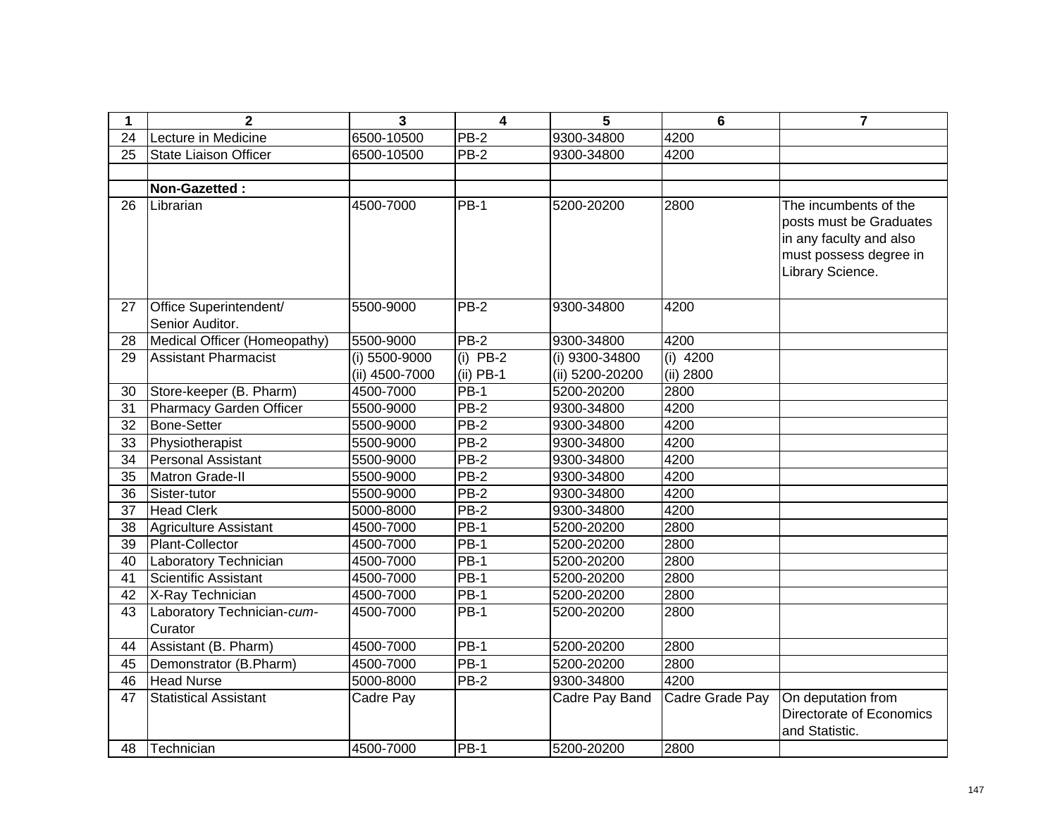| 1 | 2 | 3 | 4 | 5 | 6 | 7 |
|---|---|---|---|---|---|---|
| 24 | Lecture in Medicine | 6500-10500 | PB-2 | 9300-34800 | 4200 | |
| 25 | State Liaison Officer | 6500-10500 | PB-2 | 9300-34800 | 4200 | |
| | | | | | | |
| | **Non-Gazetted :** | | | | | |
| 26 | Librarian | 4500-7000 | PB-1 | 5200-20200 | 2800 | The incumbents of the posts must be Graduates in any faculty and also must possess degree in Library Science. |
| 27 | Office Superintendent/ Senior Auditor. | 5500-9000 | PB-2 | 9300-34800 | 4200 | |
| 28 | Medical Officer (Homeopathy) | 5500-9000 | PB-2 | 9300-34800 | 4200 | |
| 29 | Assistant Pharmacist | (i) 5500-9000<br>(ii) 4500-7000 | (i) PB-2<br>(ii) PB-1 | (i) 9300-34800<br>(ii) 5200-20200 | (i) 4200<br>(ii) 2800 | |
| 30 | Store-keeper (B. Pharm) | 4500-7000 | PB-1 | 5200-20200 | 2800 | |
| 31 | Pharmacy Garden Officer | 5500-9000 | PB-2 | 9300-34800 | 4200 | |
| 32 | Bone-Setter | 5500-9000 | PB-2 | 9300-34800 | 4200 | |
| 33 | Physiotherapist | 5500-9000 | PB-2 | 9300-34800 | 4200 | |
| 34 | Personal Assistant | 5500-9000 | PB-2 | 9300-34800 | 4200 | |
| 35 | Matron Grade-II | 5500-9000 | PB-2 | 9300-34800 | 4200 | |
| 36 | Sister-tutor | 5500-9000 | PB-2 | 9300-34800 | 4200 | |
| 37 | Head Clerk | 5000-8000 | PB-2 | 9300-34800 | 4200 | |
| 38 | Agriculture Assistant | 4500-7000 | PB-1 | 5200-20200 | 2800 | |
| 39 | Plant-Collector | 4500-7000 | PB-1 | 5200-20200 | 2800 | |
| 40 | Laboratory Technician | 4500-7000 | PB-1 | 5200-20200 | 2800 | |
| 41 | Scientific Assistant | 4500-7000 | PB-1 | 5200-20200 | 2800 | |
| 42 | X-Ray Technician | 4500-7000 | PB-1 | 5200-20200 | 2800 | |
| 43 | Laboratory Technician-*cum*-Curator | 4500-7000 | PB-1 | 5200-20200 | 2800 | |
| 44 | Assistant (B. Pharm) | 4500-7000 | PB-1 | 5200-20200 | 2800 | |
| 45 | Demonstrator (B.Pharm) | 4500-7000 | PB-1 | 5200-20200 | 2800 | |
| 46 | Head Nurse | 5000-8000 | PB-2 | 9300-34800 | 4200 | |
| 47 | Statistical Assistant | Cadre Pay | | Cadre Pay Band | Cadre Grade Pay | On deputation from Directorate of Economics and Statistic. |
| 48 | Technician | 4500-7000 | PB-1 | 5200-20200 | 2800 | |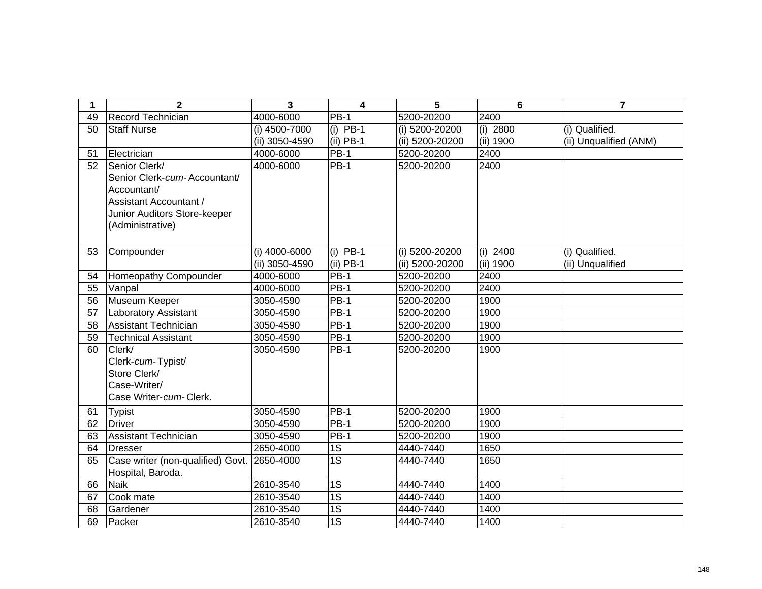| 1 | 2 | 3 | 4 | 5 | 6 | 7 |
|---|---|---|---|---|---|---|
| 49 | Record Technician | 4000-6000 | PB-1 | 5200-20200 | 2400 | |
| 50 | Staff Nurse | (i) 4500-7000<br>(ii) 3050-4590 | (i) PB-1<br>(ii) PB-1 | (i) 5200-20200<br>(ii) 5200-20200 | (i) 2800<br>(ii) 1900 | (i) Qualified.<br>(ii) Unqualified (ANM) |
| 51 | Electrician | 4000-6000 | PB-1 | 5200-20200 | 2400 | |
| 52 | Senior Clerk/<br>Senior Clerk-*cum*- Accountant/<br>Accountant/<br>Assistant Accountant /<br>Junior Auditors Store-keeper<br>(Administrative) | 4000-6000 | PB-1 | 5200-20200 | 2400 | |
| 53 | Compounder | (i) 4000-6000<br>(ii) 3050-4590 | (i) PB-1<br>(ii) PB-1 | (i) 5200-20200<br>(ii) 5200-20200 | (i) 2400<br>(ii) 1900 | (i) Qualified.<br>(ii) Unqualified |
| 54 | Homeopathy Compounder | 4000-6000 | PB-1 | 5200-20200 | 2400 | |
| 55 | Vanpal | 4000-6000 | PB-1 | 5200-20200 | 2400 | |
| 56 | Museum Keeper | 3050-4590 | PB-1 | 5200-20200 | 1900 | |
| 57 | Laboratory Assistant | 3050-4590 | PB-1 | 5200-20200 | 1900 | |
| 58 | Assistant Technician | 3050-4590 | PB-1 | 5200-20200 | 1900 | |
| 59 | Technical Assistant | 3050-4590 | PB-1 | 5200-20200 | 1900 | |
| 60 | Clerk/<br>Clerk-*cum*- Typist/<br>Store Clerk/<br>Case-Writer/<br>Case Writer-*cum*- Clerk. | 3050-4590 | PB-1 | 5200-20200 | 1900 | |
| 61 | Typist | 3050-4590 | PB-1 | 5200-20200 | 1900 | |
| 62 | Driver | 3050-4590 | PB-1 | 5200-20200 | 1900 | |
| 63 | Assistant Technician | 3050-4590 | PB-1 | 5200-20200 | 1900 | |
| 64 | Dresser | 2650-4000 | 1S | 4440-7440 | 1650 | |
| 65 | Case writer (non-qualified) Govt. Hospital, Baroda. | 2650-4000 | 1S | 4440-7440 | 1650 | |
| 66 | Naik | 2610-3540 | 1S | 4440-7440 | 1400 | |
| 67 | Cook mate | 2610-3540 | 1S | 4440-7440 | 1400 | |
| 68 | Gardener | 2610-3540 | 1S | 4440-7440 | 1400 | |
| 69 | Packer | 2610-3540 | 1S | 4440-7440 | 1400 | |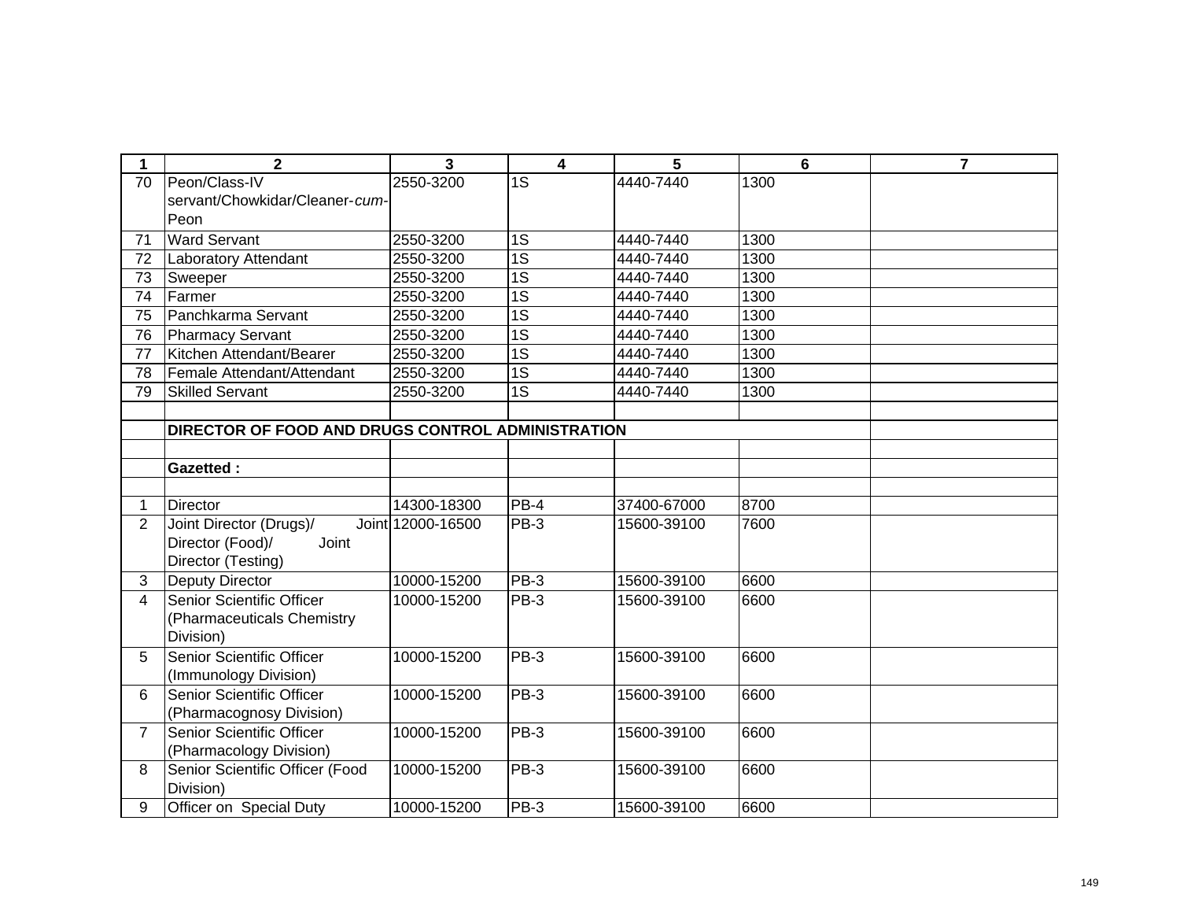| 1 | 2 | 3 | 4 | 5 | 6 | 7 |
|---|---|---|---|---|---|---|
| 70 | Peon/Class-IV servant/Chowkidar/Cleaner-*cum*-Peon | 2550-3200 | 1S | 4440-7440 | 1300 | |
| 71 | Ward Servant | 2550-3200 | 1S | 4440-7440 | 1300 | |
| 72 | Laboratory Attendant | 2550-3200 | 1S | 4440-7440 | 1300 | |
| 73 | Sweeper | 2550-3200 | 1S | 4440-7440 | 1300 | |
| 74 | Farmer | 2550-3200 | 1S | 4440-7440 | 1300 | |
| 75 | Panchkarma Servant | 2550-3200 | 1S | 4440-7440 | 1300 | |
| 76 | Pharmacy Servant | 2550-3200 | 1S | 4440-7440 | 1300 | |
| 77 | Kitchen Attendant/Bearer | 2550-3200 | 1S | 4440-7440 | 1300 | |
| 78 | Female Attendant/Attendant | 2550-3200 | 1S | 4440-7440 | 1300 | |
| 79 | Skilled Servant | 2550-3200 | 1S | 4440-7440 | 1300 | |
| | | | | | | |
| | **DIRECTOR OF FOOD AND DRUGS CONTROL ADMINISTRATION** | | | | | |
| | | | | | | |
| | **Gazetted :** | | | | | |
| | | | | | | |
| 1 | Director | 14300-18300 | PB-4 | 37400-67000 | 8700 | |
| 2 | Joint Director (Drugs)/ Joint Director (Food)/ Joint Director (Testing) | 12000-16500 | PB-3 | 15600-39100 | 7600 | |
| 3 | Deputy Director | 10000-15200 | PB-3 | 15600-39100 | 6600 | |
| 4 | Senior Scientific Officer (Pharmaceuticals Chemistry Division) | 10000-15200 | PB-3 | 15600-39100 | 6600 | |
| 5 | Senior Scientific Officer (Immunology Division) | 10000-15200 | PB-3 | 15600-39100 | 6600 | |
| 6 | Senior Scientific Officer (Pharmacognosy Division) | 10000-15200 | PB-3 | 15600-39100 | 6600 | |
| 7 | Senior Scientific Officer (Pharmacology Division) | 10000-15200 | PB-3 | 15600-39100 | 6600 | |
| 8 | Senior Scientific Officer (Food Division) | 10000-15200 | PB-3 | 15600-39100 | 6600 | |
| 9 | Officer on Special Duty | 10000-15200 | PB-3 | 15600-39100 | 6600 | |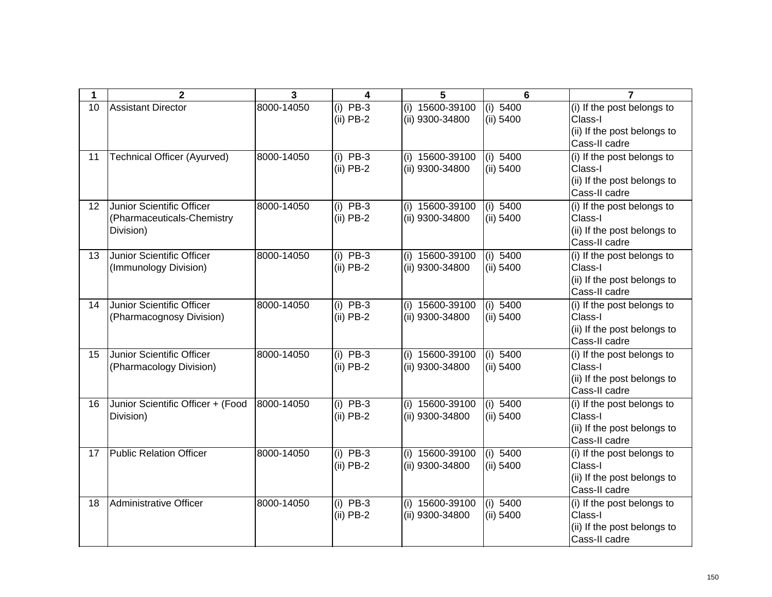| 1 | 2 | 3 | 4 | 5 | 6 | 7 |
|---|---|---|---|---|---|---|
| 10 | Assistant Director | 8000-14050 | (i) PB-3<br>(ii) PB-2 | (i) 15600-39100<br>(ii) 9300-34800 | (i) 5400<br>(ii) 5400 | (i) If the post belongs to Class-I<br>(ii) If the post belongs to Cass-II cadre |
| 11 | Technical Officer (Ayurved) | 8000-14050 | (i) PB-3<br>(ii) PB-2 | (i) 15600-39100<br>(ii) 9300-34800 | (i) 5400<br>(ii) 5400 | (i) If the post belongs to Class-I<br>(ii) If the post belongs to Cass-II cadre |
| 12 | Junior Scientific Officer (Pharmaceuticals-Chemistry Division) | 8000-14050 | (i) PB-3<br>(ii) PB-2 | (i) 15600-39100<br>(ii) 9300-34800 | (i) 5400<br>(ii) 5400 | (i) If the post belongs to Class-I<br>(ii) If the post belongs to Cass-II cadre |
| 13 | Junior Scientific Officer (Immunology Division) | 8000-14050 | (i) PB-3<br>(ii) PB-2 | (i) 15600-39100<br>(ii) 9300-34800 | (i) 5400<br>(ii) 5400 | (i) If the post belongs to Class-I<br>(ii) If the post belongs to Cass-II cadre |
| 14 | Junior Scientific Officer (Pharmacognosy Division) | 8000-14050 | (i) PB-3<br>(ii) PB-2 | (i) 15600-39100<br>(ii) 9300-34800 | (i) 5400<br>(ii) 5400 | (i) If the post belongs to Class-I<br>(ii) If the post belongs to Cass-II cadre |
| 15 | Junior Scientific Officer (Pharmacology Division) | 8000-14050 | (i) PB-3<br>(ii) PB-2 | (i) 15600-39100<br>(ii) 9300-34800 | (i) 5400<br>(ii) 5400 | (i) If the post belongs to Class-I<br>(ii) If the post belongs to Cass-II cadre |
| 16 | Junior Scientific Officer + (Food Division) | 8000-14050 | (i) PB-3<br>(ii) PB-2 | (i) 15600-39100<br>(ii) 9300-34800 | (i) 5400<br>(ii) 5400 | (i) If the post belongs to Class-I<br>(ii) If the post belongs to Cass-II cadre |
| 17 | Public Relation Officer | 8000-14050 | (i) PB-3<br>(ii) PB-2 | (i) 15600-39100<br>(ii) 9300-34800 | (i) 5400<br>(ii) 5400 | (i) If the post belongs to Class-I<br>(ii) If the post belongs to Cass-II cadre |
| 18 | Administrative Officer | 8000-14050 | (i) PB-3<br>(ii) PB-2 | (i) 15600-39100<br>(ii) 9300-34800 | (i) 5400<br>(ii) 5400 | (i) If the post belongs to Class-I<br>(ii) If the post belongs to Cass-II cadre |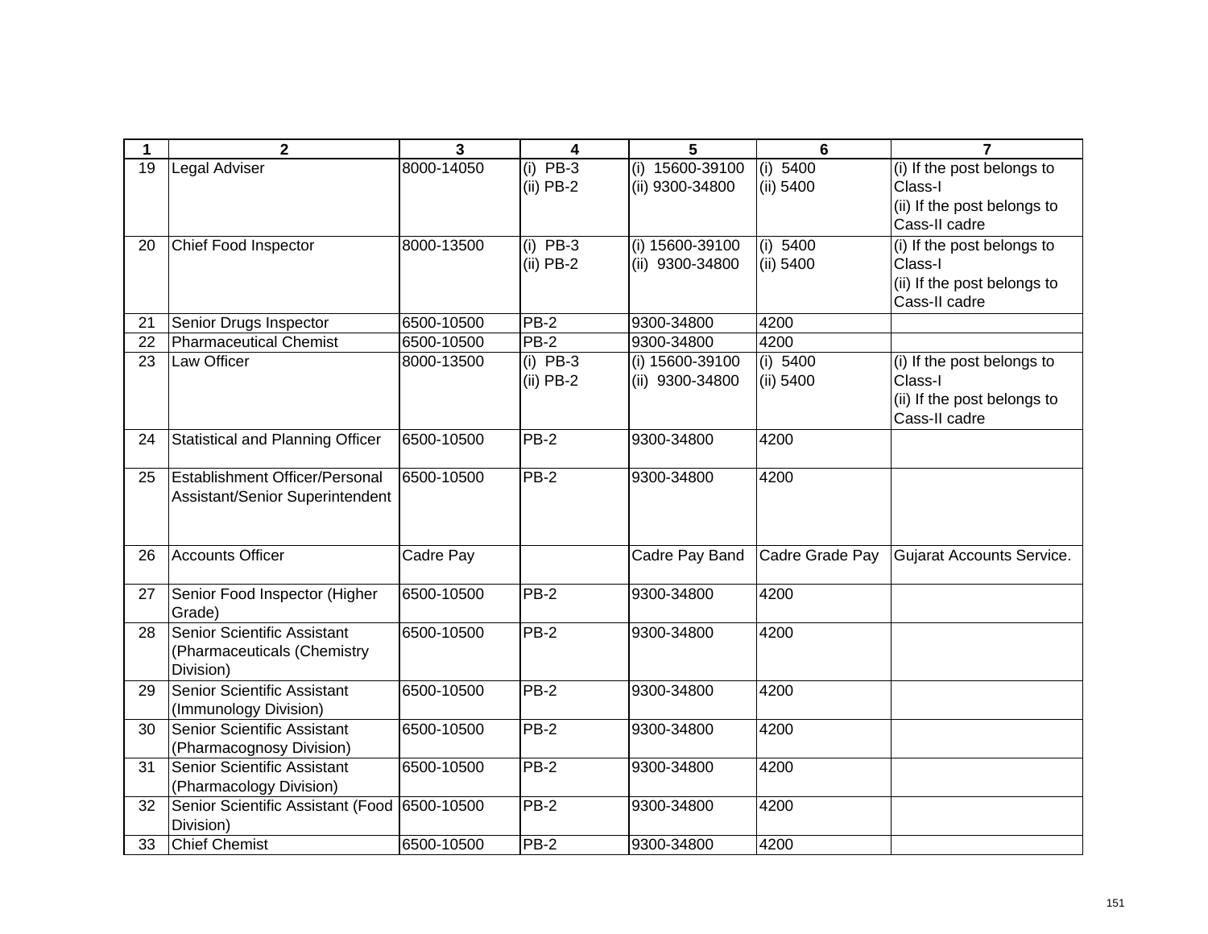| 1 | 2 | 3 | 4 | 5 | 6 | 7 |
|---|---|---|---|---|---|---|
| 19 | Legal Adviser | 8000-14050 | (i) PB-3<br>(ii) PB-2 | (i) 15600-39100<br>(ii) 9300-34800 | (i) 5400<br>(ii) 5400 | (i) If the post belongs to Class-I<br>(ii) If the post belongs to Cass-II cadre |
| 20 | Chief Food Inspector | 8000-13500 | (i) PB-3<br>(ii) PB-2 | (i) 15600-39100<br>(ii) 9300-34800 | (i) 5400<br>(ii) 5400 | (i) If the post belongs to Class-I<br>(ii) If the post belongs to Cass-II cadre |
| 21 | Senior Drugs Inspector | 6500-10500 | PB-2 | 9300-34800 | 4200 | |
| 22 | Pharmaceutical Chemist | 6500-10500 | PB-2 | 9300-34800 | 4200 | |
| 23 | Law Officer | 8000-13500 | (i) PB-3<br>(ii) PB-2 | (i) 15600-39100<br>(ii) 9300-34800 | (i) 5400<br>(ii) 5400 | (i) If the post belongs to Class-I<br>(ii) If the post belongs to Cass-II cadre |
| 24 | Statistical and Planning Officer | 6500-10500 | PB-2 | 9300-34800 | 4200 | |
| 25 | Establishment Officer/Personal Assistant/Senior Superintendent | 6500-10500 | PB-2 | 9300-34800 | 4200 | |
| 26 | Accounts Officer | Cadre Pay | | Cadre Pay Band | Cadre Grade Pay | Gujarat Accounts Service. |
| 27 | Senior Food Inspector (Higher Grade) | 6500-10500 | PB-2 | 9300-34800 | 4200 | |
| 28 | Senior Scientific Assistant (Pharmaceuticals (Chemistry Division) | 6500-10500 | PB-2 | 9300-34800 | 4200 | |
| 29 | Senior Scientific Assistant (Immunology Division) | 6500-10500 | PB-2 | 9300-34800 | 4200 | |
| 30 | Senior Scientific Assistant (Pharmacognosy Division) | 6500-10500 | PB-2 | 9300-34800 | 4200 | |
| 31 | Senior Scientific Assistant (Pharmacology Division) | 6500-10500 | PB-2 | 9300-34800 | 4200 | |
| 32 | Senior Scientific Assistant (Food Division) | 6500-10500 | PB-2 | 9300-34800 | 4200 | |
| 33 | Chief Chemist | 6500-10500 | PB-2 | 9300-34800 | 4200 | |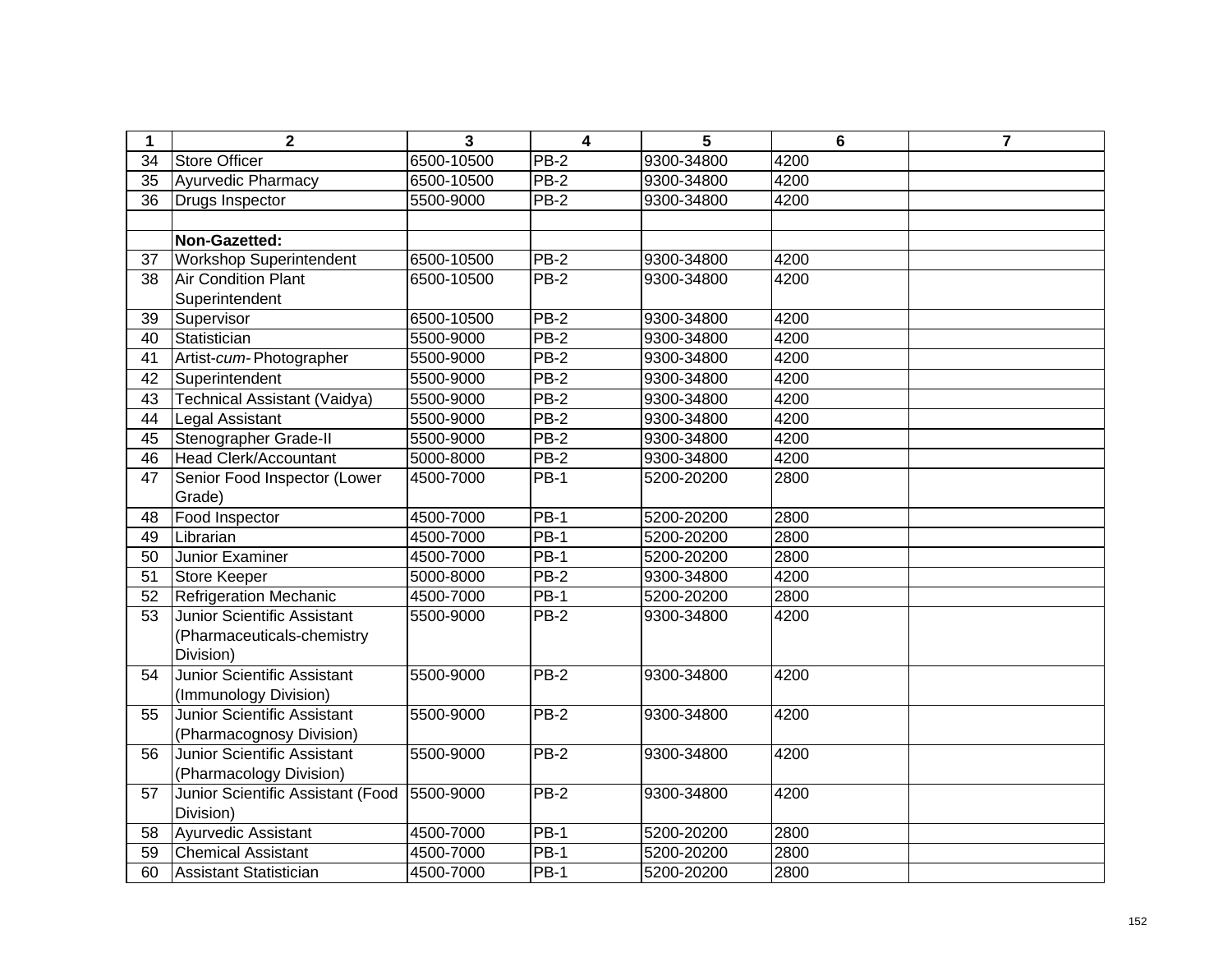| 1 | 2 | 3 | 4 | 5 | 6 | 7 |
|---|---|---|---|---|---|---|
| 34 | Store Officer | 6500-10500 | PB-2 | 9300-34800 | 4200 | |
| 35 | Ayurvedic Pharmacy | 6500-10500 | PB-2 | 9300-34800 | 4200 | |
| 36 | Drugs Inspector | 5500-9000 | PB-2 | 9300-34800 | 4200 | |
| | | | | | | |
| | **Non-Gazetted:** | | | | | |
| 37 | Workshop Superintendent | 6500-10500 | PB-2 | 9300-34800 | 4200 | |
| 38 | Air Condition Plant Superintendent | 6500-10500 | PB-2 | 9300-34800 | 4200 | |
| 39 | Supervisor | 6500-10500 | PB-2 | 9300-34800 | 4200 | |
| 40 | Statistician | 5500-9000 | PB-2 | 9300-34800 | 4200 | |
| 41 | Artist-*cum*- Photographer | 5500-9000 | PB-2 | 9300-34800 | 4200 | |
| 42 | Superintendent | 5500-9000 | PB-2 | 9300-34800 | 4200 | |
| 43 | Technical Assistant (Vaidya) | 5500-9000 | PB-2 | 9300-34800 | 4200 | |
| 44 | Legal Assistant | 5500-9000 | PB-2 | 9300-34800 | 4200 | |
| 45 | Stenographer Grade-II | 5500-9000 | PB-2 | 9300-34800 | 4200 | |
| 46 | Head Clerk/Accountant | 5000-8000 | PB-2 | 9300-34800 | 4200 | |
| 47 | Senior Food Inspector (Lower Grade) | 4500-7000 | PB-1 | 5200-20200 | 2800 | |
| 48 | Food Inspector | 4500-7000 | PB-1 | 5200-20200 | 2800 | |
| 49 | Librarian | 4500-7000 | PB-1 | 5200-20200 | 2800 | |
| 50 | Junior Examiner | 4500-7000 | PB-1 | 5200-20200 | 2800 | |
| 51 | Store Keeper | 5000-8000 | PB-2 | 9300-34800 | 4200 | |
| 52 | Refrigeration Mechanic | 4500-7000 | PB-1 | 5200-20200 | 2800 | |
| 53 | Junior Scientific Assistant (Pharmaceuticals-chemistry Division) | 5500-9000 | PB-2 | 9300-34800 | 4200 | |
| 54 | Junior Scientific Assistant (Immunology Division) | 5500-9000 | PB-2 | 9300-34800 | 4200 | |
| 55 | Junior Scientific Assistant (Pharmacognosy Division) | 5500-9000 | PB-2 | 9300-34800 | 4200 | |
| 56 | Junior Scientific Assistant (Pharmacology Division) | 5500-9000 | PB-2 | 9300-34800 | 4200 | |
| 57 | Junior Scientific Assistant (Food Division) | 5500-9000 | PB-2 | 9300-34800 | 4200 | |
| 58 | Ayurvedic Assistant | 4500-7000 | PB-1 | 5200-20200 | 2800 | |
| 59 | Chemical Assistant | 4500-7000 | PB-1 | 5200-20200 | 2800 | |
| 60 | Assistant Statistician | 4500-7000 | PB-1 | 5200-20200 | 2800 | |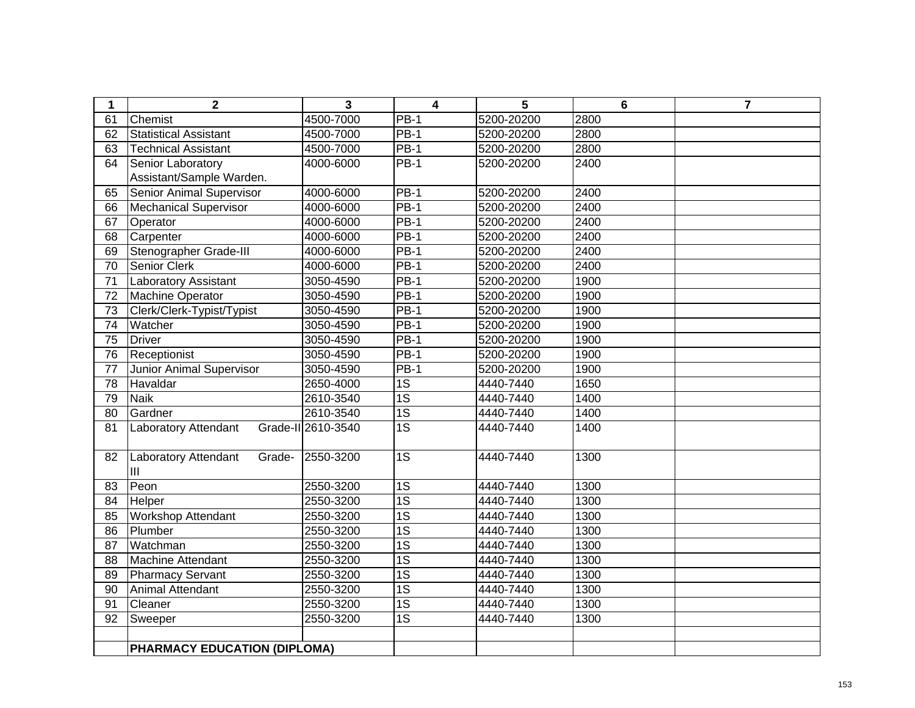| 1 | 2 | 3 | 4 | 5 | 6 | 7 |
|---|---|---|---|---|---|---|
| 61 | Chemist | 4500-7000 | PB-1 | 5200-20200 | 2800 | |
| 62 | Statistical Assistant | 4500-7000 | PB-1 | 5200-20200 | 2800 | |
| 63 | Technical Assistant | 4500-7000 | PB-1 | 5200-20200 | 2800 | |
| 64 | Senior Laboratory Assistant/Sample Warden. | 4000-6000 | PB-1 | 5200-20200 | 2400 | |
| 65 | Senior Animal Supervisor | 4000-6000 | PB-1 | 5200-20200 | 2400 | |
| 66 | Mechanical Supervisor | 4000-6000 | PB-1 | 5200-20200 | 2400 | |
| 67 | Operator | 4000-6000 | PB-1 | 5200-20200 | 2400 | |
| 68 | Carpenter | 4000-6000 | PB-1 | 5200-20200 | 2400 | |
| 69 | Stenographer Grade-III | 4000-6000 | PB-1 | 5200-20200 | 2400 | |
| 70 | Senior Clerk | 4000-6000 | PB-1 | 5200-20200 | 2400 | |
| 71 | Laboratory Assistant | 3050-4590 | PB-1 | 5200-20200 | 1900 | |
| 72 | Machine Operator | 3050-4590 | PB-1 | 5200-20200 | 1900 | |
| 73 | Clerk/Clerk-Typist/Typist | 3050-4590 | PB-1 | 5200-20200 | 1900 | |
| 74 | Watcher | 3050-4590 | PB-1 | 5200-20200 | 1900 | |
| 75 | Driver | 3050-4590 | PB-1 | 5200-20200 | 1900 | |
| 76 | Receptionist | 3050-4590 | PB-1 | 5200-20200 | 1900 | |
| 77 | Junior Animal Supervisor | 3050-4590 | PB-1 | 5200-20200 | 1900 | |
| 78 | Havaldar | 2650-4000 | 1S | 4440-7440 | 1650 | |
| 79 | Naik | 2610-3540 | 1S | 4440-7440 | 1400 | |
| 80 | Gardner | 2610-3540 | 1S | 4440-7440 | 1400 | |
| 81 | Laboratory Attendant Grade-II | 2610-3540 | 1S | 4440-7440 | 1400 | |
| 82 | Laboratory Attendant Grade-III | 2550-3200 | 1S | 4440-7440 | 1300 | |
| 83 | Peon | 2550-3200 | 1S | 4440-7440 | 1300 | |
| 84 | Helper | 2550-3200 | 1S | 4440-7440 | 1300 | |
| 85 | Workshop Attendant | 2550-3200 | 1S | 4440-7440 | 1300 | |
| 86 | Plumber | 2550-3200 | 1S | 4440-7440 | 1300 | |
| 87 | Watchman | 2550-3200 | 1S | 4440-7440 | 1300 | |
| 88 | Machine Attendant | 2550-3200 | 1S | 4440-7440 | 1300 | |
| 89 | Pharmacy Servant | 2550-3200 | 1S | 4440-7440 | 1300 | |
| 90 | Animal Attendant | 2550-3200 | 1S | 4440-7440 | 1300 | |
| 91 | Cleaner | 2550-3200 | 1S | 4440-7440 | 1300 | |
| 92 | Sweeper | 2550-3200 | 1S | 4440-7440 | 1300 | |
| | | | | | | |
| | **PHARMACY EDUCATION (DIPLOMA)** | | | | | |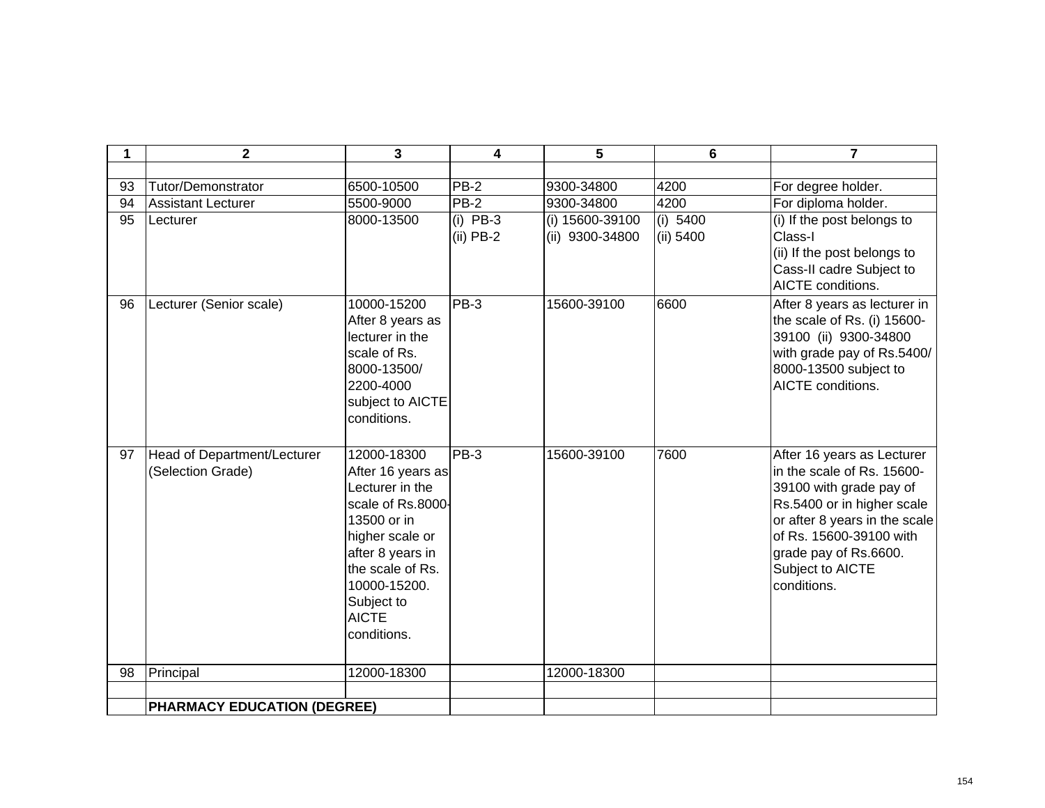| 1 | 2 | 3 | 4 | 5 | 6 | 7 |
|---|---|---|---|---|---|---|
| | | | | | | |
| 93 | Tutor/Demonstrator | 6500-10500 | PB-2 | 9300-34800 | 4200 | For degree holder. |
| 94 | Assistant Lecturer | 5500-9000 | PB-2 | 9300-34800 | 4200 | For diploma holder. |
| 95 | Lecturer | 8000-13500 | (i) PB-3<br>(ii) PB-2 | (i) 15600-39100<br>(ii) 9300-34800 | (i) 5400<br>(ii) 5400 | (i) If the post belongs to Class-I<br>(ii) If the post belongs to Cass-II cadre Subject to AICTE conditions. |
| 96 | Lecturer (Senior scale) | 10000-15200 After 8 years as lecturer in the scale of Rs. 8000-13500/ 2200-4000 subject to AICTE conditions. | PB-3 | 15600-39100 | 6600 | After 8 years as lecturer in the scale of Rs. (i) 15600-39100 (ii) 9300-34800 with grade pay of Rs.5400/ 8000-13500 subject to AICTE conditions. |
| 97 | Head of Department/Lecturer (Selection Grade) | 12000-18300 After 16 years as Lecturer in the scale of Rs.8000-13500 or in higher scale or after 8 years in the scale of Rs. 10000-15200. Subject to AICTE conditions. | PB-3 | 15600-39100 | 7600 | After 16 years as Lecturer in the scale of Rs. 15600-39100 with grade pay of Rs.5400 or in higher scale or after 8 years in the scale of Rs. 15600-39100 with grade pay of Rs.6600. Subject to AICTE conditions. |
| 98 | Principal | 12000-18300 | | 12000-18300 | | |
| | | | | | | |
| | **PHARMACY EDUCATION (DEGREE)** | | | | | |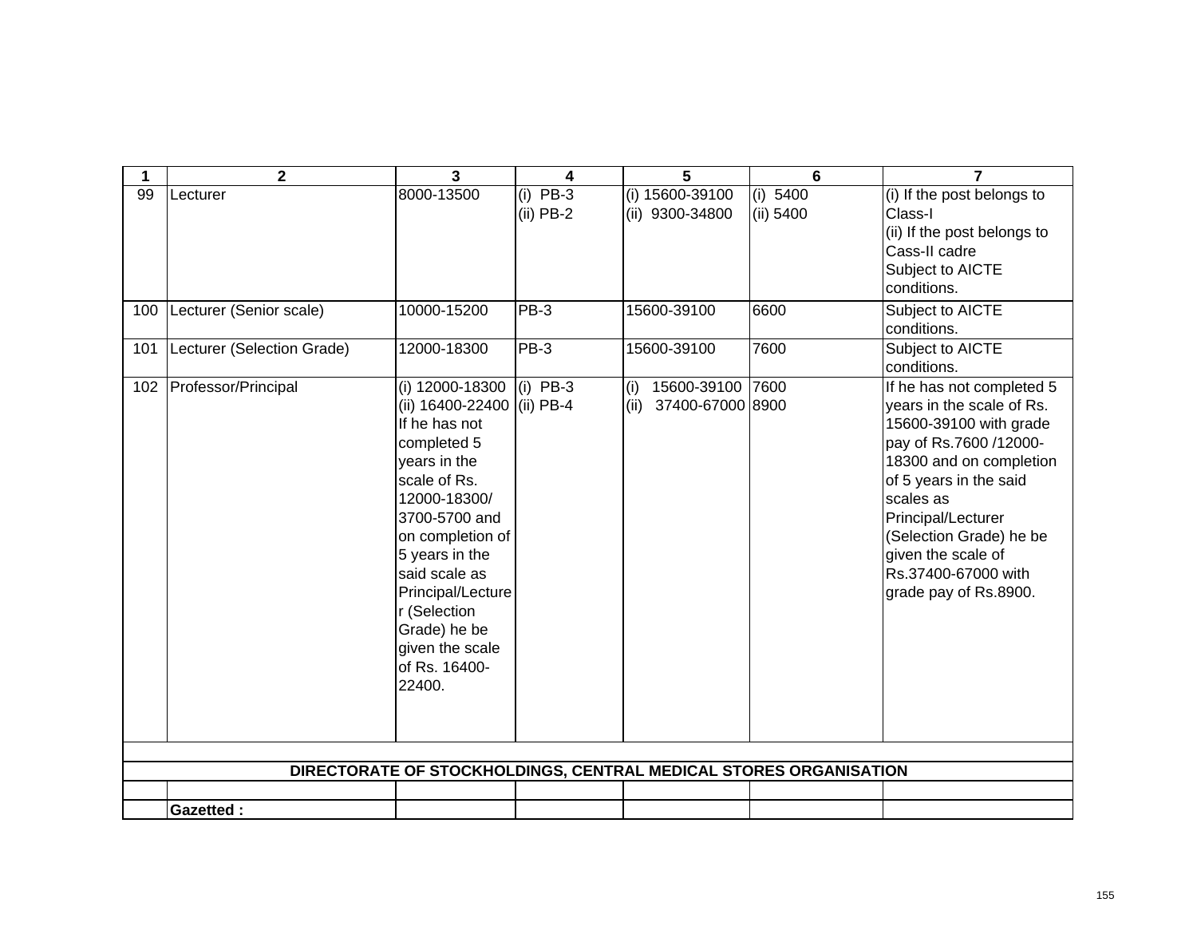| 1 | 2 | 3 | 4 | 5 | 6 | 7 |
|---|---|---|---|---|---|---|
| 99 | Lecturer | 8000-13500 | (i) PB-3<br>(ii) PB-2 | (i) 15600-39100<br>(ii) 9300-34800 | (i) 5400<br>(ii) 5400 | (i) If the post belongs to Class-I<br>(ii) If the post belongs to Cass-II cadre<br>Subject to AICTE conditions. |
| 100 | Lecturer (Senior scale) | 10000-15200 | PB-3 | 15600-39100 | 6600 | Subject to AICTE conditions. |
| 101 | Lecturer (Selection Grade) | 12000-18300 | PB-3 | 15600-39100 | 7600 | Subject to AICTE conditions. |
| 102 | Professor/Principal | (i) 12000-18300<br>(ii) 16400-22400<br>If he has not completed 5 years in the scale of Rs. 12000-18300/ 3700-5700 and on completion of 5 years in the said scale as Principal/Lecturer (Selection Grade) he be given the scale of Rs. 16400-22400. | (i) PB-3<br>(ii) PB-4 | (i) 15600-39100<br>(ii) 37400-67000 | 7600<br>8900 | If he has not completed 5 years in the scale of Rs. 15600-39100 with grade pay of Rs.7600 /12000-18300 and on completion of 5 years in the said scales as Principal/Lecturer (Selection Grade) he be given the scale of Rs.37400-67000 with grade pay of Rs.8900. |
| | **DIRECTORATE OF STOCKHOLDINGS, CENTRAL MEDICAL STORES ORGANISATION** | | | | | |
| | | | | | | |
| | **Gazetted :** | | | | | |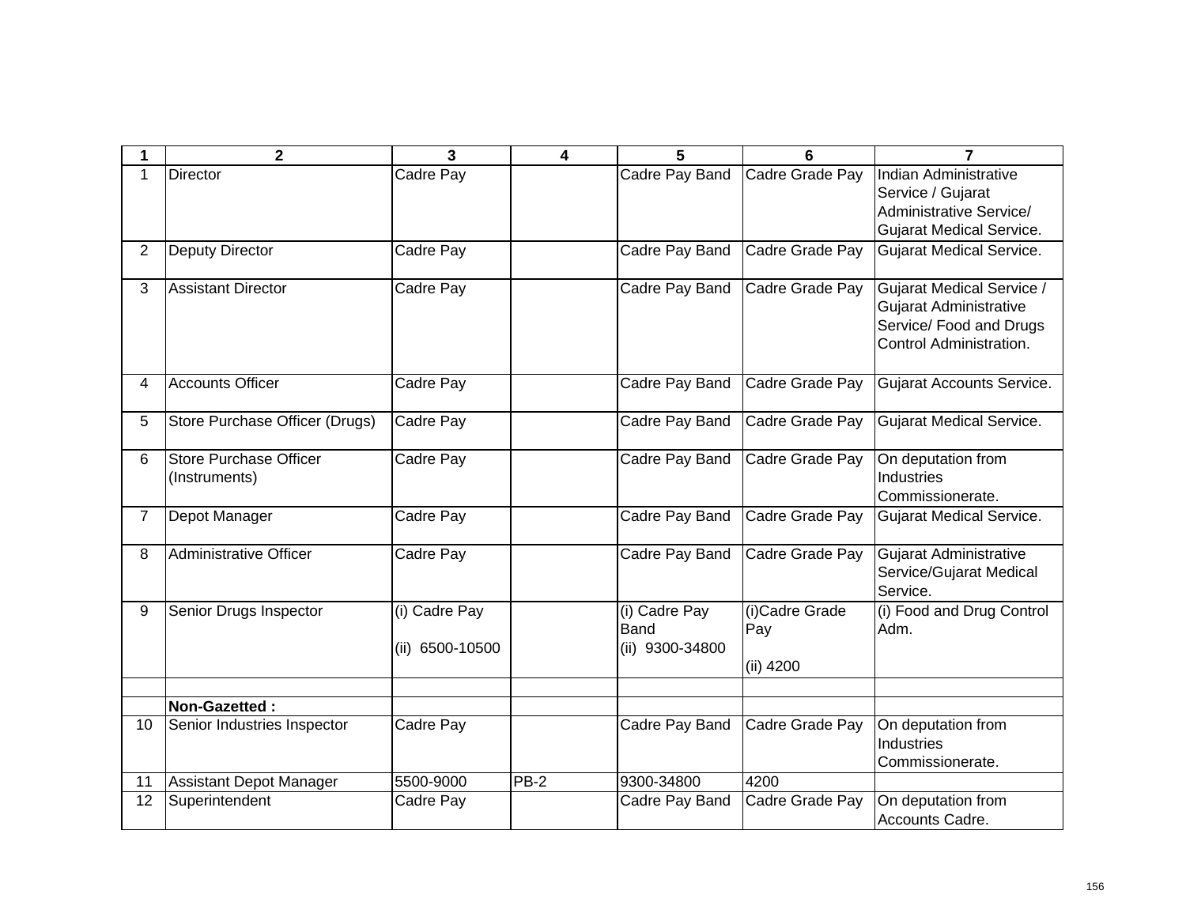| 1 | 2 | 3 | 4 | 5 | 6 | 7 |
|---|---|---|---|---|---|---|
| 1 | Director | Cadre Pay | | Cadre Pay Band | Cadre Grade Pay | Indian Administrative Service / Gujarat Administrative Service/ Gujarat Medical Service. |
| 2 | Deputy Director | Cadre Pay | | Cadre Pay Band | Cadre Grade Pay | Gujarat Medical Service. |
| 3 | Assistant Director | Cadre Pay | | Cadre Pay Band | Cadre Grade Pay | Gujarat Medical Service / Gujarat Administrative Service/ Food and Drugs Control Administration. |
| 4 | Accounts Officer | Cadre Pay | | Cadre Pay Band | Cadre Grade Pay | Gujarat Accounts Service. |
| 5 | Store Purchase Officer (Drugs) | Cadre Pay | | Cadre Pay Band | Cadre Grade Pay | Gujarat Medical Service. |
| 6 | Store Purchase Officer (Instruments) | Cadre Pay | | Cadre Pay Band | Cadre Grade Pay | On deputation from Industries Commissionerate. |
| 7 | Depot Manager | Cadre Pay | | Cadre Pay Band | Cadre Grade Pay | Gujarat Medical Service. |
| 8 | Administrative Officer | Cadre Pay | | Cadre Pay Band | Cadre Grade Pay | Gujarat Administrative Service/Gujarat Medical Service. |
| 9 | Senior Drugs Inspector | (i) Cadre Pay<br>(ii) 6500-10500 | | (i) Cadre Pay Band<br>(ii) 9300-34800 | (i)Cadre Grade Pay<br>(ii) 4200 | (i) Food and Drug Control Adm. |
| | | | | | | |
| | **Non-Gazetted :** | | | | | |
| 10 | Senior Industries Inspector | Cadre Pay | | Cadre Pay Band | Cadre Grade Pay | On deputation from Industries Commissionerate. |
| 11 | Assistant Depot Manager | 5500-9000 | PB-2 | 9300-34800 | 4200 | |
| 12 | Superintendent | Cadre Pay | | Cadre Pay Band | Cadre Grade Pay | On deputation from Accounts Cadre. |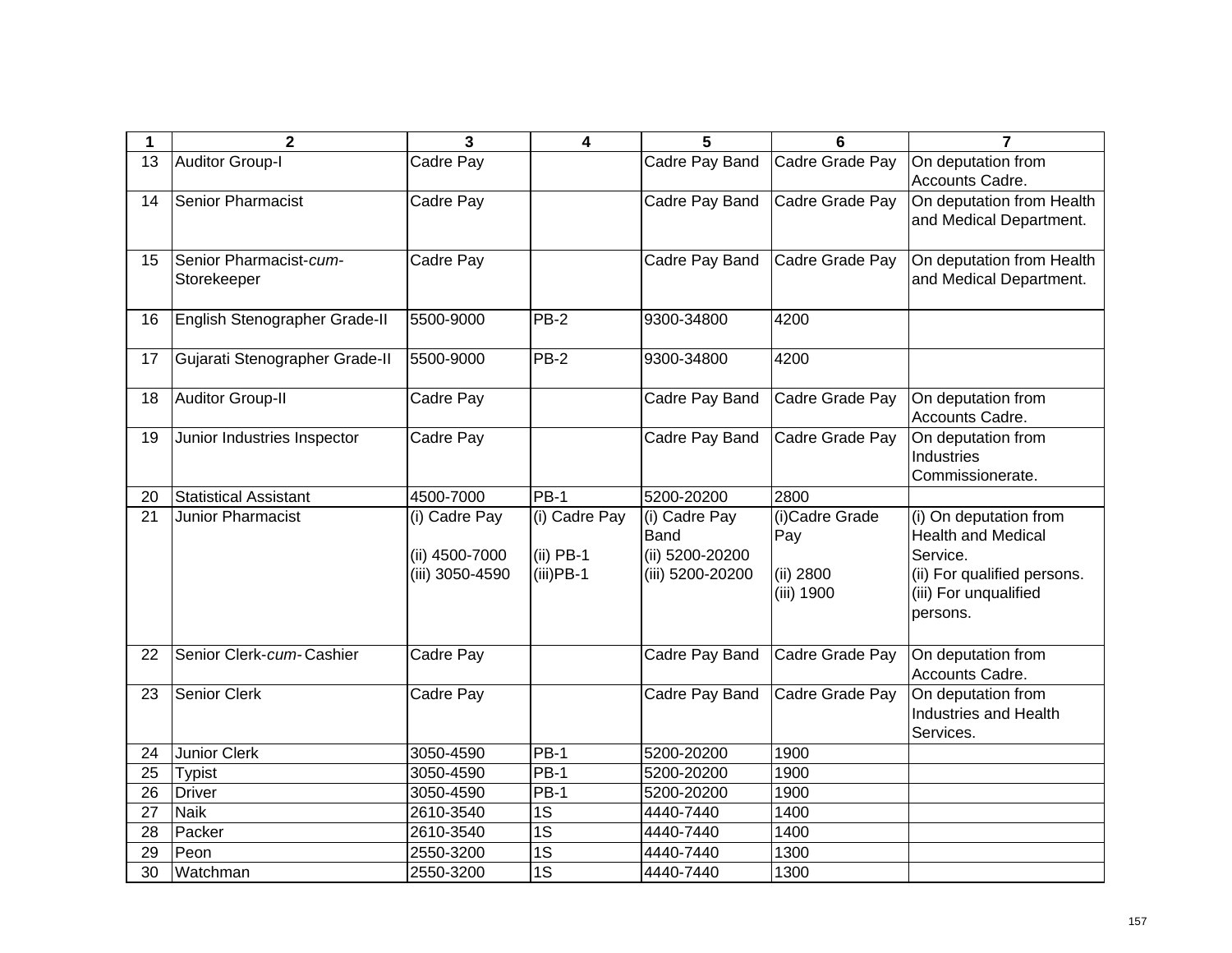| 1 | 2 | 3 | 4 | 5 | 6 | 7 |
|---|---|---|---|---|---|---|
| 13 | Auditor Group-I | Cadre Pay | | Cadre Pay Band | Cadre Grade Pay | On deputation from Accounts Cadre. |
| 14 | Senior Pharmacist | Cadre Pay | | Cadre Pay Band | Cadre Grade Pay | On deputation from Health and Medical Department. |
| 15 | Senior Pharmacist-*cum*-Storekeeper | Cadre Pay | | Cadre Pay Band | Cadre Grade Pay | On deputation from Health and Medical Department. |
| 16 | English Stenographer Grade-II | 5500-9000 | PB-2 | 9300-34800 | 4200 | |
| 17 | Gujarati Stenographer Grade-II | 5500-9000 | PB-2 | 9300-34800 | 4200 | |
| 18 | Auditor Group-II | Cadre Pay | | Cadre Pay Band | Cadre Grade Pay | On deputation from Accounts Cadre. |
| 19 | Junior Industries Inspector | Cadre Pay | | Cadre Pay Band | Cadre Grade Pay | On deputation from Industries Commissionerate. |
| 20 | Statistical Assistant | 4500-7000 | PB-1 | 5200-20200 | 2800 | |
| 21 | Junior Pharmacist | (i) Cadre Pay<br>(ii) 4500-7000<br>(iii) 3050-4590 | (i) Cadre Pay<br>(ii) PB-1<br>(iii)PB-1 | (i) Cadre Pay Band<br>(ii) 5200-20200<br>(iii) 5200-20200 | (i)Cadre Grade Pay<br>(ii) 2800<br>(iii) 1900 | (i) On deputation from Health and Medical Service.<br>(ii) For qualified persons.<br>(iii) For unqualified persons. |
| 22 | Senior Clerk-*cum*- Cashier | Cadre Pay | | Cadre Pay Band | Cadre Grade Pay | On deputation from Accounts Cadre. |
| 23 | Senior Clerk | Cadre Pay | | Cadre Pay Band | Cadre Grade Pay | On deputation from Industries and Health Services. |
| 24 | Junior Clerk | 3050-4590 | PB-1 | 5200-20200 | 1900 | |
| 25 | Typist | 3050-4590 | PB-1 | 5200-20200 | 1900 | |
| 26 | Driver | 3050-4590 | PB-1 | 5200-20200 | 1900 | |
| 27 | Naik | 2610-3540 | 1S | 4440-7440 | 1400 | |
| 28 | Packer | 2610-3540 | 1S | 4440-7440 | 1400 | |
| 29 | Peon | 2550-3200 | 1S | 4440-7440 | 1300 | |
| 30 | Watchman | 2550-3200 | 1S | 4440-7440 | 1300 | |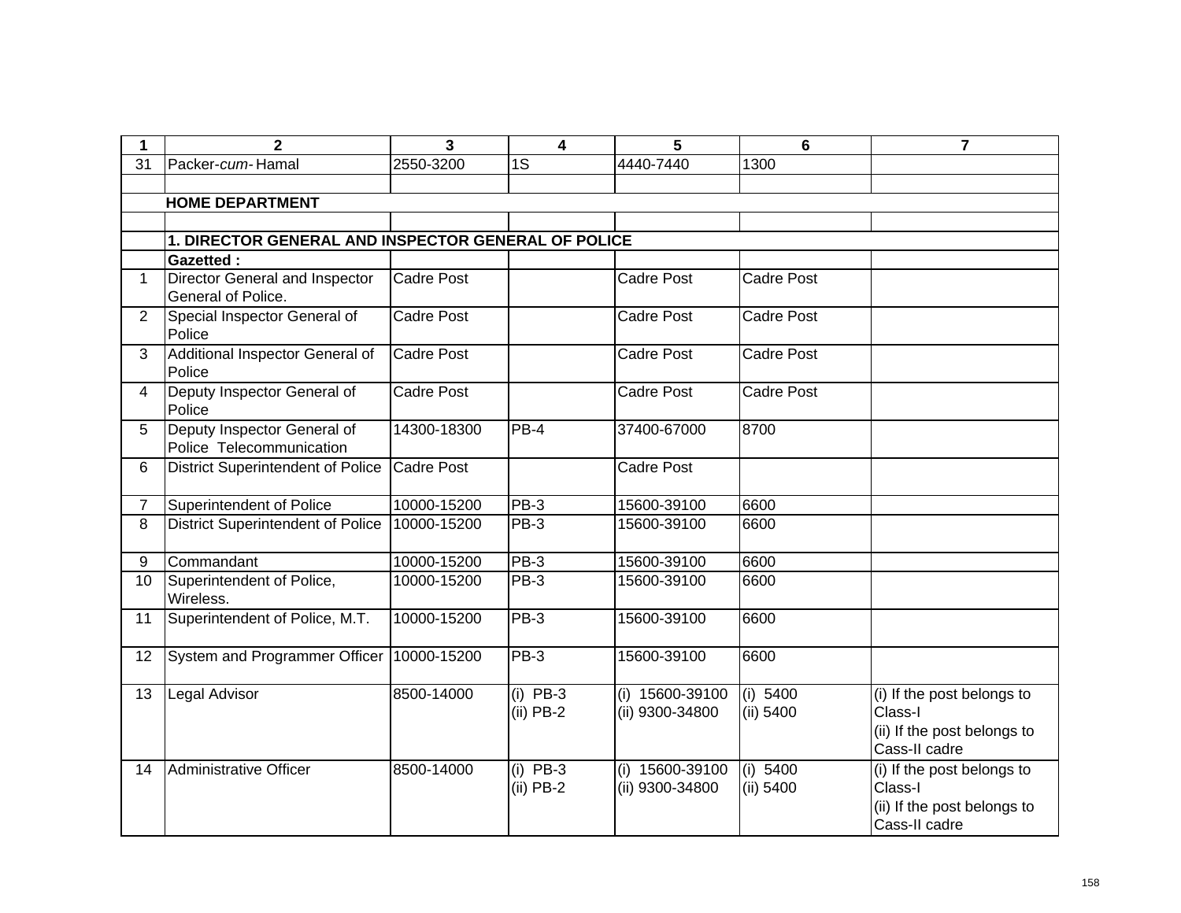| 1 | 2 | 3 | 4 | 5 | 6 | 7 |
|---|---|---|---|---|---|---|
| 31 | Packer-*cum*- Hamal | 2550-3200 | 1S | 4440-7440 | 1300 | |
| | | | | | | |
| | **HOME DEPARTMENT** | | | | | |
| | | | | | | |
| | **1. DIRECTOR GENERAL AND INSPECTOR GENERAL OF POLICE** | | | | | |
| | **Gazetted :** | | | | | |
| 1 | Director General and Inspector General of Police. | Cadre Post | | Cadre Post | Cadre Post | |
| 2 | Special Inspector General of Police | Cadre Post | | Cadre Post | Cadre Post | |
| 3 | Additional Inspector General of Police | Cadre Post | | Cadre Post | Cadre Post | |
| 4 | Deputy Inspector General of Police | Cadre Post | | Cadre Post | Cadre Post | |
| 5 | Deputy Inspector General of Police Telecommunication | 14300-18300 | PB-4 | 37400-67000 | 8700 | |
| 6 | District Superintendent of Police | Cadre Post | | Cadre Post | | |
| 7 | Superintendent of Police | 10000-15200 | PB-3 | 15600-39100 | 6600 | |
| 8 | District Superintendent of Police | 10000-15200 | PB-3 | 15600-39100 | 6600 | |
| 9 | Commandant | 10000-15200 | PB-3 | 15600-39100 | 6600 | |
| 10 | Superintendent of Police, Wireless. | 10000-15200 | PB-3 | 15600-39100 | 6600 | |
| 11 | Superintendent of Police, M.T. | 10000-15200 | PB-3 | 15600-39100 | 6600 | |
| 12 | System and Programmer Officer | 10000-15200 | PB-3 | 15600-39100 | 6600 | |
| 13 | Legal Advisor | 8500-14000 | (i) PB-3<br>(ii) PB-2 | (i) 15600-39100<br>(ii) 9300-34800 | (i) 5400<br>(ii) 5400 | (i) If the post belongs to Class-I<br>(ii) If the post belongs to Cass-II cadre |
| 14 | Administrative Officer | 8500-14000 | (i) PB-3<br>(ii) PB-2 | (i) 15600-39100<br>(ii) 9300-34800 | (i) 5400<br>(ii) 5400 | (i) If the post belongs to Class-I<br>(ii) If the post belongs to Cass-II cadre |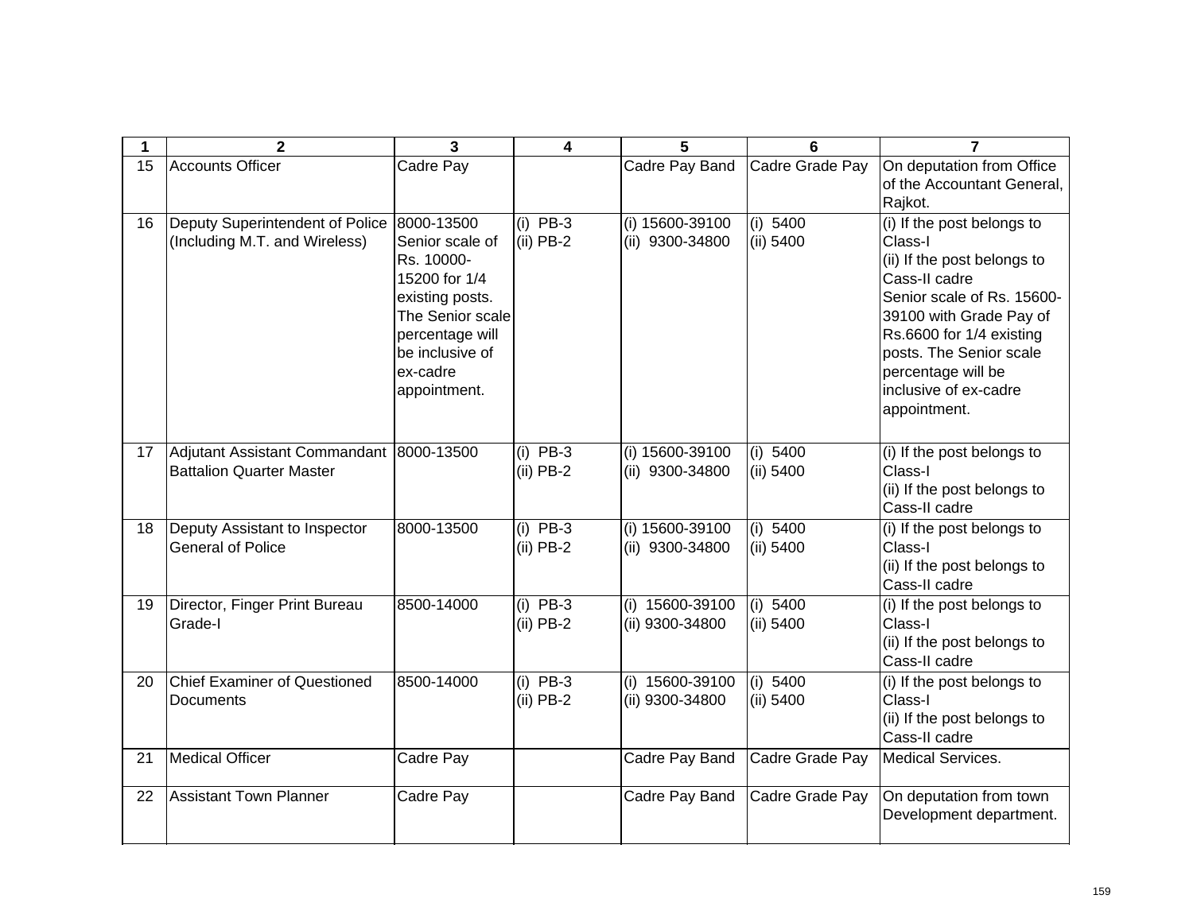| 1 | 2 | 3 | 4 | 5 | 6 | 7 |
|---|---|---|---|---|---|---|
| 15 | Accounts Officer | Cadre Pay | | Cadre Pay Band | Cadre Grade Pay | On deputation from Office of the Accountant General, Rajkot. |
| 16 | Deputy Superintendent of Police (Including M.T. and Wireless) | 8000-13500 Senior scale of Rs. 10000-15200 for 1/4 existing posts. The Senior scale percentage will be inclusive of ex-cadre appointment. | (i) PB-3<br>(ii) PB-2 | (i) 15600-39100<br>(ii) 9300-34800 | (i) 5400<br>(ii) 5400 | (i) If the post belongs to Class-I<br>(ii) If the post belongs to Cass-II cadre<br>Senior scale of Rs. 15600-39100 with Grade Pay of Rs.6600 for 1/4 existing posts. The Senior scale percentage will be inclusive of ex-cadre appointment. |
| 17 | Adjutant Assistant Commandant Battalion Quarter Master | 8000-13500 | (i) PB-3<br>(ii) PB-2 | (i) 15600-39100<br>(ii) 9300-34800 | (i) 5400<br>(ii) 5400 | (i) If the post belongs to Class-I<br>(ii) If the post belongs to Cass-II cadre |
| 18 | Deputy Assistant to Inspector General of Police | 8000-13500 | (i) PB-3<br>(ii) PB-2 | (i) 15600-39100<br>(ii) 9300-34800 | (i) 5400<br>(ii) 5400 | (i) If the post belongs to Class-I<br>(ii) If the post belongs to Cass-II cadre |
| 19 | Director, Finger Print Bureau Grade-I | 8500-14000 | (i) PB-3<br>(ii) PB-2 | (i) 15600-39100<br>(ii) 9300-34800 | (i) 5400<br>(ii) 5400 | (i) If the post belongs to Class-I<br>(ii) If the post belongs to Cass-II cadre |
| 20 | Chief Examiner of Questioned Documents | 8500-14000 | (i) PB-3<br>(ii) PB-2 | (i) 15600-39100<br>(ii) 9300-34800 | (i) 5400<br>(ii) 5400 | (i) If the post belongs to Class-I<br>(ii) If the post belongs to Cass-II cadre |
| 21 | Medical Officer | Cadre Pay | | Cadre Pay Band | Cadre Grade Pay | Medical Services. |
| 22 | Assistant Town Planner | Cadre Pay | | Cadre Pay Band | Cadre Grade Pay | On deputation from town Development department. |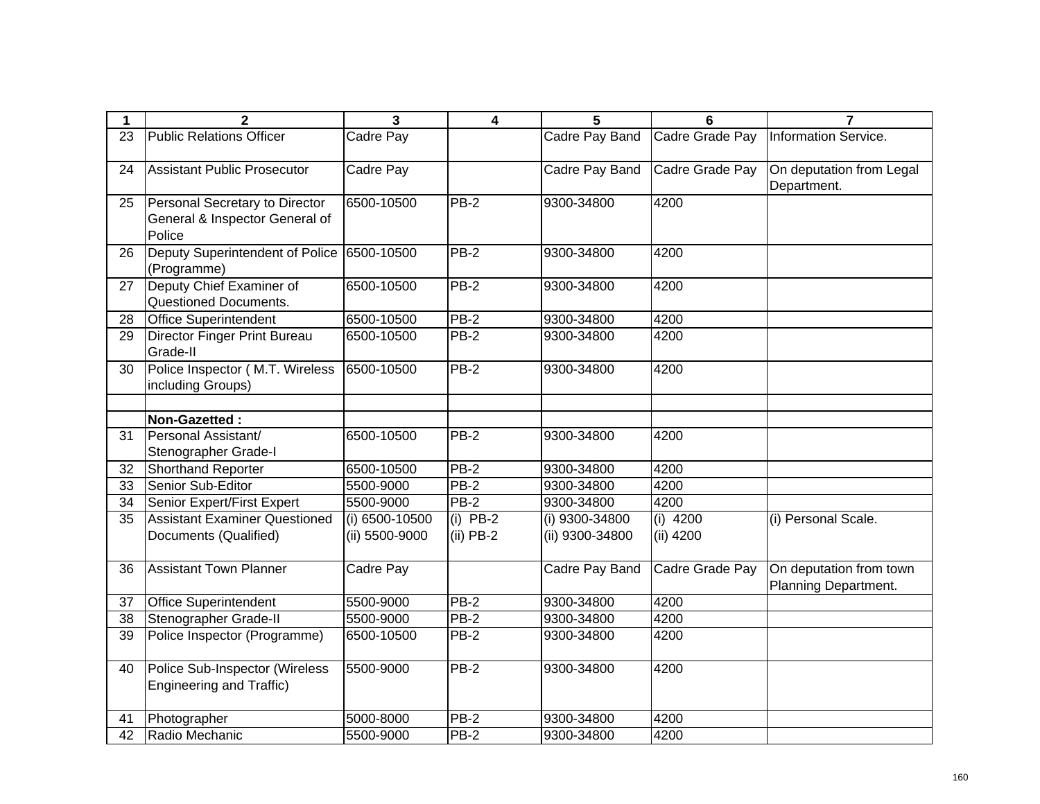| 1 | 2 | 3 | 4 | 5 | 6 | 7 |
|---|---|---|---|---|---|---|
| 23 | Public Relations Officer | Cadre Pay | | Cadre Pay Band | Cadre Grade Pay | Information Service. |
| 24 | Assistant Public Prosecutor | Cadre Pay | | Cadre Pay Band | Cadre Grade Pay | On deputation from Legal Department. |
| 25 | Personal Secretary to Director General & Inspector General of Police | 6500-10500 | PB-2 | 9300-34800 | 4200 | |
| 26 | Deputy Superintendent of Police (Programme) | 6500-10500 | PB-2 | 9300-34800 | 4200 | |
| 27 | Deputy Chief Examiner of Questioned Documents. | 6500-10500 | PB-2 | 9300-34800 | 4200 | |
| 28 | Office Superintendent | 6500-10500 | PB-2 | 9300-34800 | 4200 | |
| 29 | Director Finger Print Bureau Grade-II | 6500-10500 | PB-2 | 9300-34800 | 4200 | |
| 30 | Police Inspector ( M.T. Wireless including Groups) | 6500-10500 | PB-2 | 9300-34800 | 4200 | |
| | | | | | | |
| | **Non-Gazetted :** | | | | | |
| 31 | Personal Assistant/ Stenographer Grade-I | 6500-10500 | PB-2 | 9300-34800 | 4200 | |
| 32 | Shorthand Reporter | 6500-10500 | PB-2 | 9300-34800 | 4200 | |
| 33 | Senior Sub-Editor | 5500-9000 | PB-2 | 9300-34800 | 4200 | |
| 34 | Senior Expert/First Expert | 5500-9000 | PB-2 | 9300-34800 | 4200 | |
| 35 | Assistant Examiner Questioned Documents (Qualified) | (i) 6500-10500<br>(ii) 5500-9000 | (i) PB-2<br>(ii) PB-2 | (i) 9300-34800<br>(ii) 9300-34800 | (i) 4200<br>(ii) 4200 | (i) Personal Scale. |
| 36 | Assistant Town Planner | Cadre Pay | | Cadre Pay Band | Cadre Grade Pay | On deputation from town Planning Department. |
| 37 | Office Superintendent | 5500-9000 | PB-2 | 9300-34800 | 4200 | |
| 38 | Stenographer Grade-II | 5500-9000 | PB-2 | 9300-34800 | 4200 | |
| 39 | Police Inspector (Programme) | 6500-10500 | PB-2 | 9300-34800 | 4200 | |
| 40 | Police Sub-Inspector (Wireless Engineering and Traffic) | 5500-9000 | PB-2 | 9300-34800 | 4200 | |
| 41 | Photographer | 5000-8000 | PB-2 | 9300-34800 | 4200 | |
| 42 | Radio Mechanic | 5500-9000 | PB-2 | 9300-34800 | 4200 | |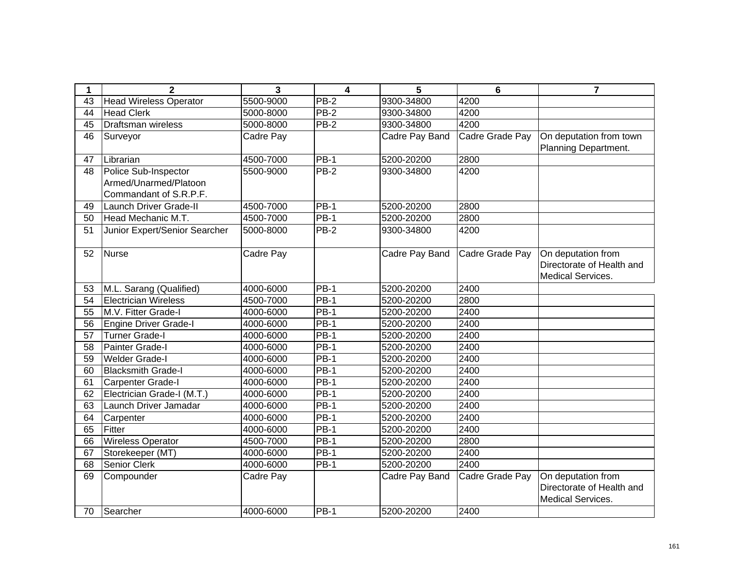| 1 | 2 | 3 | 4 | 5 | 6 | 7 |
|---|---|---|---|---|---|---|
| 43 | Head Wireless Operator | 5500-9000 | PB-2 | 9300-34800 | 4200 | |
| 44 | Head Clerk | 5000-8000 | PB-2 | 9300-34800 | 4200 | |
| 45 | Draftsman wireless | 5000-8000 | PB-2 | 9300-34800 | 4200 | |
| 46 | Surveyor | Cadre Pay | | Cadre Pay Band | Cadre Grade Pay | On deputation from town Planning Department. |
| 47 | Librarian | 4500-7000 | PB-1 | 5200-20200 | 2800 | |
| 48 | Police Sub-Inspector Armed/Unarmed/Platoon Commandant of S.R.P.F. | 5500-9000 | PB-2 | 9300-34800 | 4200 | |
| 49 | Launch Driver Grade-II | 4500-7000 | PB-1 | 5200-20200 | 2800 | |
| 50 | Head Mechanic M.T. | 4500-7000 | PB-1 | 5200-20200 | 2800 | |
| 51 | Junior Expert/Senior Searcher | 5000-8000 | PB-2 | 9300-34800 | 4200 | |
| 52 | Nurse | Cadre Pay | | Cadre Pay Band | Cadre Grade Pay | On deputation from Directorate of Health and Medical Services. |
| 53 | M.L. Sarang (Qualified) | 4000-6000 | PB-1 | 5200-20200 | 2400 | |
| 54 | Electrician Wireless | 4500-7000 | PB-1 | 5200-20200 | 2800 | |
| 55 | M.V. Fitter Grade-I | 4000-6000 | PB-1 | 5200-20200 | 2400 | |
| 56 | Engine Driver Grade-I | 4000-6000 | PB-1 | 5200-20200 | 2400 | |
| 57 | Turner Grade-I | 4000-6000 | PB-1 | 5200-20200 | 2400 | |
| 58 | Painter Grade-I | 4000-6000 | PB-1 | 5200-20200 | 2400 | |
| 59 | Welder Grade-I | 4000-6000 | PB-1 | 5200-20200 | 2400 | |
| 60 | Blacksmith Grade-I | 4000-6000 | PB-1 | 5200-20200 | 2400 | |
| 61 | Carpenter Grade-I | 4000-6000 | PB-1 | 5200-20200 | 2400 | |
| 62 | Electrician Grade-I (M.T.) | 4000-6000 | PB-1 | 5200-20200 | 2400 | |
| 63 | Launch Driver Jamadar | 4000-6000 | PB-1 | 5200-20200 | 2400 | |
| 64 | Carpenter | 4000-6000 | PB-1 | 5200-20200 | 2400 | |
| 65 | Fitter | 4000-6000 | PB-1 | 5200-20200 | 2400 | |
| 66 | Wireless Operator | 4500-7000 | PB-1 | 5200-20200 | 2800 | |
| 67 | Storekeeper (MT) | 4000-6000 | PB-1 | 5200-20200 | 2400 | |
| 68 | Senior Clerk | 4000-6000 | PB-1 | 5200-20200 | 2400 | |
| 69 | Compounder | Cadre Pay | | Cadre Pay Band | Cadre Grade Pay | On deputation from Directorate of Health and Medical Services. |
| 70 | Searcher | 4000-6000 | PB-1 | 5200-20200 | 2400 | |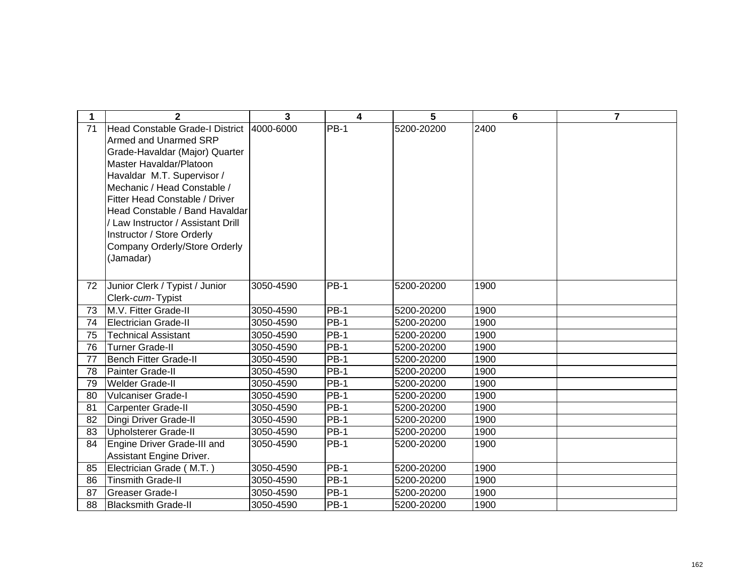| 1 | 2 | 3 | 4 | 5 | 6 | 7 |
|---|---|---|---|---|---|---|
| 71 | Head Constable Grade-I District Armed and Unarmed SRP Grade-Havaldar (Major) Quarter Master Havaldar/Platoon Havaldar M.T. Supervisor / Mechanic / Head Constable / Fitter Head Constable / Driver Head Constable / Band Havaldar / Law Instructor / Assistant Drill Instructor / Store Orderly Company Orderly/Store Orderly (Jamadar) | 4000-6000 | PB-1 | 5200-20200 | 2400 | |
| 72 | Junior Clerk / Typist / Junior Clerk-*cum*- Typist | 3050-4590 | PB-1 | 5200-20200 | 1900 | |
| 73 | M.V. Fitter Grade-II | 3050-4590 | PB-1 | 5200-20200 | 1900 | |
| 74 | Electrician Grade-II | 3050-4590 | PB-1 | 5200-20200 | 1900 | |
| 75 | Technical Assistant | 3050-4590 | PB-1 | 5200-20200 | 1900 | |
| 76 | Turner Grade-II | 3050-4590 | PB-1 | 5200-20200 | 1900 | |
| 77 | Bench Fitter Grade-II | 3050-4590 | PB-1 | 5200-20200 | 1900 | |
| 78 | Painter Grade-II | 3050-4590 | PB-1 | 5200-20200 | 1900 | |
| 79 | Welder Grade-II | 3050-4590 | PB-1 | 5200-20200 | 1900 | |
| 80 | Vulcaniser Grade-I | 3050-4590 | PB-1 | 5200-20200 | 1900 | |
| 81 | Carpenter Grade-II | 3050-4590 | PB-1 | 5200-20200 | 1900 | |
| 82 | Dingi Driver Grade-II | 3050-4590 | PB-1 | 5200-20200 | 1900 | |
| 83 | Upholsterer Grade-II | 3050-4590 | PB-1 | 5200-20200 | 1900 | |
| 84 | Engine Driver Grade-III and Assistant Engine Driver. | 3050-4590 | PB-1 | 5200-20200 | 1900 | |
| 85 | Electrician Grade ( M.T. ) | 3050-4590 | PB-1 | 5200-20200 | 1900 | |
| 86 | Tinsmith Grade-II | 3050-4590 | PB-1 | 5200-20200 | 1900 | |
| 87 | Greaser Grade-I | 3050-4590 | PB-1 | 5200-20200 | 1900 | |
| 88 | Blacksmith Grade-II | 3050-4590 | PB-1 | 5200-20200 | 1900 | |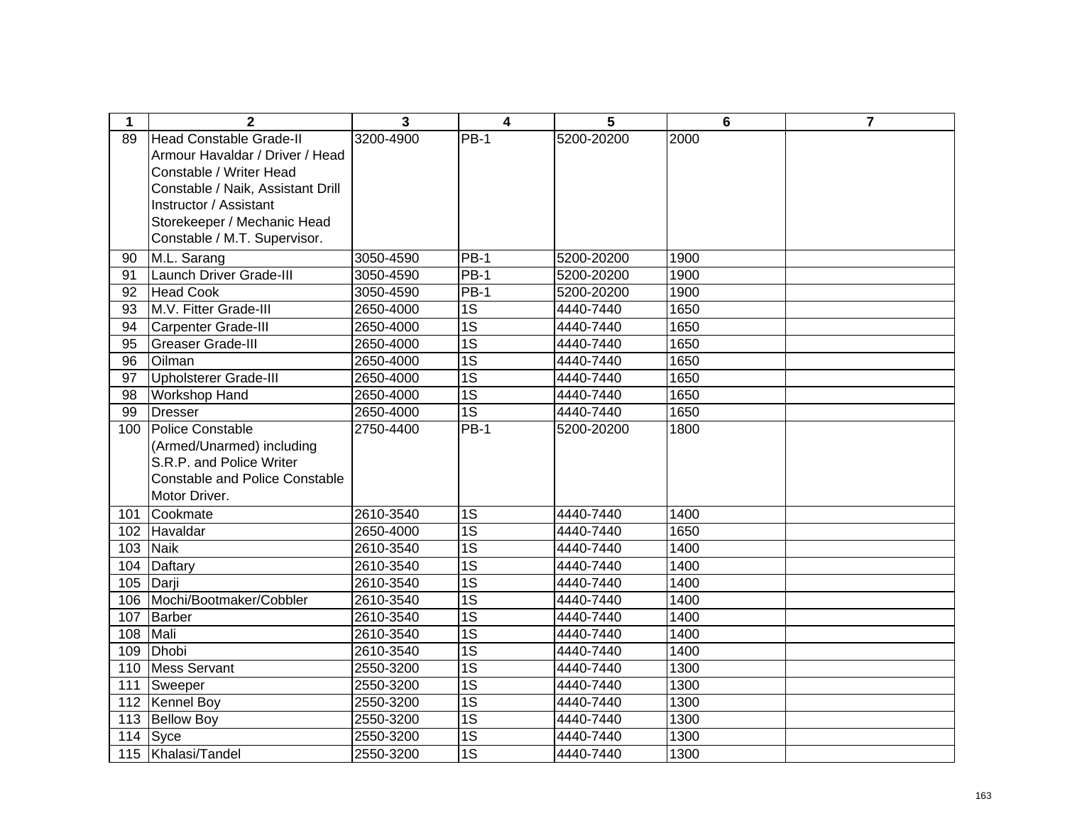| 1 | 2 | 3 | 4 | 5 | 6 | 7 |
|---|---|---|---|---|---|---|
| 89 | Head Constable Grade-II Armour Havaldar / Driver / Head Constable / Writer Head Constable / Naik, Assistant Drill Instructor / Assistant Storekeeper / Mechanic Head Constable / M.T. Supervisor. | 3200-4900 | PB-1 | 5200-20200 | 2000 | |
| 90 | M.L. Sarang | 3050-4590 | PB-1 | 5200-20200 | 1900 | |
| 91 | Launch Driver Grade-III | 3050-4590 | PB-1 | 5200-20200 | 1900 | |
| 92 | Head Cook | 3050-4590 | PB-1 | 5200-20200 | 1900 | |
| 93 | M.V. Fitter Grade-III | 2650-4000 | 1S | 4440-7440 | 1650 | |
| 94 | Carpenter Grade-III | 2650-4000 | 1S | 4440-7440 | 1650 | |
| 95 | Greaser Grade-III | 2650-4000 | 1S | 4440-7440 | 1650 | |
| 96 | Oilman | 2650-4000 | 1S | 4440-7440 | 1650 | |
| 97 | Upholsterer Grade-III | 2650-4000 | 1S | 4440-7440 | 1650 | |
| 98 | Workshop Hand | 2650-4000 | 1S | 4440-7440 | 1650 | |
| 99 | Dresser | 2650-4000 | 1S | 4440-7440 | 1650 | |
| 100 | Police Constable (Armed/Unarmed) including S.R.P. and Police Writer Constable and Police Constable Motor Driver. | 2750-4400 | PB-1 | 5200-20200 | 1800 | |
| 101 | Cookmate | 2610-3540 | 1S | 4440-7440 | 1400 | |
| 102 | Havaldar | 2650-4000 | 1S | 4440-7440 | 1650 | |
| 103 | Naik | 2610-3540 | 1S | 4440-7440 | 1400 | |
| 104 | Daftary | 2610-3540 | 1S | 4440-7440 | 1400 | |
| 105 | Darji | 2610-3540 | 1S | 4440-7440 | 1400 | |
| 106 | Mochi/Bootmaker/Cobbler | 2610-3540 | 1S | 4440-7440 | 1400 | |
| 107 | Barber | 2610-3540 | 1S | 4440-7440 | 1400 | |
| 108 | Mali | 2610-3540 | 1S | 4440-7440 | 1400 | |
| 109 | Dhobi | 2610-3540 | 1S | 4440-7440 | 1400 | |
| 110 | Mess Servant | 2550-3200 | 1S | 4440-7440 | 1300 | |
| 111 | Sweeper | 2550-3200 | 1S | 4440-7440 | 1300 | |
| 112 | Kennel Boy | 2550-3200 | 1S | 4440-7440 | 1300 | |
| 113 | Bellow Boy | 2550-3200 | 1S | 4440-7440 | 1300 | |
| 114 | Syce | 2550-3200 | 1S | 4440-7440 | 1300 | |
| 115 | Khalasi/Tandel | 2550-3200 | 1S | 4440-7440 | 1300 | |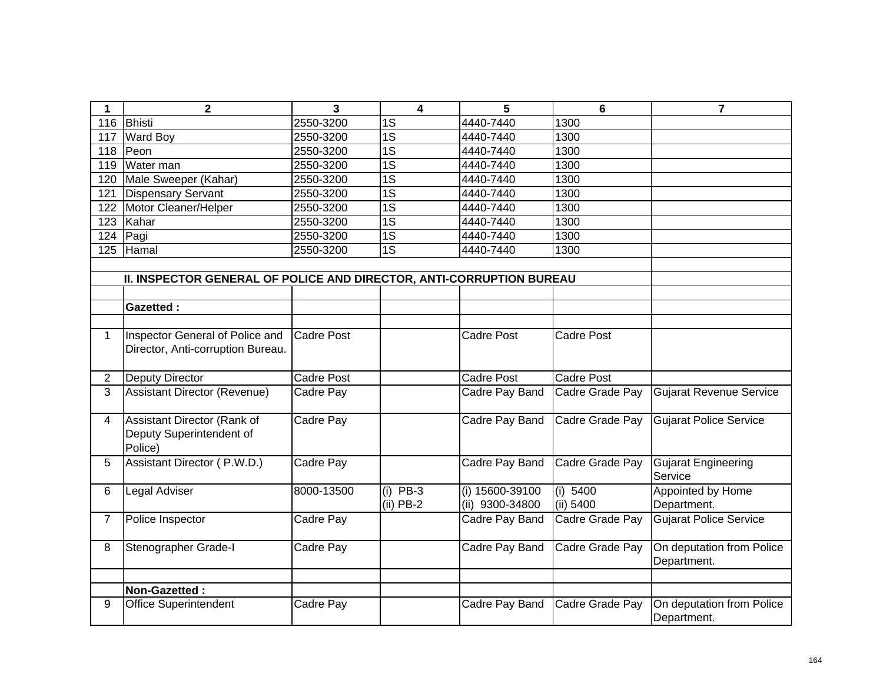| 1 | 2 | 3 | 4 | 5 | 6 | 7 |
|---|---|---|---|---|---|---|
| 116 | Bhisti | 2550-3200 | 1S | 4440-7440 | 1300 | |
| 117 | Ward Boy | 2550-3200 | 1S | 4440-7440 | 1300 | |
| 118 | Peon | 2550-3200 | 1S | 4440-7440 | 1300 | |
| 119 | Water man | 2550-3200 | 1S | 4440-7440 | 1300 | |
| 120 | Male Sweeper (Kahar) | 2550-3200 | 1S | 4440-7440 | 1300 | |
| 121 | Dispensary Servant | 2550-3200 | 1S | 4440-7440 | 1300 | |
| 122 | Motor Cleaner/Helper | 2550-3200 | 1S | 4440-7440 | 1300 | |
| 123 | Kahar | 2550-3200 | 1S | 4440-7440 | 1300 | |
| 124 | Pagi | 2550-3200 | 1S | 4440-7440 | 1300 | |
| 125 | Hamal | 2550-3200 | 1S | 4440-7440 | 1300 | |
| | | | | | | |
| | **II. INSPECTOR GENERAL OF POLICE AND DIRECTOR, ANTI-CORRUPTION BUREAU** | | | | | |
| | | | | | | |
| | **Gazetted :** | | | | | |
| | | | | | | |
| 1 | Inspector General of Police and Director, Anti-corruption Bureau. | Cadre Post | | Cadre Post | Cadre Post | |
| 2 | Deputy Director | Cadre Post | | Cadre Post | Cadre Post | |
| 3 | Assistant Director (Revenue) | Cadre Pay | | Cadre Pay Band | Cadre Grade Pay | Gujarat Revenue Service |
| 4 | Assistant Director (Rank of Deputy Superintendent of Police) | Cadre Pay | | Cadre Pay Band | Cadre Grade Pay | Gujarat Police Service |
| 5 | Assistant Director ( P.W.D.) | Cadre Pay | | Cadre Pay Band | Cadre Grade Pay | Gujarat Engineering Service |
| 6 | Legal Adviser | 8000-13500 | (i) PB-3<br>(ii) PB-2 | (i) 15600-39100<br>(ii) 9300-34800 | (i) 5400<br>(ii) 5400 | Appointed by Home Department. |
| 7 | Police Inspector | Cadre Pay | | Cadre Pay Band | Cadre Grade Pay | Gujarat Police Service |
| 8 | Stenographer Grade-I | Cadre Pay | | Cadre Pay Band | Cadre Grade Pay | On deputation from Police Department. |
| | | | | | | |
| | **Non-Gazetted :** | | | | | |
| 9 | Office Superintendent | Cadre Pay | | Cadre Pay Band | Cadre Grade Pay | On deputation from Police Department. |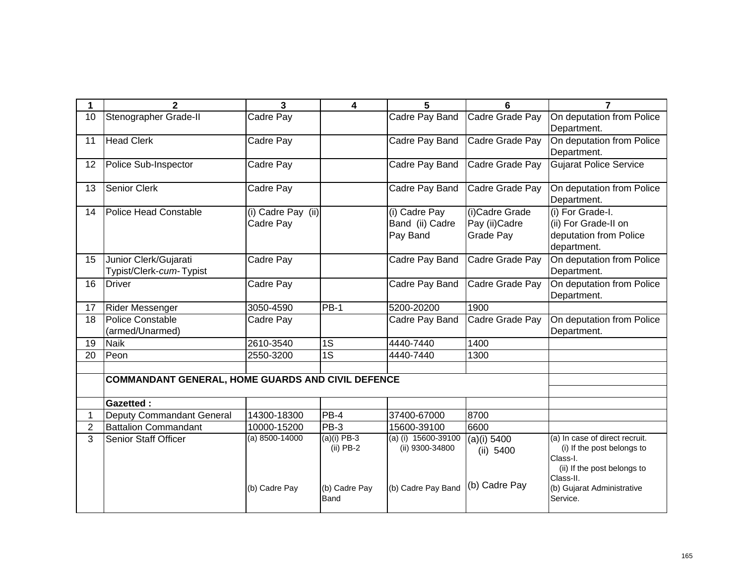| 1 | 2 | 3 | 4 | 5 | 6 | 7 |
|---|---|---|---|---|---|---|
| 10 | Stenographer Grade-II | Cadre Pay | | Cadre Pay Band | Cadre Grade Pay | On deputation from Police Department. |
| 11 | Head Clerk | Cadre Pay | | Cadre Pay Band | Cadre Grade Pay | On deputation from Police Department. |
| 12 | Police Sub-Inspector | Cadre Pay | | Cadre Pay Band | Cadre Grade Pay | Gujarat Police Service |
| 13 | Senior Clerk | Cadre Pay | | Cadre Pay Band | Cadre Grade Pay | On deputation from Police Department. |
| 14 | Police Head Constable | (i) Cadre Pay (ii) Cadre Pay | | (i) Cadre Pay Band (ii) Cadre Pay Band | (i)Cadre Grade Pay (ii)Cadre Grade Pay | (i) For Grade-I. (ii) For Grade-II on deputation from Police department. |
| 15 | Junior Clerk/Gujarati Typist/Clerk-*cum*- Typist | Cadre Pay | | Cadre Pay Band | Cadre Grade Pay | On deputation from Police Department. |
| 16 | Driver | Cadre Pay | | Cadre Pay Band | Cadre Grade Pay | On deputation from Police Department. |
| 17 | Rider Messenger | 3050-4590 | PB-1 | 5200-20200 | 1900 | |
| 18 | Police Constable (armed/Unarmed) | Cadre Pay | | Cadre Pay Band | Cadre Grade Pay | On deputation from Police Department. |
| 19 | Naik | 2610-3540 | 1S | 4440-7440 | 1400 | |
| 20 | Peon | 2550-3200 | 1S | 4440-7440 | 1300 | |
| | | | | | | |
| | **COMMANDANT GENERAL, HOME GUARDS AND CIVIL DEFENCE** | | | | | |
| | **Gazetted :** | | | | | |
| 1 | Deputy Commandant General | 14300-18300 | PB-4 | 37400-67000 | 8700 | |
| 2 | Battalion Commandant | 10000-15200 | PB-3 | 15600-39100 | 6600 | |
| 3 | Senior Staff Officer | (a) 8500-14000<br><br>(b) Cadre Pay | (a)(i) PB-3<br>(ii) PB-2<br><br>(b) Cadre Pay Band | (a) (i) 15600-39100<br>(ii) 9300-34800<br><br>(b) Cadre Pay Band | (a)(i) 5400<br>(ii) 5400<br><br>(b) Cadre Pay | (a) In case of direct recruit.<br>(i) If the post belongs to Class-I.<br>(ii) If the post belongs to Class-II.<br>(b) Gujarat Administrative Service. |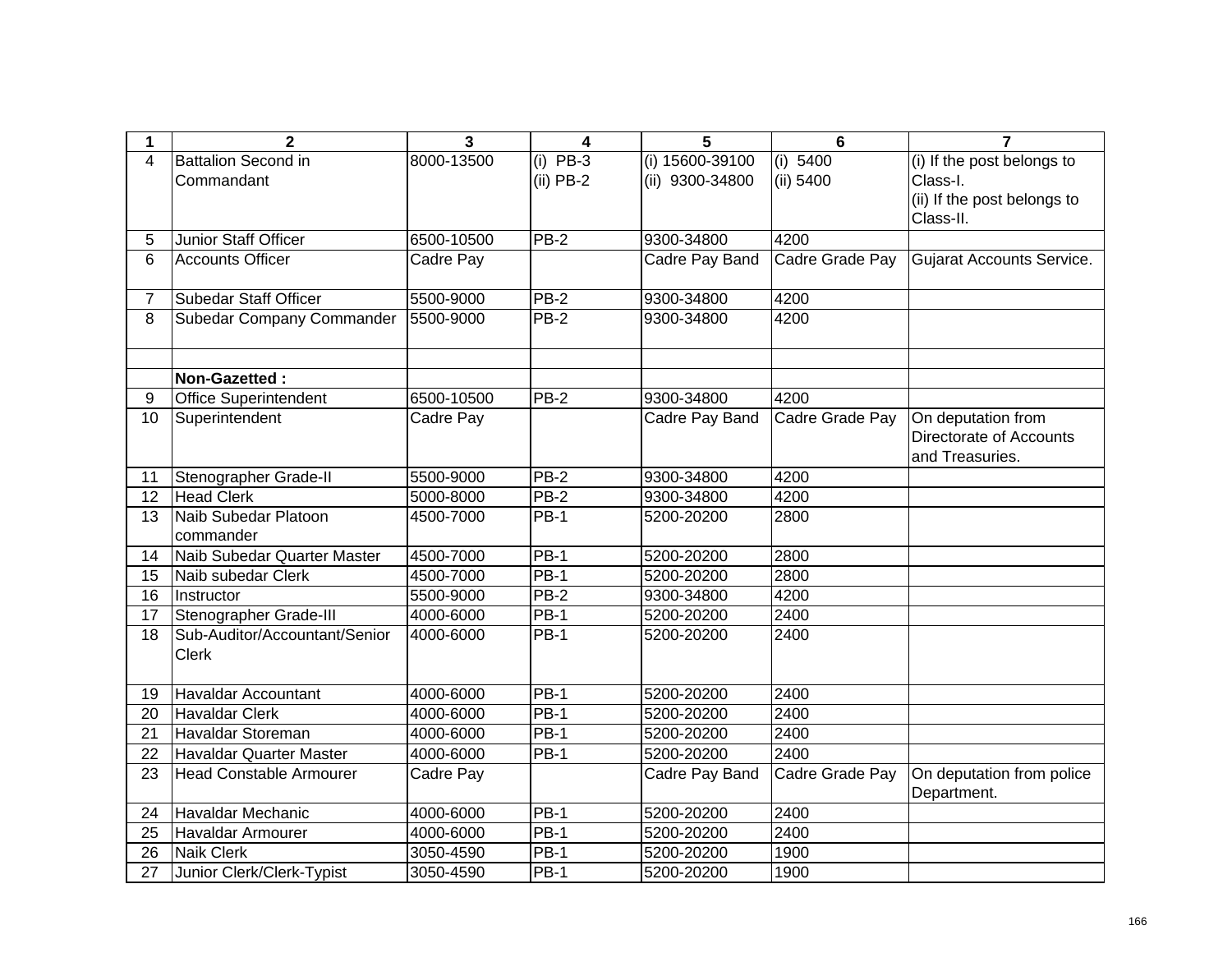| 1 | 2 | 3 | 4 | 5 | 6 | 7 |
|---|---|---|---|---|---|---|
| 4 | Battalion Second in Commandant | 8000-13500 | (i) PB-3<br>(ii) PB-2 | (i) 15600-39100<br>(ii) 9300-34800 | (i) 5400<br>(ii) 5400 | (i) If the post belongs to Class-I.<br>(ii) If the post belongs to Class-II. |
| 5 | Junior Staff Officer | 6500-10500 | PB-2 | 9300-34800 | 4200 | |
| 6 | Accounts Officer | Cadre Pay | | Cadre Pay Band | Cadre Grade Pay | Gujarat Accounts Service. |
| 7 | Subedar Staff Officer | 5500-9000 | PB-2 | 9300-34800 | 4200 | |
| 8 | Subedar Company Commander | 5500-9000 | PB-2 | 9300-34800 | 4200 | |
| | | | | | | |
| | **Non-Gazetted :** | | | | | |
| 9 | Office Superintendent | 6500-10500 | PB-2 | 9300-34800 | 4200 | |
| 10 | Superintendent | Cadre Pay | | Cadre Pay Band | Cadre Grade Pay | On deputation from Directorate of Accounts and Treasuries. |
| 11 | Stenographer Grade-II | 5500-9000 | PB-2 | 9300-34800 | 4200 | |
| 12 | Head Clerk | 5000-8000 | PB-2 | 9300-34800 | 4200 | |
| 13 | Naib Subedar Platoon commander | 4500-7000 | PB-1 | 5200-20200 | 2800 | |
| 14 | Naib Subedar Quarter Master | 4500-7000 | PB-1 | 5200-20200 | 2800 | |
| 15 | Naib subedar Clerk | 4500-7000 | PB-1 | 5200-20200 | 2800 | |
| 16 | Instructor | 5500-9000 | PB-2 | 9300-34800 | 4200 | |
| 17 | Stenographer Grade-III | 4000-6000 | PB-1 | 5200-20200 | 2400 | |
| 18 | Sub-Auditor/Accountant/Senior Clerk | 4000-6000 | PB-1 | 5200-20200 | 2400 | |
| 19 | Havaldar Accountant | 4000-6000 | PB-1 | 5200-20200 | 2400 | |
| 20 | Havaldar Clerk | 4000-6000 | PB-1 | 5200-20200 | 2400 | |
| 21 | Havaldar Storeman | 4000-6000 | PB-1 | 5200-20200 | 2400 | |
| 22 | Havaldar Quarter Master | 4000-6000 | PB-1 | 5200-20200 | 2400 | |
| 23 | Head Constable Armourer | Cadre Pay | | Cadre Pay Band | Cadre Grade Pay | On deputation from police Department. |
| 24 | Havaldar Mechanic | 4000-6000 | PB-1 | 5200-20200 | 2400 | |
| 25 | Havaldar Armourer | 4000-6000 | PB-1 | 5200-20200 | 2400 | |
| 26 | Naik Clerk | 3050-4590 | PB-1 | 5200-20200 | 1900 | |
| 27 | Junior Clerk/Clerk-Typist | 3050-4590 | PB-1 | 5200-20200 | 1900 | |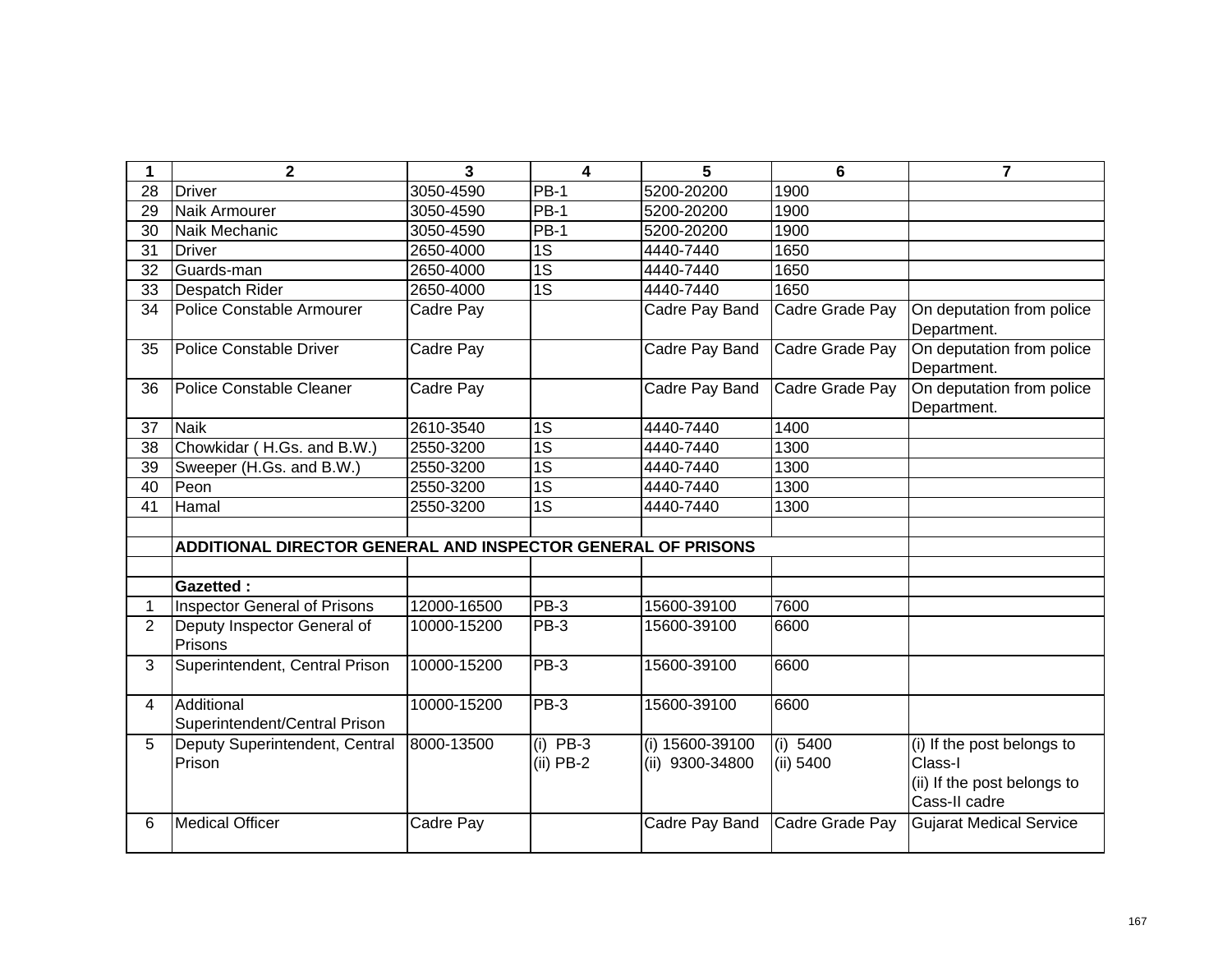| 1 | 2 | 3 | 4 | 5 | 6 | 7 |
|---|---|---|---|---|---|---|
| 28 | Driver | 3050-4590 | PB-1 | 5200-20200 | 1900 | |
| 29 | Naik Armourer | 3050-4590 | PB-1 | 5200-20200 | 1900 | |
| 30 | Naik Mechanic | 3050-4590 | PB-1 | 5200-20200 | 1900 | |
| 31 | Driver | 2650-4000 | 1S | 4440-7440 | 1650 | |
| 32 | Guards-man | 2650-4000 | 1S | 4440-7440 | 1650 | |
| 33 | Despatch Rider | 2650-4000 | 1S | 4440-7440 | 1650 | |
| 34 | Police Constable Armourer | Cadre Pay | | Cadre Pay Band | Cadre Grade Pay | On deputation from police Department. |
| 35 | Police Constable Driver | Cadre Pay | | Cadre Pay Band | Cadre Grade Pay | On deputation from police Department. |
| 36 | Police Constable Cleaner | Cadre Pay | | Cadre Pay Band | Cadre Grade Pay | On deputation from police Department. |
| 37 | Naik | 2610-3540 | 1S | 4440-7440 | 1400 | |
| 38 | Chowkidar ( H.Gs. and B.W.) | 2550-3200 | 1S | 4440-7440 | 1300 | |
| 39 | Sweeper (H.Gs. and B.W.) | 2550-3200 | 1S | 4440-7440 | 1300 | |
| 40 | Peon | 2550-3200 | 1S | 4440-7440 | 1300 | |
| 41 | Hamal | 2550-3200 | 1S | 4440-7440 | 1300 | |
| | | | | | | |
| | **ADDITIONAL DIRECTOR GENERAL AND INSPECTOR GENERAL OF PRISONS** | | | | | |
| | | | | | | |
| | **Gazetted :** | | | | | |
| 1 | Inspector General of Prisons | 12000-16500 | PB-3 | 15600-39100 | 7600 | |
| 2 | Deputy Inspector General of Prisons | 10000-15200 | PB-3 | 15600-39100 | 6600 | |
| 3 | Superintendent, Central Prison | 10000-15200 | PB-3 | 15600-39100 | 6600 | |
| 4 | Additional Superintendent/Central Prison | 10000-15200 | PB-3 | 15600-39100 | 6600 | |
| 5 | Deputy Superintendent, Central Prison | 8000-13500 | (i) PB-3<br>(ii) PB-2 | (i) 15600-39100<br>(ii) 9300-34800 | (i) 5400<br>(ii) 5400 | (i) If the post belongs to Class-I<br>(ii) If the post belongs to Cass-II cadre |
| 6 | Medical Officer | Cadre Pay | | Cadre Pay Band | Cadre Grade Pay | Gujarat Medical Service |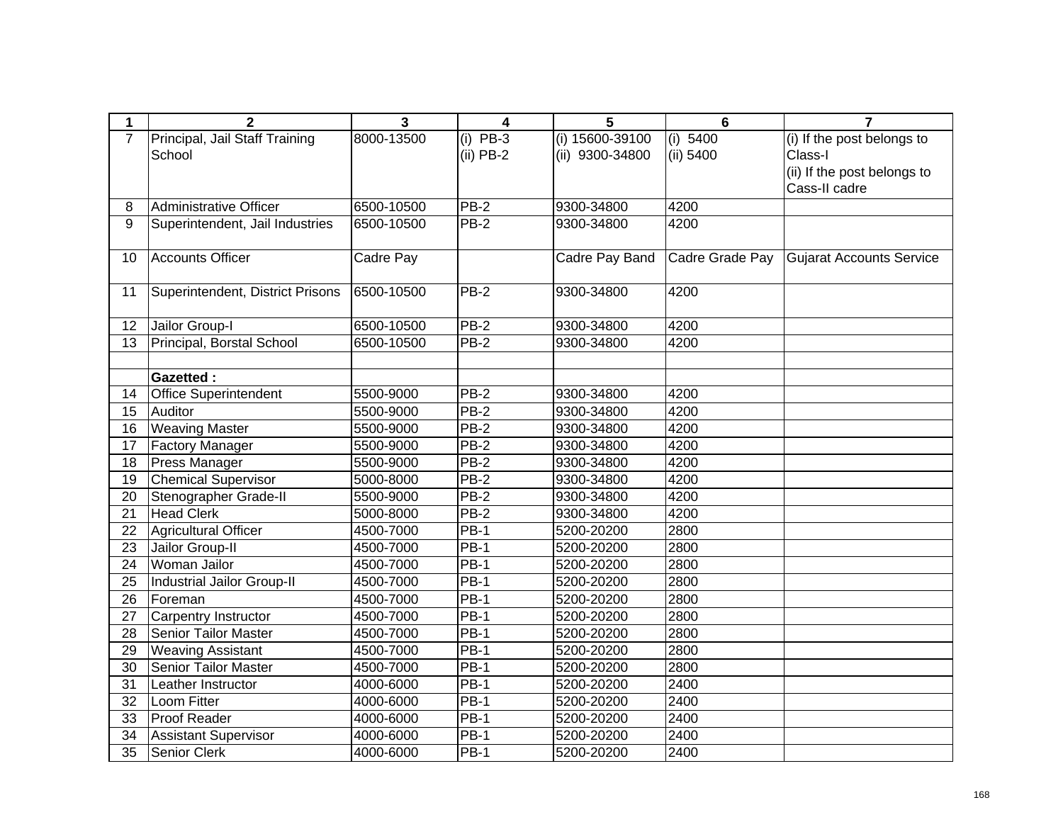| 1 | 2 | 3 | 4 | 5 | 6 | 7 |
|---|---|---|---|---|---|---|
| 7 | Principal, Jail Staff Training School | 8000-13500 | (i) PB-3<br>(ii) PB-2 | (i) 15600-39100<br>(ii) 9300-34800 | (i) 5400<br>(ii) 5400 | (i) If the post belongs to Class-I<br>(ii) If the post belongs to Cass-II cadre |
| 8 | Administrative Officer | 6500-10500 | PB-2 | 9300-34800 | 4200 | |
| 9 | Superintendent, Jail Industries | 6500-10500 | PB-2 | 9300-34800 | 4200 | |
| 10 | Accounts Officer | Cadre Pay | | Cadre Pay Band | Cadre Grade Pay | Gujarat Accounts Service |
| 11 | Superintendent, District Prisons | 6500-10500 | PB-2 | 9300-34800 | 4200 | |
| 12 | Jailor Group-I | 6500-10500 | PB-2 | 9300-34800 | 4200 | |
| 13 | Principal, Borstal School | 6500-10500 | PB-2 | 9300-34800 | 4200 | |
| | | | | | | |
| | **Gazetted :** | | | | | |
| 14 | Office Superintendent | 5500-9000 | PB-2 | 9300-34800 | 4200 | |
| 15 | Auditor | 5500-9000 | PB-2 | 9300-34800 | 4200 | |
| 16 | Weaving Master | 5500-9000 | PB-2 | 9300-34800 | 4200 | |
| 17 | Factory Manager | 5500-9000 | PB-2 | 9300-34800 | 4200 | |
| 18 | Press Manager | 5500-9000 | PB-2 | 9300-34800 | 4200 | |
| 19 | Chemical Supervisor | 5000-8000 | PB-2 | 9300-34800 | 4200 | |
| 20 | Stenographer Grade-II | 5500-9000 | PB-2 | 9300-34800 | 4200 | |
| 21 | Head Clerk | 5000-8000 | PB-2 | 9300-34800 | 4200 | |
| 22 | Agricultural Officer | 4500-7000 | PB-1 | 5200-20200 | 2800 | |
| 23 | Jailor Group-II | 4500-7000 | PB-1 | 5200-20200 | 2800 | |
| 24 | Woman Jailor | 4500-7000 | PB-1 | 5200-20200 | 2800 | |
| 25 | Industrial Jailor Group-II | 4500-7000 | PB-1 | 5200-20200 | 2800 | |
| 26 | Foreman | 4500-7000 | PB-1 | 5200-20200 | 2800 | |
| 27 | Carpentry Instructor | 4500-7000 | PB-1 | 5200-20200 | 2800 | |
| 28 | Senior Tailor Master | 4500-7000 | PB-1 | 5200-20200 | 2800 | |
| 29 | Weaving Assistant | 4500-7000 | PB-1 | 5200-20200 | 2800 | |
| 30 | Senior Tailor Master | 4500-7000 | PB-1 | 5200-20200 | 2800 | |
| 31 | Leather Instructor | 4000-6000 | PB-1 | 5200-20200 | 2400 | |
| 32 | Loom Fitter | 4000-6000 | PB-1 | 5200-20200 | 2400 | |
| 33 | Proof Reader | 4000-6000 | PB-1 | 5200-20200 | 2400 | |
| 34 | Assistant Supervisor | 4000-6000 | PB-1 | 5200-20200 | 2400 | |
| 35 | Senior Clerk | 4000-6000 | PB-1 | 5200-20200 | 2400 | |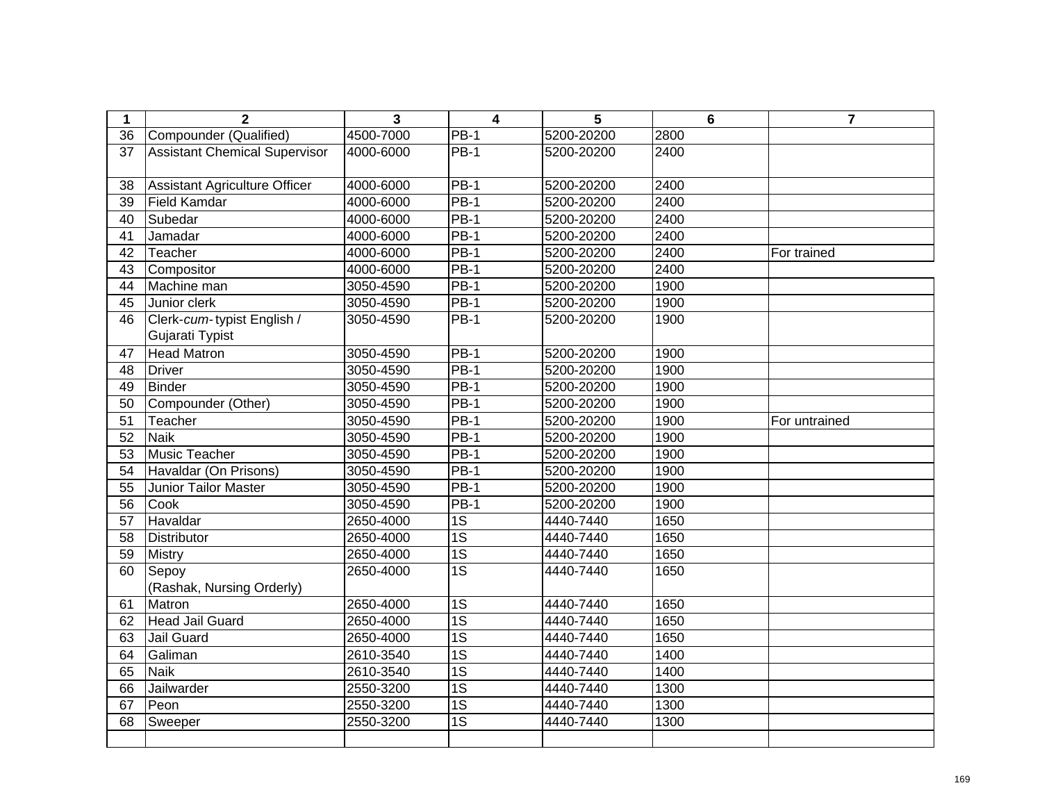| 1 | 2 | 3 | 4 | 5 | 6 | 7 |
|---|---|---|---|---|---|---|
| 36 | Compounder (Qualified) | 4500-7000 | PB-1 | 5200-20200 | 2800 | |
| 37 | Assistant Chemical Supervisor | 4000-6000 | PB-1 | 5200-20200 | 2400 | |
| 38 | Assistant Agriculture Officer | 4000-6000 | PB-1 | 5200-20200 | 2400 | |
| 39 | Field Kamdar | 4000-6000 | PB-1 | 5200-20200 | 2400 | |
| 40 | Subedar | 4000-6000 | PB-1 | 5200-20200 | 2400 | |
| 41 | Jamadar | 4000-6000 | PB-1 | 5200-20200 | 2400 | |
| 42 | Teacher | 4000-6000 | PB-1 | 5200-20200 | 2400 | For trained |
| 43 | Compositor | 4000-6000 | PB-1 | 5200-20200 | 2400 | |
| 44 | Machine man | 3050-4590 | PB-1 | 5200-20200 | 1900 | |
| 45 | Junior clerk | 3050-4590 | PB-1 | 5200-20200 | 1900 | |
| 46 | Clerk-*cum*-typist English / Gujarati Typist | 3050-4590 | PB-1 | 5200-20200 | 1900 | |
| 47 | Head Matron | 3050-4590 | PB-1 | 5200-20200 | 1900 | |
| 48 | Driver | 3050-4590 | PB-1 | 5200-20200 | 1900 | |
| 49 | Binder | 3050-4590 | PB-1 | 5200-20200 | 1900 | |
| 50 | Compounder (Other) | 3050-4590 | PB-1 | 5200-20200 | 1900 | |
| 51 | Teacher | 3050-4590 | PB-1 | 5200-20200 | 1900 | For untrained |
| 52 | Naik | 3050-4590 | PB-1 | 5200-20200 | 1900 | |
| 53 | Music Teacher | 3050-4590 | PB-1 | 5200-20200 | 1900 | |
| 54 | Havaldar (On Prisons) | 3050-4590 | PB-1 | 5200-20200 | 1900 | |
| 55 | Junior Tailor Master | 3050-4590 | PB-1 | 5200-20200 | 1900 | |
| 56 | Cook | 3050-4590 | PB-1 | 5200-20200 | 1900 | |
| 57 | Havaldar | 2650-4000 | 1S | 4440-7440 | 1650 | |
| 58 | Distributor | 2650-4000 | 1S | 4440-7440 | 1650 | |
| 59 | Mistry | 2650-4000 | 1S | 4440-7440 | 1650 | |
| 60 | Sepoy (Rashak, Nursing Orderly) | 2650-4000 | 1S | 4440-7440 | 1650 | |
| 61 | Matron | 2650-4000 | 1S | 4440-7440 | 1650 | |
| 62 | Head Jail Guard | 2650-4000 | 1S | 4440-7440 | 1650 | |
| 63 | Jail Guard | 2650-4000 | 1S | 4440-7440 | 1650 | |
| 64 | Galiman | 2610-3540 | 1S | 4440-7440 | 1400 | |
| 65 | Naik | 2610-3540 | 1S | 4440-7440 | 1400 | |
| 66 | Jailwarder | 2550-3200 | 1S | 4440-7440 | 1300 | |
| 67 | Peon | 2550-3200 | 1S | 4440-7440 | 1300 | |
| 68 | Sweeper | 2550-3200 | 1S | 4440-7440 | 1300 | |
| | | | | | | |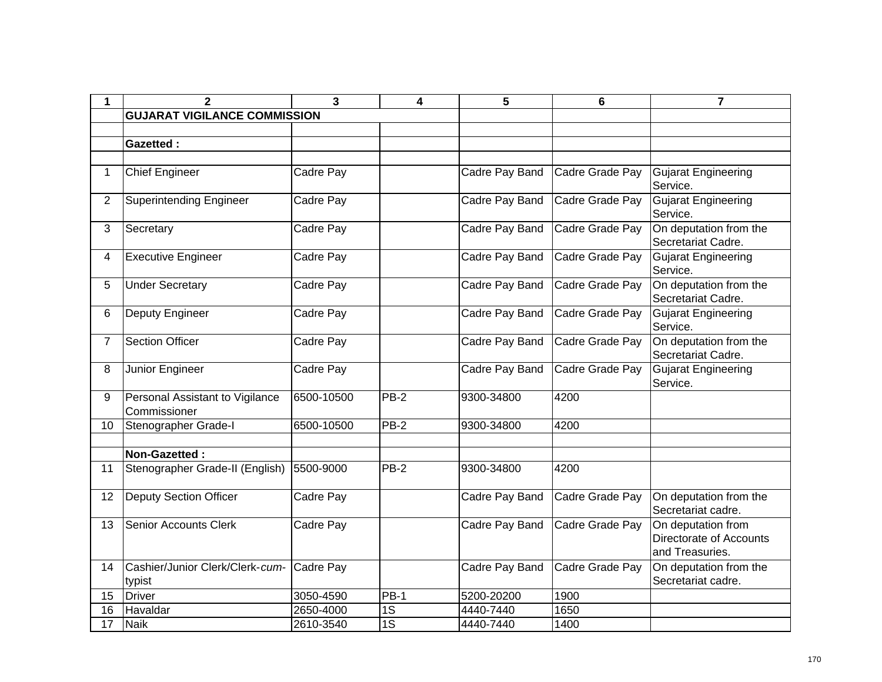| 1 | 2 | 3 | 4 | 5 | 6 | 7 |
|---|---|---|---|---|---|---|
| | **GUJARAT VIGILANCE COMMISSION** | | | | | |
| | | | | | | |
| | **Gazetted :** | | | | | |
| | | | | | | |
| 1 | Chief Engineer | Cadre Pay | | Cadre Pay Band | Cadre Grade Pay | Gujarat Engineering Service. |
| 2 | Superintending Engineer | Cadre Pay | | Cadre Pay Band | Cadre Grade Pay | Gujarat Engineering Service. |
| 3 | Secretary | Cadre Pay | | Cadre Pay Band | Cadre Grade Pay | On deputation from the Secretariat Cadre. |
| 4 | Executive Engineer | Cadre Pay | | Cadre Pay Band | Cadre Grade Pay | Gujarat Engineering Service. |
| 5 | Under Secretary | Cadre Pay | | Cadre Pay Band | Cadre Grade Pay | On deputation from the Secretariat Cadre. |
| 6 | Deputy Engineer | Cadre Pay | | Cadre Pay Band | Cadre Grade Pay | Gujarat Engineering Service. |
| 7 | Section Officer | Cadre Pay | | Cadre Pay Band | Cadre Grade Pay | On deputation from the Secretariat Cadre. |
| 8 | Junior Engineer | Cadre Pay | | Cadre Pay Band | Cadre Grade Pay | Gujarat Engineering Service. |
| 9 | Personal Assistant to Vigilance Commissioner | 6500-10500 | PB-2 | 9300-34800 | 4200 | |
| 10 | Stenographer Grade-I | 6500-10500 | PB-2 | 9300-34800 | 4200 | |
| | | | | | | |
| | **Non-Gazetted :** | | | | | |
| 11 | Stenographer Grade-II (English) | 5500-9000 | PB-2 | 9300-34800 | 4200 | |
| 12 | Deputy Section Officer | Cadre Pay | | Cadre Pay Band | Cadre Grade Pay | On deputation from the Secretariat cadre. |
| 13 | Senior Accounts Clerk | Cadre Pay | | Cadre Pay Band | Cadre Grade Pay | On deputation from Directorate of Accounts and Treasuries. |
| 14 | Cashier/Junior Clerk/Clerk-*cum*-typist | Cadre Pay | | Cadre Pay Band | Cadre Grade Pay | On deputation from the Secretariat cadre. |
| 15 | Driver | 3050-4590 | PB-1 | 5200-20200 | 1900 | |
| 16 | Havaldar | 2650-4000 | 1S | 4440-7440 | 1650 | |
| 17 | Naik | 2610-3540 | 1S | 4440-7440 | 1400 | |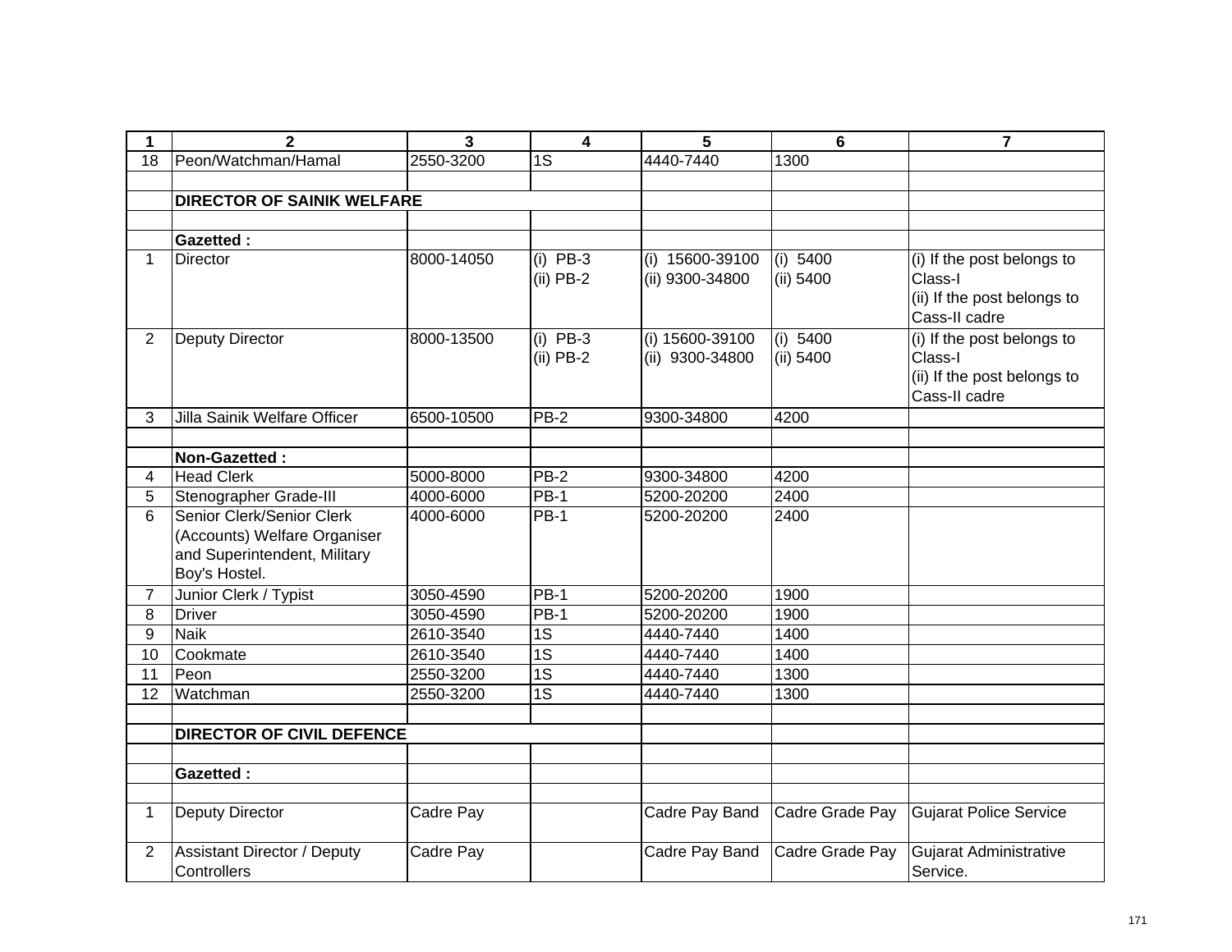| 1 | 2 | 3 | 4 | 5 | 6 | 7 |
|---|---|---|---|---|---|---|
| 18 | Peon/Watchman/Hamal | 2550-3200 | 1S | 4440-7440 | 1300 | |
| | | | | | | |
| | **DIRECTOR OF SAINIK WELFARE** | | | | | |
| | | | | | | |
| | **Gazetted :** | | | | | |
| 1 | Director | 8000-14050 | (i) PB-3<br>(ii) PB-2 | (i) 15600-39100<br>(ii) 9300-34800 | (i) 5400<br>(ii) 5400 | (i) If the post belongs to Class-I<br>(ii) If the post belongs to Cass-II cadre |
| 2 | Deputy Director | 8000-13500 | (i) PB-3<br>(ii) PB-2 | (i) 15600-39100<br>(ii) 9300-34800 | (i) 5400<br>(ii) 5400 | (i) If the post belongs to Class-I<br>(ii) If the post belongs to Cass-II cadre |
| 3 | Jilla Sainik Welfare Officer | 6500-10500 | PB-2 | 9300-34800 | 4200 | |
| | | | | | | |
| | **Non-Gazetted :** | | | | | |
| 4 | Head Clerk | 5000-8000 | PB-2 | 9300-34800 | 4200 | |
| 5 | Stenographer Grade-III | 4000-6000 | PB-1 | 5200-20200 | 2400 | |
| 6 | Senior Clerk/Senior Clerk (Accounts) Welfare Organiser and Superintendent, Military Boy's Hostel. | 4000-6000 | PB-1 | 5200-20200 | 2400 | |
| 7 | Junior Clerk / Typist | 3050-4590 | PB-1 | 5200-20200 | 1900 | |
| 8 | Driver | 3050-4590 | PB-1 | 5200-20200 | 1900 | |
| 9 | Naik | 2610-3540 | 1S | 4440-7440 | 1400 | |
| 10 | Cookmate | 2610-3540 | 1S | 4440-7440 | 1400 | |
| 11 | Peon | 2550-3200 | 1S | 4440-7440 | 1300 | |
| 12 | Watchman | 2550-3200 | 1S | 4440-7440 | 1300 | |
| | | | | | | |
| | **DIRECTOR OF CIVIL DEFENCE** | | | | | |
| | | | | | | |
| | **Gazetted :** | | | | | |
| | | | | | | |
| 1 | Deputy Director | Cadre Pay | | Cadre Pay Band | Cadre Grade Pay | Gujarat Police Service |
| 2 | Assistant Director / Deputy Controllers | Cadre Pay | | Cadre Pay Band | Cadre Grade Pay | Gujarat Administrative Service. |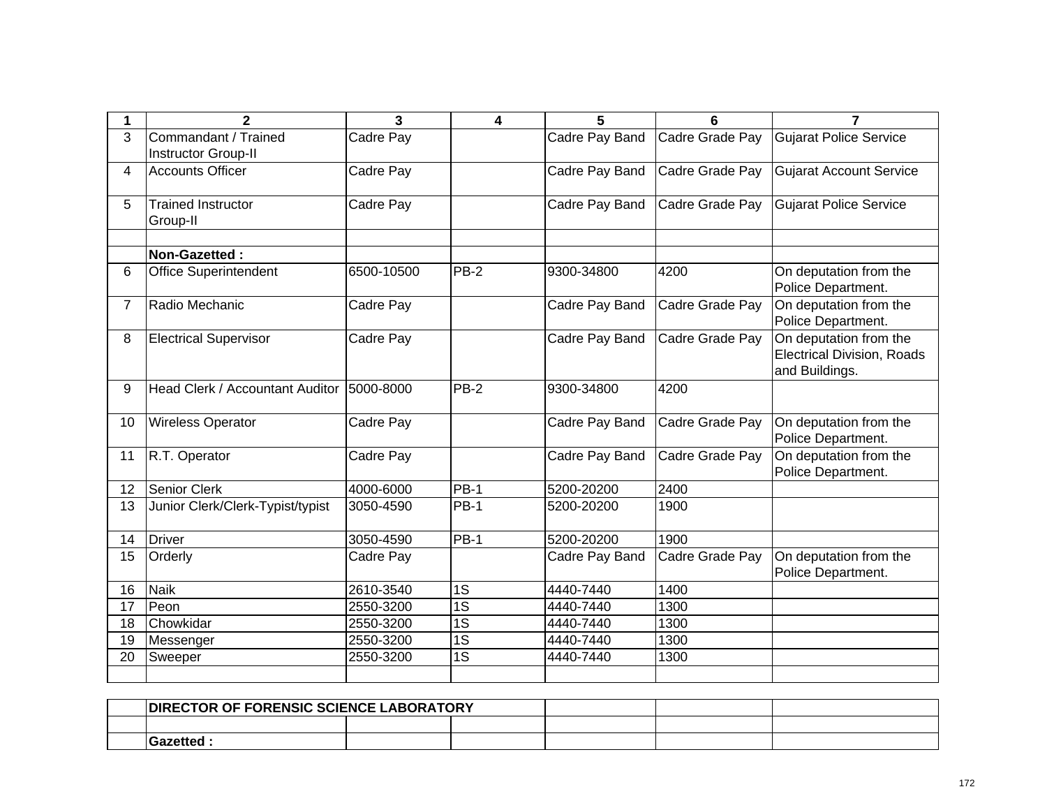| 1 | 2 | 3 | 4 | 5 | 6 | 7 |
|---|---|---|---|---|---|---|
| 3 | Commandant / Trained Instructor Group-II | Cadre Pay | | Cadre Pay Band | Cadre Grade Pay | Gujarat Police Service |
| 4 | Accounts Officer | Cadre Pay | | Cadre Pay Band | Cadre Grade Pay | Gujarat Account Service |
| 5 | Trained Instructor Group-II | Cadre Pay | | Cadre Pay Band | Cadre Grade Pay | Gujarat Police Service |
| | | | | | | |
| | **Non-Gazetted :** | | | | | |
| 6 | Office Superintendent | 6500-10500 | PB-2 | 9300-34800 | 4200 | On deputation from the Police Department. |
| 7 | Radio Mechanic | Cadre Pay | | Cadre Pay Band | Cadre Grade Pay | On deputation from the Police Department. |
| 8 | Electrical Supervisor | Cadre Pay | | Cadre Pay Band | Cadre Grade Pay | On deputation from the Electrical Division, Roads and Buildings. |
| 9 | Head Clerk / Accountant Auditor | 5000-8000 | PB-2 | 9300-34800 | 4200 | |
| 10 | Wireless Operator | Cadre Pay | | Cadre Pay Band | Cadre Grade Pay | On deputation from the Police Department. |
| 11 | R.T. Operator | Cadre Pay | | Cadre Pay Band | Cadre Grade Pay | On deputation from the Police Department. |
| 12 | Senior Clerk | 4000-6000 | PB-1 | 5200-20200 | 2400 | |
| 13 | Junior Clerk/Clerk-Typist/typist | 3050-4590 | PB-1 | 5200-20200 | 1900 | |
| 14 | Driver | 3050-4590 | PB-1 | 5200-20200 | 1900 | |
| 15 | Orderly | Cadre Pay | | Cadre Pay Band | Cadre Grade Pay | On deputation from the Police Department. |
| 16 | Naik | 2610-3540 | 1S | 4440-7440 | 1400 | |
| 17 | Peon | 2550-3200 | 1S | 4440-7440 | 1300 | |
| 18 | Chowkidar | 2550-3200 | 1S | 4440-7440 | 1300 | |
| 19 | Messenger | 2550-3200 | 1S | 4440-7440 | 1300 | |
| 20 | Sweeper | 2550-3200 | 1S | 4440-7440 | 1300 | |
| | | | | | | |

| | | | | | | |
|---|---|---|---|---|---|---|
| | **DIRECTOR OF FORENSIC SCIENCE LABORATORY** | | | | | |
| | | | | | | |
| | **Gazetted :** | | | | | |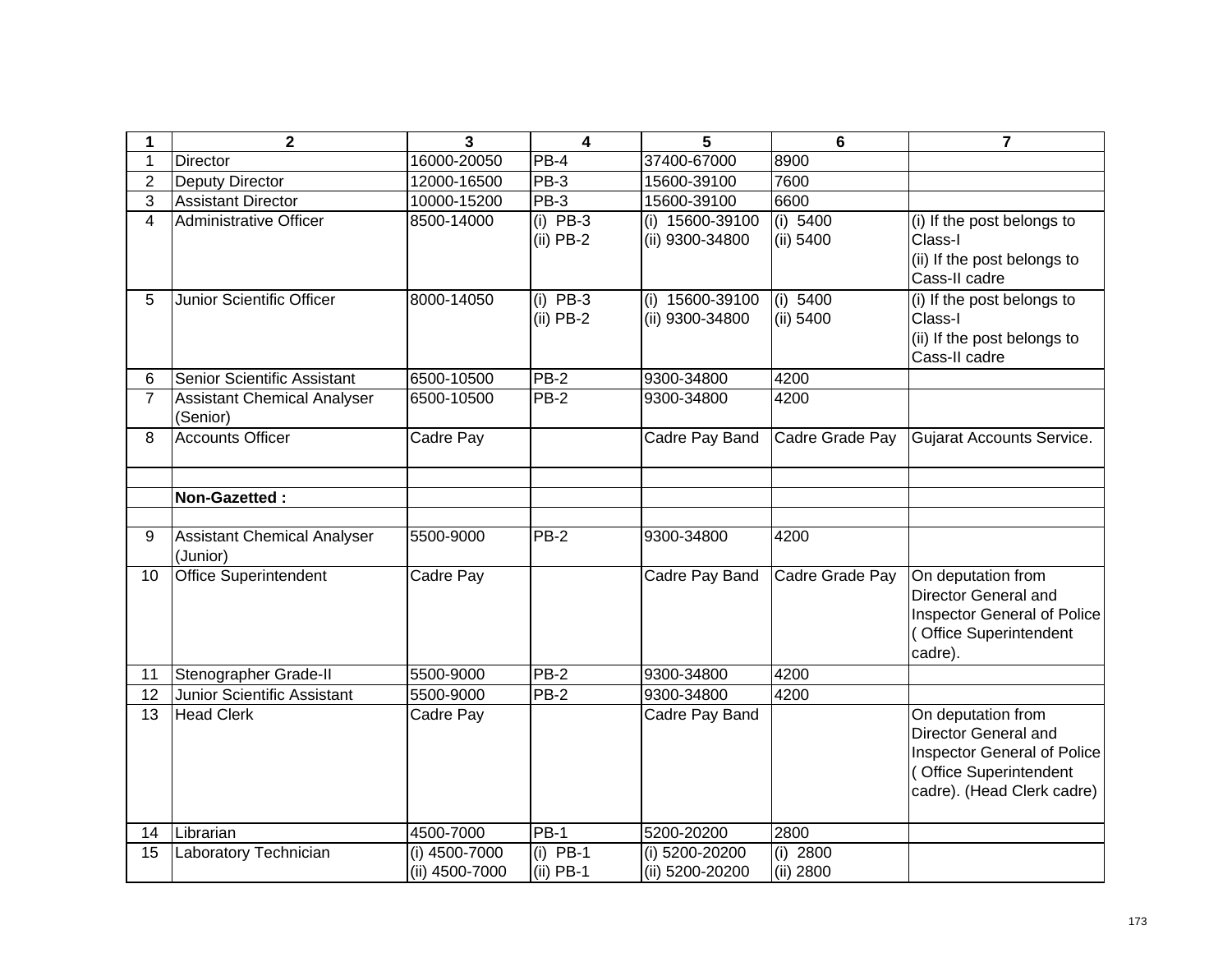| 1 | 2 | 3 | 4 | 5 | 6 | 7 |
|---|---|---|---|---|---|---|
| 1 | Director | 16000-20050 | PB-4 | 37400-67000 | 8900 | |
| 2 | Deputy Director | 12000-16500 | PB-3 | 15600-39100 | 7600 | |
| 3 | Assistant Director | 10000-15200 | PB-3 | 15600-39100 | 6600 | |
| 4 | Administrative Officer | 8500-14000 | (i) PB-3<br>(ii) PB-2 | (i) 15600-39100<br>(ii) 9300-34800 | (i) 5400<br>(ii) 5400 | (i) If the post belongs to Class-I<br>(ii) If the post belongs to Cass-II cadre |
| 5 | Junior Scientific Officer | 8000-14050 | (i) PB-3<br>(ii) PB-2 | (i) 15600-39100<br>(ii) 9300-34800 | (i) 5400<br>(ii) 5400 | (i) If the post belongs to Class-I<br>(ii) If the post belongs to Cass-II cadre |
| 6 | Senior Scientific Assistant | 6500-10500 | PB-2 | 9300-34800 | 4200 | |
| 7 | Assistant Chemical Analyser (Senior) | 6500-10500 | PB-2 | 9300-34800 | 4200 | |
| 8 | Accounts Officer | Cadre Pay | | Cadre Pay Band | Cadre Grade Pay | Gujarat Accounts Service. |
| | | | | | | |
| | **Non-Gazetted :** | | | | | |
| | | | | | | |
| 9 | Assistant Chemical Analyser (Junior) | 5500-9000 | PB-2 | 9300-34800 | 4200 | |
| 10 | Office Superintendent | Cadre Pay | | Cadre Pay Band | Cadre Grade Pay | On deputation from Director General and Inspector General of Police ( Office Superintendent cadre). |
| 11 | Stenographer Grade-II | 5500-9000 | PB-2 | 9300-34800 | 4200 | |
| 12 | Junior Scientific Assistant | 5500-9000 | PB-2 | 9300-34800 | 4200 | |
| 13 | Head Clerk | Cadre Pay | | Cadre Pay Band | | On deputation from Director General and Inspector General of Police ( Office Superintendent cadre). (Head Clerk cadre) |
| 14 | Librarian | 4500-7000 | PB-1 | 5200-20200 | 2800 | |
| 15 | Laboratory Technician | (i) 4500-7000<br>(ii) 4500-7000 | (i) PB-1<br>(ii) PB-1 | (i) 5200-20200<br>(ii) 5200-20200 | (i) 2800<br>(ii) 2800 | |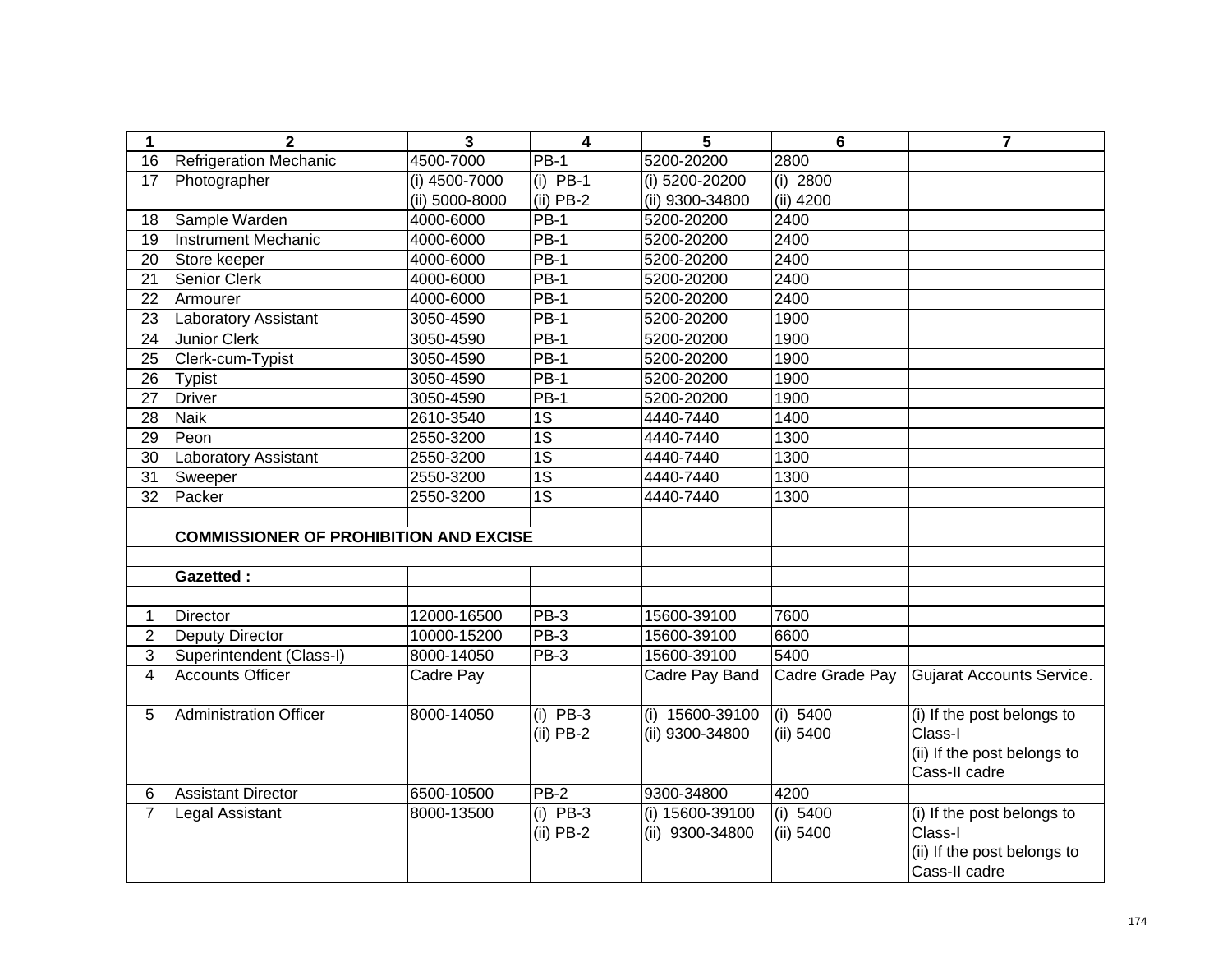| 1 | 2 | 3 | 4 | 5 | 6 | 7 |
|---|---|---|---|---|---|---|
| 16 | Refrigeration Mechanic | 4500-7000 | PB-1 | 5200-20200 | 2800 | |
| 17 | Photographer | (i) 4500-7000<br>(ii) 5000-8000 | (i) PB-1<br>(ii) PB-2 | (i) 5200-20200<br>(ii) 9300-34800 | (i) 2800<br>(ii) 4200 | |
| 18 | Sample Warden | 4000-6000 | PB-1 | 5200-20200 | 2400 | |
| 19 | Instrument Mechanic | 4000-6000 | PB-1 | 5200-20200 | 2400 | |
| 20 | Store keeper | 4000-6000 | PB-1 | 5200-20200 | 2400 | |
| 21 | Senior Clerk | 4000-6000 | PB-1 | 5200-20200 | 2400 | |
| 22 | Armourer | 4000-6000 | PB-1 | 5200-20200 | 2400 | |
| 23 | Laboratory Assistant | 3050-4590 | PB-1 | 5200-20200 | 1900 | |
| 24 | Junior Clerk | 3050-4590 | PB-1 | 5200-20200 | 1900 | |
| 25 | Clerk-cum-Typist | 3050-4590 | PB-1 | 5200-20200 | 1900 | |
| 26 | Typist | 3050-4590 | PB-1 | 5200-20200 | 1900 | |
| 27 | Driver | 3050-4590 | PB-1 | 5200-20200 | 1900 | |
| 28 | Naik | 2610-3540 | 1S | 4440-7440 | 1400 | |
| 29 | Peon | 2550-3200 | 1S | 4440-7440 | 1300 | |
| 30 | Laboratory Assistant | 2550-3200 | 1S | 4440-7440 | 1300 | |
| 31 | Sweeper | 2550-3200 | 1S | 4440-7440 | 1300 | |
| 32 | Packer | 2550-3200 | 1S | 4440-7440 | 1300 | |
| | | | | | | |
| | **COMMISSIONER OF PROHIBITION AND EXCISE** | | | | | |
| | | | | | | |
| | **Gazetted :** | | | | | |
| | | | | | | |
| 1 | Director | 12000-16500 | PB-3 | 15600-39100 | 7600 | |
| 2 | Deputy Director | 10000-15200 | PB-3 | 15600-39100 | 6600 | |
| 3 | Superintendent (Class-I) | 8000-14050 | PB-3 | 15600-39100 | 5400 | |
| 4 | Accounts Officer | Cadre Pay | | Cadre Pay Band | Cadre Grade Pay | Gujarat Accounts Service. |
| 5 | Administration Officer | 8000-14050 | (i) PB-3<br>(ii) PB-2 | (i) 15600-39100<br>(ii) 9300-34800 | (i) 5400<br>(ii) 5400 | (i) If the post belongs to Class-I<br>(ii) If the post belongs to Cass-II cadre |
| 6 | Assistant Director | 6500-10500 | PB-2 | 9300-34800 | 4200 | |
| 7 | Legal Assistant | 8000-13500 | (i) PB-3<br>(ii) PB-2 | (i) 15600-39100<br>(ii) 9300-34800 | (i) 5400<br>(ii) 5400 | (i) If the post belongs to Class-I<br>(ii) If the post belongs to Cass-II cadre |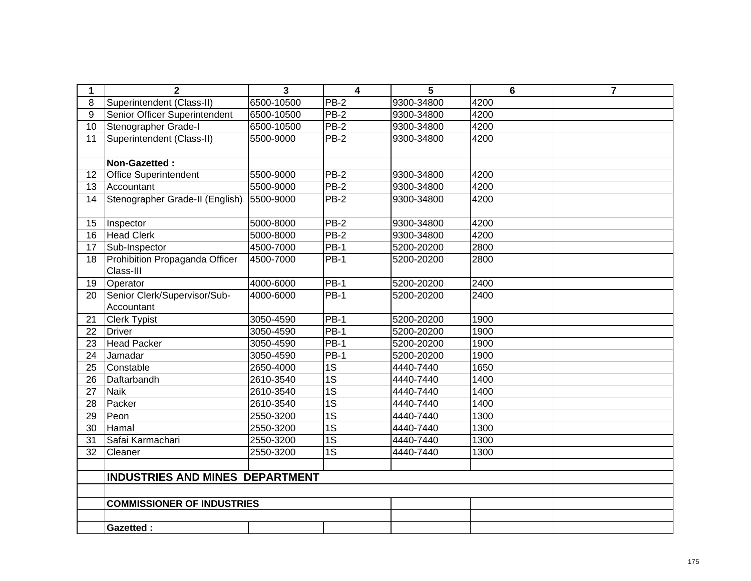| 1 | 2 | 3 | 4 | 5 | 6 | 7 |
|---|---|---|---|---|---|---|
| 8 | Superintendent (Class-II) | 6500-10500 | PB-2 | 9300-34800 | 4200 | |
| 9 | Senior Officer Superintendent | 6500-10500 | PB-2 | 9300-34800 | 4200 | |
| 10 | Stenographer Grade-I | 6500-10500 | PB-2 | 9300-34800 | 4200 | |
| 11 | Superintendent (Class-II) | 5500-9000 | PB-2 | 9300-34800 | 4200 | |
| | | | | | | |
| | **Non-Gazetted :** | | | | | |
| 12 | Office Superintendent | 5500-9000 | PB-2 | 9300-34800 | 4200 | |
| 13 | Accountant | 5500-9000 | PB-2 | 9300-34800 | 4200 | |
| 14 | Stenographer Grade-II (English) | 5500-9000 | PB-2 | 9300-34800 | 4200 | |
| 15 | Inspector | 5000-8000 | PB-2 | 9300-34800 | 4200 | |
| 16 | Head Clerk | 5000-8000 | PB-2 | 9300-34800 | 4200 | |
| 17 | Sub-Inspector | 4500-7000 | PB-1 | 5200-20200 | 2800 | |
| 18 | Prohibition Propaganda Officer Class-III | 4500-7000 | PB-1 | 5200-20200 | 2800 | |
| 19 | Operator | 4000-6000 | PB-1 | 5200-20200 | 2400 | |
| 20 | Senior Clerk/Supervisor/Sub-Accountant | 4000-6000 | PB-1 | 5200-20200 | 2400 | |
| 21 | Clerk Typist | 3050-4590 | PB-1 | 5200-20200 | 1900 | |
| 22 | Driver | 3050-4590 | PB-1 | 5200-20200 | 1900 | |
| 23 | Head Packer | 3050-4590 | PB-1 | 5200-20200 | 1900 | |
| 24 | Jamadar | 3050-4590 | PB-1 | 5200-20200 | 1900 | |
| 25 | Constable | 2650-4000 | 1S | 4440-7440 | 1650 | |
| 26 | Daftarbandh | 2610-3540 | 1S | 4440-7440 | 1400 | |
| 27 | Naik | 2610-3540 | 1S | 4440-7440 | 1400 | |
| 28 | Packer | 2610-3540 | 1S | 4440-7440 | 1400 | |
| 29 | Peon | 2550-3200 | 1S | 4440-7440 | 1300 | |
| 30 | Hamal | 2550-3200 | 1S | 4440-7440 | 1300 | |
| 31 | Safai Karmachari | 2550-3200 | 1S | 4440-7440 | 1300 | |
| 32 | Cleaner | 2550-3200 | 1S | 4440-7440 | 1300 | |
| | | | | | | |
| | **INDUSTRIES AND MINES DEPARTMENT** | | | | | |
| | | | | | | |
| | **COMMISSIONER OF INDUSTRIES** | | | | | |
| | | | | | | |
| | **Gazetted :** | | | | | |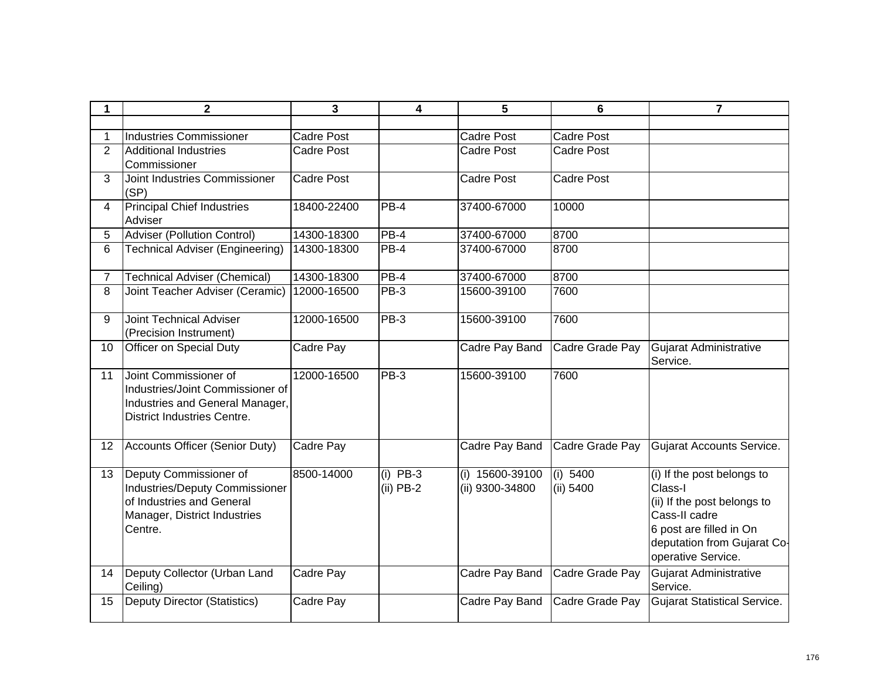| 1 | 2 | 3 | 4 | 5 | 6 | 7 |
|---|---|---|---|---|---|---|
| | | | | | | |
| 1 | Industries Commissioner | Cadre Post | | Cadre Post | Cadre Post | |
| 2 | Additional Industries Commissioner | Cadre Post | | Cadre Post | Cadre Post | |
| 3 | Joint Industries Commissioner (SP) | Cadre Post | | Cadre Post | Cadre Post | |
| 4 | Principal Chief Industries Adviser | 18400-22400 | PB-4 | 37400-67000 | 10000 | |
| 5 | Adviser (Pollution Control) | 14300-18300 | PB-4 | 37400-67000 | 8700 | |
| 6 | Technical Adviser (Engineering) | 14300-18300 | PB-4 | 37400-67000 | 8700 | |
| 7 | Technical Adviser (Chemical) | 14300-18300 | PB-4 | 37400-67000 | 8700 | |
| 8 | Joint Teacher Adviser (Ceramic) | 12000-16500 | PB-3 | 15600-39100 | 7600 | |
| 9 | Joint Technical Adviser (Precision Instrument) | 12000-16500 | PB-3 | 15600-39100 | 7600 | |
| 10 | Officer on Special Duty | Cadre Pay | | Cadre Pay Band | Cadre Grade Pay | Gujarat Administrative Service. |
| 11 | Joint Commissioner of Industries/Joint Commissioner of Industries and General Manager, District Industries Centre. | 12000-16500 | PB-3 | 15600-39100 | 7600 | |
| 12 | Accounts Officer (Senior Duty) | Cadre Pay | | Cadre Pay Band | Cadre Grade Pay | Gujarat Accounts Service. |
| 13 | Deputy Commissioner of Industries/Deputy Commissioner of Industries and General Manager, District Industries Centre. | 8500-14000 | (i) PB-3<br>(ii) PB-2 | (i) 15600-39100<br>(ii) 9300-34800 | (i) 5400<br>(ii) 5400 | (i) If the post belongs to Class-I<br>(ii) If the post belongs to Cass-II cadre<br>6 post are filled in On deputation from Gujarat Co-operative Service. |
| 14 | Deputy Collector (Urban Land Ceiling) | Cadre Pay | | Cadre Pay Band | Cadre Grade Pay | Gujarat Administrative Service. |
| 15 | Deputy Director (Statistics) | Cadre Pay | | Cadre Pay Band | Cadre Grade Pay | Gujarat Statistical Service. |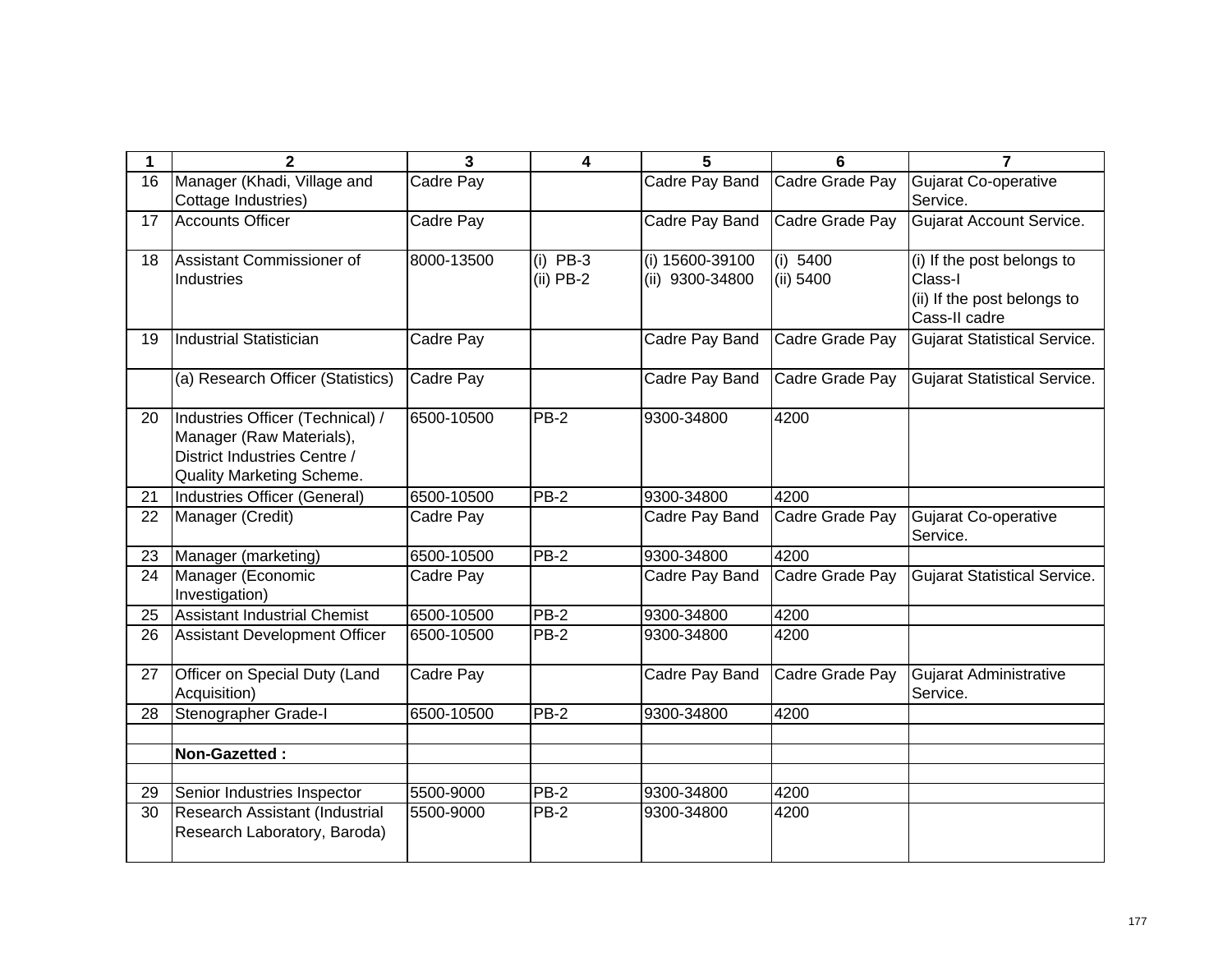| 1 | 2 | 3 | 4 | 5 | 6 | 7 |
|---|---|---|---|---|---|---|
| 16 | Manager (Khadi, Village and Cottage Industries) | Cadre Pay | | Cadre Pay Band | Cadre Grade Pay | Gujarat Co-operative Service. |
| 17 | Accounts Officer | Cadre Pay | | Cadre Pay Band | Cadre Grade Pay | Gujarat Account Service. |
| 18 | Assistant Commissioner of Industries | 8000-13500 | (i) PB-3<br>(ii) PB-2 | (i) 15600-39100<br>(ii) 9300-34800 | (i) 5400<br>(ii) 5400 | (i) If the post belongs to Class-I<br>(ii) If the post belongs to Cass-II cadre |
| 19 | Industrial Statistician | Cadre Pay | | Cadre Pay Band | Cadre Grade Pay | Gujarat Statistical Service. |
| | (a) Research Officer (Statistics) | Cadre Pay | | Cadre Pay Band | Cadre Grade Pay | Gujarat Statistical Service. |
| 20 | Industries Officer (Technical) / Manager (Raw Materials), District Industries Centre / Quality Marketing Scheme. | 6500-10500 | PB-2 | 9300-34800 | 4200 | |
| 21 | Industries Officer (General) | 6500-10500 | PB-2 | 9300-34800 | 4200 | |
| 22 | Manager (Credit) | Cadre Pay | | Cadre Pay Band | Cadre Grade Pay | Gujarat Co-operative Service. |
| 23 | Manager (marketing) | 6500-10500 | PB-2 | 9300-34800 | 4200 | |
| 24 | Manager (Economic Investigation) | Cadre Pay | | Cadre Pay Band | Cadre Grade Pay | Gujarat Statistical Service. |
| 25 | Assistant Industrial Chemist | 6500-10500 | PB-2 | 9300-34800 | 4200 | |
| 26 | Assistant Development Officer | 6500-10500 | PB-2 | 9300-34800 | 4200 | |
| 27 | Officer on Special Duty (Land Acquisition) | Cadre Pay | | Cadre Pay Band | Cadre Grade Pay | Gujarat Administrative Service. |
| 28 | Stenographer Grade-I | 6500-10500 | PB-2 | 9300-34800 | 4200 | |
| | | | | | | |
| | **Non-Gazetted :** | | | | | |
| | | | | | | |
| 29 | Senior Industries Inspector | 5500-9000 | PB-2 | 9300-34800 | 4200 | |
| 30 | Research Assistant (Industrial Research Laboratory, Baroda) | 5500-9000 | PB-2 | 9300-34800 | 4200 | |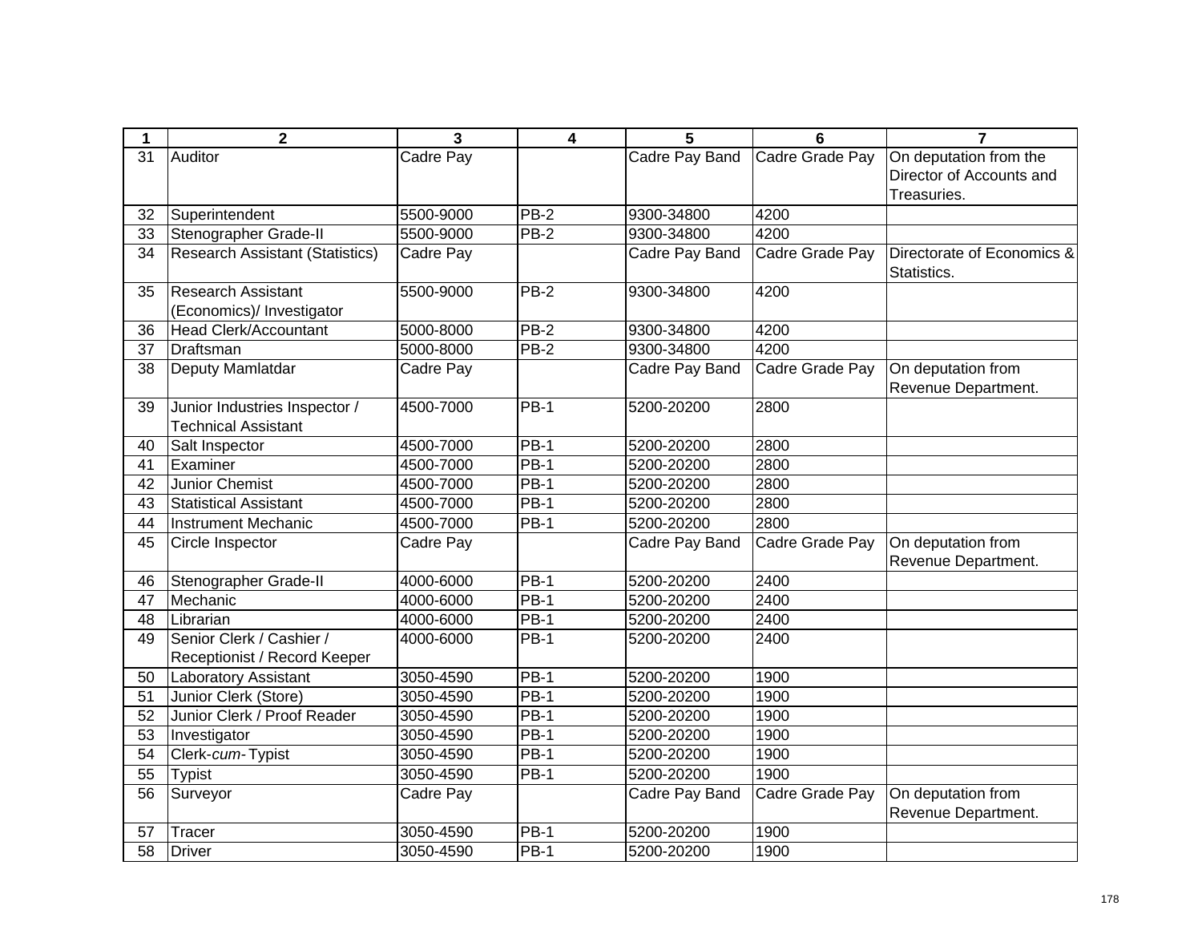| 1 | 2 | 3 | 4 | 5 | 6 | 7 |
|---|---|---|---|---|---|---|
| 31 | Auditor | Cadre Pay | | Cadre Pay Band | Cadre Grade Pay | On deputation from the Director of Accounts and Treasuries. |
| 32 | Superintendent | 5500-9000 | PB-2 | 9300-34800 | 4200 | |
| 33 | Stenographer Grade-II | 5500-9000 | PB-2 | 9300-34800 | 4200 | |
| 34 | Research Assistant (Statistics) | Cadre Pay | | Cadre Pay Band | Cadre Grade Pay | Directorate of Economics & Statistics. |
| 35 | Research Assistant (Economics)/ Investigator | 5500-9000 | PB-2 | 9300-34800 | 4200 | |
| 36 | Head Clerk/Accountant | 5000-8000 | PB-2 | 9300-34800 | 4200 | |
| 37 | Draftsman | 5000-8000 | PB-2 | 9300-34800 | 4200 | |
| 38 | Deputy Mamlatdar | Cadre Pay | | Cadre Pay Band | Cadre Grade Pay | On deputation from Revenue Department. |
| 39 | Junior Industries Inspector / Technical Assistant | 4500-7000 | PB-1 | 5200-20200 | 2800 | |
| 40 | Salt Inspector | 4500-7000 | PB-1 | 5200-20200 | 2800 | |
| 41 | Examiner | 4500-7000 | PB-1 | 5200-20200 | 2800 | |
| 42 | Junior Chemist | 4500-7000 | PB-1 | 5200-20200 | 2800 | |
| 43 | Statistical Assistant | 4500-7000 | PB-1 | 5200-20200 | 2800 | |
| 44 | Instrument Mechanic | 4500-7000 | PB-1 | 5200-20200 | 2800 | |
| 45 | Circle Inspector | Cadre Pay | | Cadre Pay Band | Cadre Grade Pay | On deputation from Revenue Department. |
| 46 | Stenographer Grade-II | 4000-6000 | PB-1 | 5200-20200 | 2400 | |
| 47 | Mechanic | 4000-6000 | PB-1 | 5200-20200 | 2400 | |
| 48 | Librarian | 4000-6000 | PB-1 | 5200-20200 | 2400 | |
| 49 | Senior Clerk / Cashier / Receptionist / Record Keeper | 4000-6000 | PB-1 | 5200-20200 | 2400 | |
| 50 | Laboratory Assistant | 3050-4590 | PB-1 | 5200-20200 | 1900 | |
| 51 | Junior Clerk (Store) | 3050-4590 | PB-1 | 5200-20200 | 1900 | |
| 52 | Junior Clerk / Proof Reader | 3050-4590 | PB-1 | 5200-20200 | 1900 | |
| 53 | Investigator | 3050-4590 | PB-1 | 5200-20200 | 1900 | |
| 54 | Clerk-*cum*-Typist | 3050-4590 | PB-1 | 5200-20200 | 1900 | |
| 55 | Typist | 3050-4590 | PB-1 | 5200-20200 | 1900 | |
| 56 | Surveyor | Cadre Pay | | Cadre Pay Band | Cadre Grade Pay | On deputation from Revenue Department. |
| 57 | Tracer | 3050-4590 | PB-1 | 5200-20200 | 1900 | |
| 58 | Driver | 3050-4590 | PB-1 | 5200-20200 | 1900 | |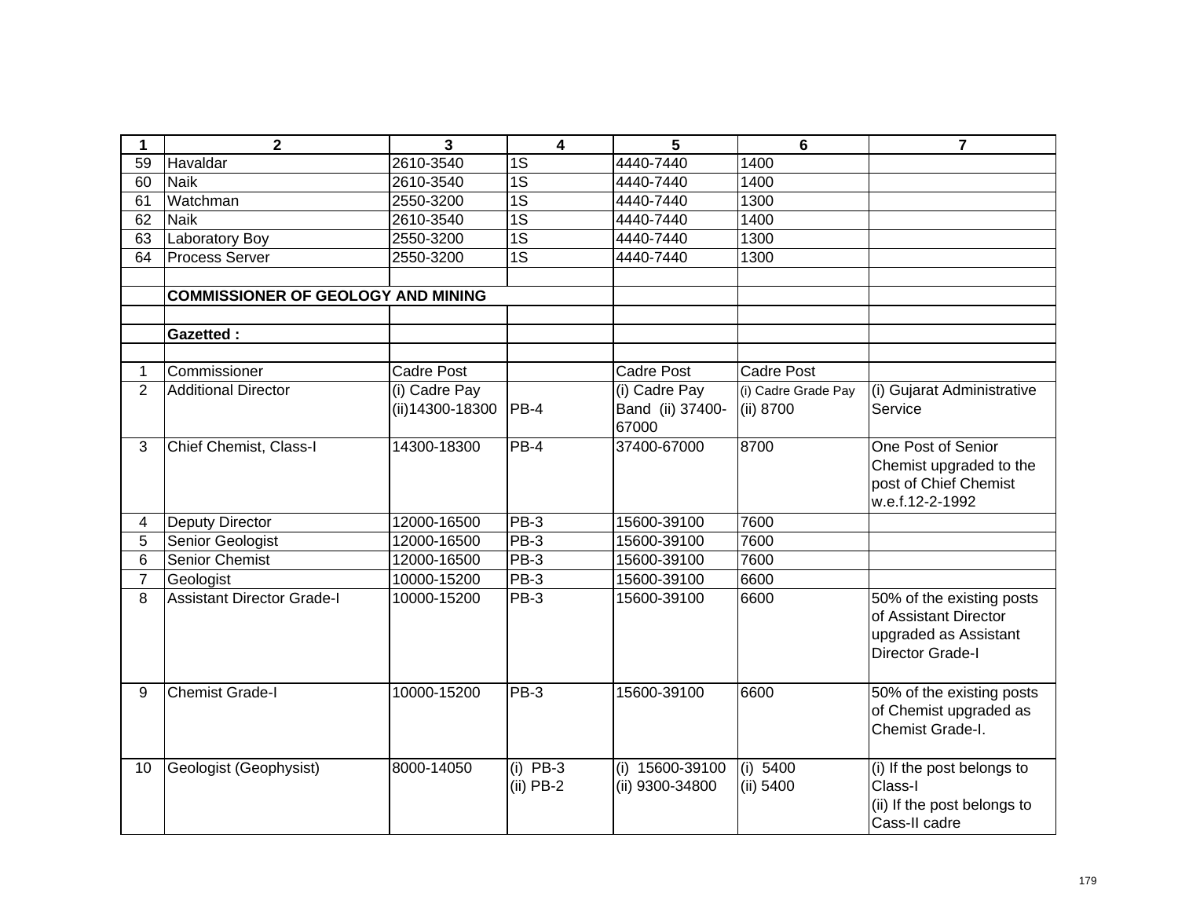| 1 | 2 | 3 | 4 | 5 | 6 | 7 |
|---|---|---|---|---|---|---|
| 59 | Havaldar | 2610-3540 | 1S | 4440-7440 | 1400 | |
| 60 | Naik | 2610-3540 | 1S | 4440-7440 | 1400 | |
| 61 | Watchman | 2550-3200 | 1S | 4440-7440 | 1300 | |
| 62 | Naik | 2610-3540 | 1S | 4440-7440 | 1400 | |
| 63 | Laboratory Boy | 2550-3200 | 1S | 4440-7440 | 1300 | |
| 64 | Process Server | 2550-3200 | 1S | 4440-7440 | 1300 | |
| | | | | | | |
| | **COMMISSIONER OF GEOLOGY AND MINING** | | | | | |
| | | | | | | |
| | **Gazetted :** | | | | | |
| | | | | | | |
| 1 | Commissioner | Cadre Post | | Cadre Post | Cadre Post | |
| 2 | Additional Director | (i) Cadre Pay (ii)14300-18300 | PB-4 | (i) Cadre Pay Band (ii) 37400-67000 | (i) Cadre Grade Pay (ii) 8700 | (i) Gujarat Administrative Service |
| 3 | Chief Chemist, Class-I | 14300-18300 | PB-4 | 37400-67000 | 8700 | One Post of Senior Chemist upgraded to the post of Chief Chemist w.e.f.12-2-1992 |
| 4 | Deputy Director | 12000-16500 | PB-3 | 15600-39100 | 7600 | |
| 5 | Senior Geologist | 12000-16500 | PB-3 | 15600-39100 | 7600 | |
| 6 | Senior Chemist | 12000-16500 | PB-3 | 15600-39100 | 7600 | |
| 7 | Geologist | 10000-15200 | PB-3 | 15600-39100 | 6600 | |
| 8 | Assistant Director Grade-I | 10000-15200 | PB-3 | 15600-39100 | 6600 | 50% of the existing posts of Assistant Director upgraded as Assistant Director Grade-I |
| 9 | Chemist Grade-I | 10000-15200 | PB-3 | 15600-39100 | 6600 | 50% of the existing posts of Chemist upgraded as Chemist Grade-I. |
| 10 | Geologist (Geophysist) | 8000-14050 | (i) PB-3 (ii) PB-2 | (i) 15600-39100 (ii) 9300-34800 | (i) 5400 (ii) 5400 | (i) If the post belongs to Class-I (ii) If the post belongs to Cass-II cadre |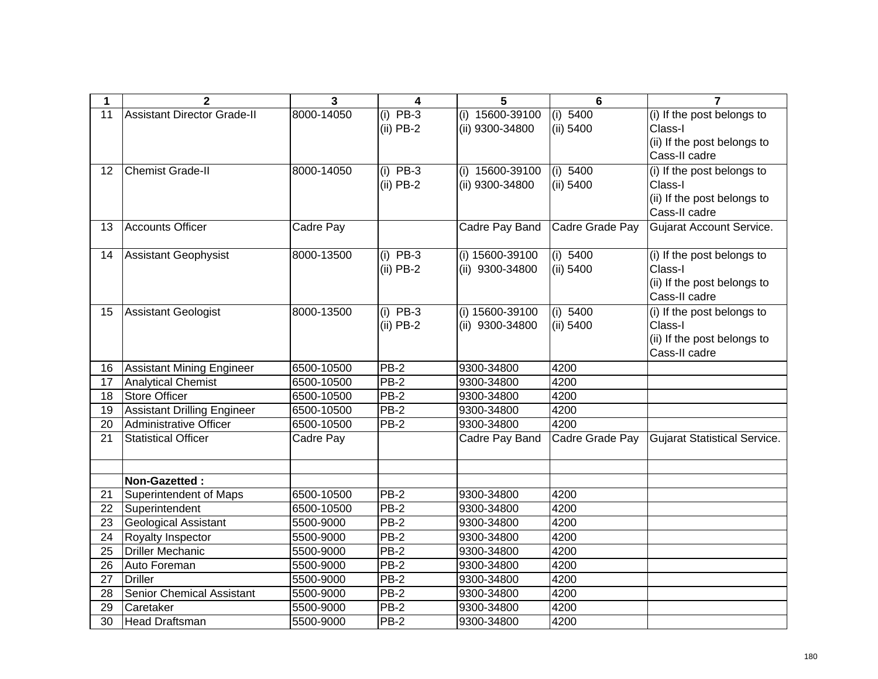| 1 | 2 | 3 | 4 | 5 | 6 | 7 |
|---|---|---|---|---|---|---|
| 11 | Assistant Director Grade-II | 8000-14050 | (i) PB-3<br>(ii) PB-2 | (i) 15600-39100<br>(ii) 9300-34800 | (i) 5400<br>(ii) 5400 | (i) If the post belongs to Class-I<br>(ii) If the post belongs to Cass-II cadre |
| 12 | Chemist Grade-II | 8000-14050 | (i) PB-3<br>(ii) PB-2 | (i) 15600-39100<br>(ii) 9300-34800 | (i) 5400<br>(ii) 5400 | (i) If the post belongs to Class-I<br>(ii) If the post belongs to Cass-II cadre |
| 13 | Accounts Officer | Cadre Pay | | Cadre Pay Band | Cadre Grade Pay | Gujarat Account Service. |
| 14 | Assistant Geophysist | 8000-13500 | (i) PB-3<br>(ii) PB-2 | (i) 15600-39100<br>(ii) 9300-34800 | (i) 5400<br>(ii) 5400 | (i) If the post belongs to Class-I<br>(ii) If the post belongs to Cass-II cadre |
| 15 | Assistant Geologist | 8000-13500 | (i) PB-3<br>(ii) PB-2 | (i) 15600-39100<br>(ii) 9300-34800 | (i) 5400<br>(ii) 5400 | (i) If the post belongs to Class-I<br>(ii) If the post belongs to Cass-II cadre |
| 16 | Assistant Mining Engineer | 6500-10500 | PB-2 | 9300-34800 | 4200 | |
| 17 | Analytical Chemist | 6500-10500 | PB-2 | 9300-34800 | 4200 | |
| 18 | Store Officer | 6500-10500 | PB-2 | 9300-34800 | 4200 | |
| 19 | Assistant Drilling Engineer | 6500-10500 | PB-2 | 9300-34800 | 4200 | |
| 20 | Administrative Officer | 6500-10500 | PB-2 | 9300-34800 | 4200 | |
| 21 | Statistical Officer | Cadre Pay | | Cadre Pay Band | Cadre Grade Pay | Gujarat Statistical Service. |
| | | | | | | |
| | **Non-Gazetted :** | | | | | |
| 21 | Superintendent of Maps | 6500-10500 | PB-2 | 9300-34800 | 4200 | |
| 22 | Superintendent | 6500-10500 | PB-2 | 9300-34800 | 4200 | |
| 23 | Geological Assistant | 5500-9000 | PB-2 | 9300-34800 | 4200 | |
| 24 | Royalty Inspector | 5500-9000 | PB-2 | 9300-34800 | 4200 | |
| 25 | Driller Mechanic | 5500-9000 | PB-2 | 9300-34800 | 4200 | |
| 26 | Auto Foreman | 5500-9000 | PB-2 | 9300-34800 | 4200 | |
| 27 | Driller | 5500-9000 | PB-2 | 9300-34800 | 4200 | |
| 28 | Senior Chemical Assistant | 5500-9000 | PB-2 | 9300-34800 | 4200 | |
| 29 | Caretaker | 5500-9000 | PB-2 | 9300-34800 | 4200 | |
| 30 | Head Draftsman | 5500-9000 | PB-2 | 9300-34800 | 4200 | |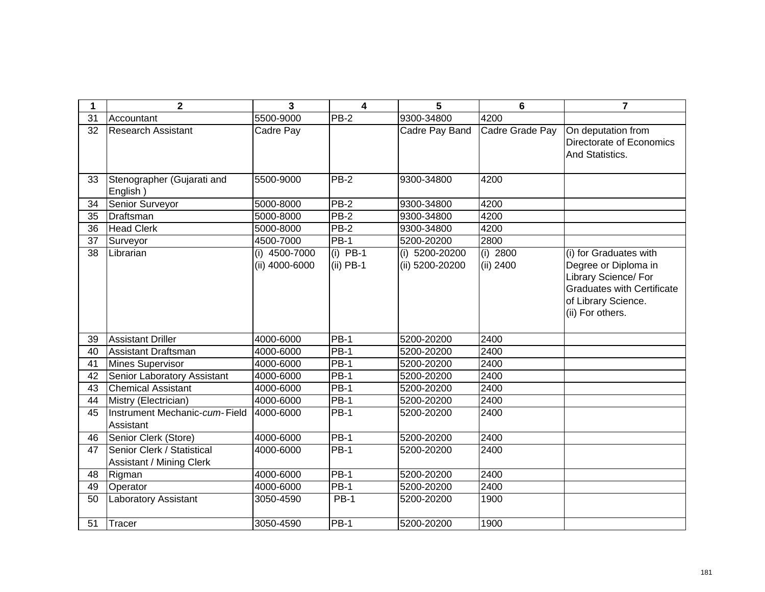| 1 | 2 | 3 | 4 | 5 | 6 | 7 |
|---|---|---|---|---|---|---|
| 31 | Accountant | 5500-9000 | PB-2 | 9300-34800 | 4200 | |
| 32 | Research Assistant | Cadre Pay | | Cadre Pay Band | Cadre Grade Pay | On deputation from Directorate of Economics And Statistics. |
| 33 | Stenographer (Gujarati and English ) | 5500-9000 | PB-2 | 9300-34800 | 4200 | |
| 34 | Senior Surveyor | 5000-8000 | PB-2 | 9300-34800 | 4200 | |
| 35 | Draftsman | 5000-8000 | PB-2 | 9300-34800 | 4200 | |
| 36 | Head Clerk | 5000-8000 | PB-2 | 9300-34800 | 4200 | |
| 37 | Surveyor | 4500-7000 | PB-1 | 5200-20200 | 2800 | |
| 38 | Librarian | (i) 4500-7000<br>(ii) 4000-6000 | (i) PB-1<br>(ii) PB-1 | (i) 5200-20200<br>(ii) 5200-20200 | (i) 2800<br>(ii) 2400 | (i) for Graduates with Degree or Diploma in Library Science/ For Graduates with Certificate of Library Science.<br>(ii) For others. |
| 39 | Assistant Driller | 4000-6000 | PB-1 | 5200-20200 | 2400 | |
| 40 | Assistant Draftsman | 4000-6000 | PB-1 | 5200-20200 | 2400 | |
| 41 | Mines Supervisor | 4000-6000 | PB-1 | 5200-20200 | 2400 | |
| 42 | Senior Laboratory Assistant | 4000-6000 | PB-1 | 5200-20200 | 2400 | |
| 43 | Chemical Assistant | 4000-6000 | PB-1 | 5200-20200 | 2400 | |
| 44 | Mistry (Electrician) | 4000-6000 | PB-1 | 5200-20200 | 2400 | |
| 45 | Instrument Mechanic-*cum*-Field Assistant | 4000-6000 | PB-1 | 5200-20200 | 2400 | |
| 46 | Senior Clerk (Store) | 4000-6000 | PB-1 | 5200-20200 | 2400 | |
| 47 | Senior Clerk / Statistical Assistant / Mining Clerk | 4000-6000 | PB-1 | 5200-20200 | 2400 | |
| 48 | Rigman | 4000-6000 | PB-1 | 5200-20200 | 2400 | |
| 49 | Operator | 4000-6000 | PB-1 | 5200-20200 | 2400 | |
| 50 | Laboratory Assistant | 3050-4590 | PB-1 | 5200-20200 | 1900 | |
| 51 | Tracer | 3050-4590 | PB-1 | 5200-20200 | 1900 | |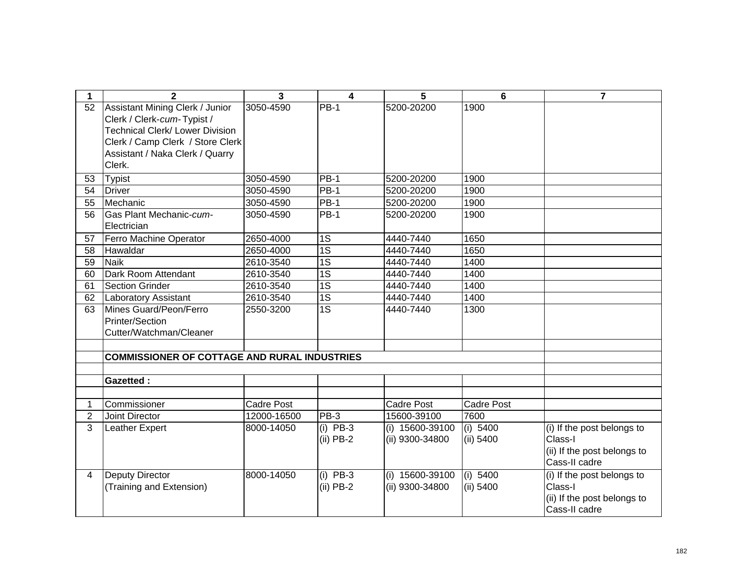| 1 | 2 | 3 | 4 | 5 | 6 | 7 |
|---|---|---|---|---|---|---|
| 52 | Assistant Mining Clerk / Junior Clerk / Clerk-*cum*- Typist / Technical Clerk/ Lower Division Clerk / Camp Clerk / Store Clerk Assistant / Naka Clerk / Quarry Clerk. | 3050-4590 | PB-1 | 5200-20200 | 1900 | |
| 53 | Typist | 3050-4590 | PB-1 | 5200-20200 | 1900 | |
| 54 | Driver | 3050-4590 | PB-1 | 5200-20200 | 1900 | |
| 55 | Mechanic | 3050-4590 | PB-1 | 5200-20200 | 1900 | |
| 56 | Gas Plant Mechanic-*cum*-Electrician | 3050-4590 | PB-1 | 5200-20200 | 1900 | |
| 57 | Ferro Machine Operator | 2650-4000 | 1S | 4440-7440 | 1650 | |
| 58 | Hawaldar | 2650-4000 | 1S | 4440-7440 | 1650 | |
| 59 | Naik | 2610-3540 | 1S | 4440-7440 | 1400 | |
| 60 | Dark Room Attendant | 2610-3540 | 1S | 4440-7440 | 1400 | |
| 61 | Section Grinder | 2610-3540 | 1S | 4440-7440 | 1400 | |
| 62 | Laboratory Assistant | 2610-3540 | 1S | 4440-7440 | 1400 | |
| 63 | Mines Guard/Peon/Ferro Printer/Section Cutter/Watchman/Cleaner | 2550-3200 | 1S | 4440-7440 | 1300 | |
| | | | | | | |
| | **COMMISSIONER OF COTTAGE AND RURAL INDUSTRIES** | | | | | |
| | | | | | | |
| | **Gazetted :** | | | | | |
| | | | | | | |
| 1 | Commissioner | Cadre Post | | Cadre Post | Cadre Post | |
| 2 | Joint Director | 12000-16500 | PB-3 | 15600-39100 | 7600 | |
| 3 | Leather Expert | 8000-14050 | (i) PB-3<br>(ii) PB-2 | (i) 15600-39100<br>(ii) 9300-34800 | (i) 5400<br>(ii) 5400 | (i) If the post belongs to Class-I<br>(ii) If the post belongs to Cass-II cadre |
| 4 | Deputy Director (Training and Extension) | 8000-14050 | (i) PB-3<br>(ii) PB-2 | (i) 15600-39100<br>(ii) 9300-34800 | (i) 5400<br>(ii) 5400 | (i) If the post belongs to Class-I<br>(ii) If the post belongs to Cass-II cadre |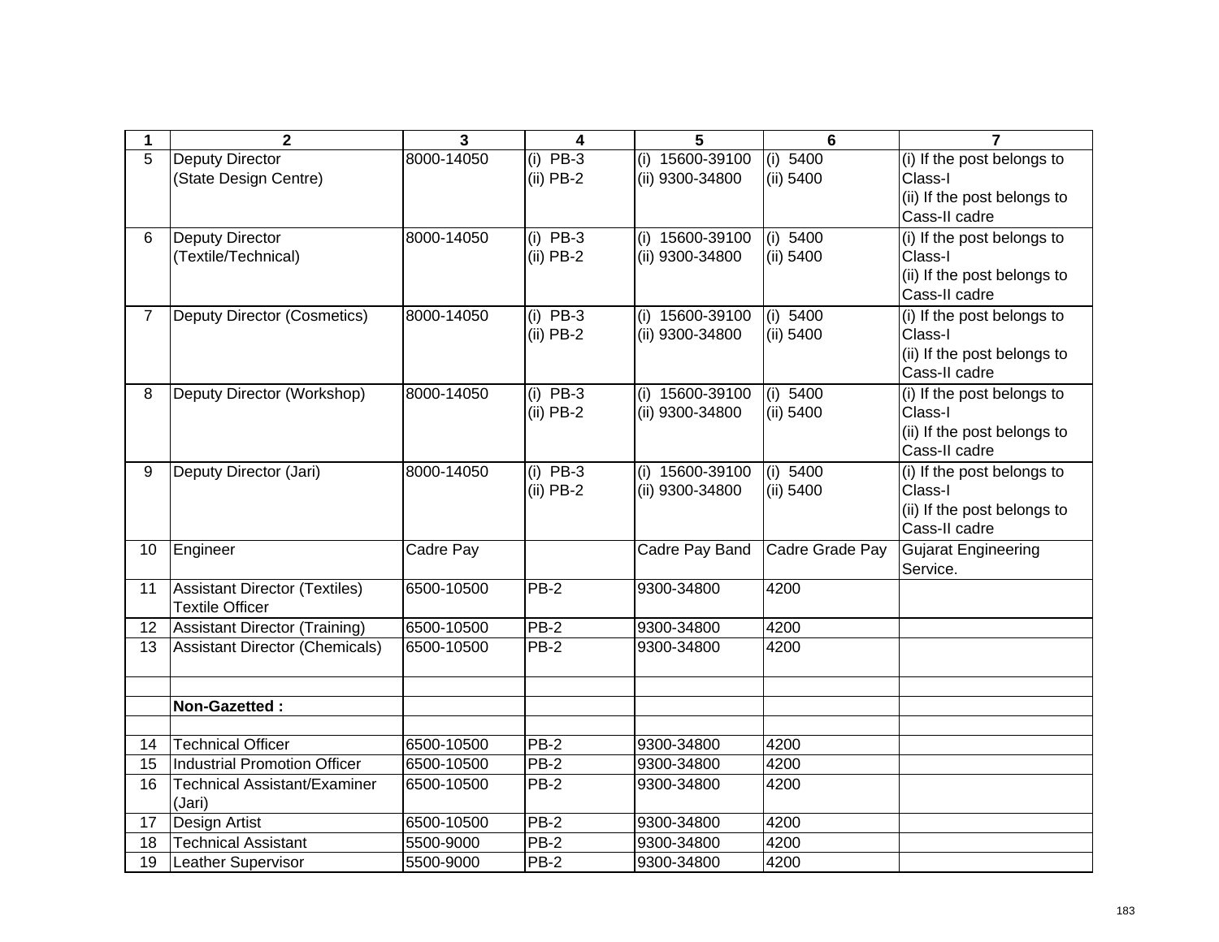| 1 | 2 | 3 | 4 | 5 | 6 | 7 |
|---|---|---|---|---|---|---|
| 5 | Deputy Director (State Design Centre) | 8000-14050 | (i) PB-3<br>(ii) PB-2 | (i) 15600-39100<br>(ii) 9300-34800 | (i) 5400<br>(ii) 5400 | (i) If the post belongs to Class-I<br>(ii) If the post belongs to Cass-II cadre |
| 6 | Deputy Director (Textile/Technical) | 8000-14050 | (i) PB-3<br>(ii) PB-2 | (i) 15600-39100<br>(ii) 9300-34800 | (i) 5400<br>(ii) 5400 | (i) If the post belongs to Class-I<br>(ii) If the post belongs to Cass-II cadre |
| 7 | Deputy Director (Cosmetics) | 8000-14050 | (i) PB-3<br>(ii) PB-2 | (i) 15600-39100<br>(ii) 9300-34800 | (i) 5400<br>(ii) 5400 | (i) If the post belongs to Class-I<br>(ii) If the post belongs to Cass-II cadre |
| 8 | Deputy Director (Workshop) | 8000-14050 | (i) PB-3<br>(ii) PB-2 | (i) 15600-39100<br>(ii) 9300-34800 | (i) 5400<br>(ii) 5400 | (i) If the post belongs to Class-I<br>(ii) If the post belongs to Cass-II cadre |
| 9 | Deputy Director (Jari) | 8000-14050 | (i) PB-3<br>(ii) PB-2 | (i) 15600-39100<br>(ii) 9300-34800 | (i) 5400<br>(ii) 5400 | (i) If the post belongs to Class-I<br>(ii) If the post belongs to Cass-II cadre |
| 10 | Engineer | Cadre Pay | | Cadre Pay Band | Cadre Grade Pay | Gujarat Engineering Service. |
| 11 | Assistant Director (Textiles) Textile Officer | 6500-10500 | PB-2 | 9300-34800 | 4200 | |
| 12 | Assistant Director (Training) | 6500-10500 | PB-2 | 9300-34800 | 4200 | |
| 13 | Assistant Director (Chemicals) | 6500-10500 | PB-2 | 9300-34800 | 4200 | |
| | | | | | | |
| | **Non-Gazetted :** | | | | | |
| | | | | | | |
| 14 | Technical Officer | 6500-10500 | PB-2 | 9300-34800 | 4200 | |
| 15 | Industrial Promotion Officer | 6500-10500 | PB-2 | 9300-34800 | 4200 | |
| 16 | Technical Assistant/Examiner (Jari) | 6500-10500 | PB-2 | 9300-34800 | 4200 | |
| 17 | Design Artist | 6500-10500 | PB-2 | 9300-34800 | 4200 | |
| 18 | Technical Assistant | 5500-9000 | PB-2 | 9300-34800 | 4200 | |
| 19 | Leather Supervisor | 5500-9000 | PB-2 | 9300-34800 | 4200 | |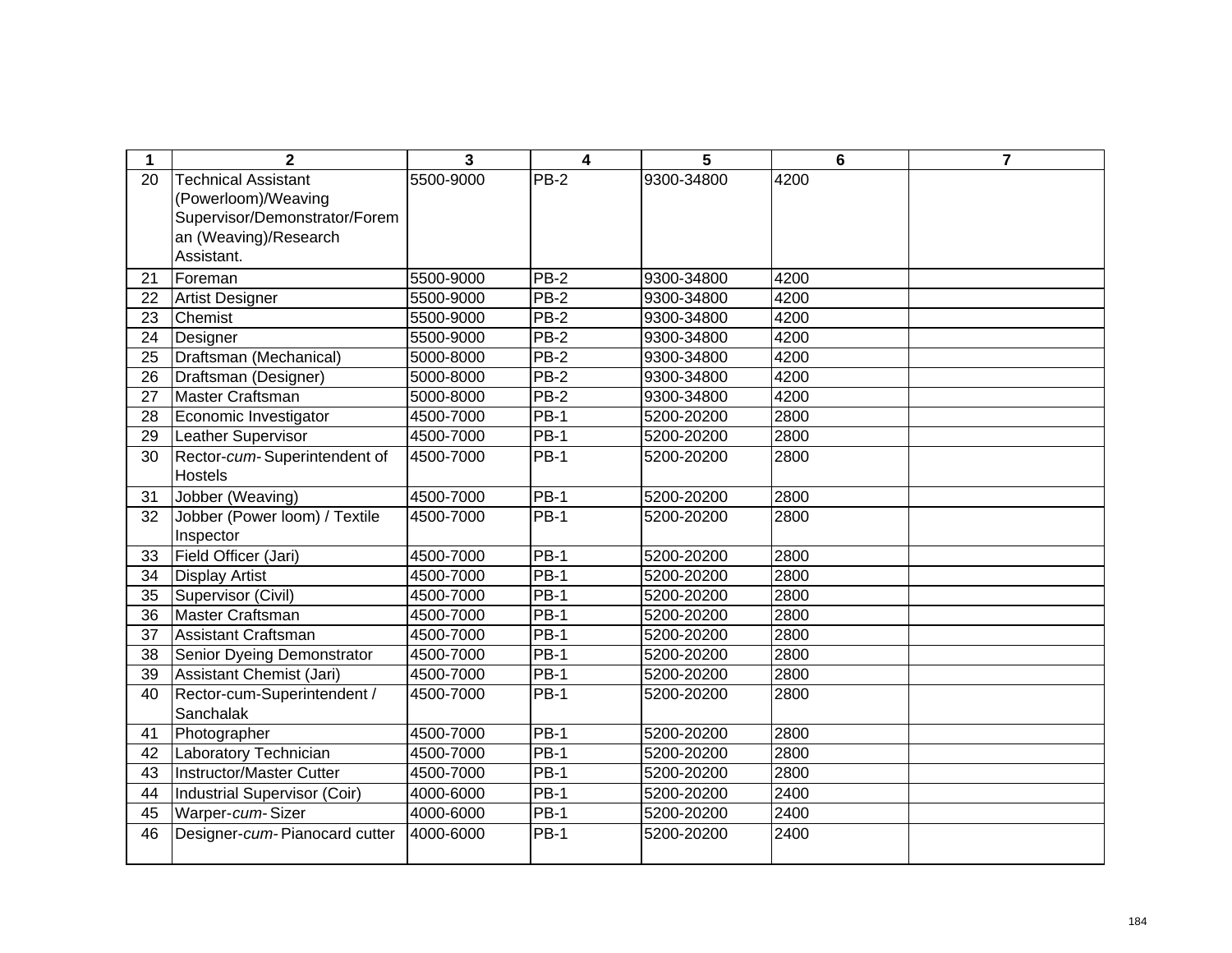| 1 | 2 | 3 | 4 | 5 | 6 | 7 |
|---|---|---|---|---|---|---|
| 20 | Technical Assistant (Powerloom)/Weaving Supervisor/Demonstrator/Foreman (Weaving)/Research Assistant. | 5500-9000 | PB-2 | 9300-34800 | 4200 | |
| 21 | Foreman | 5500-9000 | PB-2 | 9300-34800 | 4200 | |
| 22 | Artist Designer | 5500-9000 | PB-2 | 9300-34800 | 4200 | |
| 23 | Chemist | 5500-9000 | PB-2 | 9300-34800 | 4200 | |
| 24 | Designer | 5500-9000 | PB-2 | 9300-34800 | 4200 | |
| 25 | Draftsman (Mechanical) | 5000-8000 | PB-2 | 9300-34800 | 4200 | |
| 26 | Draftsman (Designer) | 5000-8000 | PB-2 | 9300-34800 | 4200 | |
| 27 | Master Craftsman | 5000-8000 | PB-2 | 9300-34800 | 4200 | |
| 28 | Economic Investigator | 4500-7000 | PB-1 | 5200-20200 | 2800 | |
| 29 | Leather Supervisor | 4500-7000 | PB-1 | 5200-20200 | 2800 | |
| 30 | Rector-*cum*- Superintendent of Hostels | 4500-7000 | PB-1 | 5200-20200 | 2800 | |
| 31 | Jobber (Weaving) | 4500-7000 | PB-1 | 5200-20200 | 2800 | |
| 32 | Jobber (Power loom) / Textile Inspector | 4500-7000 | PB-1 | 5200-20200 | 2800 | |
| 33 | Field Officer (Jari) | 4500-7000 | PB-1 | 5200-20200 | 2800 | |
| 34 | Display Artist | 4500-7000 | PB-1 | 5200-20200 | 2800 | |
| 35 | Supervisor (Civil) | 4500-7000 | PB-1 | 5200-20200 | 2800 | |
| 36 | Master Craftsman | 4500-7000 | PB-1 | 5200-20200 | 2800 | |
| 37 | Assistant Craftsman | 4500-7000 | PB-1 | 5200-20200 | 2800 | |
| 38 | Senior Dyeing Demonstrator | 4500-7000 | PB-1 | 5200-20200 | 2800 | |
| 39 | Assistant Chemist (Jari) | 4500-7000 | PB-1 | 5200-20200 | 2800 | |
| 40 | Rector-cum-Superintendent / Sanchalak | 4500-7000 | PB-1 | 5200-20200 | 2800 | |
| 41 | Photographer | 4500-7000 | PB-1 | 5200-20200 | 2800 | |
| 42 | Laboratory Technician | 4500-7000 | PB-1 | 5200-20200 | 2800 | |
| 43 | Instructor/Master Cutter | 4500-7000 | PB-1 | 5200-20200 | 2800 | |
| 44 | Industrial Supervisor (Coir) | 4000-6000 | PB-1 | 5200-20200 | 2400 | |
| 45 | Warper-*cum*- Sizer | 4000-6000 | PB-1 | 5200-20200 | 2400 | |
| 46 | Designer-*cum*- Pianocard cutter | 4000-6000 | PB-1 | 5200-20200 | 2400 | |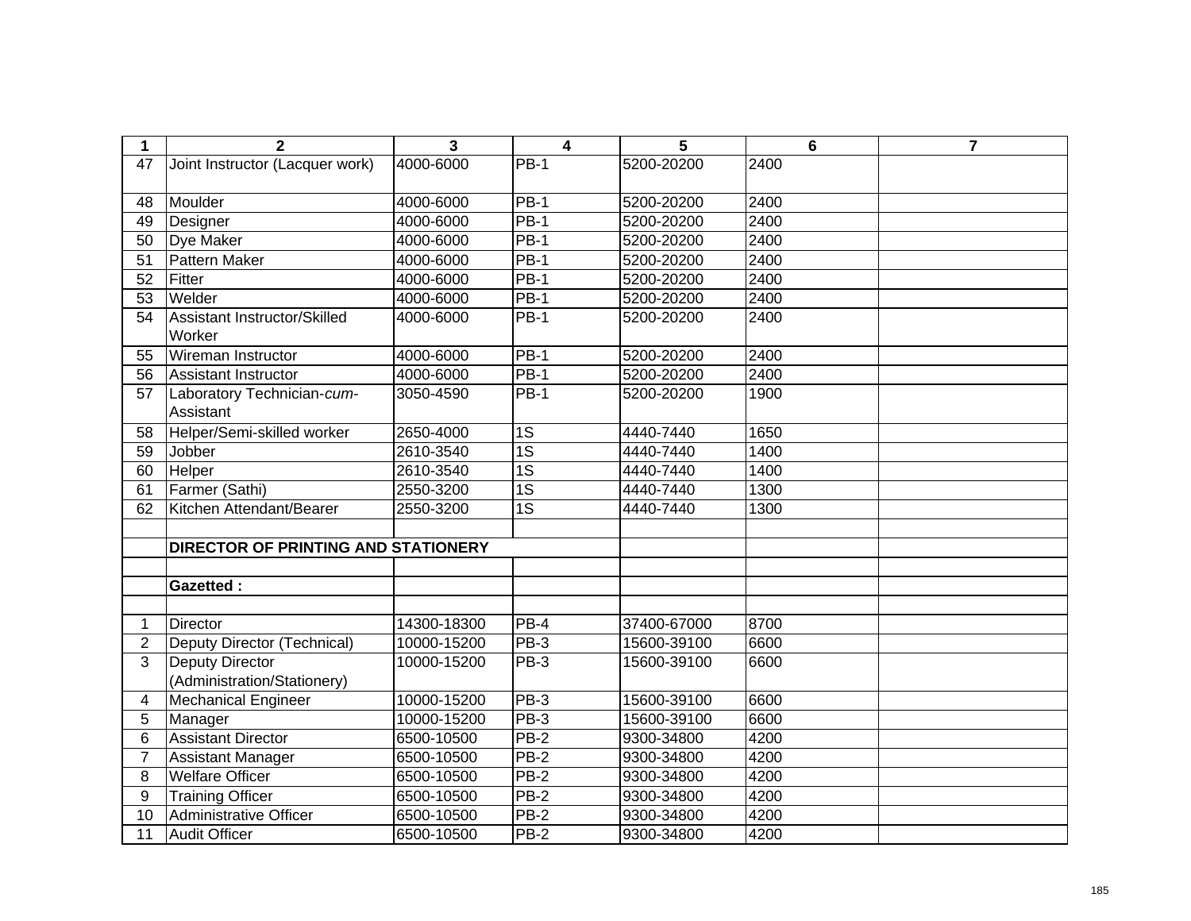| 1 | 2 | 3 | 4 | 5 | 6 | 7 |
|---|---|---|---|---|---|---|
| 47 | Joint Instructor (Lacquer work) | 4000-6000 | PB-1 | 5200-20200 | 2400 | |
| 48 | Moulder | 4000-6000 | PB-1 | 5200-20200 | 2400 | |
| 49 | Designer | 4000-6000 | PB-1 | 5200-20200 | 2400 | |
| 50 | Dye Maker | 4000-6000 | PB-1 | 5200-20200 | 2400 | |
| 51 | Pattern Maker | 4000-6000 | PB-1 | 5200-20200 | 2400 | |
| 52 | Fitter | 4000-6000 | PB-1 | 5200-20200 | 2400 | |
| 53 | Welder | 4000-6000 | PB-1 | 5200-20200 | 2400 | |
| 54 | Assistant Instructor/Skilled Worker | 4000-6000 | PB-1 | 5200-20200 | 2400 | |
| 55 | Wireman Instructor | 4000-6000 | PB-1 | 5200-20200 | 2400 | |
| 56 | Assistant Instructor | 4000-6000 | PB-1 | 5200-20200 | 2400 | |
| 57 | Laboratory Technician-*cum*-Assistant | 3050-4590 | PB-1 | 5200-20200 | 1900 | |
| 58 | Helper/Semi-skilled worker | 2650-4000 | 1S | 4440-7440 | 1650 | |
| 59 | Jobber | 2610-3540 | 1S | 4440-7440 | 1400 | |
| 60 | Helper | 2610-3540 | 1S | 4440-7440 | 1400 | |
| 61 | Farmer (Sathi) | 2550-3200 | 1S | 4440-7440 | 1300 | |
| 62 | Kitchen Attendant/Bearer | 2550-3200 | 1S | 4440-7440 | 1300 | |
| | | | | | | |
| | **DIRECTOR OF PRINTING AND STATIONERY** | | | | | |
| | | | | | | |
| | **Gazetted :** | | | | | |
| | | | | | | |
| 1 | Director | 14300-18300 | PB-4 | 37400-67000 | 8700 | |
| 2 | Deputy Director (Technical) | 10000-15200 | PB-3 | 15600-39100 | 6600 | |
| 3 | Deputy Director (Administration/Stationery) | 10000-15200 | PB-3 | 15600-39100 | 6600 | |
| 4 | Mechanical Engineer | 10000-15200 | PB-3 | 15600-39100 | 6600 | |
| 5 | Manager | 10000-15200 | PB-3 | 15600-39100 | 6600 | |
| 6 | Assistant Director | 6500-10500 | PB-2 | 9300-34800 | 4200 | |
| 7 | Assistant Manager | 6500-10500 | PB-2 | 9300-34800 | 4200 | |
| 8 | Welfare Officer | 6500-10500 | PB-2 | 9300-34800 | 4200 | |
| 9 | Training Officer | 6500-10500 | PB-2 | 9300-34800 | 4200 | |
| 10 | Administrative Officer | 6500-10500 | PB-2 | 9300-34800 | 4200 | |
| 11 | Audit Officer | 6500-10500 | PB-2 | 9300-34800 | 4200 | |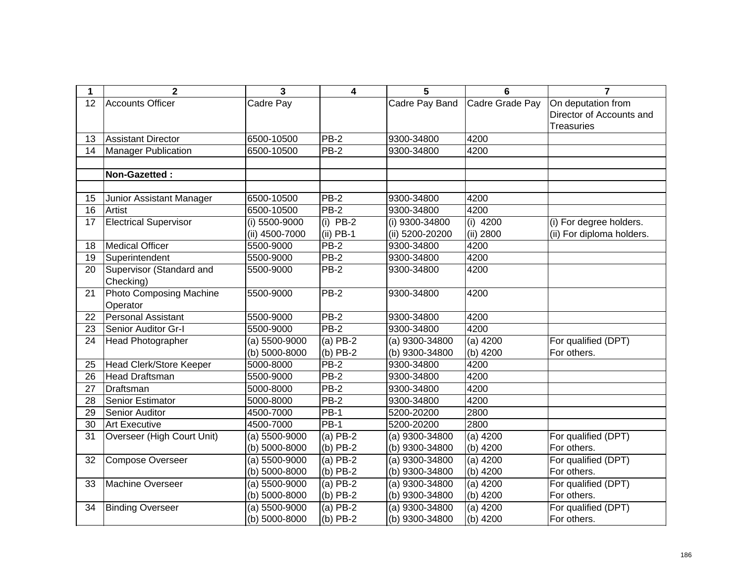| 1 | 2 | 3 | 4 | 5 | 6 | 7 |
|---|---|---|---|---|---|---|
| 12 | Accounts Officer | Cadre Pay | | Cadre Pay Band | Cadre Grade Pay | On deputation from Director of Accounts and Treasuries |
| 13 | Assistant Director | 6500-10500 | PB-2 | 9300-34800 | 4200 | |
| 14 | Manager Publication | 6500-10500 | PB-2 | 9300-34800 | 4200 | |
| | | | | | | |
| | **Non-Gazetted :** | | | | | |
| | | | | | | |
| 15 | Junior Assistant Manager | 6500-10500 | PB-2 | 9300-34800 | 4200 | |
| 16 | Artist | 6500-10500 | PB-2 | 9300-34800 | 4200 | |
| 17 | Electrical Supervisor | (i) 5500-9000<br>(ii) 4500-7000 | (i) PB-2<br>(ii) PB-1 | (i) 9300-34800<br>(ii) 5200-20200 | (i) 4200<br>(ii) 2800 | (i) For degree holders.<br>(ii) For diploma holders. |
| 18 | Medical Officer | 5500-9000 | PB-2 | 9300-34800 | 4200 | |
| 19 | Superintendent | 5500-9000 | PB-2 | 9300-34800 | 4200 | |
| 20 | Supervisor (Standard and Checking) | 5500-9000 | PB-2 | 9300-34800 | 4200 | |
| 21 | Photo Composing Machine Operator | 5500-9000 | PB-2 | 9300-34800 | 4200 | |
| 22 | Personal Assistant | 5500-9000 | PB-2 | 9300-34800 | 4200 | |
| 23 | Senior Auditor Gr-I | 5500-9000 | PB-2 | 9300-34800 | 4200 | |
| 24 | Head Photographer | (a) 5500-9000<br>(b) 5000-8000 | (a) PB-2<br>(b) PB-2 | (a) 9300-34800<br>(b) 9300-34800 | (a) 4200<br>(b) 4200 | For qualified (DPT)<br>For others. |
| 25 | Head Clerk/Store Keeper | 5000-8000 | PB-2 | 9300-34800 | 4200 | |
| 26 | Head Draftsman | 5500-9000 | PB-2 | 9300-34800 | 4200 | |
| 27 | Draftsman | 5000-8000 | PB-2 | 9300-34800 | 4200 | |
| 28 | Senior Estimator | 5000-8000 | PB-2 | 9300-34800 | 4200 | |
| 29 | Senior Auditor | 4500-7000 | PB-1 | 5200-20200 | 2800 | |
| 30 | Art Executive | 4500-7000 | PB-1 | 5200-20200 | 2800 | |
| 31 | Overseer (High Court Unit) | (a) 5500-9000<br>(b) 5000-8000 | (a) PB-2<br>(b) PB-2 | (a) 9300-34800<br>(b) 9300-34800 | (a) 4200<br>(b) 4200 | For qualified (DPT)<br>For others. |
| 32 | Compose Overseer | (a) 5500-9000<br>(b) 5000-8000 | (a) PB-2<br>(b) PB-2 | (a) 9300-34800<br>(b) 9300-34800 | (a) 4200<br>(b) 4200 | For qualified (DPT)<br>For others. |
| 33 | Machine Overseer | (a) 5500-9000<br>(b) 5000-8000 | (a) PB-2<br>(b) PB-2 | (a) 9300-34800<br>(b) 9300-34800 | (a) 4200<br>(b) 4200 | For qualified (DPT)<br>For others. |
| 34 | Binding Overseer | (a) 5500-9000<br>(b) 5000-8000 | (a) PB-2<br>(b) PB-2 | (a) 9300-34800<br>(b) 9300-34800 | (a) 4200<br>(b) 4200 | For qualified (DPT)<br>For others. |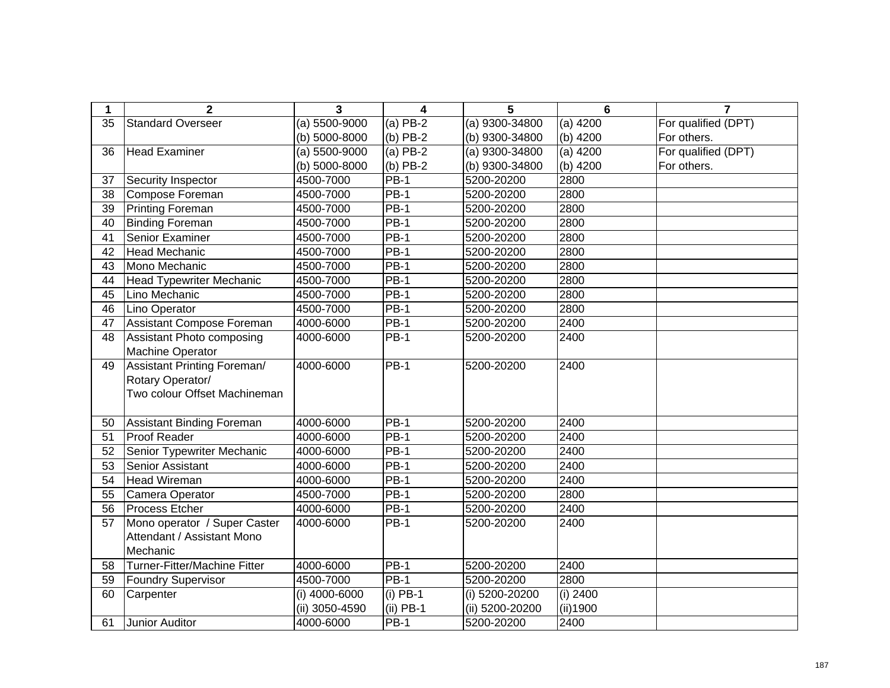| 1 | 2 | 3 | 4 | 5 | 6 | 7 |
|---|---|---|---|---|---|---|
| 35 | Standard Overseer | (a) 5500-9000<br>(b) 5000-8000 | (a) PB-2<br>(b) PB-2 | (a) 9300-34800<br>(b) 9300-34800 | (a) 4200<br>(b) 4200 | For qualified (DPT)<br>For others. |
| 36 | Head Examiner | (a) 5500-9000<br>(b) 5000-8000 | (a) PB-2<br>(b) PB-2 | (a) 9300-34800<br>(b) 9300-34800 | (a) 4200<br>(b) 4200 | For qualified (DPT)<br>For others. |
| 37 | Security Inspector | 4500-7000 | PB-1 | 5200-20200 | 2800 | |
| 38 | Compose Foreman | 4500-7000 | PB-1 | 5200-20200 | 2800 | |
| 39 | Printing Foreman | 4500-7000 | PB-1 | 5200-20200 | 2800 | |
| 40 | Binding Foreman | 4500-7000 | PB-1 | 5200-20200 | 2800 | |
| 41 | Senior Examiner | 4500-7000 | PB-1 | 5200-20200 | 2800 | |
| 42 | Head Mechanic | 4500-7000 | PB-1 | 5200-20200 | 2800 | |
| 43 | Mono Mechanic | 4500-7000 | PB-1 | 5200-20200 | 2800 | |
| 44 | Head Typewriter Mechanic | 4500-7000 | PB-1 | 5200-20200 | 2800 | |
| 45 | Lino Mechanic | 4500-7000 | PB-1 | 5200-20200 | 2800 | |
| 46 | Lino Operator | 4500-7000 | PB-1 | 5200-20200 | 2800 | |
| 47 | Assistant Compose Foreman | 4000-6000 | PB-1 | 5200-20200 | 2400 | |
| 48 | Assistant Photo composing Machine Operator | 4000-6000 | PB-1 | 5200-20200 | 2400 | |
| 49 | Assistant Printing Foreman/ Rotary Operator/ Two colour Offset Machineman | 4000-6000 | PB-1 | 5200-20200 | 2400 | |
| 50 | Assistant Binding Foreman | 4000-6000 | PB-1 | 5200-20200 | 2400 | |
| 51 | Proof Reader | 4000-6000 | PB-1 | 5200-20200 | 2400 | |
| 52 | Senior Typewriter Mechanic | 4000-6000 | PB-1 | 5200-20200 | 2400 | |
| 53 | Senior Assistant | 4000-6000 | PB-1 | 5200-20200 | 2400 | |
| 54 | Head Wireman | 4000-6000 | PB-1 | 5200-20200 | 2400 | |
| 55 | Camera Operator | 4500-7000 | PB-1 | 5200-20200 | 2800 | |
| 56 | Process Etcher | 4000-6000 | PB-1 | 5200-20200 | 2400 | |
| 57 | Mono operator / Super Caster Attendant / Assistant Mono Mechanic | 4000-6000 | PB-1 | 5200-20200 | 2400 | |
| 58 | Turner-Fitter/Machine Fitter | 4000-6000 | PB-1 | 5200-20200 | 2400 | |
| 59 | Foundry Supervisor | 4500-7000 | PB-1 | 5200-20200 | 2800 | |
| 60 | Carpenter | (i) 4000-6000<br>(ii) 3050-4590 | (i) PB-1<br>(ii) PB-1 | (i) 5200-20200<br>(ii) 5200-20200 | (i) 2400<br>(ii)1900 | |
| 61 | Junior Auditor | 4000-6000 | PB-1 | 5200-20200 | 2400 | |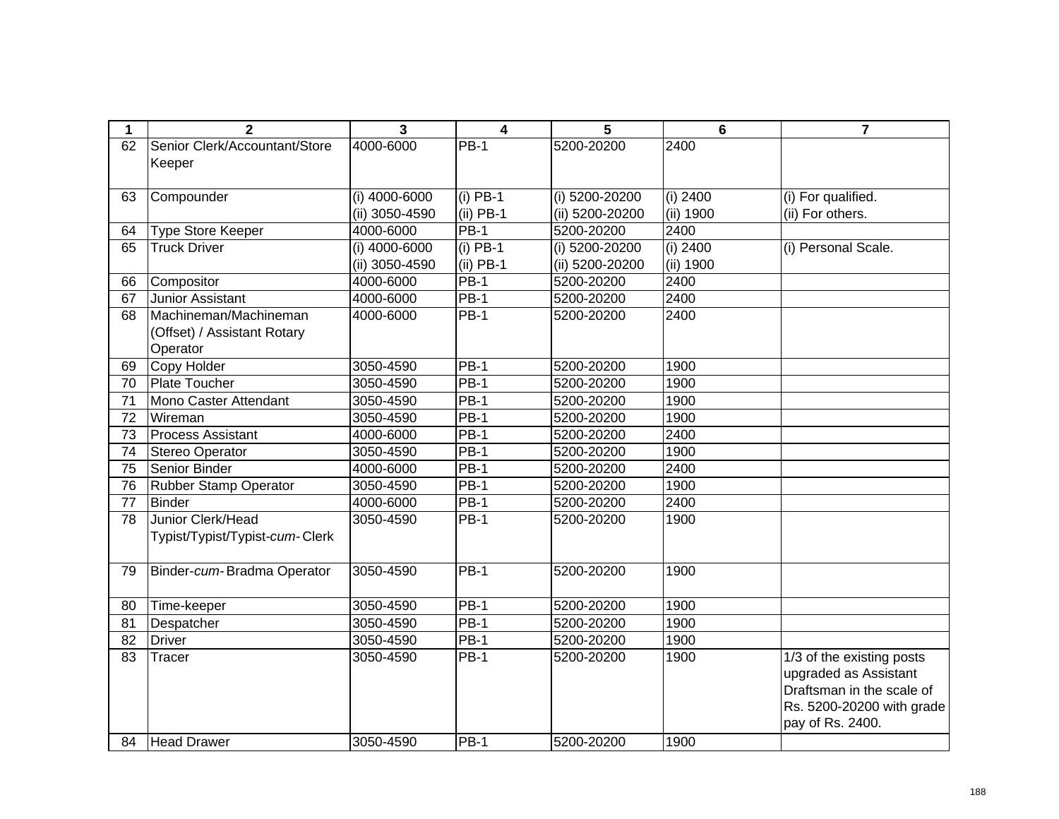| 1 | 2 | 3 | 4 | 5 | 6 | 7 |
|---|---|---|---|---|---|---|
| 62 | Senior Clerk/Accountant/Store Keeper | 4000-6000 | PB-1 | 5200-20200 | 2400 | |
| 63 | Compounder | (i) 4000-6000<br>(ii) 3050-4590 | (i) PB-1<br>(ii) PB-1 | (i) 5200-20200<br>(ii) 5200-20200 | (i) 2400<br>(ii) 1900 | (i) For qualified.<br>(ii) For others. |
| 64 | Type Store Keeper | 4000-6000 | PB-1 | 5200-20200 | 2400 | |
| 65 | Truck Driver | (i) 4000-6000<br>(ii) 3050-4590 | (i) PB-1<br>(ii) PB-1 | (i) 5200-20200<br>(ii) 5200-20200 | (i) 2400<br>(ii) 1900 | (i) Personal Scale. |
| 66 | Compositor | 4000-6000 | PB-1 | 5200-20200 | 2400 | |
| 67 | Junior Assistant | 4000-6000 | PB-1 | 5200-20200 | 2400 | |
| 68 | Machineman/Machineman (Offset) / Assistant Rotary Operator | 4000-6000 | PB-1 | 5200-20200 | 2400 | |
| 69 | Copy Holder | 3050-4590 | PB-1 | 5200-20200 | 1900 | |
| 70 | Plate Toucher | 3050-4590 | PB-1 | 5200-20200 | 1900 | |
| 71 | Mono Caster Attendant | 3050-4590 | PB-1 | 5200-20200 | 1900 | |
| 72 | Wireman | 3050-4590 | PB-1 | 5200-20200 | 1900 | |
| 73 | Process Assistant | 4000-6000 | PB-1 | 5200-20200 | 2400 | |
| 74 | Stereo Operator | 3050-4590 | PB-1 | 5200-20200 | 1900 | |
| 75 | Senior Binder | 4000-6000 | PB-1 | 5200-20200 | 2400 | |
| 76 | Rubber Stamp Operator | 3050-4590 | PB-1 | 5200-20200 | 1900 | |
| 77 | Binder | 4000-6000 | PB-1 | 5200-20200 | 2400 | |
| 78 | Junior Clerk/Head Typist/Typist/Typist-*cum*-Clerk | 3050-4590 | PB-1 | 5200-20200 | 1900 | |
| 79 | Binder-*cum*-Bradma Operator | 3050-4590 | PB-1 | 5200-20200 | 1900 | |
| 80 | Time-keeper | 3050-4590 | PB-1 | 5200-20200 | 1900 | |
| 81 | Despatcher | 3050-4590 | PB-1 | 5200-20200 | 1900 | |
| 82 | Driver | 3050-4590 | PB-1 | 5200-20200 | 1900 | |
| 83 | Tracer | 3050-4590 | PB-1 | 5200-20200 | 1900 | 1/3 of the existing posts upgraded as Assistant Draftsman in the scale of Rs. 5200-20200 with grade pay of Rs. 2400. |
| 84 | Head Drawer | 3050-4590 | PB-1 | 5200-20200 | 1900 | |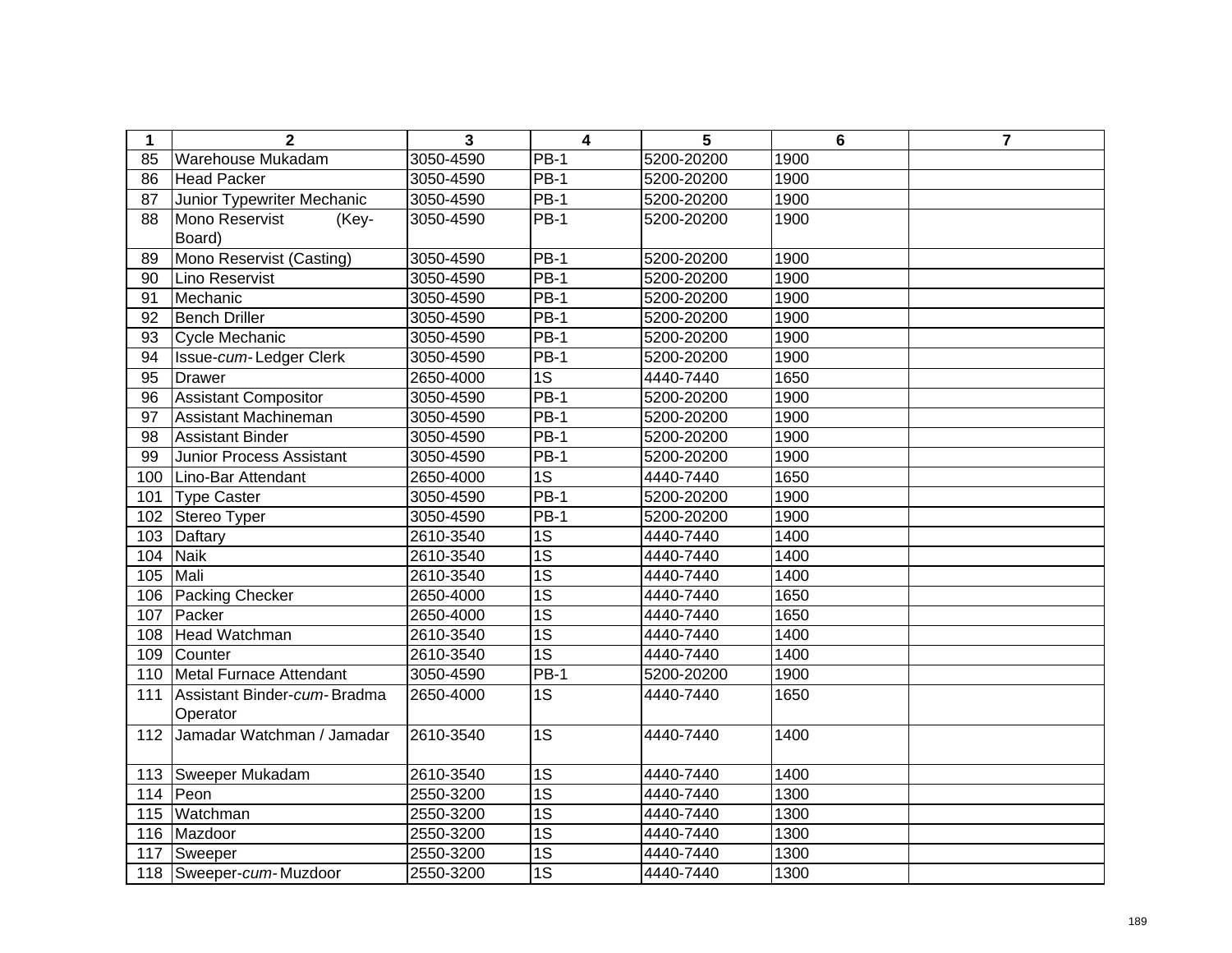| 1 | 2 | 3 | 4 | 5 | 6 | 7 |
|---|---|---|---|---|---|---|
| 85 | Warehouse Mukadam | 3050-4590 | PB-1 | 5200-20200 | 1900 | |
| 86 | Head Packer | 3050-4590 | PB-1 | 5200-20200 | 1900 | |
| 87 | Junior Typewriter Mechanic | 3050-4590 | PB-1 | 5200-20200 | 1900 | |
| 88 | Mono Reservist (Key-Board) | 3050-4590 | PB-1 | 5200-20200 | 1900 | |
| 89 | Mono Reservist (Casting) | 3050-4590 | PB-1 | 5200-20200 | 1900 | |
| 90 | Lino Reservist | 3050-4590 | PB-1 | 5200-20200 | 1900 | |
| 91 | Mechanic | 3050-4590 | PB-1 | 5200-20200 | 1900 | |
| 92 | Bench Driller | 3050-4590 | PB-1 | 5200-20200 | 1900 | |
| 93 | Cycle Mechanic | 3050-4590 | PB-1 | 5200-20200 | 1900 | |
| 94 | Issue-*cum*- Ledger Clerk | 3050-4590 | PB-1 | 5200-20200 | 1900 | |
| 95 | Drawer | 2650-4000 | 1S | 4440-7440 | 1650 | |
| 96 | Assistant Compositor | 3050-4590 | PB-1 | 5200-20200 | 1900 | |
| 97 | Assistant Machineman | 3050-4590 | PB-1 | 5200-20200 | 1900 | |
| 98 | Assistant Binder | 3050-4590 | PB-1 | 5200-20200 | 1900 | |
| 99 | Junior Process Assistant | 3050-4590 | PB-1 | 5200-20200 | 1900 | |
| 100 | Lino-Bar Attendant | 2650-4000 | 1S | 4440-7440 | 1650 | |
| 101 | Type Caster | 3050-4590 | PB-1 | 5200-20200 | 1900 | |
| 102 | Stereo Typer | 3050-4590 | PB-1 | 5200-20200 | 1900 | |
| 103 | Daftary | 2610-3540 | 1S | 4440-7440 | 1400 | |
| 104 | Naik | 2610-3540 | 1S | 4440-7440 | 1400 | |
| 105 | Mali | 2610-3540 | 1S | 4440-7440 | 1400 | |
| 106 | Packing Checker | 2650-4000 | 1S | 4440-7440 | 1650 | |
| 107 | Packer | 2650-4000 | 1S | 4440-7440 | 1650 | |
| 108 | Head Watchman | 2610-3540 | 1S | 4440-7440 | 1400 | |
| 109 | Counter | 2610-3540 | 1S | 4440-7440 | 1400 | |
| 110 | Metal Furnace Attendant | 3050-4590 | PB-1 | 5200-20200 | 1900 | |
| 111 | Assistant Binder-*cum*- Bradma Operator | 2650-4000 | 1S | 4440-7440 | 1650 | |
| 112 | Jamadar Watchman / Jamadar | 2610-3540 | 1S | 4440-7440 | 1400 | |
| 113 | Sweeper Mukadam | 2610-3540 | 1S | 4440-7440 | 1400 | |
| 114 | Peon | 2550-3200 | 1S | 4440-7440 | 1300 | |
| 115 | Watchman | 2550-3200 | 1S | 4440-7440 | 1300 | |
| 116 | Mazdoor | 2550-3200 | 1S | 4440-7440 | 1300 | |
| 117 | Sweeper | 2550-3200 | 1S | 4440-7440 | 1300 | |
| 118 | Sweeper-*cum*- Muzdoor | 2550-3200 | 1S | 4440-7440 | 1300 | |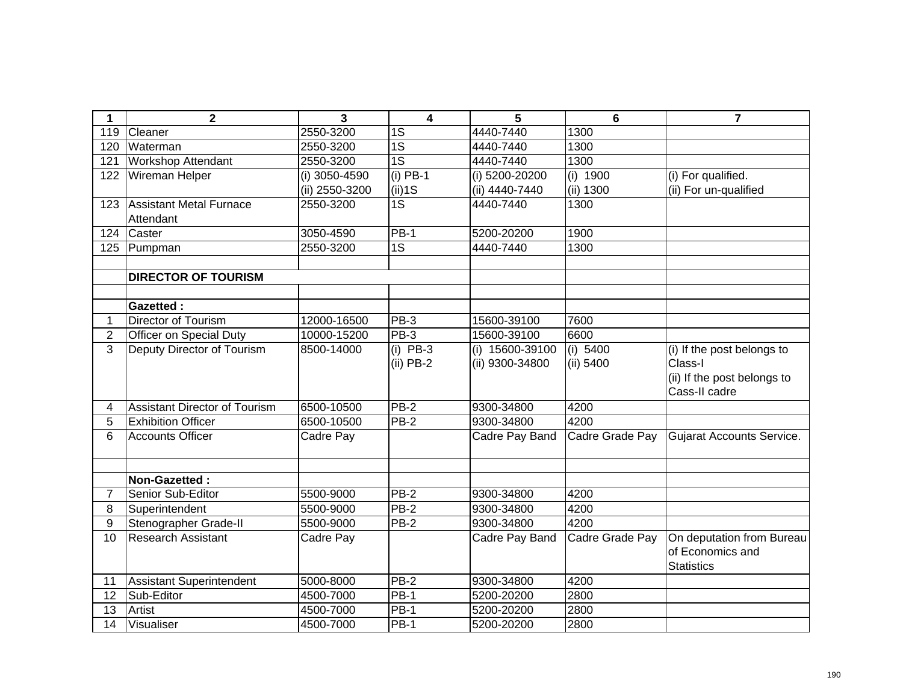| 1 | 2 | 3 | 4 | 5 | 6 | 7 |
|---|---|---|---|---|---|---|
| 119 | Cleaner | 2550-3200 | 1S | 4440-7440 | 1300 | |
| 120 | Waterman | 2550-3200 | 1S | 4440-7440 | 1300 | |
| 121 | Workshop Attendant | 2550-3200 | 1S | 4440-7440 | 1300 | |
| 122 | Wireman Helper | (i) 3050-4590<br>(ii) 2550-3200 | (i) PB-1<br>(ii)1S | (i) 5200-20200<br>(ii) 4440-7440 | (i) 1900<br>(ii) 1300 | (i) For qualified.<br>(ii) For un-qualified |
| 123 | Assistant Metal Furnace Attendant | 2550-3200 | 1S | 4440-7440 | 1300 | |
| 124 | Caster | 3050-4590 | PB-1 | 5200-20200 | 1900 | |
| 125 | Pumpman | 2550-3200 | 1S | 4440-7440 | 1300 | |
| | | | | | | |
| | **DIRECTOR OF TOURISM** | | | | | |
| | | | | | | |
| | **Gazetted :** | | | | | |
| 1 | Director of Tourism | 12000-16500 | PB-3 | 15600-39100 | 7600 | |
| 2 | Officer on Special Duty | 10000-15200 | PB-3 | 15600-39100 | 6600 | |
| 3 | Deputy Director of Tourism | 8500-14000 | (i) PB-3<br>(ii) PB-2 | (i) 15600-39100<br>(ii) 9300-34800 | (i) 5400<br>(ii) 5400 | (i) If the post belongs to Class-I<br>(ii) If the post belongs to Cass-II cadre |
| 4 | Assistant Director of Tourism | 6500-10500 | PB-2 | 9300-34800 | 4200 | |
| 5 | Exhibition Officer | 6500-10500 | PB-2 | 9300-34800 | 4200 | |
| 6 | Accounts Officer | Cadre Pay | | Cadre Pay Band | Cadre Grade Pay | Gujarat Accounts Service. |
| | | | | | | |
| | **Non-Gazetted :** | | | | | |
| 7 | Senior Sub-Editor | 5500-9000 | PB-2 | 9300-34800 | 4200 | |
| 8 | Superintendent | 5500-9000 | PB-2 | 9300-34800 | 4200 | |
| 9 | Stenographer Grade-II | 5500-9000 | PB-2 | 9300-34800 | 4200 | |
| 10 | Research Assistant | Cadre Pay | | Cadre Pay Band | Cadre Grade Pay | On deputation from Bureau of Economics and Statistics |
| 11 | Assistant Superintendent | 5000-8000 | PB-2 | 9300-34800 | 4200 | |
| 12 | Sub-Editor | 4500-7000 | PB-1 | 5200-20200 | 2800 | |
| 13 | Artist | 4500-7000 | PB-1 | 5200-20200 | 2800 | |
| 14 | Visualiser | 4500-7000 | PB-1 | 5200-20200 | 2800 | |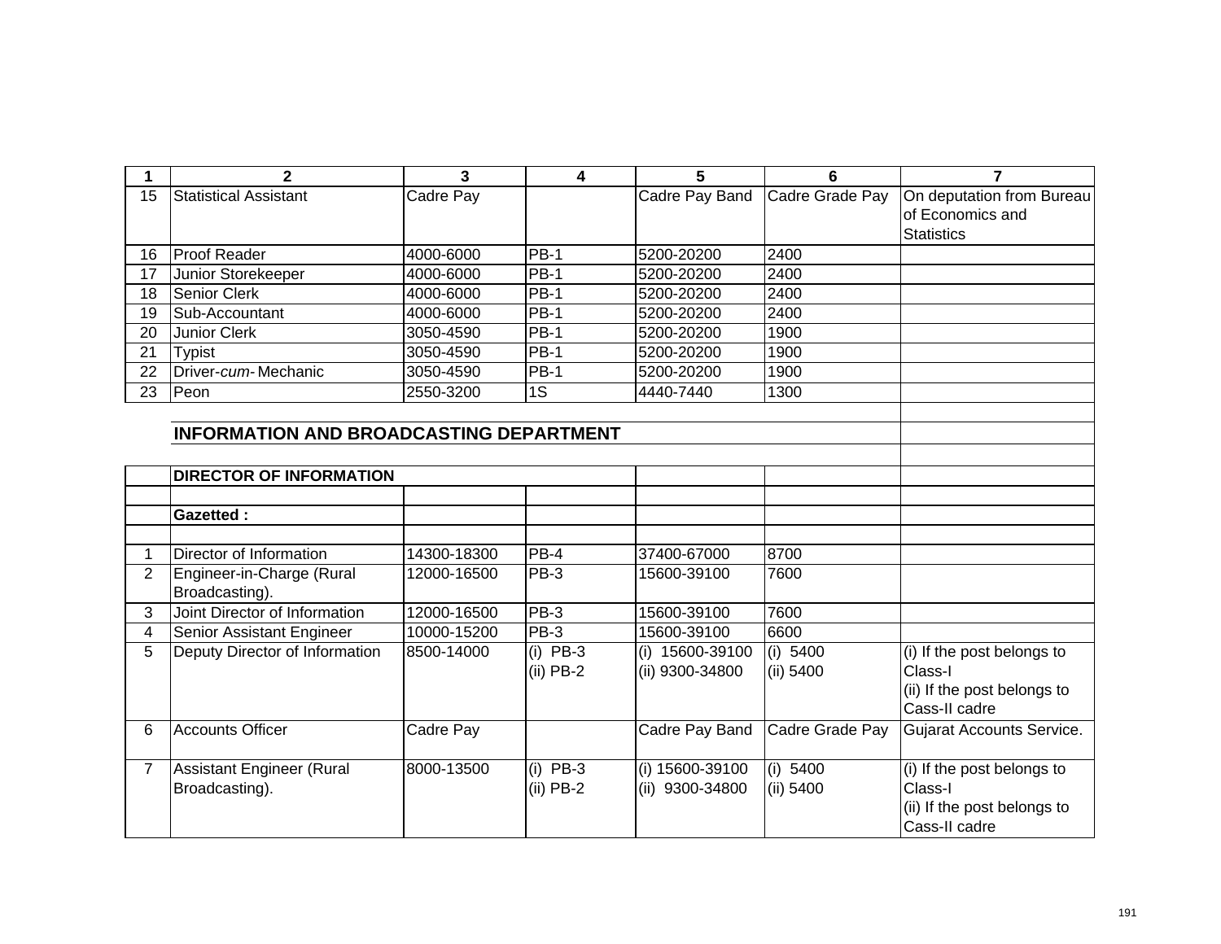| 1 | 2 | 3 | 4 | 5 | 6 | 7 |
|---|---|---|---|---|---|---|
| 15 | Statistical Assistant | Cadre Pay | | Cadre Pay Band | Cadre Grade Pay | On deputation from Bureau of Economics and Statistics |
| 16 | Proof Reader | 4000-6000 | PB-1 | 5200-20200 | 2400 | |
| 17 | Junior Storekeeper | 4000-6000 | PB-1 | 5200-20200 | 2400 | |
| 18 | Senior Clerk | 4000-6000 | PB-1 | 5200-20200 | 2400 | |
| 19 | Sub-Accountant | 4000-6000 | PB-1 | 5200-20200 | 2400 | |
| 20 | Junior Clerk | 3050-4590 | PB-1 | 5200-20200 | 1900 | |
| 21 | Typist | 3050-4590 | PB-1 | 5200-20200 | 1900 | |
| 22 | Driver-*cum*- Mechanic | 3050-4590 | PB-1 | 5200-20200 | 1900 | |
| 23 | Peon | 2550-3200 | 1S | 4440-7440 | 1300 | |
| | | | | | | |
| | **INFORMATION AND BROADCASTING DEPARTMENT** | | | | | |
| | | | | | | |
| | **DIRECTOR OF INFORMATION** | | | | | |
| | | | | | | |
| | **Gazetted :** | | | | | |
| | | | | | | |
| 1 | Director of Information | 14300-18300 | PB-4 | 37400-67000 | 8700 | |
| 2 | Engineer-in-Charge (Rural Broadcasting). | 12000-16500 | PB-3 | 15600-39100 | 7600 | |
| 3 | Joint Director of Information | 12000-16500 | PB-3 | 15600-39100 | 7600 | |
| 4 | Senior Assistant Engineer | 10000-15200 | PB-3 | 15600-39100 | 6600 | |
| 5 | Deputy Director of Information | 8500-14000 | (i) PB-3<br>(ii) PB-2 | (i) 15600-39100<br>(ii) 9300-34800 | (i) 5400<br>(ii) 5400 | (i) If the post belongs to Class-I<br>(ii) If the post belongs to Cass-II cadre |
| 6 | Accounts Officer | Cadre Pay | | Cadre Pay Band | Cadre Grade Pay | Gujarat Accounts Service. |
| 7 | Assistant Engineer (Rural Broadcasting). | 8000-13500 | (i) PB-3<br>(ii) PB-2 | (i) 15600-39100<br>(ii) 9300-34800 | (i) 5400<br>(ii) 5400 | (i) If the post belongs to Class-I<br>(ii) If the post belongs to Cass-II cadre |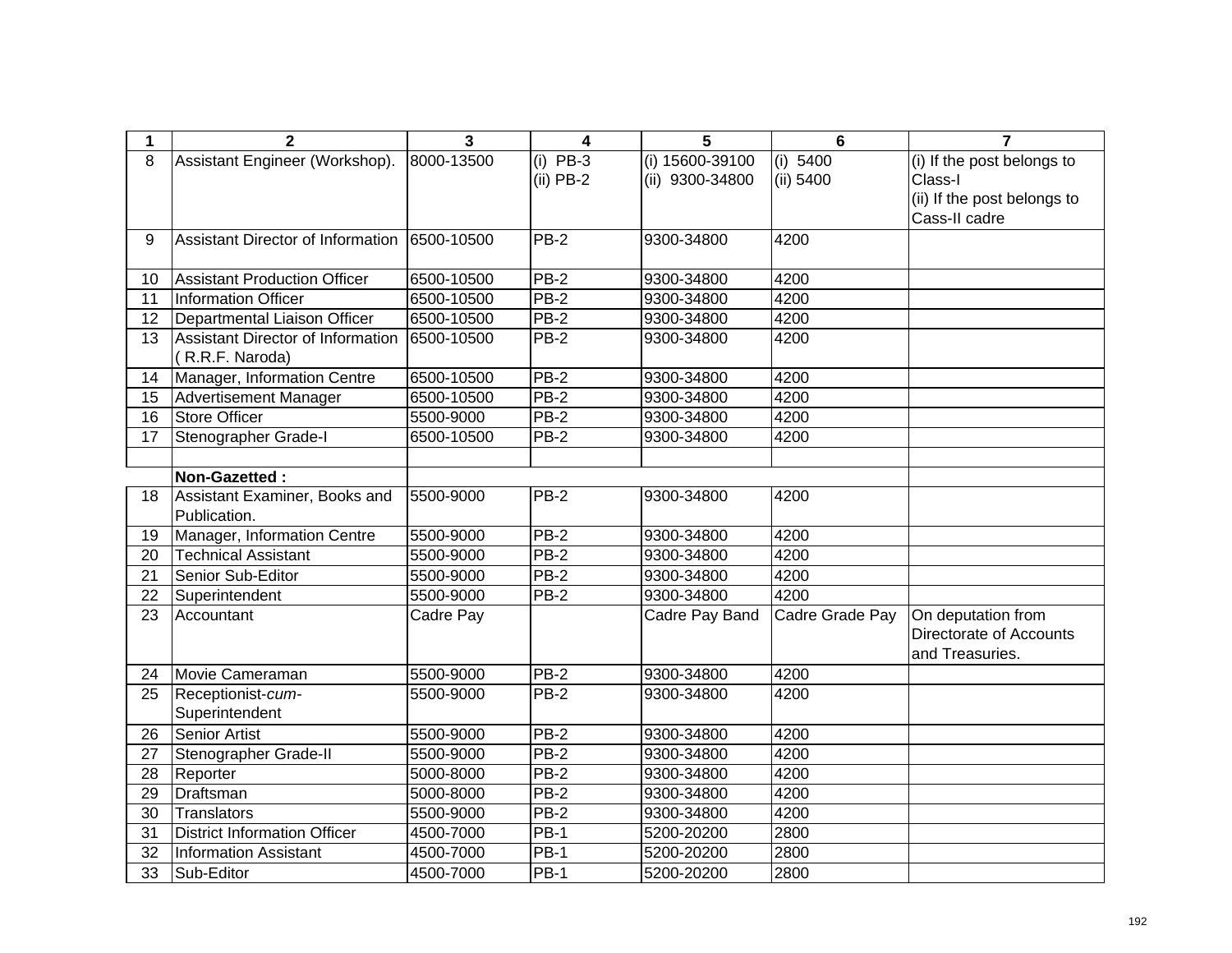| 1 | 2 | 3 | 4 | 5 | 6 | 7 |
|---|---|---|---|---|---|---|
| 8 | Assistant Engineer (Workshop). | 8000-13500 | (i) PB-3<br>(ii) PB-2 | (i) 15600-39100<br>(ii) 9300-34800 | (i) 5400<br>(ii) 5400 | (i) If the post belongs to Class-I<br>(ii) If the post belongs to Cass-II cadre |
| 9 | Assistant Director of Information | 6500-10500 | PB-2 | 9300-34800 | 4200 | |
| 10 | Assistant Production Officer | 6500-10500 | PB-2 | 9300-34800 | 4200 | |
| 11 | Information Officer | 6500-10500 | PB-2 | 9300-34800 | 4200 | |
| 12 | Departmental Liaison Officer | 6500-10500 | PB-2 | 9300-34800 | 4200 | |
| 13 | Assistant Director of Information ( R.R.F. Naroda) | 6500-10500 | PB-2 | 9300-34800 | 4200 | |
| 14 | Manager, Information Centre | 6500-10500 | PB-2 | 9300-34800 | 4200 | |
| 15 | Advertisement Manager | 6500-10500 | PB-2 | 9300-34800 | 4200 | |
| 16 | Store Officer | 5500-9000 | PB-2 | 9300-34800 | 4200 | |
| 17 | Stenographer Grade-I | 6500-10500 | PB-2 | 9300-34800 | 4200 | |
| | | | | | | |
| | **Non-Gazetted :** | | | | | |
| 18 | Assistant Examiner, Books and Publication. | 5500-9000 | PB-2 | 9300-34800 | 4200 | |
| 19 | Manager, Information Centre | 5500-9000 | PB-2 | 9300-34800 | 4200 | |
| 20 | Technical Assistant | 5500-9000 | PB-2 | 9300-34800 | 4200 | |
| 21 | Senior Sub-Editor | 5500-9000 | PB-2 | 9300-34800 | 4200 | |
| 22 | Superintendent | 5500-9000 | PB-2 | 9300-34800 | 4200 | |
| 23 | Accountant | Cadre Pay | | Cadre Pay Band | Cadre Grade Pay | On deputation from Directorate of Accounts and Treasuries. |
| 24 | Movie Cameraman | 5500-9000 | PB-2 | 9300-34800 | 4200 | |
| 25 | Receptionist-*cum*-Superintendent | 5500-9000 | PB-2 | 9300-34800 | 4200 | |
| 26 | Senior Artist | 5500-9000 | PB-2 | 9300-34800 | 4200 | |
| 27 | Stenographer Grade-II | 5500-9000 | PB-2 | 9300-34800 | 4200 | |
| 28 | Reporter | 5000-8000 | PB-2 | 9300-34800 | 4200 | |
| 29 | Draftsman | 5000-8000 | PB-2 | 9300-34800 | 4200 | |
| 30 | Translators | 5500-9000 | PB-2 | 9300-34800 | 4200 | |
| 31 | District Information Officer | 4500-7000 | PB-1 | 5200-20200 | 2800 | |
| 32 | Information Assistant | 4500-7000 | PB-1 | 5200-20200 | 2800 | |
| 33 | Sub-Editor | 4500-7000 | PB-1 | 5200-20200 | 2800 | |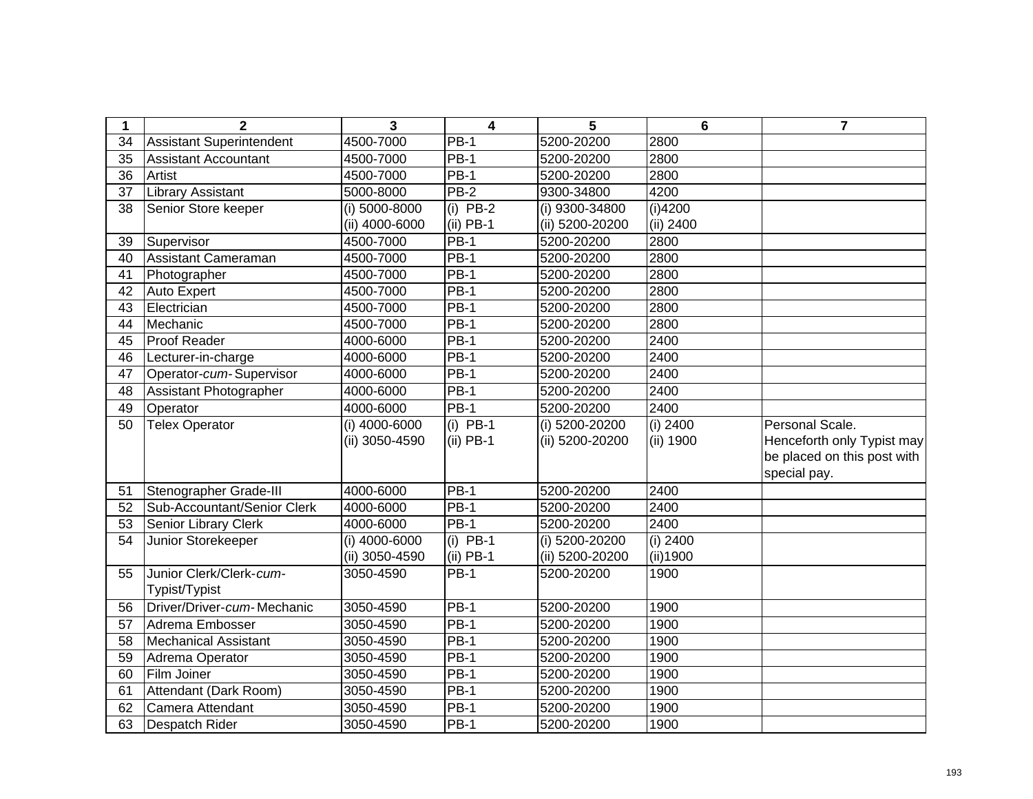| 1 | 2 | 3 | 4 | 5 | 6 | 7 |
|---|---|---|---|---|---|---|
| 34 | Assistant Superintendent | 4500-7000 | PB-1 | 5200-20200 | 2800 | |
| 35 | Assistant Accountant | 4500-7000 | PB-1 | 5200-20200 | 2800 | |
| 36 | Artist | 4500-7000 | PB-1 | 5200-20200 | 2800 | |
| 37 | Library Assistant | 5000-8000 | PB-2 | 9300-34800 | 4200 | |
| 38 | Senior Store keeper | (i) 5000-8000<br>(ii) 4000-6000 | (i) PB-2<br>(ii) PB-1 | (i) 9300-34800<br>(ii) 5200-20200 | (i)4200<br>(ii) 2400 | |
| 39 | Supervisor | 4500-7000 | PB-1 | 5200-20200 | 2800 | |
| 40 | Assistant Cameraman | 4500-7000 | PB-1 | 5200-20200 | 2800 | |
| 41 | Photographer | 4500-7000 | PB-1 | 5200-20200 | 2800 | |
| 42 | Auto Expert | 4500-7000 | PB-1 | 5200-20200 | 2800 | |
| 43 | Electrician | 4500-7000 | PB-1 | 5200-20200 | 2800 | |
| 44 | Mechanic | 4500-7000 | PB-1 | 5200-20200 | 2800 | |
| 45 | Proof Reader | 4000-6000 | PB-1 | 5200-20200 | 2400 | |
| 46 | Lecturer-in-charge | 4000-6000 | PB-1 | 5200-20200 | 2400 | |
| 47 | Operator-*cum*- Supervisor | 4000-6000 | PB-1 | 5200-20200 | 2400 | |
| 48 | Assistant Photographer | 4000-6000 | PB-1 | 5200-20200 | 2400 | |
| 49 | Operator | 4000-6000 | PB-1 | 5200-20200 | 2400 | |
| 50 | Telex Operator | (i) 4000-6000<br>(ii) 3050-4590 | (i) PB-1<br>(ii) PB-1 | (i) 5200-20200<br>(ii) 5200-20200 | (i) 2400<br>(ii) 1900 | Personal Scale. Henceforth only Typist may be placed on this post with special pay. |
| 51 | Stenographer Grade-III | 4000-6000 | PB-1 | 5200-20200 | 2400 | |
| 52 | Sub-Accountant/Senior Clerk | 4000-6000 | PB-1 | 5200-20200 | 2400 | |
| 53 | Senior Library Clerk | 4000-6000 | PB-1 | 5200-20200 | 2400 | |
| 54 | Junior Storekeeper | (i) 4000-6000<br>(ii) 3050-4590 | (i) PB-1<br>(ii) PB-1 | (i) 5200-20200<br>(ii) 5200-20200 | (i) 2400<br>(ii)1900 | |
| 55 | Junior Clerk/Clerk-*cum*-Typist/Typist | 3050-4590 | PB-1 | 5200-20200 | 1900 | |
| 56 | Driver/Driver-*cum*- Mechanic | 3050-4590 | PB-1 | 5200-20200 | 1900 | |
| 57 | Adrema Embosser | 3050-4590 | PB-1 | 5200-20200 | 1900 | |
| 58 | Mechanical Assistant | 3050-4590 | PB-1 | 5200-20200 | 1900 | |
| 59 | Adrema Operator | 3050-4590 | PB-1 | 5200-20200 | 1900 | |
| 60 | Film Joiner | 3050-4590 | PB-1 | 5200-20200 | 1900 | |
| 61 | Attendant (Dark Room) | 3050-4590 | PB-1 | 5200-20200 | 1900 | |
| 62 | Camera Attendant | 3050-4590 | PB-1 | 5200-20200 | 1900 | |
| 63 | Despatch Rider | 3050-4590 | PB-1 | 5200-20200 | 1900 | |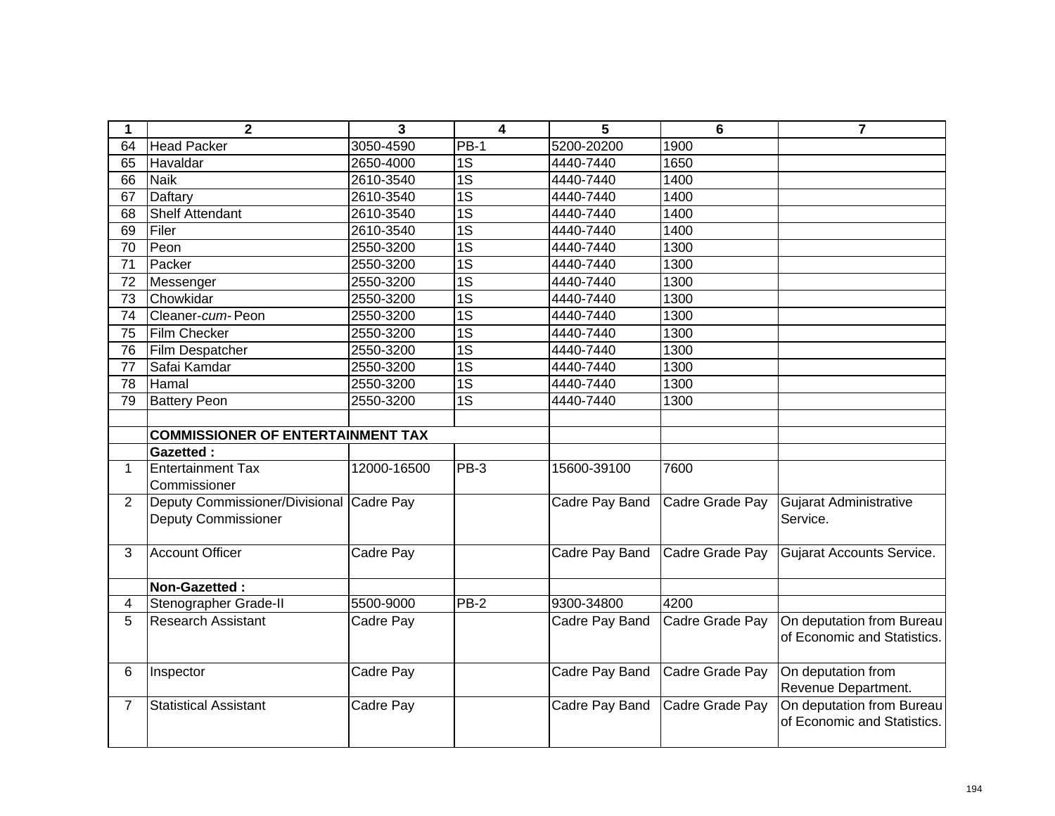| 1 | 2 | 3 | 4 | 5 | 6 | 7 |
|---|---|---|---|---|---|---|
| 64 | Head Packer | 3050-4590 | PB-1 | 5200-20200 | 1900 | |
| 65 | Havaldar | 2650-4000 | 1S | 4440-7440 | 1650 | |
| 66 | Naik | 2610-3540 | 1S | 4440-7440 | 1400 | |
| 67 | Daftary | 2610-3540 | 1S | 4440-7440 | 1400 | |
| 68 | Shelf Attendant | 2610-3540 | 1S | 4440-7440 | 1400 | |
| 69 | Filer | 2610-3540 | 1S | 4440-7440 | 1400 | |
| 70 | Peon | 2550-3200 | 1S | 4440-7440 | 1300 | |
| 71 | Packer | 2550-3200 | 1S | 4440-7440 | 1300 | |
| 72 | Messenger | 2550-3200 | 1S | 4440-7440 | 1300 | |
| 73 | Chowkidar | 2550-3200 | 1S | 4440-7440 | 1300 | |
| 74 | Cleaner-*cum*- Peon | 2550-3200 | 1S | 4440-7440 | 1300 | |
| 75 | Film Checker | 2550-3200 | 1S | 4440-7440 | 1300 | |
| 76 | Film Despatcher | 2550-3200 | 1S | 4440-7440 | 1300 | |
| 77 | Safai Kamdar | 2550-3200 | 1S | 4440-7440 | 1300 | |
| 78 | Hamal | 2550-3200 | 1S | 4440-7440 | 1300 | |
| 79 | Battery Peon | 2550-3200 | 1S | 4440-7440 | 1300 | |
| | | | | | | |
| | **COMMISSIONER OF ENTERTAINMENT TAX** | | | | | |
| | **Gazetted :** | | | | | |
| 1 | Entertainment Tax Commissioner | 12000-16500 | PB-3 | 15600-39100 | 7600 | |
| 2 | Deputy Commissioner/Divisional Deputy Commissioner | Cadre Pay | | Cadre Pay Band | Cadre Grade Pay | Gujarat Administrative Service. |
| 3 | Account Officer | Cadre Pay | | Cadre Pay Band | Cadre Grade Pay | Gujarat Accounts Service. |
| | **Non-Gazetted :** | | | | | |
| 4 | Stenographer Grade-II | 5500-9000 | PB-2 | 9300-34800 | 4200 | |
| 5 | Research Assistant | Cadre Pay | | Cadre Pay Band | Cadre Grade Pay | On deputation from Bureau of Economic and Statistics. |
| 6 | Inspector | Cadre Pay | | Cadre Pay Band | Cadre Grade Pay | On deputation from Revenue Department. |
| 7 | Statistical Assistant | Cadre Pay | | Cadre Pay Band | Cadre Grade Pay | On deputation from Bureau of Economic and Statistics. |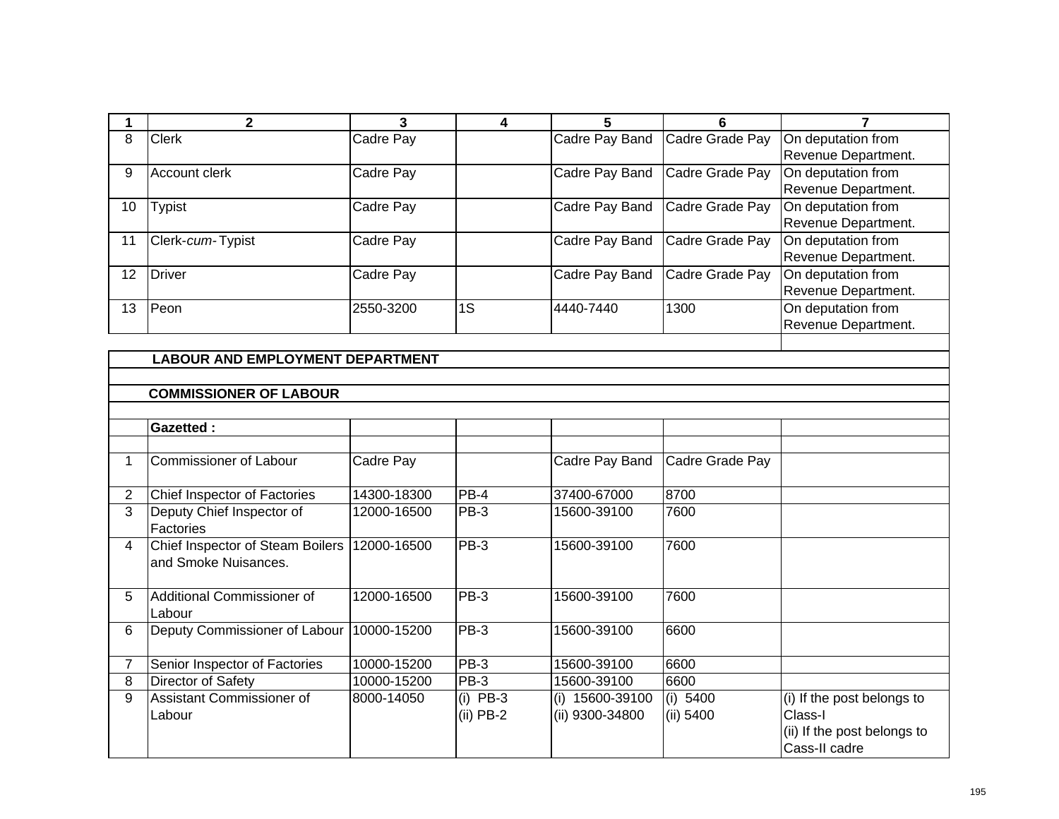| 1 | 2 | 3 | 4 | 5 | 6 | 7 |
|---|---|---|---|---|---|---|
| 8 | Clerk | Cadre Pay | | Cadre Pay Band | Cadre Grade Pay | On deputation from Revenue Department. |
| 9 | Account clerk | Cadre Pay | | Cadre Pay Band | Cadre Grade Pay | On deputation from Revenue Department. |
| 10 | Typist | Cadre Pay | | Cadre Pay Band | Cadre Grade Pay | On deputation from Revenue Department. |
| 11 | Clerk-*cum*-Typist | Cadre Pay | | Cadre Pay Band | Cadre Grade Pay | On deputation from Revenue Department. |
| 12 | Driver | Cadre Pay | | Cadre Pay Band | Cadre Grade Pay | On deputation from Revenue Department. |
| 13 | Peon | 2550-3200 | 1S | 4440-7440 | 1300 | On deputation from Revenue Department. |
| | **LABOUR AND EMPLOYMENT DEPARTMENT** | | | | | |
| | **COMMISSIONER OF LABOUR** | | | | | |
| | **Gazetted :** | | | | | |
| 1 | Commissioner of Labour | Cadre Pay | | Cadre Pay Band | Cadre Grade Pay | |
| 2 | Chief Inspector of Factories | 14300-18300 | PB-4 | 37400-67000 | 8700 | |
| 3 | Deputy Chief Inspector of Factories | 12000-16500 | PB-3 | 15600-39100 | 7600 | |
| 4 | Chief Inspector of Steam Boilers and Smoke Nuisances. | 12000-16500 | PB-3 | 15600-39100 | 7600 | |
| 5 | Additional Commissioner of Labour | 12000-16500 | PB-3 | 15600-39100 | 7600 | |
| 6 | Deputy Commissioner of Labour | 10000-15200 | PB-3 | 15600-39100 | 6600 | |
| 7 | Senior Inspector of Factories | 10000-15200 | PB-3 | 15600-39100 | 6600 | |
| 8 | Director of Safety | 10000-15200 | PB-3 | 15600-39100 | 6600 | |
| 9 | Assistant Commissioner of Labour | 8000-14050 | (i) PB-3<br>(ii) PB-2 | (i) 15600-39100<br>(ii) 9300-34800 | (i) 5400<br>(ii) 5400 | (i) If the post belongs to Class-I<br>(ii) If the post belongs to Cass-II cadre |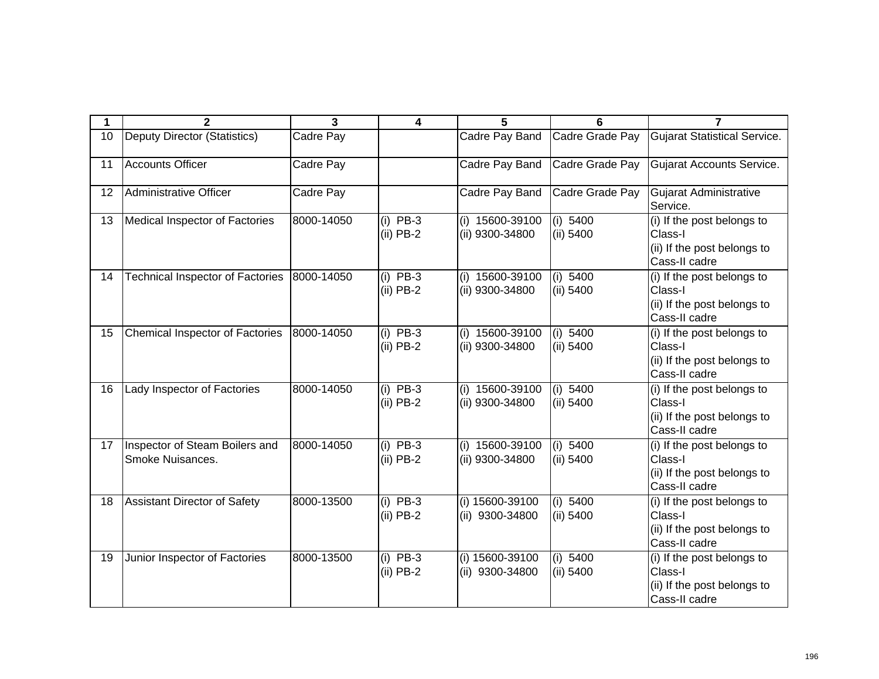| 1 | 2 | 3 | 4 | 5 | 6 | 7 |
|---|---|---|---|---|---|---|
| 10 | Deputy Director (Statistics) | Cadre Pay | | Cadre Pay Band | Cadre Grade Pay | Gujarat Statistical Service. |
| 11 | Accounts Officer | Cadre Pay | | Cadre Pay Band | Cadre Grade Pay | Gujarat Accounts Service. |
| 12 | Administrative Officer | Cadre Pay | | Cadre Pay Band | Cadre Grade Pay | Gujarat Administrative Service. |
| 13 | Medical Inspector of Factories | 8000-14050 | (i) PB-3<br>(ii) PB-2 | (i) 15600-39100<br>(ii) 9300-34800 | (i) 5400<br>(ii) 5400 | (i) If the post belongs to Class-I<br>(ii) If the post belongs to Cass-II cadre |
| 14 | Technical Inspector of Factories | 8000-14050 | (i) PB-3<br>(ii) PB-2 | (i) 15600-39100<br>(ii) 9300-34800 | (i) 5400<br>(ii) 5400 | (i) If the post belongs to Class-I<br>(ii) If the post belongs to Cass-II cadre |
| 15 | Chemical Inspector of Factories | 8000-14050 | (i) PB-3<br>(ii) PB-2 | (i) 15600-39100<br>(ii) 9300-34800 | (i) 5400<br>(ii) 5400 | (i) If the post belongs to Class-I<br>(ii) If the post belongs to Cass-II cadre |
| 16 | Lady Inspector of Factories | 8000-14050 | (i) PB-3<br>(ii) PB-2 | (i) 15600-39100<br>(ii) 9300-34800 | (i) 5400<br>(ii) 5400 | (i) If the post belongs to Class-I<br>(ii) If the post belongs to Cass-II cadre |
| 17 | Inspector of Steam Boilers and Smoke Nuisances. | 8000-14050 | (i) PB-3<br>(ii) PB-2 | (i) 15600-39100<br>(ii) 9300-34800 | (i) 5400<br>(ii) 5400 | (i) If the post belongs to Class-I<br>(ii) If the post belongs to Cass-II cadre |
| 18 | Assistant Director of Safety | 8000-13500 | (i) PB-3<br>(ii) PB-2 | (i) 15600-39100<br>(ii) 9300-34800 | (i) 5400<br>(ii) 5400 | (i) If the post belongs to Class-I<br>(ii) If the post belongs to Cass-II cadre |
| 19 | Junior Inspector of Factories | 8000-13500 | (i) PB-3<br>(ii) PB-2 | (i) 15600-39100<br>(ii) 9300-34800 | (i) 5400<br>(ii) 5400 | (i) If the post belongs to Class-I<br>(ii) If the post belongs to Cass-II cadre |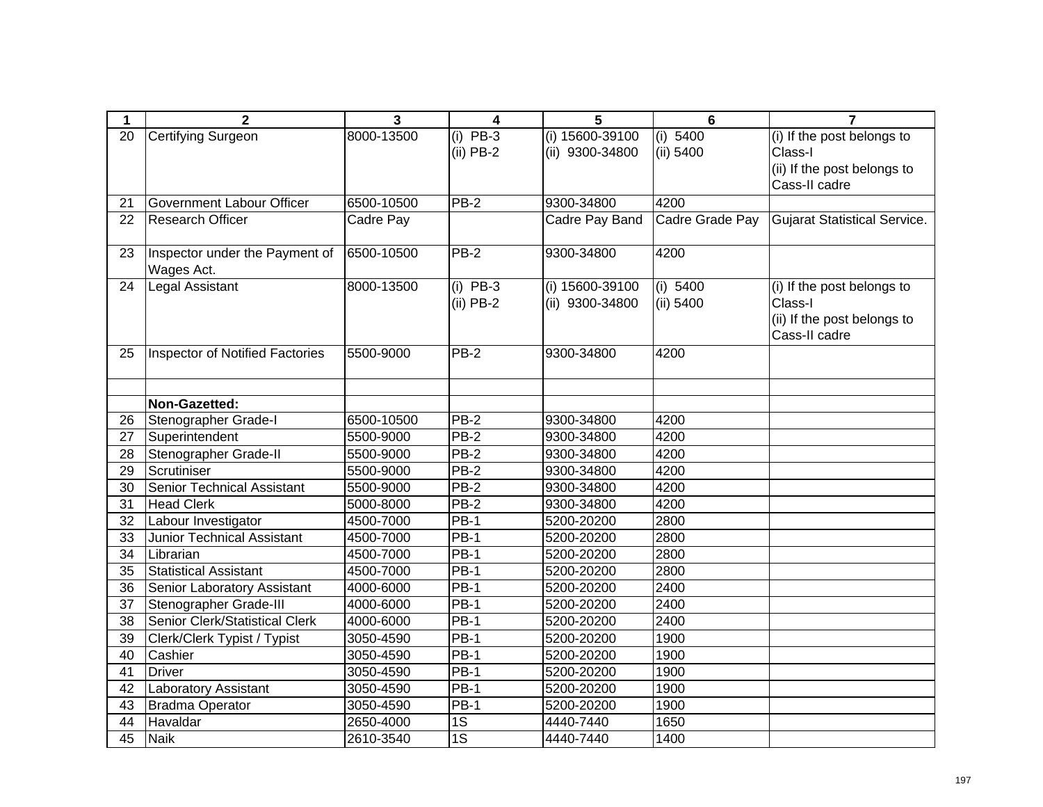| 1 | 2 | 3 | 4 | 5 | 6 | 7 |
|---|---|---|---|---|---|---|
| 20 | Certifying Surgeon | 8000-13500 | (i) PB-3<br>(ii) PB-2 | (i) 15600-39100<br>(ii) 9300-34800 | (i) 5400<br>(ii) 5400 | (i) If the post belongs to Class-I<br>(ii) If the post belongs to Cass-II cadre |
| 21 | Government Labour Officer | 6500-10500 | PB-2 | 9300-34800 | 4200 | |
| 22 | Research Officer | Cadre Pay | | Cadre Pay Band | Cadre Grade Pay | Gujarat Statistical Service. |
| 23 | Inspector under the Payment of Wages Act. | 6500-10500 | PB-2 | 9300-34800 | 4200 | |
| 24 | Legal Assistant | 8000-13500 | (i) PB-3<br>(ii) PB-2 | (i) 15600-39100<br>(ii) 9300-34800 | (i) 5400<br>(ii) 5400 | (i) If the post belongs to Class-I<br>(ii) If the post belongs to Cass-II cadre |
| 25 | Inspector of Notified Factories | 5500-9000 | PB-2 | 9300-34800 | 4200 | |
| | | | | | | |
| | **Non-Gazetted:** | | | | | |
| 26 | Stenographer Grade-I | 6500-10500 | PB-2 | 9300-34800 | 4200 | |
| 27 | Superintendent | 5500-9000 | PB-2 | 9300-34800 | 4200 | |
| 28 | Stenographer Grade-II | 5500-9000 | PB-2 | 9300-34800 | 4200 | |
| 29 | Scrutiniser | 5500-9000 | PB-2 | 9300-34800 | 4200 | |
| 30 | Senior Technical Assistant | 5500-9000 | PB-2 | 9300-34800 | 4200 | |
| 31 | Head Clerk | 5000-8000 | PB-2 | 9300-34800 | 4200 | |
| 32 | Labour Investigator | 4500-7000 | PB-1 | 5200-20200 | 2800 | |
| 33 | Junior Technical Assistant | 4500-7000 | PB-1 | 5200-20200 | 2800 | |
| 34 | Librarian | 4500-7000 | PB-1 | 5200-20200 | 2800 | |
| 35 | Statistical Assistant | 4500-7000 | PB-1 | 5200-20200 | 2800 | |
| 36 | Senior Laboratory Assistant | 4000-6000 | PB-1 | 5200-20200 | 2400 | |
| 37 | Stenographer Grade-III | 4000-6000 | PB-1 | 5200-20200 | 2400 | |
| 38 | Senior Clerk/Statistical Clerk | 4000-6000 | PB-1 | 5200-20200 | 2400 | |
| 39 | Clerk/Clerk Typist / Typist | 3050-4590 | PB-1 | 5200-20200 | 1900 | |
| 40 | Cashier | 3050-4590 | PB-1 | 5200-20200 | 1900 | |
| 41 | Driver | 3050-4590 | PB-1 | 5200-20200 | 1900 | |
| 42 | Laboratory Assistant | 3050-4590 | PB-1 | 5200-20200 | 1900 | |
| 43 | Bradma Operator | 3050-4590 | PB-1 | 5200-20200 | 1900 | |
| 44 | Havaldar | 2650-4000 | 1S | 4440-7440 | 1650 | |
| 45 | Naik | 2610-3540 | 1S | 4440-7440 | 1400 | |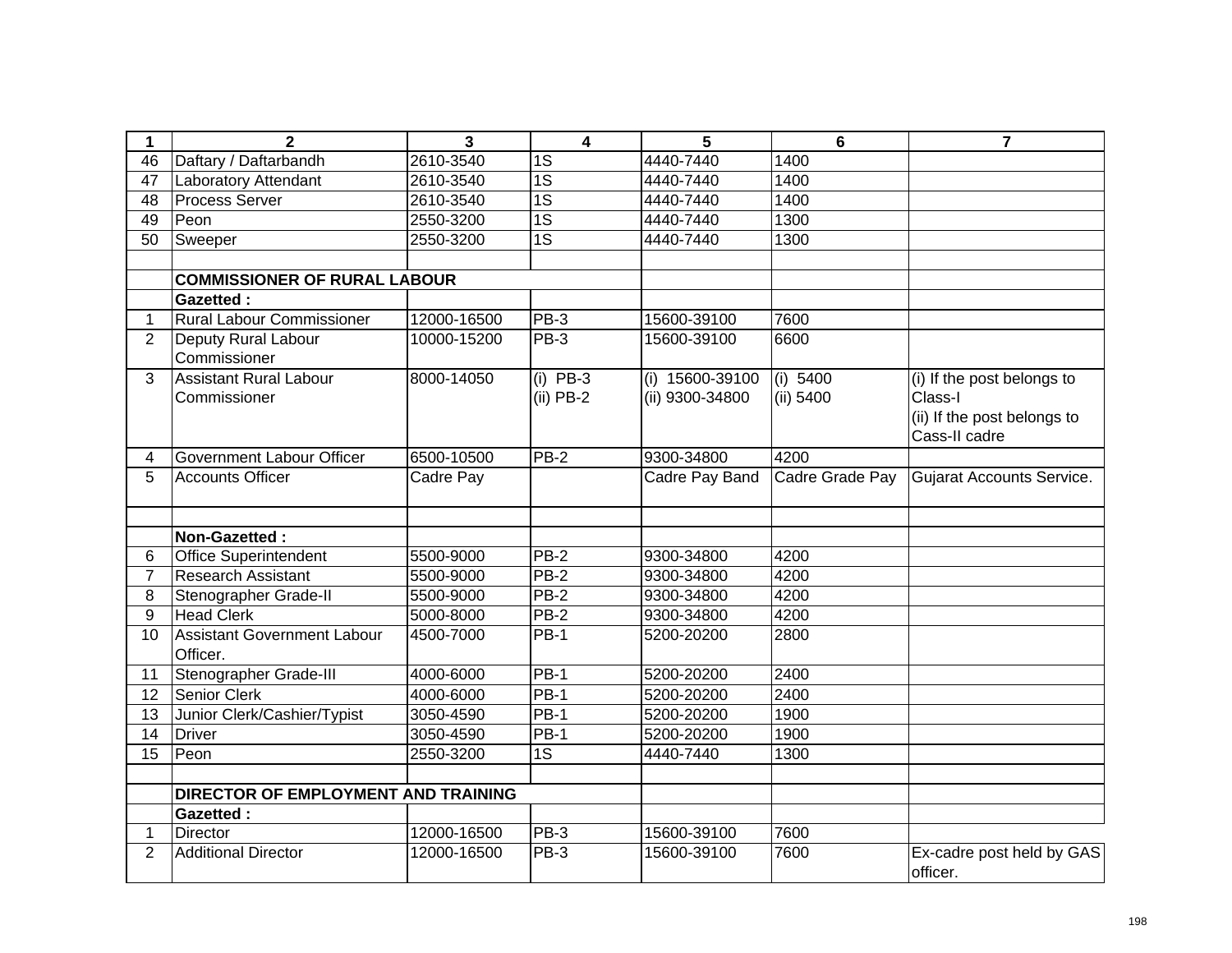| 1 | 2 | 3 | 4 | 5 | 6 | 7 |
|---|---|---|---|---|---|---|
| 46 | Daftary / Daftarbandh | 2610-3540 | 1S | 4440-7440 | 1400 | |
| 47 | Laboratory Attendant | 2610-3540 | 1S | 4440-7440 | 1400 | |
| 48 | Process Server | 2610-3540 | 1S | 4440-7440 | 1400 | |
| 49 | Peon | 2550-3200 | 1S | 4440-7440 | 1300 | |
| 50 | Sweeper | 2550-3200 | 1S | 4440-7440 | 1300 | |
| | | | | | | |
| | **COMMISSIONER OF RURAL LABOUR** | | | | | |
| | **Gazetted :** | | | | | |
| 1 | Rural Labour Commissioner | 12000-16500 | PB-3 | 15600-39100 | 7600 | |
| 2 | Deputy Rural Labour Commissioner | 10000-15200 | PB-3 | 15600-39100 | 6600 | |
| 3 | Assistant Rural Labour Commissioner | 8000-14050 | (i) PB-3<br>(ii) PB-2 | (i) 15600-39100<br>(ii) 9300-34800 | (i) 5400<br>(ii) 5400 | (i) If the post belongs to Class-I<br>(ii) If the post belongs to Cass-II cadre |
| 4 | Government Labour Officer | 6500-10500 | PB-2 | 9300-34800 | 4200 | |
| 5 | Accounts Officer | Cadre Pay | | Cadre Pay Band | Cadre Grade Pay | Gujarat Accounts Service. |
| | | | | | | |
| | **Non-Gazetted :** | | | | | |
| 6 | Office Superintendent | 5500-9000 | PB-2 | 9300-34800 | 4200 | |
| 7 | Research Assistant | 5500-9000 | PB-2 | 9300-34800 | 4200 | |
| 8 | Stenographer Grade-II | 5500-9000 | PB-2 | 9300-34800 | 4200 | |
| 9 | Head Clerk | 5000-8000 | PB-2 | 9300-34800 | 4200 | |
| 10 | Assistant Government Labour Officer. | 4500-7000 | PB-1 | 5200-20200 | 2800 | |
| 11 | Stenographer Grade-III | 4000-6000 | PB-1 | 5200-20200 | 2400 | |
| 12 | Senior Clerk | 4000-6000 | PB-1 | 5200-20200 | 2400 | |
| 13 | Junior Clerk/Cashier/Typist | 3050-4590 | PB-1 | 5200-20200 | 1900 | |
| 14 | Driver | 3050-4590 | PB-1 | 5200-20200 | 1900 | |
| 15 | Peon | 2550-3200 | 1S | 4440-7440 | 1300 | |
| | | | | | | |
| | **DIRECTOR OF EMPLOYMENT AND TRAINING** | | | | | |
| | **Gazetted :** | | | | | |
| 1 | Director | 12000-16500 | PB-3 | 15600-39100 | 7600 | |
| 2 | Additional Director | 12000-16500 | PB-3 | 15600-39100 | 7600 | Ex-cadre post held by GAS officer. |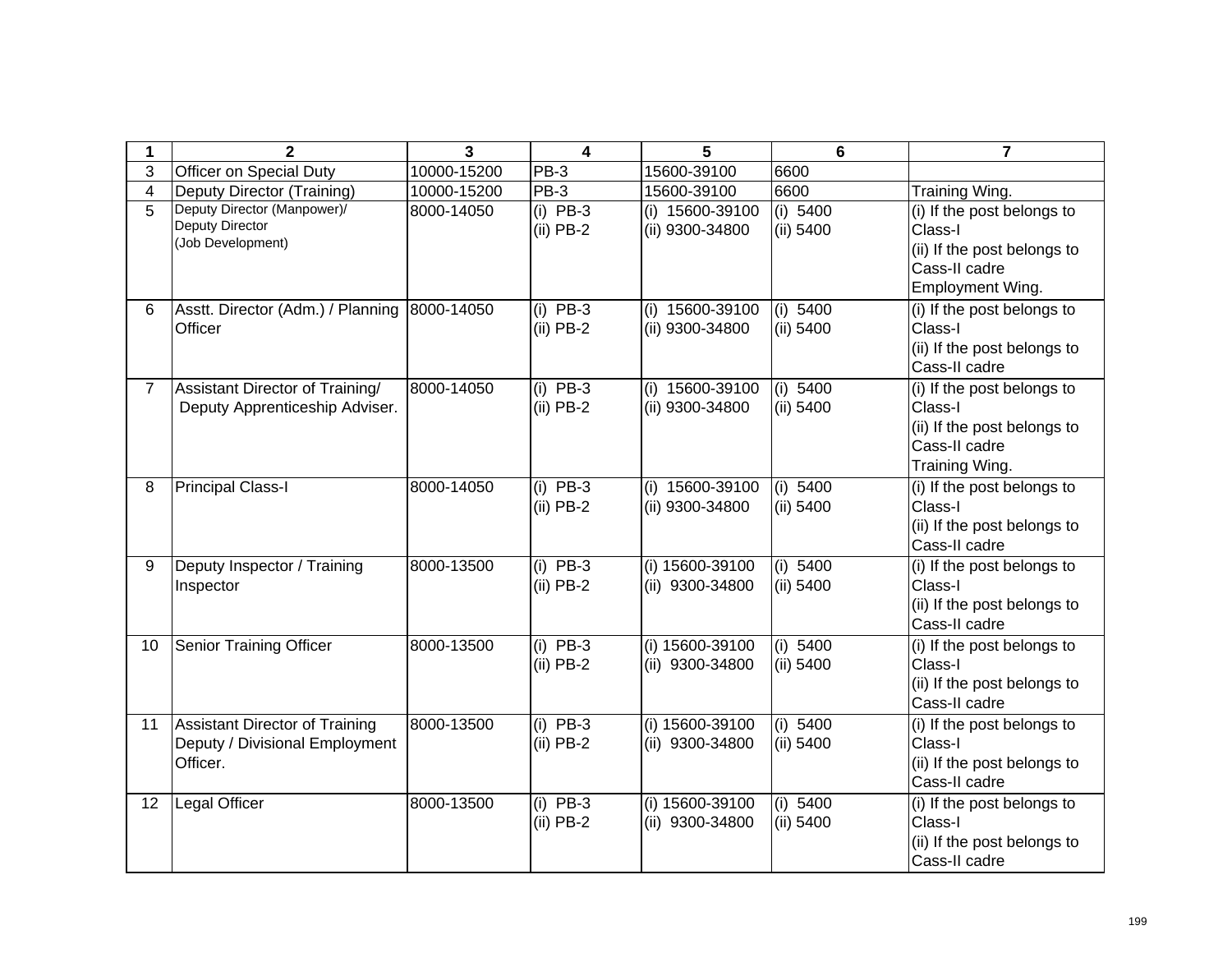| 1 | 2 | 3 | 4 | 5 | 6 | 7 |
|---|---|---|---|---|---|---|
| 3 | Officer on Special Duty | 10000-15200 | PB-3 | 15600-39100 | 6600 | |
| 4 | Deputy Director (Training) | 10000-15200 | PB-3 | 15600-39100 | 6600 | Training Wing. |
| 5 | Deputy Director (Manpower)/ Deputy Director (Job Development) | 8000-14050 | (i) PB-3<br>(ii) PB-2 | (i) 15600-39100<br>(ii) 9300-34800 | (i) 5400<br>(ii) 5400 | (i) If the post belongs to Class-I<br>(ii) If the post belongs to Cass-II cadre<br>Employment Wing. |
| 6 | Asstt. Director (Adm.) / Planning Officer | 8000-14050 | (i) PB-3<br>(ii) PB-2 | (i) 15600-39100<br>(ii) 9300-34800 | (i) 5400<br>(ii) 5400 | (i) If the post belongs to Class-I<br>(ii) If the post belongs to Cass-II cadre |
| 7 | Assistant Director of Training/ Deputy Apprenticeship Adviser. | 8000-14050 | (i) PB-3<br>(ii) PB-2 | (i) 15600-39100<br>(ii) 9300-34800 | (i) 5400<br>(ii) 5400 | (i) If the post belongs to Class-I<br>(ii) If the post belongs to Cass-II cadre<br>Training Wing. |
| 8 | Principal Class-I | 8000-14050 | (i) PB-3<br>(ii) PB-2 | (i) 15600-39100<br>(ii) 9300-34800 | (i) 5400<br>(ii) 5400 | (i) If the post belongs to Class-I<br>(ii) If the post belongs to Cass-II cadre |
| 9 | Deputy Inspector / Training Inspector | 8000-13500 | (i) PB-3<br>(ii) PB-2 | (i) 15600-39100<br>(ii) 9300-34800 | (i) 5400<br>(ii) 5400 | (i) If the post belongs to Class-I<br>(ii) If the post belongs to Cass-II cadre |
| 10 | Senior Training Officer | 8000-13500 | (i) PB-3<br>(ii) PB-2 | (i) 15600-39100<br>(ii) 9300-34800 | (i) 5400<br>(ii) 5400 | (i) If the post belongs to Class-I<br>(ii) If the post belongs to Cass-II cadre |
| 11 | Assistant Director of Training Deputy / Divisional Employment Officer. | 8000-13500 | (i) PB-3<br>(ii) PB-2 | (i) 15600-39100<br>(ii) 9300-34800 | (i) 5400<br>(ii) 5400 | (i) If the post belongs to Class-I<br>(ii) If the post belongs to Cass-II cadre |
| 12 | Legal Officer | 8000-13500 | (i) PB-3<br>(ii) PB-2 | (i) 15600-39100<br>(ii) 9300-34800 | (i) 5400<br>(ii) 5400 | (i) If the post belongs to Class-I<br>(ii) If the post belongs to Cass-II cadre |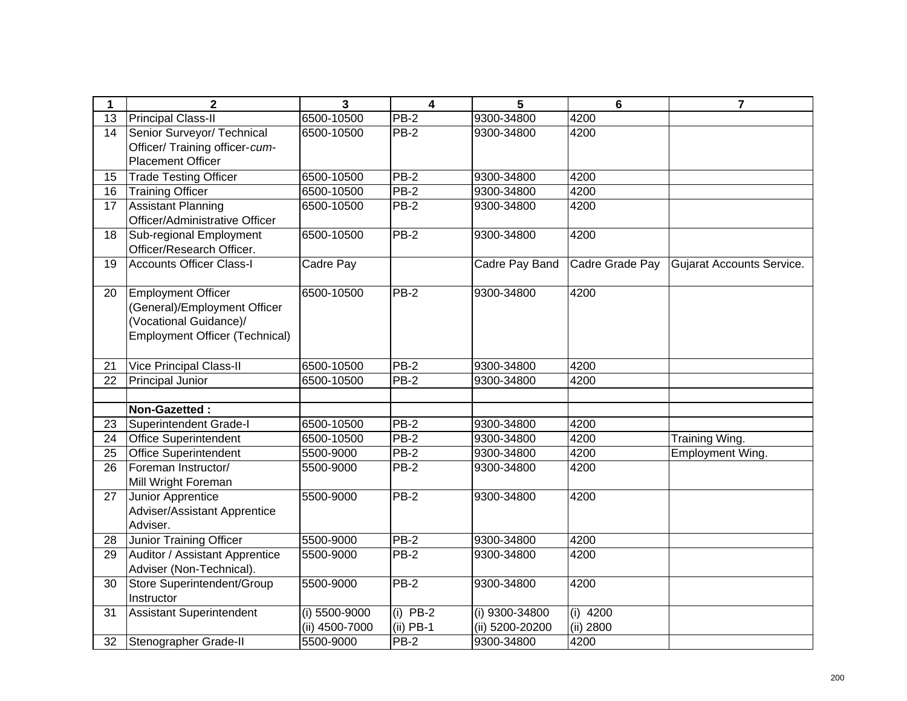| 1 | 2 | 3 | 4 | 5 | 6 | 7 |
|---|---|---|---|---|---|---|
| 13 | Principal Class-II | 6500-10500 | PB-2 | 9300-34800 | 4200 | |
| 14 | Senior Surveyor/ Technical Officer/ Training officer-*cum*-Placement Officer | 6500-10500 | PB-2 | 9300-34800 | 4200 | |
| 15 | Trade Testing Officer | 6500-10500 | PB-2 | 9300-34800 | 4200 | |
| 16 | Training Officer | 6500-10500 | PB-2 | 9300-34800 | 4200 | |
| 17 | Assistant Planning Officer/Administrative Officer | 6500-10500 | PB-2 | 9300-34800 | 4200 | |
| 18 | Sub-regional Employment Officer/Research Officer. | 6500-10500 | PB-2 | 9300-34800 | 4200 | |
| 19 | Accounts Officer Class-I | Cadre Pay | | Cadre Pay Band | Cadre Grade Pay | Gujarat Accounts Service. |
| 20 | Employment Officer (General)/Employment Officer (Vocational Guidance)/ Employment Officer (Technical) | 6500-10500 | PB-2 | 9300-34800 | 4200 | |
| 21 | Vice Principal Class-II | 6500-10500 | PB-2 | 9300-34800 | 4200 | |
| 22 | Principal Junior | 6500-10500 | PB-2 | 9300-34800 | 4200 | |
| | | | | | | |
| | **Non-Gazetted :** | | | | | |
| 23 | Superintendent Grade-I | 6500-10500 | PB-2 | 9300-34800 | 4200 | |
| 24 | Office Superintendent | 6500-10500 | PB-2 | 9300-34800 | 4200 | Training Wing. |
| 25 | Office Superintendent | 5500-9000 | PB-2 | 9300-34800 | 4200 | Employment Wing. |
| 26 | Foreman Instructor/ Mill Wright Foreman | 5500-9000 | PB-2 | 9300-34800 | 4200 | |
| 27 | Junior Apprentice Adviser/Assistant Apprentice Adviser. | 5500-9000 | PB-2 | 9300-34800 | 4200 | |
| 28 | Junior Training Officer | 5500-9000 | PB-2 | 9300-34800 | 4200 | |
| 29 | Auditor / Assistant Apprentice Adviser (Non-Technical). | 5500-9000 | PB-2 | 9300-34800 | 4200 | |
| 30 | Store Superintendent/Group Instructor | 5500-9000 | PB-2 | 9300-34800 | 4200 | |
| 31 | Assistant Superintendent | (i) 5500-9000<br>(ii) 4500-7000 | (i) PB-2<br>(ii) PB-1 | (i) 9300-34800<br>(ii) 5200-20200 | (i) 4200<br>(ii) 2800 | |
| 32 | Stenographer Grade-II | 5500-9000 | PB-2 | 9300-34800 | 4200 | |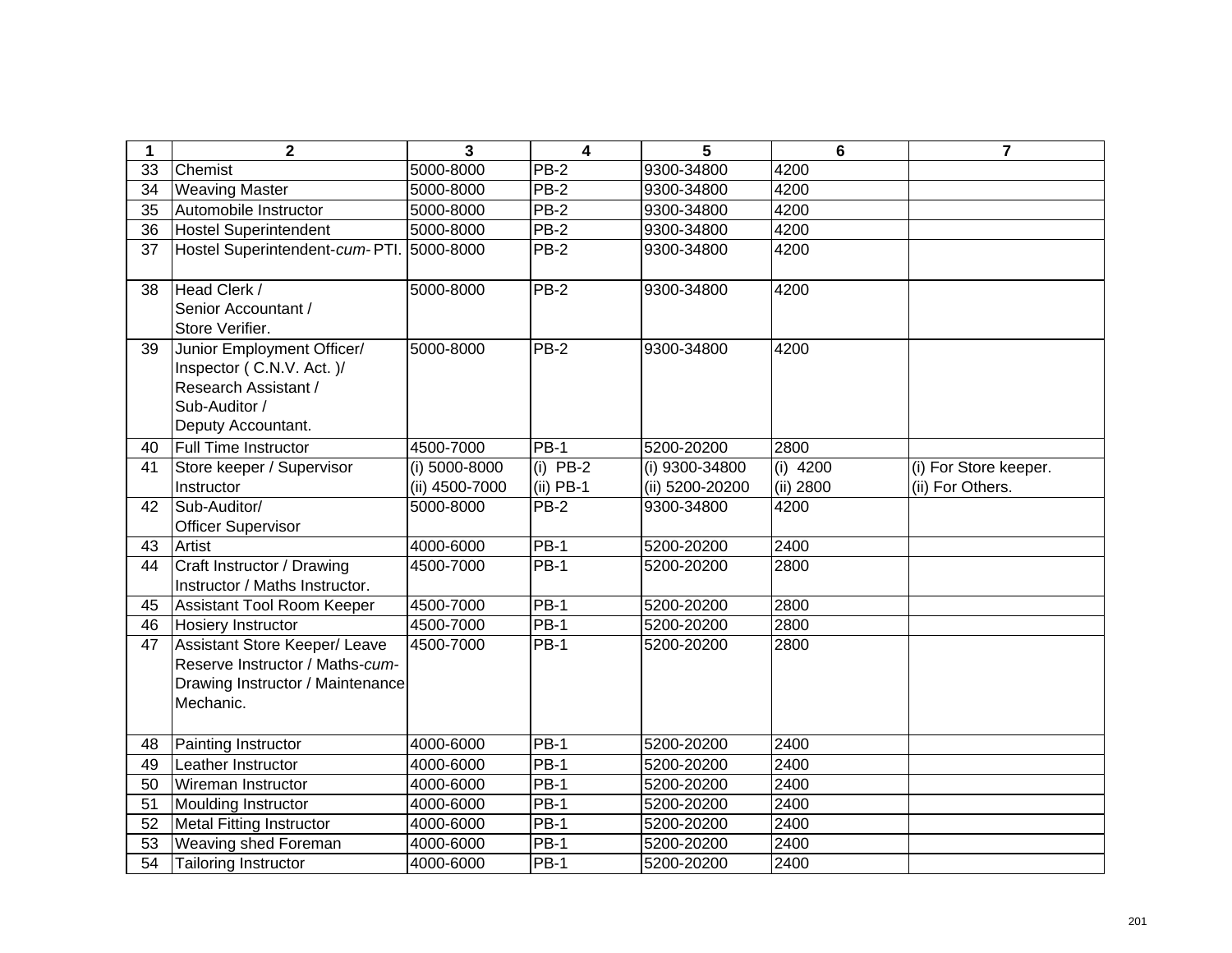| 1 | 2 | 3 | 4 | 5 | 6 | 7 |
|---|---|---|---|---|---|---|
| 33 | Chemist | 5000-8000 | PB-2 | 9300-34800 | 4200 | |
| 34 | Weaving Master | 5000-8000 | PB-2 | 9300-34800 | 4200 | |
| 35 | Automobile Instructor | 5000-8000 | PB-2 | 9300-34800 | 4200 | |
| 36 | Hostel Superintendent | 5000-8000 | PB-2 | 9300-34800 | 4200 | |
| 37 | Hostel Superintendent-*cum*- PTI. | 5000-8000 | PB-2 | 9300-34800 | 4200 | |
| 38 | Head Clerk / Senior Accountant / Store Verifier. | 5000-8000 | PB-2 | 9300-34800 | 4200 | |
| 39 | Junior Employment Officer/ Inspector ( C.N.V. Act. )/ Research Assistant / Sub-Auditor / Deputy Accountant. | 5000-8000 | PB-2 | 9300-34800 | 4200 | |
| 40 | Full Time Instructor | 4500-7000 | PB-1 | 5200-20200 | 2800 | |
| 41 | Store keeper / Supervisor Instructor | (i) 5000-8000 (ii) 4500-7000 | (i) PB-2 (ii) PB-1 | (i) 9300-34800 (ii) 5200-20200 | (i) 4200 (ii) 2800 | (i) For Store keeper. (ii) For Others. |
| 42 | Sub-Auditor/ Officer Supervisor | 5000-8000 | PB-2 | 9300-34800 | 4200 | |
| 43 | Artist | 4000-6000 | PB-1 | 5200-20200 | 2400 | |
| 44 | Craft Instructor / Drawing Instructor / Maths Instructor. | 4500-7000 | PB-1 | 5200-20200 | 2800 | |
| 45 | Assistant Tool Room Keeper | 4500-7000 | PB-1 | 5200-20200 | 2800 | |
| 46 | Hosiery Instructor | 4500-7000 | PB-1 | 5200-20200 | 2800 | |
| 47 | Assistant Store Keeper/ Leave Reserve Instructor / Maths-*cum*-Drawing Instructor / Maintenance Mechanic. | 4500-7000 | PB-1 | 5200-20200 | 2800 | |
| 48 | Painting Instructor | 4000-6000 | PB-1 | 5200-20200 | 2400 | |
| 49 | Leather Instructor | 4000-6000 | PB-1 | 5200-20200 | 2400 | |
| 50 | Wireman Instructor | 4000-6000 | PB-1 | 5200-20200 | 2400 | |
| 51 | Moulding Instructor | 4000-6000 | PB-1 | 5200-20200 | 2400 | |
| 52 | Metal Fitting Instructor | 4000-6000 | PB-1 | 5200-20200 | 2400 | |
| 53 | Weaving shed Foreman | 4000-6000 | PB-1 | 5200-20200 | 2400 | |
| 54 | Tailoring Instructor | 4000-6000 | PB-1 | 5200-20200 | 2400 | |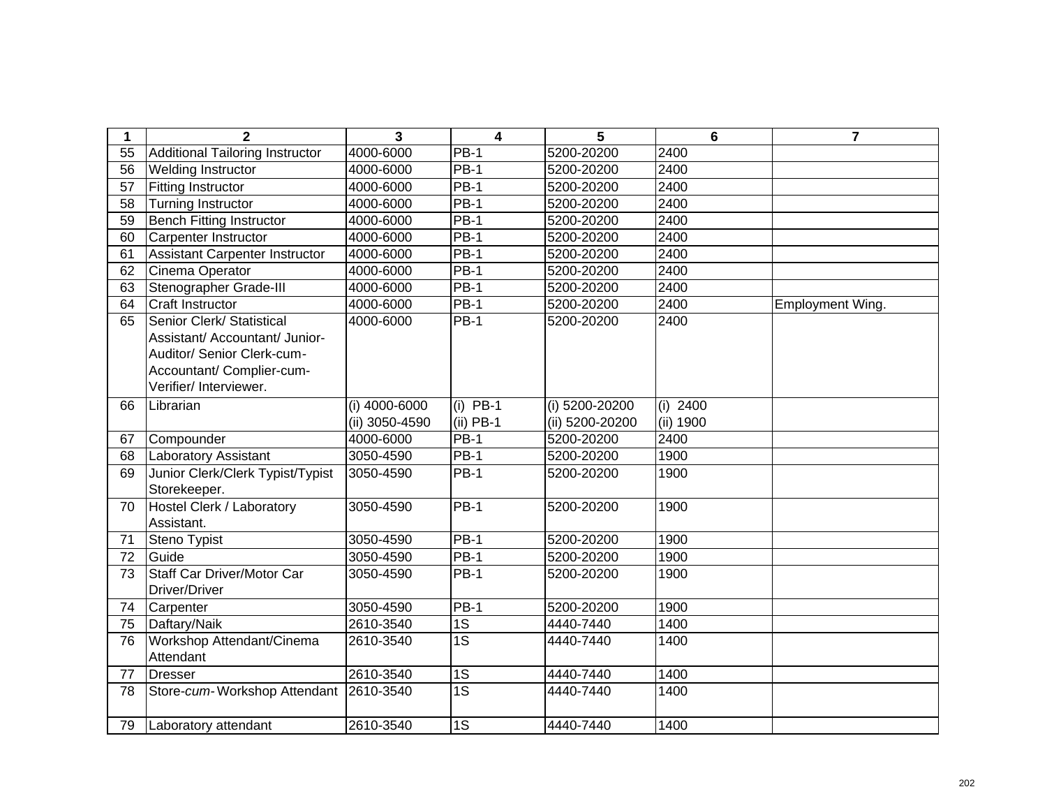| 1 | 2 | 3 | 4 | 5 | 6 | 7 |
|---|---|---|---|---|---|---|
| 55 | Additional Tailoring Instructor | 4000-6000 | PB-1 | 5200-20200 | 2400 | |
| 56 | Welding Instructor | 4000-6000 | PB-1 | 5200-20200 | 2400 | |
| 57 | Fitting Instructor | 4000-6000 | PB-1 | 5200-20200 | 2400 | |
| 58 | Turning Instructor | 4000-6000 | PB-1 | 5200-20200 | 2400 | |
| 59 | Bench Fitting Instructor | 4000-6000 | PB-1 | 5200-20200 | 2400 | |
| 60 | Carpenter Instructor | 4000-6000 | PB-1 | 5200-20200 | 2400 | |
| 61 | Assistant Carpenter Instructor | 4000-6000 | PB-1 | 5200-20200 | 2400 | |
| 62 | Cinema Operator | 4000-6000 | PB-1 | 5200-20200 | 2400 | |
| 63 | Stenographer Grade-III | 4000-6000 | PB-1 | 5200-20200 | 2400 | |
| 64 | Craft Instructor | 4000-6000 | PB-1 | 5200-20200 | 2400 | Employment Wing. |
| 65 | Senior Clerk/ Statistical Assistant/ Accountant/ Junior-Auditor/ Senior Clerk-cum-Accountant/ Complier-cum-Verifier/ Interviewer. | 4000-6000 | PB-1 | 5200-20200 | 2400 | |
| 66 | Librarian | (i) 4000-6000<br>(ii) 3050-4590 | (i) PB-1<br>(ii) PB-1 | (i) 5200-20200<br>(ii) 5200-20200 | (i) 2400<br>(ii) 1900 | |
| 67 | Compounder | 4000-6000 | PB-1 | 5200-20200 | 2400 | |
| 68 | Laboratory Assistant | 3050-4590 | PB-1 | 5200-20200 | 1900 | |
| 69 | Junior Clerk/Clerk Typist/Typist Storekeeper. | 3050-4590 | PB-1 | 5200-20200 | 1900 | |
| 70 | Hostel Clerk / Laboratory Assistant. | 3050-4590 | PB-1 | 5200-20200 | 1900 | |
| 71 | Steno Typist | 3050-4590 | PB-1 | 5200-20200 | 1900 | |
| 72 | Guide | 3050-4590 | PB-1 | 5200-20200 | 1900 | |
| 73 | Staff Car Driver/Motor Car Driver/Driver | 3050-4590 | PB-1 | 5200-20200 | 1900 | |
| 74 | Carpenter | 3050-4590 | PB-1 | 5200-20200 | 1900 | |
| 75 | Daftary/Naik | 2610-3540 | 1S | 4440-7440 | 1400 | |
| 76 | Workshop Attendant/Cinema Attendant | 2610-3540 | 1S | 4440-7440 | 1400 | |
| 77 | Dresser | 2610-3540 | 1S | 4440-7440 | 1400 | |
| 78 | Store-*cum*-Workshop Attendant | 2610-3540 | 1S | 4440-7440 | 1400 | |
| 79 | Laboratory attendant | 2610-3540 | 1S | 4440-7440 | 1400 | |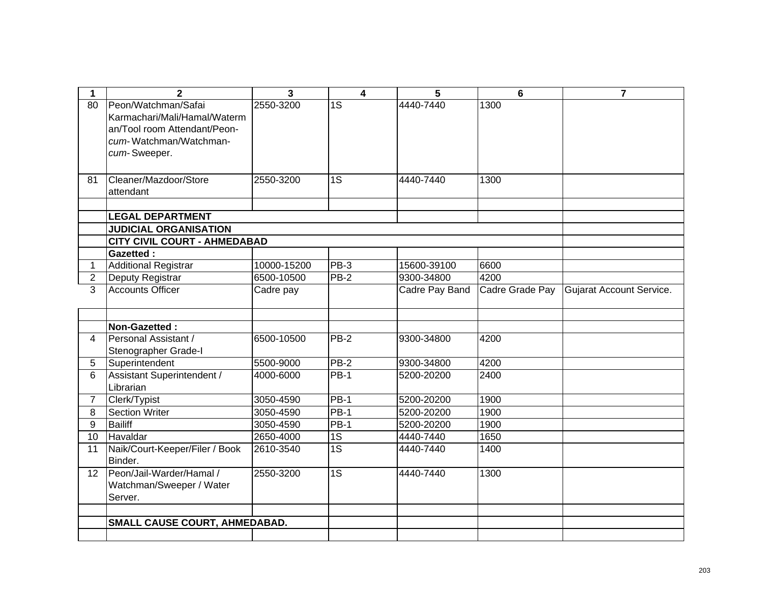| 1 | 2 | 3 | 4 | 5 | 6 | 7 |
|---|---|---|---|---|---|---|
| 80 | Peon/Watchman/Safai Karmachari/Mali/Hamal/Waterman/Tool room Attendant/Peon-*cum*- Watchman/Watchman-*cum*- Sweeper. | 2550-3200 | 1S | 4440-7440 | 1300 | |
| 81 | Cleaner/Mazdoor/Store attendant | 2550-3200 | 1S | 4440-7440 | 1300 | |
| | | | | | | |
| | **LEGAL DEPARTMENT** | | | | | |
| | **JUDICIAL ORGANISATION** | | | | | |
| | **CITY CIVIL COURT - AHMEDABAD** | | | | | |
| | **Gazetted :** | | | | | |
| 1 | Additional Registrar | 10000-15200 | PB-3 | 15600-39100 | 6600 | |
| 2 | Deputy Registrar | 6500-10500 | PB-2 | 9300-34800 | 4200 | |
| 3 | Accounts Officer | Cadre pay | | Cadre Pay Band | Cadre Grade Pay | Gujarat Account Service. |
| | | | | | | |
| | **Non-Gazetted :** | | | | | |
| 4 | Personal Assistant / Stenographer Grade-I | 6500-10500 | PB-2 | 9300-34800 | 4200 | |
| 5 | Superintendent | 5500-9000 | PB-2 | 9300-34800 | 4200 | |
| 6 | Assistant Superintendent / Librarian | 4000-6000 | PB-1 | 5200-20200 | 2400 | |
| 7 | Clerk/Typist | 3050-4590 | PB-1 | 5200-20200 | 1900 | |
| 8 | Section Writer | 3050-4590 | PB-1 | 5200-20200 | 1900 | |
| 9 | Bailiff | 3050-4590 | PB-1 | 5200-20200 | 1900 | |
| 10 | Havaldar | 2650-4000 | 1S | 4440-7440 | 1650 | |
| 11 | Naik/Court-Keeper/Filer / Book Binder. | 2610-3540 | 1S | 4440-7440 | 1400 | |
| 12 | Peon/Jail-Warder/Hamal / Watchman/Sweeper / Water Server. | 2550-3200 | 1S | 4440-7440 | 1300 | |
| | | | | | | |
| | **SMALL CAUSE COURT, AHMEDABAD.** | | | | | |
| | | | | | | |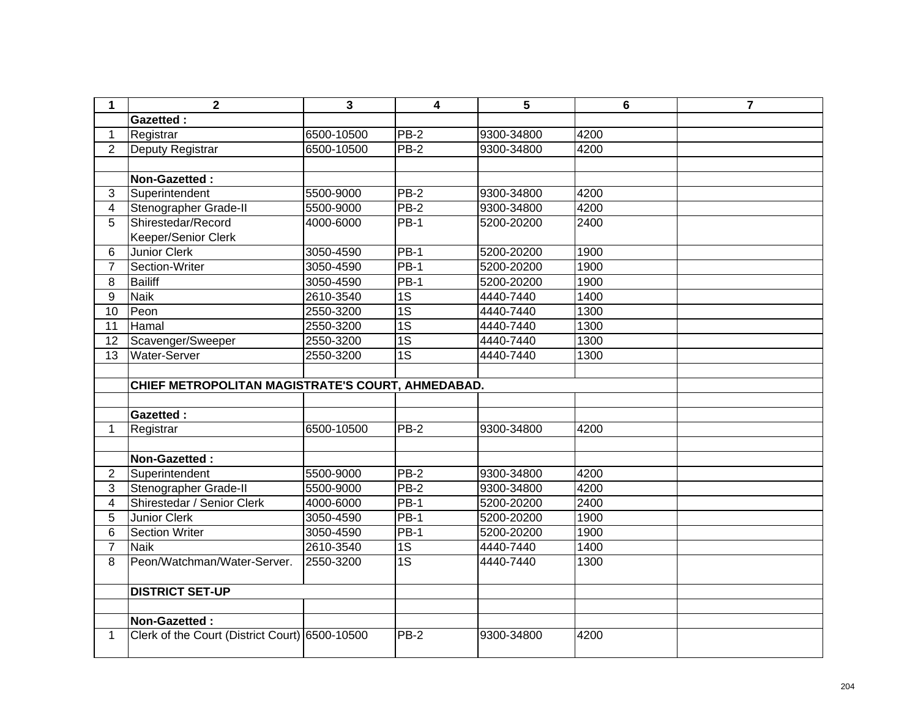| 1 | 2 | 3 | 4 | 5 | 6 | 7 |
|---|---|---|---|---|---|---|
| | **Gazetted :** | | | | | |
| 1 | Registrar | 6500-10500 | PB-2 | 9300-34800 | 4200 | |
| 2 | Deputy Registrar | 6500-10500 | PB-2 | 9300-34800 | 4200 | |
| | | | | | | |
| | **Non-Gazetted :** | | | | | |
| 3 | Superintendent | 5500-9000 | PB-2 | 9300-34800 | 4200 | |
| 4 | Stenographer Grade-II | 5500-9000 | PB-2 | 9300-34800 | 4200 | |
| 5 | Shirestedar/Record Keeper/Senior Clerk | 4000-6000 | PB-1 | 5200-20200 | 2400 | |
| 6 | Junior Clerk | 3050-4590 | PB-1 | 5200-20200 | 1900 | |
| 7 | Section-Writer | 3050-4590 | PB-1 | 5200-20200 | 1900 | |
| 8 | Bailiff | 3050-4590 | PB-1 | 5200-20200 | 1900 | |
| 9 | Naik | 2610-3540 | 1S | 4440-7440 | 1400 | |
| 10 | Peon | 2550-3200 | 1S | 4440-7440 | 1300 | |
| 11 | Hamal | 2550-3200 | 1S | 4440-7440 | 1300 | |
| 12 | Scavenger/Sweeper | 2550-3200 | 1S | 4440-7440 | 1300 | |
| 13 | Water-Server | 2550-3200 | 1S | 4440-7440 | 1300 | |
| | | | | | | |
| | **CHIEF METROPOLITAN MAGISTRATE'S COURT, AHMEDABAD.** | | | | | |
| | | | | | | |
| | **Gazetted :** | | | | | |
| 1 | Registrar | 6500-10500 | PB-2 | 9300-34800 | 4200 | |
| | | | | | | |
| | **Non-Gazetted :** | | | | | |
| 2 | Superintendent | 5500-9000 | PB-2 | 9300-34800 | 4200 | |
| 3 | Stenographer Grade-II | 5500-9000 | PB-2 | 9300-34800 | 4200 | |
| 4 | Shirestedar / Senior Clerk | 4000-6000 | PB-1 | 5200-20200 | 2400 | |
| 5 | Junior Clerk | 3050-4590 | PB-1 | 5200-20200 | 1900 | |
| 6 | Section Writer | 3050-4590 | PB-1 | 5200-20200 | 1900 | |
| 7 | Naik | 2610-3540 | 1S | 4440-7440 | 1400 | |
| 8 | Peon/Watchman/Water-Server. | 2550-3200 | 1S | 4440-7440 | 1300 | |
| | **DISTRICT SET-UP** | | | | | |
| | | | | | | |
| | **Non-Gazetted :** | | | | | |
| 1 | Clerk of the Court (District Court) | 6500-10500 | PB-2 | 9300-34800 | 4200 | |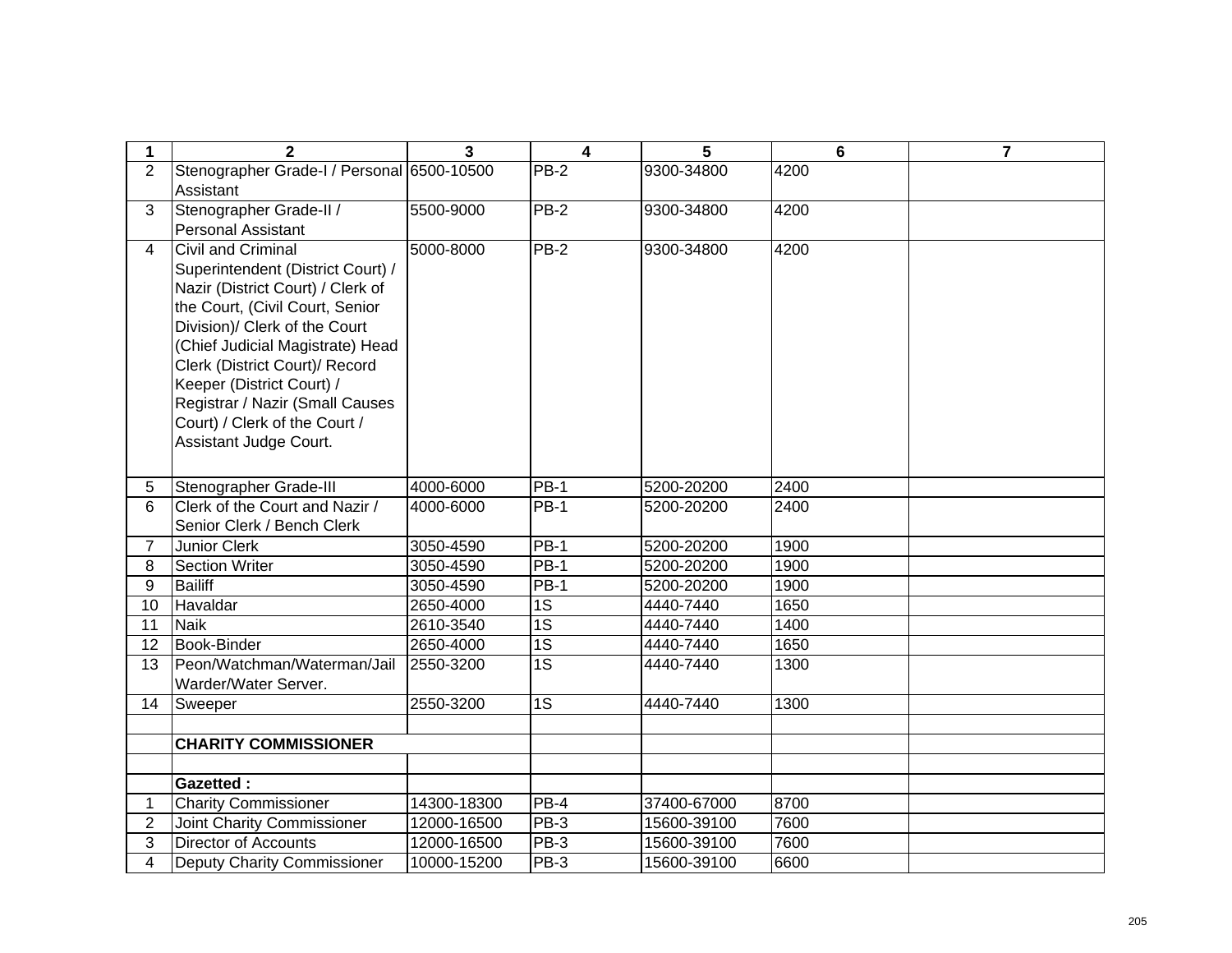| 1 | 2 | 3 | 4 | 5 | 6 | 7 |
|---|---|---|---|---|---|---|
| 2 | Stenographer Grade-I / Personal Assistant | 6500-10500 | PB-2 | 9300-34800 | 4200 | |
| 3 | Stenographer Grade-II / Personal Assistant | 5500-9000 | PB-2 | 9300-34800 | 4200 | |
| 4 | Civil and Criminal Superintendent (District Court) / Nazir (District Court) / Clerk of the Court, (Civil Court, Senior Division)/ Clerk of the Court (Chief Judicial Magistrate) Head Clerk (District Court)/ Record Keeper (District Court) / Registrar / Nazir (Small Causes Court) / Clerk of the Court / Assistant Judge Court. | 5000-8000 | PB-2 | 9300-34800 | 4200 | |
| 5 | Stenographer Grade-III | 4000-6000 | PB-1 | 5200-20200 | 2400 | |
| 6 | Clerk of the Court and Nazir / Senior Clerk / Bench Clerk | 4000-6000 | PB-1 | 5200-20200 | 2400 | |
| 7 | Junior Clerk | 3050-4590 | PB-1 | 5200-20200 | 1900 | |
| 8 | Section Writer | 3050-4590 | PB-1 | 5200-20200 | 1900 | |
| 9 | Bailiff | 3050-4590 | PB-1 | 5200-20200 | 1900 | |
| 10 | Havaldar | 2650-4000 | 1S | 4440-7440 | 1650 | |
| 11 | Naik | 2610-3540 | 1S | 4440-7440 | 1400 | |
| 12 | Book-Binder | 2650-4000 | 1S | 4440-7440 | 1650 | |
| 13 | Peon/Watchman/Waterman/Jail Warder/Water Server. | 2550-3200 | 1S | 4440-7440 | 1300 | |
| 14 | Sweeper | 2550-3200 | 1S | 4440-7440 | 1300 | |
| | | | | | | |
| | **CHARITY COMMISSIONER** | | | | | |
| | | | | | | |
| | **Gazetted :** | | | | | |
| 1 | Charity Commissioner | 14300-18300 | PB-4 | 37400-67000 | 8700 | |
| 2 | Joint Charity Commissioner | 12000-16500 | PB-3 | 15600-39100 | 7600 | |
| 3 | Director of Accounts | 12000-16500 | PB-3 | 15600-39100 | 7600 | |
| 4 | Deputy Charity Commissioner | 10000-15200 | PB-3 | 15600-39100 | 6600 | |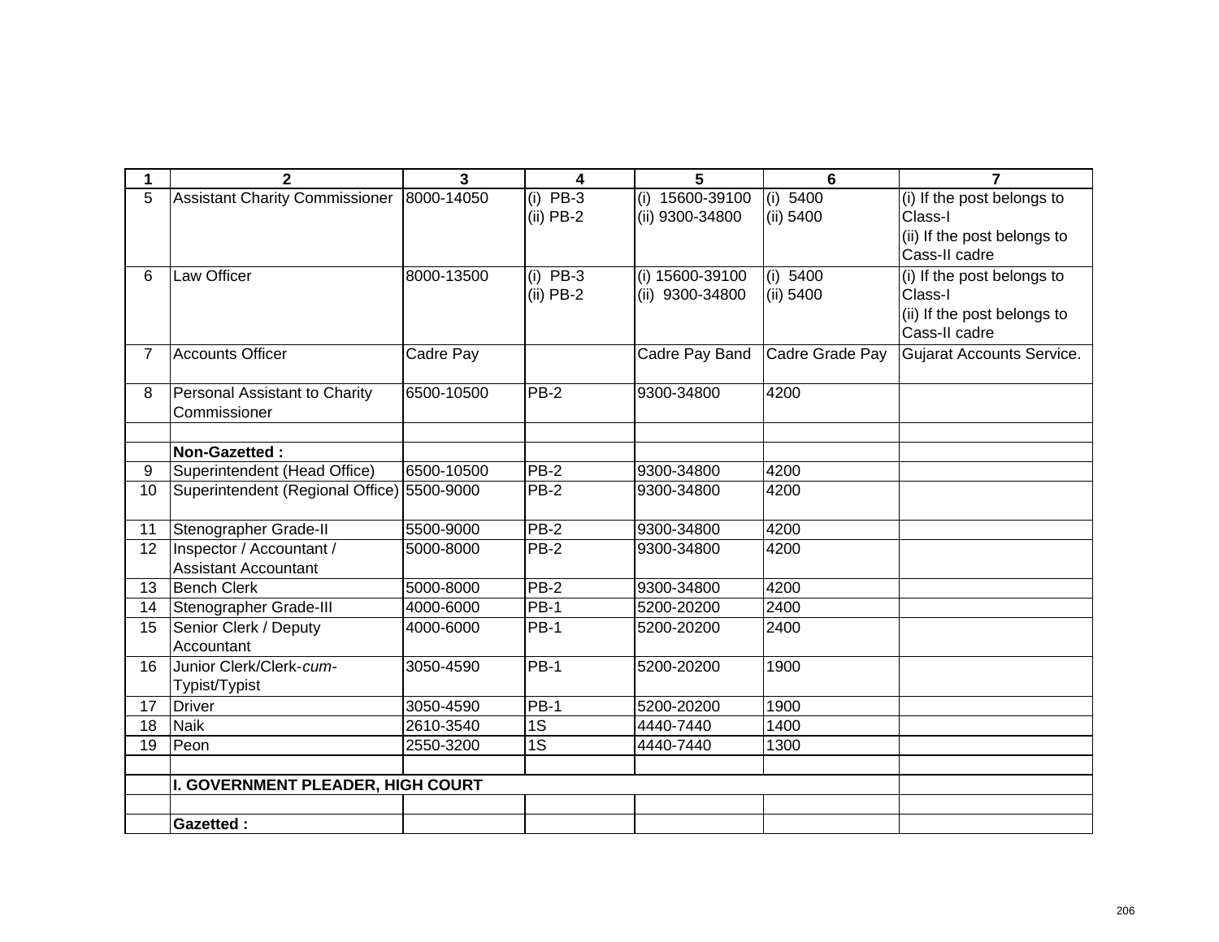| 1 | 2 | 3 | 4 | 5 | 6 | 7 |
|---|---|---|---|---|---|---|
| 5 | Assistant Charity Commissioner | 8000-14050 | (i) PB-3<br>(ii) PB-2 | (i) 15600-39100<br>(ii) 9300-34800 | (i) 5400<br>(ii) 5400 | (i) If the post belongs to Class-I<br>(ii) If the post belongs to Cass-II cadre |
| 6 | Law Officer | 8000-13500 | (i) PB-3<br>(ii) PB-2 | (i) 15600-39100<br>(ii) 9300-34800 | (i) 5400<br>(ii) 5400 | (i) If the post belongs to Class-I<br>(ii) If the post belongs to Cass-II cadre |
| 7 | Accounts Officer | Cadre Pay | | Cadre Pay Band | Cadre Grade Pay | Gujarat Accounts Service. |
| 8 | Personal Assistant to Charity Commissioner | 6500-10500 | PB-2 | 9300-34800 | 4200 | |
| | | | | | | |
| | **Non-Gazetted :** | | | | | |
| 9 | Superintendent (Head Office) | 6500-10500 | PB-2 | 9300-34800 | 4200 | |
| 10 | Superintendent (Regional Office) | 5500-9000 | PB-2 | 9300-34800 | 4200 | |
| 11 | Stenographer Grade-II | 5500-9000 | PB-2 | 9300-34800 | 4200 | |
| 12 | Inspector / Accountant / Assistant Accountant | 5000-8000 | PB-2 | 9300-34800 | 4200 | |
| 13 | Bench Clerk | 5000-8000 | PB-2 | 9300-34800 | 4200 | |
| 14 | Stenographer Grade-III | 4000-6000 | PB-1 | 5200-20200 | 2400 | |
| 15 | Senior Clerk / Deputy Accountant | 4000-6000 | PB-1 | 5200-20200 | 2400 | |
| 16 | Junior Clerk/Clerk-*cum*-Typist/Typist | 3050-4590 | PB-1 | 5200-20200 | 1900 | |
| 17 | Driver | 3050-4590 | PB-1 | 5200-20200 | 1900 | |
| 18 | Naik | 2610-3540 | 1S | 4440-7440 | 1400 | |
| 19 | Peon | 2550-3200 | 1S | 4440-7440 | 1300 | |
| | | | | | | |
| | **I. GOVERNMENT PLEADER, HIGH COURT** | | | | | |
| | | | | | | |
| | **Gazetted :** | | | | | |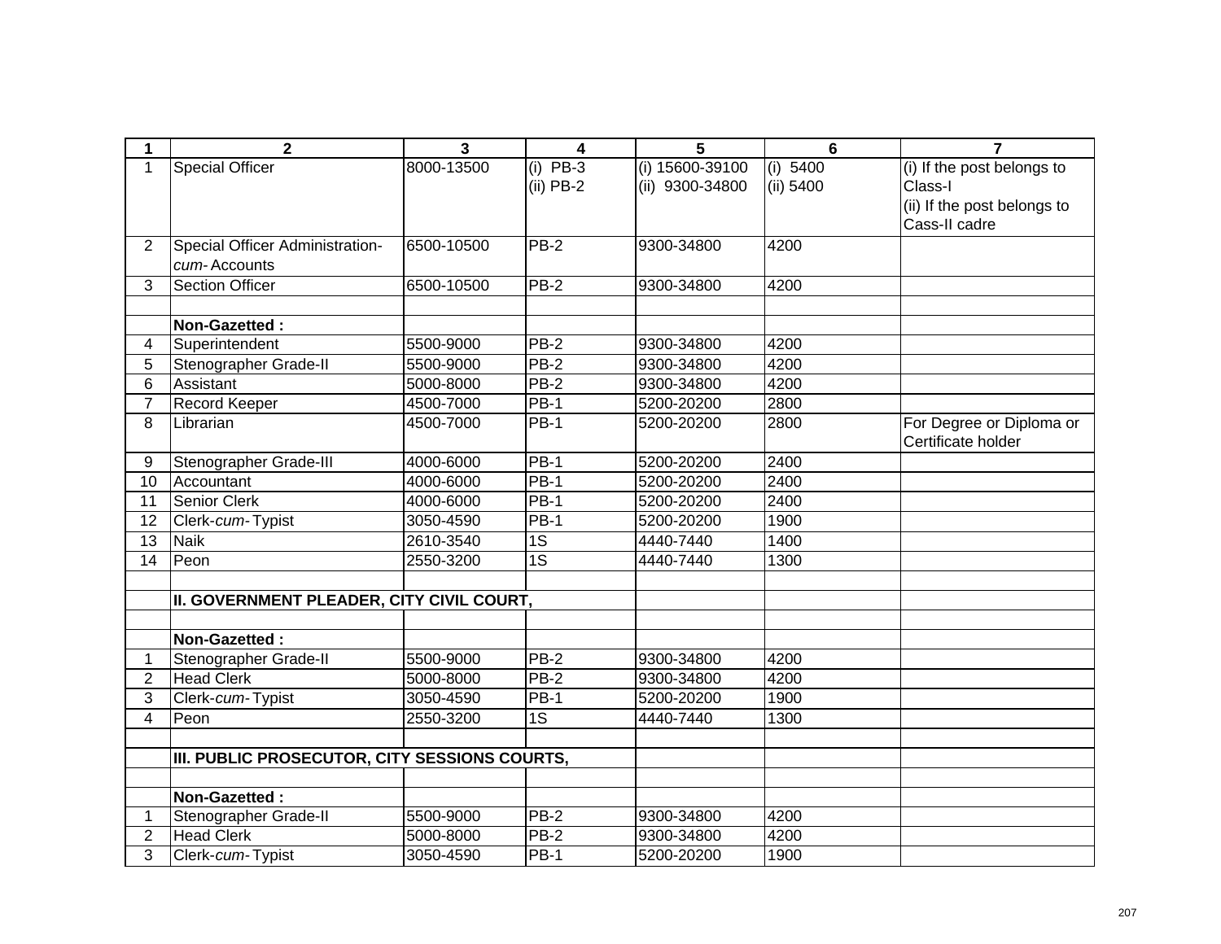| 1 | 2 | 3 | 4 | 5 | 6 | 7 |
|---|---|---|---|---|---|---|
| 1 | Special Officer | 8000-13500 | (i) PB-3<br>(ii) PB-2 | (i) 15600-39100<br>(ii) 9300-34800 | (i) 5400<br>(ii) 5400 | (i) If the post belongs to Class-I<br>(ii) If the post belongs to Cass-II cadre |
| 2 | Special Officer Administration-*cum*-Accounts | 6500-10500 | PB-2 | 9300-34800 | 4200 | |
| 3 | Section Officer | 6500-10500 | PB-2 | 9300-34800 | 4200 | |
| | | | | | | |
| | **Non-Gazetted :** | | | | | |
| 4 | Superintendent | 5500-9000 | PB-2 | 9300-34800 | 4200 | |
| 5 | Stenographer Grade-II | 5500-9000 | PB-2 | 9300-34800 | 4200 | |
| 6 | Assistant | 5000-8000 | PB-2 | 9300-34800 | 4200 | |
| 7 | Record Keeper | 4500-7000 | PB-1 | 5200-20200 | 2800 | |
| 8 | Librarian | 4500-7000 | PB-1 | 5200-20200 | 2800 | For Degree or Diploma or Certificate holder |
| 9 | Stenographer Grade-III | 4000-6000 | PB-1 | 5200-20200 | 2400 | |
| 10 | Accountant | 4000-6000 | PB-1 | 5200-20200 | 2400 | |
| 11 | Senior Clerk | 4000-6000 | PB-1 | 5200-20200 | 2400 | |
| 12 | Clerk-*cum*-Typist | 3050-4590 | PB-1 | 5200-20200 | 1900 | |
| 13 | Naik | 2610-3540 | 1S | 4440-7440 | 1400 | |
| 14 | Peon | 2550-3200 | 1S | 4440-7440 | 1300 | |
| | | | | | | |
| | **II. GOVERNMENT PLEADER, CITY CIVIL COURT,** | | | | | |
| | | | | | | |
| | **Non-Gazetted :** | | | | | |
| 1 | Stenographer Grade-II | 5500-9000 | PB-2 | 9300-34800 | 4200 | |
| 2 | Head Clerk | 5000-8000 | PB-2 | 9300-34800 | 4200 | |
| 3 | Clerk-*cum*-Typist | 3050-4590 | PB-1 | 5200-20200 | 1900 | |
| 4 | Peon | 2550-3200 | 1S | 4440-7440 | 1300 | |
| | | | | | | |
| | **III. PUBLIC PROSECUTOR, CITY SESSIONS COURTS,** | | | | | |
| | | | | | | |
| | **Non-Gazetted :** | | | | | |
| 1 | Stenographer Grade-II | 5500-9000 | PB-2 | 9300-34800 | 4200 | |
| 2 | Head Clerk | 5000-8000 | PB-2 | 9300-34800 | 4200 | |
| 3 | Clerk-*cum*-Typist | 3050-4590 | PB-1 | 5200-20200 | 1900 | |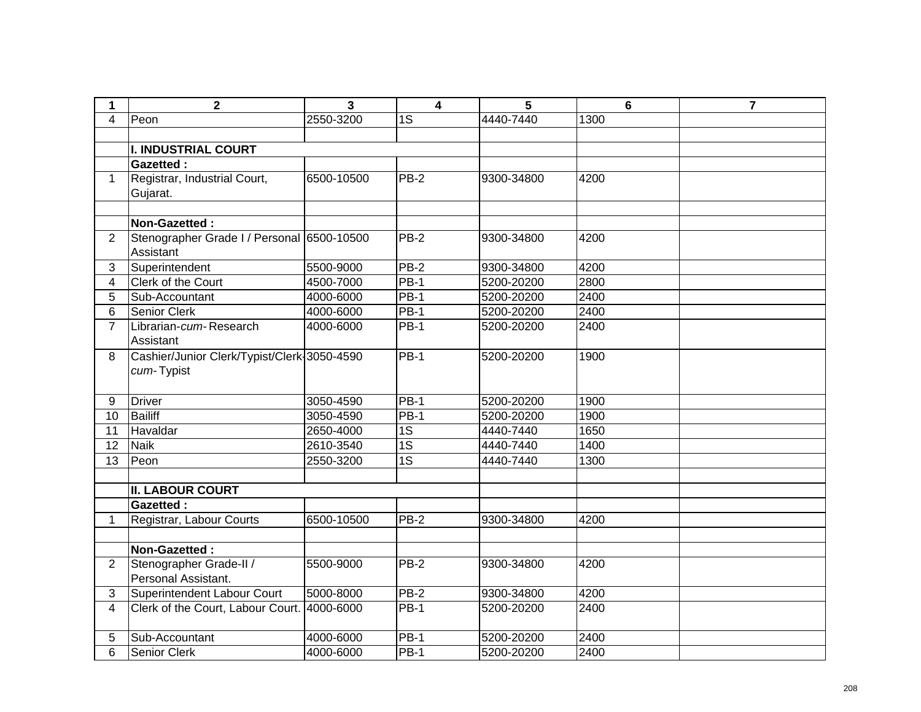| 1 | 2 | 3 | 4 | 5 | 6 | 7 |
|---|---|---|---|---|---|---|
| 4 | Peon | 2550-3200 | 1S | 4440-7440 | 1300 | |
| | | | | | | |
| | **I. INDUSTRIAL COURT** | | | | | |
| | **Gazetted :** | | | | | |
| 1 | Registrar, Industrial Court, Gujarat. | 6500-10500 | PB-2 | 9300-34800 | 4200 | |
| | | | | | | |
| | **Non-Gazetted :** | | | | | |
| 2 | Stenographer Grade I / Personal Assistant | 6500-10500 | PB-2 | 9300-34800 | 4200 | |
| 3 | Superintendent | 5500-9000 | PB-2 | 9300-34800 | 4200 | |
| 4 | Clerk of the Court | 4500-7000 | PB-1 | 5200-20200 | 2800 | |
| 5 | Sub-Accountant | 4000-6000 | PB-1 | 5200-20200 | 2400 | |
| 6 | Senior Clerk | 4000-6000 | PB-1 | 5200-20200 | 2400 | |
| 7 | Librarian-*cum-* Research Assistant | 4000-6000 | PB-1 | 5200-20200 | 2400 | |
| 8 | Cashier/Junior Clerk/Typist/Clerk-*cum-* Typist | 3050-4590 | PB-1 | 5200-20200 | 1900 | |
| 9 | Driver | 3050-4590 | PB-1 | 5200-20200 | 1900 | |
| 10 | Bailiff | 3050-4590 | PB-1 | 5200-20200 | 1900 | |
| 11 | Havaldar | 2650-4000 | 1S | 4440-7440 | 1650 | |
| 12 | Naik | 2610-3540 | 1S | 4440-7440 | 1400 | |
| 13 | Peon | 2550-3200 | 1S | 4440-7440 | 1300 | |
| | | | | | | |
| | **II. LABOUR COURT** | | | | | |
| | **Gazetted :** | | | | | |
| 1 | Registrar, Labour Courts | 6500-10500 | PB-2 | 9300-34800 | 4200 | |
| | | | | | | |
| | **Non-Gazetted :** | | | | | |
| 2 | Stenographer Grade-II / Personal Assistant. | 5500-9000 | PB-2 | 9300-34800 | 4200 | |
| 3 | Superintendent Labour Court | 5000-8000 | PB-2 | 9300-34800 | 4200 | |
| 4 | Clerk of the Court, Labour Court. | 4000-6000 | PB-1 | 5200-20200 | 2400 | |
| 5 | Sub-Accountant | 4000-6000 | PB-1 | 5200-20200 | 2400 | |
| 6 | Senior Clerk | 4000-6000 | PB-1 | 5200-20200 | 2400 | |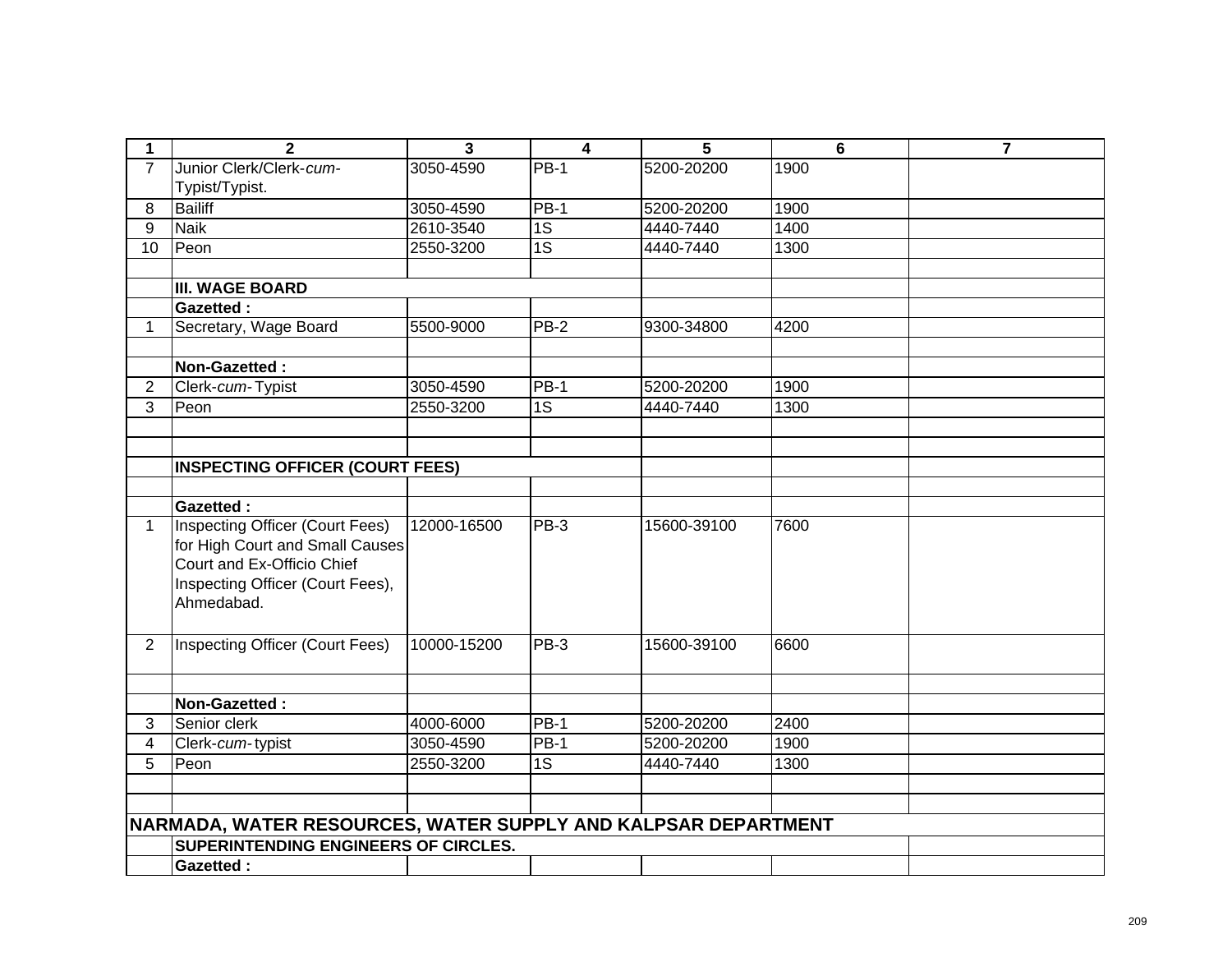| 1 | 2 | 3 | 4 | 5 | 6 | 7 |
|---|---|---|---|---|---|---|
| 7 | Junior Clerk/Clerk-*cum*-Typist/Typist. | 3050-4590 | PB-1 | 5200-20200 | 1900 | |
| 8 | Bailiff | 3050-4590 | PB-1 | 5200-20200 | 1900 | |
| 9 | Naik | 2610-3540 | 1S | 4440-7440 | 1400 | |
| 10 | Peon | 2550-3200 | 1S | 4440-7440 | 1300 | |
| | | | | | | |
| | **III. WAGE BOARD** | | | | | |
| | **Gazetted :** | | | | | |
| 1 | Secretary, Wage Board | 5500-9000 | PB-2 | 9300-34800 | 4200 | |
| | | | | | | |
| | **Non-Gazetted :** | | | | | |
| 2 | Clerk-*cum*-Typist | 3050-4590 | PB-1 | 5200-20200 | 1900 | |
| 3 | Peon | 2550-3200 | 1S | 4440-7440 | 1300 | |
| | | | | | | |
| | | | | | | |
| | **INSPECTING OFFICER (COURT FEES)** | | | | | |
| | | | | | | |
| | **Gazetted :** | | | | | |
| 1 | Inspecting Officer (Court Fees) for High Court and Small Causes Court and Ex-Officio Chief Inspecting Officer (Court Fees), Ahmedabad. | 12000-16500 | PB-3 | 15600-39100 | 7600 | |
| 2 | Inspecting Officer (Court Fees) | 10000-15200 | PB-3 | 15600-39100 | 6600 | |
| | | | | | | |
| | **Non-Gazetted :** | | | | | |
| 3 | Senior clerk | 4000-6000 | PB-1 | 5200-20200 | 2400 | |
| 4 | Clerk-*cum*-typist | 3050-4590 | PB-1 | 5200-20200 | 1900 | |
| 5 | Peon | 2550-3200 | 1S | 4440-7440 | 1300 | |
| | | | | | | |
| | | | | | | |
| **NARMADA, WATER RESOURCES, WATER SUPPLY AND KALPSAR DEPARTMENT** | | | | | | |
| | **SUPERINTENDING ENGINEERS OF CIRCLES.** | | | | | |
| | **Gazetted :** | | | | | |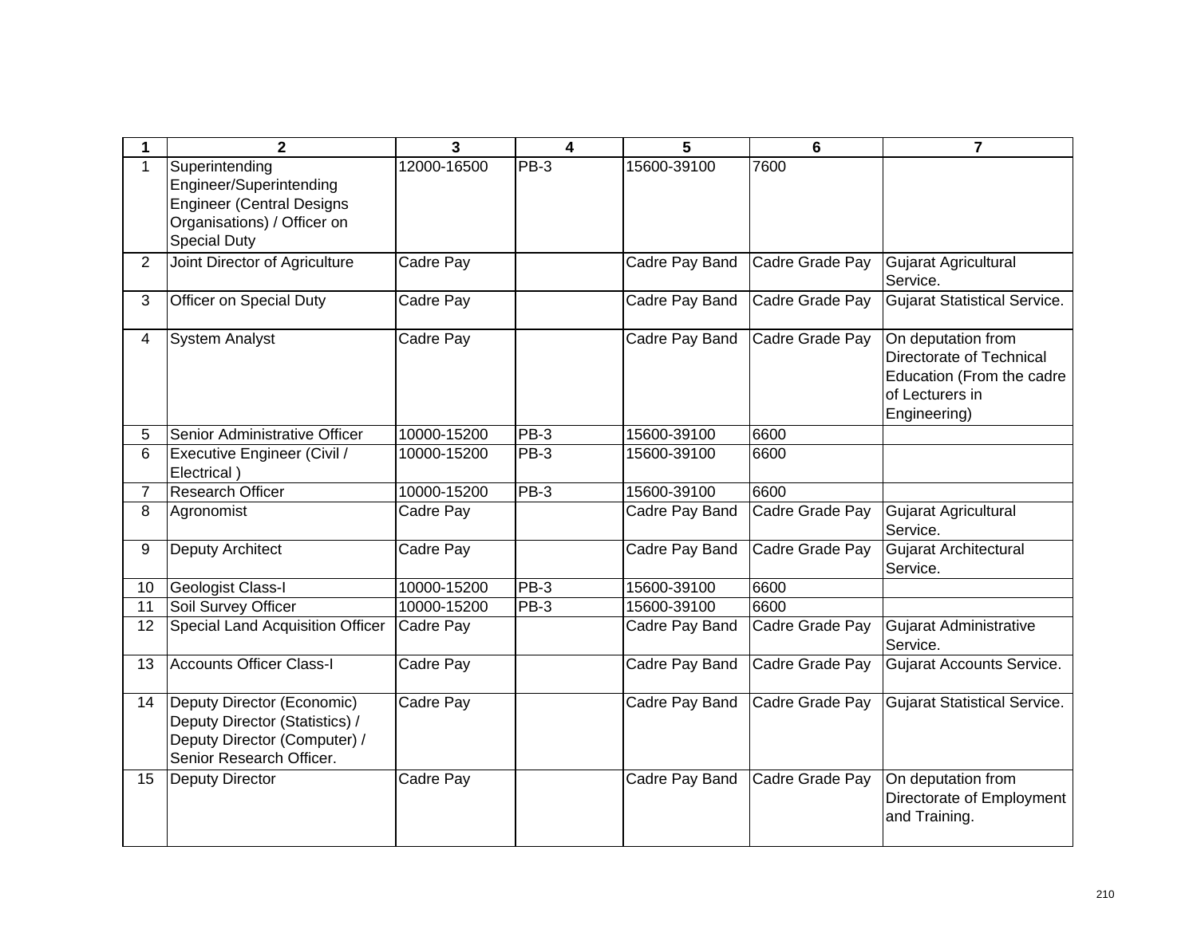| 1 | 2 | 3 | 4 | 5 | 6 | 7 |
|---|---|---|---|---|---|---|
| 1 | Superintending Engineer/Superintending Engineer (Central Designs Organisations) / Officer on Special Duty | 12000-16500 | PB-3 | 15600-39100 | 7600 | |
| 2 | Joint Director of Agriculture | Cadre Pay | | Cadre Pay Band | Cadre Grade Pay | Gujarat Agricultural Service. |
| 3 | Officer on Special Duty | Cadre Pay | | Cadre Pay Band | Cadre Grade Pay | Gujarat Statistical Service. |
| 4 | System Analyst | Cadre Pay | | Cadre Pay Band | Cadre Grade Pay | On deputation from Directorate of Technical Education (From the cadre of Lecturers in Engineering) |
| 5 | Senior Administrative Officer | 10000-15200 | PB-3 | 15600-39100 | 6600 | |
| 6 | Executive Engineer (Civil / Electrical ) | 10000-15200 | PB-3 | 15600-39100 | 6600 | |
| 7 | Research Officer | 10000-15200 | PB-3 | 15600-39100 | 6600 | |
| 8 | Agronomist | Cadre Pay | | Cadre Pay Band | Cadre Grade Pay | Gujarat Agricultural Service. |
| 9 | Deputy Architect | Cadre Pay | | Cadre Pay Band | Cadre Grade Pay | Gujarat Architectural Service. |
| 10 | Geologist Class-I | 10000-15200 | PB-3 | 15600-39100 | 6600 | |
| 11 | Soil Survey Officer | 10000-15200 | PB-3 | 15600-39100 | 6600 | |
| 12 | Special Land Acquisition Officer | Cadre Pay | | Cadre Pay Band | Cadre Grade Pay | Gujarat Administrative Service. |
| 13 | Accounts Officer Class-I | Cadre Pay | | Cadre Pay Band | Cadre Grade Pay | Gujarat Accounts Service. |
| 14 | Deputy Director (Economic) Deputy Director (Statistics) / Deputy Director (Computer) / Senior Research Officer. | Cadre Pay | | Cadre Pay Band | Cadre Grade Pay | Gujarat Statistical Service. |
| 15 | Deputy Director | Cadre Pay | | Cadre Pay Band | Cadre Grade Pay | On deputation from Directorate of Employment and Training. |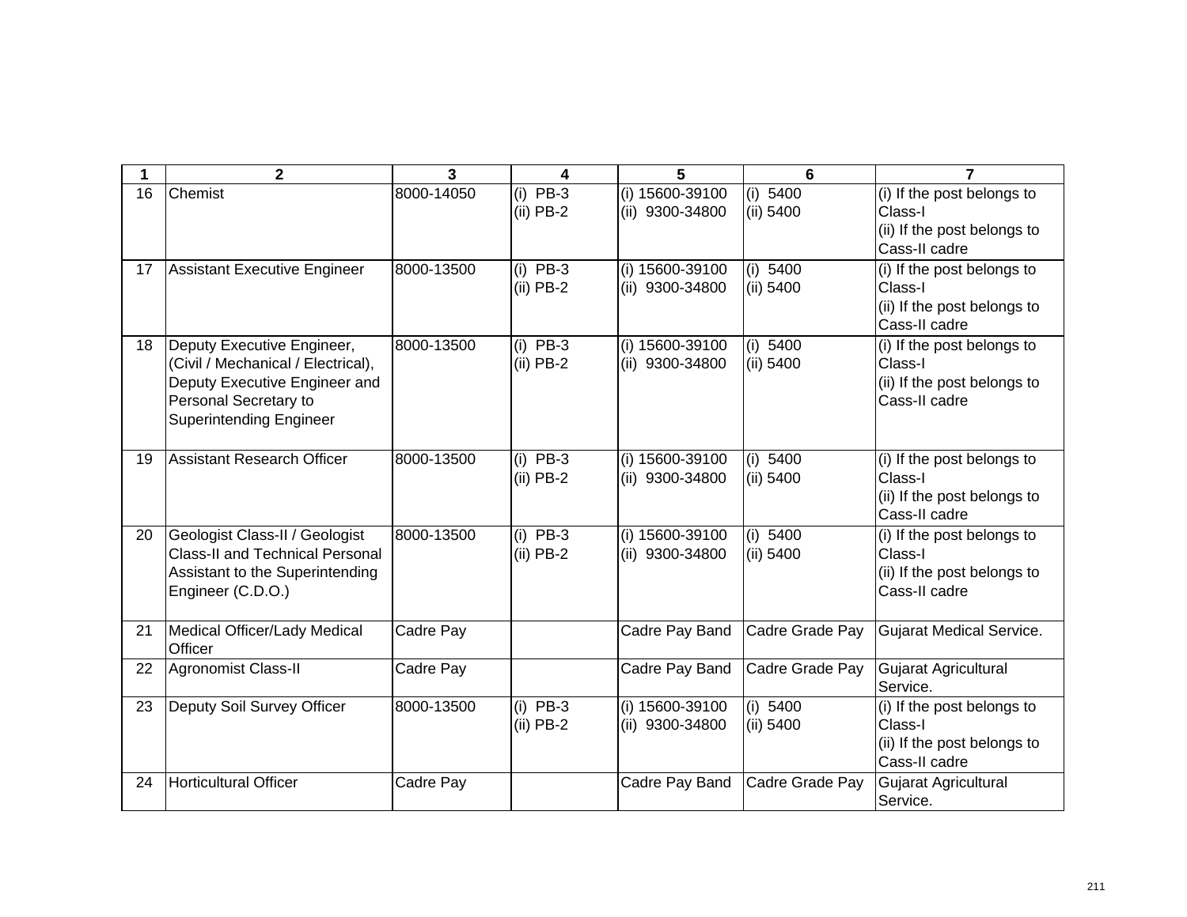| 1 | 2 | 3 | 4 | 5 | 6 | 7 |
|---|---|---|---|---|---|---|
| 16 | Chemist | 8000-14050 | (i) PB-3<br>(ii) PB-2 | (i) 15600-39100<br>(ii) 9300-34800 | (i) 5400<br>(ii) 5400 | (i) If the post belongs to Class-I<br>(ii) If the post belongs to Cass-II cadre |
| 17 | Assistant Executive Engineer | 8000-13500 | (i) PB-3<br>(ii) PB-2 | (i) 15600-39100<br>(ii) 9300-34800 | (i) 5400<br>(ii) 5400 | (i) If the post belongs to Class-I<br>(ii) If the post belongs to Cass-II cadre |
| 18 | Deputy Executive Engineer, (Civil / Mechanical / Electrical), Deputy Executive Engineer and Personal Secretary to Superintending Engineer | 8000-13500 | (i) PB-3<br>(ii) PB-2 | (i) 15600-39100<br>(ii) 9300-34800 | (i) 5400<br>(ii) 5400 | (i) If the post belongs to Class-I<br>(ii) If the post belongs to Cass-II cadre |
| 19 | Assistant Research Officer | 8000-13500 | (i) PB-3<br>(ii) PB-2 | (i) 15600-39100<br>(ii) 9300-34800 | (i) 5400<br>(ii) 5400 | (i) If the post belongs to Class-I<br>(ii) If the post belongs to Cass-II cadre |
| 20 | Geologist Class-II / Geologist Class-II and Technical Personal Assistant to the Superintending Engineer (C.D.O.) | 8000-13500 | (i) PB-3<br>(ii) PB-2 | (i) 15600-39100<br>(ii) 9300-34800 | (i) 5400<br>(ii) 5400 | (i) If the post belongs to Class-I<br>(ii) If the post belongs to Cass-II cadre |
| 21 | Medical Officer/Lady Medical Officer | Cadre Pay | | Cadre Pay Band | Cadre Grade Pay | Gujarat Medical Service. |
| 22 | Agronomist Class-II | Cadre Pay | | Cadre Pay Band | Cadre Grade Pay | Gujarat Agricultural Service. |
| 23 | Deputy Soil Survey Officer | 8000-13500 | (i) PB-3<br>(ii) PB-2 | (i) 15600-39100<br>(ii) 9300-34800 | (i) 5400<br>(ii) 5400 | (i) If the post belongs to Class-I<br>(ii) If the post belongs to Cass-II cadre |
| 24 | Horticultural Officer | Cadre Pay | | Cadre Pay Band | Cadre Grade Pay | Gujarat Agricultural Service. |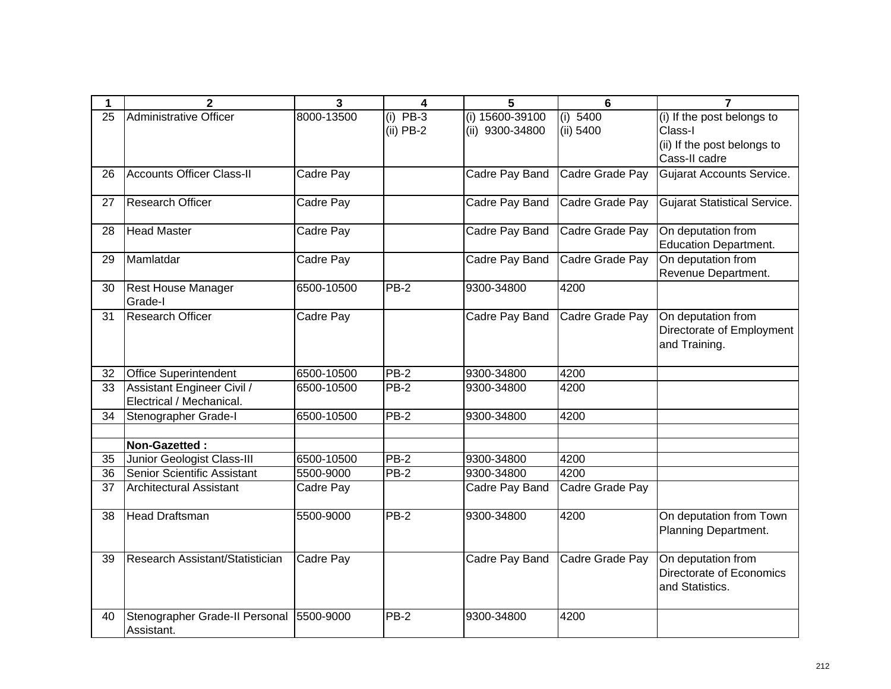| 1 | 2 | 3 | 4 | 5 | 6 | 7 |
|---|---|---|---|---|---|---|
| 25 | Administrative Officer | 8000-13500 | (i) PB-3<br>(ii) PB-2 | (i) 15600-39100<br>(ii) 9300-34800 | (i) 5400<br>(ii) 5400 | (i) If the post belongs to Class-I<br>(ii) If the post belongs to Cass-II cadre |
| 26 | Accounts Officer Class-II | Cadre Pay | | Cadre Pay Band | Cadre Grade Pay | Gujarat Accounts Service. |
| 27 | Research Officer | Cadre Pay | | Cadre Pay Band | Cadre Grade Pay | Gujarat Statistical Service. |
| 28 | Head Master | Cadre Pay | | Cadre Pay Band | Cadre Grade Pay | On deputation from Education Department. |
| 29 | Mamlatdar | Cadre Pay | | Cadre Pay Band | Cadre Grade Pay | On deputation from Revenue Department. |
| 30 | Rest House Manager Grade-I | 6500-10500 | PB-2 | 9300-34800 | 4200 | |
| 31 | Research Officer | Cadre Pay | | Cadre Pay Band | Cadre Grade Pay | On deputation from Directorate of Employment and Training. |
| 32 | Office Superintendent | 6500-10500 | PB-2 | 9300-34800 | 4200 | |
| 33 | Assistant Engineer Civil / Electrical / Mechanical. | 6500-10500 | PB-2 | 9300-34800 | 4200 | |
| 34 | Stenographer Grade-I | 6500-10500 | PB-2 | 9300-34800 | 4200 | |
| | | | | | | |
| | **Non-Gazetted :** | | | | | |
| 35 | Junior Geologist Class-III | 6500-10500 | PB-2 | 9300-34800 | 4200 | |
| 36 | Senior Scientific Assistant | 5500-9000 | PB-2 | 9300-34800 | 4200 | |
| 37 | Architectural Assistant | Cadre Pay | | Cadre Pay Band | Cadre Grade Pay | |
| 38 | Head Draftsman | 5500-9000 | PB-2 | 9300-34800 | 4200 | On deputation from Town Planning Department. |
| 39 | Research Assistant/Statistician | Cadre Pay | | Cadre Pay Band | Cadre Grade Pay | On deputation from Directorate of Economics and Statistics. |
| 40 | Stenographer Grade-II Personal Assistant. | 5500-9000 | PB-2 | 9300-34800 | 4200 | |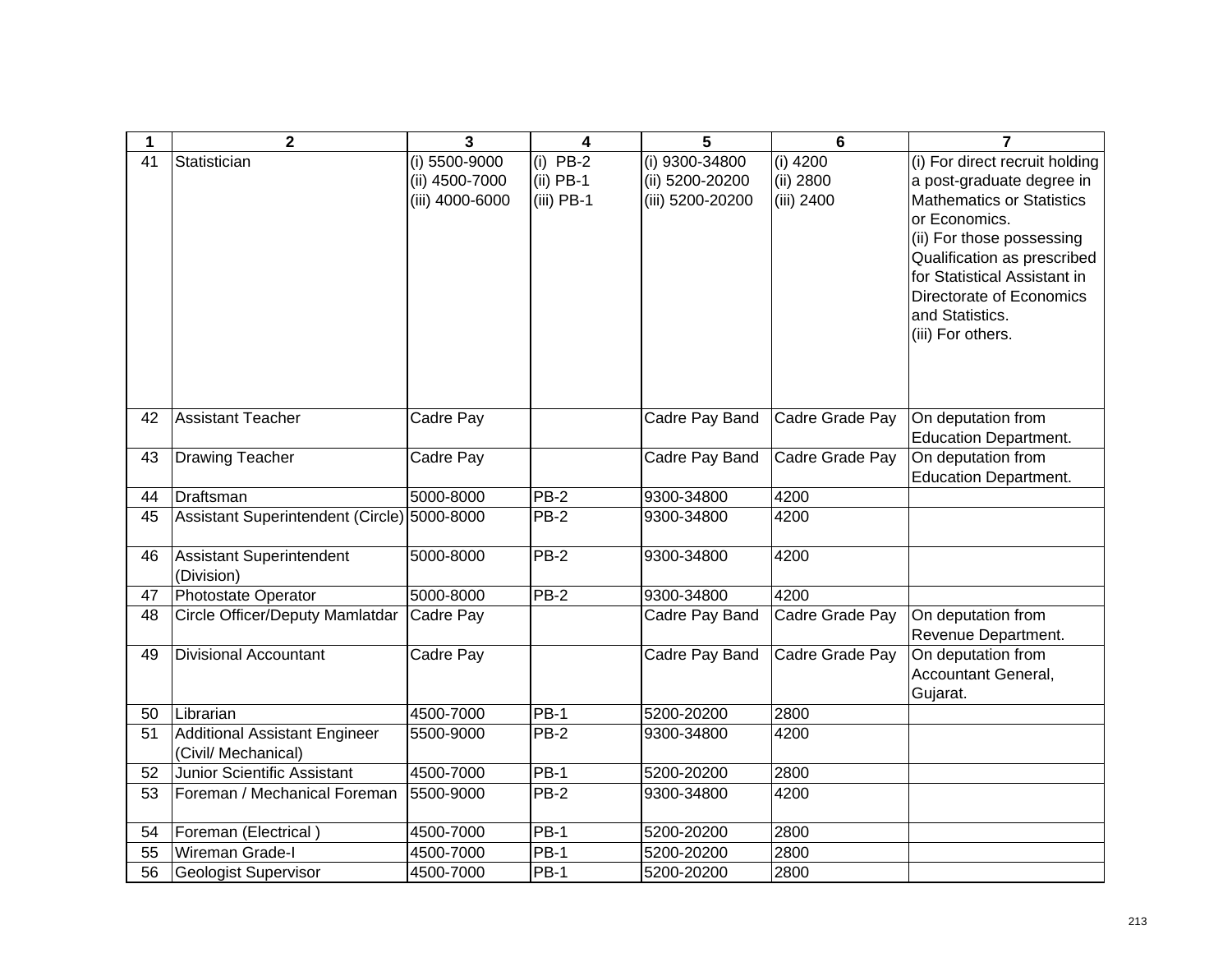| 1 | 2 | 3 | 4 | 5 | 6 | 7 |
|---|---|---|---|---|---|---|
| 41 | Statistician | (i) 5500-9000<br>(ii) 4500-7000<br>(iii) 4000-6000 | (i) PB-2<br>(ii) PB-1<br>(iii) PB-1 | (i) 9300-34800<br>(ii) 5200-20200<br>(iii) 5200-20200 | (i) 4200<br>(ii) 2800<br>(iii) 2400 | (i) For direct recruit holding a post-graduate degree in Mathematics or Statistics or Economics.<br>(ii) For those possessing Qualification as prescribed for Statistical Assistant in Directorate of Economics and Statistics.<br>(iii) For others. |
| 42 | Assistant Teacher | Cadre Pay | | Cadre Pay Band | Cadre Grade Pay | On deputation from Education Department. |
| 43 | Drawing Teacher | Cadre Pay | | Cadre Pay Band | Cadre Grade Pay | On deputation from Education Department. |
| 44 | Draftsman | 5000-8000 | PB-2 | 9300-34800 | 4200 | |
| 45 | Assistant Superintendent (Circle) | 5000-8000 | PB-2 | 9300-34800 | 4200 | |
| 46 | Assistant Superintendent (Division) | 5000-8000 | PB-2 | 9300-34800 | 4200 | |
| 47 | Photostate Operator | 5000-8000 | PB-2 | 9300-34800 | 4200 | |
| 48 | Circle Officer/Deputy Mamlatdar | Cadre Pay | | Cadre Pay Band | Cadre Grade Pay | On deputation from Revenue Department. |
| 49 | Divisional Accountant | Cadre Pay | | Cadre Pay Band | Cadre Grade Pay | On deputation from Accountant General, Gujarat. |
| 50 | Librarian | 4500-7000 | PB-1 | 5200-20200 | 2800 | |
| 51 | Additional Assistant Engineer (Civil/ Mechanical) | 5500-9000 | PB-2 | 9300-34800 | 4200 | |
| 52 | Junior Scientific Assistant | 4500-7000 | PB-1 | 5200-20200 | 2800 | |
| 53 | Foreman / Mechanical Foreman | 5500-9000 | PB-2 | 9300-34800 | 4200 | |
| 54 | Foreman (Electrical ) | 4500-7000 | PB-1 | 5200-20200 | 2800 | |
| 55 | Wireman Grade-I | 4500-7000 | PB-1 | 5200-20200 | 2800 | |
| 56 | Geologist Supervisor | 4500-7000 | PB-1 | 5200-20200 | 2800 | |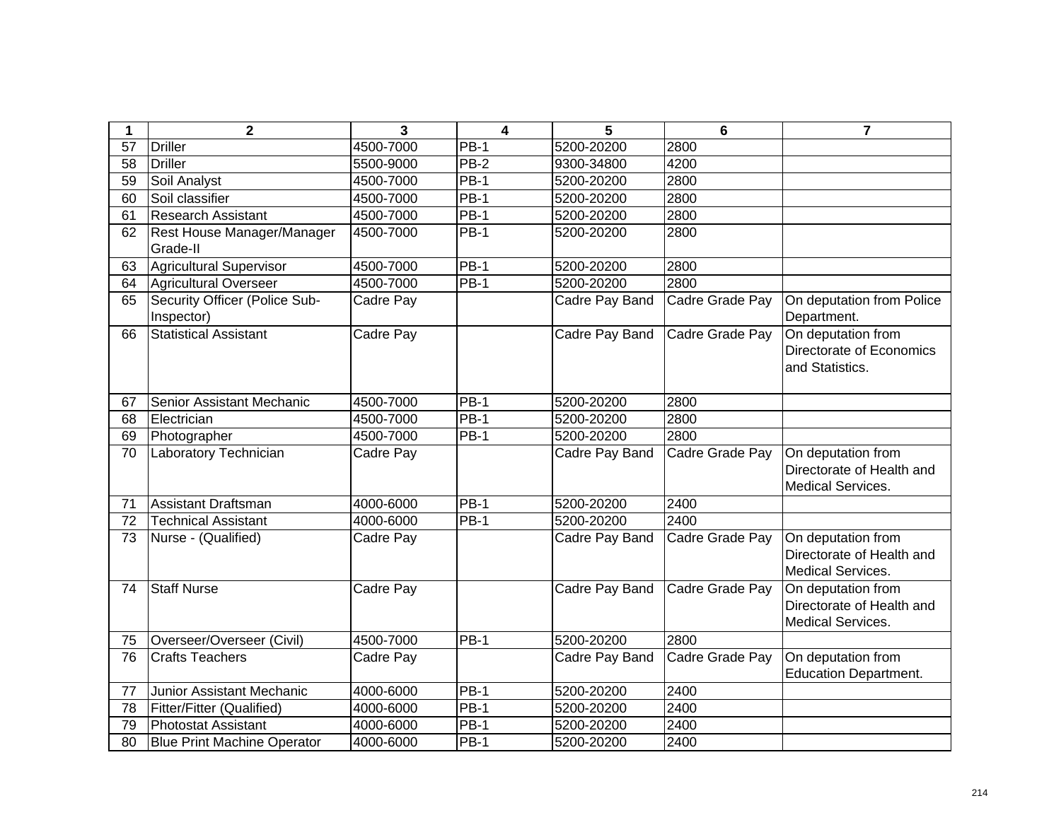| 1 | 2 | 3 | 4 | 5 | 6 | 7 |
|---|---|---|---|---|---|---|
| 57 | Driller | 4500-7000 | PB-1 | 5200-20200 | 2800 | |
| 58 | Driller | 5500-9000 | PB-2 | 9300-34800 | 4200 | |
| 59 | Soil Analyst | 4500-7000 | PB-1 | 5200-20200 | 2800 | |
| 60 | Soil classifier | 4500-7000 | PB-1 | 5200-20200 | 2800 | |
| 61 | Research Assistant | 4500-7000 | PB-1 | 5200-20200 | 2800 | |
| 62 | Rest House Manager/Manager Grade-II | 4500-7000 | PB-1 | 5200-20200 | 2800 | |
| 63 | Agricultural Supervisor | 4500-7000 | PB-1 | 5200-20200 | 2800 | |
| 64 | Agricultural Overseer | 4500-7000 | PB-1 | 5200-20200 | 2800 | |
| 65 | Security Officer (Police Sub-Inspector) | Cadre Pay | | Cadre Pay Band | Cadre Grade Pay | On deputation from Police Department. |
| 66 | Statistical Assistant | Cadre Pay | | Cadre Pay Band | Cadre Grade Pay | On deputation from Directorate of Economics and Statistics. |
| 67 | Senior Assistant Mechanic | 4500-7000 | PB-1 | 5200-20200 | 2800 | |
| 68 | Electrician | 4500-7000 | PB-1 | 5200-20200 | 2800 | |
| 69 | Photographer | 4500-7000 | PB-1 | 5200-20200 | 2800 | |
| 70 | Laboratory Technician | Cadre Pay | | Cadre Pay Band | Cadre Grade Pay | On deputation from Directorate of Health and Medical Services. |
| 71 | Assistant Draftsman | 4000-6000 | PB-1 | 5200-20200 | 2400 | |
| 72 | Technical Assistant | 4000-6000 | PB-1 | 5200-20200 | 2400 | |
| 73 | Nurse - (Qualified) | Cadre Pay | | Cadre Pay Band | Cadre Grade Pay | On deputation from Directorate of Health and Medical Services. |
| 74 | Staff Nurse | Cadre Pay | | Cadre Pay Band | Cadre Grade Pay | On deputation from Directorate of Health and Medical Services. |
| 75 | Overseer/Overseer (Civil) | 4500-7000 | PB-1 | 5200-20200 | 2800 | |
| 76 | Crafts Teachers | Cadre Pay | | Cadre Pay Band | Cadre Grade Pay | On deputation from Education Department. |
| 77 | Junior Assistant Mechanic | 4000-6000 | PB-1 | 5200-20200 | 2400 | |
| 78 | Fitter/Fitter (Qualified) | 4000-6000 | PB-1 | 5200-20200 | 2400 | |
| 79 | Photostat Assistant | 4000-6000 | PB-1 | 5200-20200 | 2400 | |
| 80 | Blue Print Machine Operator | 4000-6000 | PB-1 | 5200-20200 | 2400 | |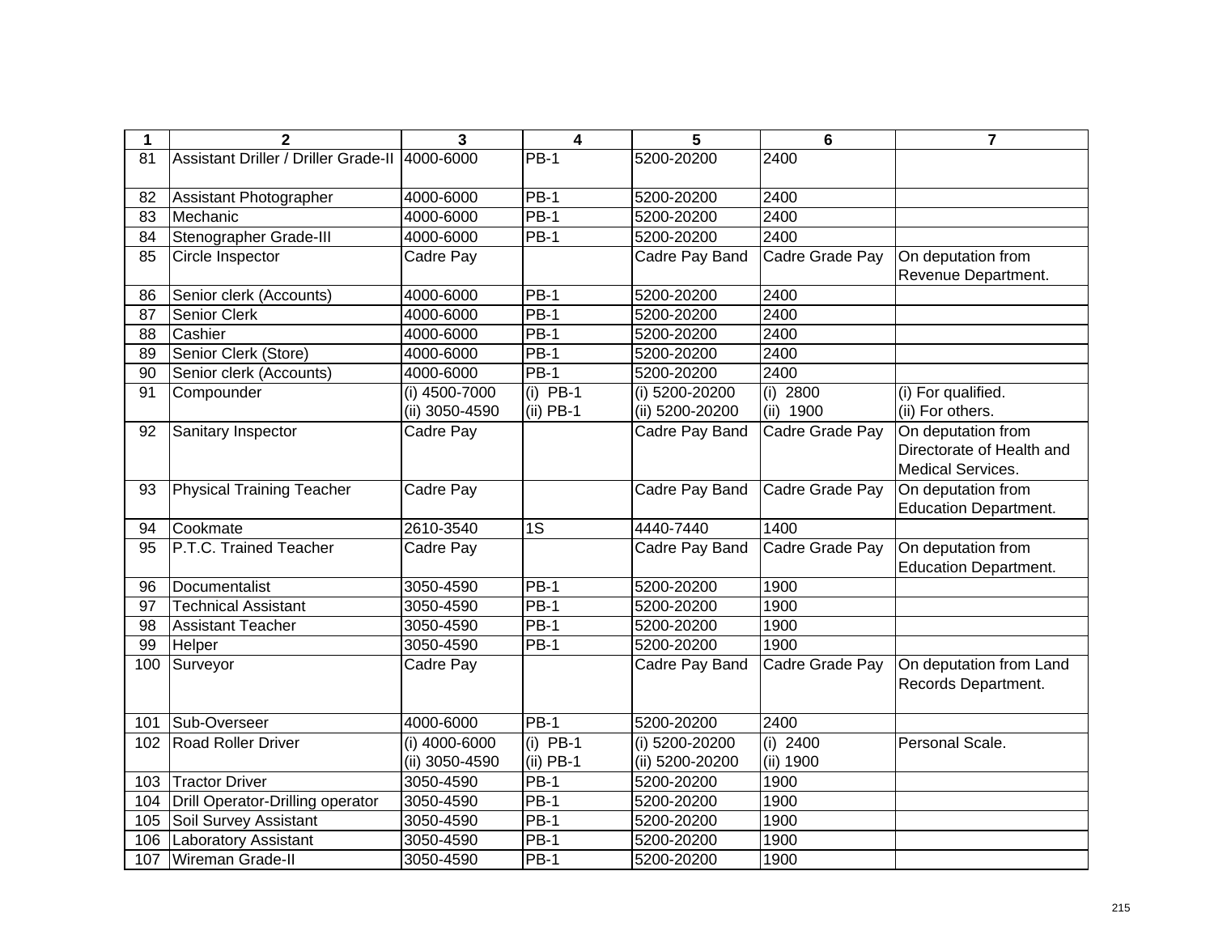| 1 | 2 | 3 | 4 | 5 | 6 | 7 |
|---|---|---|---|---|---|---|
| 81 | Assistant Driller / Driller Grade-II | 4000-6000 | PB-1 | 5200-20200 | 2400 | |
| 82 | Assistant Photographer | 4000-6000 | PB-1 | 5200-20200 | 2400 | |
| 83 | Mechanic | 4000-6000 | PB-1 | 5200-20200 | 2400 | |
| 84 | Stenographer Grade-III | 4000-6000 | PB-1 | 5200-20200 | 2400 | |
| 85 | Circle Inspector | Cadre Pay | | Cadre Pay Band | Cadre Grade Pay | On deputation from Revenue Department. |
| 86 | Senior clerk (Accounts) | 4000-6000 | PB-1 | 5200-20200 | 2400 | |
| 87 | Senior Clerk | 4000-6000 | PB-1 | 5200-20200 | 2400 | |
| 88 | Cashier | 4000-6000 | PB-1 | 5200-20200 | 2400 | |
| 89 | Senior Clerk (Store) | 4000-6000 | PB-1 | 5200-20200 | 2400 | |
| 90 | Senior clerk (Accounts) | 4000-6000 | PB-1 | 5200-20200 | 2400 | |
| 91 | Compounder | (i) 4500-7000<br>(ii) 3050-4590 | (i) PB-1<br>(ii) PB-1 | (i) 5200-20200<br>(ii) 5200-20200 | (i) 2800<br>(ii) 1900 | (i) For qualified.<br>(ii) For others. |
| 92 | Sanitary Inspector | Cadre Pay | | Cadre Pay Band | Cadre Grade Pay | On deputation from Directorate of Health and Medical Services. |
| 93 | Physical Training Teacher | Cadre Pay | | Cadre Pay Band | Cadre Grade Pay | On deputation from Education Department. |
| 94 | Cookmate | 2610-3540 | 1S | 4440-7440 | 1400 | |
| 95 | P.T.C. Trained Teacher | Cadre Pay | | Cadre Pay Band | Cadre Grade Pay | On deputation from Education Department. |
| 96 | Documentalist | 3050-4590 | PB-1 | 5200-20200 | 1900 | |
| 97 | Technical Assistant | 3050-4590 | PB-1 | 5200-20200 | 1900 | |
| 98 | Assistant Teacher | 3050-4590 | PB-1 | 5200-20200 | 1900 | |
| 99 | Helper | 3050-4590 | PB-1 | 5200-20200 | 1900 | |
| 100 | Surveyor | Cadre Pay | | Cadre Pay Band | Cadre Grade Pay | On deputation from Land Records Department. |
| 101 | Sub-Overseer | 4000-6000 | PB-1 | 5200-20200 | 2400 | |
| 102 | Road Roller Driver | (i) 4000-6000<br>(ii) 3050-4590 | (i) PB-1<br>(ii) PB-1 | (i) 5200-20200<br>(ii) 5200-20200 | (i) 2400<br>(ii) 1900 | Personal Scale. |
| 103 | Tractor Driver | 3050-4590 | PB-1 | 5200-20200 | 1900 | |
| 104 | Drill Operator-Drilling operator | 3050-4590 | PB-1 | 5200-20200 | 1900 | |
| 105 | Soil Survey Assistant | 3050-4590 | PB-1 | 5200-20200 | 1900 | |
| 106 | Laboratory Assistant | 3050-4590 | PB-1 | 5200-20200 | 1900 | |
| 107 | Wireman Grade-II | 3050-4590 | PB-1 | 5200-20200 | 1900 | |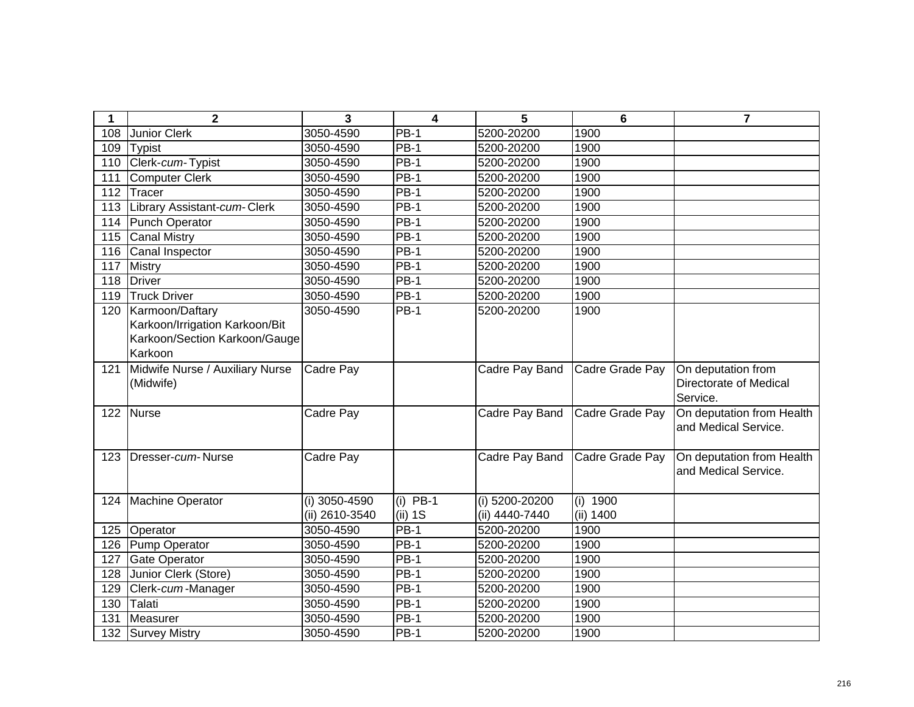| 1 | 2 | 3 | 4 | 5 | 6 | 7 |
|---|---|---|---|---|---|---|
| 108 | Junior Clerk | 3050-4590 | PB-1 | 5200-20200 | 1900 | |
| 109 | Typist | 3050-4590 | PB-1 | 5200-20200 | 1900 | |
| 110 | Clerk-*cum*- Typist | 3050-4590 | PB-1 | 5200-20200 | 1900 | |
| 111 | Computer Clerk | 3050-4590 | PB-1 | 5200-20200 | 1900 | |
| 112 | Tracer | 3050-4590 | PB-1 | 5200-20200 | 1900 | |
| 113 | Library Assistant-*cum*- Clerk | 3050-4590 | PB-1 | 5200-20200 | 1900 | |
| 114 | Punch Operator | 3050-4590 | PB-1 | 5200-20200 | 1900 | |
| 115 | Canal Mistry | 3050-4590 | PB-1 | 5200-20200 | 1900 | |
| 116 | Canal Inspector | 3050-4590 | PB-1 | 5200-20200 | 1900 | |
| 117 | Mistry | 3050-4590 | PB-1 | 5200-20200 | 1900 | |
| 118 | Driver | 3050-4590 | PB-1 | 5200-20200 | 1900 | |
| 119 | Truck Driver | 3050-4590 | PB-1 | 5200-20200 | 1900 | |
| 120 | Karmoon/Daftary Karkoon/Irrigation Karkoon/Bit Karkoon/Section Karkoon/Gauge Karkoon | 3050-4590 | PB-1 | 5200-20200 | 1900 | |
| 121 | Midwife Nurse / Auxiliary Nurse (Midwife) | Cadre Pay | | Cadre Pay Band | Cadre Grade Pay | On deputation from Directorate of Medical Service. |
| 122 | Nurse | Cadre Pay | | Cadre Pay Band | Cadre Grade Pay | On deputation from Health and Medical Service. |
| 123 | Dresser-*cum*- Nurse | Cadre Pay | | Cadre Pay Band | Cadre Grade Pay | On deputation from Health and Medical Service. |
| 124 | Machine Operator | (i) 3050-4590<br>(ii) 2610-3540 | (i) PB-1<br>(ii) 1S | (i) 5200-20200<br>(ii) 4440-7440 | (i) 1900<br>(ii) 1400 | |
| 125 | Operator | 3050-4590 | PB-1 | 5200-20200 | 1900 | |
| 126 | Pump Operator | 3050-4590 | PB-1 | 5200-20200 | 1900 | |
| 127 | Gate Operator | 3050-4590 | PB-1 | 5200-20200 | 1900 | |
| 128 | Junior Clerk (Store) | 3050-4590 | PB-1 | 5200-20200 | 1900 | |
| 129 | Clerk-*cum* -Manager | 3050-4590 | PB-1 | 5200-20200 | 1900 | |
| 130 | Talati | 3050-4590 | PB-1 | 5200-20200 | 1900 | |
| 131 | Measurer | 3050-4590 | PB-1 | 5200-20200 | 1900 | |
| 132 | Survey Mistry | 3050-4590 | PB-1 | 5200-20200 | 1900 | |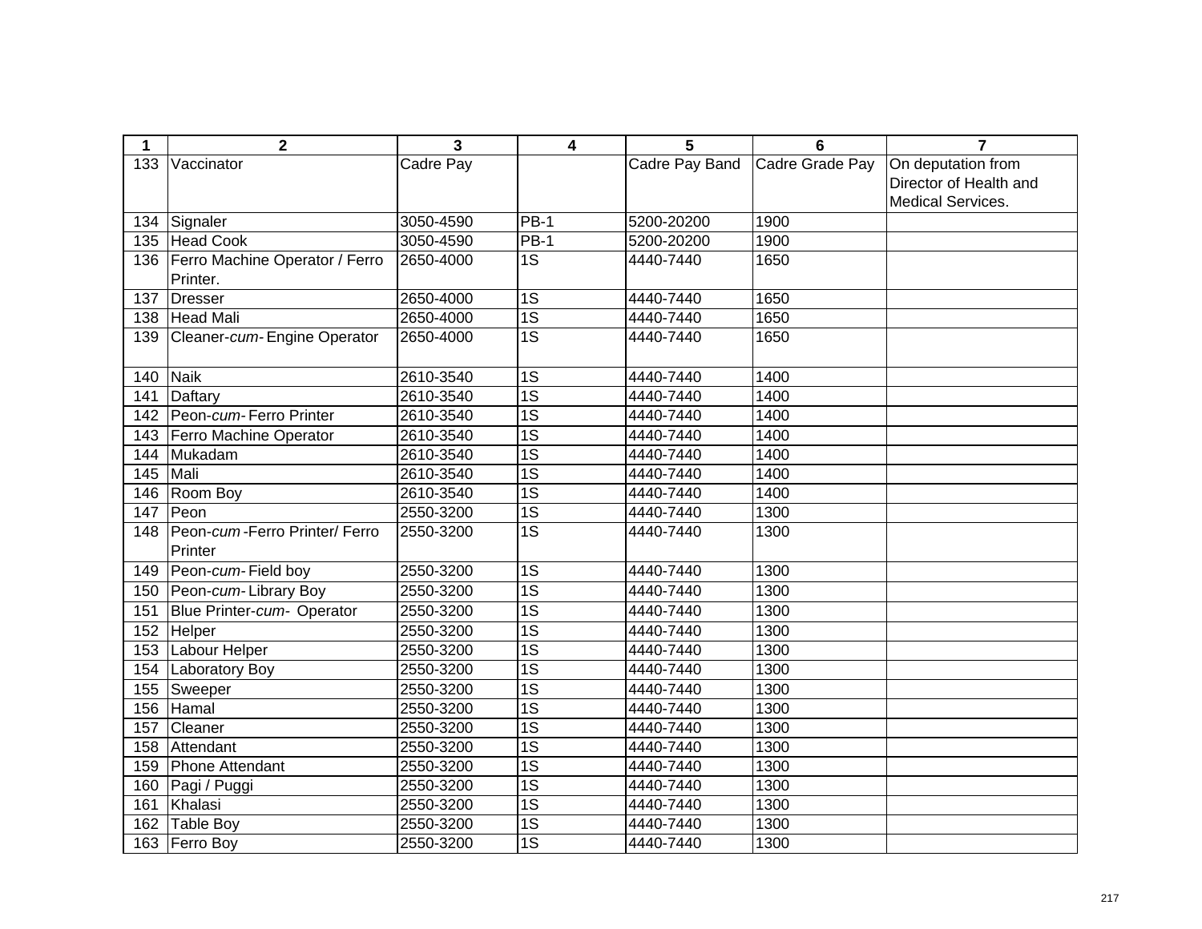| 1 | 2 | 3 | 4 | 5 | 6 | 7 |
|---|---|---|---|---|---|---|
| 133 | Vaccinator | Cadre Pay | | Cadre Pay Band | Cadre Grade Pay | On deputation from Director of Health and Medical Services. |
| 134 | Signaler | 3050-4590 | PB-1 | 5200-20200 | 1900 | |
| 135 | Head Cook | 3050-4590 | PB-1 | 5200-20200 | 1900 | |
| 136 | Ferro Machine Operator / Ferro Printer. | 2650-4000 | 1S | 4440-7440 | 1650 | |
| 137 | Dresser | 2650-4000 | 1S | 4440-7440 | 1650 | |
| 138 | Head Mali | 2650-4000 | 1S | 4440-7440 | 1650 | |
| 139 | Cleaner-*cum*- Engine Operator | 2650-4000 | 1S | 4440-7440 | 1650 | |
| 140 | Naik | 2610-3540 | 1S | 4440-7440 | 1400 | |
| 141 | Daftary | 2610-3540 | 1S | 4440-7440 | 1400 | |
| 142 | Peon-*cum*- Ferro Printer | 2610-3540 | 1S | 4440-7440 | 1400 | |
| 143 | Ferro Machine Operator | 2610-3540 | 1S | 4440-7440 | 1400 | |
| 144 | Mukadam | 2610-3540 | 1S | 4440-7440 | 1400 | |
| 145 | Mali | 2610-3540 | 1S | 4440-7440 | 1400 | |
| 146 | Room Boy | 2610-3540 | 1S | 4440-7440 | 1400 | |
| 147 | Peon | 2550-3200 | 1S | 4440-7440 | 1300 | |
| 148 | Peon-*cum* -Ferro Printer/ Ferro Printer | 2550-3200 | 1S | 4440-7440 | 1300 | |
| 149 | Peon-*cum*- Field boy | 2550-3200 | 1S | 4440-7440 | 1300 | |
| 150 | Peon-*cum*- Library Boy | 2550-3200 | 1S | 4440-7440 | 1300 | |
| 151 | Blue Printer-*cum*- Operator | 2550-3200 | 1S | 4440-7440 | 1300 | |
| 152 | Helper | 2550-3200 | 1S | 4440-7440 | 1300 | |
| 153 | Labour Helper | 2550-3200 | 1S | 4440-7440 | 1300 | |
| 154 | Laboratory Boy | 2550-3200 | 1S | 4440-7440 | 1300 | |
| 155 | Sweeper | 2550-3200 | 1S | 4440-7440 | 1300 | |
| 156 | Hamal | 2550-3200 | 1S | 4440-7440 | 1300 | |
| 157 | Cleaner | 2550-3200 | 1S | 4440-7440 | 1300 | |
| 158 | Attendant | 2550-3200 | 1S | 4440-7440 | 1300 | |
| 159 | Phone Attendant | 2550-3200 | 1S | 4440-7440 | 1300 | |
| 160 | Pagi / Puggi | 2550-3200 | 1S | 4440-7440 | 1300 | |
| 161 | Khalasi | 2550-3200 | 1S | 4440-7440 | 1300 | |
| 162 | Table Boy | 2550-3200 | 1S | 4440-7440 | 1300 | |
| 163 | Ferro Boy | 2550-3200 | 1S | 4440-7440 | 1300 | |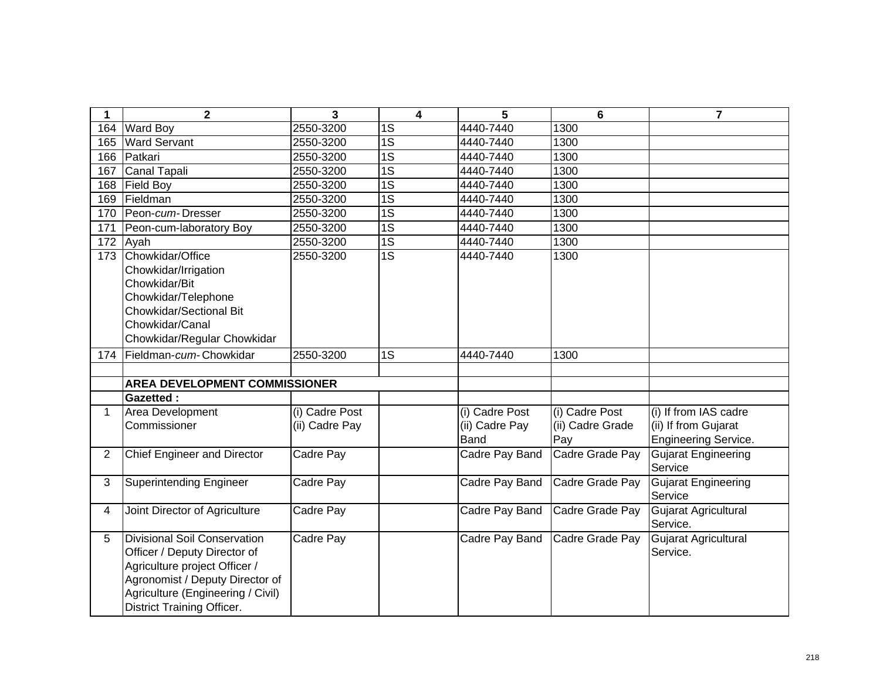| 1 | 2 | 3 | 4 | 5 | 6 | 7 |
|---|---|---|---|---|---|---|
| 164 | Ward Boy | 2550-3200 | 1S | 4440-7440 | 1300 | |
| 165 | Ward Servant | 2550-3200 | 1S | 4440-7440 | 1300 | |
| 166 | Patkari | 2550-3200 | 1S | 4440-7440 | 1300 | |
| 167 | Canal Tapali | 2550-3200 | 1S | 4440-7440 | 1300 | |
| 168 | Field Boy | 2550-3200 | 1S | 4440-7440 | 1300 | |
| 169 | Fieldman | 2550-3200 | 1S | 4440-7440 | 1300 | |
| 170 | Peon-*cum*- Dresser | 2550-3200 | 1S | 4440-7440 | 1300 | |
| 171 | Peon-cum-laboratory Boy | 2550-3200 | 1S | 4440-7440 | 1300 | |
| 172 | Ayah | 2550-3200 | 1S | 4440-7440 | 1300 | |
| 173 | Chowkidar/Office Chowkidar/Irrigation Chowkidar/Bit Chowkidar/Telephone Chowkidar/Sectional Bit Chowkidar/Canal Chowkidar/Regular Chowkidar | 2550-3200 | 1S | 4440-7440 | 1300 | |
| 174 | Fieldman-*cum*- Chowkidar | 2550-3200 | 1S | 4440-7440 | 1300 | |
| | | | | | | |
| | **AREA DEVELOPMENT COMMISSIONER** | | | | | |
| | **Gazetted :** | | | | | |
| 1 | Area Development Commissioner | (i) Cadre Post (ii) Cadre Pay | | (i) Cadre Post (ii) Cadre Pay Band | (i) Cadre Post (ii) Cadre Grade Pay | (i) If from IAS cadre (ii) If from Gujarat Engineering Service. |
| 2 | Chief Engineer and Director | Cadre Pay | | Cadre Pay Band | Cadre Grade Pay | Gujarat Engineering Service |
| 3 | Superintending Engineer | Cadre Pay | | Cadre Pay Band | Cadre Grade Pay | Gujarat Engineering Service |
| 4 | Joint Director of Agriculture | Cadre Pay | | Cadre Pay Band | Cadre Grade Pay | Gujarat Agricultural Service. |
| 5 | Divisional Soil Conservation Officer / Deputy Director of Agriculture project Officer / Agronomist / Deputy Director of Agriculture (Engineering / Civil) District Training Officer. | Cadre Pay | | Cadre Pay Band | Cadre Grade Pay | Gujarat Agricultural Service. |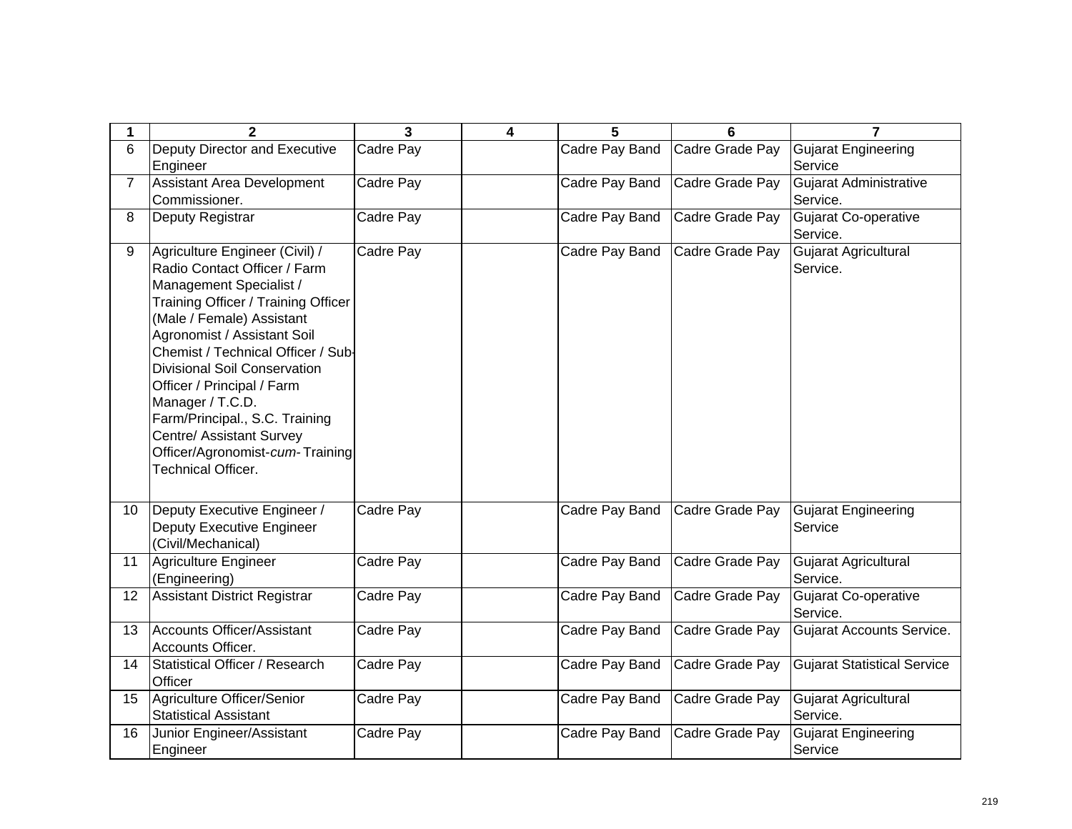| 1 | 2 | 3 | 4 | 5 | 6 | 7 |
|---|---|---|---|---|---|---|
| 6 | Deputy Director and Executive Engineer | Cadre Pay | | Cadre Pay Band | Cadre Grade Pay | Gujarat Engineering Service |
| 7 | Assistant Area Development Commissioner. | Cadre Pay | | Cadre Pay Band | Cadre Grade Pay | Gujarat Administrative Service. |
| 8 | Deputy Registrar | Cadre Pay | | Cadre Pay Band | Cadre Grade Pay | Gujarat Co-operative Service. |
| 9 | Agriculture Engineer (Civil) / Radio Contact Officer / Farm Management Specialist / Training Officer / Training Officer (Male / Female) Assistant Agronomist / Assistant Soil Chemist / Technical Officer / Sub-Divisional Soil Conservation Officer / Principal / Farm Manager / T.C.D. Farm/Principal., S.C. Training Centre/ Assistant Survey Officer/Agronomist-*cum*- Training Technical Officer. | Cadre Pay | | Cadre Pay Band | Cadre Grade Pay | Gujarat Agricultural Service. |
| 10 | Deputy Executive Engineer / Deputy Executive Engineer (Civil/Mechanical) | Cadre Pay | | Cadre Pay Band | Cadre Grade Pay | Gujarat Engineering Service |
| 11 | Agriculture Engineer (Engineering) | Cadre Pay | | Cadre Pay Band | Cadre Grade Pay | Gujarat Agricultural Service. |
| 12 | Assistant District Registrar | Cadre Pay | | Cadre Pay Band | Cadre Grade Pay | Gujarat Co-operative Service. |
| 13 | Accounts Officer/Assistant Accounts Officer. | Cadre Pay | | Cadre Pay Band | Cadre Grade Pay | Gujarat Accounts Service. |
| 14 | Statistical Officer / Research Officer | Cadre Pay | | Cadre Pay Band | Cadre Grade Pay | Gujarat Statistical Service |
| 15 | Agriculture Officer/Senior Statistical Assistant | Cadre Pay | | Cadre Pay Band | Cadre Grade Pay | Gujarat Agricultural Service. |
| 16 | Junior Engineer/Assistant Engineer | Cadre Pay | | Cadre Pay Band | Cadre Grade Pay | Gujarat Engineering Service |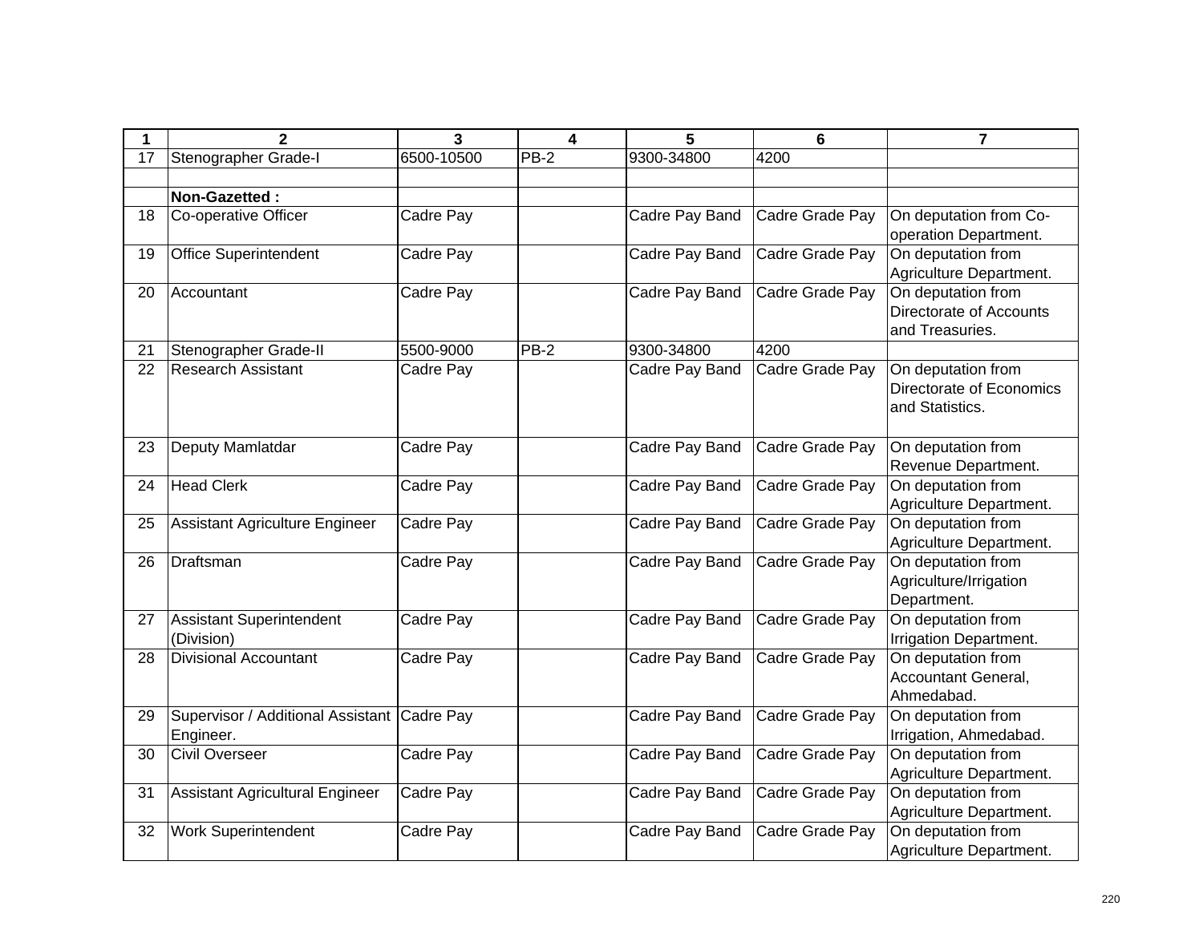| 1 | 2 | 3 | 4 | 5 | 6 | 7 |
|---|---|---|---|---|---|---|
| 17 | Stenographer Grade-I | 6500-10500 | PB-2 | 9300-34800 | 4200 | |
| | | | | | | |
| | **Non-Gazetted :** | | | | | |
| 18 | Co-operative Officer | Cadre Pay | | Cadre Pay Band | Cadre Grade Pay | On deputation from Co-operation Department. |
| 19 | Office Superintendent | Cadre Pay | | Cadre Pay Band | Cadre Grade Pay | On deputation from Agriculture Department. |
| 20 | Accountant | Cadre Pay | | Cadre Pay Band | Cadre Grade Pay | On deputation from Directorate of Accounts and Treasuries. |
| 21 | Stenographer Grade-II | 5500-9000 | PB-2 | 9300-34800 | 4200 | |
| 22 | Research Assistant | Cadre Pay | | Cadre Pay Band | Cadre Grade Pay | On deputation from Directorate of Economics and Statistics. |
| 23 | Deputy Mamlatdar | Cadre Pay | | Cadre Pay Band | Cadre Grade Pay | On deputation from Revenue Department. |
| 24 | Head Clerk | Cadre Pay | | Cadre Pay Band | Cadre Grade Pay | On deputation from Agriculture Department. |
| 25 | Assistant Agriculture Engineer | Cadre Pay | | Cadre Pay Band | Cadre Grade Pay | On deputation from Agriculture Department. |
| 26 | Draftsman | Cadre Pay | | Cadre Pay Band | Cadre Grade Pay | On deputation from Agriculture/Irrigation Department. |
| 27 | Assistant Superintendent (Division) | Cadre Pay | | Cadre Pay Band | Cadre Grade Pay | On deputation from Irrigation Department. |
| 28 | Divisional Accountant | Cadre Pay | | Cadre Pay Band | Cadre Grade Pay | On deputation from Accountant General, Ahmedabad. |
| 29 | Supervisor / Additional Assistant Engineer. | Cadre Pay | | Cadre Pay Band | Cadre Grade Pay | On deputation from Irrigation, Ahmedabad. |
| 30 | Civil Overseer | Cadre Pay | | Cadre Pay Band | Cadre Grade Pay | On deputation from Agriculture Department. |
| 31 | Assistant Agricultural Engineer | Cadre Pay | | Cadre Pay Band | Cadre Grade Pay | On deputation from Agriculture Department. |
| 32 | Work Superintendent | Cadre Pay | | Cadre Pay Band | Cadre Grade Pay | On deputation from Agriculture Department. |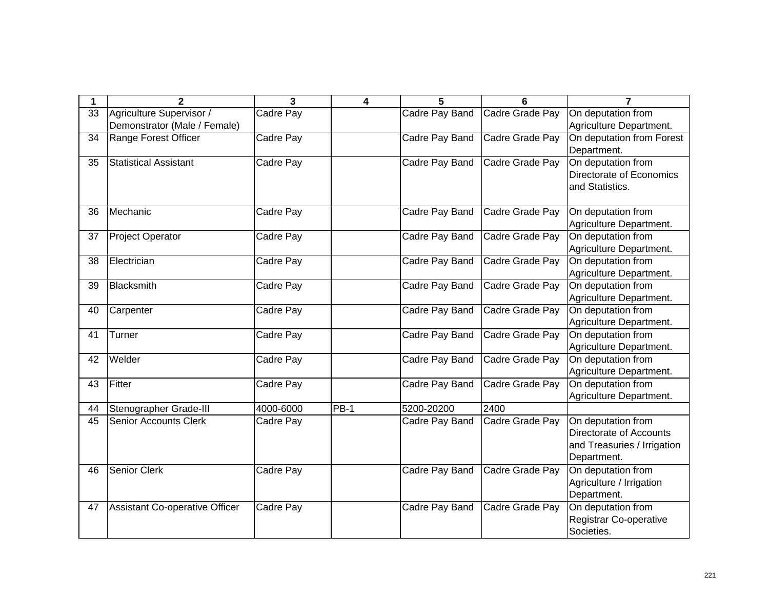| 1 | 2 | 3 | 4 | 5 | 6 | 7 |
|---|---|---|---|---|---|---|
| 33 | Agriculture Supervisor / Demonstrator (Male / Female) | Cadre Pay | | Cadre Pay Band | Cadre Grade Pay | On deputation from Agriculture Department. |
| 34 | Range Forest Officer | Cadre Pay | | Cadre Pay Band | Cadre Grade Pay | On deputation from Forest Department. |
| 35 | Statistical Assistant | Cadre Pay | | Cadre Pay Band | Cadre Grade Pay | On deputation from Directorate of Economics and Statistics. |
| 36 | Mechanic | Cadre Pay | | Cadre Pay Band | Cadre Grade Pay | On deputation from Agriculture Department. |
| 37 | Project Operator | Cadre Pay | | Cadre Pay Band | Cadre Grade Pay | On deputation from Agriculture Department. |
| 38 | Electrician | Cadre Pay | | Cadre Pay Band | Cadre Grade Pay | On deputation from Agriculture Department. |
| 39 | Blacksmith | Cadre Pay | | Cadre Pay Band | Cadre Grade Pay | On deputation from Agriculture Department. |
| 40 | Carpenter | Cadre Pay | | Cadre Pay Band | Cadre Grade Pay | On deputation from Agriculture Department. |
| 41 | Turner | Cadre Pay | | Cadre Pay Band | Cadre Grade Pay | On deputation from Agriculture Department. |
| 42 | Welder | Cadre Pay | | Cadre Pay Band | Cadre Grade Pay | On deputation from Agriculture Department. |
| 43 | Fitter | Cadre Pay | | Cadre Pay Band | Cadre Grade Pay | On deputation from Agriculture Department. |
| 44 | Stenographer Grade-III | 4000-6000 | PB-1 | 5200-20200 | 2400 | |
| 45 | Senior Accounts Clerk | Cadre Pay | | Cadre Pay Band | Cadre Grade Pay | On deputation from Directorate of Accounts and Treasuries / Irrigation Department. |
| 46 | Senior Clerk | Cadre Pay | | Cadre Pay Band | Cadre Grade Pay | On deputation from Agriculture / Irrigation Department. |
| 47 | Assistant Co-operative Officer | Cadre Pay | | Cadre Pay Band | Cadre Grade Pay | On deputation from Registrar Co-operative Societies. |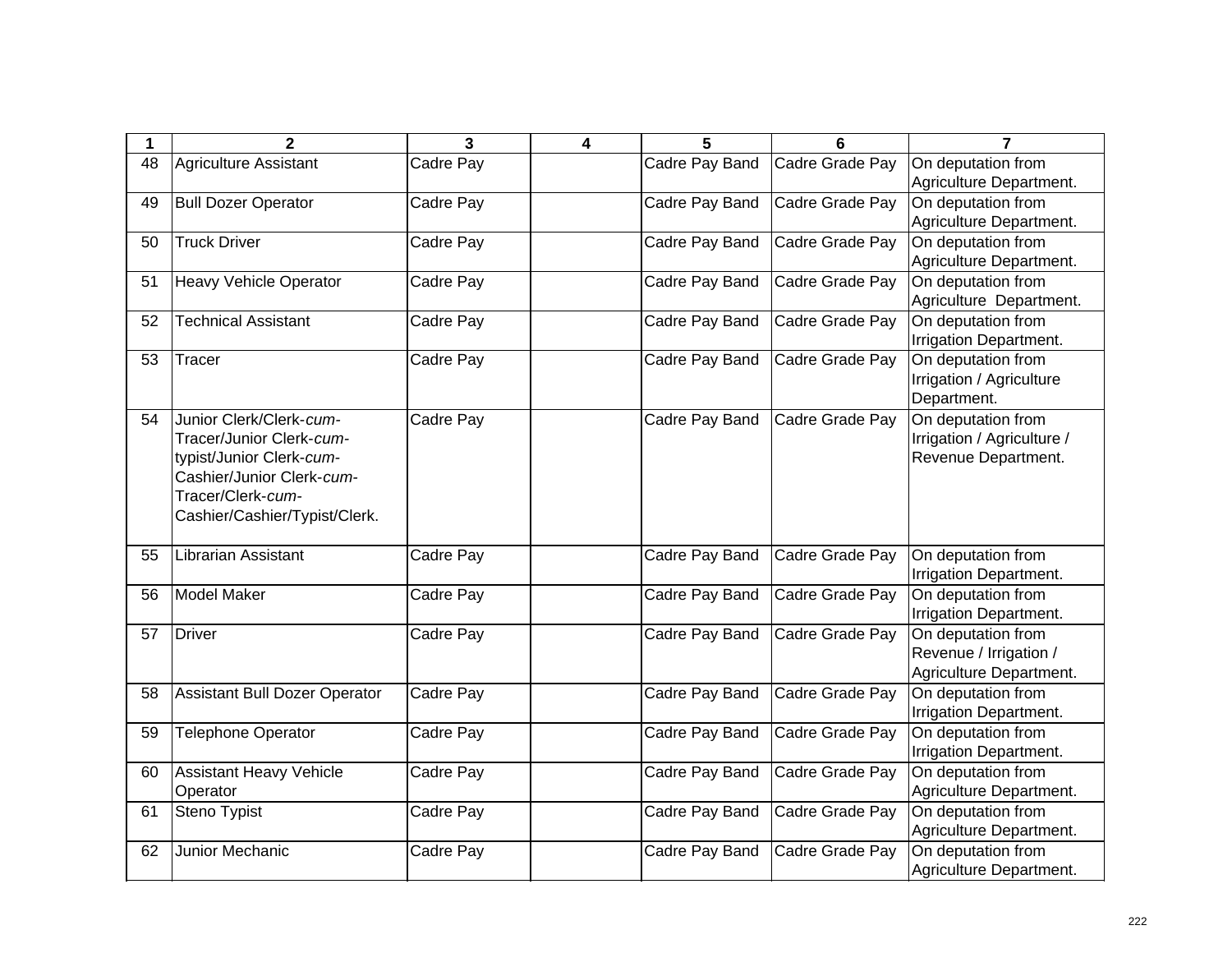| 1 | 2 | 3 | 4 | 5 | 6 | 7 |
|---|---|---|---|---|---|---|
| 48 | Agriculture Assistant | Cadre Pay | | Cadre Pay Band | Cadre Grade Pay | On deputation from Agriculture Department. |
| 49 | Bull Dozer Operator | Cadre Pay | | Cadre Pay Band | Cadre Grade Pay | On deputation from Agriculture Department. |
| 50 | Truck Driver | Cadre Pay | | Cadre Pay Band | Cadre Grade Pay | On deputation from Agriculture Department. |
| 51 | Heavy Vehicle Operator | Cadre Pay | | Cadre Pay Band | Cadre Grade Pay | On deputation from Agriculture Department. |
| 52 | Technical Assistant | Cadre Pay | | Cadre Pay Band | Cadre Grade Pay | On deputation from Irrigation Department. |
| 53 | Tracer | Cadre Pay | | Cadre Pay Band | Cadre Grade Pay | On deputation from Irrigation / Agriculture Department. |
| 54 | Junior Clerk/Clerk-*cum*-Tracer/Junior Clerk-*cum*-typist/Junior Clerk-*cum*-Cashier/Junior Clerk-*cum*-Tracer/Clerk-*cum*-Cashier/Cashier/Typist/Clerk. | Cadre Pay | | Cadre Pay Band | Cadre Grade Pay | On deputation from Irrigation / Agriculture / Revenue Department. |
| 55 | Librarian Assistant | Cadre Pay | | Cadre Pay Band | Cadre Grade Pay | On deputation from Irrigation Department. |
| 56 | Model Maker | Cadre Pay | | Cadre Pay Band | Cadre Grade Pay | On deputation from Irrigation Department. |
| 57 | Driver | Cadre Pay | | Cadre Pay Band | Cadre Grade Pay | On deputation from Revenue / Irrigation / Agriculture Department. |
| 58 | Assistant Bull Dozer Operator | Cadre Pay | | Cadre Pay Band | Cadre Grade Pay | On deputation from Irrigation Department. |
| 59 | Telephone Operator | Cadre Pay | | Cadre Pay Band | Cadre Grade Pay | On deputation from Irrigation Department. |
| 60 | Assistant Heavy Vehicle Operator | Cadre Pay | | Cadre Pay Band | Cadre Grade Pay | On deputation from Agriculture Department. |
| 61 | Steno Typist | Cadre Pay | | Cadre Pay Band | Cadre Grade Pay | On deputation from Agriculture Department. |
| 62 | Junior Mechanic | Cadre Pay | | Cadre Pay Band | Cadre Grade Pay | On deputation from Agriculture Department. |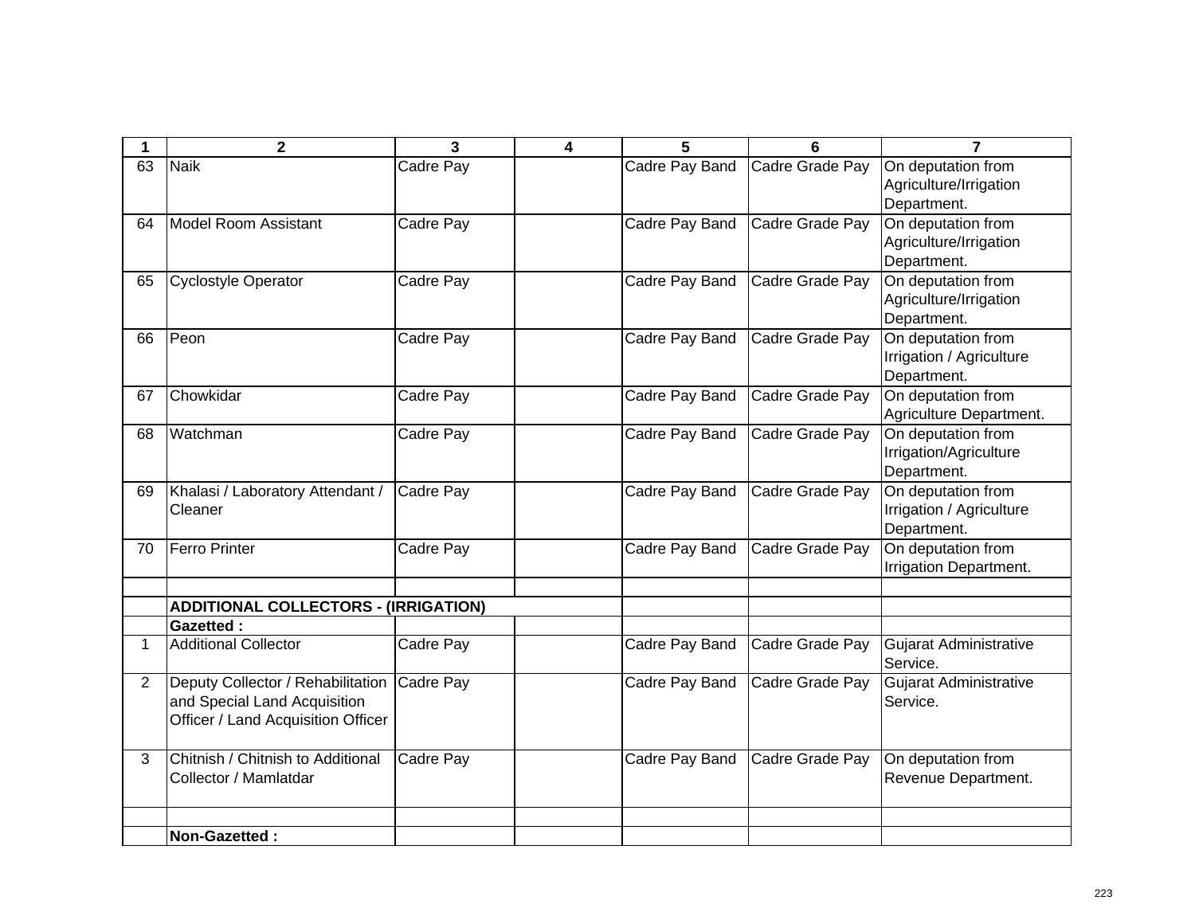| 1 | 2 | 3 | 4 | 5 | 6 | 7 |
|---|---|---|---|---|---|---|
| 63 | Naik | Cadre Pay | | Cadre Pay Band | Cadre Grade Pay | On deputation from Agriculture/Irrigation Department. |
| 64 | Model Room Assistant | Cadre Pay | | Cadre Pay Band | Cadre Grade Pay | On deputation from Agriculture/Irrigation Department. |
| 65 | Cyclostyle Operator | Cadre Pay | | Cadre Pay Band | Cadre Grade Pay | On deputation from Agriculture/Irrigation Department. |
| 66 | Peon | Cadre Pay | | Cadre Pay Band | Cadre Grade Pay | On deputation from Irrigation / Agriculture Department. |
| 67 | Chowkidar | Cadre Pay | | Cadre Pay Band | Cadre Grade Pay | On deputation from Agriculture Department. |
| 68 | Watchman | Cadre Pay | | Cadre Pay Band | Cadre Grade Pay | On deputation from Irrigation/Agriculture Department. |
| 69 | Khalasi / Laboratory Attendant / Cleaner | Cadre Pay | | Cadre Pay Band | Cadre Grade Pay | On deputation from Irrigation / Agriculture Department. |
| 70 | Ferro Printer | Cadre Pay | | Cadre Pay Band | Cadre Grade Pay | On deputation from Irrigation Department. |
| | | | | | | |
| | **ADDITIONAL COLLECTORS - (IRRIGATION)** | | | | | |
| | **Gazetted :** | | | | | |
| 1 | Additional Collector | Cadre Pay | | Cadre Pay Band | Cadre Grade Pay | Gujarat Administrative Service. |
| 2 | Deputy Collector / Rehabilitation and Special Land Acquisition Officer / Land Acquisition Officer | Cadre Pay | | Cadre Pay Band | Cadre Grade Pay | Gujarat Administrative Service. |
| 3 | Chitnish / Chitnish to Additional Collector / Mamlatdar | Cadre Pay | | Cadre Pay Band | Cadre Grade Pay | On deputation from Revenue Department. |
| | | | | | | |
| | **Non-Gazetted :** | | | | | |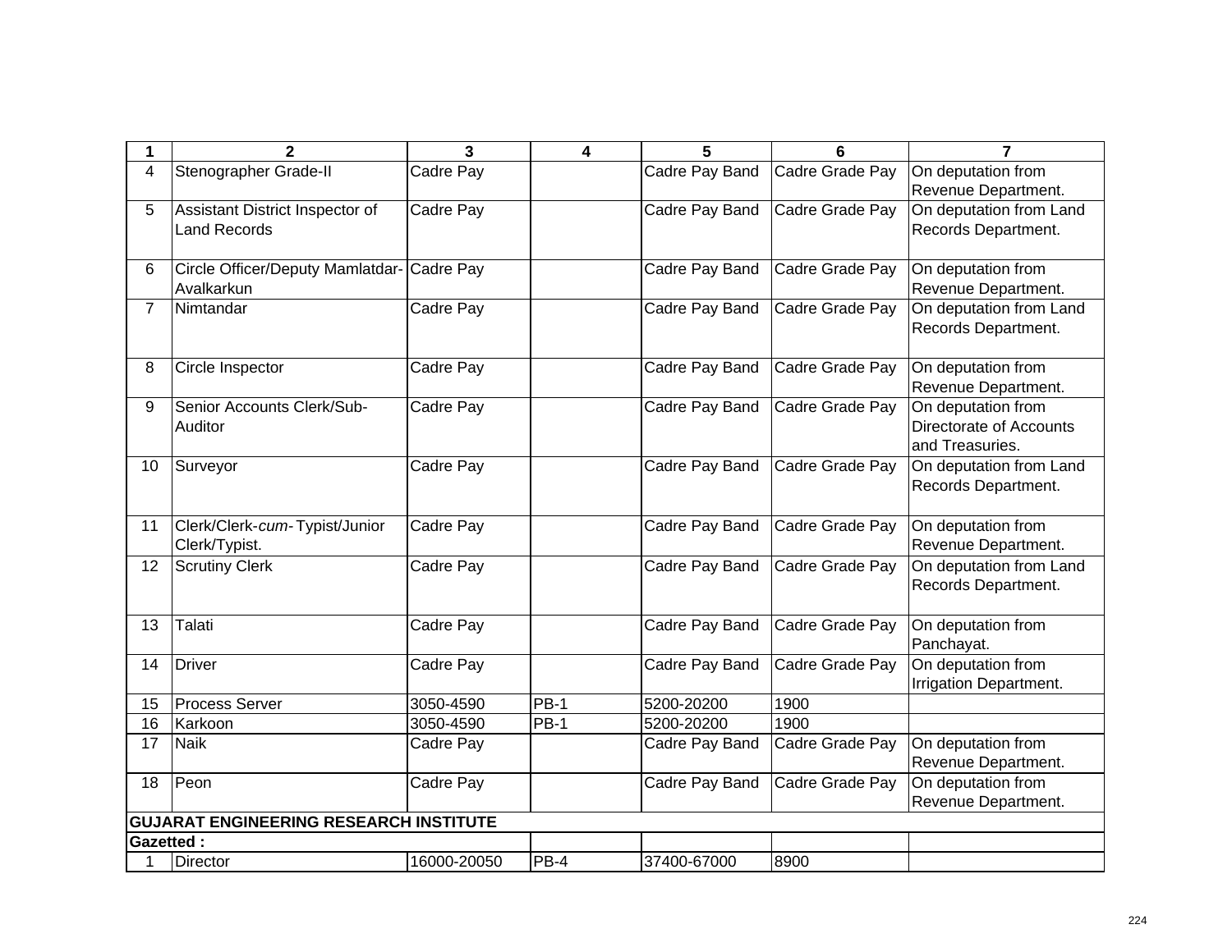| 1 | 2 | 3 | 4 | 5 | 6 | 7 |
|---|---|---|---|---|---|---|
| 4 | Stenographer Grade-II | Cadre Pay | | Cadre Pay Band | Cadre Grade Pay | On deputation from Revenue Department. |
| 5 | Assistant District Inspector of Land Records | Cadre Pay | | Cadre Pay Band | Cadre Grade Pay | On deputation from Land Records Department. |
| 6 | Circle Officer/Deputy Mamlatdar-Avalkarkun | Cadre Pay | | Cadre Pay Band | Cadre Grade Pay | On deputation from Revenue Department. |
| 7 | Nimtandar | Cadre Pay | | Cadre Pay Band | Cadre Grade Pay | On deputation from Land Records Department. |
| 8 | Circle Inspector | Cadre Pay | | Cadre Pay Band | Cadre Grade Pay | On deputation from Revenue Department. |
| 9 | Senior Accounts Clerk/Sub-Auditor | Cadre Pay | | Cadre Pay Band | Cadre Grade Pay | On deputation from Directorate of Accounts and Treasuries. |
| 10 | Surveyor | Cadre Pay | | Cadre Pay Band | Cadre Grade Pay | On deputation from Land Records Department. |
| 11 | Clerk/Clerk-*cum*-Typist/Junior Clerk/Typist. | Cadre Pay | | Cadre Pay Band | Cadre Grade Pay | On deputation from Revenue Department. |
| 12 | Scrutiny Clerk | Cadre Pay | | Cadre Pay Band | Cadre Grade Pay | On deputation from Land Records Department. |
| 13 | Talati | Cadre Pay | | Cadre Pay Band | Cadre Grade Pay | On deputation from Panchayat. |
| 14 | Driver | Cadre Pay | | Cadre Pay Band | Cadre Grade Pay | On deputation from Irrigation Department. |
| 15 | Process Server | 3050-4590 | PB-1 | 5200-20200 | 1900 | |
| 16 | Karkoon | 3050-4590 | PB-1 | 5200-20200 | 1900 | |
| 17 | Naik | Cadre Pay | | Cadre Pay Band | Cadre Grade Pay | On deputation from Revenue Department. |
| 18 | Peon | Cadre Pay | | Cadre Pay Band | Cadre Grade Pay | On deputation from Revenue Department. |
| **GUJARAT ENGINEERING RESEARCH INSTITUTE** | | | | | | |
| **Gazetted :** | | | | | | |
| 1 | Director | 16000-20050 | PB-4 | 37400-67000 | 8900 | |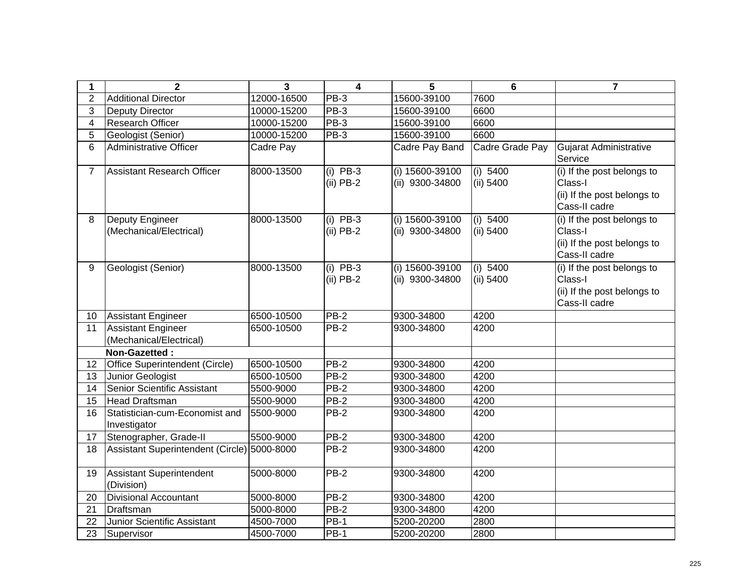| 1 | 2 | 3 | 4 | 5 | 6 | 7 |
|---|---|---|---|---|---|---|
| 2 | Additional Director | 12000-16500 | PB-3 | 15600-39100 | 7600 | |
| 3 | Deputy Director | 10000-15200 | PB-3 | 15600-39100 | 6600 | |
| 4 | Research Officer | 10000-15200 | PB-3 | 15600-39100 | 6600 | |
| 5 | Geologist (Senior) | 10000-15200 | PB-3 | 15600-39100 | 6600 | |
| 6 | Administrative Officer | Cadre Pay | | Cadre Pay Band | Cadre Grade Pay | Gujarat Administrative Service |
| 7 | Assistant Research Officer | 8000-13500 | (i) PB-3<br>(ii) PB-2 | (i) 15600-39100<br>(ii) 9300-34800 | (i) 5400<br>(ii) 5400 | (i) If the post belongs to Class-I<br>(ii) If the post belongs to Cass-II cadre |
| 8 | Deputy Engineer (Mechanical/Electrical) | 8000-13500 | (i) PB-3<br>(ii) PB-2 | (i) 15600-39100<br>(ii) 9300-34800 | (i) 5400<br>(ii) 5400 | (i) If the post belongs to Class-I<br>(ii) If the post belongs to Cass-II cadre |
| 9 | Geologist (Senior) | 8000-13500 | (i) PB-3<br>(ii) PB-2 | (i) 15600-39100<br>(ii) 9300-34800 | (i) 5400<br>(ii) 5400 | (i) If the post belongs to Class-I<br>(ii) If the post belongs to Cass-II cadre |
| 10 | Assistant Engineer | 6500-10500 | PB-2 | 9300-34800 | 4200 | |
| 11 | Assistant Engineer (Mechanical/Electrical) | 6500-10500 | PB-2 | 9300-34800 | 4200 | |
| | **Non-Gazetted :** | | | | | |
| 12 | Office Superintendent (Circle) | 6500-10500 | PB-2 | 9300-34800 | 4200 | |
| 13 | Junior Geologist | 6500-10500 | PB-2 | 9300-34800 | 4200 | |
| 14 | Senior Scientific Assistant | 5500-9000 | PB-2 | 9300-34800 | 4200 | |
| 15 | Head Draftsman | 5500-9000 | PB-2 | 9300-34800 | 4200 | |
| 16 | Statistician-cum-Economist and Investigator | 5500-9000 | PB-2 | 9300-34800 | 4200 | |
| 17 | Stenographer, Grade-II | 5500-9000 | PB-2 | 9300-34800 | 4200 | |
| 18 | Assistant Superintendent (Circle) | 5000-8000 | PB-2 | 9300-34800 | 4200 | |
| 19 | Assistant Superintendent (Division) | 5000-8000 | PB-2 | 9300-34800 | 4200 | |
| 20 | Divisional Accountant | 5000-8000 | PB-2 | 9300-34800 | 4200 | |
| 21 | Draftsman | 5000-8000 | PB-2 | 9300-34800 | 4200 | |
| 22 | Junior Scientific Assistant | 4500-7000 | PB-1 | 5200-20200 | 2800 | |
| 23 | Supervisor | 4500-7000 | PB-1 | 5200-20200 | 2800 | |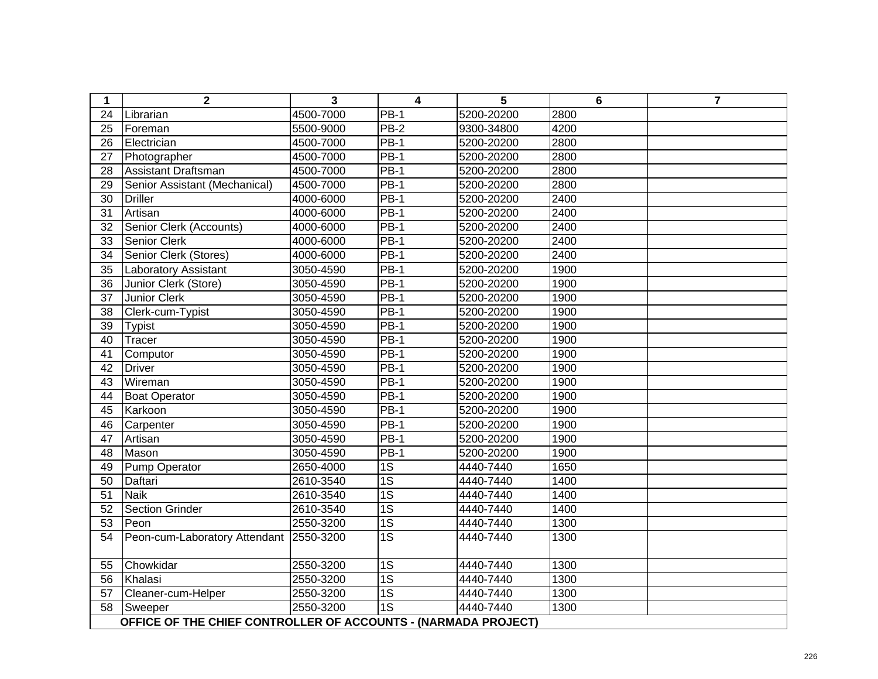| 1 | 2 | 3 | 4 | 5 | 6 | 7 |
|---|---|---|---|---|---|---|
| 24 | Librarian | 4500-7000 | PB-1 | 5200-20200 | 2800 | |
| 25 | Foreman | 5500-9000 | PB-2 | 9300-34800 | 4200 | |
| 26 | Electrician | 4500-7000 | PB-1 | 5200-20200 | 2800 | |
| 27 | Photographer | 4500-7000 | PB-1 | 5200-20200 | 2800 | |
| 28 | Assistant Draftsman | 4500-7000 | PB-1 | 5200-20200 | 2800 | |
| 29 | Senior Assistant (Mechanical) | 4500-7000 | PB-1 | 5200-20200 | 2800 | |
| 30 | Driller | 4000-6000 | PB-1 | 5200-20200 | 2400 | |
| 31 | Artisan | 4000-6000 | PB-1 | 5200-20200 | 2400 | |
| 32 | Senior Clerk (Accounts) | 4000-6000 | PB-1 | 5200-20200 | 2400 | |
| 33 | Senior Clerk | 4000-6000 | PB-1 | 5200-20200 | 2400 | |
| 34 | Senior Clerk (Stores) | 4000-6000 | PB-1 | 5200-20200 | 2400 | |
| 35 | Laboratory Assistant | 3050-4590 | PB-1 | 5200-20200 | 1900 | |
| 36 | Junior Clerk (Store) | 3050-4590 | PB-1 | 5200-20200 | 1900 | |
| 37 | Junior Clerk | 3050-4590 | PB-1 | 5200-20200 | 1900 | |
| 38 | Clerk-cum-Typist | 3050-4590 | PB-1 | 5200-20200 | 1900 | |
| 39 | Typist | 3050-4590 | PB-1 | 5200-20200 | 1900 | |
| 40 | Tracer | 3050-4590 | PB-1 | 5200-20200 | 1900 | |
| 41 | Computor | 3050-4590 | PB-1 | 5200-20200 | 1900 | |
| 42 | Driver | 3050-4590 | PB-1 | 5200-20200 | 1900 | |
| 43 | Wireman | 3050-4590 | PB-1 | 5200-20200 | 1900 | |
| 44 | Boat Operator | 3050-4590 | PB-1 | 5200-20200 | 1900 | |
| 45 | Karkoon | 3050-4590 | PB-1 | 5200-20200 | 1900 | |
| 46 | Carpenter | 3050-4590 | PB-1 | 5200-20200 | 1900 | |
| 47 | Artisan | 3050-4590 | PB-1 | 5200-20200 | 1900 | |
| 48 | Mason | 3050-4590 | PB-1 | 5200-20200 | 1900 | |
| 49 | Pump Operator | 2650-4000 | 1S | 4440-7440 | 1650 | |
| 50 | Daftari | 2610-3540 | 1S | 4440-7440 | 1400 | |
| 51 | Naik | 2610-3540 | 1S | 4440-7440 | 1400 | |
| 52 | Section Grinder | 2610-3540 | 1S | 4440-7440 | 1400 | |
| 53 | Peon | 2550-3200 | 1S | 4440-7440 | 1300 | |
| 54 | Peon-cum-Laboratory Attendant | 2550-3200 | 1S | 4440-7440 | 1300 | |
| 55 | Chowkidar | 2550-3200 | 1S | 4440-7440 | 1300 | |
| 56 | Khalasi | 2550-3200 | 1S | 4440-7440 | 1300 | |
| 57 | Cleaner-cum-Helper | 2550-3200 | 1S | 4440-7440 | 1300 | |
| 58 | Sweeper | 2550-3200 | 1S | 4440-7440 | 1300 | |
| | **OFFICE OF THE CHIEF CONTROLLER OF ACCOUNTS - (NARMADA PROJECT)** | | | | | |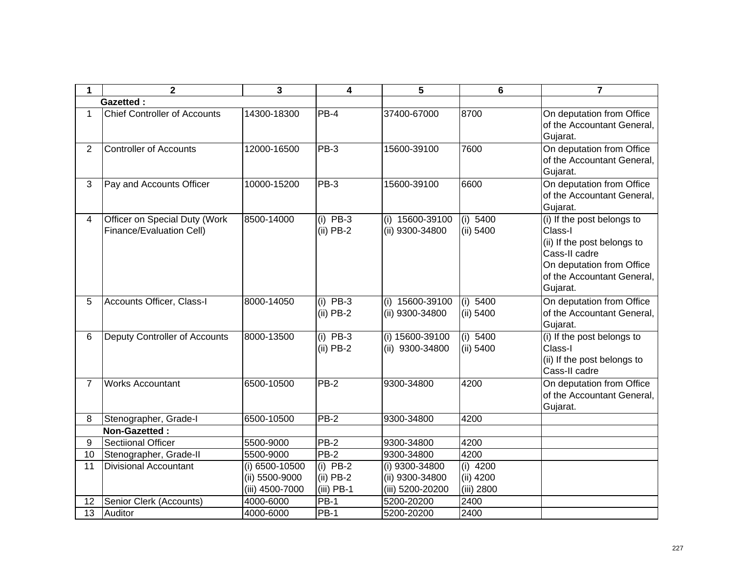| 1 | 2 | 3 | 4 | 5 | 6 | 7 |
|---|---|---|---|---|---|---|
| | **Gazetted :** | | | | | |
| 1 | Chief Controller of Accounts | 14300-18300 | PB-4 | 37400-67000 | 8700 | On deputation from Office of the Accountant General, Gujarat. |
| 2 | Controller of Accounts | 12000-16500 | PB-3 | 15600-39100 | 7600 | On deputation from Office of the Accountant General, Gujarat. |
| 3 | Pay and Accounts Officer | 10000-15200 | PB-3 | 15600-39100 | 6600 | On deputation from Office of the Accountant General, Gujarat. |
| 4 | Officer on Special Duty (Work Finance/Evaluation Cell) | 8500-14000 | (i) PB-3<br>(ii) PB-2 | (i) 15600-39100<br>(ii) 9300-34800 | (i) 5400<br>(ii) 5400 | (i) If the post belongs to Class-I<br>(ii) If the post belongs to Cass-II cadre<br>On deputation from Office of the Accountant General, Gujarat. |
| 5 | Accounts Officer, Class-I | 8000-14050 | (i) PB-3<br>(ii) PB-2 | (i) 15600-39100<br>(ii) 9300-34800 | (i) 5400<br>(ii) 5400 | On deputation from Office of the Accountant General, Gujarat. |
| 6 | Deputy Controller of Accounts | 8000-13500 | (i) PB-3<br>(ii) PB-2 | (i) 15600-39100<br>(ii) 9300-34800 | (i) 5400<br>(ii) 5400 | (i) If the post belongs to Class-I<br>(ii) If the post belongs to Cass-II cadre |
| 7 | Works Accountant | 6500-10500 | PB-2 | 9300-34800 | 4200 | On deputation from Office of the Accountant General, Gujarat. |
| 8 | Stenographer, Grade-I | 6500-10500 | PB-2 | 9300-34800 | 4200 | |
| | **Non-Gazetted :** | | | | | |
| 9 | Sectiional Officer | 5500-9000 | PB-2 | 9300-34800 | 4200 | |
| 10 | Stenographer, Grade-II | 5500-9000 | PB-2 | 9300-34800 | 4200 | |
| 11 | Divisional Accountant | (i) 6500-10500<br>(ii) 5500-9000<br>(iii) 4500-7000 | (i) PB-2<br>(ii) PB-2<br>(iii) PB-1 | (i) 9300-34800<br>(ii) 9300-34800<br>(iii) 5200-20200 | (i) 4200<br>(ii) 4200<br>(iii) 2800 | |
| 12 | Senior Clerk (Accounts) | 4000-6000 | PB-1 | 5200-20200 | 2400 | |
| 13 | Auditor | 4000-6000 | PB-1 | 5200-20200 | 2400 | |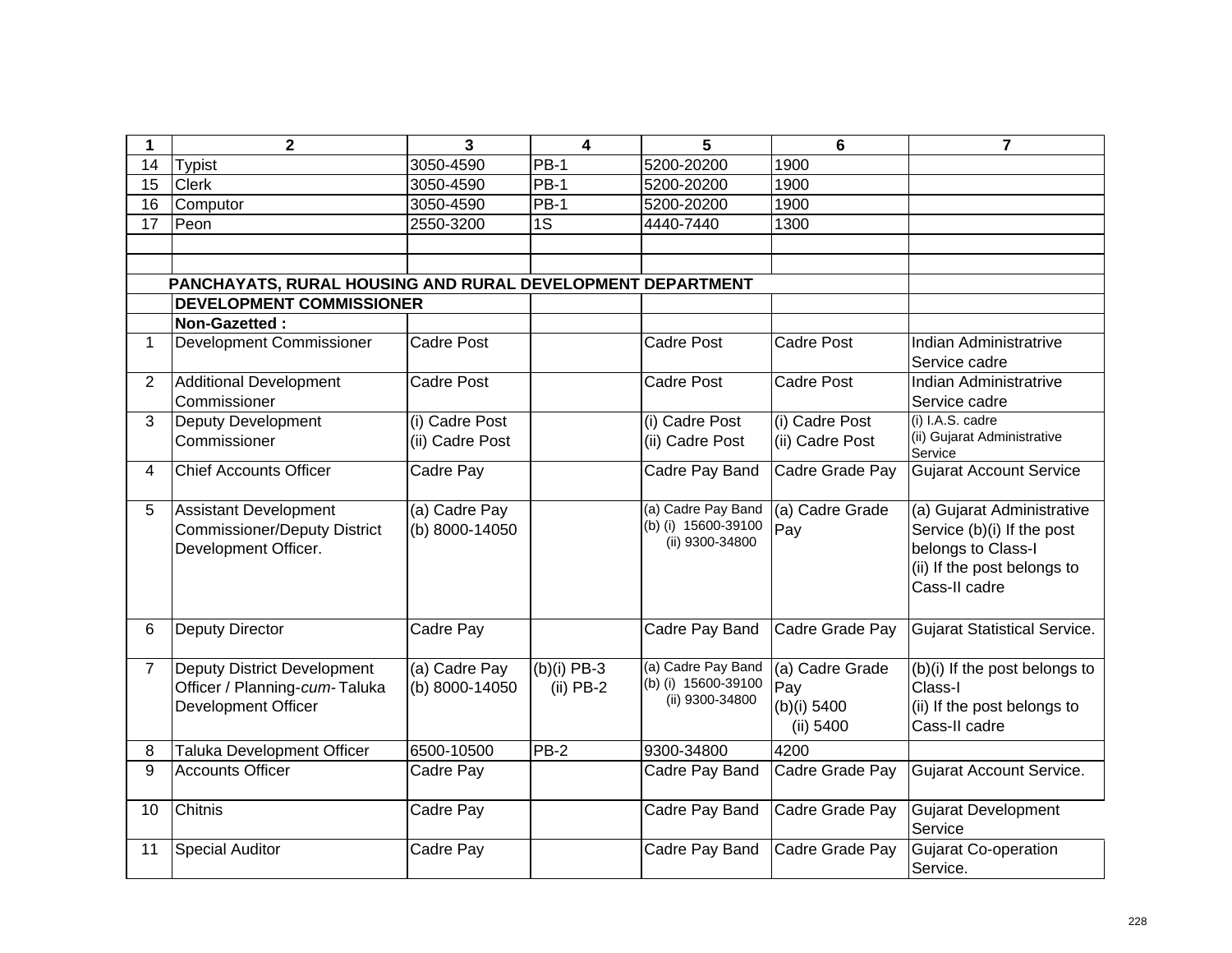| 1 | 2 | 3 | 4 | 5 | 6 | 7 |
|---|---|---|---|---|---|---|
| 14 | Typist | 3050-4590 | PB-1 | 5200-20200 | 1900 | |
| 15 | Clerk | 3050-4590 | PB-1 | 5200-20200 | 1900 | |
| 16 | Computor | 3050-4590 | PB-1 | 5200-20200 | 1900 | |
| 17 | Peon | 2550-3200 | 1S | 4440-7440 | 1300 | |
| | | | | | | |
| | | | | | | |
| | **PANCHAYATS, RURAL HOUSING AND RURAL DEVELOPMENT DEPARTMENT** | | | | | |
| | **DEVELOPMENT COMMISSIONER** | | | | | |
| | **Non-Gazetted :** | | | | | |
| 1 | Development Commissioner | Cadre Post | | Cadre Post | Cadre Post | Indian Administratrive Service cadre |
| 2 | Additional Development Commissioner | Cadre Post | | Cadre Post | Cadre Post | Indian Administratrive Service cadre |
| 3 | Deputy Development Commissioner | (i) Cadre Post (ii) Cadre Post | | (i) Cadre Post (ii) Cadre Post | (i) Cadre Post (ii) Cadre Post | (i) I.A.S. cadre (ii) Gujarat Administrative Service |
| 4 | Chief Accounts Officer | Cadre Pay | | Cadre Pay Band | Cadre Grade Pay | Gujarat Account Service |
| 5 | Assistant Development Commissioner/Deputy District Development Officer. | (a) Cadre Pay (b) 8000-14050 | | (a) Cadre Pay Band (b) (i) 15600-39100 (ii) 9300-34800 | (a) Cadre Grade Pay | (a) Gujarat Administrative Service (b)(i) If the post belongs to Class-I (ii) If the post belongs to Cass-II cadre |
| 6 | Deputy Director | Cadre Pay | | Cadre Pay Band | Cadre Grade Pay | Gujarat Statistical Service. |
| 7 | Deputy District Development Officer / Planning-*cum*- Taluka Development Officer | (a) Cadre Pay (b) 8000-14050 | (b)(i) PB-3 (ii) PB-2 | (a) Cadre Pay Band (b) (i) 15600-39100 (ii) 9300-34800 | (a) Cadre Grade Pay (b)(i) 5400 (ii) 5400 | (b)(i) If the post belongs to Class-I (ii) If the post belongs to Cass-II cadre |
| 8 | Taluka Development Officer | 6500-10500 | PB-2 | 9300-34800 | 4200 | |
| 9 | Accounts Officer | Cadre Pay | | Cadre Pay Band | Cadre Grade Pay | Gujarat Account Service. |
| 10 | Chitnis | Cadre Pay | | Cadre Pay Band | Cadre Grade Pay | Gujarat Development Service |
| 11 | Special Auditor | Cadre Pay | | Cadre Pay Band | Cadre Grade Pay | Gujarat Co-operation Service. |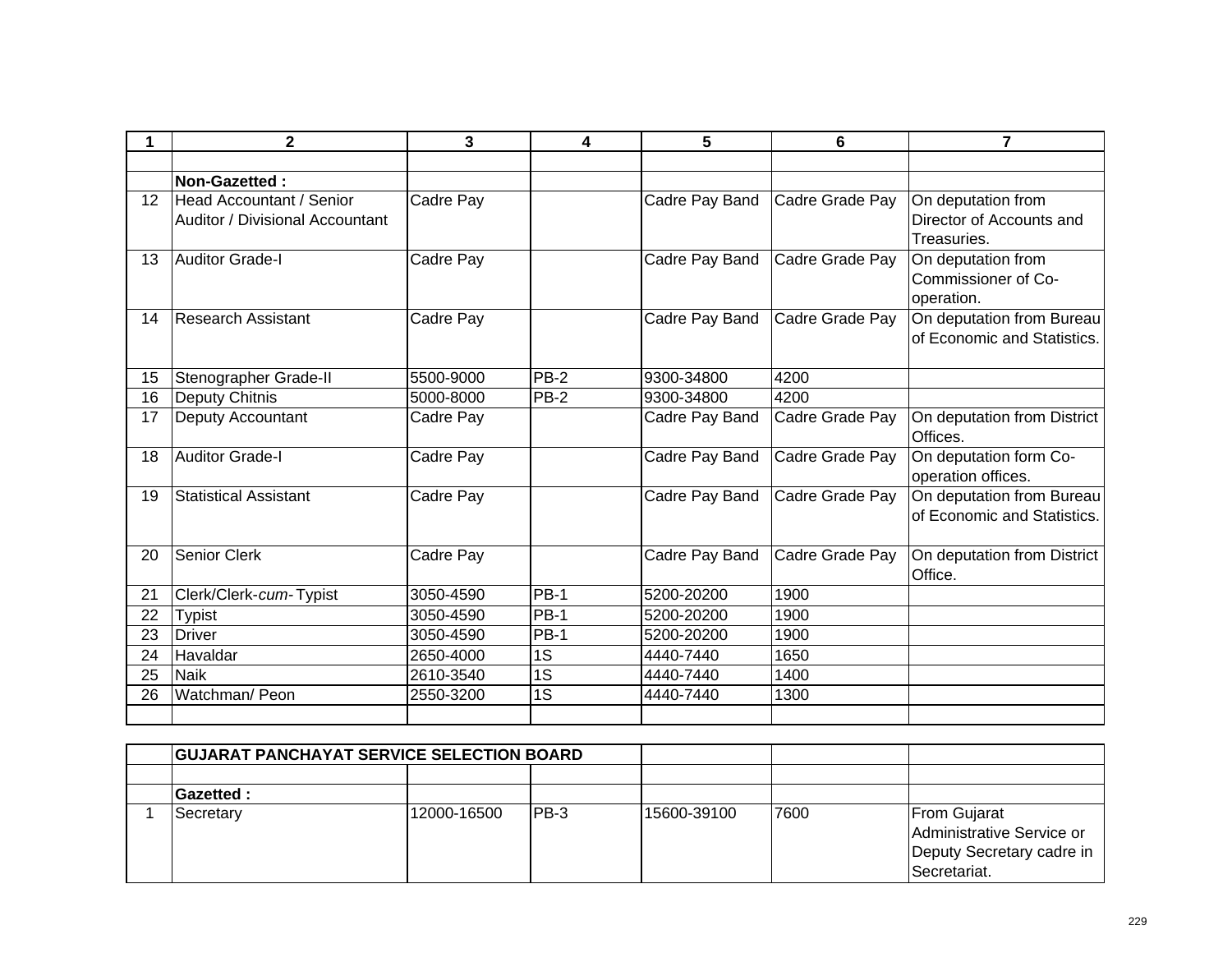| 1 | 2 | 3 | 4 | 5 | 6 | 7 |
|---|---|---|---|---|---|---|
| | | | | | | |
| | **Non-Gazetted :** | | | | | |
| 12 | Head Accountant / Senior Auditor / Divisional Accountant | Cadre Pay | | Cadre Pay Band | Cadre Grade Pay | On deputation from Director of Accounts and Treasuries. |
| 13 | Auditor Grade-I | Cadre Pay | | Cadre Pay Band | Cadre Grade Pay | On deputation from Commissioner of Co-operation. |
| 14 | Research Assistant | Cadre Pay | | Cadre Pay Band | Cadre Grade Pay | On deputation from Bureau of Economic and Statistics. |
| 15 | Stenographer Grade-II | 5500-9000 | PB-2 | 9300-34800 | 4200 | |
| 16 | Deputy Chitnis | 5000-8000 | PB-2 | 9300-34800 | 4200 | |
| 17 | Deputy Accountant | Cadre Pay | | Cadre Pay Band | Cadre Grade Pay | On deputation from District Offices. |
| 18 | Auditor Grade-I | Cadre Pay | | Cadre Pay Band | Cadre Grade Pay | On deputation form Co-operation offices. |
| 19 | Statistical Assistant | Cadre Pay | | Cadre Pay Band | Cadre Grade Pay | On deputation from Bureau of Economic and Statistics. |
| 20 | Senior Clerk | Cadre Pay | | Cadre Pay Band | Cadre Grade Pay | On deputation from District Office. |
| 21 | Clerk/Clerk-*cum*-Typist | 3050-4590 | PB-1 | 5200-20200 | 1900 | |
| 22 | Typist | 3050-4590 | PB-1 | 5200-20200 | 1900 | |
| 23 | Driver | 3050-4590 | PB-1 | 5200-20200 | 1900 | |
| 24 | Havaldar | 2650-4000 | 1S | 4440-7440 | 1650 | |
| 25 | Naik | 2610-3540 | 1S | 4440-7440 | 1400 | |
| 26 | Watchman/ Peon | 2550-3200 | 1S | 4440-7440 | 1300 | |
| | | | | | | |

| | **GUJARAT PANCHAYAT SERVICE SELECTION BOARD** | | | | | |
|---|---|---|---|---|---|---|
| | | | | | | |
| | **Gazetted :** | | | | | |
| 1 | Secretary | 12000-16500 | PB-3 | 15600-39100 | 7600 | From Gujarat Administrative Service or Deputy Secretary cadre in Secretariat. |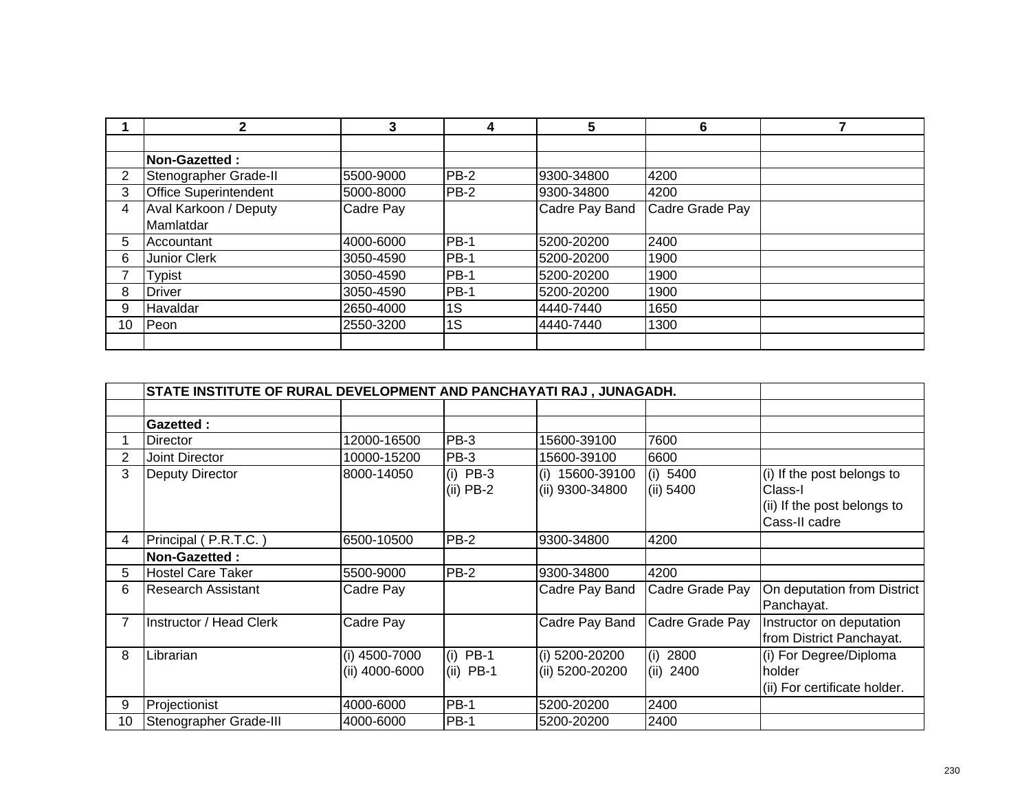| 1 | 2 | 3 | 4 | 5 | 6 | 7 |
|---|---|---|---|---|---|---|
| | | | | | | |
| | **Non-Gazetted :** | | | | | |
| 2 | Stenographer Grade-II | 5500-9000 | PB-2 | 9300-34800 | 4200 | |
| 3 | Office Superintendent | 5000-8000 | PB-2 | 9300-34800 | 4200 | |
| 4 | Aval Karkoon / Deputy Mamlatdar | Cadre Pay | | Cadre Pay Band | Cadre Grade Pay | |
| 5 | Accountant | 4000-6000 | PB-1 | 5200-20200 | 2400 | |
| 6 | Junior Clerk | 3050-4590 | PB-1 | 5200-20200 | 1900 | |
| 7 | Typist | 3050-4590 | PB-1 | 5200-20200 | 1900 | |
| 8 | Driver | 3050-4590 | PB-1 | 5200-20200 | 1900 | |
| 9 | Havaldar | 2650-4000 | 1S | 4440-7440 | 1650 | |
| 10 | Peon | 2550-3200 | 1S | 4440-7440 | 1300 | |
| | | | | | | |

| | **STATE INSTITUTE OF RURAL DEVELOPMENT AND PANCHAYATI RAJ , JUNAGADH.** | | | | | |
|---|---|---|---|---|---|---|
| | | | | | | |
| | **Gazetted :** | | | | | |
| 1 | Director | 12000-16500 | PB-3 | 15600-39100 | 7600 | |
| 2 | Joint Director | 10000-15200 | PB-3 | 15600-39100 | 6600 | |
| 3 | Deputy Director | 8000-14050 | (i) PB-3<br>(ii) PB-2 | (i) 15600-39100<br>(ii) 9300-34800 | (i) 5400<br>(ii) 5400 | (i) If the post belongs to Class-I<br>(ii) If the post belongs to Cass-II cadre |
| 4 | Principal ( P.R.T.C. ) | 6500-10500 | PB-2 | 9300-34800 | 4200 | |
| | **Non-Gazetted :** | | | | | |
| 5 | Hostel Care Taker | 5500-9000 | PB-2 | 9300-34800 | 4200 | |
| 6 | Research Assistant | Cadre Pay | | Cadre Pay Band | Cadre Grade Pay | On deputation from District Panchayat. |
| 7 | Instructor / Head Clerk | Cadre Pay | | Cadre Pay Band | Cadre Grade Pay | Instructor on deputation from District Panchayat. |
| 8 | Librarian | (i) 4500-7000<br>(ii) 4000-6000 | (i) PB-1<br>(ii) PB-1 | (i) 5200-20200<br>(ii) 5200-20200 | (i) 2800<br>(ii) 2400 | (i) For Degree/Diploma holder<br>(ii) For certificate holder. |
| 9 | Projectionist | 4000-6000 | PB-1 | 5200-20200 | 2400 | |
| 10 | Stenographer Grade-III | 4000-6000 | PB-1 | 5200-20200 | 2400 | |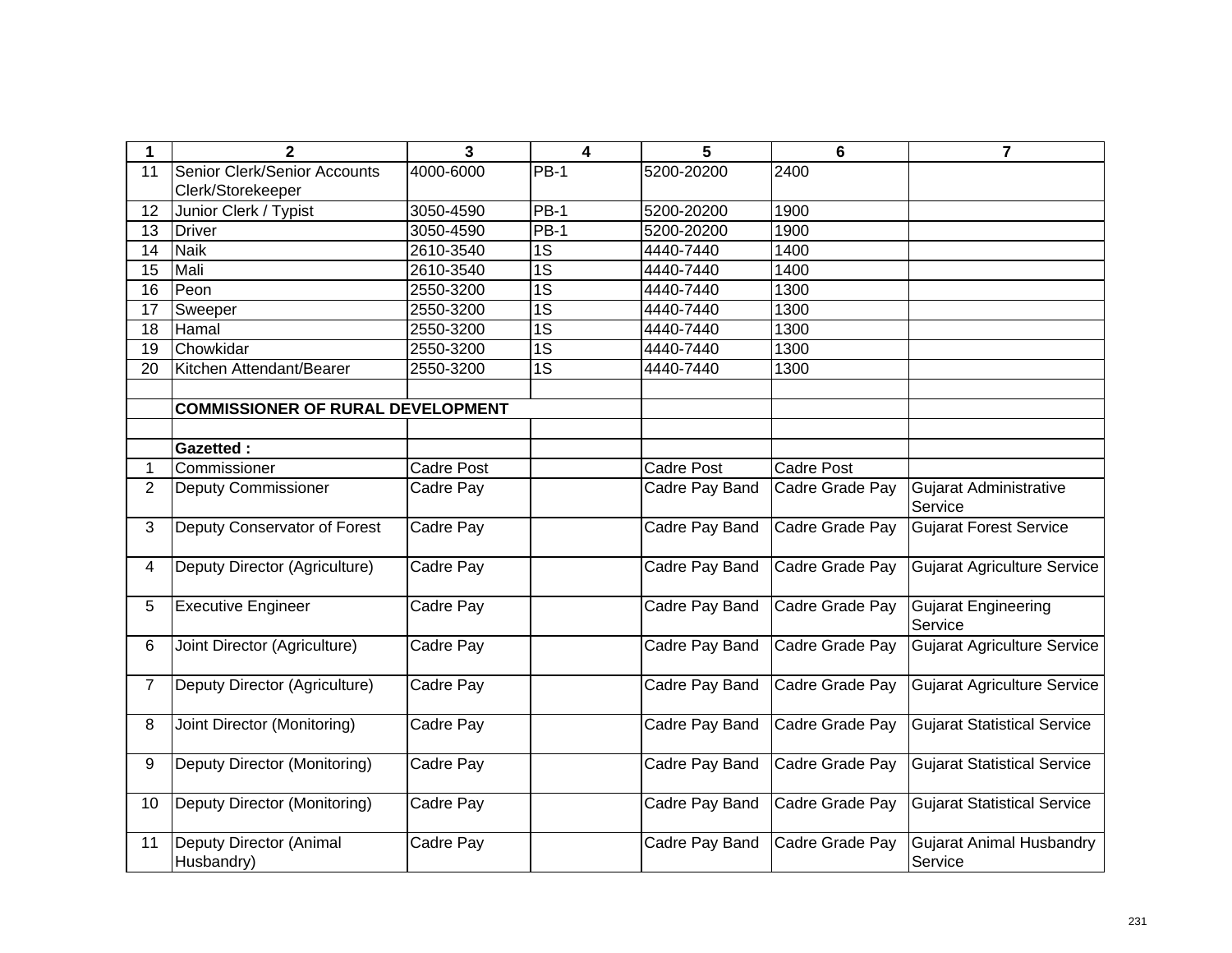| 1 | 2 | 3 | 4 | 5 | 6 | 7 |
|---|---|---|---|---|---|---|
| 11 | Senior Clerk/Senior Accounts Clerk/Storekeeper | 4000-6000 | PB-1 | 5200-20200 | 2400 | |
| 12 | Junior Clerk / Typist | 3050-4590 | PB-1 | 5200-20200 | 1900 | |
| 13 | Driver | 3050-4590 | PB-1 | 5200-20200 | 1900 | |
| 14 | Naik | 2610-3540 | 1S | 4440-7440 | 1400 | |
| 15 | Mali | 2610-3540 | 1S | 4440-7440 | 1400 | |
| 16 | Peon | 2550-3200 | 1S | 4440-7440 | 1300 | |
| 17 | Sweeper | 2550-3200 | 1S | 4440-7440 | 1300 | |
| 18 | Hamal | 2550-3200 | 1S | 4440-7440 | 1300 | |
| 19 | Chowkidar | 2550-3200 | 1S | 4440-7440 | 1300 | |
| 20 | Kitchen Attendant/Bearer | 2550-3200 | 1S | 4440-7440 | 1300 | |
| | | | | | | |
| | **COMMISSIONER OF RURAL DEVELOPMENT** | | | | | |
| | | | | | | |
| | **Gazetted :** | | | | | |
| 1 | Commissioner | Cadre Post | | Cadre Post | Cadre Post | |
| 2 | Deputy Commissioner | Cadre Pay | | Cadre Pay Band | Cadre Grade Pay | Gujarat Administrative Service |
| 3 | Deputy Conservator of Forest | Cadre Pay | | Cadre Pay Band | Cadre Grade Pay | Gujarat Forest Service |
| 4 | Deputy Director (Agriculture) | Cadre Pay | | Cadre Pay Band | Cadre Grade Pay | Gujarat Agriculture Service |
| 5 | Executive Engineer | Cadre Pay | | Cadre Pay Band | Cadre Grade Pay | Gujarat Engineering Service |
| 6 | Joint Director (Agriculture) | Cadre Pay | | Cadre Pay Band | Cadre Grade Pay | Gujarat Agriculture Service |
| 7 | Deputy Director (Agriculture) | Cadre Pay | | Cadre Pay Band | Cadre Grade Pay | Gujarat Agriculture Service |
| 8 | Joint Director (Monitoring) | Cadre Pay | | Cadre Pay Band | Cadre Grade Pay | Gujarat Statistical Service |
| 9 | Deputy Director (Monitoring) | Cadre Pay | | Cadre Pay Band | Cadre Grade Pay | Gujarat Statistical Service |
| 10 | Deputy Director (Monitoring) | Cadre Pay | | Cadre Pay Band | Cadre Grade Pay | Gujarat Statistical Service |
| 11 | Deputy Director (Animal Husbandry) | Cadre Pay | | Cadre Pay Band | Cadre Grade Pay | Gujarat Animal Husbandry Service |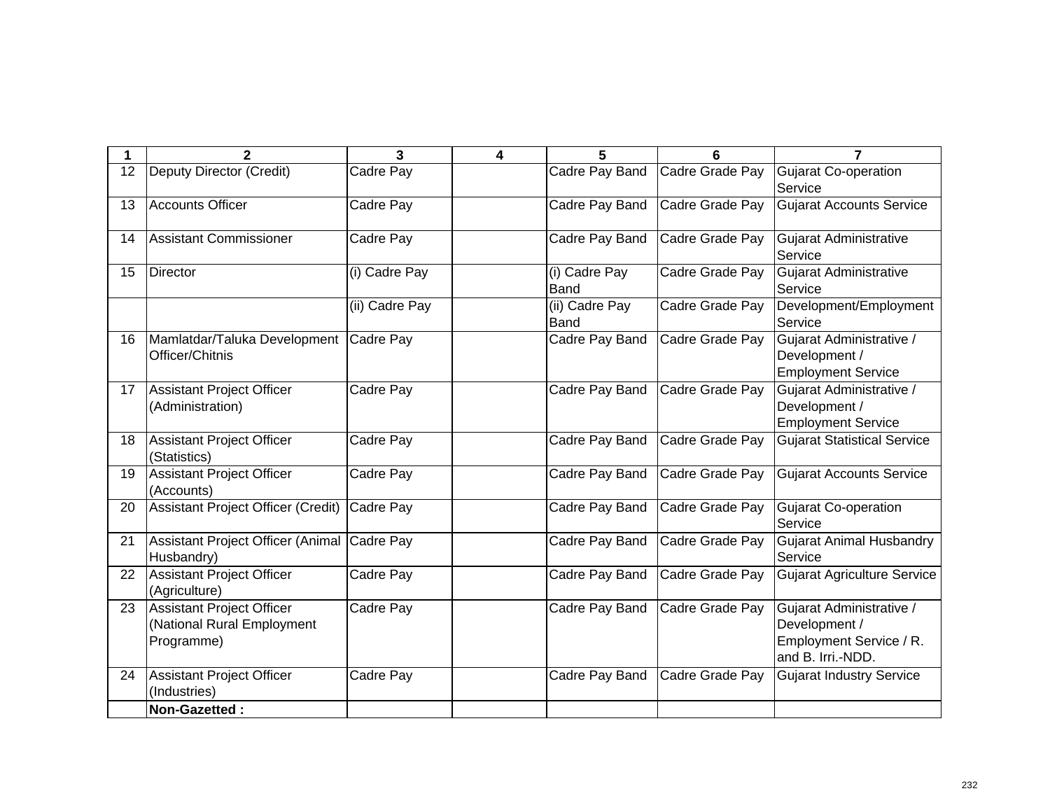| 1 | 2 | 3 | 4 | 5 | 6 | 7 |
|---|---|---|---|---|---|---|
| 12 | Deputy Director (Credit) | Cadre Pay | | Cadre Pay Band | Cadre Grade Pay | Gujarat Co-operation Service |
| 13 | Accounts Officer | Cadre Pay | | Cadre Pay Band | Cadre Grade Pay | Gujarat Accounts Service |
| 14 | Assistant Commissioner | Cadre Pay | | Cadre Pay Band | Cadre Grade Pay | Gujarat Administrative Service |
| 15 | Director | (i) Cadre Pay | | (i) Cadre Pay Band | Cadre Grade Pay | Gujarat Administrative Service |
| | | (ii) Cadre Pay | | (ii) Cadre Pay Band | Cadre Grade Pay | Development/Employment Service |
| 16 | Mamlatdar/Taluka Development Officer/Chitnis | Cadre Pay | | Cadre Pay Band | Cadre Grade Pay | Gujarat Administrative / Development / Employment Service |
| 17 | Assistant Project Officer (Administration) | Cadre Pay | | Cadre Pay Band | Cadre Grade Pay | Gujarat Administrative / Development / Employment Service |
| 18 | Assistant Project Officer (Statistics) | Cadre Pay | | Cadre Pay Band | Cadre Grade Pay | Gujarat Statistical Service |
| 19 | Assistant Project Officer (Accounts) | Cadre Pay | | Cadre Pay Band | Cadre Grade Pay | Gujarat Accounts Service |
| 20 | Assistant Project Officer (Credit) | Cadre Pay | | Cadre Pay Band | Cadre Grade Pay | Gujarat Co-operation Service |
| 21 | Assistant Project Officer (Animal Husbandry) | Cadre Pay | | Cadre Pay Band | Cadre Grade Pay | Gujarat Animal Husbandry Service |
| 22 | Assistant Project Officer (Agriculture) | Cadre Pay | | Cadre Pay Band | Cadre Grade Pay | Gujarat Agriculture Service |
| 23 | Assistant Project Officer (National Rural Employment Programme) | Cadre Pay | | Cadre Pay Band | Cadre Grade Pay | Gujarat Administrative / Development / Employment Service / R. and B. Irri.-NDD. |
| 24 | Assistant Project Officer (Industries) | Cadre Pay | | Cadre Pay Band | Cadre Grade Pay | Gujarat Industry Service |
| | **Non-Gazetted :** | | | | | |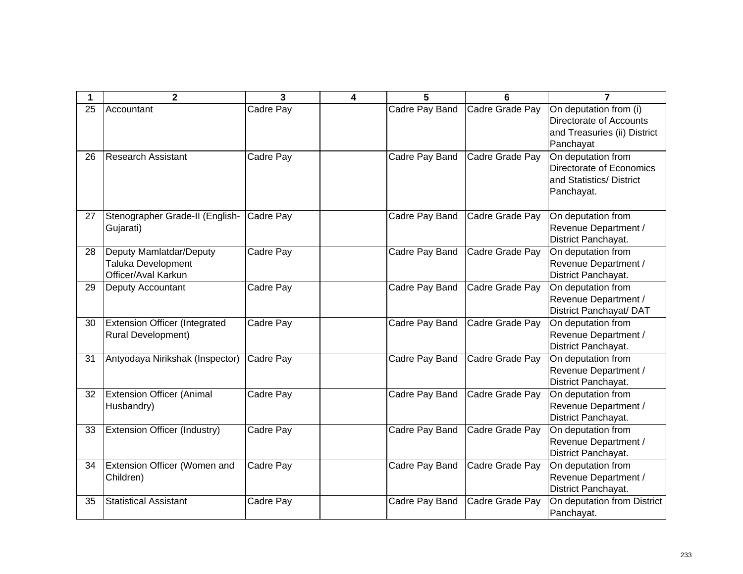| 1 | 2 | 3 | 4 | 5 | 6 | 7 |
|---|---|---|---|---|---|---|
| 25 | Accountant | Cadre Pay | | Cadre Pay Band | Cadre Grade Pay | On deputation from (i) Directorate of Accounts and Treasuries (ii) District Panchayat |
| 26 | Research Assistant | Cadre Pay | | Cadre Pay Band | Cadre Grade Pay | On deputation from Directorate of Economics and Statistics/ District Panchayat. |
| 27 | Stenographer Grade-II (English-Gujarati) | Cadre Pay | | Cadre Pay Band | Cadre Grade Pay | On deputation from Revenue Department / District Panchayat. |
| 28 | Deputy Mamlatdar/Deputy Taluka Development Officer/Aval Karkun | Cadre Pay | | Cadre Pay Band | Cadre Grade Pay | On deputation from Revenue Department / District Panchayat. |
| 29 | Deputy Accountant | Cadre Pay | | Cadre Pay Band | Cadre Grade Pay | On deputation from Revenue Department / District Panchayat/ DAT |
| 30 | Extension Officer (Integrated Rural Development) | Cadre Pay | | Cadre Pay Band | Cadre Grade Pay | On deputation from Revenue Department / District Panchayat. |
| 31 | Antyodaya Nirikshak (Inspector) | Cadre Pay | | Cadre Pay Band | Cadre Grade Pay | On deputation from Revenue Department / District Panchayat. |
| 32 | Extension Officer (Animal Husbandry) | Cadre Pay | | Cadre Pay Band | Cadre Grade Pay | On deputation from Revenue Department / District Panchayat. |
| 33 | Extension Officer (Industry) | Cadre Pay | | Cadre Pay Band | Cadre Grade Pay | On deputation from Revenue Department / District Panchayat. |
| 34 | Extension Officer (Women and Children) | Cadre Pay | | Cadre Pay Band | Cadre Grade Pay | On deputation from Revenue Department / District Panchayat. |
| 35 | Statistical Assistant | Cadre Pay | | Cadre Pay Band | Cadre Grade Pay | On deputation from District Panchayat. |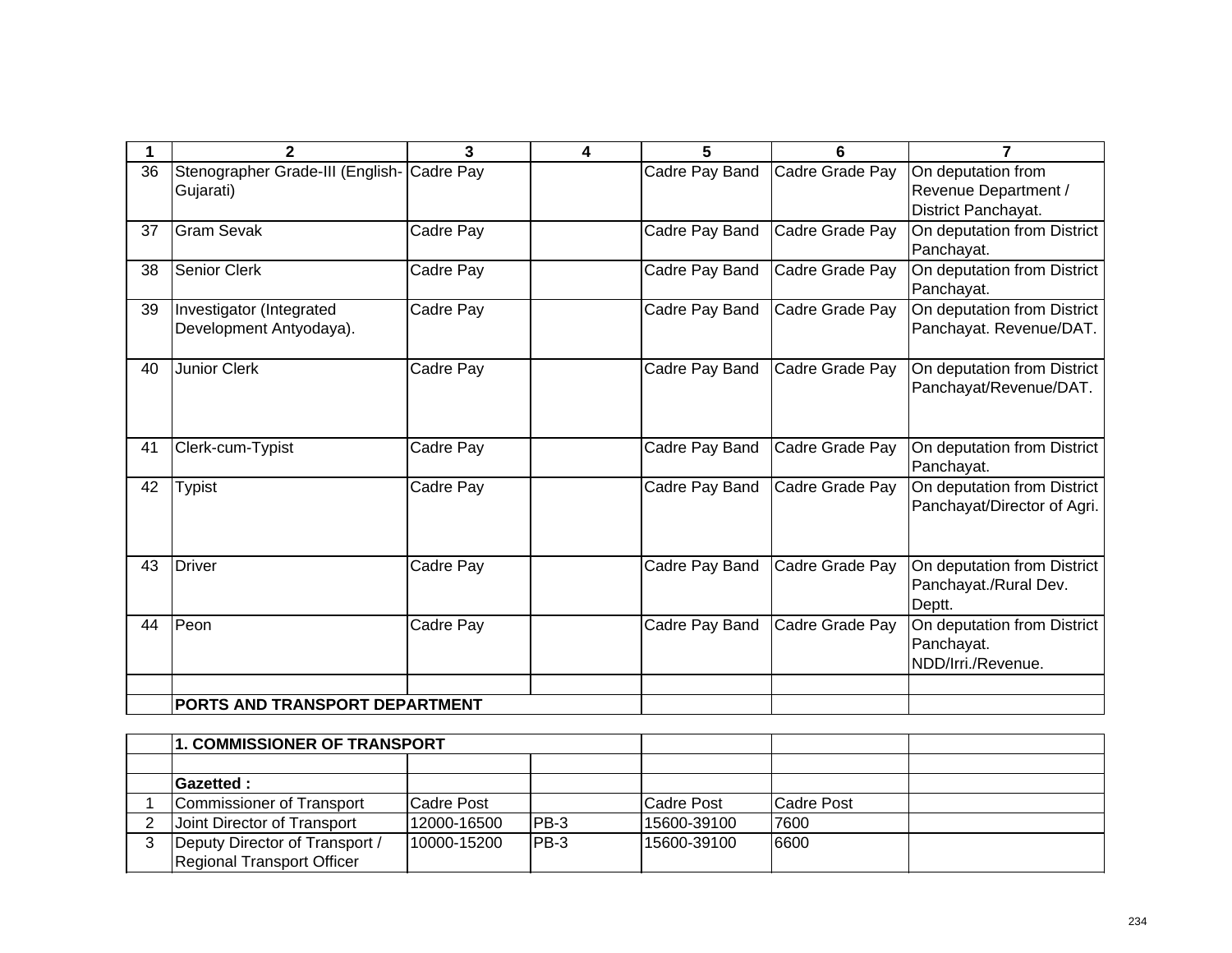| 1 | 2 | 3 | 4 | 5 | 6 | 7 |
|---|---|---|---|---|---|---|
| 36 | Stenographer Grade-III (English-Gujarati) | Cadre Pay | | Cadre Pay Band | Cadre Grade Pay | On deputation from Revenue Department / District Panchayat. |
| 37 | Gram Sevak | Cadre Pay | | Cadre Pay Band | Cadre Grade Pay | On deputation from District Panchayat. |
| 38 | Senior Clerk | Cadre Pay | | Cadre Pay Band | Cadre Grade Pay | On deputation from District Panchayat. |
| 39 | Investigator (Integrated Development Antyodaya). | Cadre Pay | | Cadre Pay Band | Cadre Grade Pay | On deputation from District Panchayat. Revenue/DAT. |
| 40 | Junior Clerk | Cadre Pay | | Cadre Pay Band | Cadre Grade Pay | On deputation from District Panchayat/Revenue/DAT. |
| 41 | Clerk-cum-Typist | Cadre Pay | | Cadre Pay Band | Cadre Grade Pay | On deputation from District Panchayat. |
| 42 | Typist | Cadre Pay | | Cadre Pay Band | Cadre Grade Pay | On deputation from District Panchayat/Director of Agri. |
| 43 | Driver | Cadre Pay | | Cadre Pay Band | Cadre Grade Pay | On deputation from District Panchayat./Rural Dev. Deptt. |
| 44 | Peon | Cadre Pay | | Cadre Pay Band | Cadre Grade Pay | On deputation from District Panchayat. NDD/Irri./Revenue. |
| | | | | | | |
| | **PORTS AND TRANSPORT DEPARTMENT** | | | | | |
| | **1. COMMISSIONER OF TRANSPORT** | | | | | |
| | | | | | | |
| | **Gazetted :** | | | | | |
| 1 | Commissioner of Transport | Cadre Post | | Cadre Post | Cadre Post | |
| 2 | Joint Director of Transport | 12000-16500 | PB-3 | 15600-39100 | 7600 | |
| 3 | Deputy Director of Transport / Regional Transport Officer | 10000-15200 | PB-3 | 15600-39100 | 6600 | |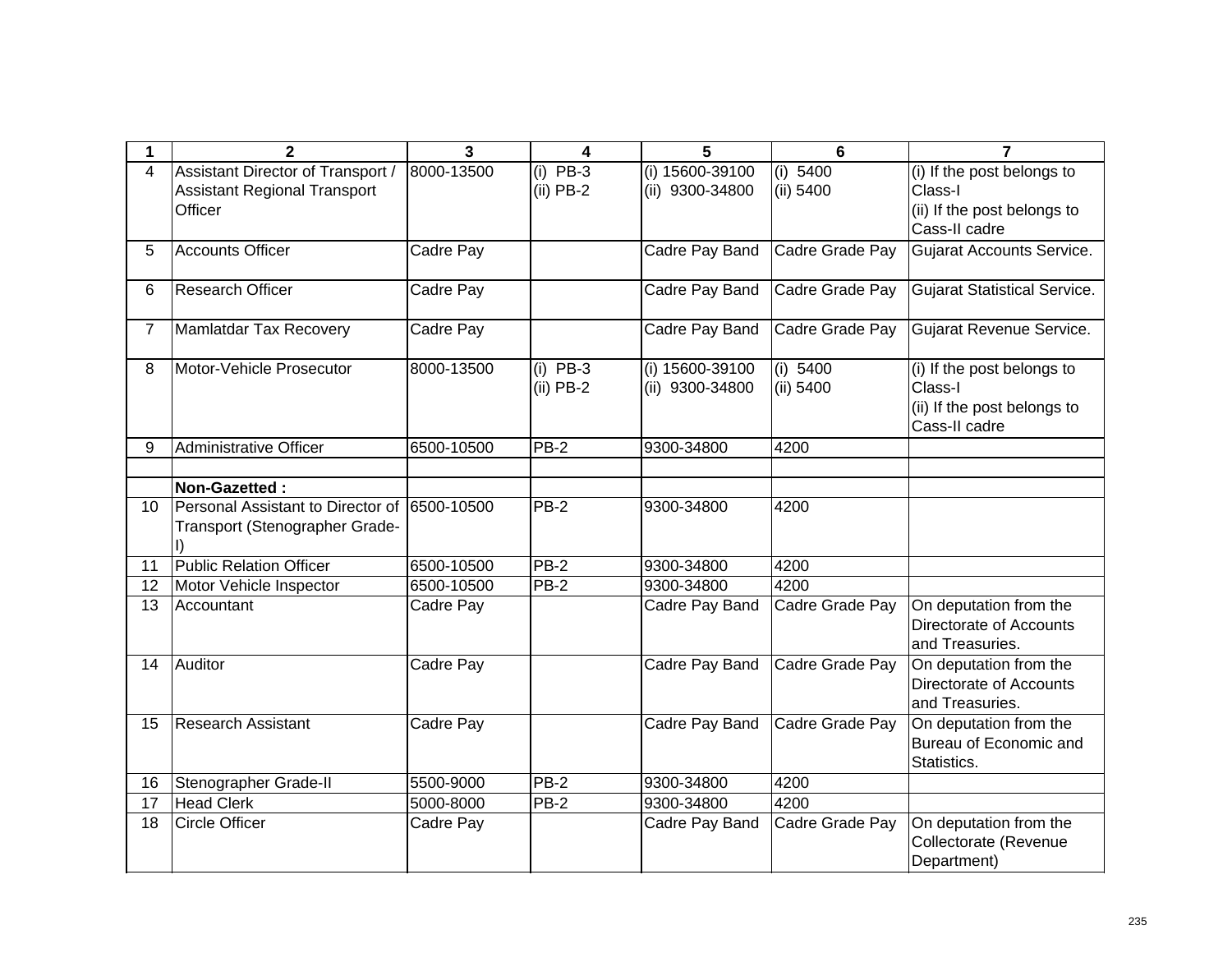| 1 | 2 | 3 | 4 | 5 | 6 | 7 |
|---|---|---|---|---|---|---|
| 4 | Assistant Director of Transport / Assistant Regional Transport Officer | 8000-13500 | (i) PB-3<br>(ii) PB-2 | (i) 15600-39100<br>(ii) 9300-34800 | (i) 5400<br>(ii) 5400 | (i) If the post belongs to Class-I<br>(ii) If the post belongs to Cass-II cadre |
| 5 | Accounts Officer | Cadre Pay | | Cadre Pay Band | Cadre Grade Pay | Gujarat Accounts Service. |
| 6 | Research Officer | Cadre Pay | | Cadre Pay Band | Cadre Grade Pay | Gujarat Statistical Service. |
| 7 | Mamlatdar Tax Recovery | Cadre Pay | | Cadre Pay Band | Cadre Grade Pay | Gujarat Revenue Service. |
| 8 | Motor-Vehicle Prosecutor | 8000-13500 | (i) PB-3<br>(ii) PB-2 | (i) 15600-39100<br>(ii) 9300-34800 | (i) 5400<br>(ii) 5400 | (i) If the post belongs to Class-I<br>(ii) If the post belongs to Cass-II cadre |
| 9 | Administrative Officer | 6500-10500 | PB-2 | 9300-34800 | 4200 | |
| | | | | | | |
| | **Non-Gazetted :** | | | | | |
| 10 | Personal Assistant to Director of Transport (Stenographer Grade-I) | 6500-10500 | PB-2 | 9300-34800 | 4200 | |
| 11 | Public Relation Officer | 6500-10500 | PB-2 | 9300-34800 | 4200 | |
| 12 | Motor Vehicle Inspector | 6500-10500 | PB-2 | 9300-34800 | 4200 | |
| 13 | Accountant | Cadre Pay | | Cadre Pay Band | Cadre Grade Pay | On deputation from the Directorate of Accounts and Treasuries. |
| 14 | Auditor | Cadre Pay | | Cadre Pay Band | Cadre Grade Pay | On deputation from the Directorate of Accounts and Treasuries. |
| 15 | Research Assistant | Cadre Pay | | Cadre Pay Band | Cadre Grade Pay | On deputation from the Bureau of Economic and Statistics. |
| 16 | Stenographer Grade-II | 5500-9000 | PB-2 | 9300-34800 | 4200 | |
| 17 | Head Clerk | 5000-8000 | PB-2 | 9300-34800 | 4200 | |
| 18 | Circle Officer | Cadre Pay | | Cadre Pay Band | Cadre Grade Pay | On deputation from the Collectorate (Revenue Department) |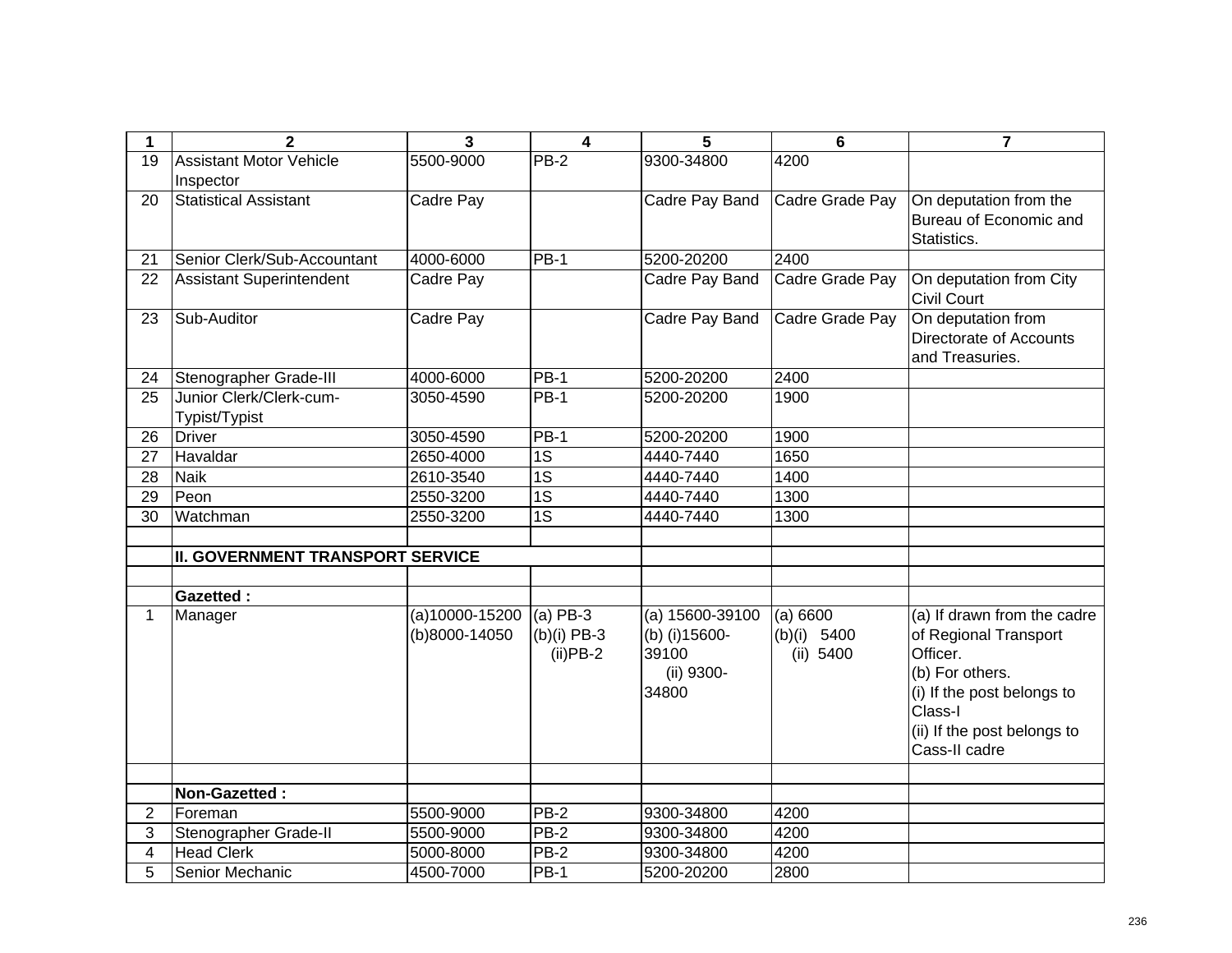| 1 | 2 | 3 | 4 | 5 | 6 | 7 |
|---|---|---|---|---|---|---|
| 19 | Assistant Motor Vehicle Inspector | 5500-9000 | PB-2 | 9300-34800 | 4200 | |
| 20 | Statistical Assistant | Cadre Pay | | Cadre Pay Band | Cadre Grade Pay | On deputation from the Bureau of Economic and Statistics. |
| 21 | Senior Clerk/Sub-Accountant | 4000-6000 | PB-1 | 5200-20200 | 2400 | |
| 22 | Assistant Superintendent | Cadre Pay | | Cadre Pay Band | Cadre Grade Pay | On deputation from City Civil Court |
| 23 | Sub-Auditor | Cadre Pay | | Cadre Pay Band | Cadre Grade Pay | On deputation from Directorate of Accounts and Treasuries. |
| 24 | Stenographer Grade-III | 4000-6000 | PB-1 | 5200-20200 | 2400 | |
| 25 | Junior Clerk/Clerk-cum-Typist/Typist | 3050-4590 | PB-1 | 5200-20200 | 1900 | |
| 26 | Driver | 3050-4590 | PB-1 | 5200-20200 | 1900 | |
| 27 | Havaldar | 2650-4000 | 1S | 4440-7440 | 1650 | |
| 28 | Naik | 2610-3540 | 1S | 4440-7440 | 1400 | |
| 29 | Peon | 2550-3200 | 1S | 4440-7440 | 1300 | |
| 30 | Watchman | 2550-3200 | 1S | 4440-7440 | 1300 | |
| | | | | | | |
| | **II. GOVERNMENT TRANSPORT SERVICE** | | | | | |
| | | | | | | |
| | **Gazetted :** | | | | | |
| 1 | Manager | (a)10000-15200<br>(b)8000-14050 | (a) PB-3<br>(b)(i) PB-3<br>(ii)PB-2 | (a) 15600-39100<br>(b) (i)15600-39100<br>(ii) 9300-34800 | (a) 6600<br>(b)(i) 5400<br>(ii) 5400 | (a) If drawn from the cadre of Regional Transport Officer.<br>(b) For others.<br>(i) If the post belongs to Class-I<br>(ii) If the post belongs to Cass-II cadre |
| | | | | | | |
| | **Non-Gazetted :** | | | | | |
| 2 | Foreman | 5500-9000 | PB-2 | 9300-34800 | 4200 | |
| 3 | Stenographer Grade-II | 5500-9000 | PB-2 | 9300-34800 | 4200 | |
| 4 | Head Clerk | 5000-8000 | PB-2 | 9300-34800 | 4200 | |
| 5 | Senior Mechanic | 4500-7000 | PB-1 | 5200-20200 | 2800 | |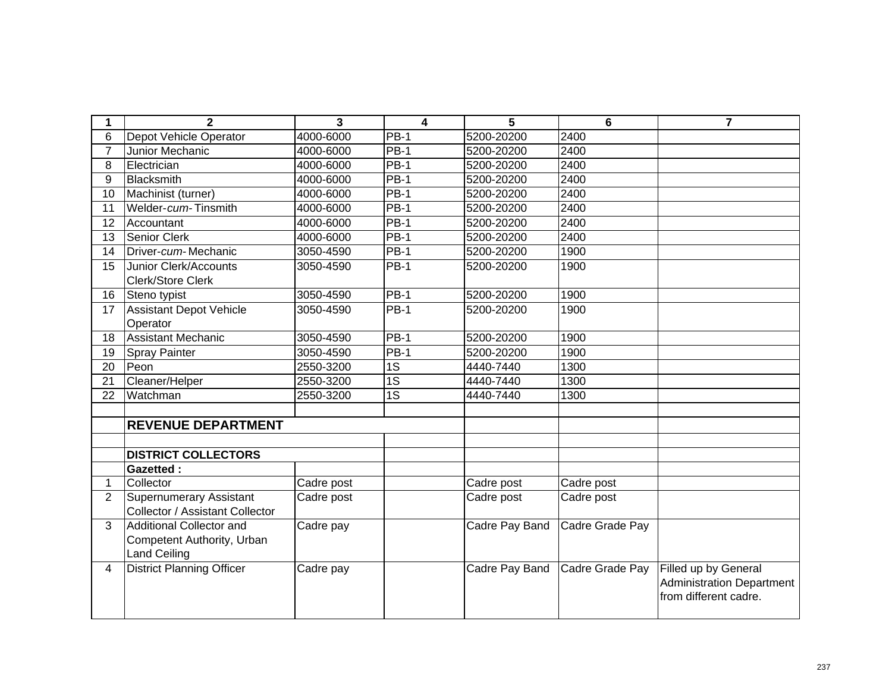| 1 | 2 | 3 | 4 | 5 | 6 | 7 |
|---|---|---|---|---|---|---|
| 6 | Depot Vehicle Operator | 4000-6000 | PB-1 | 5200-20200 | 2400 | |
| 7 | Junior Mechanic | 4000-6000 | PB-1 | 5200-20200 | 2400 | |
| 8 | Electrician | 4000-6000 | PB-1 | 5200-20200 | 2400 | |
| 9 | Blacksmith | 4000-6000 | PB-1 | 5200-20200 | 2400 | |
| 10 | Machinist (turner) | 4000-6000 | PB-1 | 5200-20200 | 2400 | |
| 11 | Welder-*cum*- Tinsmith | 4000-6000 | PB-1 | 5200-20200 | 2400 | |
| 12 | Accountant | 4000-6000 | PB-1 | 5200-20200 | 2400 | |
| 13 | Senior Clerk | 4000-6000 | PB-1 | 5200-20200 | 2400 | |
| 14 | Driver-*cum*- Mechanic | 3050-4590 | PB-1 | 5200-20200 | 1900 | |
| 15 | Junior Clerk/Accounts Clerk/Store Clerk | 3050-4590 | PB-1 | 5200-20200 | 1900 | |
| 16 | Steno typist | 3050-4590 | PB-1 | 5200-20200 | 1900 | |
| 17 | Assistant Depot Vehicle Operator | 3050-4590 | PB-1 | 5200-20200 | 1900 | |
| 18 | Assistant Mechanic | 3050-4590 | PB-1 | 5200-20200 | 1900 | |
| 19 | Spray Painter | 3050-4590 | PB-1 | 5200-20200 | 1900 | |
| 20 | Peon | 2550-3200 | 1S | 4440-7440 | 1300 | |
| 21 | Cleaner/Helper | 2550-3200 | 1S | 4440-7440 | 1300 | |
| 22 | Watchman | 2550-3200 | 1S | 4440-7440 | 1300 | |
| | | | | | | |
| | **REVENUE DEPARTMENT** | | | | | |
| | | | | | | |
| | **DISTRICT COLLECTORS** | | | | | |
| | **Gazetted :** | | | | | |
| 1 | Collector | Cadre post | | Cadre post | Cadre post | |
| 2 | Supernumerary Assistant Collector / Assistant Collector | Cadre post | | Cadre post | Cadre post | |
| 3 | Additional Collector and Competent Authority, Urban Land Ceiling | Cadre pay | | Cadre Pay Band | Cadre Grade Pay | |
| 4 | District Planning Officer | Cadre pay | | Cadre Pay Band | Cadre Grade Pay | Filled up by General Administration Department from different cadre. |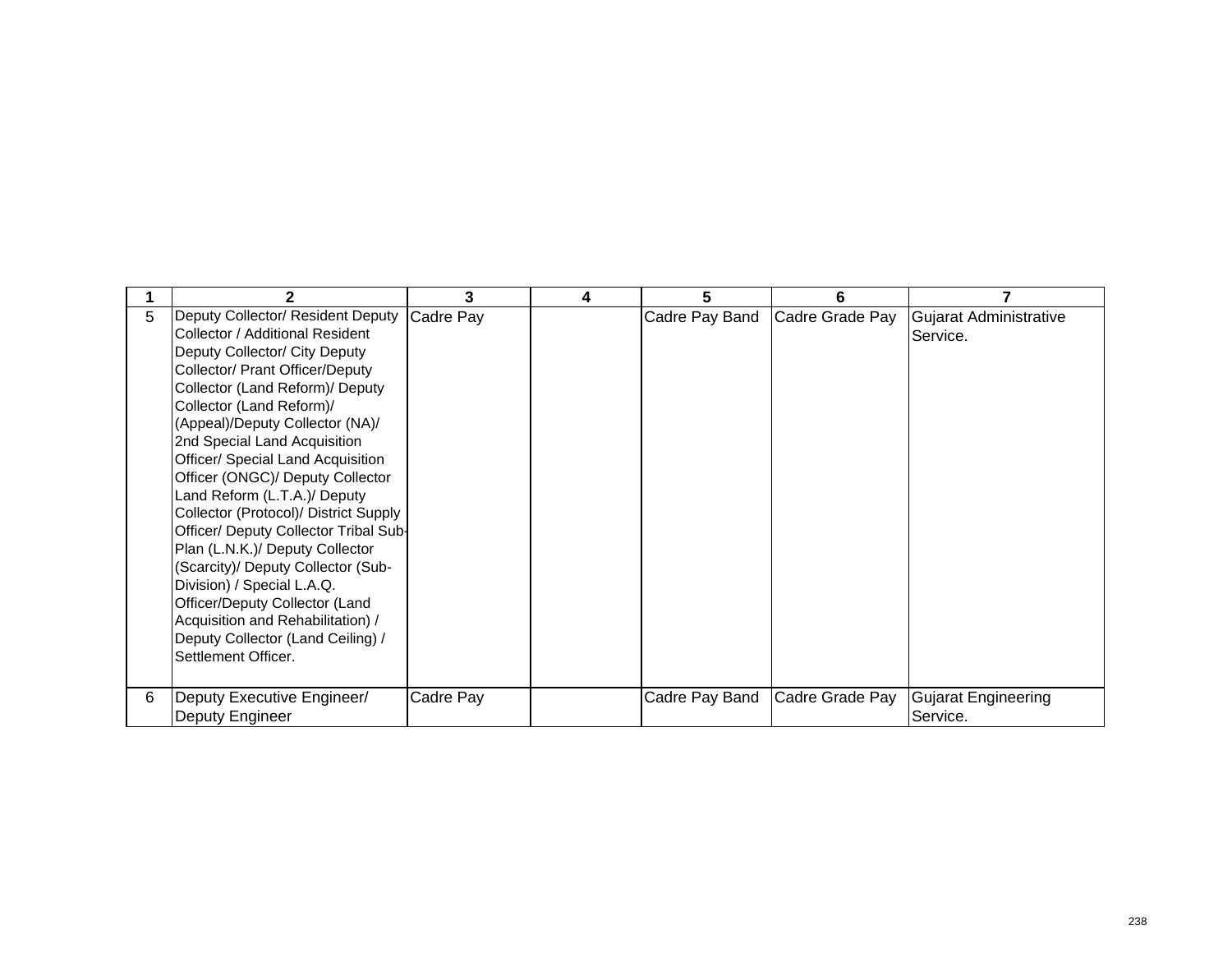| 1 | 2 | 3 | 4 | 5 | 6 | 7 |
|---|---|---|---|---|---|---|
| 5 | Deputy Collector/ Resident Deputy Collector / Additional Resident Deputy Collector/ City Deputy Collector/ Prant Officer/Deputy Collector (Land Reform)/ Deputy Collector (Land Reform)/ (Appeal)/Deputy Collector (NA)/ 2nd Special Land Acquisition Officer/ Special Land Acquisition Officer (ONGC)/ Deputy Collector Land Reform (L.T.A.)/ Deputy Collector (Protocol)/ District Supply Officer/ Deputy Collector Tribal Sub-Plan (L.N.K.)/ Deputy Collector (Scarcity)/ Deputy Collector (Sub-Division) / Special L.A.Q. Officer/Deputy Collector (Land Acquisition and Rehabilitation) / Deputy Collector (Land Ceiling) / Settlement Officer. | Cadre Pay | | Cadre Pay Band | Cadre Grade Pay | Gujarat Administrative Service. |
| 6 | Deputy Executive Engineer/ Deputy Engineer | Cadre Pay | | Cadre Pay Band | Cadre Grade Pay | Gujarat Engineering Service. |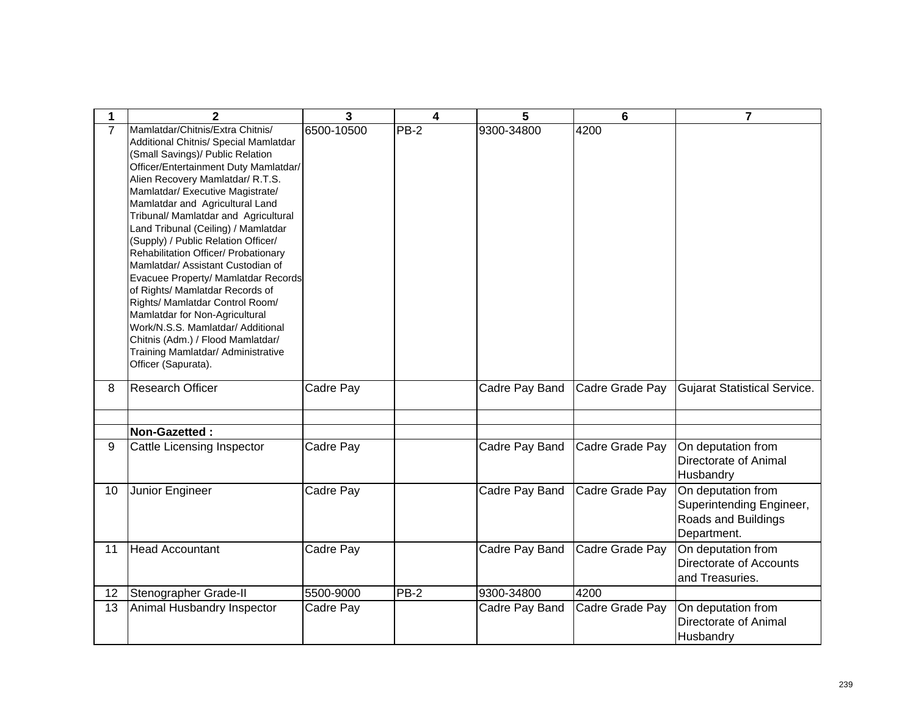| 1 | 2 | 3 | 4 | 5 | 6 | 7 |
|---|---|---|---|---|---|---|
| 7 | Mamlatdar/Chitnis/Extra Chitnis/ Additional Chitnis/ Special Mamlatdar (Small Savings)/ Public Relation Officer/Entertainment Duty Mamlatdar/ Alien Recovery Mamlatdar/ R.T.S. Mamlatdar/ Executive Magistrate/ Mamlatdar and Agricultural Land Tribunal/ Mamlatdar and Agricultural Land Tribunal (Ceiling) / Mamlatdar (Supply) / Public Relation Officer/ Rehabilitation Officer/ Probationary Mamlatdar/ Assistant Custodian of Evacuee Property/ Mamlatdar Records of Rights/ Mamlatdar Records of Rights/ Mamlatdar Control Room/ Mamlatdar for Non-Agricultural Work/N.S.S. Mamlatdar/ Additional Chitnis (Adm.) / Flood Mamlatdar/ Training Mamlatdar/ Administrative Officer (Sapurata). | 6500-10500 | PB-2 | 9300-34800 | 4200 | |
| 8 | Research Officer | Cadre Pay | | Cadre Pay Band | Cadre Grade Pay | Gujarat Statistical Service. |
| | | | | | | |
| | **Non-Gazetted :** | | | | | |
| 9 | Cattle Licensing Inspector | Cadre Pay | | Cadre Pay Band | Cadre Grade Pay | On deputation from Directorate of Animal Husbandry |
| 10 | Junior Engineer | Cadre Pay | | Cadre Pay Band | Cadre Grade Pay | On deputation from Superintending Engineer, Roads and Buildings Department. |
| 11 | Head Accountant | Cadre Pay | | Cadre Pay Band | Cadre Grade Pay | On deputation from Directorate of Accounts and Treasuries. |
| 12 | Stenographer Grade-II | 5500-9000 | PB-2 | 9300-34800 | 4200 | |
| 13 | Animal Husbandry Inspector | Cadre Pay | | Cadre Pay Band | Cadre Grade Pay | On deputation from Directorate of Animal Husbandry |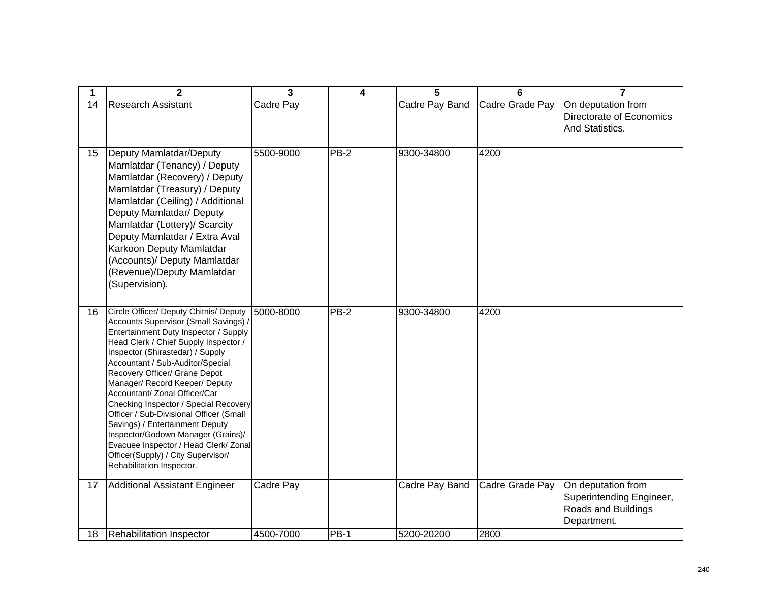| 1 | 2 | 3 | 4 | 5 | 6 | 7 |
|---|---|---|---|---|---|---|
| 14 | Research Assistant | Cadre Pay | | Cadre Pay Band | Cadre Grade Pay | On deputation from Directorate of Economics And Statistics. |
| 15 | Deputy Mamlatdar/Deputy Mamlatdar (Tenancy) / Deputy Mamlatdar (Recovery) / Deputy Mamlatdar (Treasury) / Deputy Mamlatdar (Ceiling) / Additional Deputy Mamlatdar/ Deputy Mamlatdar (Lottery)/ Scarcity Deputy Mamlatdar / Extra Aval Karkoon Deputy Mamlatdar (Accounts)/ Deputy Mamlatdar (Revenue)/Deputy Mamlatdar (Supervision). | 5500-9000 | PB-2 | 9300-34800 | 4200 | |
| 16 | Circle Officer/ Deputy Chitnis/ Deputy Accounts Supervisor (Small Savings) / Entertainment Duty Inspector / Supply Head Clerk / Chief Supply Inspector / Inspector (Shirastedar) / Supply Accountant / Sub-Auditor/Special Recovery Officer/ Grane Depot Manager/ Record Keeper/ Deputy Accountant/ Zonal Officer/Car Checking Inspector / Special Recovery Officer / Sub-Divisional Officer (Small Savings) / Entertainment Deputy Inspector/Godown Manager (Grains)/ Evacuee Inspector / Head Clerk/ Zonal Officer(Supply) / City Supervisor/ Rehabilitation Inspector. | 5000-8000 | PB-2 | 9300-34800 | 4200 | |
| 17 | Additional Assistant Engineer | Cadre Pay | | Cadre Pay Band | Cadre Grade Pay | On deputation from Superintending Engineer, Roads and Buildings Department. |
| 18 | Rehabilitation Inspector | 4500-7000 | PB-1 | 5200-20200 | 2800 | |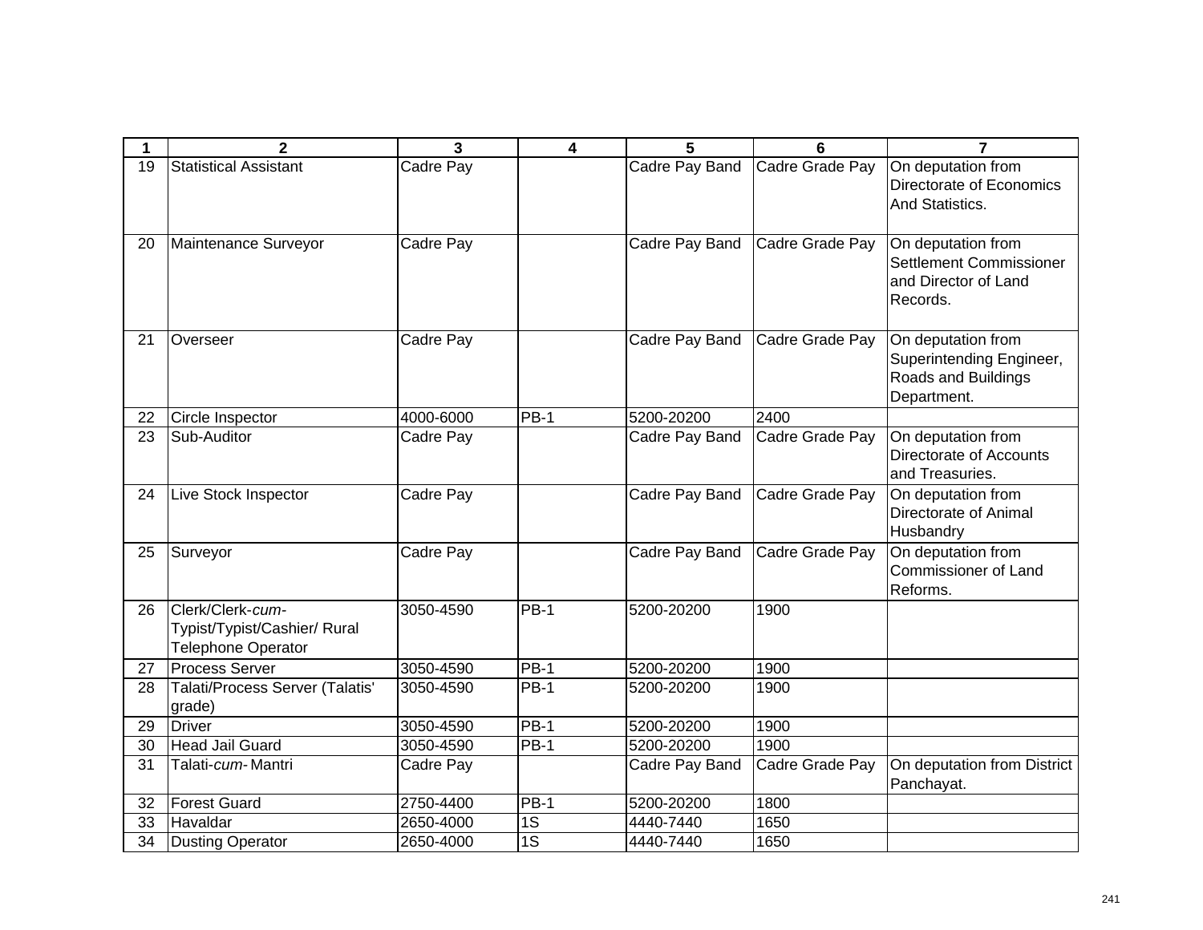| 1 | 2 | 3 | 4 | 5 | 6 | 7 |
|---|---|---|---|---|---|---|
| 19 | Statistical Assistant | Cadre Pay | | Cadre Pay Band | Cadre Grade Pay | On deputation from Directorate of Economics And Statistics. |
| 20 | Maintenance Surveyor | Cadre Pay | | Cadre Pay Band | Cadre Grade Pay | On deputation from Settlement Commissioner and Director of Land Records. |
| 21 | Overseer | Cadre Pay | | Cadre Pay Band | Cadre Grade Pay | On deputation from Superintending Engineer, Roads and Buildings Department. |
| 22 | Circle Inspector | 4000-6000 | PB-1 | 5200-20200 | 2400 | |
| 23 | Sub-Auditor | Cadre Pay | | Cadre Pay Band | Cadre Grade Pay | On deputation from Directorate of Accounts and Treasuries. |
| 24 | Live Stock Inspector | Cadre Pay | | Cadre Pay Band | Cadre Grade Pay | On deputation from Directorate of Animal Husbandry |
| 25 | Surveyor | Cadre Pay | | Cadre Pay Band | Cadre Grade Pay | On deputation from Commissioner of Land Reforms. |
| 26 | Clerk/Clerk-*cum*-Typist/Typist/Cashier/ Rural Telephone Operator | 3050-4590 | PB-1 | 5200-20200 | 1900 | |
| 27 | Process Server | 3050-4590 | PB-1 | 5200-20200 | 1900 | |
| 28 | Talati/Process Server (Talatis' grade) | 3050-4590 | PB-1 | 5200-20200 | 1900 | |
| 29 | Driver | 3050-4590 | PB-1 | 5200-20200 | 1900 | |
| 30 | Head Jail Guard | 3050-4590 | PB-1 | 5200-20200 | 1900 | |
| 31 | Talati-*cum*- Mantri | Cadre Pay | | Cadre Pay Band | Cadre Grade Pay | On deputation from District Panchayat. |
| 32 | Forest Guard | 2750-4400 | PB-1 | 5200-20200 | 1800 | |
| 33 | Havaldar | 2650-4000 | 1S | 4440-7440 | 1650 | |
| 34 | Dusting Operator | 2650-4000 | 1S | 4440-7440 | 1650 | |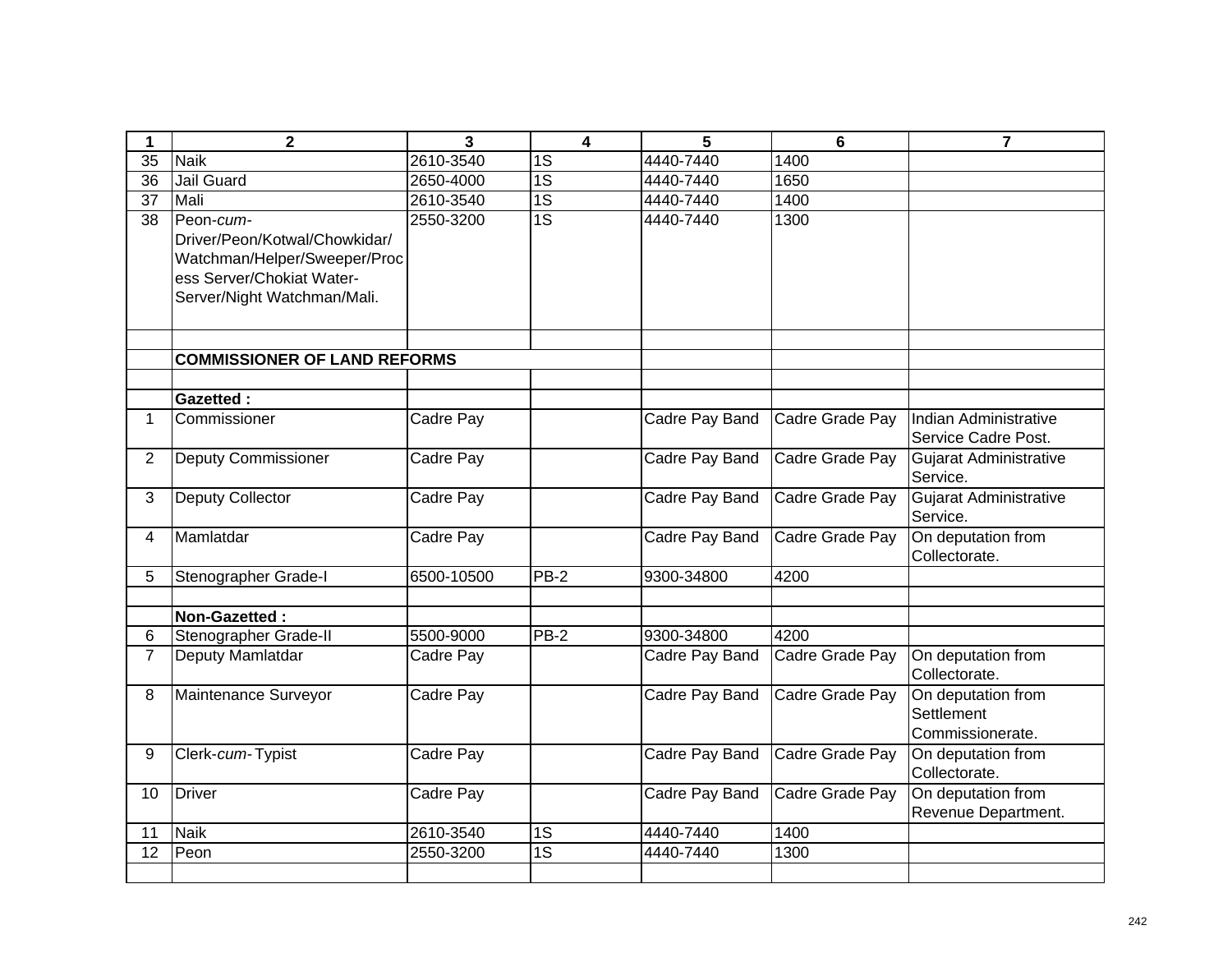| 1 | 2 | 3 | 4 | 5 | 6 | 7 |
|---|---|---|---|---|---|---|
| 35 | Naik | 2610-3540 | 1S | 4440-7440 | 1400 | |
| 36 | Jail Guard | 2650-4000 | 1S | 4440-7440 | 1650 | |
| 37 | Mali | 2610-3540 | 1S | 4440-7440 | 1400 | |
| 38 | Peon-*cum*-Driver/Peon/Kotwal/Chowkidar/Watchman/Helper/Sweeper/Process Server/Chokiat Water-Server/Night Watchman/Mali. | 2550-3200 | 1S | 4440-7440 | 1300 | |
| | | | | | | |
| | **COMMISSIONER OF LAND REFORMS** | | | | | |
| | | | | | | |
| | **Gazetted :** | | | | | |
| 1 | Commissioner | Cadre Pay | | Cadre Pay Band | Cadre Grade Pay | Indian Administrative Service Cadre Post. |
| 2 | Deputy Commissioner | Cadre Pay | | Cadre Pay Band | Cadre Grade Pay | Gujarat Administrative Service. |
| 3 | Deputy Collector | Cadre Pay | | Cadre Pay Band | Cadre Grade Pay | Gujarat Administrative Service. |
| 4 | Mamlatdar | Cadre Pay | | Cadre Pay Band | Cadre Grade Pay | On deputation from Collectorate. |
| 5 | Stenographer Grade-I | 6500-10500 | PB-2 | 9300-34800 | 4200 | |
| | | | | | | |
| | **Non-Gazetted :** | | | | | |
| 6 | Stenographer Grade-II | 5500-9000 | PB-2 | 9300-34800 | 4200 | |
| 7 | Deputy Mamlatdar | Cadre Pay | | Cadre Pay Band | Cadre Grade Pay | On deputation from Collectorate. |
| 8 | Maintenance Surveyor | Cadre Pay | | Cadre Pay Band | Cadre Grade Pay | On deputation from Settlement Commissionerate. |
| 9 | Clerk-*cum*- Typist | Cadre Pay | | Cadre Pay Band | Cadre Grade Pay | On deputation from Collectorate. |
| 10 | Driver | Cadre Pay | | Cadre Pay Band | Cadre Grade Pay | On deputation from Revenue Department. |
| 11 | Naik | 2610-3540 | 1S | 4440-7440 | 1400 | |
| 12 | Peon | 2550-3200 | 1S | 4440-7440 | 1300 | |
| | | | | | | |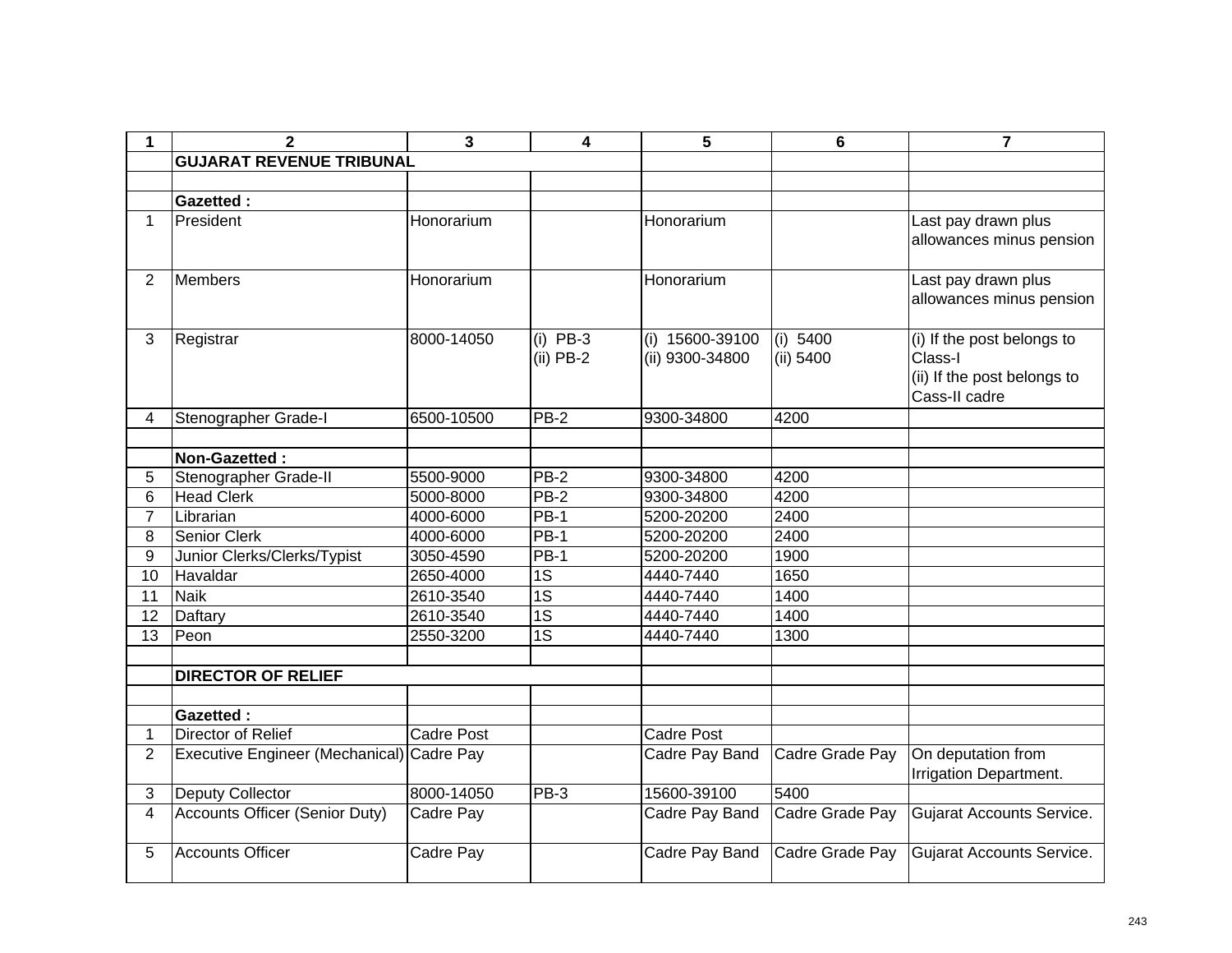| 1 | 2 | 3 | 4 | 5 | 6 | 7 |
|---|---|---|---|---|---|---|
| | **GUJARAT REVENUE TRIBUNAL** | | | | | |
| | | | | | | |
| | **Gazetted :** | | | | | |
| 1 | President | Honorarium | | Honorarium | | Last pay drawn plus allowances minus pension |
| 2 | Members | Honorarium | | Honorarium | | Last pay drawn plus allowances minus pension |
| 3 | Registrar | 8000-14050 | (i) PB-3<br>(ii) PB-2 | (i) 15600-39100<br>(ii) 9300-34800 | (i) 5400<br>(ii) 5400 | (i) If the post belongs to Class-I<br>(ii) If the post belongs to Cass-II cadre |
| 4 | Stenographer Grade-I | 6500-10500 | PB-2 | 9300-34800 | 4200 | |
| | | | | | | |
| | **Non-Gazetted :** | | | | | |
| 5 | Stenographer Grade-II | 5500-9000 | PB-2 | 9300-34800 | 4200 | |
| 6 | Head Clerk | 5000-8000 | PB-2 | 9300-34800 | 4200 | |
| 7 | Librarian | 4000-6000 | PB-1 | 5200-20200 | 2400 | |
| 8 | Senior Clerk | 4000-6000 | PB-1 | 5200-20200 | 2400 | |
| 9 | Junior Clerks/Clerks/Typist | 3050-4590 | PB-1 | 5200-20200 | 1900 | |
| 10 | Havaldar | 2650-4000 | 1S | 4440-7440 | 1650 | |
| 11 | Naik | 2610-3540 | 1S | 4440-7440 | 1400 | |
| 12 | Daftary | 2610-3540 | 1S | 4440-7440 | 1400 | |
| 13 | Peon | 2550-3200 | 1S | 4440-7440 | 1300 | |
| | | | | | | |
| | **DIRECTOR OF RELIEF** | | | | | |
| | | | | | | |
| | **Gazetted :** | | | | | |
| 1 | Director of Relief | Cadre Post | | Cadre Post | | |
| 2 | Executive Engineer (Mechanical) | Cadre Pay | | Cadre Pay Band | Cadre Grade Pay | On deputation from Irrigation Department. |
| 3 | Deputy Collector | 8000-14050 | PB-3 | 15600-39100 | 5400 | |
| 4 | Accounts Officer (Senior Duty) | Cadre Pay | | Cadre Pay Band | Cadre Grade Pay | Gujarat Accounts Service. |
| 5 | Accounts Officer | Cadre Pay | | Cadre Pay Band | Cadre Grade Pay | Gujarat Accounts Service. |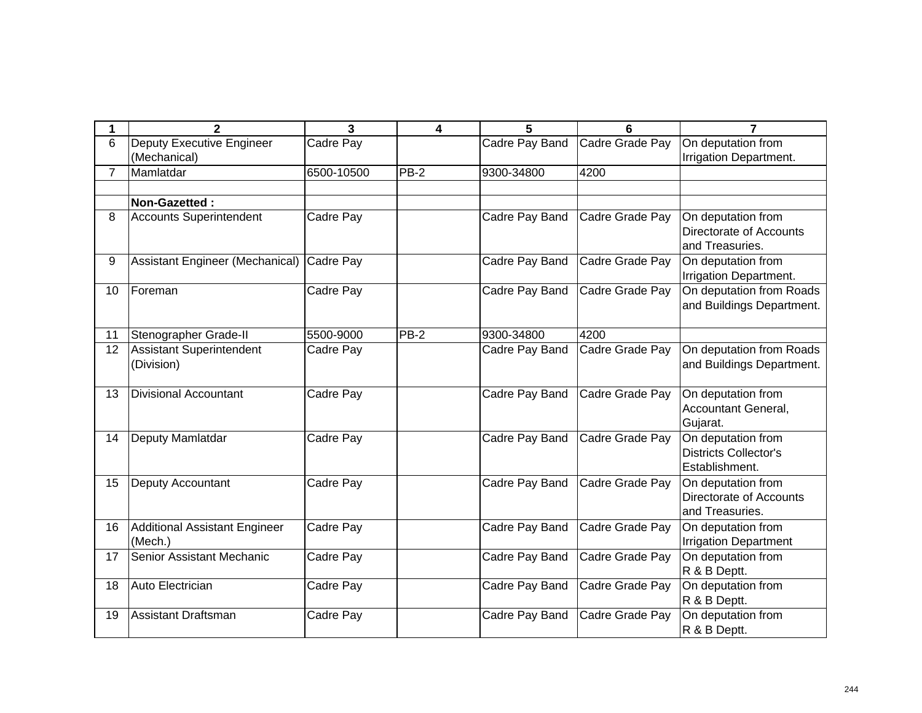| 1 | 2 | 3 | 4 | 5 | 6 | 7 |
|---|---|---|---|---|---|---|
| 6 | Deputy Executive Engineer (Mechanical) | Cadre Pay | | Cadre Pay Band | Cadre Grade Pay | On deputation from Irrigation Department. |
| 7 | Mamlatdar | 6500-10500 | PB-2 | 9300-34800 | 4200 | |
| | | | | | | |
| | **Non-Gazetted :** | | | | | |
| 8 | Accounts Superintendent | Cadre Pay | | Cadre Pay Band | Cadre Grade Pay | On deputation from Directorate of Accounts and Treasuries. |
| 9 | Assistant Engineer (Mechanical) | Cadre Pay | | Cadre Pay Band | Cadre Grade Pay | On deputation from Irrigation Department. |
| 10 | Foreman | Cadre Pay | | Cadre Pay Band | Cadre Grade Pay | On deputation from Roads and Buildings Department. |
| 11 | Stenographer Grade-II | 5500-9000 | PB-2 | 9300-34800 | 4200 | |
| 12 | Assistant Superintendent (Division) | Cadre Pay | | Cadre Pay Band | Cadre Grade Pay | On deputation from Roads and Buildings Department. |
| 13 | Divisional Accountant | Cadre Pay | | Cadre Pay Band | Cadre Grade Pay | On deputation from Accountant General, Gujarat. |
| 14 | Deputy Mamlatdar | Cadre Pay | | Cadre Pay Band | Cadre Grade Pay | On deputation from Districts Collector's Establishment. |
| 15 | Deputy Accountant | Cadre Pay | | Cadre Pay Band | Cadre Grade Pay | On deputation from Directorate of Accounts and Treasuries. |
| 16 | Additional Assistant Engineer (Mech.) | Cadre Pay | | Cadre Pay Band | Cadre Grade Pay | On deputation from Irrigation Department |
| 17 | Senior Assistant Mechanic | Cadre Pay | | Cadre Pay Band | Cadre Grade Pay | On deputation from R & B Deptt. |
| 18 | Auto Electrician | Cadre Pay | | Cadre Pay Band | Cadre Grade Pay | On deputation from R & B Deptt. |
| 19 | Assistant Draftsman | Cadre Pay | | Cadre Pay Band | Cadre Grade Pay | On deputation from R & B Deptt. |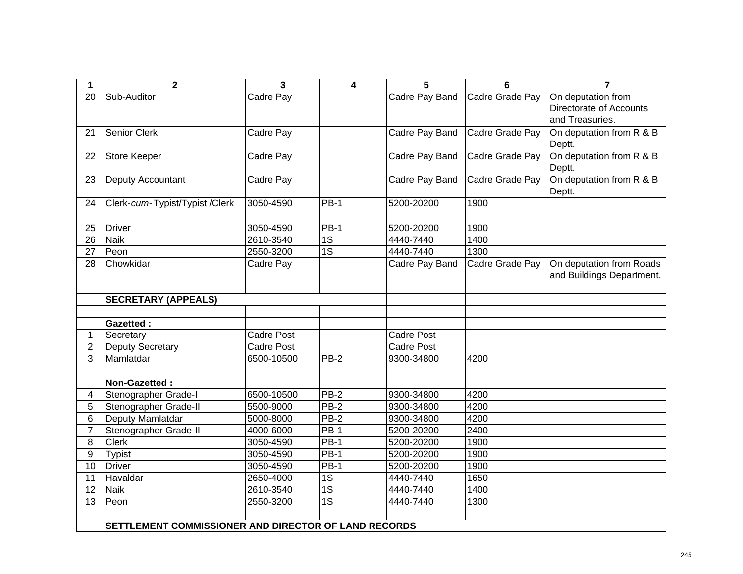| 1 | 2 | 3 | 4 | 5 | 6 | 7 |
|---|---|---|---|---|---|---|
| 20 | Sub-Auditor | Cadre Pay | | Cadre Pay Band | Cadre Grade Pay | On deputation from Directorate of Accounts and Treasuries. |
| 21 | Senior Clerk | Cadre Pay | | Cadre Pay Band | Cadre Grade Pay | On deputation from R & B Deptt. |
| 22 | Store Keeper | Cadre Pay | | Cadre Pay Band | Cadre Grade Pay | On deputation from R & B Deptt. |
| 23 | Deputy Accountant | Cadre Pay | | Cadre Pay Band | Cadre Grade Pay | On deputation from R & B Deptt. |
| 24 | Clerk-*cum*- Typist/Typist /Clerk | 3050-4590 | PB-1 | 5200-20200 | 1900 | |
| 25 | Driver | 3050-4590 | PB-1 | 5200-20200 | 1900 | |
| 26 | Naik | 2610-3540 | 1S | 4440-7440 | 1400 | |
| 27 | Peon | 2550-3200 | 1S | 4440-7440 | 1300 | |
| 28 | Chowkidar | Cadre Pay | | Cadre Pay Band | Cadre Grade Pay | On deputation from Roads and Buildings Department. |
| | **SECRETARY (APPEALS)** | | | | | |
| | | | | | | |
| | **Gazetted :** | | | | | |
| 1 | Secretary | Cadre Post | | Cadre Post | | |
| 2 | Deputy Secretary | Cadre Post | | Cadre Post | | |
| 3 | Mamlatdar | 6500-10500 | PB-2 | 9300-34800 | 4200 | |
| | | | | | | |
| | **Non-Gazetted :** | | | | | |
| 4 | Stenographer Grade-I | 6500-10500 | PB-2 | 9300-34800 | 4200 | |
| 5 | Stenographer Grade-II | 5500-9000 | PB-2 | 9300-34800 | 4200 | |
| 6 | Deputy Mamlatdar | 5000-8000 | PB-2 | 9300-34800 | 4200 | |
| 7 | Stenographer Grade-II | 4000-6000 | PB-1 | 5200-20200 | 2400 | |
| 8 | Clerk | 3050-4590 | PB-1 | 5200-20200 | 1900 | |
| 9 | Typist | 3050-4590 | PB-1 | 5200-20200 | 1900 | |
| 10 | Driver | 3050-4590 | PB-1 | 5200-20200 | 1900 | |
| 11 | Havaldar | 2650-4000 | 1S | 4440-7440 | 1650 | |
| 12 | Naik | 2610-3540 | 1S | 4440-7440 | 1400 | |
| 13 | Peon | 2550-3200 | 1S | 4440-7440 | 1300 | |
| | | | | | | |
| | **SETTLEMENT COMMISSIONER AND DIRECTOR OF LAND RECORDS** | | | | | |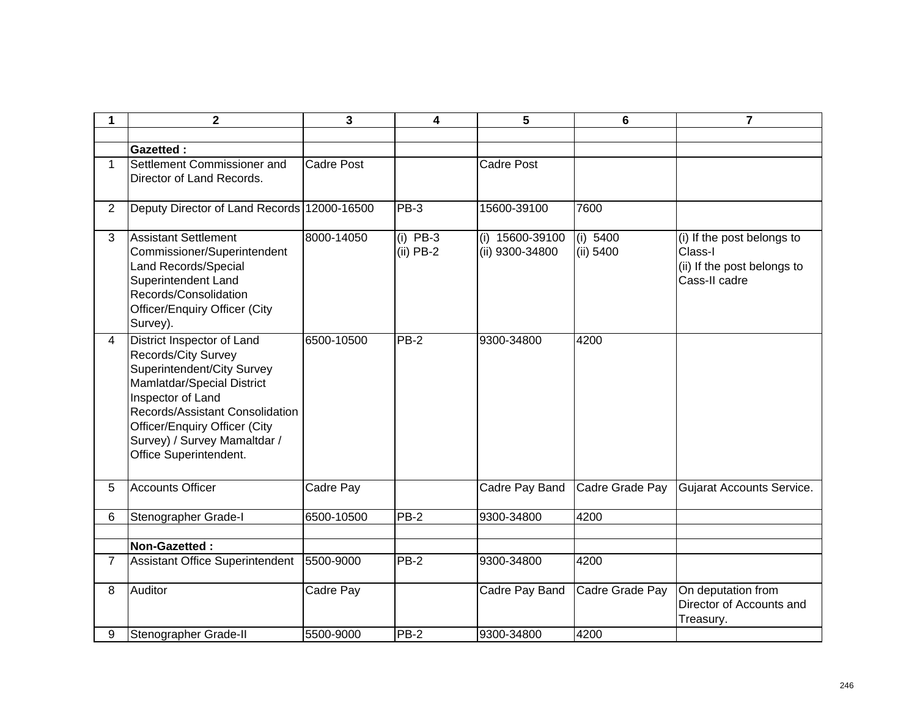| 1 | 2 | 3 | 4 | 5 | 6 | 7 |
|---|---|---|---|---|---|---|
| | | | | | | |
| | **Gazetted :** | | | | | |
| 1 | Settlement Commissioner and Director of Land Records. | Cadre Post | | Cadre Post | | |
| 2 | Deputy Director of Land Records | 12000-16500 | PB-3 | 15600-39100 | 7600 | |
| 3 | Assistant Settlement Commissioner/Superintendent Land Records/Special Superintendent Land Records/Consolidation Officer/Enquiry Officer (City Survey). | 8000-14050 | (i) PB-3<br>(ii) PB-2 | (i) 15600-39100<br>(ii) 9300-34800 | (i) 5400<br>(ii) 5400 | (i) If the post belongs to Class-I<br>(ii) If the post belongs to Cass-II cadre |
| 4 | District Inspector of Land Records/City Survey Superintendent/City Survey Mamlatdar/Special District Inspector of Land Records/Assistant Consolidation Officer/Enquiry Officer (City Survey) / Survey Mamaltdar / Office Superintendent. | 6500-10500 | PB-2 | 9300-34800 | 4200 | |
| 5 | Accounts Officer | Cadre Pay | | Cadre Pay Band | Cadre Grade Pay | Gujarat Accounts Service. |
| 6 | Stenographer Grade-I | 6500-10500 | PB-2 | 9300-34800 | 4200 | |
| | | | | | | |
| | **Non-Gazetted :** | | | | | |
| 7 | Assistant Office Superintendent | 5500-9000 | PB-2 | 9300-34800 | 4200 | |
| 8 | Auditor | Cadre Pay | | Cadre Pay Band | Cadre Grade Pay | On deputation from Director of Accounts and Treasury. |
| 9 | Stenographer Grade-II | 5500-9000 | PB-2 | 9300-34800 | 4200 | |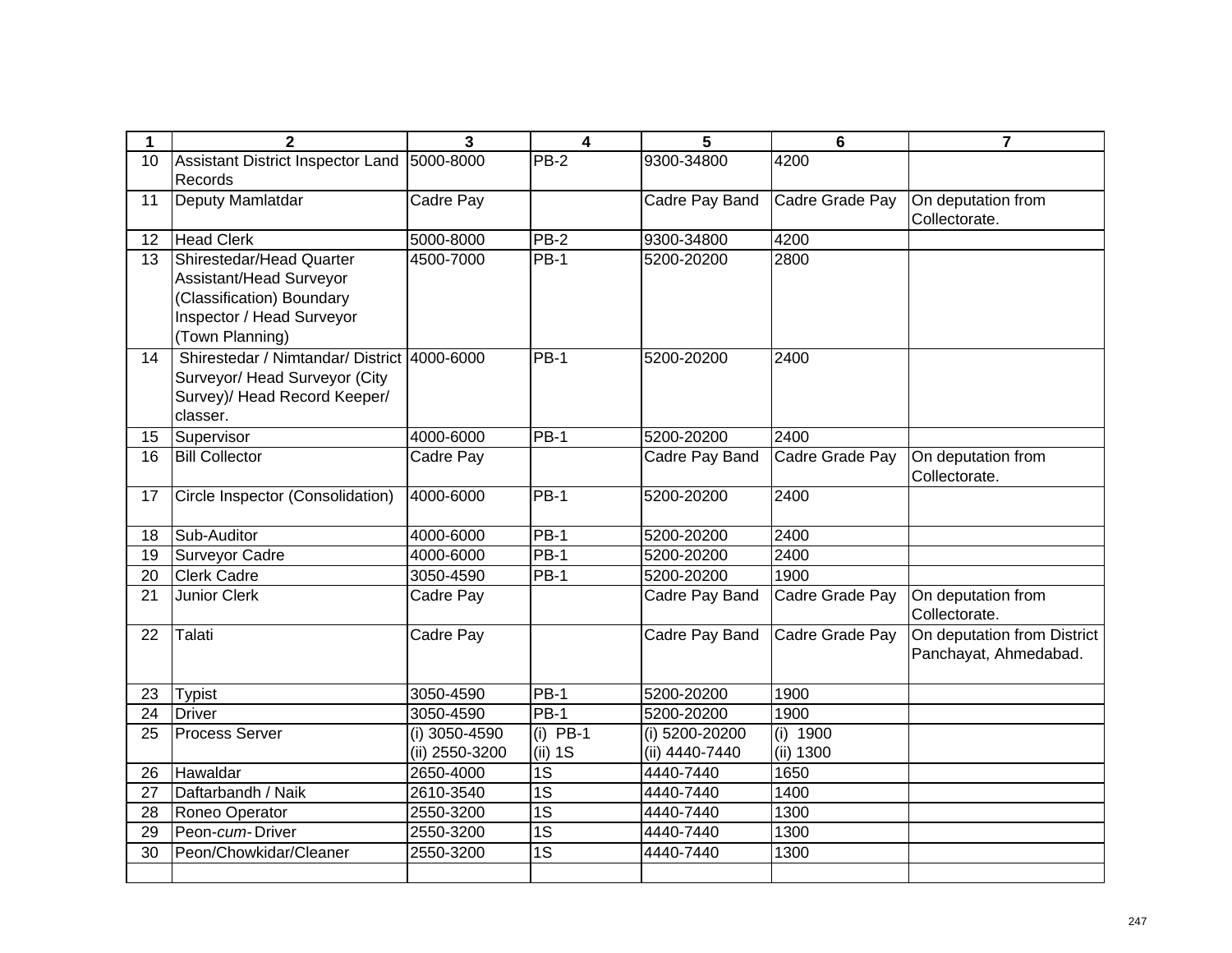| 1 | 2 | 3 | 4 | 5 | 6 | 7 |
|---|---|---|---|---|---|---|
| 10 | Assistant District Inspector Land Records | 5000-8000 | PB-2 | 9300-34800 | 4200 | |
| 11 | Deputy Mamlatdar | Cadre Pay | | Cadre Pay Band | Cadre Grade Pay | On deputation from Collectorate. |
| 12 | Head Clerk | 5000-8000 | PB-2 | 9300-34800 | 4200 | |
| 13 | Shirestedar/Head Quarter Assistant/Head Surveyor (Classification) Boundary Inspector / Head Surveyor (Town Planning) | 4500-7000 | PB-1 | 5200-20200 | 2800 | |
| 14 | Shirestedar / Nimtandar/ District Surveyor/ Head Surveyor (City Survey)/ Head Record Keeper/ classer. | 4000-6000 | PB-1 | 5200-20200 | 2400 | |
| 15 | Supervisor | 4000-6000 | PB-1 | 5200-20200 | 2400 | |
| 16 | Bill Collector | Cadre Pay | | Cadre Pay Band | Cadre Grade Pay | On deputation from Collectorate. |
| 17 | Circle Inspector (Consolidation) | 4000-6000 | PB-1 | 5200-20200 | 2400 | |
| 18 | Sub-Auditor | 4000-6000 | PB-1 | 5200-20200 | 2400 | |
| 19 | Surveyor Cadre | 4000-6000 | PB-1 | 5200-20200 | 2400 | |
| 20 | Clerk Cadre | 3050-4590 | PB-1 | 5200-20200 | 1900 | |
| 21 | Junior Clerk | Cadre Pay | | Cadre Pay Band | Cadre Grade Pay | On deputation from Collectorate. |
| 22 | Talati | Cadre Pay | | Cadre Pay Band | Cadre Grade Pay | On deputation from District Panchayat, Ahmedabad. |
| 23 | Typist | 3050-4590 | PB-1 | 5200-20200 | 1900 | |
| 24 | Driver | 3050-4590 | PB-1 | 5200-20200 | 1900 | |
| 25 | Process Server | (i) 3050-4590 (ii) 2550-3200 | (i) PB-1 (ii) 1S | (i) 5200-20200 (ii) 4440-7440 | (i) 1900 (ii) 1300 | |
| 26 | Hawaldar | 2650-4000 | 1S | 4440-7440 | 1650 | |
| 27 | Daftarbandh / Naik | 2610-3540 | 1S | 4440-7440 | 1400 | |
| 28 | Roneo Operator | 2550-3200 | 1S | 4440-7440 | 1300 | |
| 29 | Peon-*cum*-Driver | 2550-3200 | 1S | 4440-7440 | 1300 | |
| 30 | Peon/Chowkidar/Cleaner | 2550-3200 | 1S | 4440-7440 | 1300 | |
| | | | | | | |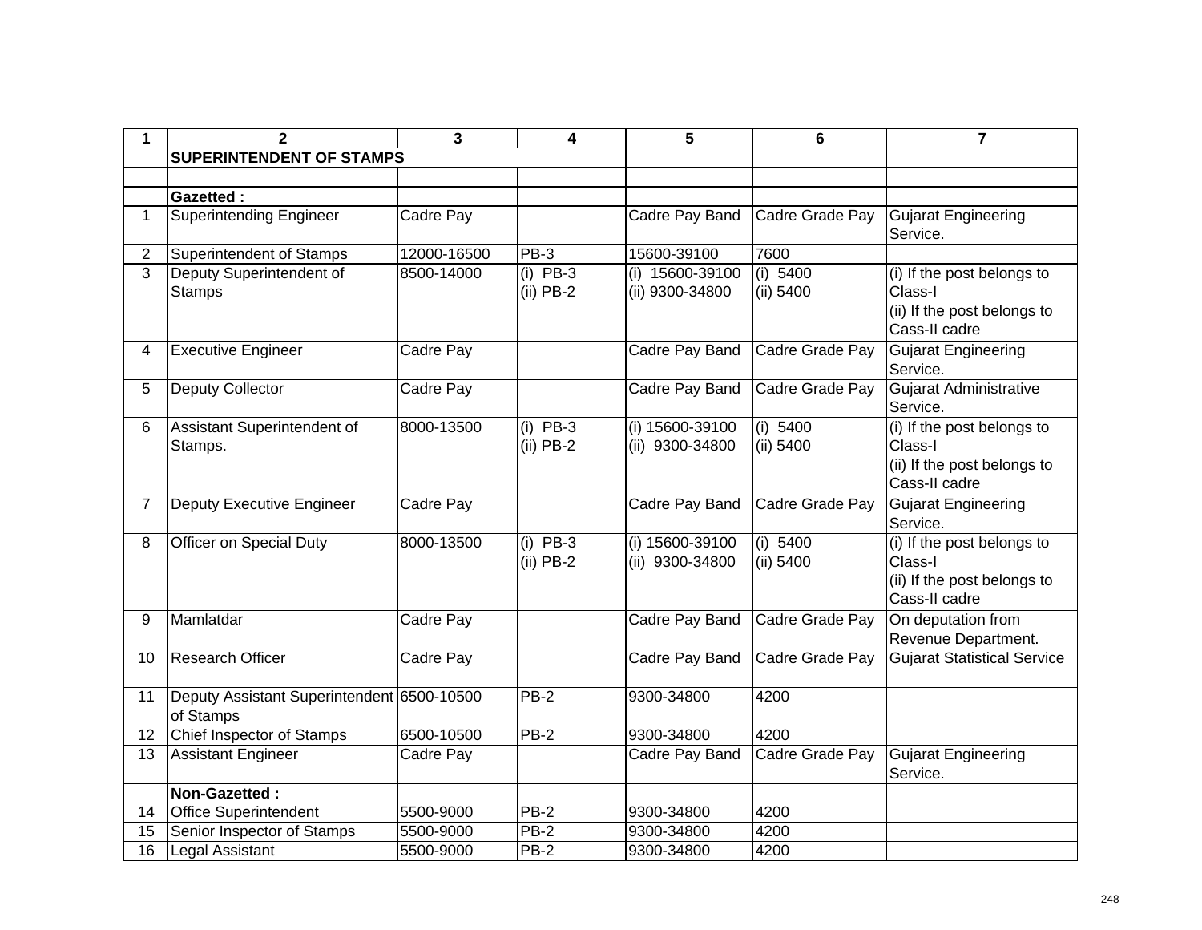| 1 | 2 | 3 | 4 | 5 | 6 | 7 |
|---|---|---|---|---|---|---|
| | **SUPERINTENDENT OF STAMPS** | | | | | |
| | | | | | | |
| | **Gazetted :** | | | | | |
| 1 | Superintending Engineer | Cadre Pay | | Cadre Pay Band | Cadre Grade Pay | Gujarat Engineering Service. |
| 2 | Superintendent of Stamps | 12000-16500 | PB-3 | 15600-39100 | 7600 | |
| 3 | Deputy Superintendent of Stamps | 8500-14000 | (i) PB-3<br>(ii) PB-2 | (i) 15600-39100<br>(ii) 9300-34800 | (i) 5400<br>(ii) 5400 | (i) If the post belongs to Class-I<br>(ii) If the post belongs to Cass-II cadre |
| 4 | Executive Engineer | Cadre Pay | | Cadre Pay Band | Cadre Grade Pay | Gujarat Engineering Service. |
| 5 | Deputy Collector | Cadre Pay | | Cadre Pay Band | Cadre Grade Pay | Gujarat Administrative Service. |
| 6 | Assistant Superintendent of Stamps. | 8000-13500 | (i) PB-3<br>(ii) PB-2 | (i) 15600-39100<br>(ii) 9300-34800 | (i) 5400<br>(ii) 5400 | (i) If the post belongs to Class-I<br>(ii) If the post belongs to Cass-II cadre |
| 7 | Deputy Executive Engineer | Cadre Pay | | Cadre Pay Band | Cadre Grade Pay | Gujarat Engineering Service. |
| 8 | Officer on Special Duty | 8000-13500 | (i) PB-3<br>(ii) PB-2 | (i) 15600-39100<br>(ii) 9300-34800 | (i) 5400<br>(ii) 5400 | (i) If the post belongs to Class-I<br>(ii) If the post belongs to Cass-II cadre |
| 9 | Mamlatdar | Cadre Pay | | Cadre Pay Band | Cadre Grade Pay | On deputation from Revenue Department. |
| 10 | Research Officer | Cadre Pay | | Cadre Pay Band | Cadre Grade Pay | Gujarat Statistical Service |
| 11 | Deputy Assistant Superintendent of Stamps | 6500-10500 | PB-2 | 9300-34800 | 4200 | |
| 12 | Chief Inspector of Stamps | 6500-10500 | PB-2 | 9300-34800 | 4200 | |
| 13 | Assistant Engineer | Cadre Pay | | Cadre Pay Band | Cadre Grade Pay | Gujarat Engineering Service. |
| | **Non-Gazetted :** | | | | | |
| 14 | Office Superintendent | 5500-9000 | PB-2 | 9300-34800 | 4200 | |
| 15 | Senior Inspector of Stamps | 5500-9000 | PB-2 | 9300-34800 | 4200 | |
| 16 | Legal Assistant | 5500-9000 | PB-2 | 9300-34800 | 4200 | |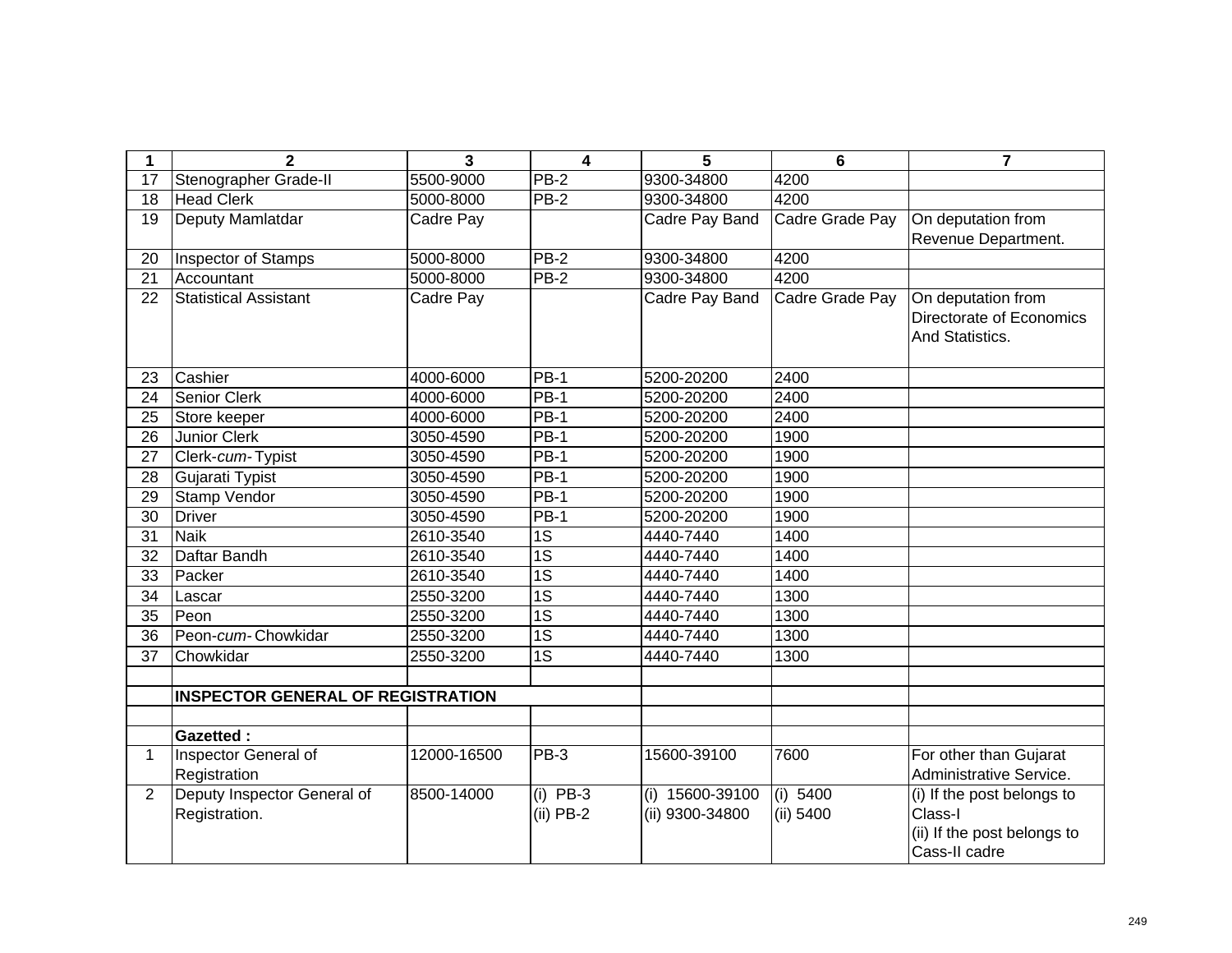| 1 | 2 | 3 | 4 | 5 | 6 | 7 |
|---|---|---|---|---|---|---|
| 17 | Stenographer Grade-II | 5500-9000 | PB-2 | 9300-34800 | 4200 | |
| 18 | Head Clerk | 5000-8000 | PB-2 | 9300-34800 | 4200 | |
| 19 | Deputy Mamlatdar | Cadre Pay | | Cadre Pay Band | Cadre Grade Pay | On deputation from Revenue Department. |
| 20 | Inspector of Stamps | 5000-8000 | PB-2 | 9300-34800 | 4200 | |
| 21 | Accountant | 5000-8000 | PB-2 | 9300-34800 | 4200 | |
| 22 | Statistical Assistant | Cadre Pay | | Cadre Pay Band | Cadre Grade Pay | On deputation from Directorate of Economics And Statistics. |
| 23 | Cashier | 4000-6000 | PB-1 | 5200-20200 | 2400 | |
| 24 | Senior Clerk | 4000-6000 | PB-1 | 5200-20200 | 2400 | |
| 25 | Store keeper | 4000-6000 | PB-1 | 5200-20200 | 2400 | |
| 26 | Junior Clerk | 3050-4590 | PB-1 | 5200-20200 | 1900 | |
| 27 | Clerk-*cum*-Typist | 3050-4590 | PB-1 | 5200-20200 | 1900 | |
| 28 | Gujarati Typist | 3050-4590 | PB-1 | 5200-20200 | 1900 | |
| 29 | Stamp Vendor | 3050-4590 | PB-1 | 5200-20200 | 1900 | |
| 30 | Driver | 3050-4590 | PB-1 | 5200-20200 | 1900 | |
| 31 | Naik | 2610-3540 | 1S | 4440-7440 | 1400 | |
| 32 | Daftar Bandh | 2610-3540 | 1S | 4440-7440 | 1400 | |
| 33 | Packer | 2610-3540 | 1S | 4440-7440 | 1400 | |
| 34 | Lascar | 2550-3200 | 1S | 4440-7440 | 1300 | |
| 35 | Peon | 2550-3200 | 1S | 4440-7440 | 1300 | |
| 36 | Peon-*cum*-Chowkidar | 2550-3200 | 1S | 4440-7440 | 1300 | |
| 37 | Chowkidar | 2550-3200 | 1S | 4440-7440 | 1300 | |
| | | | | | | |
| | **INSPECTOR GENERAL OF REGISTRATION** | | | | | |
| | | | | | | |
| | **Gazetted :** | | | | | |
| 1 | Inspector General of Registration | 12000-16500 | PB-3 | 15600-39100 | 7600 | For other than Gujarat Administrative Service. |
| 2 | Deputy Inspector General of Registration. | 8500-14000 | (i) PB-3<br>(ii) PB-2 | (i) 15600-39100<br>(ii) 9300-34800 | (i) 5400<br>(ii) 5400 | (i) If the post belongs to Class-I<br>(ii) If the post belongs to Cass-II cadre |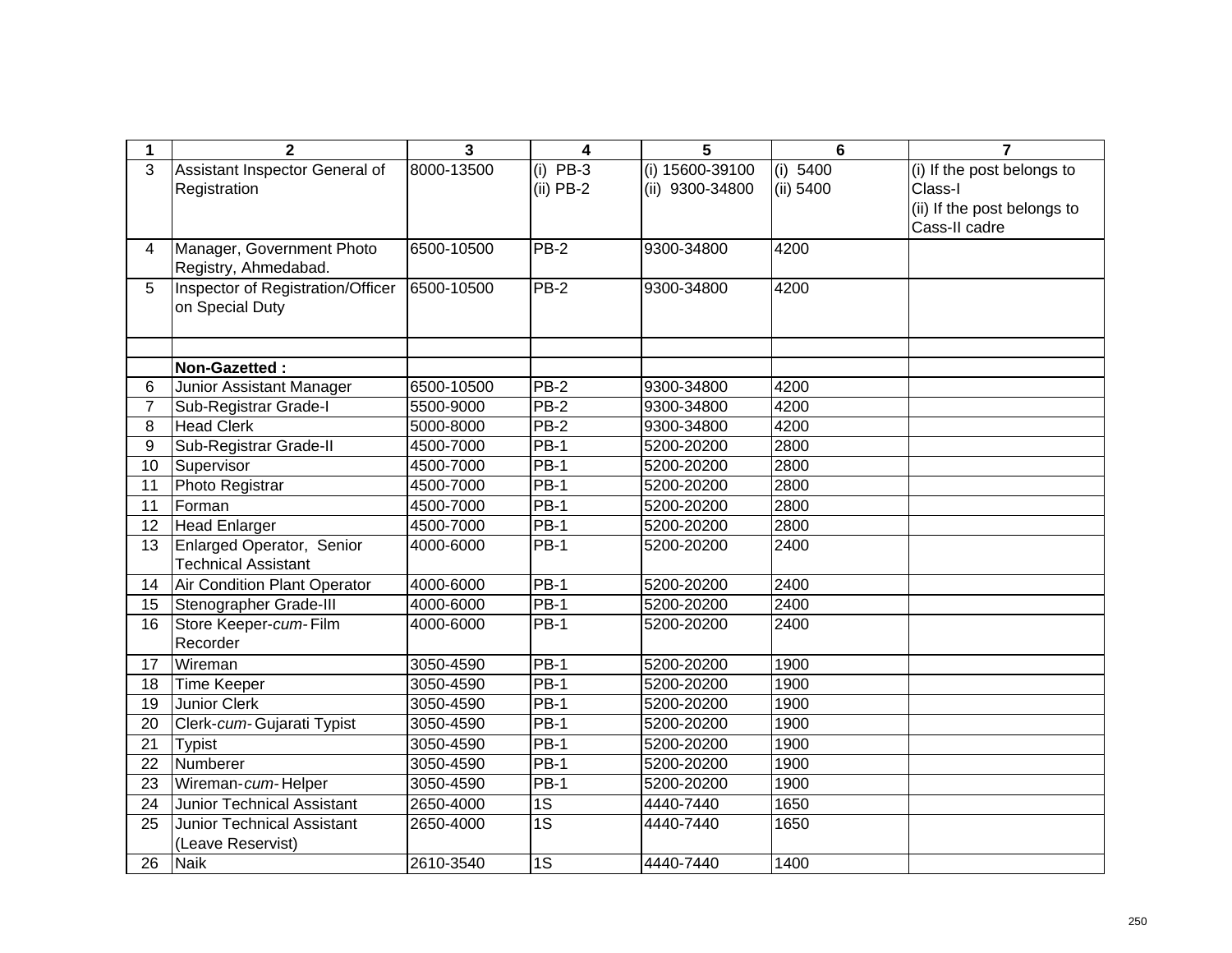| 1 | 2 | 3 | 4 | 5 | 6 | 7 |
|---|---|---|---|---|---|---|
| 3 | Assistant Inspector General of Registration | 8000-13500 | (i) PB-3<br>(ii) PB-2 | (i) 15600-39100<br>(ii) 9300-34800 | (i) 5400<br>(ii) 5400 | (i) If the post belongs to Class-I<br>(ii) If the post belongs to Cass-II cadre |
| 4 | Manager, Government Photo Registry, Ahmedabad. | 6500-10500 | PB-2 | 9300-34800 | 4200 | |
| 5 | Inspector of Registration/Officer on Special Duty | 6500-10500 | PB-2 | 9300-34800 | 4200 | |
| | | | | | | |
| | **Non-Gazetted :** | | | | | |
| 6 | Junior Assistant Manager | 6500-10500 | PB-2 | 9300-34800 | 4200 | |
| 7 | Sub-Registrar Grade-I | 5500-9000 | PB-2 | 9300-34800 | 4200 | |
| 8 | Head Clerk | 5000-8000 | PB-2 | 9300-34800 | 4200 | |
| 9 | Sub-Registrar Grade-II | 4500-7000 | PB-1 | 5200-20200 | 2800 | |
| 10 | Supervisor | 4500-7000 | PB-1 | 5200-20200 | 2800 | |
| 11 | Photo Registrar | 4500-7000 | PB-1 | 5200-20200 | 2800 | |
| 11 | Forman | 4500-7000 | PB-1 | 5200-20200 | 2800 | |
| 12 | Head Enlarger | 4500-7000 | PB-1 | 5200-20200 | 2800 | |
| 13 | Enlarged Operator, Senior Technical Assistant | 4000-6000 | PB-1 | 5200-20200 | 2400 | |
| 14 | Air Condition Plant Operator | 4000-6000 | PB-1 | 5200-20200 | 2400 | |
| 15 | Stenographer Grade-III | 4000-6000 | PB-1 | 5200-20200 | 2400 | |
| 16 | Store Keeper-*cum*-Film Recorder | 4000-6000 | PB-1 | 5200-20200 | 2400 | |
| 17 | Wireman | 3050-4590 | PB-1 | 5200-20200 | 1900 | |
| 18 | Time Keeper | 3050-4590 | PB-1 | 5200-20200 | 1900 | |
| 19 | Junior Clerk | 3050-4590 | PB-1 | 5200-20200 | 1900 | |
| 20 | Clerk-*cum*-Gujarati Typist | 3050-4590 | PB-1 | 5200-20200 | 1900 | |
| 21 | Typist | 3050-4590 | PB-1 | 5200-20200 | 1900 | |
| 22 | Numberer | 3050-4590 | PB-1 | 5200-20200 | 1900 | |
| 23 | Wireman-*cum*-Helper | 3050-4590 | PB-1 | 5200-20200 | 1900 | |
| 24 | Junior Technical Assistant | 2650-4000 | 1S | 4440-7440 | 1650 | |
| 25 | Junior Technical Assistant (Leave Reservist) | 2650-4000 | 1S | 4440-7440 | 1650 | |
| 26 | Naik | 2610-3540 | 1S | 4440-7440 | 1400 | |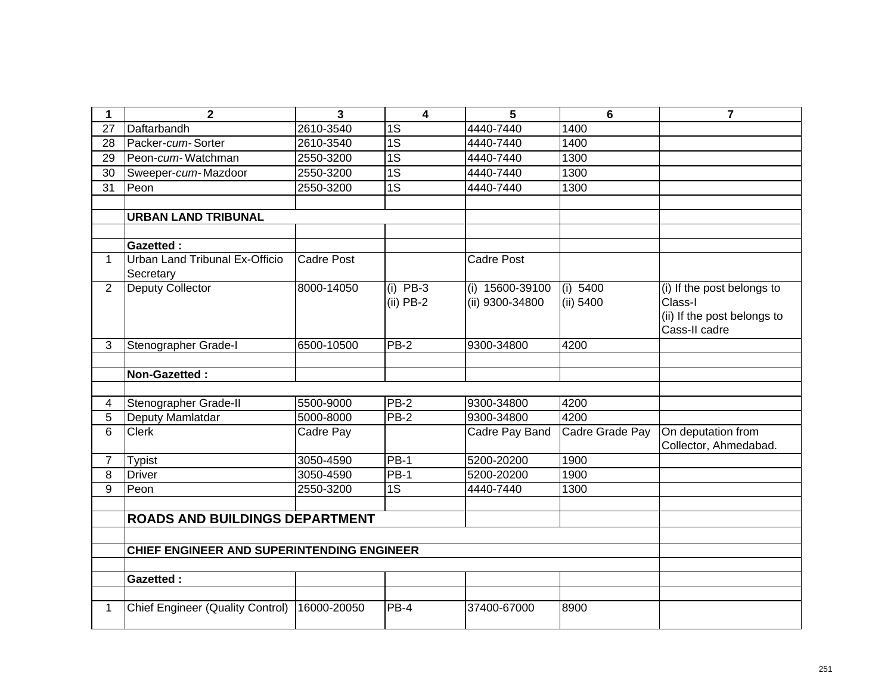| 1 | 2 | 3 | 4 | 5 | 6 | 7 |
|---|---|---|---|---|---|---|
| 27 | Daftarbandh | 2610-3540 | 1S | 4440-7440 | 1400 | |
| 28 | Packer-*cum*- Sorter | 2610-3540 | 1S | 4440-7440 | 1400 | |
| 29 | Peon-*cum*- Watchman | 2550-3200 | 1S | 4440-7440 | 1300 | |
| 30 | Sweeper-*cum*- Mazdoor | 2550-3200 | 1S | 4440-7440 | 1300 | |
| 31 | Peon | 2550-3200 | 1S | 4440-7440 | 1300 | |
| | | | | | | |
| | **URBAN LAND TRIBUNAL** | | | | | |
| | | | | | | |
| | **Gazetted :** | | | | | |
| 1 | Urban Land Tribunal Ex-Officio Secretary | Cadre Post | | Cadre Post | | |
| 2 | Deputy Collector | 8000-14050 | (i) PB-3<br>(ii) PB-2 | (i) 15600-39100<br>(ii) 9300-34800 | (i) 5400<br>(ii) 5400 | (i) If the post belongs to Class-I<br>(ii) If the post belongs to Cass-II cadre |
| 3 | Stenographer Grade-I | 6500-10500 | PB-2 | 9300-34800 | 4200 | |
| | | | | | | |
| | **Non-Gazetted :** | | | | | |
| | | | | | | |
| 4 | Stenographer Grade-II | 5500-9000 | PB-2 | 9300-34800 | 4200 | |
| 5 | Deputy Mamlatdar | 5000-8000 | PB-2 | 9300-34800 | 4200 | |
| 6 | Clerk | Cadre Pay | | Cadre Pay Band | Cadre Grade Pay | On deputation from Collector, Ahmedabad. |
| 7 | Typist | 3050-4590 | PB-1 | 5200-20200 | 1900 | |
| 8 | Driver | 3050-4590 | PB-1 | 5200-20200 | 1900 | |
| 9 | Peon | 2550-3200 | 1S | 4440-7440 | 1300 | |
| | | | | | | |
| | **ROADS AND BUILDINGS DEPARTMENT** | | | | | |
| | | | | | | |
| | **CHIEF ENGINEER AND SUPERINTENDING ENGINEER** | | | | | |
| | | | | | | |
| | **Gazetted :** | | | | | |
| | | | | | | |
| 1 | Chief Engineer (Quality Control) | 16000-20050 | PB-4 | 37400-67000 | 8900 | |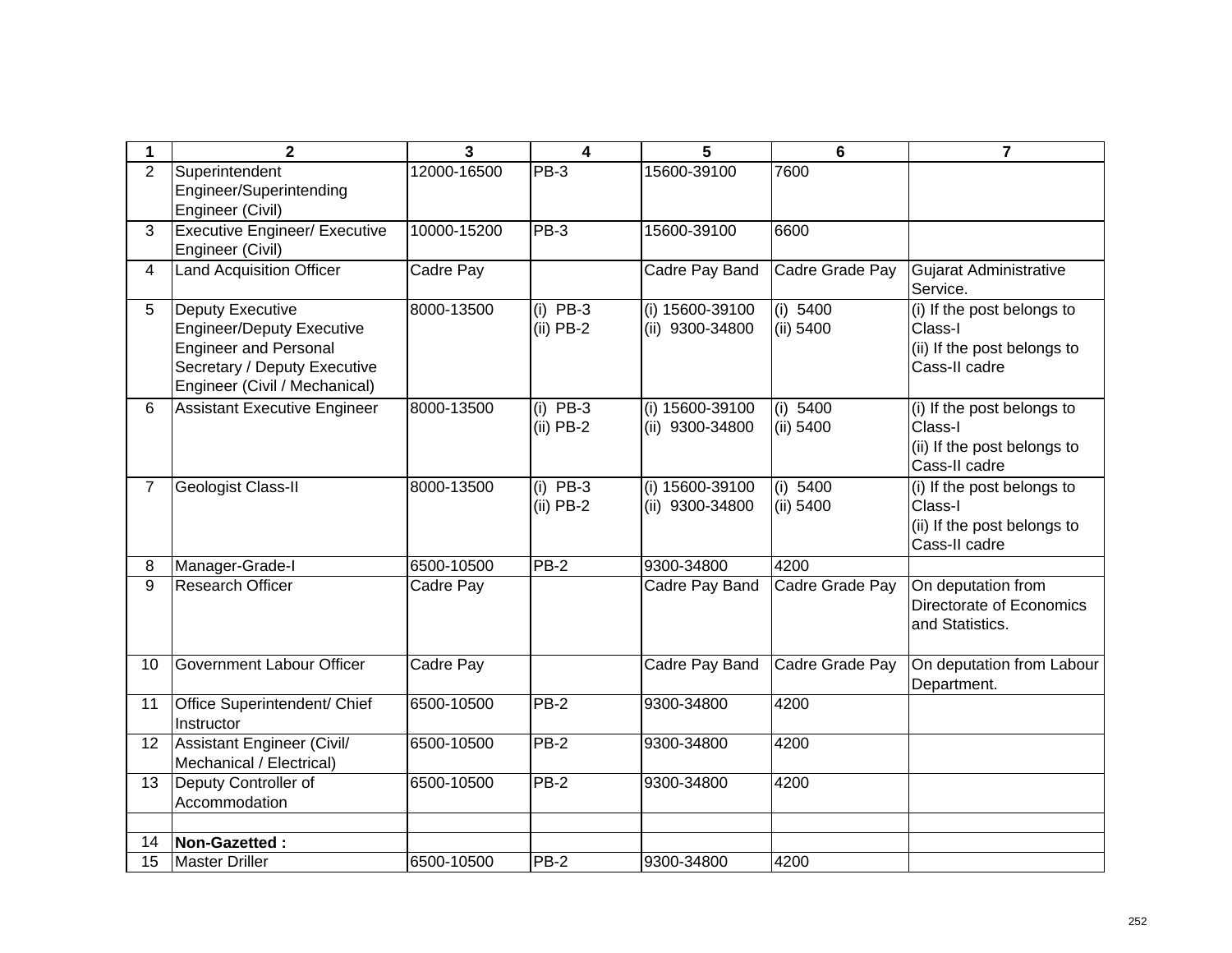| 1 | 2 | 3 | 4 | 5 | 6 | 7 |
|---|---|---|---|---|---|---|
| 2 | Superintendent Engineer/Superintending Engineer (Civil) | 12000-16500 | PB-3 | 15600-39100 | 7600 | |
| 3 | Executive Engineer/ Executive Engineer (Civil) | 10000-15200 | PB-3 | 15600-39100 | 6600 | |
| 4 | Land Acquisition Officer | Cadre Pay | | Cadre Pay Band | Cadre Grade Pay | Gujarat Administrative Service. |
| 5 | Deputy Executive Engineer/Deputy Executive Engineer and Personal Secretary / Deputy Executive Engineer (Civil / Mechanical) | 8000-13500 | (i) PB-3<br>(ii) PB-2 | (i) 15600-39100<br>(ii) 9300-34800 | (i) 5400<br>(ii) 5400 | (i) If the post belongs to Class-I<br>(ii) If the post belongs to Cass-II cadre |
| 6 | Assistant Executive Engineer | 8000-13500 | (i) PB-3<br>(ii) PB-2 | (i) 15600-39100<br>(ii) 9300-34800 | (i) 5400<br>(ii) 5400 | (i) If the post belongs to Class-I<br>(ii) If the post belongs to Cass-II cadre |
| 7 | Geologist Class-II | 8000-13500 | (i) PB-3<br>(ii) PB-2 | (i) 15600-39100<br>(ii) 9300-34800 | (i) 5400<br>(ii) 5400 | (i) If the post belongs to Class-I<br>(ii) If the post belongs to Cass-II cadre |
| 8 | Manager-Grade-I | 6500-10500 | PB-2 | 9300-34800 | 4200 | |
| 9 | Research Officer | Cadre Pay | | Cadre Pay Band | Cadre Grade Pay | On deputation from Directorate of Economics and Statistics. |
| 10 | Government Labour Officer | Cadre Pay | | Cadre Pay Band | Cadre Grade Pay | On deputation from Labour Department. |
| 11 | Office Superintendent/ Chief Instructor | 6500-10500 | PB-2 | 9300-34800 | 4200 | |
| 12 | Assistant Engineer (Civil/ Mechanical / Electrical) | 6500-10500 | PB-2 | 9300-34800 | 4200 | |
| 13 | Deputy Controller of Accommodation | 6500-10500 | PB-2 | 9300-34800 | 4200 | |
| | | | | | | |
| 14 | **Non-Gazetted :** | | | | | |
| 15 | Master Driller | 6500-10500 | PB-2 | 9300-34800 | 4200 | |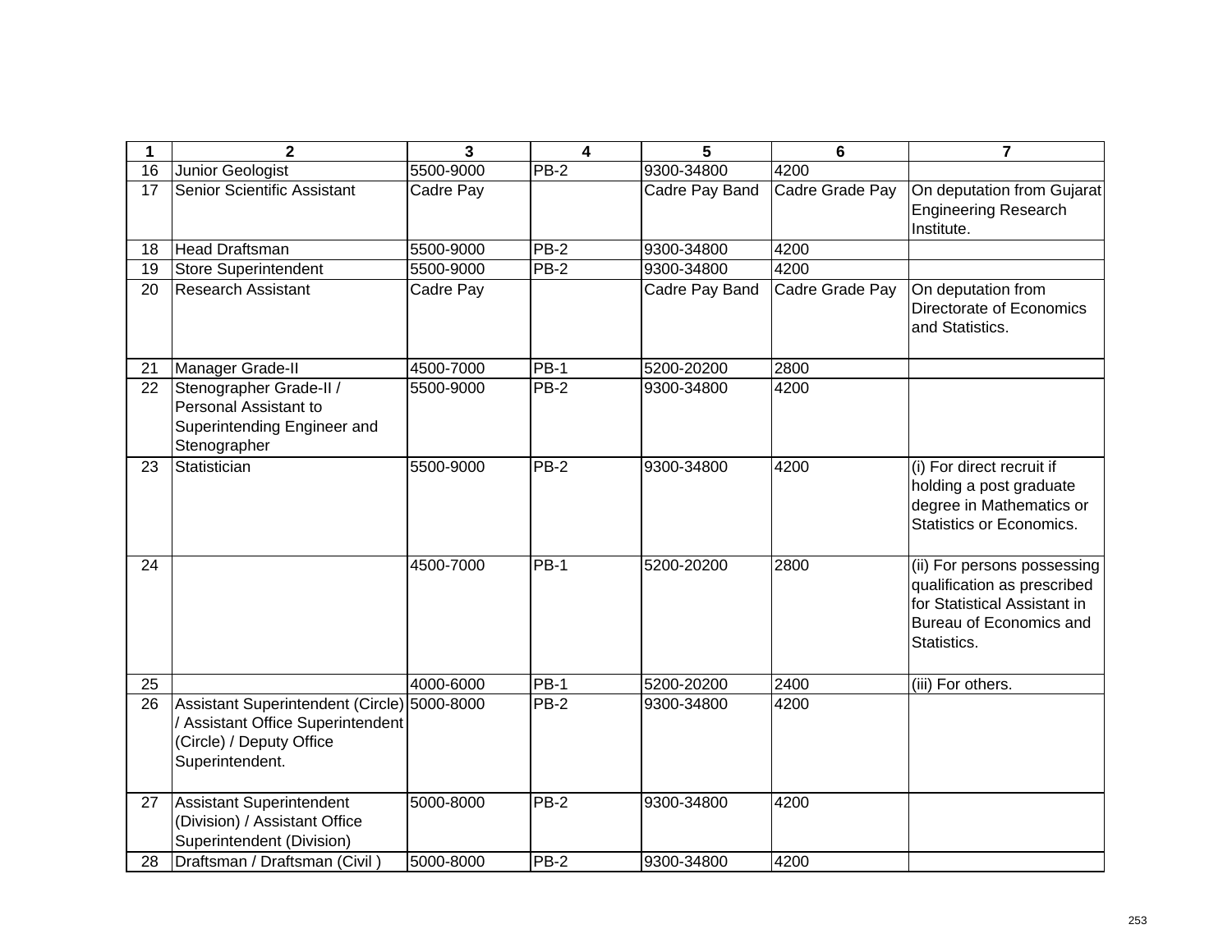| 1 | 2 | 3 | 4 | 5 | 6 | 7 |
|---|---|---|---|---|---|---|
| 16 | Junior Geologist | 5500-9000 | PB-2 | 9300-34800 | 4200 | |
| 17 | Senior Scientific Assistant | Cadre Pay | | Cadre Pay Band | Cadre Grade Pay | On deputation from Gujarat Engineering Research Institute. |
| 18 | Head Draftsman | 5500-9000 | PB-2 | 9300-34800 | 4200 | |
| 19 | Store Superintendent | 5500-9000 | PB-2 | 9300-34800 | 4200 | |
| 20 | Research Assistant | Cadre Pay | | Cadre Pay Band | Cadre Grade Pay | On deputation from Directorate of Economics and Statistics. |
| 21 | Manager Grade-II | 4500-7000 | PB-1 | 5200-20200 | 2800 | |
| 22 | Stenographer Grade-II / Personal Assistant to Superintending Engineer and Stenographer | 5500-9000 | PB-2 | 9300-34800 | 4200 | |
| 23 | Statistician | 5500-9000 | PB-2 | 9300-34800 | 4200 | (i) For direct recruit if holding a post graduate degree in Mathematics or Statistics or Economics. |
| 24 | | 4500-7000 | PB-1 | 5200-20200 | 2800 | (ii) For persons possessing qualification as prescribed for Statistical Assistant in Bureau of Economics and Statistics. |
| 25 | | 4000-6000 | PB-1 | 5200-20200 | 2400 | (iii) For others. |
| 26 | Assistant Superintendent (Circle) / Assistant Office Superintendent (Circle) / Deputy Office Superintendent. | 5000-8000 | PB-2 | 9300-34800 | 4200 | |
| 27 | Assistant Superintendent (Division) / Assistant Office Superintendent (Division) | 5000-8000 | PB-2 | 9300-34800 | 4200 | |
| 28 | Draftsman / Draftsman (Civil ) | 5000-8000 | PB-2 | 9300-34800 | 4200 | |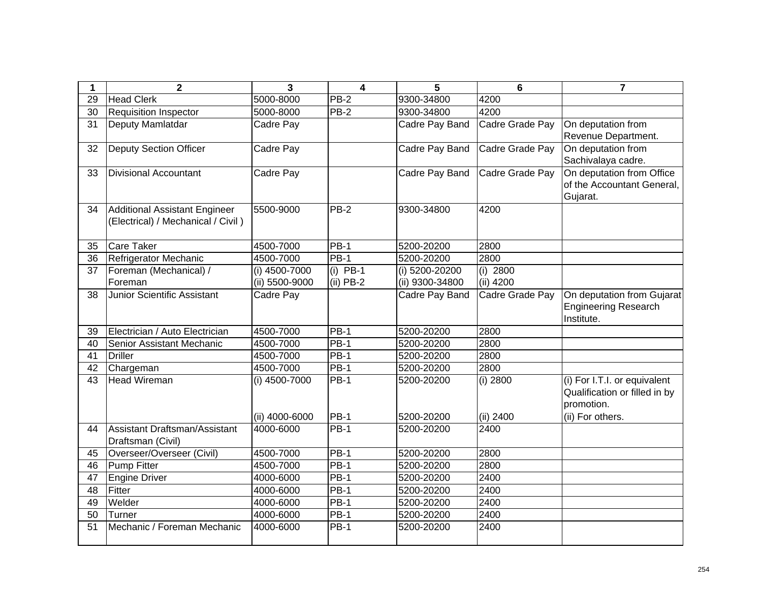| 1 | 2 | 3 | 4 | 5 | 6 | 7 |
|---|---|---|---|---|---|---|
| 29 | Head Clerk | 5000-8000 | PB-2 | 9300-34800 | 4200 | |
| 30 | Requisition Inspector | 5000-8000 | PB-2 | 9300-34800 | 4200 | |
| 31 | Deputy Mamlatdar | Cadre Pay | | Cadre Pay Band | Cadre Grade Pay | On deputation from Revenue Department. |
| 32 | Deputy Section Officer | Cadre Pay | | Cadre Pay Band | Cadre Grade Pay | On deputation from Sachivalaya cadre. |
| 33 | Divisional Accountant | Cadre Pay | | Cadre Pay Band | Cadre Grade Pay | On deputation from Office of the Accountant General, Gujarat. |
| 34 | Additional Assistant Engineer (Electrical) / Mechanical / Civil ) | 5500-9000 | PB-2 | 9300-34800 | 4200 | |
| 35 | Care Taker | 4500-7000 | PB-1 | 5200-20200 | 2800 | |
| 36 | Refrigerator Mechanic | 4500-7000 | PB-1 | 5200-20200 | 2800 | |
| 37 | Foreman (Mechanical) / Foreman | (i) 4500-7000<br>(ii) 5500-9000 | (i) PB-1<br>(ii) PB-2 | (i) 5200-20200<br>(ii) 9300-34800 | (i) 2800<br>(ii) 4200 | |
| 38 | Junior Scientific Assistant | Cadre Pay | | Cadre Pay Band | Cadre Grade Pay | On deputation from Gujarat Engineering Research Institute. |
| 39 | Electrician / Auto Electrician | 4500-7000 | PB-1 | 5200-20200 | 2800 | |
| 40 | Senior Assistant Mechanic | 4500-7000 | PB-1 | 5200-20200 | 2800 | |
| 41 | Driller | 4500-7000 | PB-1 | 5200-20200 | 2800 | |
| 42 | Chargeman | 4500-7000 | PB-1 | 5200-20200 | 2800 | |
| 43 | Head Wireman | (i) 4500-7000<br>(ii) 4000-6000 | PB-1<br>PB-1 | 5200-20200<br>5200-20200 | (i) 2800<br>(ii) 2400 | (i) For I.T.I. or equivalent Qualification or filled in by promotion.<br>(ii) For others. |
| 44 | Assistant Draftsman/Assistant Draftsman (Civil) | 4000-6000 | PB-1 | 5200-20200 | 2400 | |
| 45 | Overseer/Overseer (Civil) | 4500-7000 | PB-1 | 5200-20200 | 2800 | |
| 46 | Pump Fitter | 4500-7000 | PB-1 | 5200-20200 | 2800 | |
| 47 | Engine Driver | 4000-6000 | PB-1 | 5200-20200 | 2400 | |
| 48 | Fitter | 4000-6000 | PB-1 | 5200-20200 | 2400 | |
| 49 | Welder | 4000-6000 | PB-1 | 5200-20200 | 2400 | |
| 50 | Turner | 4000-6000 | PB-1 | 5200-20200 | 2400 | |
| 51 | Mechanic / Foreman Mechanic | 4000-6000 | PB-1 | 5200-20200 | 2400 | |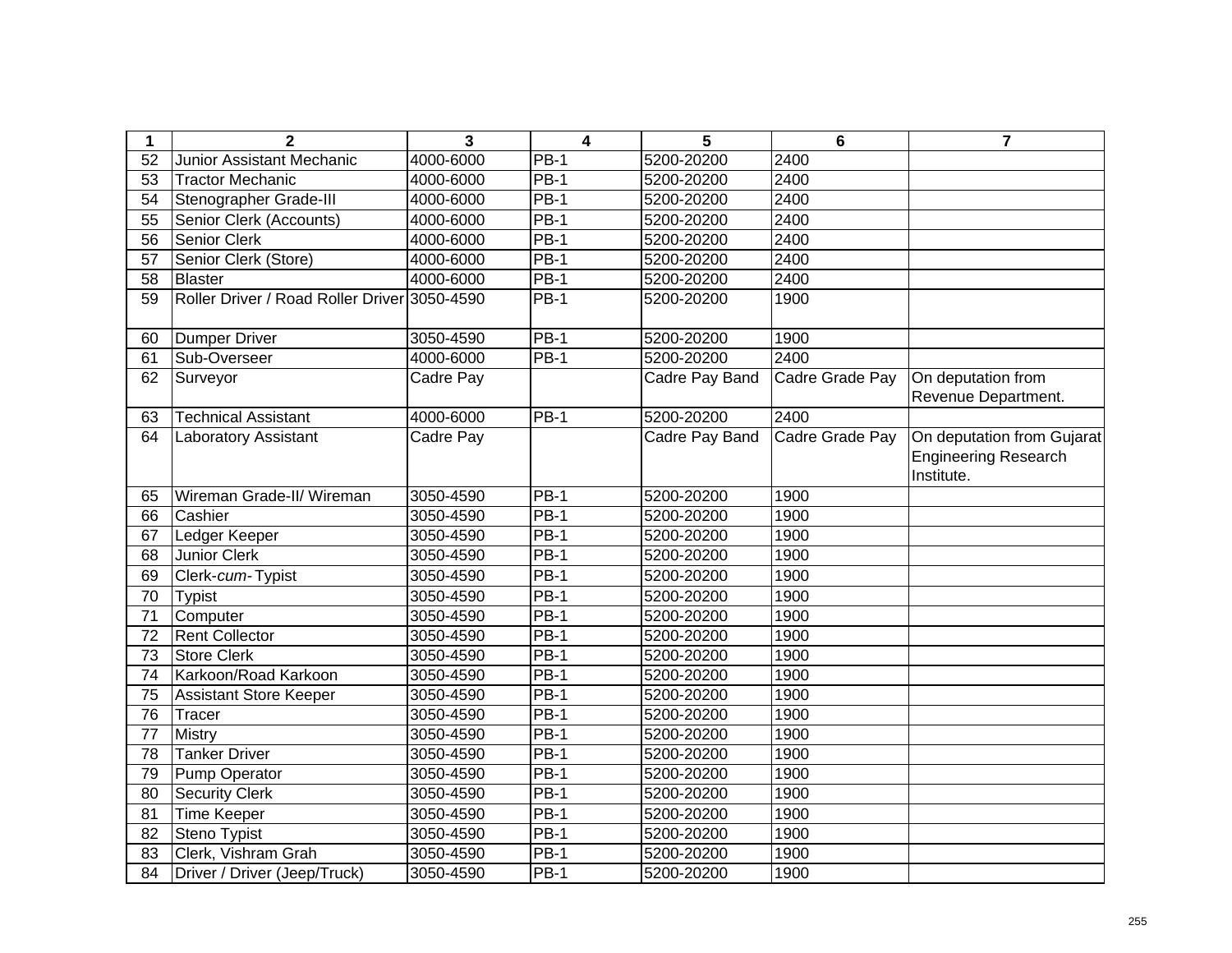| 1 | 2 | 3 | 4 | 5 | 6 | 7 |
|---|---|---|---|---|---|---|
| 52 | Junior Assistant Mechanic | 4000-6000 | PB-1 | 5200-20200 | 2400 | |
| 53 | Tractor Mechanic | 4000-6000 | PB-1 | 5200-20200 | 2400 | |
| 54 | Stenographer Grade-III | 4000-6000 | PB-1 | 5200-20200 | 2400 | |
| 55 | Senior Clerk (Accounts) | 4000-6000 | PB-1 | 5200-20200 | 2400 | |
| 56 | Senior Clerk | 4000-6000 | PB-1 | 5200-20200 | 2400 | |
| 57 | Senior Clerk (Store) | 4000-6000 | PB-1 | 5200-20200 | 2400 | |
| 58 | Blaster | 4000-6000 | PB-1 | 5200-20200 | 2400 | |
| 59 | Roller Driver / Road Roller Driver | 3050-4590 | PB-1 | 5200-20200 | 1900 | |
| 60 | Dumper Driver | 3050-4590 | PB-1 | 5200-20200 | 1900 | |
| 61 | Sub-Overseer | 4000-6000 | PB-1 | 5200-20200 | 2400 | |
| 62 | Surveyor | Cadre Pay | | Cadre Pay Band | Cadre Grade Pay | On deputation from Revenue Department. |
| 63 | Technical Assistant | 4000-6000 | PB-1 | 5200-20200 | 2400 | |
| 64 | Laboratory Assistant | Cadre Pay | | Cadre Pay Band | Cadre Grade Pay | On deputation from Gujarat Engineering Research Institute. |
| 65 | Wireman Grade-II/ Wireman | 3050-4590 | PB-1 | 5200-20200 | 1900 | |
| 66 | Cashier | 3050-4590 | PB-1 | 5200-20200 | 1900 | |
| 67 | Ledger Keeper | 3050-4590 | PB-1 | 5200-20200 | 1900 | |
| 68 | Junior Clerk | 3050-4590 | PB-1 | 5200-20200 | 1900 | |
| 69 | Clerk-*cum*- Typist | 3050-4590 | PB-1 | 5200-20200 | 1900 | |
| 70 | Typist | 3050-4590 | PB-1 | 5200-20200 | 1900 | |
| 71 | Computer | 3050-4590 | PB-1 | 5200-20200 | 1900 | |
| 72 | Rent Collector | 3050-4590 | PB-1 | 5200-20200 | 1900 | |
| 73 | Store Clerk | 3050-4590 | PB-1 | 5200-20200 | 1900 | |
| 74 | Karkoon/Road Karkoon | 3050-4590 | PB-1 | 5200-20200 | 1900 | |
| 75 | Assistant Store Keeper | 3050-4590 | PB-1 | 5200-20200 | 1900 | |
| 76 | Tracer | 3050-4590 | PB-1 | 5200-20200 | 1900 | |
| 77 | Mistry | 3050-4590 | PB-1 | 5200-20200 | 1900 | |
| 78 | Tanker Driver | 3050-4590 | PB-1 | 5200-20200 | 1900 | |
| 79 | Pump Operator | 3050-4590 | PB-1 | 5200-20200 | 1900 | |
| 80 | Security Clerk | 3050-4590 | PB-1 | 5200-20200 | 1900 | |
| 81 | Time Keeper | 3050-4590 | PB-1 | 5200-20200 | 1900 | |
| 82 | Steno Typist | 3050-4590 | PB-1 | 5200-20200 | 1900 | |
| 83 | Clerk, Vishram Grah | 3050-4590 | PB-1 | 5200-20200 | 1900 | |
| 84 | Driver / Driver (Jeep/Truck) | 3050-4590 | PB-1 | 5200-20200 | 1900 | |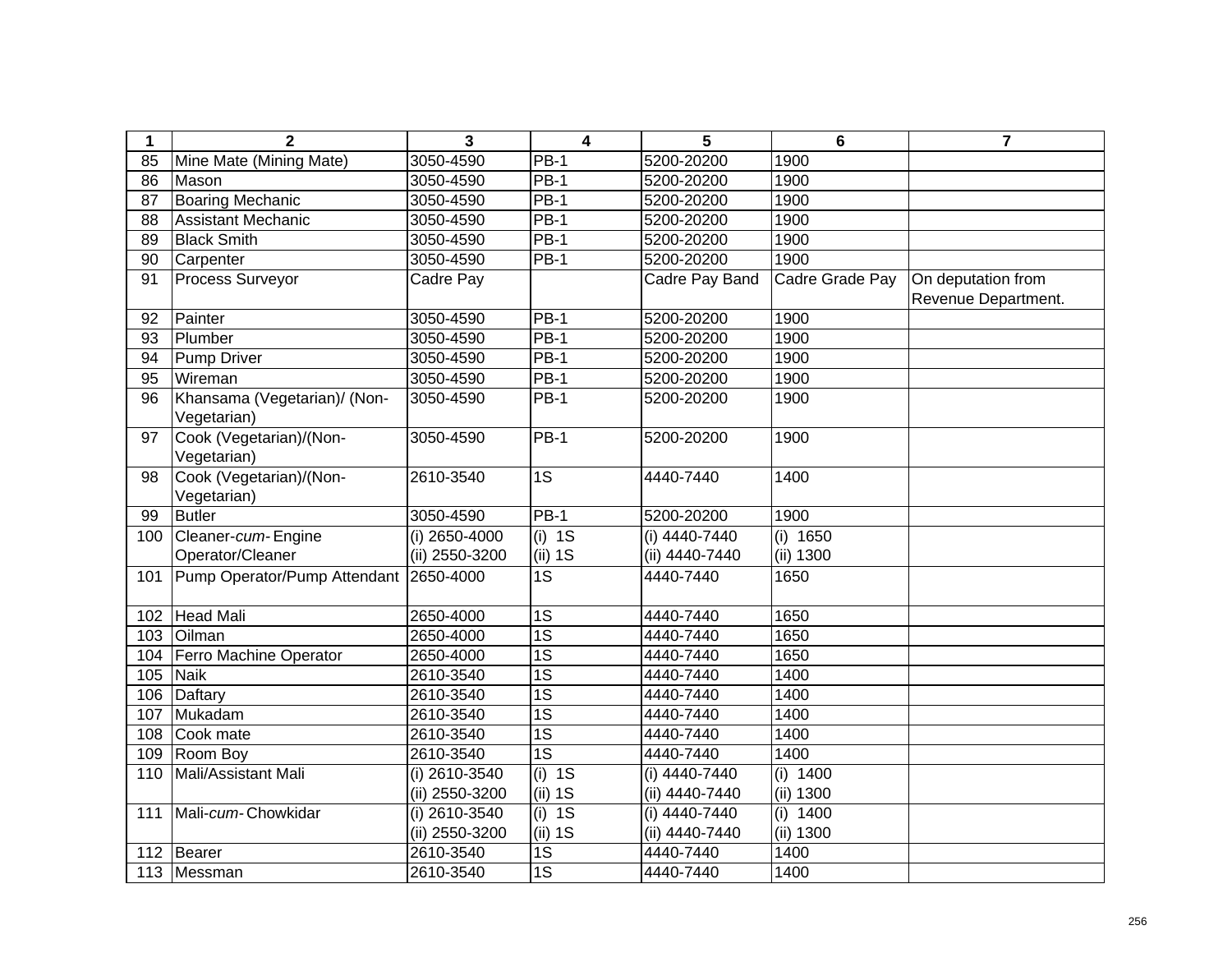| 1 | 2 | 3 | 4 | 5 | 6 | 7 |
|---|---|---|---|---|---|---|
| 85 | Mine Mate (Mining Mate) | 3050-4590 | PB-1 | 5200-20200 | 1900 | |
| 86 | Mason | 3050-4590 | PB-1 | 5200-20200 | 1900 | |
| 87 | Boaring Mechanic | 3050-4590 | PB-1 | 5200-20200 | 1900 | |
| 88 | Assistant Mechanic | 3050-4590 | PB-1 | 5200-20200 | 1900 | |
| 89 | Black Smith | 3050-4590 | PB-1 | 5200-20200 | 1900 | |
| 90 | Carpenter | 3050-4590 | PB-1 | 5200-20200 | 1900 | |
| 91 | Process Surveyor | Cadre Pay | | Cadre Pay Band | Cadre Grade Pay | On deputation from Revenue Department. |
| 92 | Painter | 3050-4590 | PB-1 | 5200-20200 | 1900 | |
| 93 | Plumber | 3050-4590 | PB-1 | 5200-20200 | 1900 | |
| 94 | Pump Driver | 3050-4590 | PB-1 | 5200-20200 | 1900 | |
| 95 | Wireman | 3050-4590 | PB-1 | 5200-20200 | 1900 | |
| 96 | Khansama (Vegetarian)/ (Non-Vegetarian) | 3050-4590 | PB-1 | 5200-20200 | 1900 | |
| 97 | Cook (Vegetarian)/(Non-Vegetarian) | 3050-4590 | PB-1 | 5200-20200 | 1900 | |
| 98 | Cook (Vegetarian)/(Non-Vegetarian) | 2610-3540 | 1S | 4440-7440 | 1400 | |
| 99 | Butler | 3050-4590 | PB-1 | 5200-20200 | 1900 | |
| 100 | Cleaner-*cum*-Engine Operator/Cleaner | (i) 2650-4000<br>(ii) 2550-3200 | (i) 1S<br>(ii) 1S | (i) 4440-7440<br>(ii) 4440-7440 | (i) 1650<br>(ii) 1300 | |
| 101 | Pump Operator/Pump Attendant | 2650-4000 | 1S | 4440-7440 | 1650 | |
| 102 | Head Mali | 2650-4000 | 1S | 4440-7440 | 1650 | |
| 103 | Oilman | 2650-4000 | 1S | 4440-7440 | 1650 | |
| 104 | Ferro Machine Operator | 2650-4000 | 1S | 4440-7440 | 1650 | |
| 105 | Naik | 2610-3540 | 1S | 4440-7440 | 1400 | |
| 106 | Daftary | 2610-3540 | 1S | 4440-7440 | 1400 | |
| 107 | Mukadam | 2610-3540 | 1S | 4440-7440 | 1400 | |
| 108 | Cook mate | 2610-3540 | 1S | 4440-7440 | 1400 | |
| 109 | Room Boy | 2610-3540 | 1S | 4440-7440 | 1400 | |
| 110 | Mali/Assistant Mali | (i) 2610-3540<br>(ii) 2550-3200 | (i) 1S<br>(ii) 1S | (i) 4440-7440<br>(ii) 4440-7440 | (i) 1400<br>(ii) 1300 | |
| 111 | Mali-*cum*-Chowkidar | (i) 2610-3540<br>(ii) 2550-3200 | (i) 1S<br>(ii) 1S | (i) 4440-7440<br>(ii) 4440-7440 | (i) 1400<br>(ii) 1300 | |
| 112 | Bearer | 2610-3540 | 1S | 4440-7440 | 1400 | |
| 113 | Messman | 2610-3540 | 1S | 4440-7440 | 1400 | |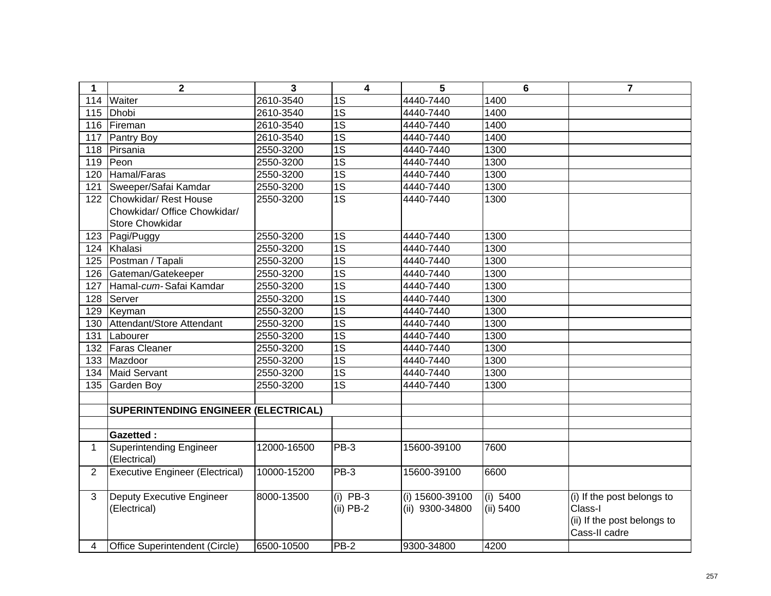| 1 | 2 | 3 | 4 | 5 | 6 | 7 |
|---|---|---|---|---|---|---|
| 114 | Waiter | 2610-3540 | 1S | 4440-7440 | 1400 | |
| 115 | Dhobi | 2610-3540 | 1S | 4440-7440 | 1400 | |
| 116 | Fireman | 2610-3540 | 1S | 4440-7440 | 1400 | |
| 117 | Pantry Boy | 2610-3540 | 1S | 4440-7440 | 1400 | |
| 118 | Pirsania | 2550-3200 | 1S | 4440-7440 | 1300 | |
| 119 | Peon | 2550-3200 | 1S | 4440-7440 | 1300 | |
| 120 | Hamal/Faras | 2550-3200 | 1S | 4440-7440 | 1300 | |
| 121 | Sweeper/Safai Kamdar | 2550-3200 | 1S | 4440-7440 | 1300 | |
| 122 | Chowkidar/ Rest House Chowkidar/ Office Chowkidar/ Store Chowkidar | 2550-3200 | 1S | 4440-7440 | 1300 | |
| 123 | Pagi/Puggy | 2550-3200 | 1S | 4440-7440 | 1300 | |
| 124 | Khalasi | 2550-3200 | 1S | 4440-7440 | 1300 | |
| 125 | Postman / Tapali | 2550-3200 | 1S | 4440-7440 | 1300 | |
| 126 | Gateman/Gatekeeper | 2550-3200 | 1S | 4440-7440 | 1300 | |
| 127 | Hamal-*cum*- Safai Kamdar | 2550-3200 | 1S | 4440-7440 | 1300 | |
| 128 | Server | 2550-3200 | 1S | 4440-7440 | 1300 | |
| 129 | Keyman | 2550-3200 | 1S | 4440-7440 | 1300 | |
| 130 | Attendant/Store Attendant | 2550-3200 | 1S | 4440-7440 | 1300 | |
| 131 | Labourer | 2550-3200 | 1S | 4440-7440 | 1300 | |
| 132 | Faras Cleaner | 2550-3200 | 1S | 4440-7440 | 1300 | |
| 133 | Mazdoor | 2550-3200 | 1S | 4440-7440 | 1300 | |
| 134 | Maid Servant | 2550-3200 | 1S | 4440-7440 | 1300 | |
| 135 | Garden Boy | 2550-3200 | 1S | 4440-7440 | 1300 | |
| | | | | | | |
| | **SUPERINTENDING ENGINEER (ELECTRICAL)** | | | | | |
| | | | | | | |
| | **Gazetted :** | | | | | |
| 1 | Superintending Engineer (Electrical) | 12000-16500 | PB-3 | 15600-39100 | 7600 | |
| 2 | Executive Engineer (Electrical) | 10000-15200 | PB-3 | 15600-39100 | 6600 | |
| 3 | Deputy Executive Engineer (Electrical) | 8000-13500 | (i) PB-3<br>(ii) PB-2 | (i) 15600-39100<br>(ii) 9300-34800 | (i) 5400<br>(ii) 5400 | (i) If the post belongs to Class-I<br>(ii) If the post belongs to Cass-II cadre |
| 4 | Office Superintendent (Circle) | 6500-10500 | PB-2 | 9300-34800 | 4200 | |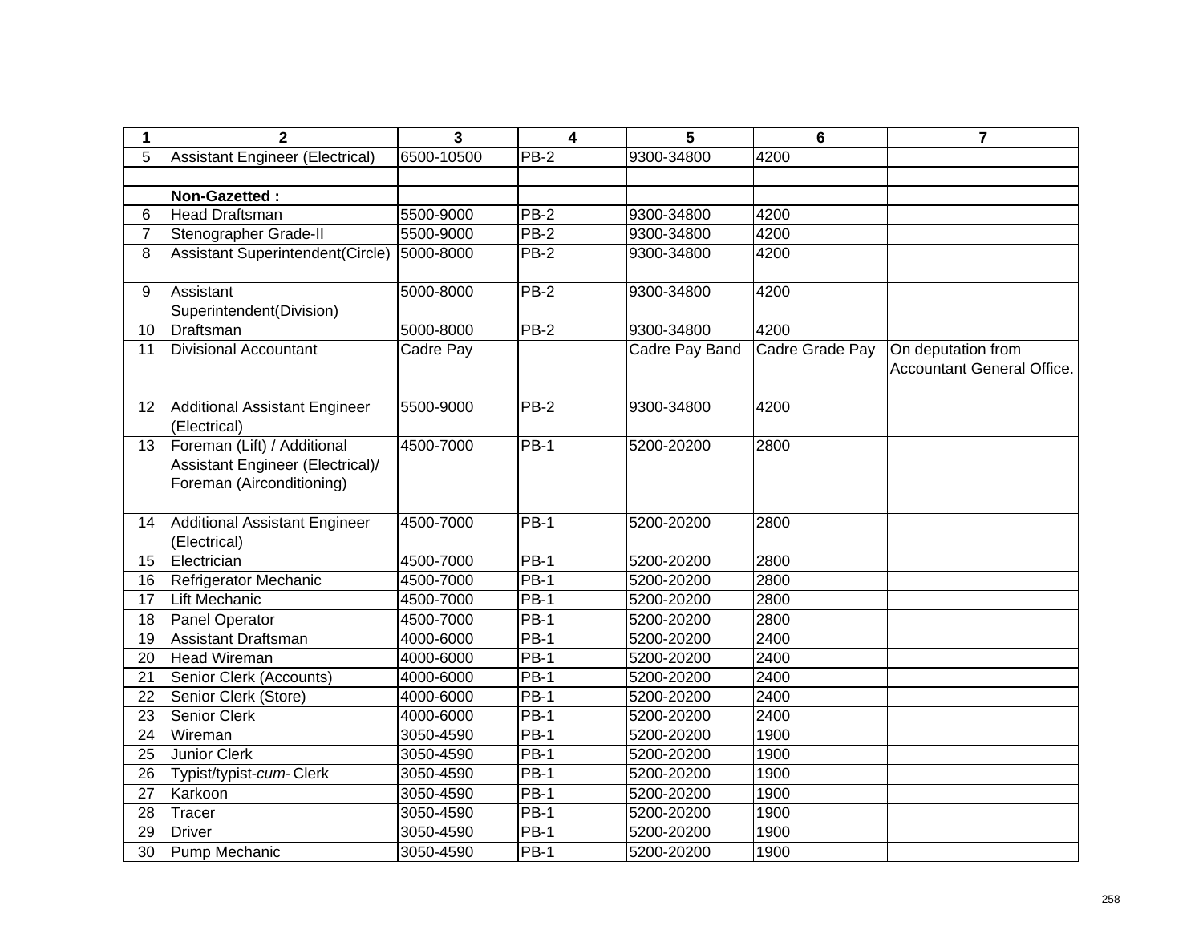| 1 | 2 | 3 | 4 | 5 | 6 | 7 |
|---|---|---|---|---|---|---|
| 5 | Assistant Engineer (Electrical) | 6500-10500 | PB-2 | 9300-34800 | 4200 | |
| | | | | | | |
| | **Non-Gazetted :** | | | | | |
| 6 | Head Draftsman | 5500-9000 | PB-2 | 9300-34800 | 4200 | |
| 7 | Stenographer Grade-II | 5500-9000 | PB-2 | 9300-34800 | 4200 | |
| 8 | Assistant Superintendent(Circle) | 5000-8000 | PB-2 | 9300-34800 | 4200 | |
| 9 | Assistant Superintendent(Division) | 5000-8000 | PB-2 | 9300-34800 | 4200 | |
| 10 | Draftsman | 5000-8000 | PB-2 | 9300-34800 | 4200 | |
| 11 | Divisional Accountant | Cadre Pay | | Cadre Pay Band | Cadre Grade Pay | On deputation from Accountant General Office. |
| 12 | Additional Assistant Engineer (Electrical) | 5500-9000 | PB-2 | 9300-34800 | 4200 | |
| 13 | Foreman (Lift) / Additional Assistant Engineer (Electrical)/ Foreman (Airconditioning) | 4500-7000 | PB-1 | 5200-20200 | 2800 | |
| 14 | Additional Assistant Engineer (Electrical) | 4500-7000 | PB-1 | 5200-20200 | 2800 | |
| 15 | Electrician | 4500-7000 | PB-1 | 5200-20200 | 2800 | |
| 16 | Refrigerator Mechanic | 4500-7000 | PB-1 | 5200-20200 | 2800 | |
| 17 | Lift Mechanic | 4500-7000 | PB-1 | 5200-20200 | 2800 | |
| 18 | Panel Operator | 4500-7000 | PB-1 | 5200-20200 | 2800 | |
| 19 | Assistant Draftsman | 4000-6000 | PB-1 | 5200-20200 | 2400 | |
| 20 | Head Wireman | 4000-6000 | PB-1 | 5200-20200 | 2400 | |
| 21 | Senior Clerk (Accounts) | 4000-6000 | PB-1 | 5200-20200 | 2400 | |
| 22 | Senior Clerk (Store) | 4000-6000 | PB-1 | 5200-20200 | 2400 | |
| 23 | Senior Clerk | 4000-6000 | PB-1 | 5200-20200 | 2400 | |
| 24 | Wireman | 3050-4590 | PB-1 | 5200-20200 | 1900 | |
| 25 | Junior Clerk | 3050-4590 | PB-1 | 5200-20200 | 1900 | |
| 26 | Typist/typist-*cum*- Clerk | 3050-4590 | PB-1 | 5200-20200 | 1900 | |
| 27 | Karkoon | 3050-4590 | PB-1 | 5200-20200 | 1900 | |
| 28 | Tracer | 3050-4590 | PB-1 | 5200-20200 | 1900 | |
| 29 | Driver | 3050-4590 | PB-1 | 5200-20200 | 1900 | |
| 30 | Pump Mechanic | 3050-4590 | PB-1 | 5200-20200 | 1900 | |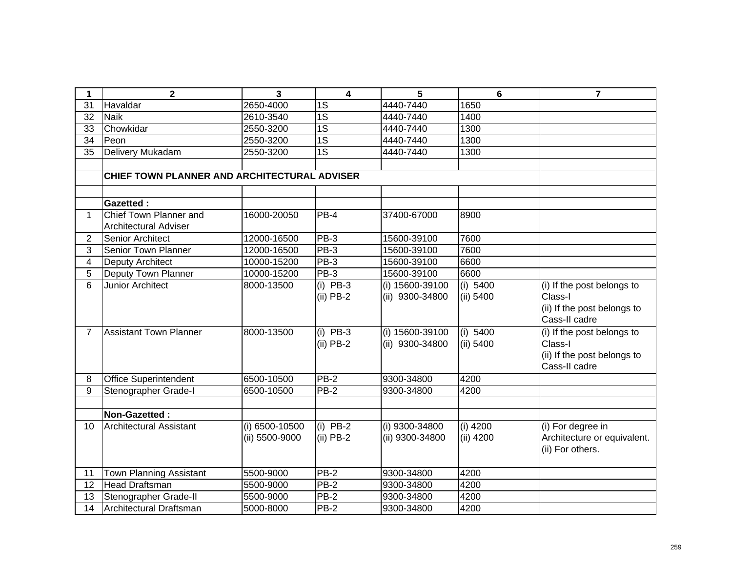| 1 | 2 | 3 | 4 | 5 | 6 | 7 |
|---|---|---|---|---|---|---|
| 31 | Havaldar | 2650-4000 | 1S | 4440-7440 | 1650 | |
| 32 | Naik | 2610-3540 | 1S | 4440-7440 | 1400 | |
| 33 | Chowkidar | 2550-3200 | 1S | 4440-7440 | 1300 | |
| 34 | Peon | 2550-3200 | 1S | 4440-7440 | 1300 | |
| 35 | Delivery Mukadam | 2550-3200 | 1S | 4440-7440 | 1300 | |
| | | | | | | |
| | **CHIEF TOWN PLANNER AND ARCHITECTURAL ADVISER** | | | | | |
| | | | | | | |
| | **Gazetted :** | | | | | |
| 1 | Chief Town Planner and Architectural Adviser | 16000-20050 | PB-4 | 37400-67000 | 8900 | |
| 2 | Senior Architect | 12000-16500 | PB-3 | 15600-39100 | 7600 | |
| 3 | Senior Town Planner | 12000-16500 | PB-3 | 15600-39100 | 7600 | |
| 4 | Deputy Architect | 10000-15200 | PB-3 | 15600-39100 | 6600 | |
| 5 | Deputy Town Planner | 10000-15200 | PB-3 | 15600-39100 | 6600 | |
| 6 | Junior Architect | 8000-13500 | (i) PB-3<br>(ii) PB-2 | (i) 15600-39100<br>(ii) 9300-34800 | (i) 5400<br>(ii) 5400 | (i) If the post belongs to Class-I<br>(ii) If the post belongs to Cass-II cadre |
| 7 | Assistant Town Planner | 8000-13500 | (i) PB-3<br>(ii) PB-2 | (i) 15600-39100<br>(ii) 9300-34800 | (i) 5400<br>(ii) 5400 | (i) If the post belongs to Class-I<br>(ii) If the post belongs to Cass-II cadre |
| 8 | Office Superintendent | 6500-10500 | PB-2 | 9300-34800 | 4200 | |
| 9 | Stenographer Grade-I | 6500-10500 | PB-2 | 9300-34800 | 4200 | |
| | | | | | | |
| | **Non-Gazetted :** | | | | | |
| 10 | Architectural Assistant | (i) 6500-10500<br>(ii) 5500-9000 | (i) PB-2<br>(ii) PB-2 | (i) 9300-34800<br>(ii) 9300-34800 | (i) 4200<br>(ii) 4200 | (i) For degree in Architecture or equivalent.<br>(ii) For others. |
| 11 | Town Planning Assistant | 5500-9000 | PB-2 | 9300-34800 | 4200 | |
| 12 | Head Draftsman | 5500-9000 | PB-2 | 9300-34800 | 4200 | |
| 13 | Stenographer Grade-II | 5500-9000 | PB-2 | 9300-34800 | 4200 | |
| 14 | Architectural Draftsman | 5000-8000 | PB-2 | 9300-34800 | 4200 | |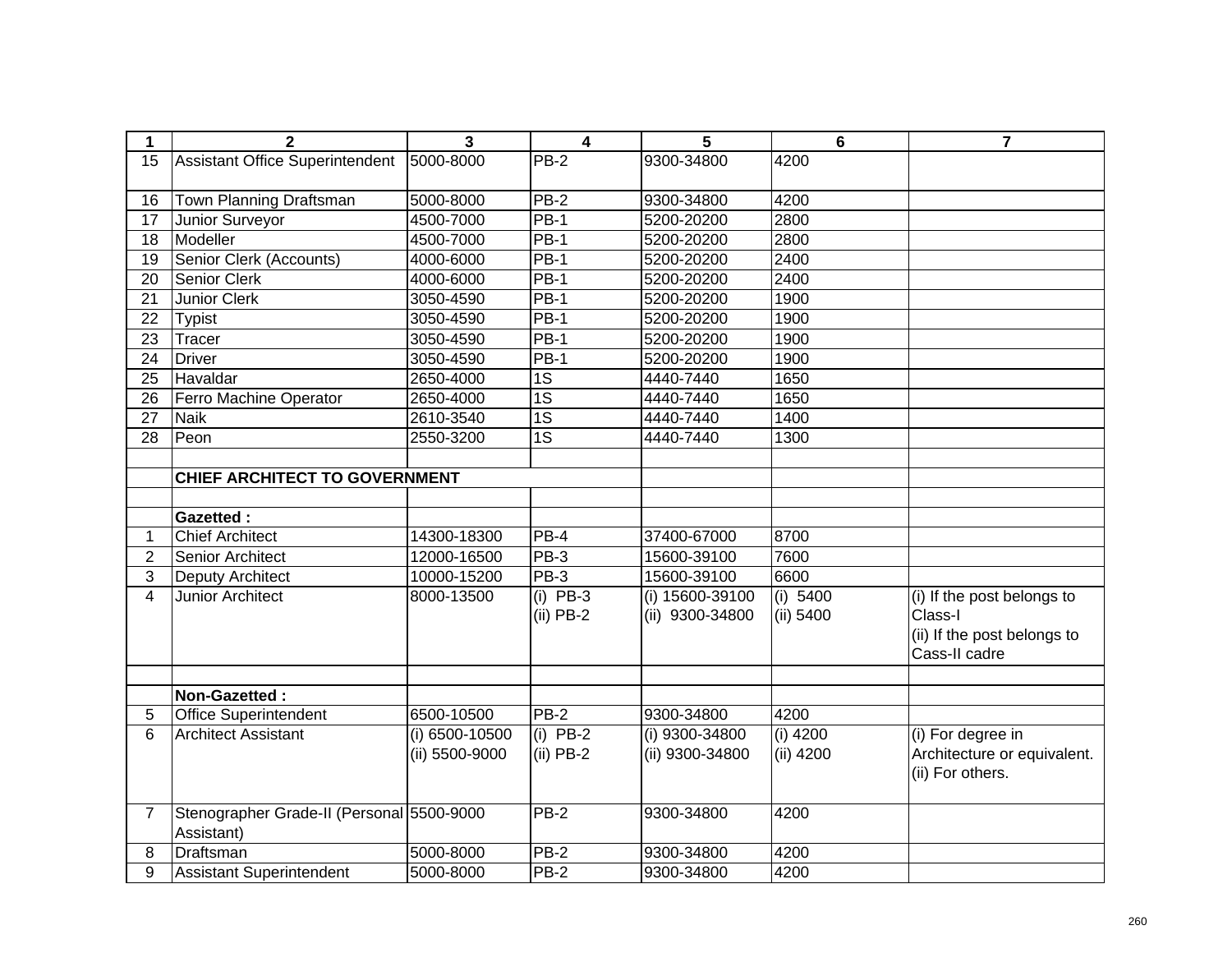| 1 | 2 | 3 | 4 | 5 | 6 | 7 |
|---|---|---|---|---|---|---|
| 15 | Assistant Office Superintendent | 5000-8000 | PB-2 | 9300-34800 | 4200 | |
| 16 | Town Planning Draftsman | 5000-8000 | PB-2 | 9300-34800 | 4200 | |
| 17 | Junior Surveyor | 4500-7000 | PB-1 | 5200-20200 | 2800 | |
| 18 | Modeller | 4500-7000 | PB-1 | 5200-20200 | 2800 | |
| 19 | Senior Clerk (Accounts) | 4000-6000 | PB-1 | 5200-20200 | 2400 | |
| 20 | Senior Clerk | 4000-6000 | PB-1 | 5200-20200 | 2400 | |
| 21 | Junior Clerk | 3050-4590 | PB-1 | 5200-20200 | 1900 | |
| 22 | Typist | 3050-4590 | PB-1 | 5200-20200 | 1900 | |
| 23 | Tracer | 3050-4590 | PB-1 | 5200-20200 | 1900 | |
| 24 | Driver | 3050-4590 | PB-1 | 5200-20200 | 1900 | |
| 25 | Havaldar | 2650-4000 | 1S | 4440-7440 | 1650 | |
| 26 | Ferro Machine Operator | 2650-4000 | 1S | 4440-7440 | 1650 | |
| 27 | Naik | 2610-3540 | 1S | 4440-7440 | 1400 | |
| 28 | Peon | 2550-3200 | 1S | 4440-7440 | 1300 | |
| | | | | | | |
| | **CHIEF ARCHITECT TO GOVERNMENT** | | | | | |
| | | | | | | |
| | **Gazetted :** | | | | | |
| 1 | Chief Architect | 14300-18300 | PB-4 | 37400-67000 | 8700 | |
| 2 | Senior Architect | 12000-16500 | PB-3 | 15600-39100 | 7600 | |
| 3 | Deputy Architect | 10000-15200 | PB-3 | 15600-39100 | 6600 | |
| 4 | Junior Architect | 8000-13500 | (i) PB-3<br>(ii) PB-2 | (i) 15600-39100<br>(ii) 9300-34800 | (i) 5400<br>(ii) 5400 | (i) If the post belongs to Class-I<br>(ii) If the post belongs to Cass-II cadre |
| | | | | | | |
| | **Non-Gazetted :** | | | | | |
| 5 | Office Superintendent | 6500-10500 | PB-2 | 9300-34800 | 4200 | |
| 6 | Architect Assistant | (i) 6500-10500<br>(ii) 5500-9000 | (i) PB-2<br>(ii) PB-2 | (i) 9300-34800<br>(ii) 9300-34800 | (i) 4200<br>(ii) 4200 | (i) For degree in Architecture or equivalent.<br>(ii) For others. |
| 7 | Stenographer Grade-II (Personal Assistant) | 5500-9000 | PB-2 | 9300-34800 | 4200 | |
| 8 | Draftsman | 5000-8000 | PB-2 | 9300-34800 | 4200 | |
| 9 | Assistant Superintendent | 5000-8000 | PB-2 | 9300-34800 | 4200 | |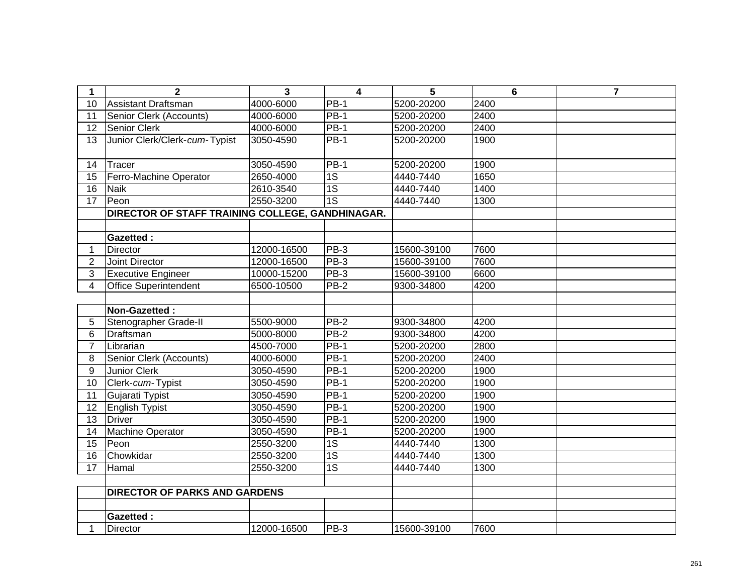| 1 | 2 | 3 | 4 | 5 | 6 | 7 |
|---|---|---|---|---|---|---|
| 10 | Assistant Draftsman | 4000-6000 | PB-1 | 5200-20200 | 2400 | |
| 11 | Senior Clerk (Accounts) | 4000-6000 | PB-1 | 5200-20200 | 2400 | |
| 12 | Senior Clerk | 4000-6000 | PB-1 | 5200-20200 | 2400 | |
| 13 | Junior Clerk/Clerk-*cum*-Typist | 3050-4590 | PB-1 | 5200-20200 | 1900 | |
| 14 | Tracer | 3050-4590 | PB-1 | 5200-20200 | 1900 | |
| 15 | Ferro-Machine Operator | 2650-4000 | 1S | 4440-7440 | 1650 | |
| 16 | Naik | 2610-3540 | 1S | 4440-7440 | 1400 | |
| 17 | Peon | 2550-3200 | 1S | 4440-7440 | 1300 | |
| | **DIRECTOR OF STAFF TRAINING COLLEGE, GANDHINAGAR.** | | | | | |
| | | | | | | |
| | **Gazetted :** | | | | | |
| 1 | Director | 12000-16500 | PB-3 | 15600-39100 | 7600 | |
| 2 | Joint Director | 12000-16500 | PB-3 | 15600-39100 | 7600 | |
| 3 | Executive Engineer | 10000-15200 | PB-3 | 15600-39100 | 6600 | |
| 4 | Office Superintendent | 6500-10500 | PB-2 | 9300-34800 | 4200 | |
| | | | | | | |
| | **Non-Gazetted :** | | | | | |
| 5 | Stenographer Grade-II | 5500-9000 | PB-2 | 9300-34800 | 4200 | |
| 6 | Draftsman | 5000-8000 | PB-2 | 9300-34800 | 4200 | |
| 7 | Librarian | 4500-7000 | PB-1 | 5200-20200 | 2800 | |
| 8 | Senior Clerk (Accounts) | 4000-6000 | PB-1 | 5200-20200 | 2400 | |
| 9 | Junior Clerk | 3050-4590 | PB-1 | 5200-20200 | 1900 | |
| 10 | Clerk-*cum*-Typist | 3050-4590 | PB-1 | 5200-20200 | 1900 | |
| 11 | Gujarati Typist | 3050-4590 | PB-1 | 5200-20200 | 1900 | |
| 12 | English Typist | 3050-4590 | PB-1 | 5200-20200 | 1900 | |
| 13 | Driver | 3050-4590 | PB-1 | 5200-20200 | 1900 | |
| 14 | Machine Operator | 3050-4590 | PB-1 | 5200-20200 | 1900 | |
| 15 | Peon | 2550-3200 | 1S | 4440-7440 | 1300 | |
| 16 | Chowkidar | 2550-3200 | 1S | 4440-7440 | 1300 | |
| 17 | Hamal | 2550-3200 | 1S | 4440-7440 | 1300 | |
| | | | | | | |
| | **DIRECTOR OF PARKS AND GARDENS** | | | | | |
| | | | | | | |
| | **Gazetted :** | | | | | |
| 1 | Director | 12000-16500 | PB-3 | 15600-39100 | 7600 | |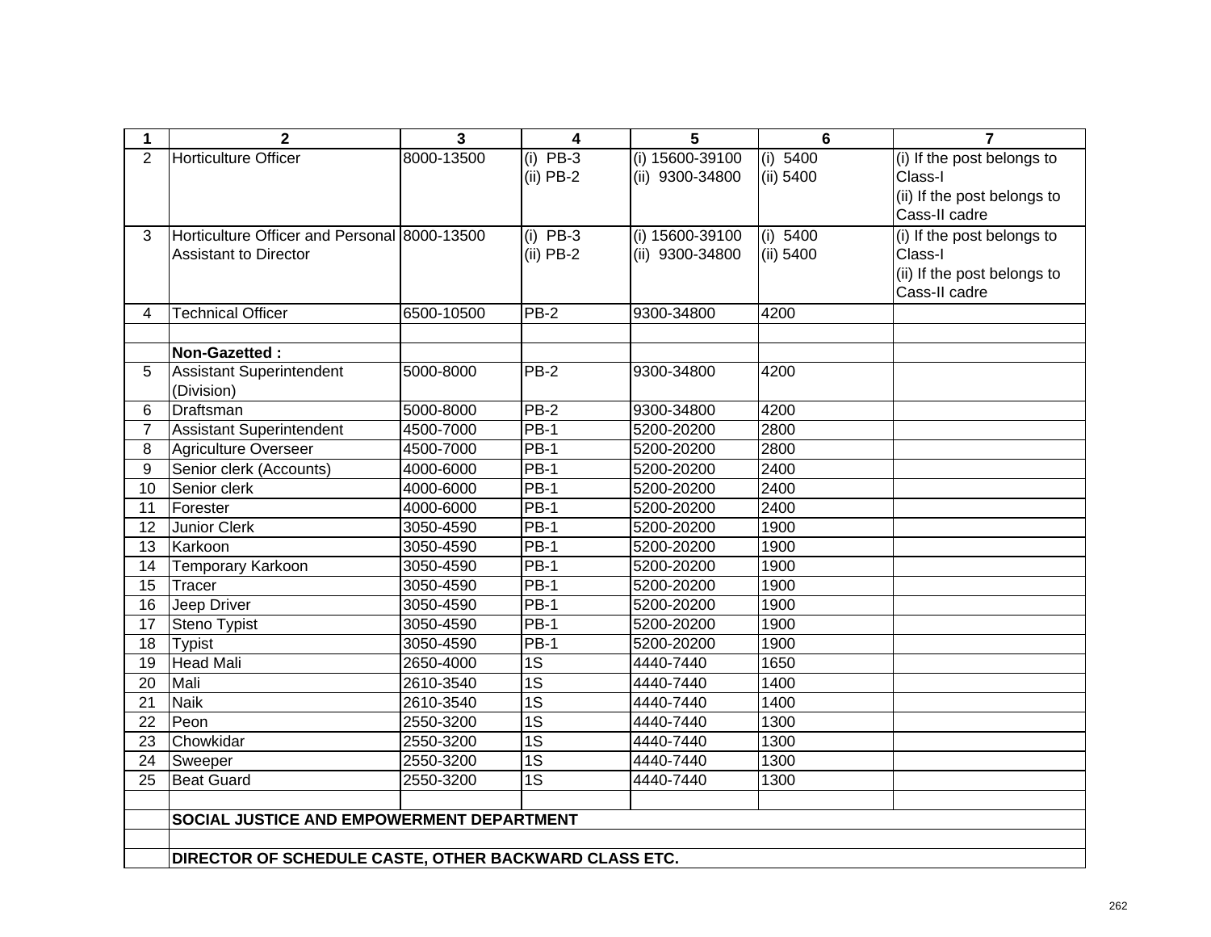| 1 | 2 | 3 | 4 | 5 | 6 | 7 |
|---|---|---|---|---|---|---|
| 2 | Horticulture Officer | 8000-13500 | (i) PB-3<br>(ii) PB-2 | (i) 15600-39100<br>(ii) 9300-34800 | (i) 5400<br>(ii) 5400 | (i) If the post belongs to Class-I<br>(ii) If the post belongs to Cass-II cadre |
| 3 | Horticulture Officer and Personal Assistant to Director | 8000-13500 | (i) PB-3<br>(ii) PB-2 | (i) 15600-39100<br>(ii) 9300-34800 | (i) 5400<br>(ii) 5400 | (i) If the post belongs to Class-I<br>(ii) If the post belongs to Cass-II cadre |
| 4 | Technical Officer | 6500-10500 | PB-2 | 9300-34800 | 4200 | |
| | | | | | | |
| | **Non-Gazetted :** | | | | | |
| 5 | Assistant Superintendent (Division) | 5000-8000 | PB-2 | 9300-34800 | 4200 | |
| 6 | Draftsman | 5000-8000 | PB-2 | 9300-34800 | 4200 | |
| 7 | Assistant Superintendent | 4500-7000 | PB-1 | 5200-20200 | 2800 | |
| 8 | Agriculture Overseer | 4500-7000 | PB-1 | 5200-20200 | 2800 | |
| 9 | Senior clerk (Accounts) | 4000-6000 | PB-1 | 5200-20200 | 2400 | |
| 10 | Senior clerk | 4000-6000 | PB-1 | 5200-20200 | 2400 | |
| 11 | Forester | 4000-6000 | PB-1 | 5200-20200 | 2400 | |
| 12 | Junior Clerk | 3050-4590 | PB-1 | 5200-20200 | 1900 | |
| 13 | Karkoon | 3050-4590 | PB-1 | 5200-20200 | 1900 | |
| 14 | Temporary Karkoon | 3050-4590 | PB-1 | 5200-20200 | 1900 | |
| 15 | Tracer | 3050-4590 | PB-1 | 5200-20200 | 1900 | |
| 16 | Jeep Driver | 3050-4590 | PB-1 | 5200-20200 | 1900 | |
| 17 | Steno Typist | 3050-4590 | PB-1 | 5200-20200 | 1900 | |
| 18 | Typist | 3050-4590 | PB-1 | 5200-20200 | 1900 | |
| 19 | Head Mali | 2650-4000 | 1S | 4440-7440 | 1650 | |
| 20 | Mali | 2610-3540 | 1S | 4440-7440 | 1400 | |
| 21 | Naik | 2610-3540 | 1S | 4440-7440 | 1400 | |
| 22 | Peon | 2550-3200 | 1S | 4440-7440 | 1300 | |
| 23 | Chowkidar | 2550-3200 | 1S | 4440-7440 | 1300 | |
| 24 | Sweeper | 2550-3200 | 1S | 4440-7440 | 1300 | |
| 25 | Beat Guard | 2550-3200 | 1S | 4440-7440 | 1300 | |
| | | | | | | |
| | **SOCIAL JUSTICE AND EMPOWERMENT DEPARTMENT** | | | | | |
| | | | | | | |
| | **DIRECTOR OF SCHEDULE CASTE, OTHER BACKWARD CLASS ETC.** | | | | | |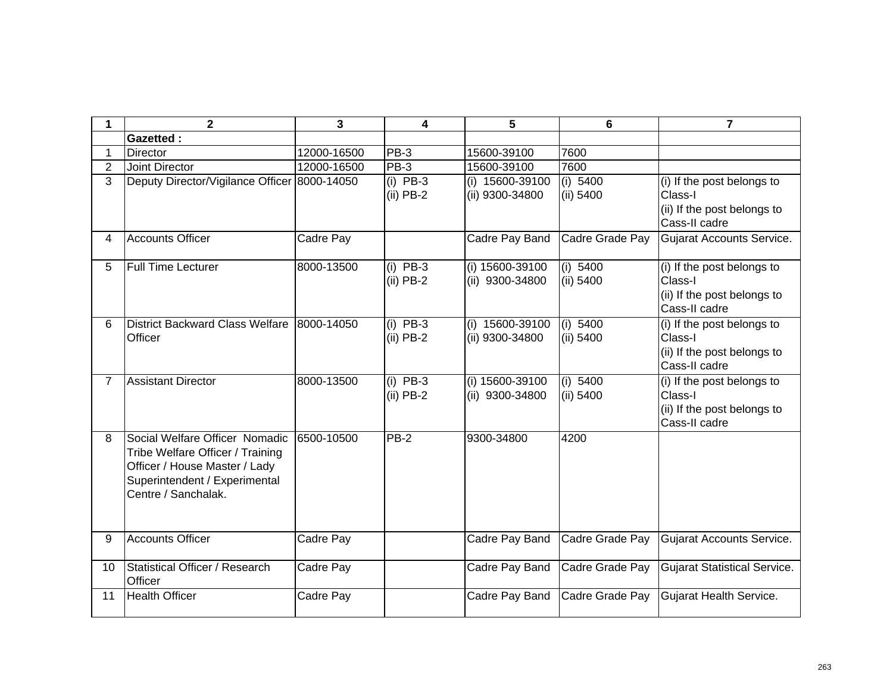| 1 | 2 | 3 | 4 | 5 | 6 | 7 |
|---|---|---|---|---|---|---|
| | **Gazetted :** | | | | | |
| 1 | Director | 12000-16500 | PB-3 | 15600-39100 | 7600 | |
| 2 | Joint Director | 12000-16500 | PB-3 | 15600-39100 | 7600 | |
| 3 | Deputy Director/Vigilance Officer | 8000-14050 | (i) PB-3<br>(ii) PB-2 | (i) 15600-39100<br>(ii) 9300-34800 | (i) 5400<br>(ii) 5400 | (i) If the post belongs to Class-I<br>(ii) If the post belongs to Cass-II cadre |
| 4 | Accounts Officer | Cadre Pay | | Cadre Pay Band | Cadre Grade Pay | Gujarat Accounts Service. |
| 5 | Full Time Lecturer | 8000-13500 | (i) PB-3<br>(ii) PB-2 | (i) 15600-39100<br>(ii) 9300-34800 | (i) 5400<br>(ii) 5400 | (i) If the post belongs to Class-I<br>(ii) If the post belongs to Cass-II cadre |
| 6 | District Backward Class Welfare Officer | 8000-14050 | (i) PB-3<br>(ii) PB-2 | (i) 15600-39100<br>(ii) 9300-34800 | (i) 5400<br>(ii) 5400 | (i) If the post belongs to Class-I<br>(ii) If the post belongs to Cass-II cadre |
| 7 | Assistant Director | 8000-13500 | (i) PB-3<br>(ii) PB-2 | (i) 15600-39100<br>(ii) 9300-34800 | (i) 5400<br>(ii) 5400 | (i) If the post belongs to Class-I<br>(ii) If the post belongs to Cass-II cadre |
| 8 | Social Welfare Officer Nomadic Tribe Welfare Officer / Training Officer / House Master / Lady Superintendent / Experimental Centre / Sanchalak. | 6500-10500 | PB-2 | 9300-34800 | 4200 | |
| 9 | Accounts Officer | Cadre Pay | | Cadre Pay Band | Cadre Grade Pay | Gujarat Accounts Service. |
| 10 | Statistical Officer / Research Officer | Cadre Pay | | Cadre Pay Band | Cadre Grade Pay | Gujarat Statistical Service. |
| 11 | Health Officer | Cadre Pay | | Cadre Pay Band | Cadre Grade Pay | Gujarat Health Service. |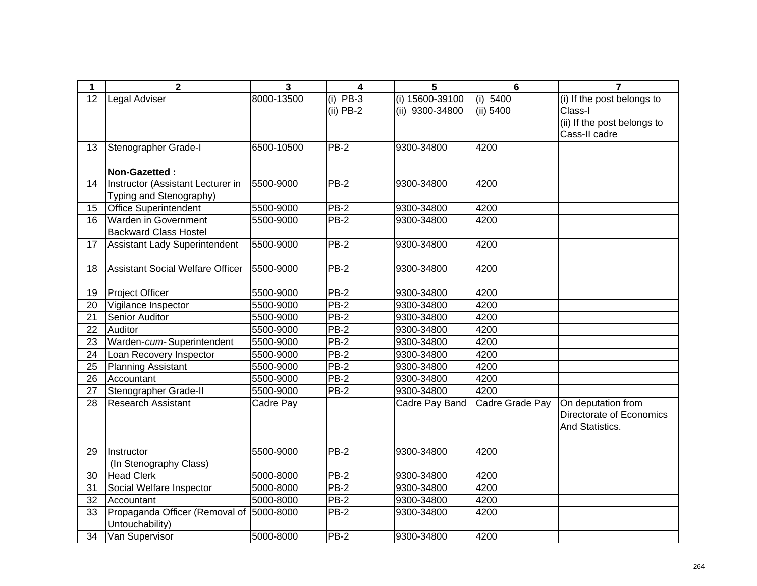| 1 | 2 | 3 | 4 | 5 | 6 | 7 |
|---|---|---|---|---|---|---|
| 12 | Legal Adviser | 8000-13500 | (i) PB-3<br>(ii) PB-2 | (i) 15600-39100<br>(ii) 9300-34800 | (i) 5400<br>(ii) 5400 | (i) If the post belongs to Class-I<br>(ii) If the post belongs to Cass-II cadre |
| 13 | Stenographer Grade-I | 6500-10500 | PB-2 | 9300-34800 | 4200 | |
| | | | | | | |
| | **Non-Gazetted :** | | | | | |
| 14 | Instructor (Assistant Lecturer in Typing and Stenography) | 5500-9000 | PB-2 | 9300-34800 | 4200 | |
| 15 | Office Superintendent | 5500-9000 | PB-2 | 9300-34800 | 4200 | |
| 16 | Warden in Government Backward Class Hostel | 5500-9000 | PB-2 | 9300-34800 | 4200 | |
| 17 | Assistant Lady Superintendent | 5500-9000 | PB-2 | 9300-34800 | 4200 | |
| 18 | Assistant Social Welfare Officer | 5500-9000 | PB-2 | 9300-34800 | 4200 | |
| 19 | Project Officer | 5500-9000 | PB-2 | 9300-34800 | 4200 | |
| 20 | Vigilance Inspector | 5500-9000 | PB-2 | 9300-34800 | 4200 | |
| 21 | Senior Auditor | 5500-9000 | PB-2 | 9300-34800 | 4200 | |
| 22 | Auditor | 5500-9000 | PB-2 | 9300-34800 | 4200 | |
| 23 | Warden-*cum*- Superintendent | 5500-9000 | PB-2 | 9300-34800 | 4200 | |
| 24 | Loan Recovery Inspector | 5500-9000 | PB-2 | 9300-34800 | 4200 | |
| 25 | Planning Assistant | 5500-9000 | PB-2 | 9300-34800 | 4200 | |
| 26 | Accountant | 5500-9000 | PB-2 | 9300-34800 | 4200 | |
| 27 | Stenographer Grade-II | 5500-9000 | PB-2 | 9300-34800 | 4200 | |
| 28 | Research Assistant | Cadre Pay | | Cadre Pay Band | Cadre Grade Pay | On deputation from Directorate of Economics And Statistics. |
| 29 | Instructor (In Stenography Class) | 5500-9000 | PB-2 | 9300-34800 | 4200 | |
| 30 | Head Clerk | 5000-8000 | PB-2 | 9300-34800 | 4200 | |
| 31 | Social Welfare Inspector | 5000-8000 | PB-2 | 9300-34800 | 4200 | |
| 32 | Accountant | 5000-8000 | PB-2 | 9300-34800 | 4200 | |
| 33 | Propaganda Officer (Removal of Untouchability) | 5000-8000 | PB-2 | 9300-34800 | 4200 | |
| 34 | Van Supervisor | 5000-8000 | PB-2 | 9300-34800 | 4200 | |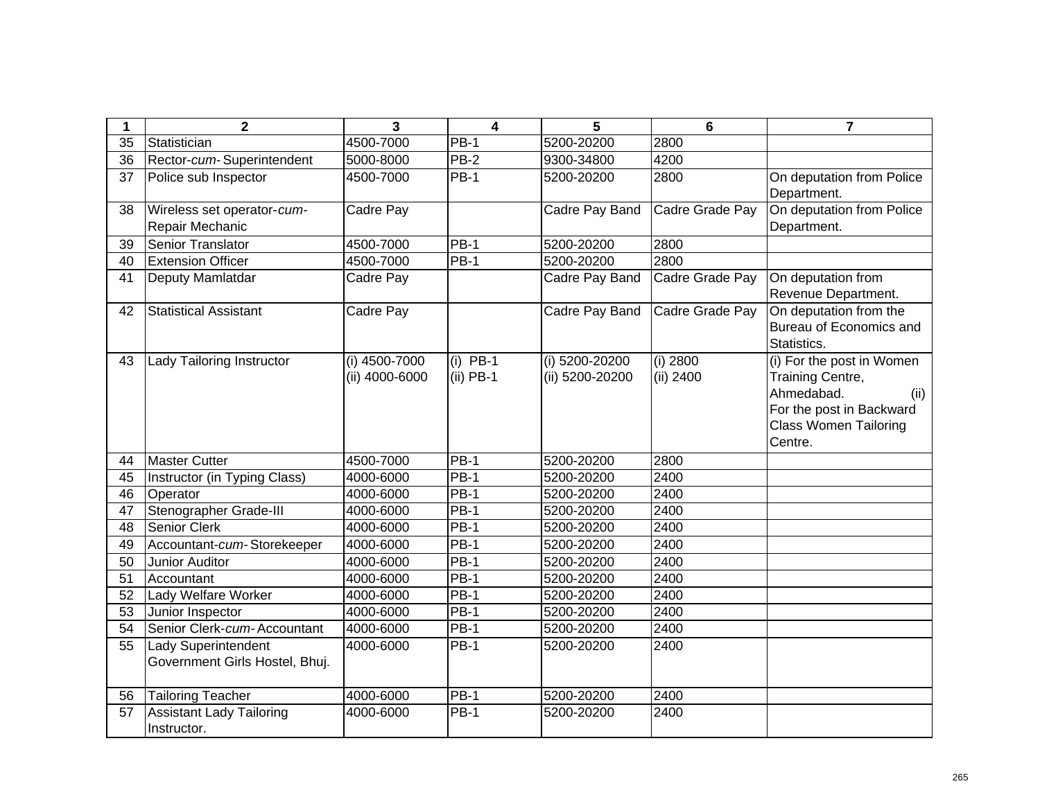| 1 | 2 | 3 | 4 | 5 | 6 | 7 |
|---|---|---|---|---|---|---|
| 35 | Statistician | 4500-7000 | PB-1 | 5200-20200 | 2800 | |
| 36 | Rector-*cum*- Superintendent | 5000-8000 | PB-2 | 9300-34800 | 4200 | |
| 37 | Police sub Inspector | 4500-7000 | PB-1 | 5200-20200 | 2800 | On deputation from Police Department. |
| 38 | Wireless set operator-*cum*-Repair Mechanic | Cadre Pay | | Cadre Pay Band | Cadre Grade Pay | On deputation from Police Department. |
| 39 | Senior Translator | 4500-7000 | PB-1 | 5200-20200 | 2800 | |
| 40 | Extension Officer | 4500-7000 | PB-1 | 5200-20200 | 2800 | |
| 41 | Deputy Mamlatdar | Cadre Pay | | Cadre Pay Band | Cadre Grade Pay | On deputation from Revenue Department. |
| 42 | Statistical Assistant | Cadre Pay | | Cadre Pay Band | Cadre Grade Pay | On deputation from the Bureau of Economics and Statistics. |
| 43 | Lady Tailoring Instructor | (i) 4500-7000<br>(ii) 4000-6000 | (i) PB-1<br>(ii) PB-1 | (i) 5200-20200<br>(ii) 5200-20200 | (i) 2800<br>(ii) 2400 | (i) For the post in Women Training Centre, Ahmedabad. (ii) For the post in Backward Class Women Tailoring Centre. |
| 44 | Master Cutter | 4500-7000 | PB-1 | 5200-20200 | 2800 | |
| 45 | Instructor (in Typing Class) | 4000-6000 | PB-1 | 5200-20200 | 2400 | |
| 46 | Operator | 4000-6000 | PB-1 | 5200-20200 | 2400 | |
| 47 | Stenographer Grade-III | 4000-6000 | PB-1 | 5200-20200 | 2400 | |
| 48 | Senior Clerk | 4000-6000 | PB-1 | 5200-20200 | 2400 | |
| 49 | Accountant-*cum*- Storekeeper | 4000-6000 | PB-1 | 5200-20200 | 2400 | |
| 50 | Junior Auditor | 4000-6000 | PB-1 | 5200-20200 | 2400 | |
| 51 | Accountant | 4000-6000 | PB-1 | 5200-20200 | 2400 | |
| 52 | Lady Welfare Worker | 4000-6000 | PB-1 | 5200-20200 | 2400 | |
| 53 | Junior Inspector | 4000-6000 | PB-1 | 5200-20200 | 2400 | |
| 54 | Senior Clerk-*cum*- Accountant | 4000-6000 | PB-1 | 5200-20200 | 2400 | |
| 55 | Lady Superintendent Government Girls Hostel, Bhuj. | 4000-6000 | PB-1 | 5200-20200 | 2400 | |
| 56 | Tailoring Teacher | 4000-6000 | PB-1 | 5200-20200 | 2400 | |
| 57 | Assistant Lady Tailoring Instructor. | 4000-6000 | PB-1 | 5200-20200 | 2400 | |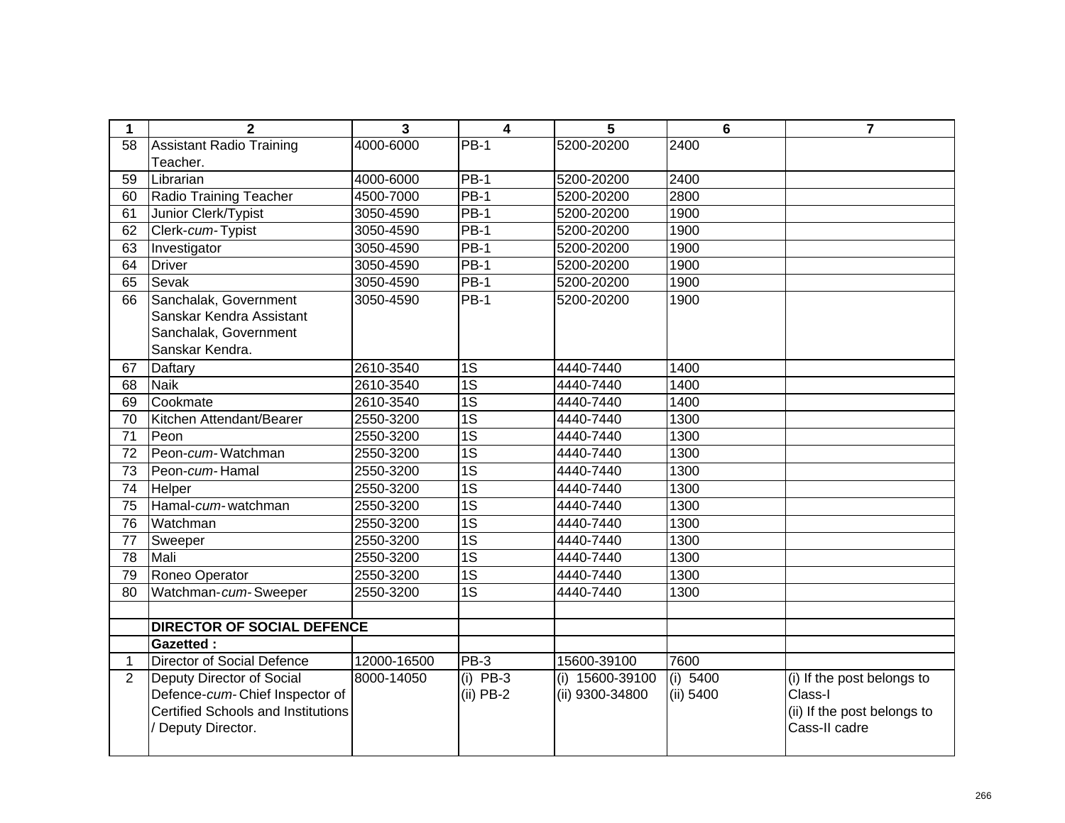| 1 | 2 | 3 | 4 | 5 | 6 | 7 |
|---|---|---|---|---|---|---|
| 58 | Assistant Radio Training Teacher. | 4000-6000 | PB-1 | 5200-20200 | 2400 | |
| 59 | Librarian | 4000-6000 | PB-1 | 5200-20200 | 2400 | |
| 60 | Radio Training Teacher | 4500-7000 | PB-1 | 5200-20200 | 2800 | |
| 61 | Junior Clerk/Typist | 3050-4590 | PB-1 | 5200-20200 | 1900 | |
| 62 | Clerk-*cum*-Typist | 3050-4590 | PB-1 | 5200-20200 | 1900 | |
| 63 | Investigator | 3050-4590 | PB-1 | 5200-20200 | 1900 | |
| 64 | Driver | 3050-4590 | PB-1 | 5200-20200 | 1900 | |
| 65 | Sevak | 3050-4590 | PB-1 | 5200-20200 | 1900 | |
| 66 | Sanchalak, Government Sanskar Kendra Assistant Sanchalak, Government Sanskar Kendra. | 3050-4590 | PB-1 | 5200-20200 | 1900 | |
| 67 | Daftary | 2610-3540 | 1S | 4440-7440 | 1400 | |
| 68 | Naik | 2610-3540 | 1S | 4440-7440 | 1400 | |
| 69 | Cookmate | 2610-3540 | 1S | 4440-7440 | 1400 | |
| 70 | Kitchen Attendant/Bearer | 2550-3200 | 1S | 4440-7440 | 1300 | |
| 71 | Peon | 2550-3200 | 1S | 4440-7440 | 1300 | |
| 72 | Peon-*cum*-Watchman | 2550-3200 | 1S | 4440-7440 | 1300 | |
| 73 | Peon-*cum*-Hamal | 2550-3200 | 1S | 4440-7440 | 1300 | |
| 74 | Helper | 2550-3200 | 1S | 4440-7440 | 1300 | |
| 75 | Hamal-*cum*-watchman | 2550-3200 | 1S | 4440-7440 | 1300 | |
| 76 | Watchman | 2550-3200 | 1S | 4440-7440 | 1300 | |
| 77 | Sweeper | 2550-3200 | 1S | 4440-7440 | 1300 | |
| 78 | Mali | 2550-3200 | 1S | 4440-7440 | 1300 | |
| 79 | Roneo Operator | 2550-3200 | 1S | 4440-7440 | 1300 | |
| 80 | Watchman-*cum*-Sweeper | 2550-3200 | 1S | 4440-7440 | 1300 | |
| | | | | | | |
| | **DIRECTOR OF SOCIAL DEFENCE** | | | | | |
| | **Gazetted :** | | | | | |
| 1 | Director of Social Defence | 12000-16500 | PB-3 | 15600-39100 | 7600 | |
| 2 | Deputy Director of Social Defence-*cum*-Chief Inspector of Certified Schools and Institutions / Deputy Director. | 8000-14050 | (i) PB-3<br>(ii) PB-2 | (i) 15600-39100<br>(ii) 9300-34800 | (i) 5400<br>(ii) 5400 | (i) If the post belongs to Class-I<br>(ii) If the post belongs to Cass-II cadre |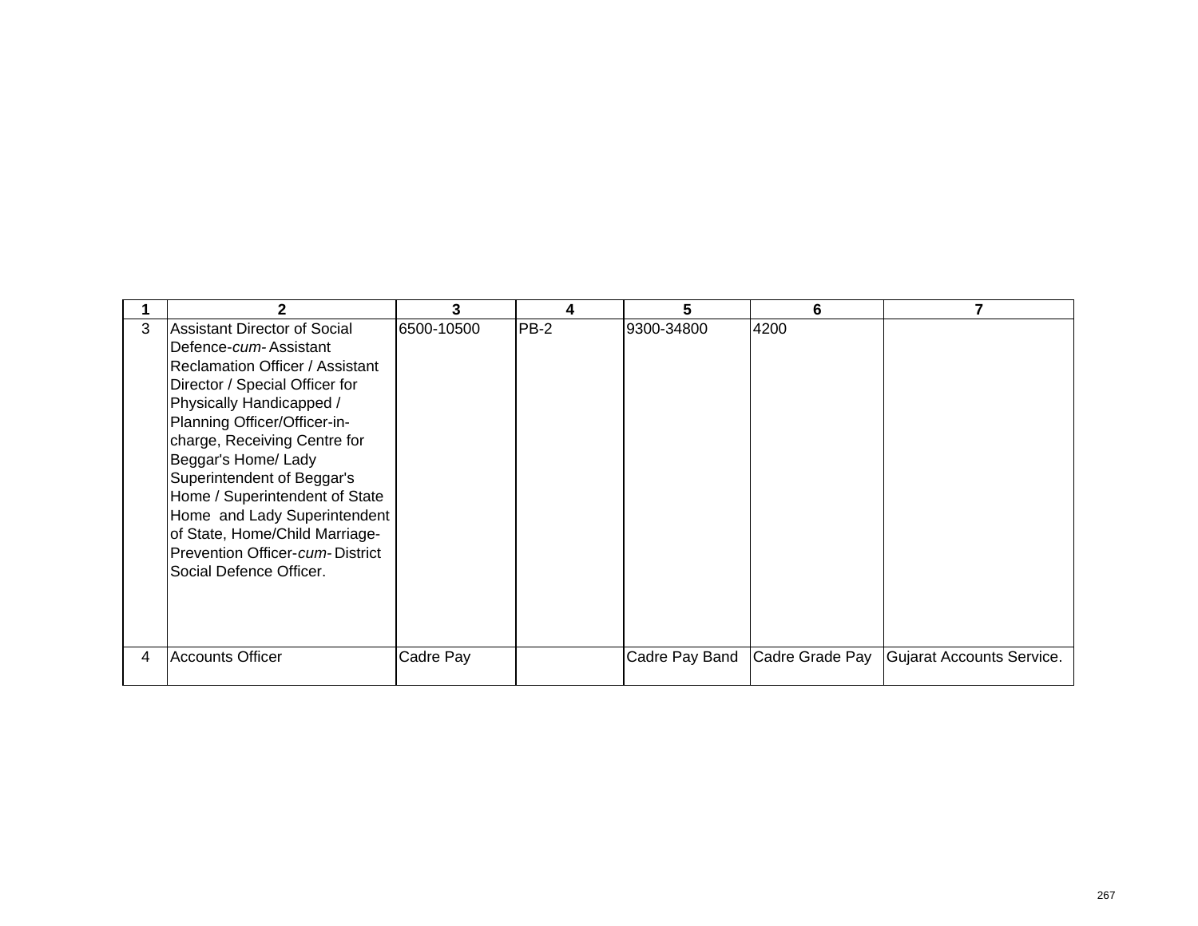| 1 | 2 | 3 | 4 | 5 | 6 | 7 |
|---|---|---|---|---|---|---|
| 3 | Assistant Director of Social Defence-*cum*- Assistant Reclamation Officer / Assistant Director / Special Officer for Physically Handicapped / Planning Officer/Officer-in-charge, Receiving Centre for Beggar's Home/ Lady Superintendent of Beggar's Home / Superintendent of State Home and Lady Superintendent of State, Home/Child Marriage-Prevention Officer-*cum*- District Social Defence Officer. | 6500-10500 | PB-2 | 9300-34800 | 4200 | |
| 4 | Accounts Officer | Cadre Pay | | Cadre Pay Band | Cadre Grade Pay | Gujarat Accounts Service. |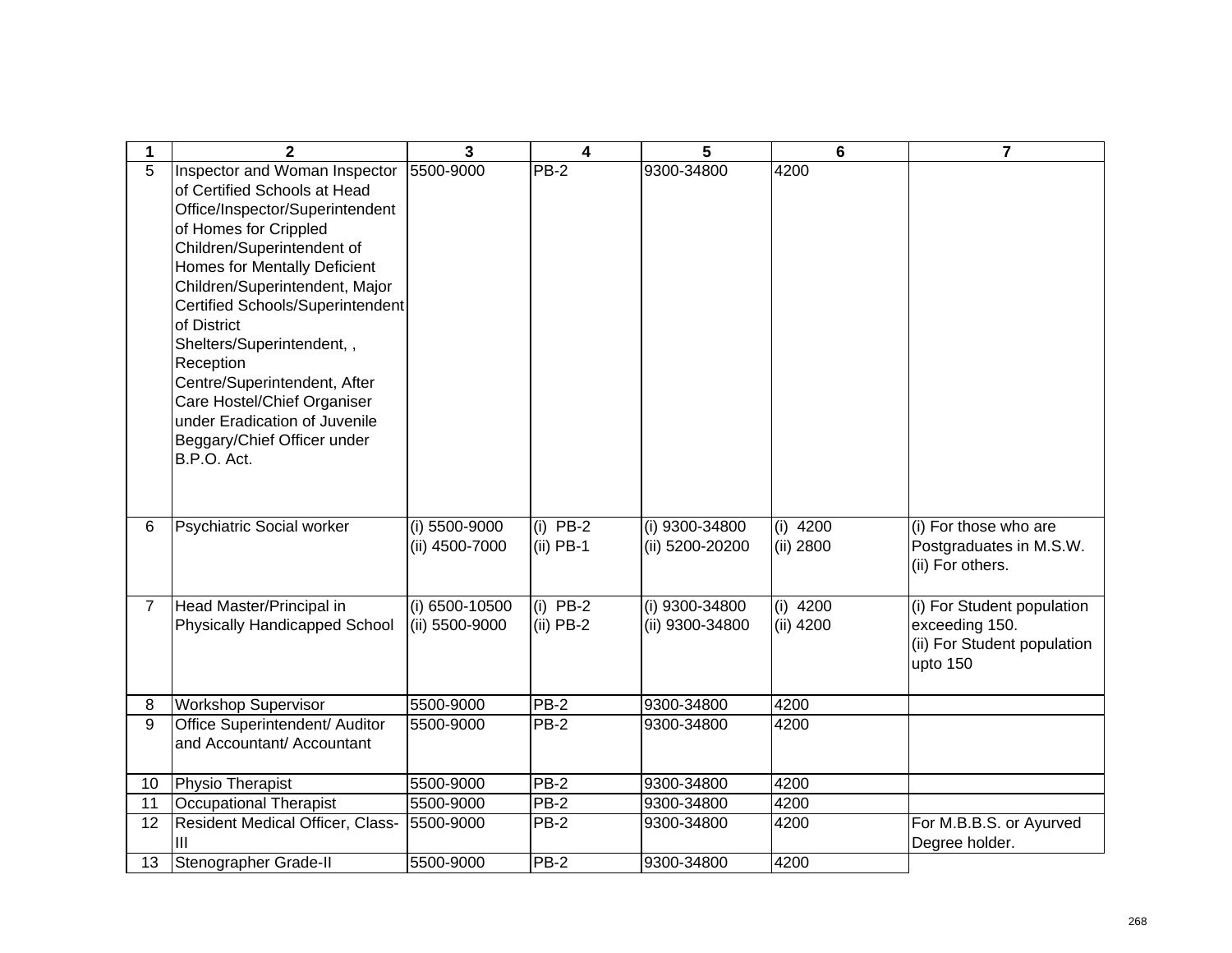| 1 | 2 | 3 | 4 | 5 | 6 | 7 |
|---|---|---|---|---|---|---|
| 5 | Inspector and Woman Inspector of Certified Schools at Head Office/Inspector/Superintendent of Homes for Crippled Children/Superintendent of Homes for Mentally Deficient Children/Superintendent, Major Certified Schools/Superintendent of District Shelters/Superintendent, , Reception Centre/Superintendent, After Care Hostel/Chief Organiser under Eradication of Juvenile Beggary/Chief Officer under B.P.O. Act. | 5500-9000 | PB-2 | 9300-34800 | 4200 | |
| 6 | Psychiatric Social worker | (i) 5500-9000<br>(ii) 4500-7000 | (i) PB-2<br>(ii) PB-1 | (i) 9300-34800<br>(ii) 5200-20200 | (i) 4200<br>(ii) 2800 | (i) For those who are Postgraduates in M.S.W.<br>(ii) For others. |
| 7 | Head Master/Principal in Physically Handicapped School | (i) 6500-10500<br>(ii) 5500-9000 | (i) PB-2<br>(ii) PB-2 | (i) 9300-34800<br>(ii) 9300-34800 | (i) 4200<br>(ii) 4200 | (i) For Student population exceeding 150.<br>(ii) For Student population upto 150 |
| 8 | Workshop Supervisor | 5500-9000 | PB-2 | 9300-34800 | 4200 | |
| 9 | Office Superintendent/ Auditor and Accountant/ Accountant | 5500-9000 | PB-2 | 9300-34800 | 4200 | |
| 10 | Physio Therapist | 5500-9000 | PB-2 | 9300-34800 | 4200 | |
| 11 | Occupational Therapist | 5500-9000 | PB-2 | 9300-34800 | 4200 | |
| 12 | Resident Medical Officer, Class-III | 5500-9000 | PB-2 | 9300-34800 | 4200 | For M.B.B.S. or Ayurved Degree holder. |
| 13 | Stenographer Grade-II | 5500-9000 | PB-2 | 9300-34800 | 4200 | |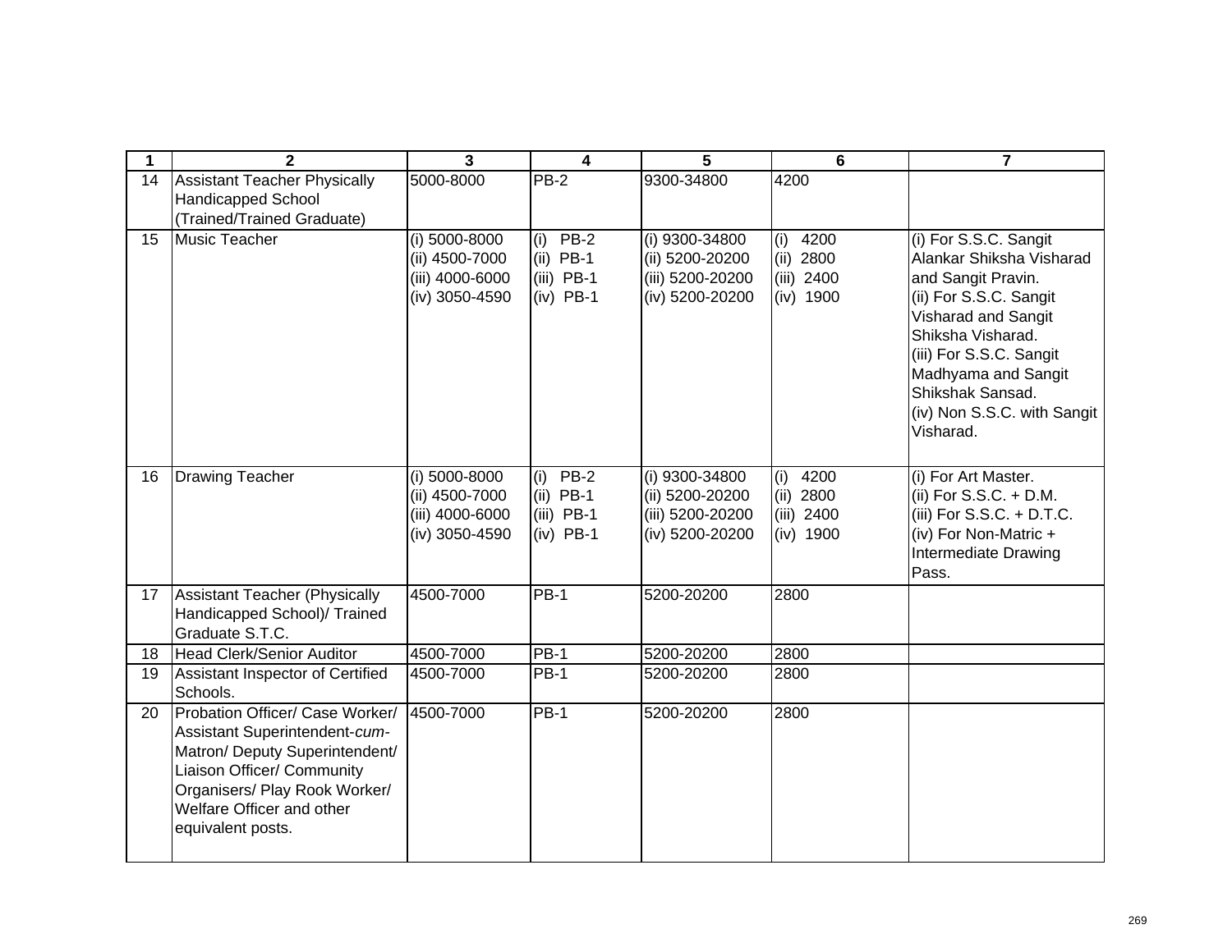| 1 | 2 | 3 | 4 | 5 | 6 | 7 |
|---|---|---|---|---|---|---|
| 14 | Assistant Teacher Physically Handicapped School (Trained/Trained Graduate) | 5000-8000 | PB-2 | 9300-34800 | 4200 | |
| 15 | Music Teacher | (i) 5000-8000<br>(ii) 4500-7000<br>(iii) 4000-6000<br>(iv) 3050-4590 | (i) PB-2<br>(ii) PB-1<br>(iii) PB-1<br>(iv) PB-1 | (i) 9300-34800<br>(ii) 5200-20200<br>(iii) 5200-20200<br>(iv) 5200-20200 | (i) 4200<br>(ii) 2800<br>(iii) 2400<br>(iv) 1900 | (i) For S.S.C. Sangit Alankar Shiksha Visharad and Sangit Pravin.<br>(ii) For S.S.C. Sangit Visharad and Sangit Shiksha Visharad.<br>(iii) For S.S.C. Sangit Madhyama and Sangit Shikshak Sansad.<br>(iv) Non S.S.C. with Sangit Visharad. |
| 16 | Drawing Teacher | (i) 5000-8000<br>(ii) 4500-7000<br>(iii) 4000-6000<br>(iv) 3050-4590 | (i) PB-2<br>(ii) PB-1<br>(iii) PB-1<br>(iv) PB-1 | (i) 9300-34800<br>(ii) 5200-20200<br>(iii) 5200-20200<br>(iv) 5200-20200 | (i) 4200<br>(ii) 2800<br>(iii) 2400<br>(iv) 1900 | (i) For Art Master.<br>(ii) For S.S.C. + D.M.<br>(iii) For S.S.C. + D.T.C.<br>(iv) For Non-Matric + Intermediate Drawing Pass. |
| 17 | Assistant Teacher (Physically Handicapped School)/ Trained Graduate S.T.C. | 4500-7000 | PB-1 | 5200-20200 | 2800 | |
| 18 | Head Clerk/Senior Auditor | 4500-7000 | PB-1 | 5200-20200 | 2800 | |
| 19 | Assistant Inspector of Certified Schools. | 4500-7000 | PB-1 | 5200-20200 | 2800 | |
| 20 | Probation Officer/ Case Worker/ Assistant Superintendent-*cum*-Matron/ Deputy Superintendent/ Liaison Officer/ Community Organisers/ Play Rook Worker/ Welfare Officer and other equivalent posts. | 4500-7000 | PB-1 | 5200-20200 | 2800 | |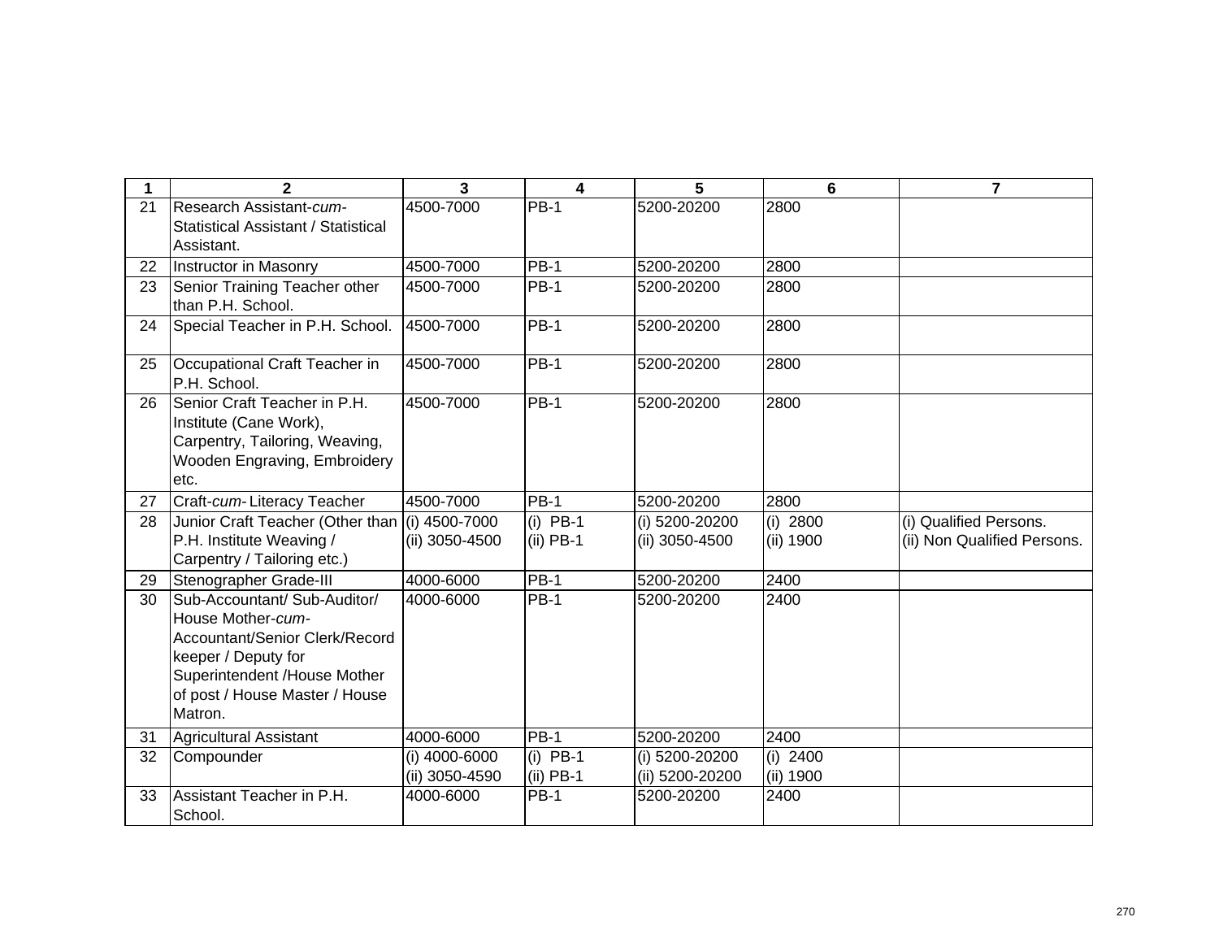| 1 | 2 | 3 | 4 | 5 | 6 | 7 |
|---|---|---|---|---|---|---|
| 21 | Research Assistant-*cum*-Statistical Assistant / Statistical Assistant. | 4500-7000 | PB-1 | 5200-20200 | 2800 | |
| 22 | Instructor in Masonry | 4500-7000 | PB-1 | 5200-20200 | 2800 | |
| 23 | Senior Training Teacher other than P.H. School. | 4500-7000 | PB-1 | 5200-20200 | 2800 | |
| 24 | Special Teacher in P.H. School. | 4500-7000 | PB-1 | 5200-20200 | 2800 | |
| 25 | Occupational Craft Teacher in P.H. School. | 4500-7000 | PB-1 | 5200-20200 | 2800 | |
| 26 | Senior Craft Teacher in P.H. Institute (Cane Work), Carpentry, Tailoring, Weaving, Wooden Engraving, Embroidery etc. | 4500-7000 | PB-1 | 5200-20200 | 2800 | |
| 27 | Craft-*cum*- Literacy Teacher | 4500-7000 | PB-1 | 5200-20200 | 2800 | |
| 28 | Junior Craft Teacher (Other than P.H. Institute Weaving / Carpentry / Tailoring etc.) | (i) 4500-7000<br>(ii) 3050-4500 | (i) PB-1<br>(ii) PB-1 | (i) 5200-20200<br>(ii) 3050-4500 | (i) 2800<br>(ii) 1900 | (i) Qualified Persons.<br>(ii) Non Qualified Persons. |
| 29 | Stenographer Grade-III | 4000-6000 | PB-1 | 5200-20200 | 2400 | |
| 30 | Sub-Accountant/ Sub-Auditor/ House Mother-*cum*-Accountant/Senior Clerk/Record keeper / Deputy for Superintendent /House Mother of post / House Master / House Matron. | 4000-6000 | PB-1 | 5200-20200 | 2400 | |
| 31 | Agricultural Assistant | 4000-6000 | PB-1 | 5200-20200 | 2400 | |
| 32 | Compounder | (i) 4000-6000<br>(ii) 3050-4590 | (i) PB-1<br>(ii) PB-1 | (i) 5200-20200<br>(ii) 5200-20200 | (i) 2400<br>(ii) 1900 | |
| 33 | Assistant Teacher in P.H. School. | 4000-6000 | PB-1 | 5200-20200 | 2400 | |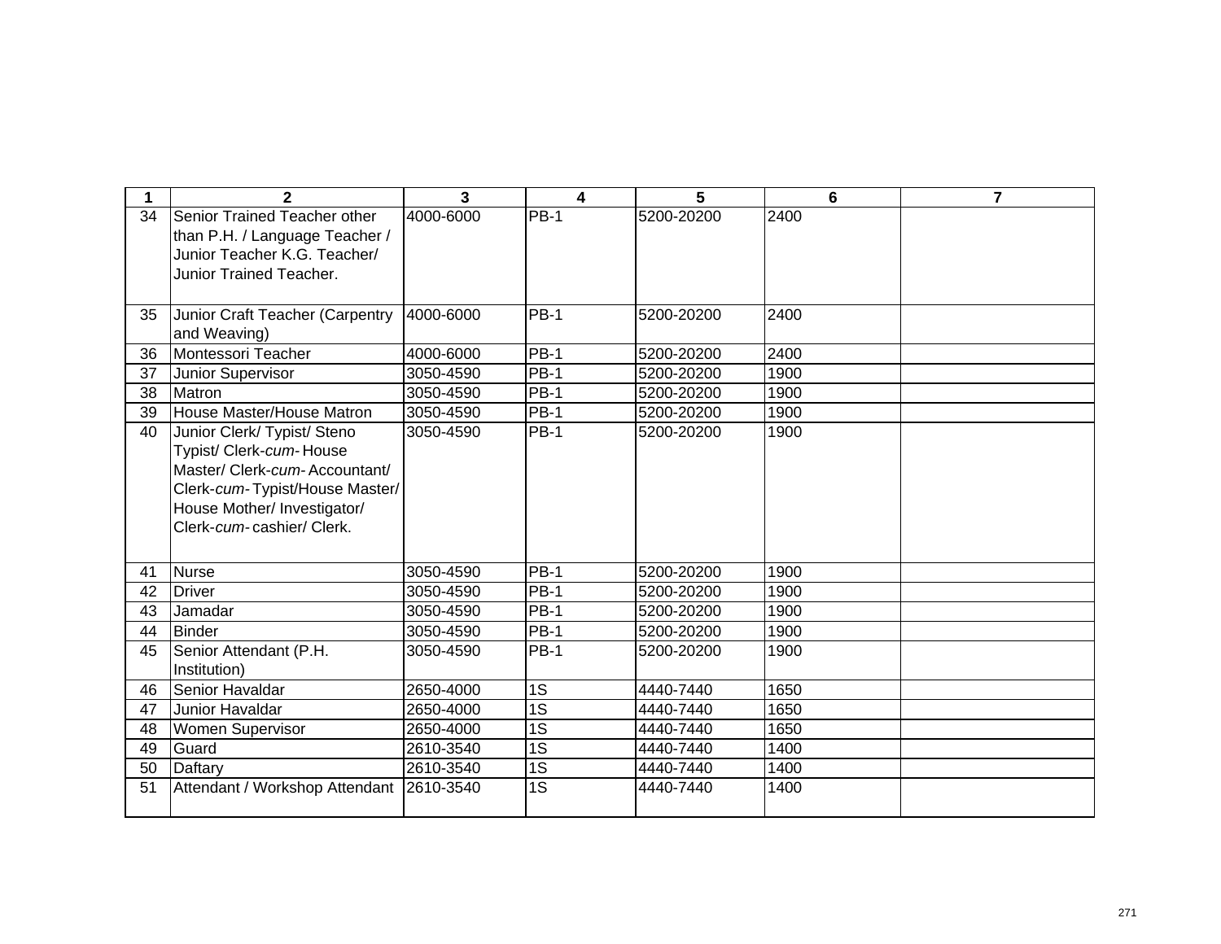| 1 | 2 | 3 | 4 | 5 | 6 | 7 |
|---|---|---|---|---|---|---|
| 34 | Senior Trained Teacher other than P.H. / Language Teacher / Junior Teacher K.G. Teacher/ Junior Trained Teacher. | 4000-6000 | PB-1 | 5200-20200 | 2400 | |
| 35 | Junior Craft Teacher (Carpentry and Weaving) | 4000-6000 | PB-1 | 5200-20200 | 2400 | |
| 36 | Montessori Teacher | 4000-6000 | PB-1 | 5200-20200 | 2400 | |
| 37 | Junior Supervisor | 3050-4590 | PB-1 | 5200-20200 | 1900 | |
| 38 | Matron | 3050-4590 | PB-1 | 5200-20200 | 1900 | |
| 39 | House Master/House Matron | 3050-4590 | PB-1 | 5200-20200 | 1900 | |
| 40 | Junior Clerk/ Typist/ Steno Typist/ Clerk-*cum*- House Master/ Clerk-*cum*- Accountant/ Clerk-*cum*- Typist/House Master/ House Mother/ Investigator/ Clerk-*cum*- cashier/ Clerk. | 3050-4590 | PB-1 | 5200-20200 | 1900 | |
| 41 | Nurse | 3050-4590 | PB-1 | 5200-20200 | 1900 | |
| 42 | Driver | 3050-4590 | PB-1 | 5200-20200 | 1900 | |
| 43 | Jamadar | 3050-4590 | PB-1 | 5200-20200 | 1900 | |
| 44 | Binder | 3050-4590 | PB-1 | 5200-20200 | 1900 | |
| 45 | Senior Attendant (P.H. Institution) | 3050-4590 | PB-1 | 5200-20200 | 1900 | |
| 46 | Senior Havaldar | 2650-4000 | 1S | 4440-7440 | 1650 | |
| 47 | Junior Havaldar | 2650-4000 | 1S | 4440-7440 | 1650 | |
| 48 | Women Supervisor | 2650-4000 | 1S | 4440-7440 | 1650 | |
| 49 | Guard | 2610-3540 | 1S | 4440-7440 | 1400 | |
| 50 | Daftary | 2610-3540 | 1S | 4440-7440 | 1400 | |
| 51 | Attendant / Workshop Attendant | 2610-3540 | 1S | 4440-7440 | 1400 | |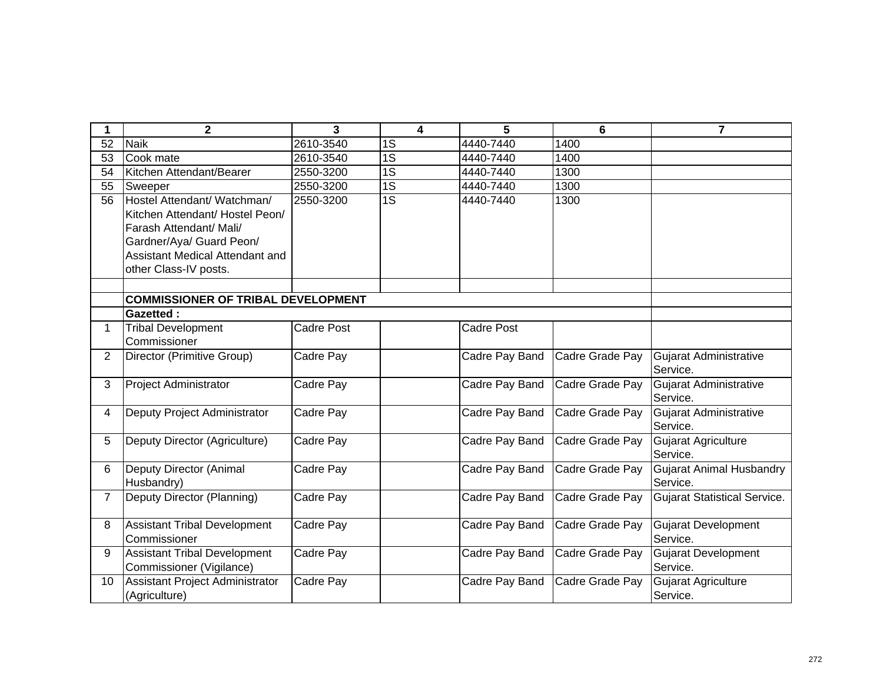| 1 | 2 | 3 | 4 | 5 | 6 | 7 |
|---|---|---|---|---|---|---|
| 52 | Naik | 2610-3540 | 1S | 4440-7440 | 1400 | |
| 53 | Cook mate | 2610-3540 | 1S | 4440-7440 | 1400 | |
| 54 | Kitchen Attendant/Bearer | 2550-3200 | 1S | 4440-7440 | 1300 | |
| 55 | Sweeper | 2550-3200 | 1S | 4440-7440 | 1300 | |
| 56 | Hostel Attendant/ Watchman/ Kitchen Attendant/ Hostel Peon/ Farash Attendant/ Mali/ Gardner/Aya/ Guard Peon/ Assistant Medical Attendant and other Class-IV posts. | 2550-3200 | 1S | 4440-7440 | 1300 | |
| | | | | | | |
| | **COMMISSIONER OF TRIBAL DEVELOPMENT** | | | | | |
| | **Gazetted :** | | | | | |
| 1 | Tribal Development Commissioner | Cadre Post | | Cadre Post | | |
| 2 | Director (Primitive Group) | Cadre Pay | | Cadre Pay Band | Cadre Grade Pay | Gujarat Administrative Service. |
| 3 | Project Administrator | Cadre Pay | | Cadre Pay Band | Cadre Grade Pay | Gujarat Administrative Service. |
| 4 | Deputy Project Administrator | Cadre Pay | | Cadre Pay Band | Cadre Grade Pay | Gujarat Administrative Service. |
| 5 | Deputy Director (Agriculture) | Cadre Pay | | Cadre Pay Band | Cadre Grade Pay | Gujarat Agriculture Service. |
| 6 | Deputy Director (Animal Husbandry) | Cadre Pay | | Cadre Pay Band | Cadre Grade Pay | Gujarat Animal Husbandry Service. |
| 7 | Deputy Director (Planning) | Cadre Pay | | Cadre Pay Band | Cadre Grade Pay | Gujarat Statistical Service. |
| 8 | Assistant Tribal Development Commissioner | Cadre Pay | | Cadre Pay Band | Cadre Grade Pay | Gujarat Development Service. |
| 9 | Assistant Tribal Development Commissioner (Vigilance) | Cadre Pay | | Cadre Pay Band | Cadre Grade Pay | Gujarat Development Service. |
| 10 | Assistant Project Administrator (Agriculture) | Cadre Pay | | Cadre Pay Band | Cadre Grade Pay | Gujarat Agriculture Service. |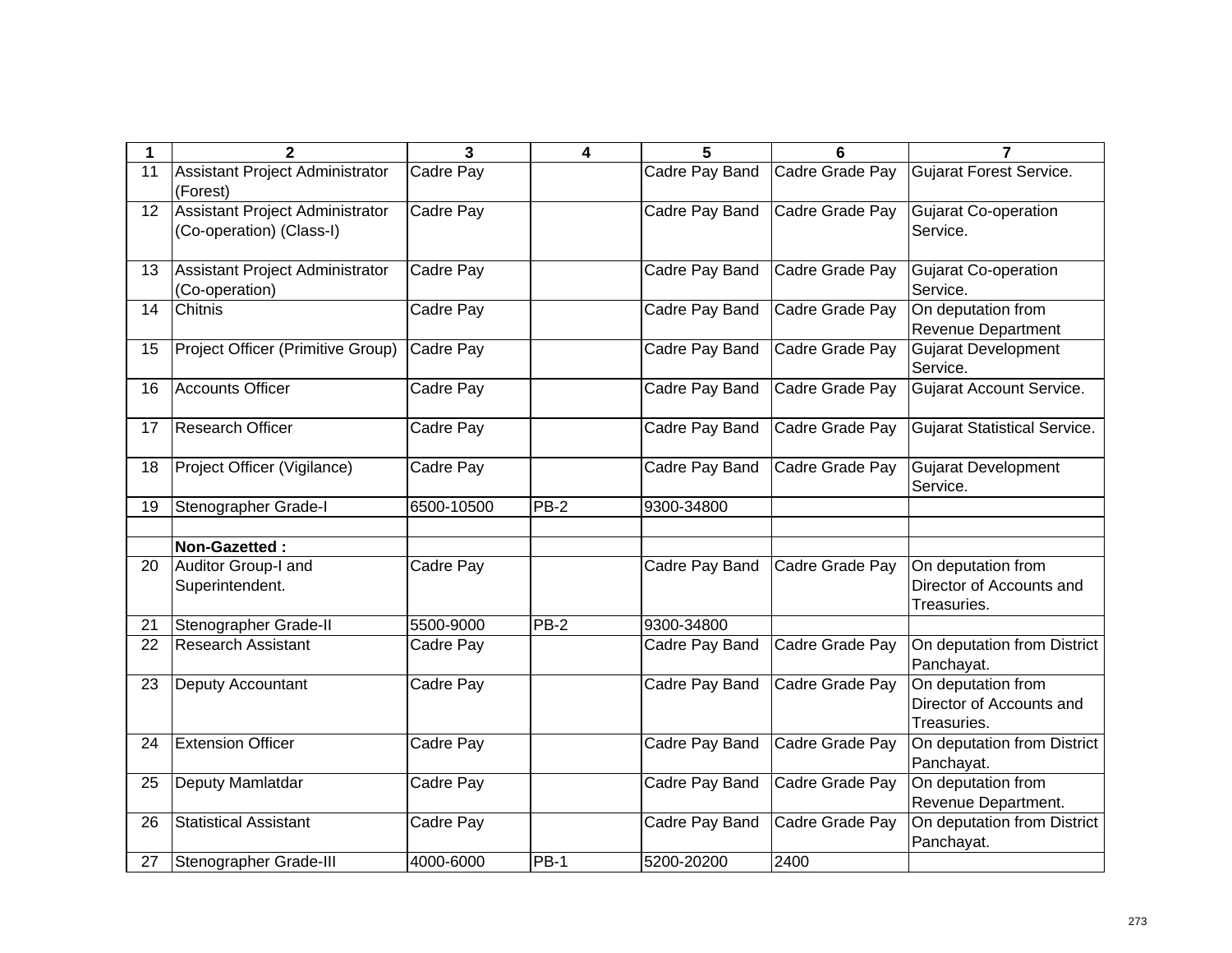| 1 | 2 | 3 | 4 | 5 | 6 | 7 |
|---|---|---|---|---|---|---|
| 11 | Assistant Project Administrator (Forest) | Cadre Pay | | Cadre Pay Band | Cadre Grade Pay | Gujarat Forest Service. |
| 12 | Assistant Project Administrator (Co-operation) (Class-I) | Cadre Pay | | Cadre Pay Band | Cadre Grade Pay | Gujarat Co-operation Service. |
| 13 | Assistant Project Administrator (Co-operation) | Cadre Pay | | Cadre Pay Band | Cadre Grade Pay | Gujarat Co-operation Service. |
| 14 | Chitnis | Cadre Pay | | Cadre Pay Band | Cadre Grade Pay | On deputation from Revenue Department |
| 15 | Project Officer (Primitive Group) | Cadre Pay | | Cadre Pay Band | Cadre Grade Pay | Gujarat Development Service. |
| 16 | Accounts Officer | Cadre Pay | | Cadre Pay Band | Cadre Grade Pay | Gujarat Account Service. |
| 17 | Research Officer | Cadre Pay | | Cadre Pay Band | Cadre Grade Pay | Gujarat Statistical Service. |
| 18 | Project Officer (Vigilance) | Cadre Pay | | Cadre Pay Band | Cadre Grade Pay | Gujarat Development Service. |
| 19 | Stenographer Grade-I | 6500-10500 | PB-2 | 9300-34800 | | |
| | | | | | | |
| | **Non-Gazetted :** | | | | | |
| 20 | Auditor Group-I and Superintendent. | Cadre Pay | | Cadre Pay Band | Cadre Grade Pay | On deputation from Director of Accounts and Treasuries. |
| 21 | Stenographer Grade-II | 5500-9000 | PB-2 | 9300-34800 | | |
| 22 | Research Assistant | Cadre Pay | | Cadre Pay Band | Cadre Grade Pay | On deputation from District Panchayat. |
| 23 | Deputy Accountant | Cadre Pay | | Cadre Pay Band | Cadre Grade Pay | On deputation from Director of Accounts and Treasuries. |
| 24 | Extension Officer | Cadre Pay | | Cadre Pay Band | Cadre Grade Pay | On deputation from District Panchayat. |
| 25 | Deputy Mamlatdar | Cadre Pay | | Cadre Pay Band | Cadre Grade Pay | On deputation from Revenue Department. |
| 26 | Statistical Assistant | Cadre Pay | | Cadre Pay Band | Cadre Grade Pay | On deputation from District Panchayat. |
| 27 | Stenographer Grade-III | 4000-6000 | PB-1 | 5200-20200 | 2400 | |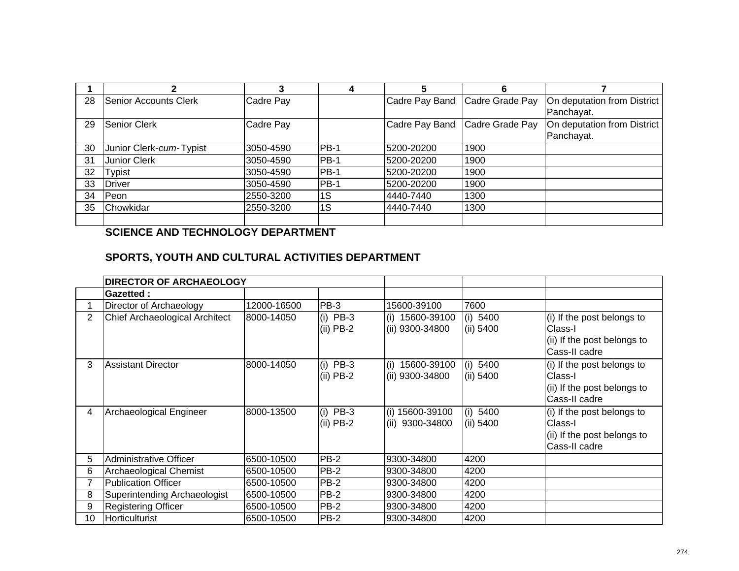| 1 | 2 | 3 | 4 | 5 | 6 | 7 |
|---|---|---|---|---|---|---|
| 28 | Senior Accounts Clerk | Cadre Pay | | Cadre Pay Band | Cadre Grade Pay | On deputation from District Panchayat. |
| 29 | Senior Clerk | Cadre Pay | | Cadre Pay Band | Cadre Grade Pay | On deputation from District Panchayat. |
| 30 | Junior Clerk-*cum*-Typist | 3050-4590 | PB-1 | 5200-20200 | 1900 | |
| 31 | Junior Clerk | 3050-4590 | PB-1 | 5200-20200 | 1900 | |
| 32 | Typist | 3050-4590 | PB-1 | 5200-20200 | 1900 | |
| 33 | Driver | 3050-4590 | PB-1 | 5200-20200 | 1900 | |
| 34 | Peon | 2550-3200 | 1S | 4440-7440 | 1300 | |
| 35 | Chowkidar | 2550-3200 | 1S | 4440-7440 | 1300 | |
| | | | | | | |

## SCIENCE AND TECHNOLOGY DEPARTMENT

## SPORTS, YOUTH AND CULTURAL ACTIVITIES DEPARTMENT

| | **DIRECTOR OF ARCHAEOLOGY** | | | | | |
|---|---|---|---|---|---|---|
| | **Gazetted :** | | | | | |
| 1 | Director of Archaeology | 12000-16500 | PB-3 | 15600-39100 | 7600 | |
| 2 | Chief Archaeological Architect | 8000-14050 | (i) PB-3<br>(ii) PB-2 | (i) 15600-39100<br>(ii) 9300-34800 | (i) 5400<br>(ii) 5400 | (i) If the post belongs to Class-I<br>(ii) If the post belongs to Cass-II cadre |
| 3 | Assistant Director | 8000-14050 | (i) PB-3<br>(ii) PB-2 | (i) 15600-39100<br>(ii) 9300-34800 | (i) 5400<br>(ii) 5400 | (i) If the post belongs to Class-I<br>(ii) If the post belongs to Cass-II cadre |
| 4 | Archaeological Engineer | 8000-13500 | (i) PB-3<br>(ii) PB-2 | (i) 15600-39100<br>(ii) 9300-34800 | (i) 5400<br>(ii) 5400 | (i) If the post belongs to Class-I<br>(ii) If the post belongs to Cass-II cadre |
| 5 | Administrative Officer | 6500-10500 | PB-2 | 9300-34800 | 4200 | |
| 6 | Archaeological Chemist | 6500-10500 | PB-2 | 9300-34800 | 4200 | |
| 7 | Publication Officer | 6500-10500 | PB-2 | 9300-34800 | 4200 | |
| 8 | Superintending Archaeologist | 6500-10500 | PB-2 | 9300-34800 | 4200 | |
| 9 | Registering Officer | 6500-10500 | PB-2 | 9300-34800 | 4200 | |
| 10 | Horticulturist | 6500-10500 | PB-2 | 9300-34800 | 4200 | |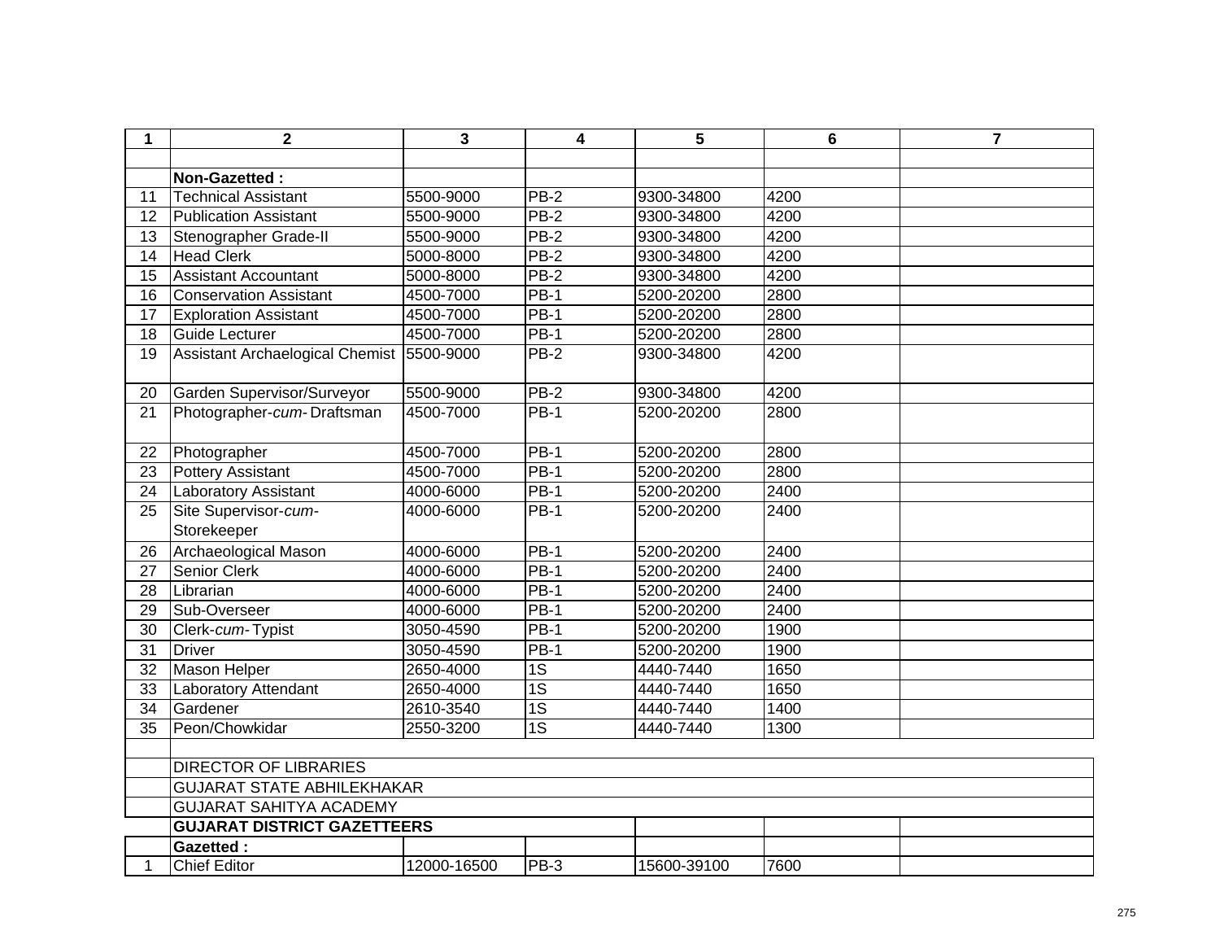| 1 | 2 | 3 | 4 | 5 | 6 | 7 |
|---|---|---|---|---|---|---|
| | | | | | | |
| | **Non-Gazetted :** | | | | | |
| 11 | Technical Assistant | 5500-9000 | PB-2 | 9300-34800 | 4200 | |
| 12 | Publication Assistant | 5500-9000 | PB-2 | 9300-34800 | 4200 | |
| 13 | Stenographer Grade-II | 5500-9000 | PB-2 | 9300-34800 | 4200 | |
| 14 | Head Clerk | 5000-8000 | PB-2 | 9300-34800 | 4200 | |
| 15 | Assistant Accountant | 5000-8000 | PB-2 | 9300-34800 | 4200 | |
| 16 | Conservation Assistant | 4500-7000 | PB-1 | 5200-20200 | 2800 | |
| 17 | Exploration Assistant | 4500-7000 | PB-1 | 5200-20200 | 2800 | |
| 18 | Guide Lecturer | 4500-7000 | PB-1 | 5200-20200 | 2800 | |
| 19 | Assistant Archaelogical Chemist | 5500-9000 | PB-2 | 9300-34800 | 4200 | |
| 20 | Garden Supervisor/Surveyor | 5500-9000 | PB-2 | 9300-34800 | 4200 | |
| 21 | Photographer-*cum*- Draftsman | 4500-7000 | PB-1 | 5200-20200 | 2800 | |
| 22 | Photographer | 4500-7000 | PB-1 | 5200-20200 | 2800 | |
| 23 | Pottery Assistant | 4500-7000 | PB-1 | 5200-20200 | 2800 | |
| 24 | Laboratory Assistant | 4000-6000 | PB-1 | 5200-20200 | 2400 | |
| 25 | Site Supervisor-*cum*-Storekeeper | 4000-6000 | PB-1 | 5200-20200 | 2400 | |
| 26 | Archaeological Mason | 4000-6000 | PB-1 | 5200-20200 | 2400 | |
| 27 | Senior Clerk | 4000-6000 | PB-1 | 5200-20200 | 2400 | |
| 28 | Librarian | 4000-6000 | PB-1 | 5200-20200 | 2400 | |
| 29 | Sub-Overseer | 4000-6000 | PB-1 | 5200-20200 | 2400 | |
| 30 | Clerk-*cum*- Typist | 3050-4590 | PB-1 | 5200-20200 | 1900 | |
| 31 | Driver | 3050-4590 | PB-1 | 5200-20200 | 1900 | |
| 32 | Mason Helper | 2650-4000 | 1S | 4440-7440 | 1650 | |
| 33 | Laboratory Attendant | 2650-4000 | 1S | 4440-7440 | 1650 | |
| 34 | Gardener | 2610-3540 | 1S | 4440-7440 | 1400 | |
| 35 | Peon/Chowkidar | 2550-3200 | 1S | 4440-7440 | 1300 | |
| | | | | | | |
| | DIRECTOR OF LIBRARIES | | | | | |
| | GUJARAT STATE ABHILEKHAKAR | | | | | |
| | GUJARAT SAHITYA ACADEMY | | | | | |
| | **GUJARAT DISTRICT GAZETTEERS** | | | | | |
| | **Gazetted :** | | | | | |
| 1 | Chief Editor | 12000-16500 | PB-3 | 15600-39100 | 7600 | |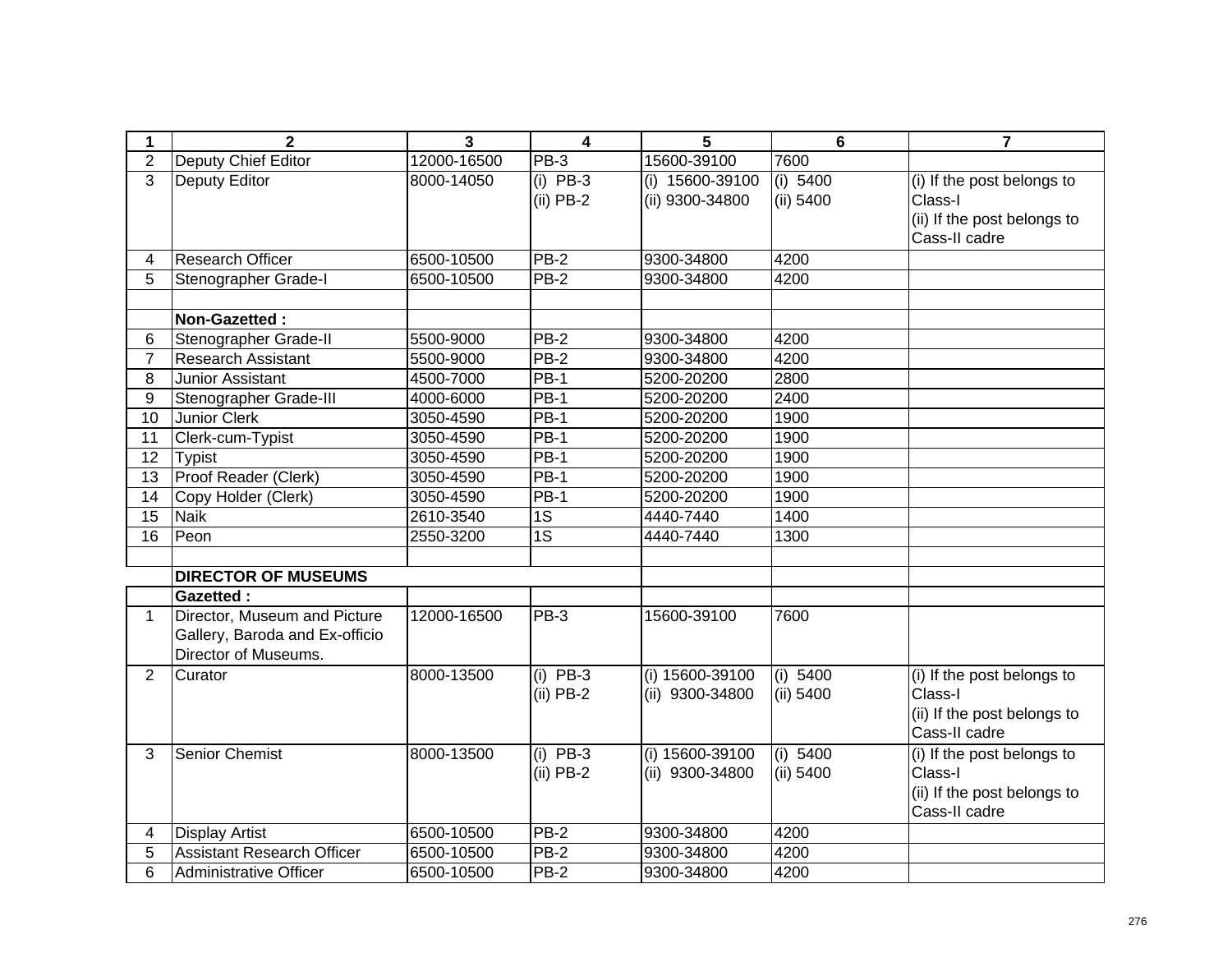| 1 | 2 | 3 | 4 | 5 | 6 | 7 |
|---|---|---|---|---|---|---|
| 2 | Deputy Chief Editor | 12000-16500 | PB-3 | 15600-39100 | 7600 | |
| 3 | Deputy Editor | 8000-14050 | (i) PB-3<br>(ii) PB-2 | (i) 15600-39100<br>(ii) 9300-34800 | (i) 5400<br>(ii) 5400 | (i) If the post belongs to Class-I<br>(ii) If the post belongs to Cass-II cadre |
| 4 | Research Officer | 6500-10500 | PB-2 | 9300-34800 | 4200 | |
| 5 | Stenographer Grade-I | 6500-10500 | PB-2 | 9300-34800 | 4200 | |
| | | | | | | |
| | **Non-Gazetted :** | | | | | |
| 6 | Stenographer Grade-II | 5500-9000 | PB-2 | 9300-34800 | 4200 | |
| 7 | Research Assistant | 5500-9000 | PB-2 | 9300-34800 | 4200 | |
| 8 | Junior Assistant | 4500-7000 | PB-1 | 5200-20200 | 2800 | |
| 9 | Stenographer Grade-III | 4000-6000 | PB-1 | 5200-20200 | 2400 | |
| 10 | Junior Clerk | 3050-4590 | PB-1 | 5200-20200 | 1900 | |
| 11 | Clerk-cum-Typist | 3050-4590 | PB-1 | 5200-20200 | 1900 | |
| 12 | Typist | 3050-4590 | PB-1 | 5200-20200 | 1900 | |
| 13 | Proof Reader (Clerk) | 3050-4590 | PB-1 | 5200-20200 | 1900 | |
| 14 | Copy Holder (Clerk) | 3050-4590 | PB-1 | 5200-20200 | 1900 | |
| 15 | Naik | 2610-3540 | 1S | 4440-7440 | 1400 | |
| 16 | Peon | 2550-3200 | 1S | 4440-7440 | 1300 | |
| | | | | | | |
| | **DIRECTOR OF MUSEUMS** | | | | | |
| | **Gazetted :** | | | | | |
| 1 | Director, Museum and Picture Gallery, Baroda and Ex-officio Director of Museums. | 12000-16500 | PB-3 | 15600-39100 | 7600 | |
| 2 | Curator | 8000-13500 | (i) PB-3<br>(ii) PB-2 | (i) 15600-39100<br>(ii) 9300-34800 | (i) 5400<br>(ii) 5400 | (i) If the post belongs to Class-I<br>(ii) If the post belongs to Cass-II cadre |
| 3 | Senior Chemist | 8000-13500 | (i) PB-3<br>(ii) PB-2 | (i) 15600-39100<br>(ii) 9300-34800 | (i) 5400<br>(ii) 5400 | (i) If the post belongs to Class-I<br>(ii) If the post belongs to Cass-II cadre |
| 4 | Display Artist | 6500-10500 | PB-2 | 9300-34800 | 4200 | |
| 5 | Assistant Research Officer | 6500-10500 | PB-2 | 9300-34800 | 4200 | |
| 6 | Administrative Officer | 6500-10500 | PB-2 | 9300-34800 | 4200 | |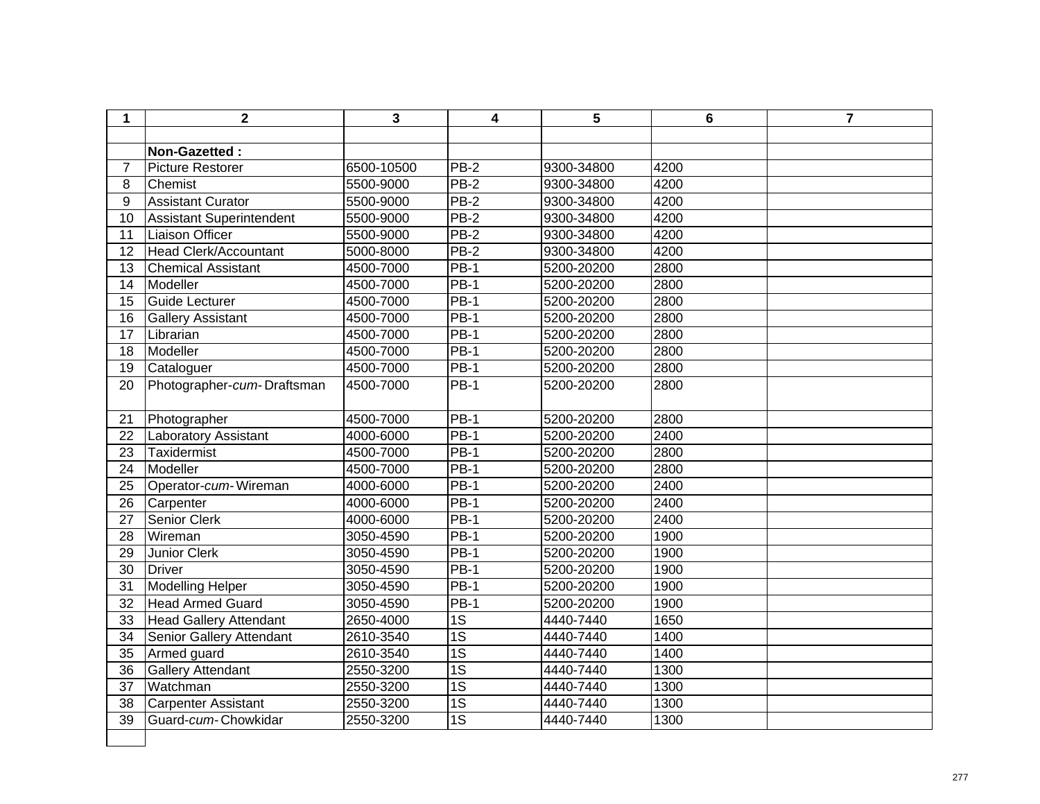| 1 | 2 | 3 | 4 | 5 | 6 | 7 |
|---|---|---|---|---|---|---|
| | | | | | | |
| | **Non-Gazetted :** | | | | | |
| 7 | Picture Restorer | 6500-10500 | PB-2 | 9300-34800 | 4200 | |
| 8 | Chemist | 5500-9000 | PB-2 | 9300-34800 | 4200 | |
| 9 | Assistant Curator | 5500-9000 | PB-2 | 9300-34800 | 4200 | |
| 10 | Assistant Superintendent | 5500-9000 | PB-2 | 9300-34800 | 4200 | |
| 11 | Liaison Officer | 5500-9000 | PB-2 | 9300-34800 | 4200 | |
| 12 | Head Clerk/Accountant | 5000-8000 | PB-2 | 9300-34800 | 4200 | |
| 13 | Chemical Assistant | 4500-7000 | PB-1 | 5200-20200 | 2800 | |
| 14 | Modeller | 4500-7000 | PB-1 | 5200-20200 | 2800 | |
| 15 | Guide Lecturer | 4500-7000 | PB-1 | 5200-20200 | 2800 | |
| 16 | Gallery Assistant | 4500-7000 | PB-1 | 5200-20200 | 2800 | |
| 17 | Librarian | 4500-7000 | PB-1 | 5200-20200 | 2800 | |
| 18 | Modeller | 4500-7000 | PB-1 | 5200-20200 | 2800 | |
| 19 | Cataloguer | 4500-7000 | PB-1 | 5200-20200 | 2800 | |
| 20 | Photographer-*cum*- Draftsman | 4500-7000 | PB-1 | 5200-20200 | 2800 | |
| 21 | Photographer | 4500-7000 | PB-1 | 5200-20200 | 2800 | |
| 22 | Laboratory Assistant | 4000-6000 | PB-1 | 5200-20200 | 2400 | |
| 23 | Taxidermist | 4500-7000 | PB-1 | 5200-20200 | 2800 | |
| 24 | Modeller | 4500-7000 | PB-1 | 5200-20200 | 2800 | |
| 25 | Operator-*cum*- Wireman | 4000-6000 | PB-1 | 5200-20200 | 2400 | |
| 26 | Carpenter | 4000-6000 | PB-1 | 5200-20200 | 2400 | |
| 27 | Senior Clerk | 4000-6000 | PB-1 | 5200-20200 | 2400 | |
| 28 | Wireman | 3050-4590 | PB-1 | 5200-20200 | 1900 | |
| 29 | Junior Clerk | 3050-4590 | PB-1 | 5200-20200 | 1900 | |
| 30 | Driver | 3050-4590 | PB-1 | 5200-20200 | 1900 | |
| 31 | Modelling Helper | 3050-4590 | PB-1 | 5200-20200 | 1900 | |
| 32 | Head Armed Guard | 3050-4590 | PB-1 | 5200-20200 | 1900 | |
| 33 | Head Gallery Attendant | 2650-4000 | 1S | 4440-7440 | 1650 | |
| 34 | Senior Gallery Attendant | 2610-3540 | 1S | 4440-7440 | 1400 | |
| 35 | Armed guard | 2610-3540 | 1S | 4440-7440 | 1400 | |
| 36 | Gallery Attendant | 2550-3200 | 1S | 4440-7440 | 1300 | |
| 37 | Watchman | 2550-3200 | 1S | 4440-7440 | 1300 | |
| 38 | Carpenter Assistant | 2550-3200 | 1S | 4440-7440 | 1300 | |
| 39 | Guard-*cum*- Chowkidar | 2550-3200 | 1S | 4440-7440 | 1300 | |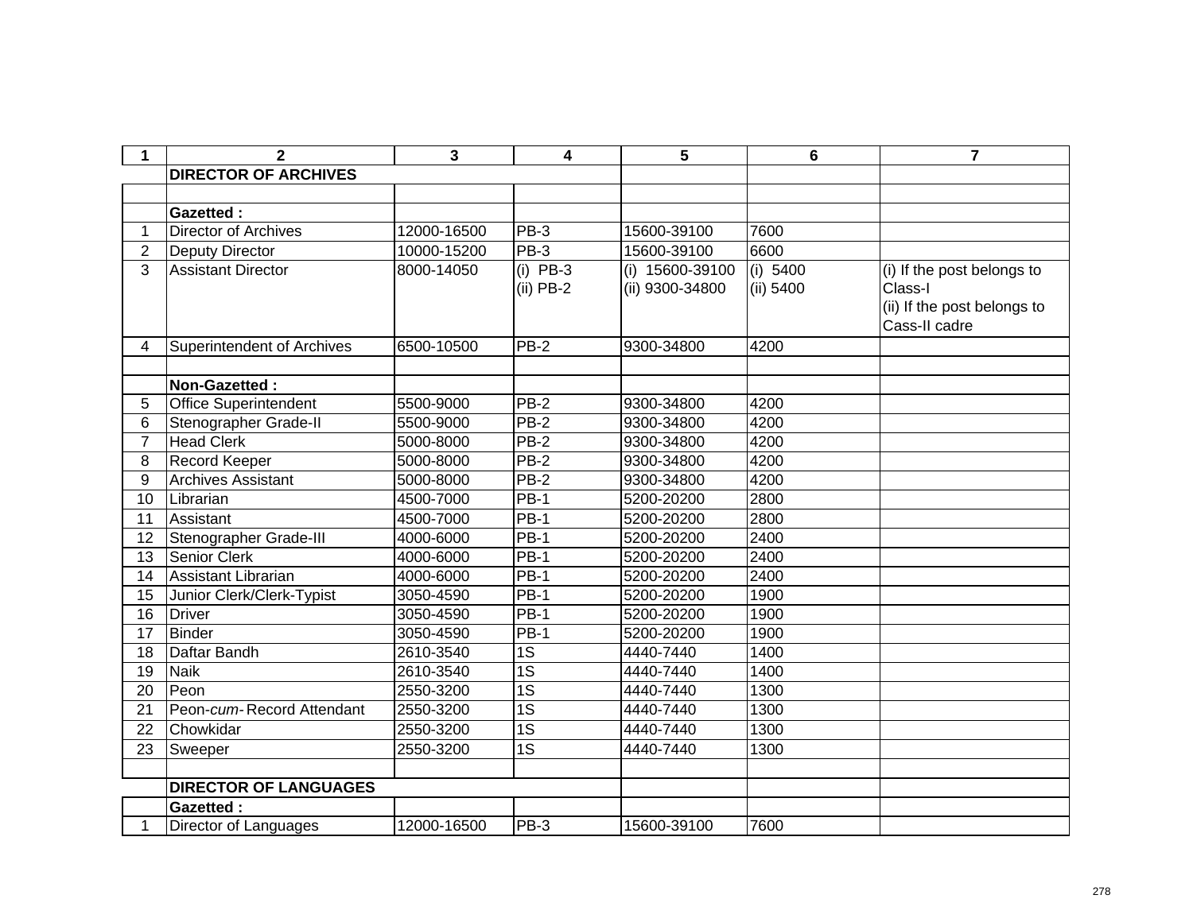| 1 | 2 | 3 | 4 | 5 | 6 | 7 |
|---|---|---|---|---|---|---|
| | **DIRECTOR OF ARCHIVES** | | | | | |
| | | | | | | |
| | **Gazetted :** | | | | | |
| 1 | Director of Archives | 12000-16500 | PB-3 | 15600-39100 | 7600 | |
| 2 | Deputy Director | 10000-15200 | PB-3 | 15600-39100 | 6600 | |
| 3 | Assistant Director | 8000-14050 | (i) PB-3<br>(ii) PB-2 | (i) 15600-39100<br>(ii) 9300-34800 | (i) 5400<br>(ii) 5400 | (i) If the post belongs to Class-I<br>(ii) If the post belongs to Cass-II cadre |
| 4 | Superintendent of Archives | 6500-10500 | PB-2 | 9300-34800 | 4200 | |
| | | | | | | |
| | **Non-Gazetted :** | | | | | |
| 5 | Office Superintendent | 5500-9000 | PB-2 | 9300-34800 | 4200 | |
| 6 | Stenographer Grade-II | 5500-9000 | PB-2 | 9300-34800 | 4200 | |
| 7 | Head Clerk | 5000-8000 | PB-2 | 9300-34800 | 4200 | |
| 8 | Record Keeper | 5000-8000 | PB-2 | 9300-34800 | 4200 | |
| 9 | Archives Assistant | 5000-8000 | PB-2 | 9300-34800 | 4200 | |
| 10 | Librarian | 4500-7000 | PB-1 | 5200-20200 | 2800 | |
| 11 | Assistant | 4500-7000 | PB-1 | 5200-20200 | 2800 | |
| 12 | Stenographer Grade-III | 4000-6000 | PB-1 | 5200-20200 | 2400 | |
| 13 | Senior Clerk | 4000-6000 | PB-1 | 5200-20200 | 2400 | |
| 14 | Assistant Librarian | 4000-6000 | PB-1 | 5200-20200 | 2400 | |
| 15 | Junior Clerk/Clerk-Typist | 3050-4590 | PB-1 | 5200-20200 | 1900 | |
| 16 | Driver | 3050-4590 | PB-1 | 5200-20200 | 1900 | |
| 17 | Binder | 3050-4590 | PB-1 | 5200-20200 | 1900 | |
| 18 | Daftar Bandh | 2610-3540 | 1S | 4440-7440 | 1400 | |
| 19 | Naik | 2610-3540 | 1S | 4440-7440 | 1400 | |
| 20 | Peon | 2550-3200 | 1S | 4440-7440 | 1300 | |
| 21 | Peon-*cum*-Record Attendant | 2550-3200 | 1S | 4440-7440 | 1300 | |
| 22 | Chowkidar | 2550-3200 | 1S | 4440-7440 | 1300 | |
| 23 | Sweeper | 2550-3200 | 1S | 4440-7440 | 1300 | |
| | | | | | | |
| | **DIRECTOR OF LANGUAGES** | | | | | |
| | **Gazetted :** | | | | | |
| 1 | Director of Languages | 12000-16500 | PB-3 | 15600-39100 | 7600 | |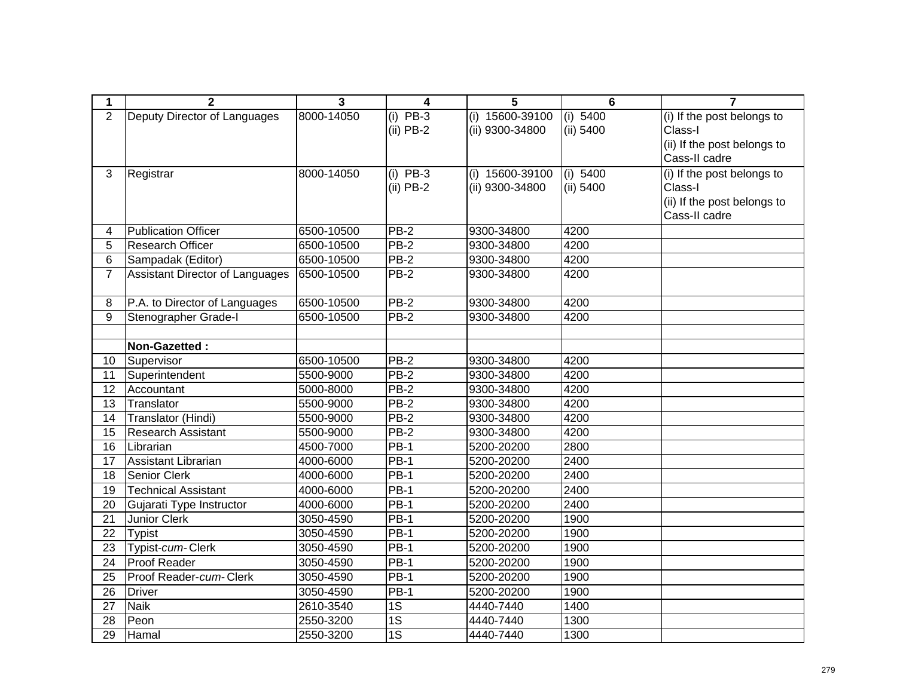| 1 | 2 | 3 | 4 | 5 | 6 | 7 |
|---|---|---|---|---|---|---|
| 2 | Deputy Director of Languages | 8000-14050 | (i) PB-3<br>(ii) PB-2 | (i) 15600-39100<br>(ii) 9300-34800 | (i) 5400<br>(ii) 5400 | (i) If the post belongs to Class-I<br>(ii) If the post belongs to Cass-II cadre |
| 3 | Registrar | 8000-14050 | (i) PB-3<br>(ii) PB-2 | (i) 15600-39100<br>(ii) 9300-34800 | (i) 5400<br>(ii) 5400 | (i) If the post belongs to Class-I<br>(ii) If the post belongs to Cass-II cadre |
| 4 | Publication Officer | 6500-10500 | PB-2 | 9300-34800 | 4200 | |
| 5 | Research Officer | 6500-10500 | PB-2 | 9300-34800 | 4200 | |
| 6 | Sampadak (Editor) | 6500-10500 | PB-2 | 9300-34800 | 4200 | |
| 7 | Assistant Director of Languages | 6500-10500 | PB-2 | 9300-34800 | 4200 | |
| 8 | P.A. to Director of Languages | 6500-10500 | PB-2 | 9300-34800 | 4200 | |
| 9 | Stenographer Grade-I | 6500-10500 | PB-2 | 9300-34800 | 4200 | |
| | | | | | | |
| | **Non-Gazetted :** | | | | | |
| 10 | Supervisor | 6500-10500 | PB-2 | 9300-34800 | 4200 | |
| 11 | Superintendent | 5500-9000 | PB-2 | 9300-34800 | 4200 | |
| 12 | Accountant | 5000-8000 | PB-2 | 9300-34800 | 4200 | |
| 13 | Translator | 5500-9000 | PB-2 | 9300-34800 | 4200 | |
| 14 | Translator (Hindi) | 5500-9000 | PB-2 | 9300-34800 | 4200 | |
| 15 | Research Assistant | 5500-9000 | PB-2 | 9300-34800 | 4200 | |
| 16 | Librarian | 4500-7000 | PB-1 | 5200-20200 | 2800 | |
| 17 | Assistant Librarian | 4000-6000 | PB-1 | 5200-20200 | 2400 | |
| 18 | Senior Clerk | 4000-6000 | PB-1 | 5200-20200 | 2400 | |
| 19 | Technical Assistant | 4000-6000 | PB-1 | 5200-20200 | 2400 | |
| 20 | Gujarati Type Instructor | 4000-6000 | PB-1 | 5200-20200 | 2400 | |
| 21 | Junior Clerk | 3050-4590 | PB-1 | 5200-20200 | 1900 | |
| 22 | Typist | 3050-4590 | PB-1 | 5200-20200 | 1900 | |
| 23 | Typist-*cum*- Clerk | 3050-4590 | PB-1 | 5200-20200 | 1900 | |
| 24 | Proof Reader | 3050-4590 | PB-1 | 5200-20200 | 1900 | |
| 25 | Proof Reader-*cum*- Clerk | 3050-4590 | PB-1 | 5200-20200 | 1900 | |
| 26 | Driver | 3050-4590 | PB-1 | 5200-20200 | 1900 | |
| 27 | Naik | 2610-3540 | 1S | 4440-7440 | 1400 | |
| 28 | Peon | 2550-3200 | 1S | 4440-7440 | 1300 | |
| 29 | Hamal | 2550-3200 | 1S | 4440-7440 | 1300 | |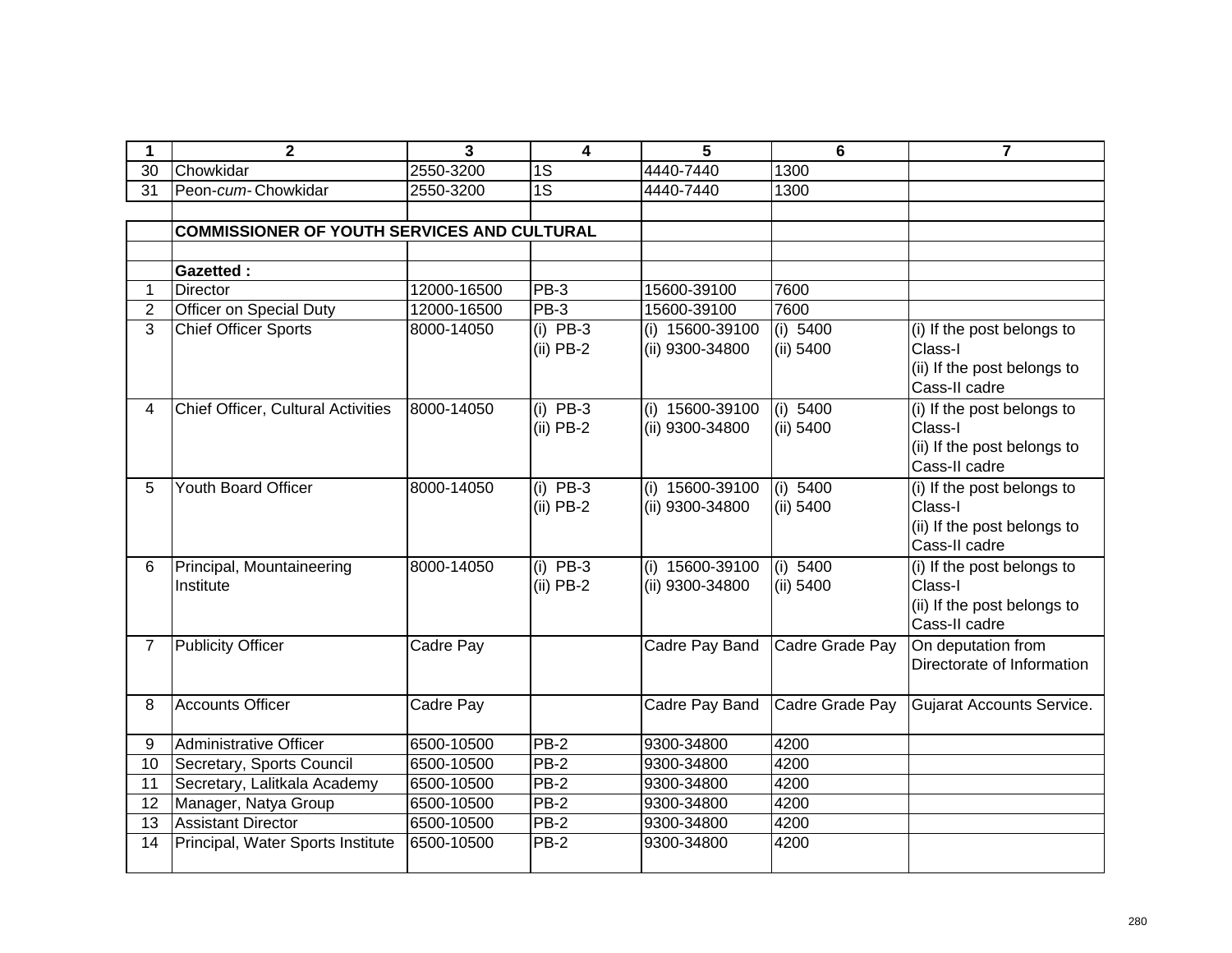| 1 | 2 | 3 | 4 | 5 | 6 | 7 |
|---|---|---|---|---|---|---|
| 30 | Chowkidar | 2550-3200 | 1S | 4440-7440 | 1300 | |
| 31 | Peon-*cum*- Chowkidar | 2550-3200 | 1S | 4440-7440 | 1300 | |
| | | | | | | |
| | **COMMISSIONER OF YOUTH SERVICES AND CULTURAL** | | | | | |
| | | | | | | |
| | **Gazetted :** | | | | | |
| 1 | Director | 12000-16500 | PB-3 | 15600-39100 | 7600 | |
| 2 | Officer on Special Duty | 12000-16500 | PB-3 | 15600-39100 | 7600 | |
| 3 | Chief Officer Sports | 8000-14050 | (i) PB-3<br>(ii) PB-2 | (i) 15600-39100<br>(ii) 9300-34800 | (i) 5400<br>(ii) 5400 | (i) If the post belongs to Class-I<br>(ii) If the post belongs to Cass-II cadre |
| 4 | Chief Officer, Cultural Activities | 8000-14050 | (i) PB-3<br>(ii) PB-2 | (i) 15600-39100<br>(ii) 9300-34800 | (i) 5400<br>(ii) 5400 | (i) If the post belongs to Class-I<br>(ii) If the post belongs to Cass-II cadre |
| 5 | Youth Board Officer | 8000-14050 | (i) PB-3<br>(ii) PB-2 | (i) 15600-39100<br>(ii) 9300-34800 | (i) 5400<br>(ii) 5400 | (i) If the post belongs to Class-I<br>(ii) If the post belongs to Cass-II cadre |
| 6 | Principal, Mountaineering Institute | 8000-14050 | (i) PB-3<br>(ii) PB-2 | (i) 15600-39100<br>(ii) 9300-34800 | (i) 5400<br>(ii) 5400 | (i) If the post belongs to Class-I<br>(ii) If the post belongs to Cass-II cadre |
| 7 | Publicity Officer | Cadre Pay | | Cadre Pay Band | Cadre Grade Pay | On deputation from Directorate of Information |
| 8 | Accounts Officer | Cadre Pay | | Cadre Pay Band | Cadre Grade Pay | Gujarat Accounts Service. |
| 9 | Administrative Officer | 6500-10500 | PB-2 | 9300-34800 | 4200 | |
| 10 | Secretary, Sports Council | 6500-10500 | PB-2 | 9300-34800 | 4200 | |
| 11 | Secretary, Lalitkala Academy | 6500-10500 | PB-2 | 9300-34800 | 4200 | |
| 12 | Manager, Natya Group | 6500-10500 | PB-2 | 9300-34800 | 4200 | |
| 13 | Assistant Director | 6500-10500 | PB-2 | 9300-34800 | 4200 | |
| 14 | Principal, Water Sports Institute | 6500-10500 | PB-2 | 9300-34800 | 4200 | |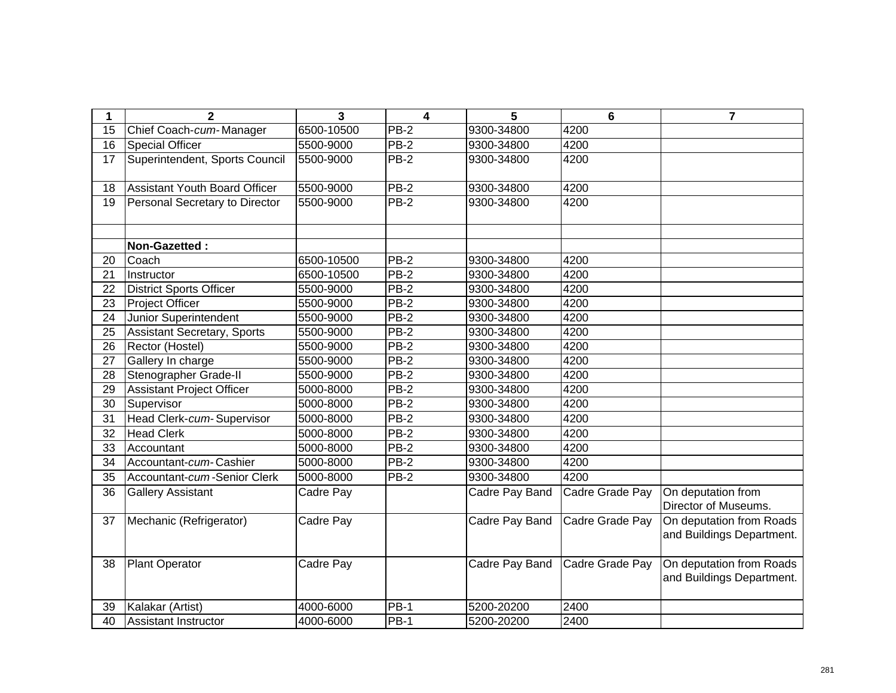| 1 | 2 | 3 | 4 | 5 | 6 | 7 |
|---|---|---|---|---|---|---|
| 15 | Chief Coach-*cum*- Manager | 6500-10500 | PB-2 | 9300-34800 | 4200 | |
| 16 | Special Officer | 5500-9000 | PB-2 | 9300-34800 | 4200 | |
| 17 | Superintendent, Sports Council | 5500-9000 | PB-2 | 9300-34800 | 4200 | |
| 18 | Assistant Youth Board Officer | 5500-9000 | PB-2 | 9300-34800 | 4200 | |
| 19 | Personal Secretary to Director | 5500-9000 | PB-2 | 9300-34800 | 4200 | |
| | | | | | | |
| | **Non-Gazetted :** | | | | | |
| 20 | Coach | 6500-10500 | PB-2 | 9300-34800 | 4200 | |
| 21 | Instructor | 6500-10500 | PB-2 | 9300-34800 | 4200 | |
| 22 | District Sports Officer | 5500-9000 | PB-2 | 9300-34800 | 4200 | |
| 23 | Project Officer | 5500-9000 | PB-2 | 9300-34800 | 4200 | |
| 24 | Junior Superintendent | 5500-9000 | PB-2 | 9300-34800 | 4200 | |
| 25 | Assistant Secretary, Sports | 5500-9000 | PB-2 | 9300-34800 | 4200 | |
| 26 | Rector (Hostel) | 5500-9000 | PB-2 | 9300-34800 | 4200 | |
| 27 | Gallery In charge | 5500-9000 | PB-2 | 9300-34800 | 4200 | |
| 28 | Stenographer Grade-II | 5500-9000 | PB-2 | 9300-34800 | 4200 | |
| 29 | Assistant Project Officer | 5000-8000 | PB-2 | 9300-34800 | 4200 | |
| 30 | Supervisor | 5000-8000 | PB-2 | 9300-34800 | 4200 | |
| 31 | Head Clerk-*cum*- Supervisor | 5000-8000 | PB-2 | 9300-34800 | 4200 | |
| 32 | Head Clerk | 5000-8000 | PB-2 | 9300-34800 | 4200 | |
| 33 | Accountant | 5000-8000 | PB-2 | 9300-34800 | 4200 | |
| 34 | Accountant-*cum*- Cashier | 5000-8000 | PB-2 | 9300-34800 | 4200 | |
| 35 | Accountant-*cum* -Senior Clerk | 5000-8000 | PB-2 | 9300-34800 | 4200 | |
| 36 | Gallery Assistant | Cadre Pay | | Cadre Pay Band | Cadre Grade Pay | On deputation from Director of Museums. |
| 37 | Mechanic (Refrigerator) | Cadre Pay | | Cadre Pay Band | Cadre Grade Pay | On deputation from Roads and Buildings Department. |
| 38 | Plant Operator | Cadre Pay | | Cadre Pay Band | Cadre Grade Pay | On deputation from Roads and Buildings Department. |
| 39 | Kalakar (Artist) | 4000-6000 | PB-1 | 5200-20200 | 2400 | |
| 40 | Assistant Instructor | 4000-6000 | PB-1 | 5200-20200 | 2400 | |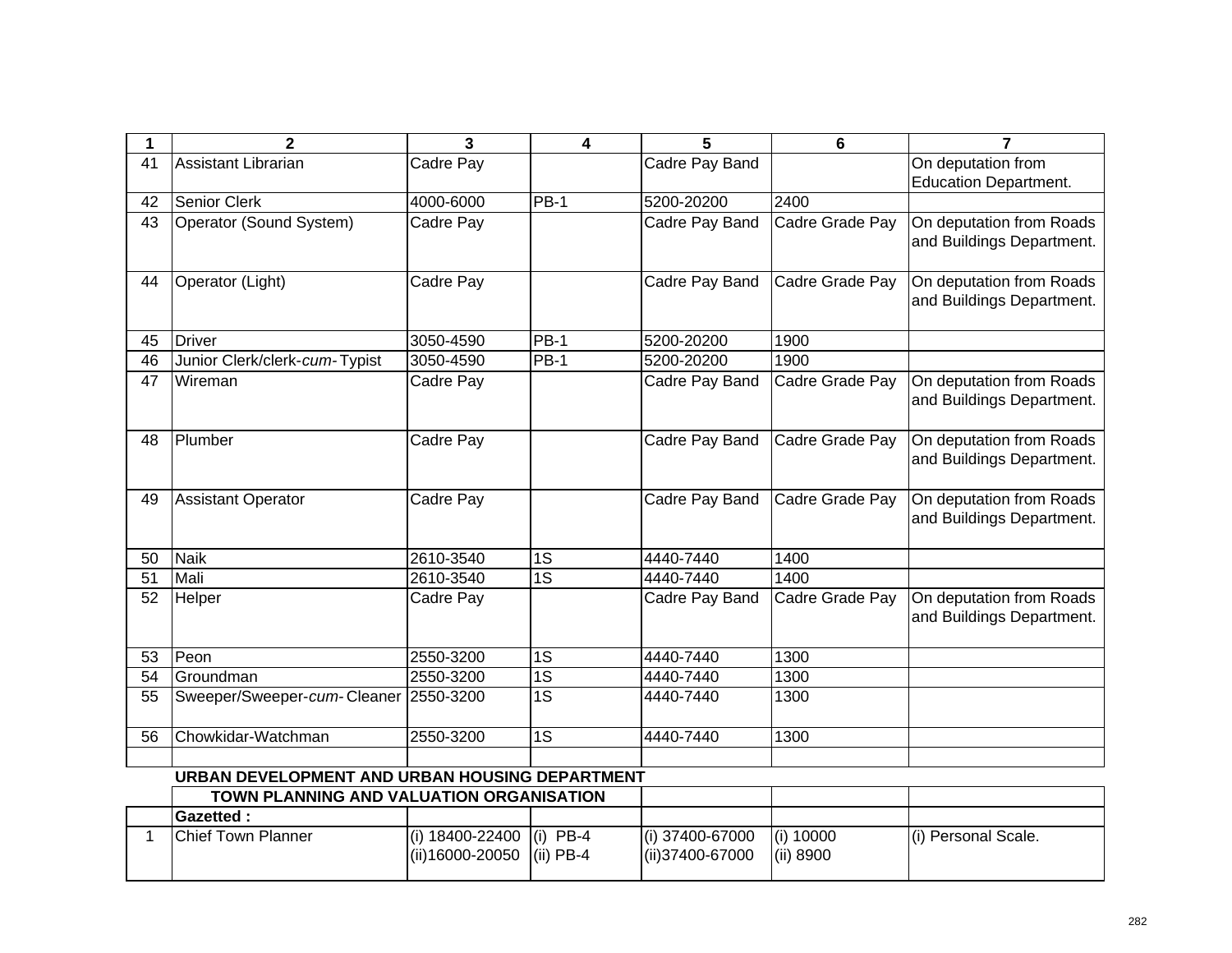| 1 | 2 | 3 | 4 | 5 | 6 | 7 |
|---|---|---|---|---|---|---|
| 41 | Assistant Librarian | Cadre Pay | | Cadre Pay Band | | On deputation from Education Department. |
| 42 | Senior Clerk | 4000-6000 | PB-1 | 5200-20200 | 2400 | |
| 43 | Operator (Sound System) | Cadre Pay | | Cadre Pay Band | Cadre Grade Pay | On deputation from Roads and Buildings Department. |
| 44 | Operator (Light) | Cadre Pay | | Cadre Pay Band | Cadre Grade Pay | On deputation from Roads and Buildings Department. |
| 45 | Driver | 3050-4590 | PB-1 | 5200-20200 | 1900 | |
| 46 | Junior Clerk/clerk-*cum*- Typist | 3050-4590 | PB-1 | 5200-20200 | 1900 | |
| 47 | Wireman | Cadre Pay | | Cadre Pay Band | Cadre Grade Pay | On deputation from Roads and Buildings Department. |
| 48 | Plumber | Cadre Pay | | Cadre Pay Band | Cadre Grade Pay | On deputation from Roads and Buildings Department. |
| 49 | Assistant Operator | Cadre Pay | | Cadre Pay Band | Cadre Grade Pay | On deputation from Roads and Buildings Department. |
| 50 | Naik | 2610-3540 | 1S | 4440-7440 | 1400 | |
| 51 | Mali | 2610-3540 | 1S | 4440-7440 | 1400 | |
| 52 | Helper | Cadre Pay | | Cadre Pay Band | Cadre Grade Pay | On deputation from Roads and Buildings Department. |
| 53 | Peon | 2550-3200 | 1S | 4440-7440 | 1300 | |
| 54 | Groundman | 2550-3200 | 1S | 4440-7440 | 1300 | |
| 55 | Sweeper/Sweeper-*cum*- Cleaner | 2550-3200 | 1S | 4440-7440 | 1300 | |
| 56 | Chowkidar-Watchman | 2550-3200 | 1S | 4440-7440 | 1300 | |
| | | | | | | |
| | **URBAN DEVELOPMENT AND URBAN HOUSING DEPARTMENT** | | | | | |
| | **TOWN PLANNING AND VALUATION ORGANISATION** | | | | | |
| | **Gazetted :** | | | | | |
| 1 | Chief Town Planner | (i) 18400-22400<br>(ii)16000-20050 | (i) PB-4<br>(ii) PB-4 | (i) 37400-67000<br>(ii)37400-67000 | (i) 10000<br>(ii) 8900 | (i) Personal Scale. |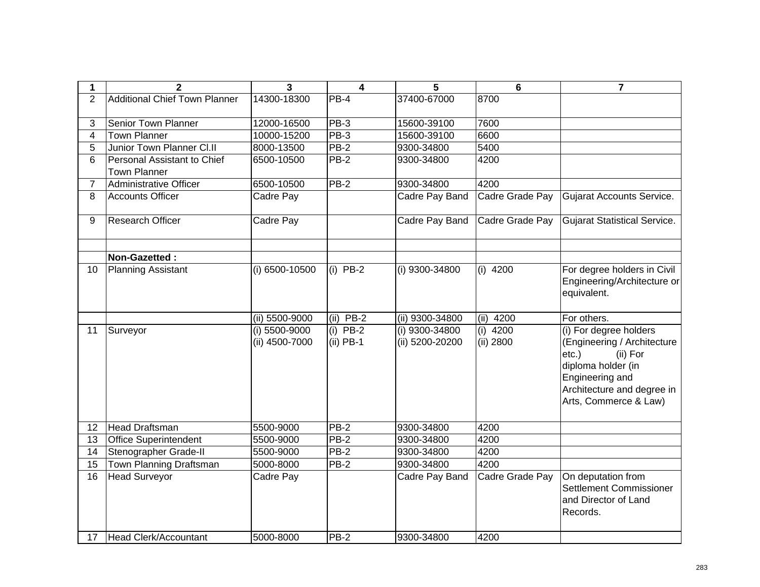| 1 | 2 | 3 | 4 | 5 | 6 | 7 |
|---|---|---|---|---|---|---|
| 2 | Additional Chief Town Planner | 14300-18300 | PB-4 | 37400-67000 | 8700 | |
| 3 | Senior Town Planner | 12000-16500 | PB-3 | 15600-39100 | 7600 | |
| 4 | Town Planner | 10000-15200 | PB-3 | 15600-39100 | 6600 | |
| 5 | Junior Town Planner Cl.II | 8000-13500 | PB-2 | 9300-34800 | 5400 | |
| 6 | Personal Assistant to Chief Town Planner | 6500-10500 | PB-2 | 9300-34800 | 4200 | |
| 7 | Administrative Officer | 6500-10500 | PB-2 | 9300-34800 | 4200 | |
| 8 | Accounts Officer | Cadre Pay | | Cadre Pay Band | Cadre Grade Pay | Gujarat Accounts Service. |
| 9 | Research Officer | Cadre Pay | | Cadre Pay Band | Cadre Grade Pay | Gujarat Statistical Service. |
| | | | | | | |
| | **Non-Gazetted :** | | | | | |
| 10 | Planning Assistant | (i) 6500-10500 | (i) PB-2 | (i) 9300-34800 | (i) 4200 | For degree holders in Civil Engineering/Architecture or equivalent. |
| | | (ii) 5500-9000 | (ii) PB-2 | (ii) 9300-34800 | (ii) 4200 | For others. |
| 11 | Surveyor | (i) 5500-9000<br>(ii) 4500-7000 | (i) PB-2<br>(ii) PB-1 | (i) 9300-34800<br>(ii) 5200-20200 | (i) 4200<br>(ii) 2800 | (i) For degree holders (Engineering / Architecture etc.) (ii) For diploma holder (in Engineering and Architecture and degree in Arts, Commerce & Law) |
| 12 | Head Draftsman | 5500-9000 | PB-2 | 9300-34800 | 4200 | |
| 13 | Office Superintendent | 5500-9000 | PB-2 | 9300-34800 | 4200 | |
| 14 | Stenographer Grade-II | 5500-9000 | PB-2 | 9300-34800 | 4200 | |
| 15 | Town Planning Draftsman | 5000-8000 | PB-2 | 9300-34800 | 4200 | |
| 16 | Head Surveyor | Cadre Pay | | Cadre Pay Band | Cadre Grade Pay | On deputation from Settlement Commissioner and Director of Land Records. |
| 17 | Head Clerk/Accountant | 5000-8000 | PB-2 | 9300-34800 | 4200 | |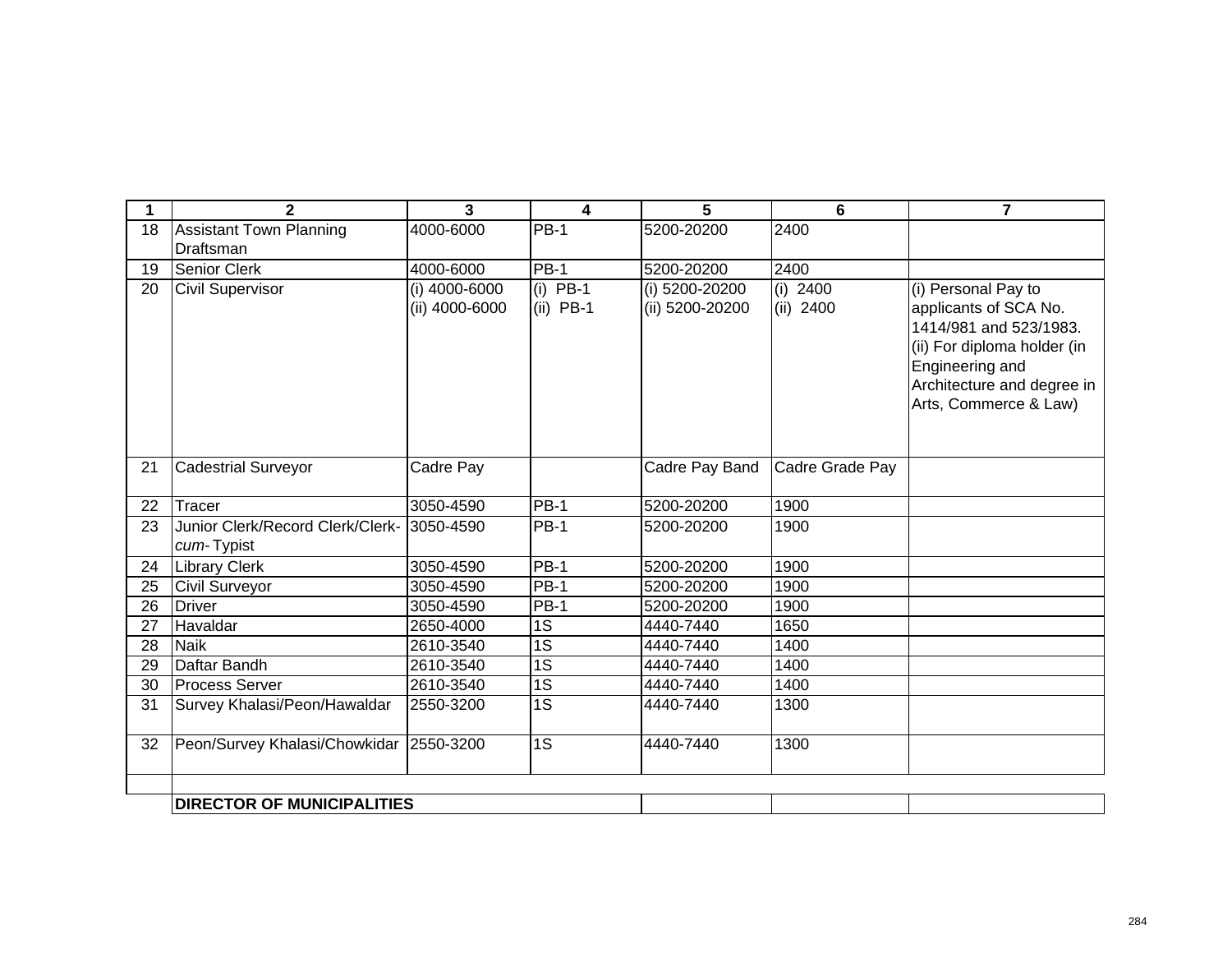| 1 | 2 | 3 | 4 | 5 | 6 | 7 |
|---|---|---|---|---|---|---|
| 18 | Assistant Town Planning Draftsman | 4000-6000 | PB-1 | 5200-20200 | 2400 | |
| 19 | Senior Clerk | 4000-6000 | PB-1 | 5200-20200 | 2400 | |
| 20 | Civil Supervisor | (i) 4000-6000<br>(ii) 4000-6000 | (i) PB-1<br>(ii) PB-1 | (i) 5200-20200<br>(ii) 5200-20200 | (i) 2400<br>(ii) 2400 | (i) Personal Pay to applicants of SCA No. 1414/981 and 523/1983.<br>(ii) For diploma holder (in Engineering and Architecture and degree in Arts, Commerce & Law) |
| 21 | Cadestrial Surveyor | Cadre Pay | | Cadre Pay Band | Cadre Grade Pay | |
| 22 | Tracer | 3050-4590 | PB-1 | 5200-20200 | 1900 | |
| 23 | Junior Clerk/Record Clerk/Clerk-*cum*-Typist | 3050-4590 | PB-1 | 5200-20200 | 1900 | |
| 24 | Library Clerk | 3050-4590 | PB-1 | 5200-20200 | 1900 | |
| 25 | Civil Surveyor | 3050-4590 | PB-1 | 5200-20200 | 1900 | |
| 26 | Driver | 3050-4590 | PB-1 | 5200-20200 | 1900 | |
| 27 | Havaldar | 2650-4000 | 1S | 4440-7440 | 1650 | |
| 28 | Naik | 2610-3540 | 1S | 4440-7440 | 1400 | |
| 29 | Daftar Bandh | 2610-3540 | 1S | 4440-7440 | 1400 | |
| 30 | Process Server | 2610-3540 | 1S | 4440-7440 | 1400 | |
| 31 | Survey Khalasi/Peon/Hawaldar | 2550-3200 | 1S | 4440-7440 | 1300 | |
| 32 | Peon/Survey Khalasi/Chowkidar | 2550-3200 | 1S | 4440-7440 | 1300 | |
| | | | | | | |
| | **DIRECTOR OF MUNICIPALITIES** | | | | | |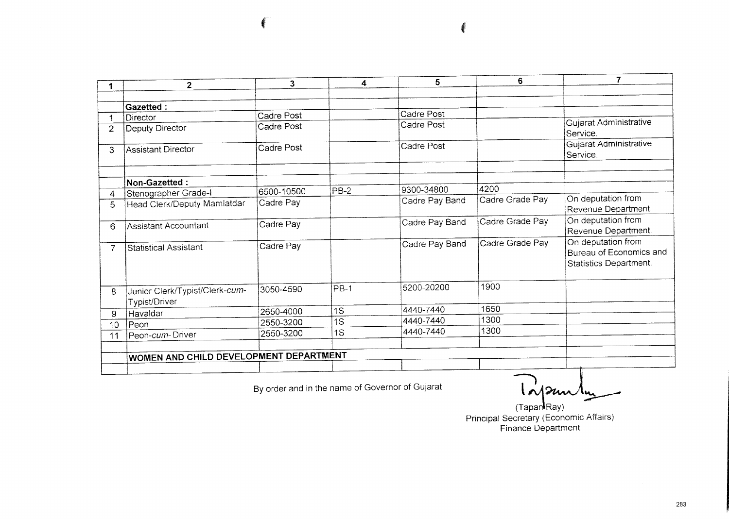| 1 | 2 | 3 | 4 | 5 | 6 | 7 |
|---|---|---|---|---|---|---|
| | | | | | | |
| | **Gazetted :** | | | | | |
| 1 | Director | Cadre Post | | Cadre Post | | |
| 2 | Deputy Director | Cadre Post | | Cadre Post | | Gujarat Administrative Service. |
| 3 | Assistant Director | Cadre Post | | Cadre Post | | Gujarat Administrative Service. |
| | | | | | | |
| | **Non-Gazetted :** | | | | | |
| 4 | Stenographer Grade-I | 6500-10500 | PB-2 | 9300-34800 | 4200 | |
| 5 | Head Clerk/Deputy Mamlatdar | Cadre Pay | | Cadre Pay Band | Cadre Grade Pay | On deputation from Revenue Department. |
| 6 | Assistant Accountant | Cadre Pay | | Cadre Pay Band | Cadre Grade Pay | On deputation from Revenue Department. |
| 7 | Statistical Assistant | Cadre Pay | | Cadre Pay Band | Cadre Grade Pay | On deputation from Bureau of Economics and Statistics Department. |
| 8 | Junior Clerk/Typist/Clerk-*cum*-Typist/Driver | 3050-4590 | PB-1 | 5200-20200 | 1900 | |
| 9 | Havaldar | 2650-4000 | 1S | 4440-7440 | 1650 | |
| 10 | Peon | 2550-3200 | 1S | 4440-7440 | 1300 | |
| 11 | Peon-*cum*- Driver | 2550-3200 | 1S | 4440-7440 | 1300 | |
| | | | | | | |
| | **WOMEN AND CHILD DEVELOPMENT DEPARTMENT** | | | | | |
| | | | | | | |

By order and in the name of Governor of Gujarat

(Tapan Ray)
Principal Secretary (Economic Affairs)
Finance Department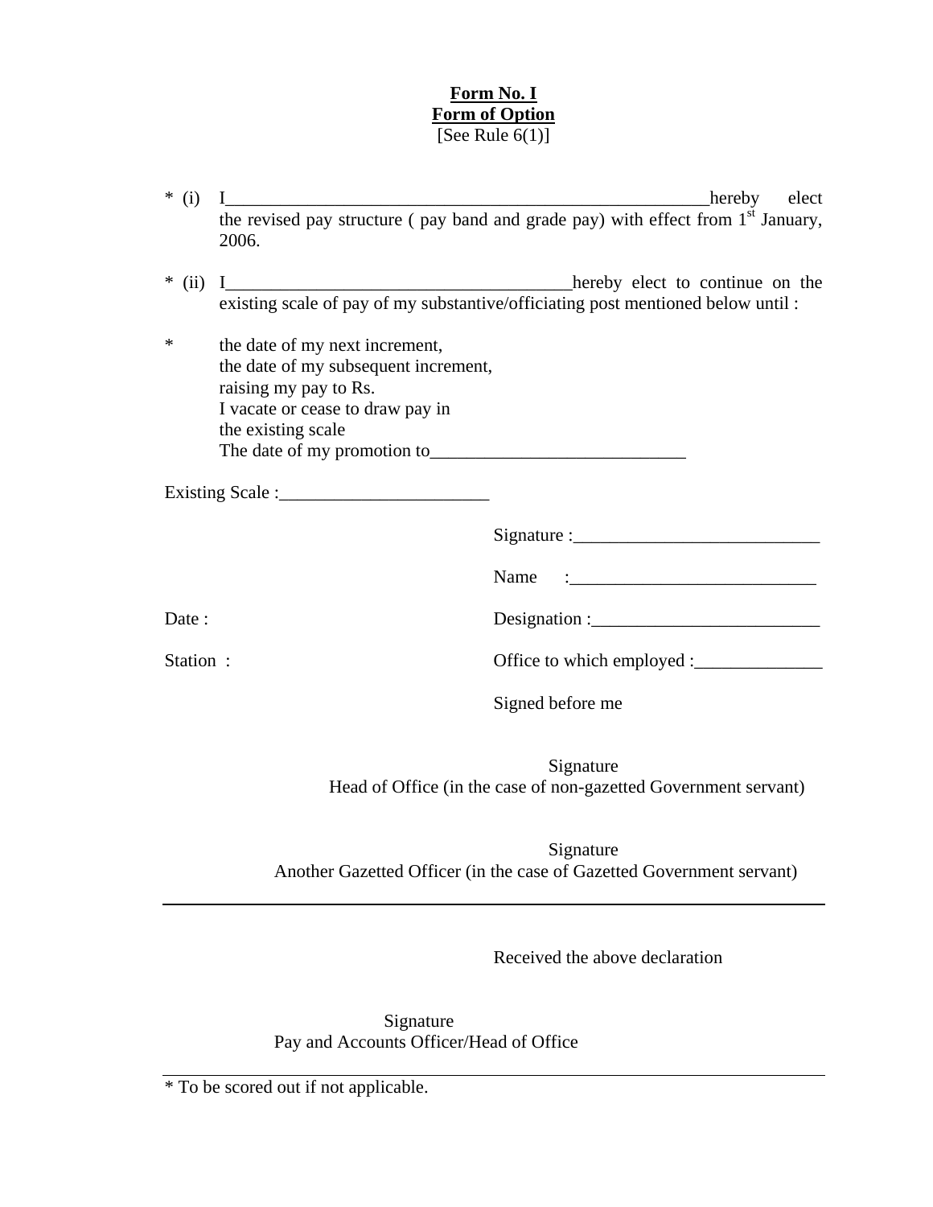**Form No. I**
**Form of Option**
[See Rule 6(1)]

\* (i) I_______________________________________________________hereby elect the revised pay structure ( pay band and grade pay) with effect from 1st January, 2006.

\* (ii) I_______________________________________hereby elect to continue on the existing scale of pay of my substantive/officiating post mentioned below until :

\* the date of my next increment,
the date of my subsequent increment,
raising my pay to Rs.
I vacate or cease to draw pay in
the existing scale
The date of my promotion to____________________________

Existing Scale :_______________________

Signature :___________________________

Name :___________________________

Date :

Designation :_________________________

Station :

Office to which employed :______________

Signed before me

Signature
Head of Office (in the case of non-gazetted Government servant)

Signature
Another Gazetted Officer (in the case of Gazetted Government servant)

---

Received the above declaration

Signature
Pay and Accounts Officer/Head of Office

---

\* To be scored out if not applicable.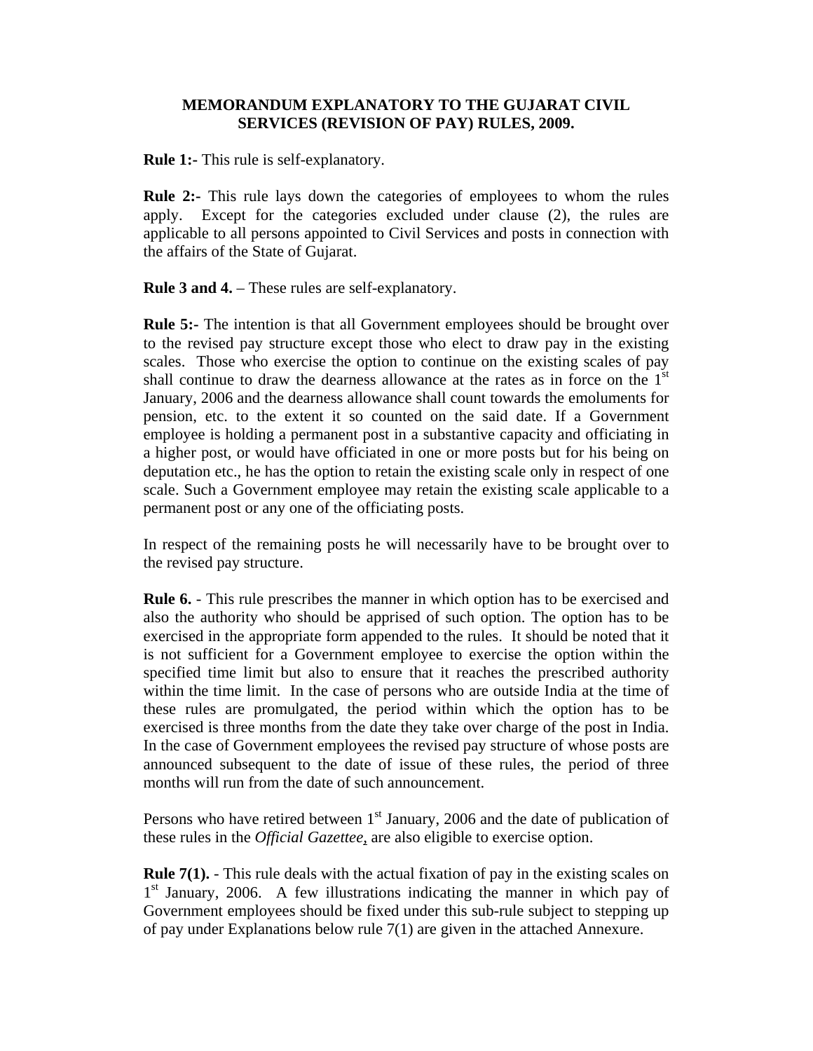# MEMORANDUM EXPLANATORY TO THE GUJARAT CIVIL SERVICES (REVISION OF PAY) RULES, 2009.

**Rule 1:-** This rule is self-explanatory.

**Rule 2:-** This rule lays down the categories of employees to whom the rules apply. Except for the categories excluded under clause (2), the rules are applicable to all persons appointed to Civil Services and posts in connection with the affairs of the State of Gujarat.

**Rule 3 and 4.** – These rules are self-explanatory.

**Rule 5:-** The intention is that all Government employees should be brought over to the revised pay structure except those who elect to draw pay in the existing scales. Those who exercise the option to continue on the existing scales of pay shall continue to draw the dearness allowance at the rates as in force on the 1st January, 2006 and the dearness allowance shall count towards the emoluments for pension, etc. to the extent it so counted on the said date. If a Government employee is holding a permanent post in a substantive capacity and officiating in a higher post, or would have officiated in one or more posts but for his being on deputation etc., he has the option to retain the existing scale only in respect of one scale. Such a Government employee may retain the existing scale applicable to a permanent post or any one of the officiating posts.

In respect of the remaining posts he will necessarily have to be brought over to the revised pay structure.

**Rule 6.** - This rule prescribes the manner in which option has to be exercised and also the authority who should be apprised of such option. The option has to be exercised in the appropriate form appended to the rules. It should be noted that it is not sufficient for a Government employee to exercise the option within the specified time limit but also to ensure that it reaches the prescribed authority within the time limit. In the case of persons who are outside India at the time of these rules are promulgated, the period within which the option has to be exercised is three months from the date they take over charge of the post in India. In the case of Government employees the revised pay structure of whose posts are announced subsequent to the date of issue of these rules, the period of three months will run from the date of such announcement.

Persons who have retired between 1st January, 2006 and the date of publication of these rules in the *Official Gazettee*, are also eligible to exercise option.

**Rule 7(1).** - This rule deals with the actual fixation of pay in the existing scales on 1st January, 2006. A few illustrations indicating the manner in which pay of Government employees should be fixed under this sub-rule subject to stepping up of pay under Explanations below rule 7(1) are given in the attached Annexure.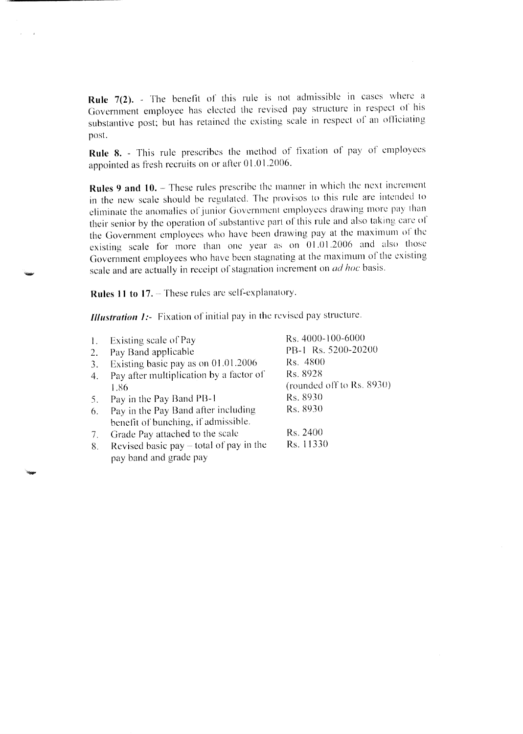**Rule 7(2).** - The benefit of this rule is not admissible in cases where a Government employee has elected the revised pay structure in respect of his substantive post; but has retained the existing scale in respect of an officiating post.

**Rule 8.** - This rule prescribes the method of fixation of pay of employees appointed as fresh recruits on or after 01.01.2006.

**Rules 9 and 10.** – These rules prescribe the manner in which the next increment in the new scale should be regulated. The provisos to this rule are intended to eliminate the anomalies of junior Government employees drawing more pay than their senior by the operation of substantive part of this rule and also taking care of the Government employees who have been drawing pay at the maximum of the existing scale for more than one year as on 01.01.2006 and also those Government employees who have been stagnating at the maximum of the existing scale and are actually in receipt of stagnation increment on *ad hoc* basis.

**Rules 11 to 17.** – These rules are self-explanatory.

***Illustration 1:-*** Fixation of initial pay in the revised pay structure.

| | | |
|---|---|---|
| 1. | Existing scale of Pay | Rs. 4000-100-6000 |
| 2. | Pay Band applicable | PB-1 Rs. 5200-20200 |
| 3. | Existing basic pay as on 01.01.2006 | Rs. 4800 |
| 4. | Pay after multiplication by a factor of 1.86 | Rs. 8928 (rounded off to Rs. 8930) |
| 5. | Pay in the Pay Band PB-1 | Rs. 8930 |
| 6. | Pay in the Pay Band after including benefit of bunching, if admissible. | Rs. 8930 |
| 7. | Grade Pay attached to the scale | Rs. 2400 |
| 8. | Revised basic pay – total of pay in the pay band and grade pay | Rs. 11330 |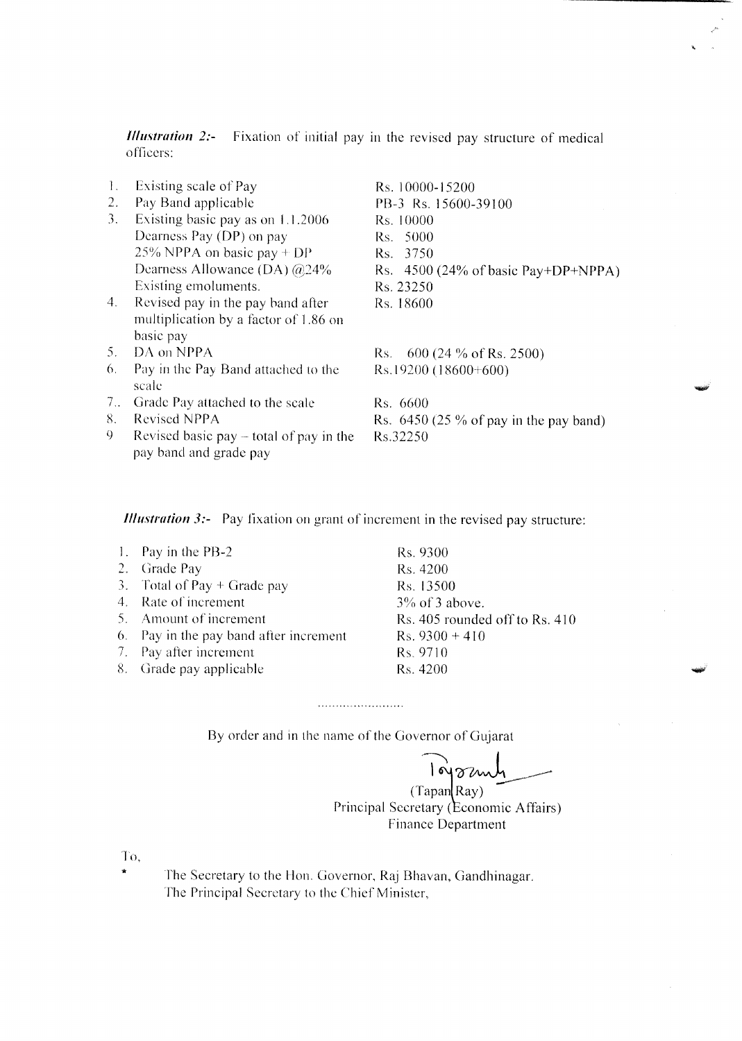***Illustration 2:-*** Fixation of initial pay in the revised pay structure of medical officers:

| | | |
|---|---|---|
| 1. | Existing scale of Pay | Rs. 10000-15200 |
| 2. | Pay Band applicable | PB-3 Rs. 15600-39100 |
| 3. | Existing basic pay as on 1.1.2006 | Rs. 10000 |
| | Dearness Pay (DP) on pay | Rs. 5000 |
| | 25% NPPA on basic pay + DP | Rs. 3750 |
| | Dearness Allowance (DA) @24% | Rs. 4500 (24% of basic Pay+DP+NPPA) |
| | Existing emoluments. | Rs. 23250 |
| 4. | Revised pay in the pay band after multiplication by a factor of 1.86 on basic pay | Rs. 18600 |
| 5. | DA on NPPA | Rs. 600 (24 % of Rs. 2500) |
| 6. | Pay in the Pay Band attached to the scale | Rs.19200 (18600+600) |
| 7.. | Grade Pay attached to the scale | Rs. 6600 |
| 8. | Revised NPPA | Rs. 6450 (25 % of pay in the pay band) |
| 9 | Revised basic pay – total of pay in the pay band and grade pay | Rs.32250 |

***Illustration 3:-*** Pay fixation on grant of increment in the revised pay structure:

| | | |
|---|---|---|
| 1. | Pay in the PB-2 | Rs. 9300 |
| 2. | Grade Pay | Rs. 4200 |
| 3. | Total of Pay + Grade pay | Rs. 13500 |
| 4. | Rate of increment | 3% of 3 above. |
| 5. | Amount of increment | Rs. 405 rounded off to Rs. 410 |
| 6. | Pay in the pay band after increment | Rs. 9300 + 410 |
| 7. | Pay after increment | Rs. 9710 |
| 8. | Grade pay applicable | Rs. 4200 |

........................

By order and in the name of the Governor of Gujarat

(Tapan Ray)
Principal Secretary (Economic Affairs)
Finance Department

To,

* The Secretary to the Hon. Governor, Raj Bhavan, Gandhinagar.
  The Principal Secretary to the Chief Minister,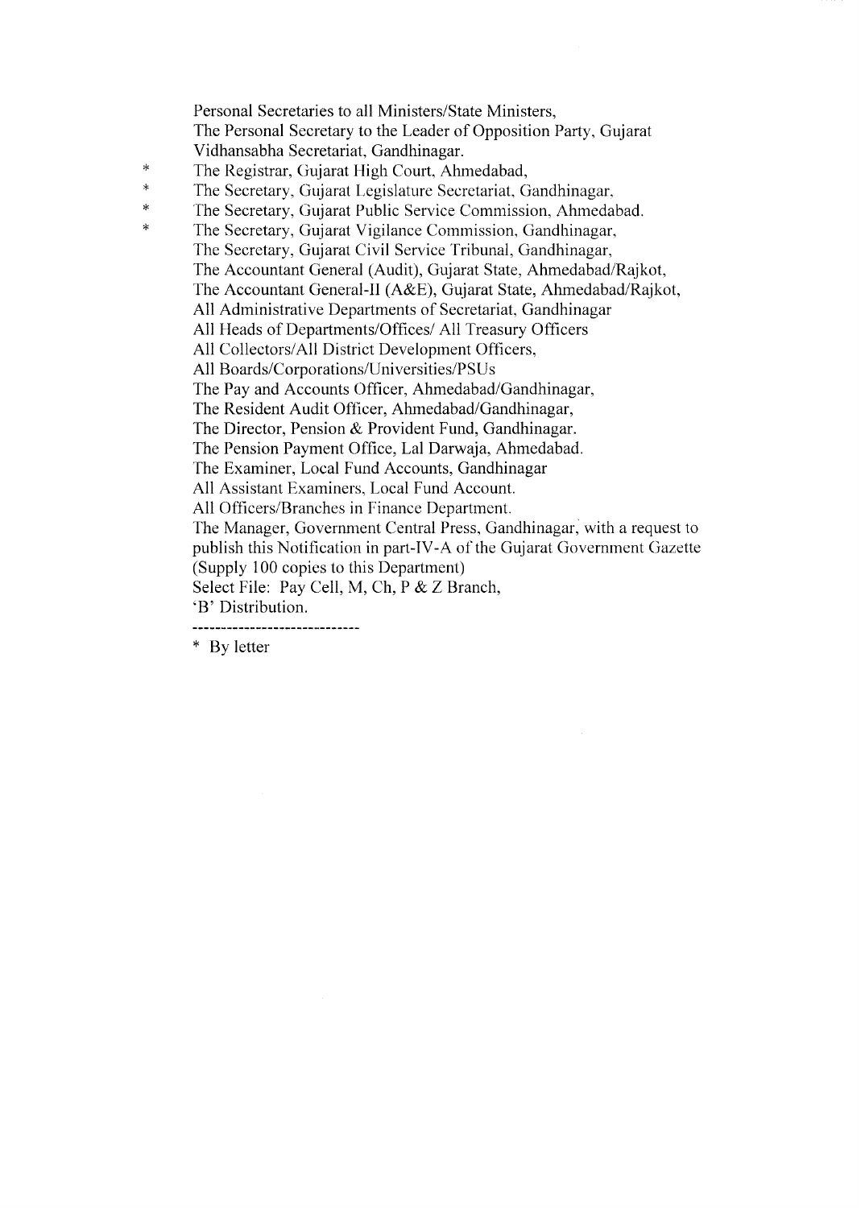Personal Secretaries to all Ministers/State Ministers,
The Personal Secretary to the Leader of Opposition Party, Gujarat Vidhansabha Secretariat, Gandhinagar.
* The Registrar, Gujarat High Court, Ahmedabad,
* The Secretary, Gujarat Legislature Secretariat, Gandhinagar,
* The Secretary, Gujarat Public Service Commission, Ahmedabad.
* The Secretary, Gujarat Vigilance Commission, Gandhinagar,
The Secretary, Gujarat Civil Service Tribunal, Gandhinagar,
The Accountant General (Audit), Gujarat State, Ahmedabad/Rajkot,
The Accountant General-II (A&E), Gujarat State, Ahmedabad/Rajkot,
All Administrative Departments of Secretariat, Gandhinagar
All Heads of Departments/Offices/ All Treasury Officers
All Collectors/All District Development Officers,
All Boards/Corporations/Universities/PSUs
The Pay and Accounts Officer, Ahmedabad/Gandhinagar,
The Resident Audit Officer, Ahmedabad/Gandhinagar,
The Director, Pension & Provident Fund, Gandhinagar.
The Pension Payment Office, Lal Darwaja, Ahmedabad.
The Examiner, Local Fund Accounts, Gandhinagar
All Assistant Examiners, Local Fund Account.
All Officers/Branches in Finance Department.
The Manager, Government Central Press, Gandhinagar, with a request to publish this Notification in part-IV-A of the Gujarat Government Gazette (Supply 100 copies to this Department)
Select File: Pay Cell, M, Ch, P & Z Branch,
'B' Distribution.

------------------------------

\* By letter